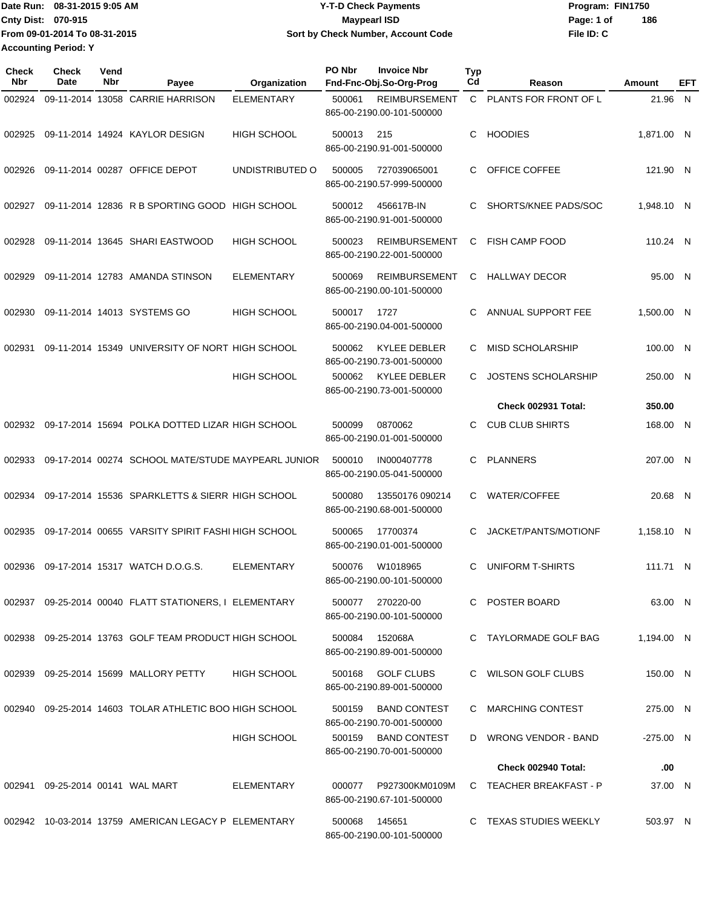Date Run: 08-31-2015 9:05 AM
Cnty Dist: 070-915
From 09-01-2014 To 08-31-2015
Accounting Period: Y

# Y-T-D Check Payments
## Maypearl ISD
### Sort by Check Number, Account Code

Program: FIN1750
File ID: C

| Check Nbr | Check Date | Vend Nbr | Payee | Organization | PO Nbr | Invoice Nbr / Fnd-Fnc-Obj.So-Org-Prog | Typ Cd | Reason | Amount | EFT |
|---|---|---|---|---|---|---|---|---|---|---|
| 002924 | 09-11-2014 | 13058 | CARRIE HARRISON | ELEMENTARY | 500061 | REIMBURSEMENT 865-00-2190.00-101-500000 | C | PLANTS FOR FRONT OF L | 21.96 | N |
| 002925 | 09-11-2014 | 14924 | KAYLOR DESIGN | HIGH SCHOOL | 500013 | 215 865-00-2190.91-001-500000 | C | HOODIES | 1,871.00 | N |
| 002926 | 09-11-2014 | 00287 | OFFICE DEPOT | UNDISTRIBUTED O | 500005 | 727039065001 865-00-2190.57-999-500000 | C | OFFICE COFFEE | 121.90 | N |
| 002927 | 09-11-2014 | 12836 | R B SPORTING GOOD | HIGH SCHOOL | 500012 | 456617B-IN 865-00-2190.91-001-500000 | C | SHORTS/KNEE PADS/SOC | 1,948.10 | N |
| 002928 | 09-11-2014 | 13645 | SHARI EASTWOOD | HIGH SCHOOL | 500023 | REIMBURSEMENT 865-00-2190.22-001-500000 | C | FISH CAMP FOOD | 110.24 | N |
| 002929 | 09-11-2014 | 12783 | AMANDA STINSON | ELEMENTARY | 500069 | REIMBURSEMENT 865-00-2190.00-101-500000 | C | HALLWAY DECOR | 95.00 | N |
| 002930 | 09-11-2014 | 14013 | SYSTEMS GO | HIGH SCHOOL | 500017 | 1727 865-00-2190.04-001-500000 | C | ANNUAL SUPPORT FEE | 1,500.00 | N |
| 002931 | 09-11-2014 | 15349 | UNIVERSITY OF NORT | HIGH SCHOOL | 500062 | KYLEE DEBLER 865-00-2190.73-001-500000 | C | MISD SCHOLARSHIP | 100.00 | N |
| | | | | HIGH SCHOOL | 500062 | KYLEE DEBLER 865-00-2190.73-001-500000 | C | JOSTENS SCHOLARSHIP | 250.00 | N |
| | | | | | | | | **Check 002931 Total:** | **350.00** | |
| 002932 | 09-17-2014 | 15694 | POLKA DOTTED LIZAR | HIGH SCHOOL | 500099 | 0870062 865-00-2190.01-001-500000 | C | CUB CLUB SHIRTS | 168.00 | N |
| 002933 | 09-17-2014 | 00274 | SCHOOL MATE/STUDE | MAYPEARL JUNIOR | 500010 | IN000407778 865-00-2190.05-041-500000 | C | PLANNERS | 207.00 | N |
| 002934 | 09-17-2014 | 15536 | SPARKLETTS & SIERR | HIGH SCHOOL | 500080 | 13550176 090214 865-00-2190.68-001-500000 | C | WATER/COFFEE | 20.68 | N |
| 002935 | 09-17-2014 | 00655 | VARSITY SPIRIT FASHI | HIGH SCHOOL | 500065 | 17700374 865-00-2190.01-001-500000 | C | JACKET/PANTS/MOTIONF | 1,158.10 | N |
| 002936 | 09-17-2014 | 15317 | WATCH D.O.G.S. | ELEMENTARY | 500076 | W1018965 865-00-2190.00-101-500000 | C | UNIFORM T-SHIRTS | 111.71 | N |
| 002937 | 09-25-2014 | 00040 | FLATT STATIONERS, I | ELEMENTARY | 500077 | 270220-00 865-00-2190.00-101-500000 | C | POSTER BOARD | 63.00 | N |
| 002938 | 09-25-2014 | 13763 | GOLF TEAM PRODUCT | HIGH SCHOOL | 500084 | 152068A 865-00-2190.89-001-500000 | C | TAYLORMADE GOLF BAG | 1,194.00 | N |
| 002939 | 09-25-2014 | 15699 | MALLORY PETTY | HIGH SCHOOL | 500168 | GOLF CLUBS 865-00-2190.89-001-500000 | C | WILSON GOLF CLUBS | 150.00 | N |
| 002940 | 09-25-2014 | 14603 | TOLAR ATHLETIC BOO | HIGH SCHOOL | 500159 | BAND CONTEST 865-00-2190.70-001-500000 | C | MARCHING CONTEST | 275.00 | N |
| | | | | HIGH SCHOOL | 500159 | BAND CONTEST 865-00-2190.70-001-500000 | D | WRONG VENDOR - BAND | -275.00 | N |
| | | | | | | | | **Check 002940 Total:** | **.00** | |
| 002941 | 09-25-2014 | 00141 | WAL MART | ELEMENTARY | 000077 | P927300KM0109M 865-00-2190.67-101-500000 | C | TEACHER BREAKFAST - P | 37.00 | N |
| 002942 | 10-03-2014 | 13759 | AMERICAN LEGACY P | ELEMENTARY | 500068 | 145651 865-00-2190.00-101-500000 | C | TEXAS STUDIES WEEKLY | 503.97 | N |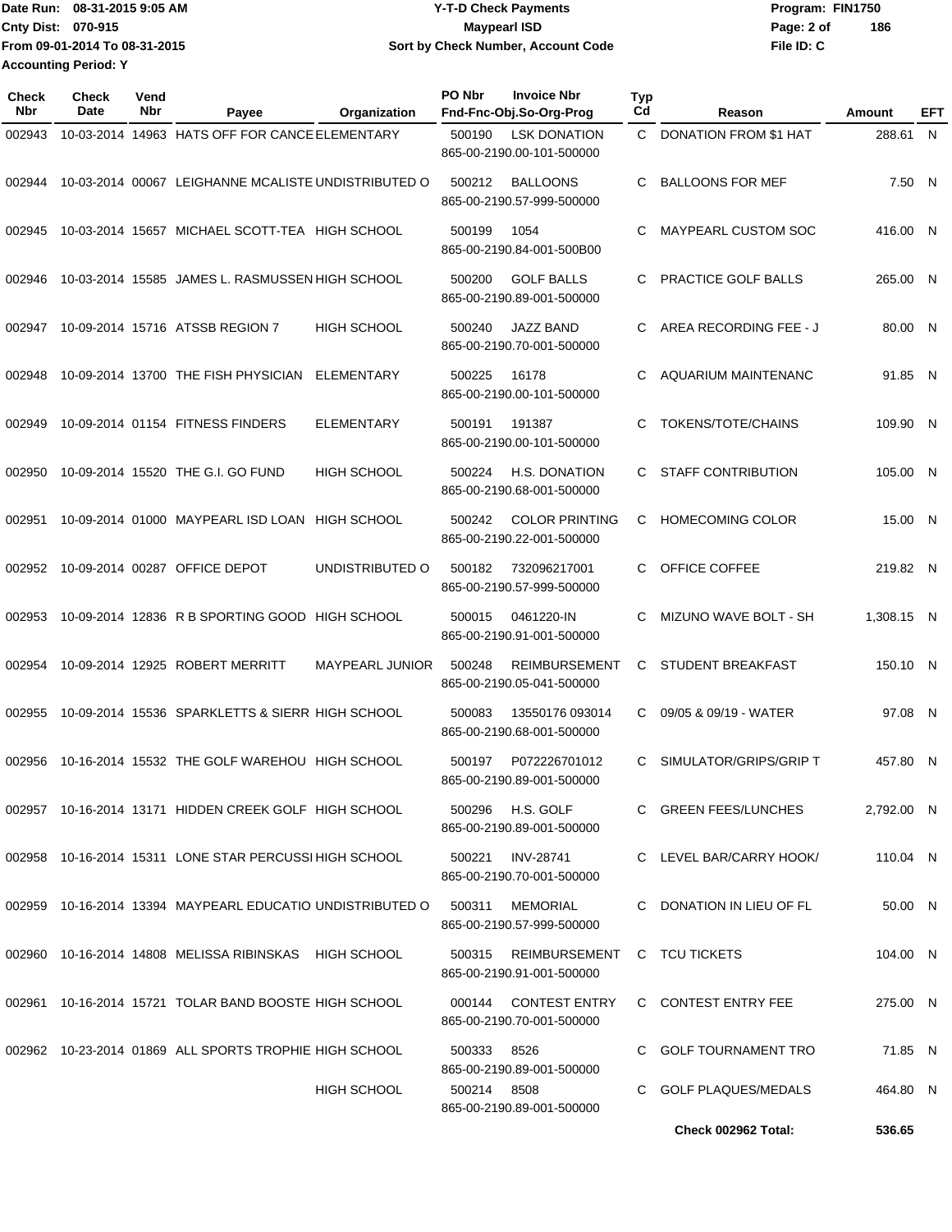Date Run: 08-31-2015 9:05 AM
Cnty Dist: 070-915
From 09-01-2014 To 08-31-2015
Accounting Period: Y

**Y-T-D Check Payments**
**Maypearl ISD**
**Sort by Check Number, Account Code**

Program: FIN1750
File ID: C

| Check Nbr | Check Date | Vend Nbr | Payee | Organization | PO Nbr | Invoice Nbr / Fnd-Fnc-Obj.So-Org-Prog | Typ Cd | Reason | Amount | EFT |
|---|---|---|---|---|---|---|---|---|---|---|
| 002943 | 10-03-2014 | 14963 | HATS OFF FOR CANCE | ELEMENTARY | 500190 | LSK DONATION 865-00-2190.00-101-500000 | C | DONATION FROM $1 HAT | 288.61 | N |
| 002944 | 10-03-2014 | 00067 | LEIGHANNE MCALISTE | UNDISTRIBUTED O | 500212 | BALLOONS 865-00-2190.57-999-500000 | C | BALLOONS FOR MEF | 7.50 | N |
| 002945 | 10-03-2014 | 15657 | MICHAEL SCOTT-TEA | HIGH SCHOOL | 500199 | 1054 865-00-2190.84-001-500B00 | C | MAYPEARL CUSTOM SOC | 416.00 | N |
| 002946 | 10-03-2014 | 15585 | JAMES L. RASMUSSEN | HIGH SCHOOL | 500200 | GOLF BALLS 865-00-2190.89-001-500000 | C | PRACTICE GOLF BALLS | 265.00 | N |
| 002947 | 10-09-2014 | 15716 | ATSSB REGION 7 | HIGH SCHOOL | 500240 | JAZZ BAND 865-00-2190.70-001-500000 | C | AREA RECORDING FEE - J | 80.00 | N |
| 002948 | 10-09-2014 | 13700 | THE FISH PHYSICIAN | ELEMENTARY | 500225 | 16178 865-00-2190.00-101-500000 | C | AQUARIUM MAINTENANC | 91.85 | N |
| 002949 | 10-09-2014 | 01154 | FITNESS FINDERS | ELEMENTARY | 500191 | 191387 865-00-2190.00-101-500000 | C | TOKENS/TOTE/CHAINS | 109.90 | N |
| 002950 | 10-09-2014 | 15520 | THE G.I. GO FUND | HIGH SCHOOL | 500224 | H.S. DONATION 865-00-2190.68-001-500000 | C | STAFF CONTRIBUTION | 105.00 | N |
| 002951 | 10-09-2014 | 01000 | MAYPEARL ISD LOAN | HIGH SCHOOL | 500242 | COLOR PRINTING 865-00-2190.22-001-500000 | C | HOMECOMING COLOR | 15.00 | N |
| 002952 | 10-09-2014 | 00287 | OFFICE DEPOT | UNDISTRIBUTED O | 500182 | 732096217001 865-00-2190.57-999-500000 | C | OFFICE COFFEE | 219.82 | N |
| 002953 | 10-09-2014 | 12836 | R B SPORTING GOOD | HIGH SCHOOL | 500015 | 0461220-IN 865-00-2190.91-001-500000 | C | MIZUNO WAVE BOLT - SH | 1,308.15 | N |
| 002954 | 10-09-2014 | 12925 | ROBERT MERRITT | MAYPEARL JUNIOR | 500248 | REIMBURSEMENT 865-00-2190.05-041-500000 | C | STUDENT BREAKFAST | 150.10 | N |
| 002955 | 10-09-2014 | 15536 | SPARKLETTS & SIERR | HIGH SCHOOL | 500083 | 13550176 093014 865-00-2190.68-001-500000 | C | 09/05 & 09/19 - WATER | 97.08 | N |
| 002956 | 10-16-2014 | 15532 | THE GOLF WAREHOU | HIGH SCHOOL | 500197 | P072226701012 865-00-2190.89-001-500000 | C | SIMULATOR/GRIPS/GRIP T | 457.80 | N |
| 002957 | 10-16-2014 | 13171 | HIDDEN CREEK GOLF | HIGH SCHOOL | 500296 | H.S. GOLF 865-00-2190.89-001-500000 | C | GREEN FEES/LUNCHES | 2,792.00 | N |
| 002958 | 10-16-2014 | 15311 | LONE STAR PERCUSSI | HIGH SCHOOL | 500221 | INV-28741 865-00-2190.70-001-500000 | C | LEVEL BAR/CARRY HOOK/ | 110.04 | N |
| 002959 | 10-16-2014 | 13394 | MAYPEARL EDUCATIO | UNDISTRIBUTED O | 500311 | MEMORIAL 865-00-2190.57-999-500000 | C | DONATION IN LIEU OF FL | 50.00 | N |
| 002960 | 10-16-2014 | 14808 | MELISSA RIBINSKAS | HIGH SCHOOL | 500315 | REIMBURSEMENT 865-00-2190.91-001-500000 | C | TCU TICKETS | 104.00 | N |
| 002961 | 10-16-2014 | 15721 | TOLAR BAND BOOSTE | HIGH SCHOOL | 000144 | CONTEST ENTRY 865-00-2190.70-001-500000 | C | CONTEST ENTRY FEE | 275.00 | N |
| 002962 | 10-23-2014 | 01869 | ALL SPORTS TROPHIE | HIGH SCHOOL | 500333 | 8526 865-00-2190.89-001-500000 | C | GOLF TOURNAMENT TRO | 71.85 | N |
| | | | | HIGH SCHOOL | 500214 | 8508 865-00-2190.89-001-500000 | C | GOLF PLAQUES/MEDALS | 464.80 | N |
| | | | | | | | | **Check 002962 Total:** | **536.65** | |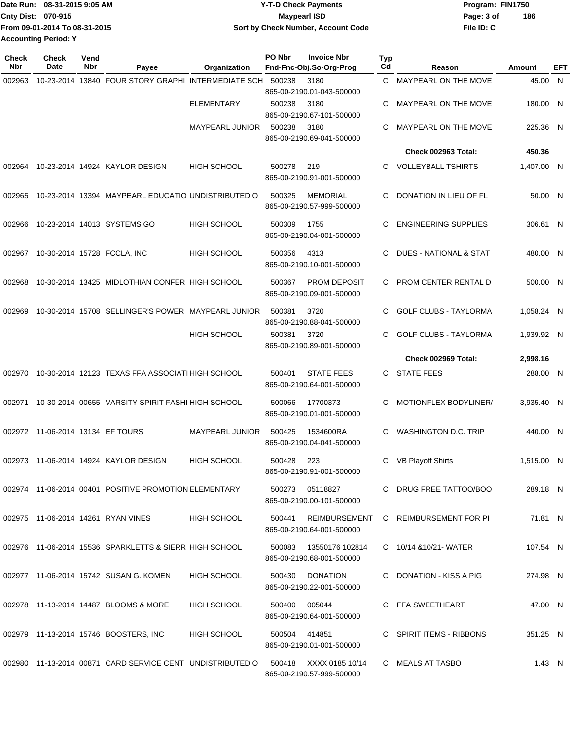Date Run: 08-31-2015 9:05 AM
Cnty Dist: 070-915
From 09-01-2014 To 08-31-2015
Accounting Period: Y

**Y-T-D Check Payments**
**Maypearl ISD**
**Sort by Check Number, Account Code**

Program: FIN1750
File ID: C

| Check Nbr | Check Date | Vend Nbr | Payee | Organization | PO Nbr | Invoice Nbr / Fnd-Fnc-Obj.So-Org-Prog | Typ Cd | Reason | Amount | EFT |
|---|---|---|---|---|---|---|---|---|---|---|
| 002963 | 10-23-2014 | 13840 | FOUR STORY GRAPHI | INTERMEDIATE SCH | 500238 | 3180 865-00-2190.01-043-500000 | C | MAYPEARL ON THE MOVE | 45.00 | N |
| | | | | ELEMENTARY | 500238 | 3180 865-00-2190.67-101-500000 | C | MAYPEARL ON THE MOVE | 180.00 | N |
| | | | | MAYPEARL JUNIOR | 500238 | 3180 865-00-2190.69-041-500000 | C | MAYPEARL ON THE MOVE | 225.36 | N |
| | | | | | | | | **Check 002963 Total:** | **450.36** | |
| 002964 | 10-23-2014 | 14924 | KAYLOR DESIGN | HIGH SCHOOL | 500278 | 219 865-00-2190.91-001-500000 | C | VOLLEYBALL TSHIRTS | 1,407.00 | N |
| 002965 | 10-23-2014 | 13394 | MAYPEARL EDUCATIO | UNDISTRIBUTED O | 500325 | MEMORIAL 865-00-2190.57-999-500000 | C | DONATION IN LIEU OF FL | 50.00 | N |
| 002966 | 10-23-2014 | 14013 | SYSTEMS GO | HIGH SCHOOL | 500309 | 1755 865-00-2190.04-001-500000 | C | ENGINEERING SUPPLIES | 306.61 | N |
| 002967 | 10-30-2014 | 15728 | FCCLA, INC | HIGH SCHOOL | 500356 | 4313 865-00-2190.10-001-500000 | C | DUES - NATIONAL & STAT | 480.00 | N |
| 002968 | 10-30-2014 | 13425 | MIDLOTHIAN CONFER | HIGH SCHOOL | 500367 | PROM DEPOSIT 865-00-2190.09-001-500000 | C | PROM CENTER RENTAL D | 500.00 | N |
| 002969 | 10-30-2014 | 15708 | SELLINGER'S POWER | MAYPEARL JUNIOR | 500381 | 3720 865-00-2190.88-041-500000 | C | GOLF CLUBS - TAYLORMA | 1,058.24 | N |
| | | | | HIGH SCHOOL | 500381 | 3720 865-00-2190.89-001-500000 | C | GOLF CLUBS - TAYLORMA | 1,939.92 | N |
| | | | | | | | | **Check 002969 Total:** | **2,998.16** | |
| 002970 | 10-30-2014 | 12123 | TEXAS FFA ASSOCIATI | HIGH SCHOOL | 500401 | STATE FEES 865-00-2190.64-001-500000 | C | STATE FEES | 288.00 | N |
| 002971 | 10-30-2014 | 00655 | VARSITY SPIRIT FASHI | HIGH SCHOOL | 500066 | 17700373 865-00-2190.01-001-500000 | C | MOTIONFLEX BODYLINER/ | 3,935.40 | N |
| 002972 | 11-06-2014 | 13134 | EF TOURS | MAYPEARL JUNIOR | 500425 | 1534600RA 865-00-2190.04-041-500000 | C | WASHINGTON D.C. TRIP | 440.00 | N |
| 002973 | 11-06-2014 | 14924 | KAYLOR DESIGN | HIGH SCHOOL | 500428 | 223 865-00-2190.91-001-500000 | C | VB Playoff Shirts | 1,515.00 | N |
| 002974 | 11-06-2014 | 00401 | POSITIVE PROMOTION | ELEMENTARY | 500273 | 05118827 865-00-2190.00-101-500000 | C | DRUG FREE TATTOO/BOO | 289.18 | N |
| 002975 | 11-06-2014 | 14261 | RYAN VINES | HIGH SCHOOL | 500441 | REIMBURSEMENT 865-00-2190.64-001-500000 | C | REIMBURSEMENT FOR PI | 71.81 | N |
| 002976 | 11-06-2014 | 15536 | SPARKLETTS & SIERR | HIGH SCHOOL | 500083 | 13550176 102814 865-00-2190.68-001-500000 | C | 10/14 &10/21- WATER | 107.54 | N |
| 002977 | 11-06-2014 | 15742 | SUSAN G. KOMEN | HIGH SCHOOL | 500430 | DONATION 865-00-2190.22-001-500000 | C | DONATION - KISS A PIG | 274.98 | N |
| 002978 | 11-13-2014 | 14487 | BLOOMS & MORE | HIGH SCHOOL | 500400 | 005044 865-00-2190.64-001-500000 | C | FFA SWEETHEART | 47.00 | N |
| 002979 | 11-13-2014 | 15746 | BOOSTERS, INC | HIGH SCHOOL | 500504 | 414851 865-00-2190.01-001-500000 | C | SPIRIT ITEMS - RIBBONS | 351.25 | N |
| 002980 | 11-13-2014 | 00871 | CARD SERVICE CENT | UNDISTRIBUTED O | 500418 | XXXX 0185 10/14 865-00-2190.57-999-500000 | C | MEALS AT TASBO | 1.43 | N |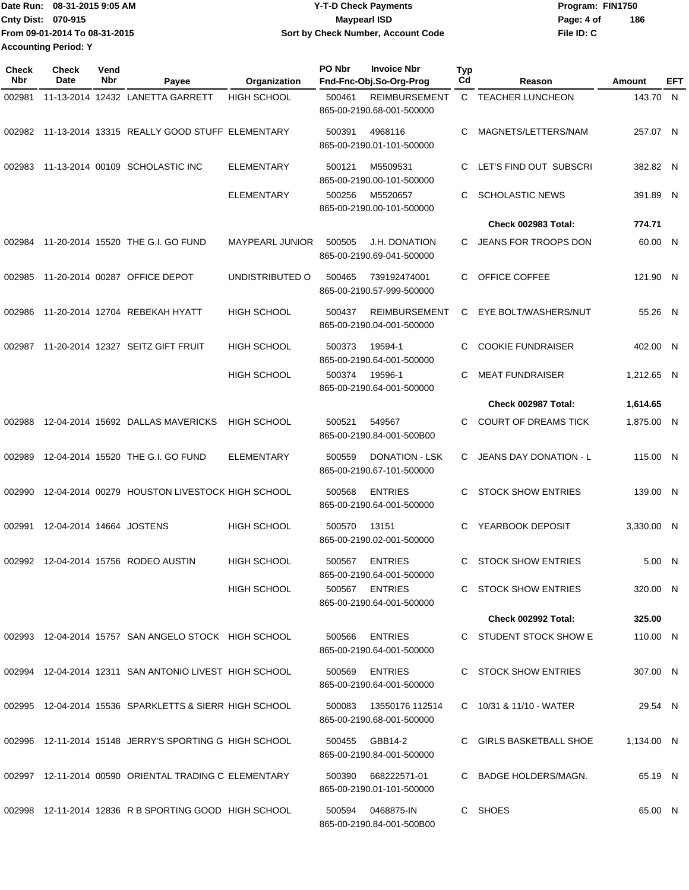Date Run: 08-31-2015 9:05 AM
Cnty Dist: 070-915
From 09-01-2014 To 08-31-2015
Accounting Period: Y

**Y-T-D Check Payments**
**Maypearl ISD**
**Sort by Check Number, Account Code**

Program: FIN1750
File ID: C

| Check Nbr | Check Date | Vend Nbr | Payee | Organization | PO Nbr | Invoice Nbr / Fnd-Fnc-Obj.So-Org-Prog | Typ Cd | Reason | Amount | EFT |
|---|---|---|---|---|---|---|---|---|---|---|
| 002981 | 11-13-2014 | 12432 | LANETTA GARRETT | HIGH SCHOOL | 500461 | REIMBURSEMENT 865-00-2190.68-001-500000 | C | TEACHER LUNCHEON | 143.70 | N |
| 002982 | 11-13-2014 | 13315 | REALLY GOOD STUFF | ELEMENTARY | 500391 | 4968116 865-00-2190.01-101-500000 | C | MAGNETS/LETTERS/NAM | 257.07 | N |
| 002983 | 11-13-2014 | 00109 | SCHOLASTIC INC | ELEMENTARY | 500121 | M5509531 865-00-2190.00-101-500000 | C | LET'S FIND OUT SUBSCRI | 382.82 | N |
| | | | | ELEMENTARY | 500256 | M5520657 865-00-2190.00-101-500000 | C | SCHOLASTIC NEWS | 391.89 | N |
| | | | | | | | | **Check 002983 Total:** | **774.71** | |
| 002984 | 11-20-2014 | 15520 | THE G.I. GO FUND | MAYPEARL JUNIOR | 500505 | J.H. DONATION 865-00-2190.69-041-500000 | C | JEANS FOR TROOPS DON | 60.00 | N |
| 002985 | 11-20-2014 | 00287 | OFFICE DEPOT | UNDISTRIBUTED O | 500465 | 739192474001 865-00-2190.57-999-500000 | C | OFFICE COFFEE | 121.90 | N |
| 002986 | 11-20-2014 | 12704 | REBEKAH HYATT | HIGH SCHOOL | 500437 | REIMBURSEMENT 865-00-2190.04-001-500000 | C | EYE BOLT/WASHERS/NUT | 55.26 | N |
| 002987 | 11-20-2014 | 12327 | SEITZ GIFT FRUIT | HIGH SCHOOL | 500373 | 19594-1 865-00-2190.64-001-500000 | C | COOKIE FUNDRAISER | 402.00 | N |
| | | | | HIGH SCHOOL | 500374 | 19596-1 865-00-2190.64-001-500000 | C | MEAT FUNDRAISER | 1,212.65 | N |
| | | | | | | | | **Check 002987 Total:** | **1,614.65** | |
| 002988 | 12-04-2014 | 15692 | DALLAS MAVERICKS | HIGH SCHOOL | 500521 | 549567 865-00-2190.84-001-500B00 | C | COURT OF DREAMS TICK | 1,875.00 | N |
| 002989 | 12-04-2014 | 15520 | THE G.I. GO FUND | ELEMENTARY | 500559 | DONATION - LSK 865-00-2190.67-101-500000 | C | JEANS DAY DONATION - L | 115.00 | N |
| 002990 | 12-04-2014 | 00279 | HOUSTON LIVESTOCK | HIGH SCHOOL | 500568 | ENTRIES 865-00-2190.64-001-500000 | C | STOCK SHOW ENTRIES | 139.00 | N |
| 002991 | 12-04-2014 | 14664 | JOSTENS | HIGH SCHOOL | 500570 | 13151 865-00-2190.02-001-500000 | C | YEARBOOK DEPOSIT | 3,330.00 | N |
| 002992 | 12-04-2014 | 15756 | RODEO AUSTIN | HIGH SCHOOL | 500567 | ENTRIES 865-00-2190.64-001-500000 | C | STOCK SHOW ENTRIES | 5.00 | N |
| | | | | HIGH SCHOOL | 500567 | ENTRIES 865-00-2190.64-001-500000 | C | STOCK SHOW ENTRIES | 320.00 | N |
| | | | | | | | | **Check 002992 Total:** | **325.00** | |
| 002993 | 12-04-2014 | 15757 | SAN ANGELO STOCK | HIGH SCHOOL | 500566 | ENTRIES 865-00-2190.64-001-500000 | C | STUDENT STOCK SHOW E | 110.00 | N |
| 002994 | 12-04-2014 | 12311 | SAN ANTONIO LIVEST | HIGH SCHOOL | 500569 | ENTRIES 865-00-2190.64-001-500000 | C | STOCK SHOW ENTRIES | 307.00 | N |
| 002995 | 12-04-2014 | 15536 | SPARKLETTS & SIERR | HIGH SCHOOL | 500083 | 13550176 112514 865-00-2190.68-001-500000 | C | 10/31 & 11/10 - WATER | 29.54 | N |
| 002996 | 12-11-2014 | 15148 | JERRY'S SPORTING G | HIGH SCHOOL | 500455 | GBB14-2 865-00-2190.84-001-500000 | C | GIRLS BASKETBALL SHOE | 1,134.00 | N |
| 002997 | 12-11-2014 | 00590 | ORIENTAL TRADING C | ELEMENTARY | 500390 | 668222571-01 865-00-2190.01-101-500000 | C | BADGE HOLDERS/MAGN. | 65.19 | N |
| 002998 | 12-11-2014 | 12836 | R B SPORTING GOOD | HIGH SCHOOL | 500594 | 0468875-IN 865-00-2190.84-001-500B00 | C | SHOES | 65.00 | N |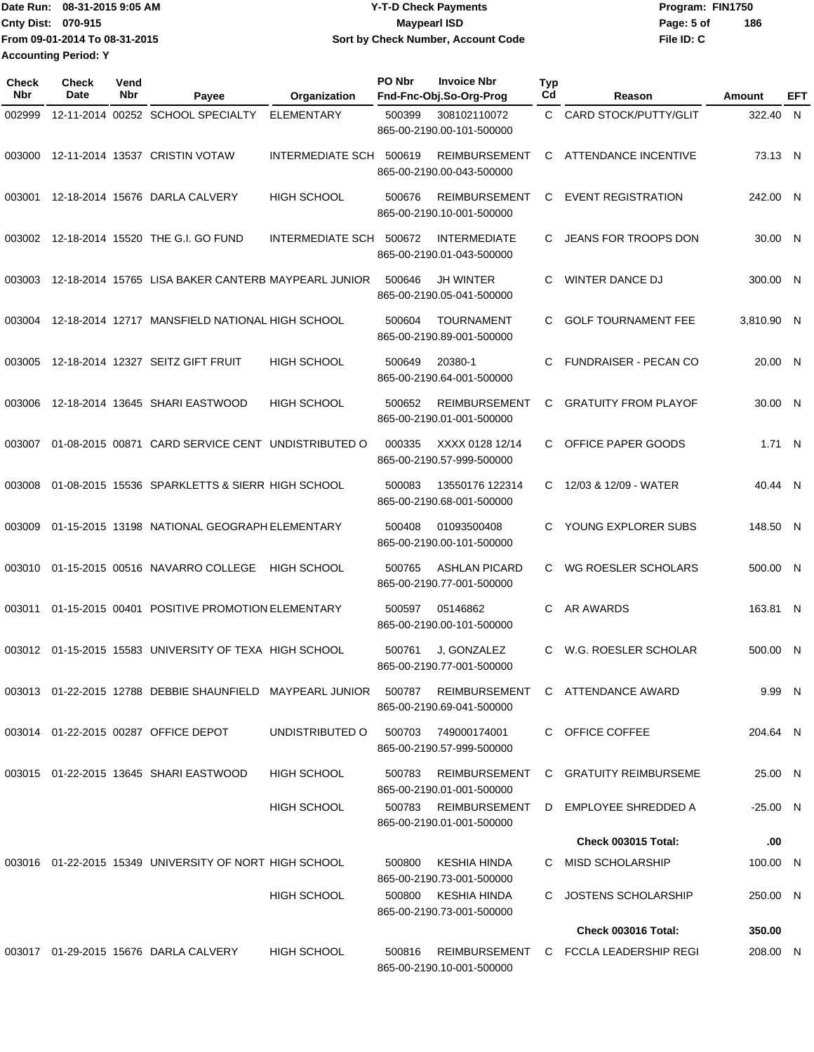Date Run: 08-31-2015 9:05 AM
Cnty Dist: 070-915
From 09-01-2014 To 08-31-2015
Accounting Period: Y

# Y-T-D Check Payments
## Maypearl ISD
### Sort by Check Number, Account Code

Program: FIN1750
File ID: C

| Check Nbr | Check Date | Vend Nbr | Payee | Organization | PO Nbr | Invoice Nbr / Fnd-Fnc-Obj.So-Org-Prog | Typ Cd | Reason | Amount | EFT |
|---|---|---|---|---|---|---|---|---|---|---|
| 002999 | 12-11-2014 | 00252 | SCHOOL SPECIALTY | ELEMENTARY | 500399 | 308102110072 865-00-2190.00-101-500000 | C | CARD STOCK/PUTTY/GLIT | 322.40 | N |
| 003000 | 12-11-2014 | 13537 | CRISTIN VOTAW | INTERMEDIATE SCH | 500619 | REIMBURSEMENT 865-00-2190.00-043-500000 | C | ATTENDANCE INCENTIVE | 73.13 | N |
| 003001 | 12-18-2014 | 15676 | DARLA CALVERY | HIGH SCHOOL | 500676 | REIMBURSEMENT 865-00-2190.10-001-500000 | C | EVENT REGISTRATION | 242.00 | N |
| 003002 | 12-18-2014 | 15520 | THE G.I. GO FUND | INTERMEDIATE SCH | 500672 | INTERMEDIATE 865-00-2190.01-043-500000 | C | JEANS FOR TROOPS DON | 30.00 | N |
| 003003 | 12-18-2014 | 15765 | LISA BAKER CANTERB | MAYPEARL JUNIOR | 500646 | JH WINTER 865-00-2190.05-041-500000 | C | WINTER DANCE DJ | 300.00 | N |
| 003004 | 12-18-2014 | 12717 | MANSFIELD NATIONAL | HIGH SCHOOL | 500604 | TOURNAMENT 865-00-2190.89-001-500000 | C | GOLF TOURNAMENT FEE | 3,810.90 | N |
| 003005 | 12-18-2014 | 12327 | SEITZ GIFT FRUIT | HIGH SCHOOL | 500649 | 20380-1 865-00-2190.64-001-500000 | C | FUNDRAISER - PECAN CO | 20.00 | N |
| 003006 | 12-18-2014 | 13645 | SHARI EASTWOOD | HIGH SCHOOL | 500652 | REIMBURSEMENT 865-00-2190.01-001-500000 | C | GRATUITY FROM PLAYOF | 30.00 | N |
| 003007 | 01-08-2015 | 00871 | CARD SERVICE CENT | UNDISTRIBUTED O | 000335 | XXXX 0128 12/14 865-00-2190.57-999-500000 | C | OFFICE PAPER GOODS | 1.71 | N |
| 003008 | 01-08-2015 | 15536 | SPARKLETTS & SIERR | HIGH SCHOOL | 500083 | 13550176 122314 865-00-2190.68-001-500000 | C | 12/03 & 12/09 - WATER | 40.44 | N |
| 003009 | 01-15-2015 | 13198 | NATIONAL GEOGRAPH | ELEMENTARY | 500408 | 01093500408 865-00-2190.00-101-500000 | C | YOUNG EXPLORER SUBS | 148.50 | N |
| 003010 | 01-15-2015 | 00516 | NAVARRO COLLEGE | HIGH SCHOOL | 500765 | ASHLAN PICARD 865-00-2190.77-001-500000 | C | WG ROESLER SCHOLARS | 500.00 | N |
| 003011 | 01-15-2015 | 00401 | POSITIVE PROMOTION | ELEMENTARY | 500597 | 05146862 865-00-2190.00-101-500000 | C | AR AWARDS | 163.81 | N |
| 003012 | 01-15-2015 | 15583 | UNIVERSITY OF TEXA | HIGH SCHOOL | 500761 | J, GONZALEZ 865-00-2190.77-001-500000 | C | W.G. ROESLER SCHOLAR | 500.00 | N |
| 003013 | 01-22-2015 | 12788 | DEBBIE SHAUNFIELD | MAYPEARL JUNIOR | 500787 | REIMBURSEMENT 865-00-2190.69-041-500000 | C | ATTENDANCE AWARD | 9.99 | N |
| 003014 | 01-22-2015 | 00287 | OFFICE DEPOT | UNDISTRIBUTED O | 500703 | 749000174001 865-00-2190.57-999-500000 | C | OFFICE COFFEE | 204.64 | N |
| 003015 | 01-22-2015 | 13645 | SHARI EASTWOOD | HIGH SCHOOL | 500783 | REIMBURSEMENT 865-00-2190.01-001-500000 | C | GRATUITY REIMBURSEME | 25.00 | N |
| | | | | HIGH SCHOOL | 500783 | REIMBURSEMENT 865-00-2190.01-001-500000 | D | EMPLOYEE SHREDDED A | -25.00 | N |
| | | | | | | | | **Check 003015 Total:** | **.00** | |
| 003016 | 01-22-2015 | 15349 | UNIVERSITY OF NORT | HIGH SCHOOL | 500800 | KESHIA HINDA 865-00-2190.73-001-500000 | C | MISD SCHOLARSHIP | 100.00 | N |
| | | | | HIGH SCHOOL | 500800 | KESHIA HINDA 865-00-2190.73-001-500000 | C | JOSTENS SCHOLARSHIP | 250.00 | N |
| | | | | | | | | **Check 003016 Total:** | **350.00** | |
| 003017 | 01-29-2015 | 15676 | DARLA CALVERY | HIGH SCHOOL | 500816 | REIMBURSEMENT 865-00-2190.10-001-500000 | C | FCCLA LEADERSHIP REGI | 208.00 | N |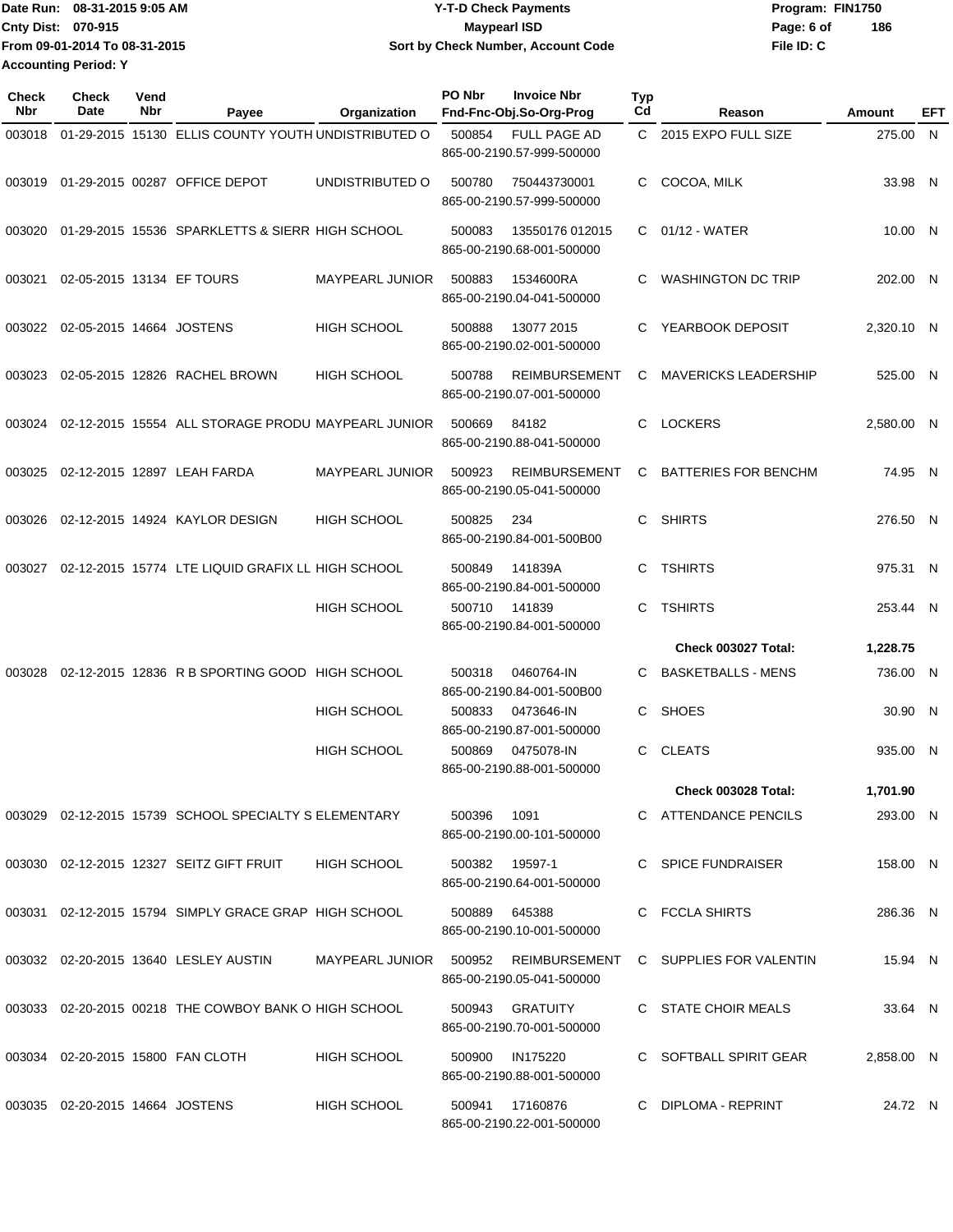Date Run: 08-31-2015 9:05 AM
Cnty Dist: 070-915
From 09-01-2014 To 08-31-2015
Accounting Period: Y

# Y-T-D Check Payments
## Maypearl ISD
### Sort by Check Number, Account Code

Program: FIN1750
File ID: C

| Check Nbr | Check Date | Vend Nbr | Payee | Organization | PO Nbr | Invoice Nbr / Fnd-Fnc-Obj.So-Org-Prog | Typ Cd | Reason | Amount | EFT |
|---|---|---|---|---|---|---|---|---|---|---|
| 003018 | 01-29-2015 | 15130 | ELLIS COUNTY YOUTH | UNDISTRIBUTED O | 500854 | FULL PAGE AD 865-00-2190.57-999-500000 | C | 2015 EXPO FULL SIZE | 275.00 | N |
| 003019 | 01-29-2015 | 00287 | OFFICE DEPOT | UNDISTRIBUTED O | 500780 | 750443730001 865-00-2190.57-999-500000 | C | COCOA, MILK | 33.98 | N |
| 003020 | 01-29-2015 | 15536 | SPARKLETTS & SIERR | HIGH SCHOOL | 500083 | 13550176 012015 865-00-2190.68-001-500000 | C | 01/12 - WATER | 10.00 | N |
| 003021 | 02-05-2015 | 13134 | EF TOURS | MAYPEARL JUNIOR | 500883 | 1534600RA 865-00-2190.04-041-500000 | C | WASHINGTON DC TRIP | 202.00 | N |
| 003022 | 02-05-2015 | 14664 | JOSTENS | HIGH SCHOOL | 500888 | 13077 2015 865-00-2190.02-001-500000 | C | YEARBOOK DEPOSIT | 2,320.10 | N |
| 003023 | 02-05-2015 | 12826 | RACHEL BROWN | HIGH SCHOOL | 500788 | REIMBURSEMENT 865-00-2190.07-001-500000 | C | MAVERICKS LEADERSHIP | 525.00 | N |
| 003024 | 02-12-2015 | 15554 | ALL STORAGE PRODU | MAYPEARL JUNIOR | 500669 | 84182 865-00-2190.88-041-500000 | C | LOCKERS | 2,580.00 | N |
| 003025 | 02-12-2015 | 12897 | LEAH FARDA | MAYPEARL JUNIOR | 500923 | REIMBURSEMENT 865-00-2190.05-041-500000 | C | BATTERIES FOR BENCHM | 74.95 | N |
| 003026 | 02-12-2015 | 14924 | KAYLOR DESIGN | HIGH SCHOOL | 500825 | 234 865-00-2190.84-001-500B00 | C | SHIRTS | 276.50 | N |
| 003027 | 02-12-2015 | 15774 | LTE LIQUID GRAFIX LL | HIGH SCHOOL | 500849 | 141839A 865-00-2190.84-001-500000 | C | TSHIRTS | 975.31 | N |
| | | | | HIGH SCHOOL | 500710 | 141839 865-00-2190.84-001-500000 | C | TSHIRTS | 253.44 | N |
| | | | | | | | | **Check 003027 Total:** | **1,228.75** | |
| 003028 | 02-12-2015 | 12836 | R B SPORTING GOOD | HIGH SCHOOL | 500318 | 0460764-IN 865-00-2190.84-001-500B00 | C | BASKETBALLS - MENS | 736.00 | N |
| | | | | HIGH SCHOOL | 500833 | 0473646-IN 865-00-2190.87-001-500000 | C | SHOES | 30.90 | N |
| | | | | HIGH SCHOOL | 500869 | 0475078-IN 865-00-2190.88-001-500000 | C | CLEATS | 935.00 | N |
| | | | | | | | | **Check 003028 Total:** | **1,701.90** | |
| 003029 | 02-12-2015 | 15739 | SCHOOL SPECIALTY S | ELEMENTARY | 500396 | 1091 865-00-2190.00-101-500000 | C | ATTENDANCE PENCILS | 293.00 | N |
| 003030 | 02-12-2015 | 12327 | SEITZ GIFT FRUIT | HIGH SCHOOL | 500382 | 19597-1 865-00-2190.64-001-500000 | C | SPICE FUNDRAISER | 158.00 | N |
| 003031 | 02-12-2015 | 15794 | SIMPLY GRACE GRAP | HIGH SCHOOL | 500889 | 645388 865-00-2190.10-001-500000 | C | FCCLA SHIRTS | 286.36 | N |
| 003032 | 02-20-2015 | 13640 | LESLEY AUSTIN | MAYPEARL JUNIOR | 500952 | REIMBURSEMENT 865-00-2190.05-041-500000 | C | SUPPLIES FOR VALENTIN | 15.94 | N |
| 003033 | 02-20-2015 | 00218 | THE COWBOY BANK O | HIGH SCHOOL | 500943 | GRATUITY 865-00-2190.70-001-500000 | C | STATE CHOIR MEALS | 33.64 | N |
| 003034 | 02-20-2015 | 15800 | FAN CLOTH | HIGH SCHOOL | 500900 | IN175220 865-00-2190.88-001-500000 | C | SOFTBALL SPIRIT GEAR | 2,858.00 | N |
| 003035 | 02-20-2015 | 14664 | JOSTENS | HIGH SCHOOL | 500941 | 17160876 865-00-2190.22-001-500000 | C | DIPLOMA - REPRINT | 24.72 | N |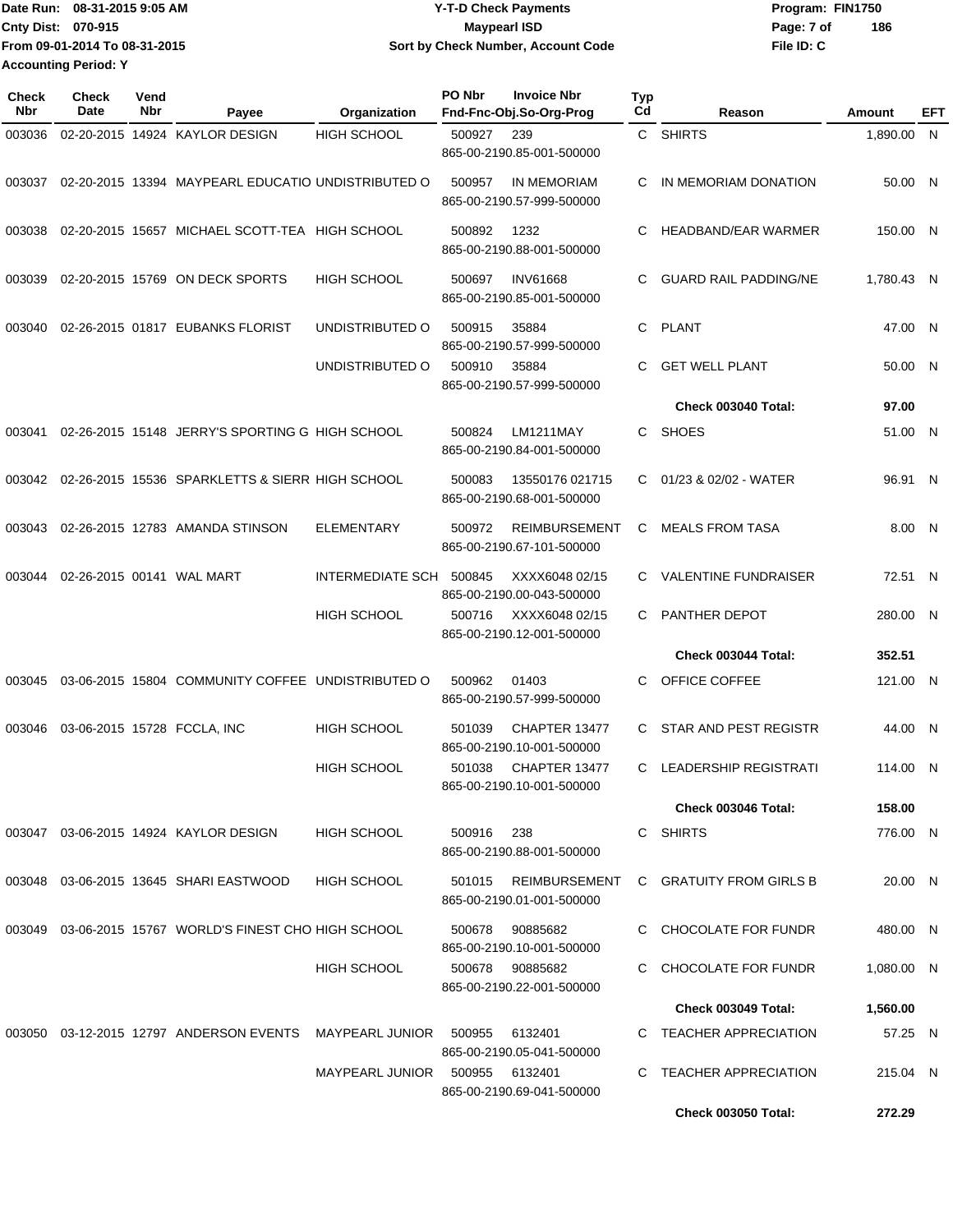Date Run: 08-31-2015 9:05 AM
Cnty Dist: 070-915
From 09-01-2014 To 08-31-2015
Accounting Period: Y

# Y-T-D Check Payments
## Maypearl ISD
### Sort by Check Number, Account Code

Program: FIN1750
File ID: C

| Check Nbr | Check Date | Vend Nbr | Payee | Organization | PO Nbr | Invoice Nbr / Fnd-Fnc-Obj.So-Org-Prog | Typ Cd | Reason | Amount | EFT |
|---|---|---|---|---|---|---|---|---|---|---|
| 003036 | 02-20-2015 | 14924 | KAYLOR DESIGN | HIGH SCHOOL | 500927 | 239 865-00-2190.85-001-500000 | C | SHIRTS | 1,890.00 | N |
| 003037 | 02-20-2015 | 13394 | MAYPEARL EDUCATIO | UNDISTRIBUTED O | 500957 | IN MEMORIAM 865-00-2190.57-999-500000 | C | IN MEMORIAM DONATION | 50.00 | N |
| 003038 | 02-20-2015 | 15657 | MICHAEL SCOTT-TEA | HIGH SCHOOL | 500892 | 1232 865-00-2190.88-001-500000 | C | HEADBAND/EAR WARMER | 150.00 | N |
| 003039 | 02-20-2015 | 15769 | ON DECK SPORTS | HIGH SCHOOL | 500697 | INV61668 865-00-2190.85-001-500000 | C | GUARD RAIL PADDING/NE | 1,780.43 | N |
| 003040 | 02-26-2015 | 01817 | EUBANKS FLORIST | UNDISTRIBUTED O | 500915 | 35884 865-00-2190.57-999-500000 | C | PLANT | 47.00 | N |
| | | | | UNDISTRIBUTED O | 500910 | 35884 865-00-2190.57-999-500000 | C | GET WELL PLANT | 50.00 | N |
| | | | | | | | | **Check 003040 Total:** | **97.00** | |
| 003041 | 02-26-2015 | 15148 | JERRY'S SPORTING G | HIGH SCHOOL | 500824 | LM1211MAY 865-00-2190.84-001-500000 | C | SHOES | 51.00 | N |
| 003042 | 02-26-2015 | 15536 | SPARKLETTS & SIERR | HIGH SCHOOL | 500083 | 13550176 021715 865-00-2190.68-001-500000 | C | 01/23 & 02/02 - WATER | 96.91 | N |
| 003043 | 02-26-2015 | 12783 | AMANDA STINSON | ELEMENTARY | 500972 | REIMBURSEMENT 865-00-2190.67-101-500000 | C | MEALS FROM TASA | 8.00 | N |
| 003044 | 02-26-2015 | 00141 | WAL MART | INTERMEDIATE SCH | 500845 | XXXX6048 02/15 865-00-2190.00-043-500000 | C | VALENTINE FUNDRAISER | 72.51 | N |
| | | | | HIGH SCHOOL | 500716 | XXXX6048 02/15 865-00-2190.12-001-500000 | C | PANTHER DEPOT | 280.00 | N |
| | | | | | | | | **Check 003044 Total:** | **352.51** | |
| 003045 | 03-06-2015 | 15804 | COMMUNITY COFFEE | UNDISTRIBUTED O | 500962 | 01403 865-00-2190.57-999-500000 | C | OFFICE COFFEE | 121.00 | N |
| 003046 | 03-06-2015 | 15728 | FCCLA, INC | HIGH SCHOOL | 501039 | CHAPTER 13477 865-00-2190.10-001-500000 | C | STAR AND PEST REGISTR | 44.00 | N |
| | | | | HIGH SCHOOL | 501038 | CHAPTER 13477 865-00-2190.10-001-500000 | C | LEADERSHIP REGISTRATI | 114.00 | N |
| | | | | | | | | **Check 003046 Total:** | **158.00** | |
| 003047 | 03-06-2015 | 14924 | KAYLOR DESIGN | HIGH SCHOOL | 500916 | 238 865-00-2190.88-001-500000 | C | SHIRTS | 776.00 | N |
| 003048 | 03-06-2015 | 13645 | SHARI EASTWOOD | HIGH SCHOOL | 501015 | REIMBURSEMENT 865-00-2190.01-001-500000 | C | GRATUITY FROM GIRLS B | 20.00 | N |
| 003049 | 03-06-2015 | 15767 | WORLD'S FINEST CHO | HIGH SCHOOL | 500678 | 90885682 865-00-2190.10-001-500000 | C | CHOCOLATE FOR FUNDR | 480.00 | N |
| | | | | HIGH SCHOOL | 500678 | 90885682 865-00-2190.22-001-500000 | C | CHOCOLATE FOR FUNDR | 1,080.00 | N |
| | | | | | | | | **Check 003049 Total:** | **1,560.00** | |
| 003050 | 03-12-2015 | 12797 | ANDERSON EVENTS | MAYPEARL JUNIOR | 500955 | 6132401 865-00-2190.05-041-500000 | C | TEACHER APPRECIATION | 57.25 | N |
| | | | | MAYPEARL JUNIOR | 500955 | 6132401 865-00-2190.69-041-500000 | C | TEACHER APPRECIATION | 215.04 | N |
| | | | | | | | | **Check 003050 Total:** | **272.29** | |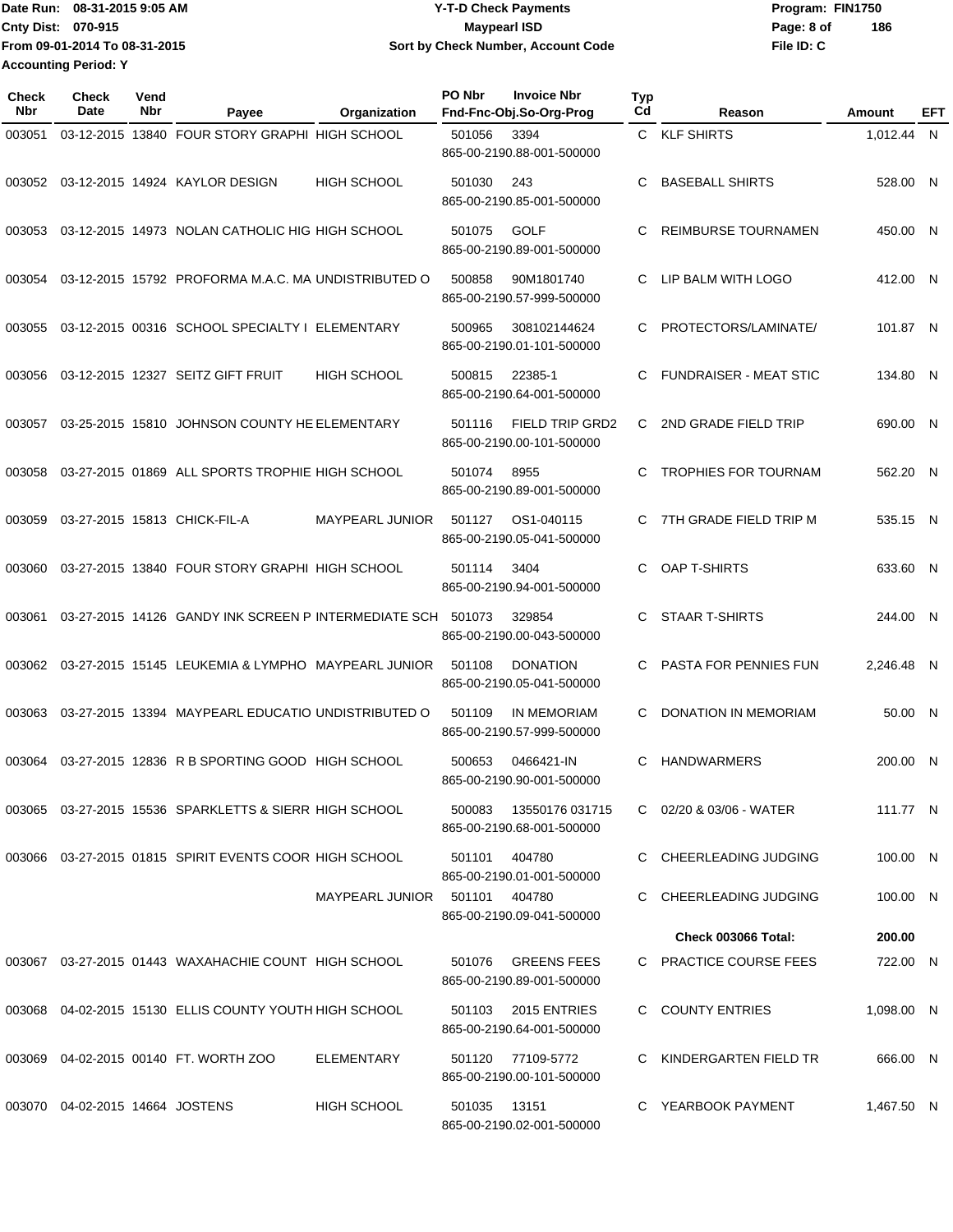Date Run: 08-31-2015 9:05 AM
Cnty Dist: 070-915
From 09-01-2014 To 08-31-2015
Accounting Period: Y

**Y-T-D Check Payments**
**Maypearl ISD**
**Sort by Check Number, Account Code**

Program: FIN1750
File ID: C

| Check Nbr | Check Date | Vend Nbr | Payee | Organization | PO Nbr | Invoice Nbr / Fnd-Fnc-Obj.So-Org-Prog | Typ Cd | Reason | Amount | EFT |
|---|---|---|---|---|---|---|---|---|---|---|
| 003051 | 03-12-2015 | 13840 | FOUR STORY GRAPHI | HIGH SCHOOL | 501056 | 3394 / 865-00-2190.88-001-500000 | C | KLF SHIRTS | 1,012.44 | N |
| 003052 | 03-12-2015 | 14924 | KAYLOR DESIGN | HIGH SCHOOL | 501030 | 243 / 865-00-2190.85-001-500000 | C | BASEBALL SHIRTS | 528.00 | N |
| 003053 | 03-12-2015 | 14973 | NOLAN CATHOLIC HIG | HIGH SCHOOL | 501075 | GOLF / 865-00-2190.89-001-500000 | C | REIMBURSE TOURNAMEN | 450.00 | N |
| 003054 | 03-12-2015 | 15792 | PROFORMA M.A.C. MA | UNDISTRIBUTED O | 500858 | 90M1801740 / 865-00-2190.57-999-500000 | C | LIP BALM WITH LOGO | 412.00 | N |
| 003055 | 03-12-2015 | 00316 | SCHOOL SPECIALTY I | ELEMENTARY | 500965 | 308102144624 / 865-00-2190.01-101-500000 | C | PROTECTORS/LAMINATE/ | 101.87 | N |
| 003056 | 03-12-2015 | 12327 | SEITZ GIFT FRUIT | HIGH SCHOOL | 500815 | 22385-1 / 865-00-2190.64-001-500000 | C | FUNDRAISER - MEAT STIC | 134.80 | N |
| 003057 | 03-25-2015 | 15810 | JOHNSON COUNTY HE | ELEMENTARY | 501116 | FIELD TRIP GRD2 / 865-00-2190.00-101-500000 | C | 2ND GRADE FIELD TRIP | 690.00 | N |
| 003058 | 03-27-2015 | 01869 | ALL SPORTS TROPHIE | HIGH SCHOOL | 501074 | 8955 / 865-00-2190.89-001-500000 | C | TROPHIES FOR TOURNAM | 562.20 | N |
| 003059 | 03-27-2015 | 15813 | CHICK-FIL-A | MAYPEARL JUNIOR | 501127 | OS1-040115 / 865-00-2190.05-041-500000 | C | 7TH GRADE FIELD TRIP M | 535.15 | N |
| 003060 | 03-27-2015 | 13840 | FOUR STORY GRAPHI | HIGH SCHOOL | 501114 | 3404 / 865-00-2190.94-001-500000 | C | OAP T-SHIRTS | 633.60 | N |
| 003061 | 03-27-2015 | 14126 | GANDY INK SCREEN P | INTERMEDIATE SCH | 501073 | 329854 / 865-00-2190.00-043-500000 | C | STAAR T-SHIRTS | 244.00 | N |
| 003062 | 03-27-2015 | 15145 | LEUKEMIA & LYMPHO | MAYPEARL JUNIOR | 501108 | DONATION / 865-00-2190.05-041-500000 | C | PASTA FOR PENNIES FUN | 2,246.48 | N |
| 003063 | 03-27-2015 | 13394 | MAYPEARL EDUCATIO | UNDISTRIBUTED O | 501109 | IN MEMORIAM / 865-00-2190.57-999-500000 | C | DONATION IN MEMORIAM | 50.00 | N |
| 003064 | 03-27-2015 | 12836 | R B SPORTING GOOD | HIGH SCHOOL | 500653 | 0466421-IN / 865-00-2190.90-001-500000 | C | HANDWARMERS | 200.00 | N |
| 003065 | 03-27-2015 | 15536 | SPARKLETTS & SIERR | HIGH SCHOOL | 500083 | 13550176 031715 / 865-00-2190.68-001-500000 | C | 02/20 & 03/06 - WATER | 111.77 | N |
| 003066 | 03-27-2015 | 01815 | SPIRIT EVENTS COOR | HIGH SCHOOL | 501101 | 404780 / 865-00-2190.01-001-500000 | C | CHEERLEADING JUDGING | 100.00 | N |
| | | | | MAYPEARL JUNIOR | 501101 | 404780 / 865-00-2190.09-041-500000 | C | CHEERLEADING JUDGING | 100.00 | N |
| | | | | | | | | **Check 003066 Total:** | **200.00** | |
| 003067 | 03-27-2015 | 01443 | WAXAHACHIE COUNT | HIGH SCHOOL | 501076 | GREENS FEES / 865-00-2190.89-001-500000 | C | PRACTICE COURSE FEES | 722.00 | N |
| 003068 | 04-02-2015 | 15130 | ELLIS COUNTY YOUTH | HIGH SCHOOL | 501103 | 2015 ENTRIES / 865-00-2190.64-001-500000 | C | COUNTY ENTRIES | 1,098.00 | N |
| 003069 | 04-02-2015 | 00140 | FT. WORTH ZOO | ELEMENTARY | 501120 | 77109-5772 / 865-00-2190.00-101-500000 | C | KINDERGARTEN FIELD TR | 666.00 | N |
| 003070 | 04-02-2015 | 14664 | JOSTENS | HIGH SCHOOL | 501035 | 13151 / 865-00-2190.02-001-500000 | C | YEARBOOK PAYMENT | 1,467.50 | N |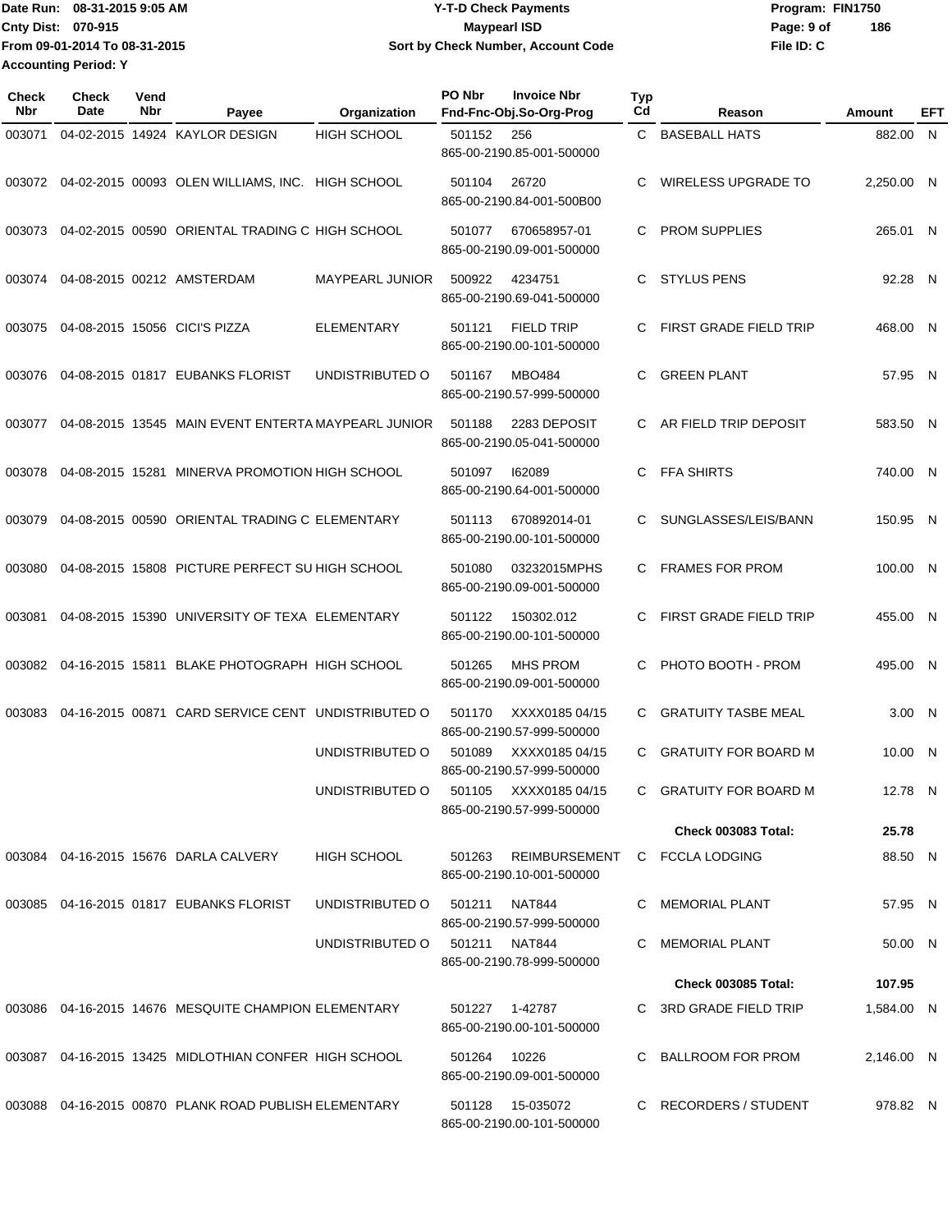Date Run: 08-31-2015 9:05 AM
Cnty Dist: 070-915
From 09-01-2014 To 08-31-2015
Accounting Period: Y

# Y-T-D Check Payments
## Maypearl ISD
### Sort by Check Number, Account Code

Program: FIN1750
File ID: C

| Check Nbr | Check Date | Vend Nbr | Payee | Organization | PO Nbr | Invoice Nbr / Fnd-Fnc-Obj.So-Org-Prog | Typ Cd | Reason | Amount | EFT |
|---|---|---|---|---|---|---|---|---|---|---|
| 003071 | 04-02-2015 | 14924 | KAYLOR DESIGN | HIGH SCHOOL | 501152 | 256 865-00-2190.85-001-500000 | C | BASEBALL HATS | 882.00 | N |
| 003072 | 04-02-2015 | 00093 | OLEN WILLIAMS, INC. | HIGH SCHOOL | 501104 | 26720 865-00-2190.84-001-500B00 | C | WIRELESS UPGRADE TO | 2,250.00 | N |
| 003073 | 04-02-2015 | 00590 | ORIENTAL TRADING C | HIGH SCHOOL | 501077 | 670658957-01 865-00-2190.09-001-500000 | C | PROM SUPPLIES | 265.01 | N |
| 003074 | 04-08-2015 | 00212 | AMSTERDAM | MAYPEARL JUNIOR | 500922 | 4234751 865-00-2190.69-041-500000 | C | STYLUS PENS | 92.28 | N |
| 003075 | 04-08-2015 | 15056 | CICI'S PIZZA | ELEMENTARY | 501121 | FIELD TRIP 865-00-2190.00-101-500000 | C | FIRST GRADE FIELD TRIP | 468.00 | N |
| 003076 | 04-08-2015 | 01817 | EUBANKS FLORIST | UNDISTRIBUTED O | 501167 | MBO484 865-00-2190.57-999-500000 | C | GREEN PLANT | 57.95 | N |
| 003077 | 04-08-2015 | 13545 | MAIN EVENT ENTERTA | MAYPEARL JUNIOR | 501188 | 2283 DEPOSIT 865-00-2190.05-041-500000 | C | AR FIELD TRIP DEPOSIT | 583.50 | N |
| 003078 | 04-08-2015 | 15281 | MINERVA PROMOTION | HIGH SCHOOL | 501097 | I62089 865-00-2190.64-001-500000 | C | FFA SHIRTS | 740.00 | N |
| 003079 | 04-08-2015 | 00590 | ORIENTAL TRADING C | ELEMENTARY | 501113 | 670892014-01 865-00-2190.00-101-500000 | C | SUNGLASSES/LEIS/BANN | 150.95 | N |
| 003080 | 04-08-2015 | 15808 | PICTURE PERFECT SU | HIGH SCHOOL | 501080 | 03232015MPHS 865-00-2190.09-001-500000 | C | FRAMES FOR PROM | 100.00 | N |
| 003081 | 04-08-2015 | 15390 | UNIVERSITY OF TEXA | ELEMENTARY | 501122 | 150302.012 865-00-2190.00-101-500000 | C | FIRST GRADE FIELD TRIP | 455.00 | N |
| 003082 | 04-16-2015 | 15811 | BLAKE PHOTOGRAPH | HIGH SCHOOL | 501265 | MHS PROM 865-00-2190.09-001-500000 | C | PHOTO BOOTH - PROM | 495.00 | N |
| 003083 | 04-16-2015 | 00871 | CARD SERVICE CENT | UNDISTRIBUTED O | 501170 | XXXX0185 04/15 865-00-2190.57-999-500000 | C | GRATUITY TASBE MEAL | 3.00 | N |
| | | | | UNDISTRIBUTED O | 501089 | XXXX0185 04/15 865-00-2190.57-999-500000 | C | GRATUITY FOR BOARD M | 10.00 | N |
| | | | | UNDISTRIBUTED O | 501105 | XXXX0185 04/15 865-00-2190.57-999-500000 | C | GRATUITY FOR BOARD M | 12.78 | N |
| | | | | | | | | **Check 003083 Total:** | **25.78** | |
| 003084 | 04-16-2015 | 15676 | DARLA CALVERY | HIGH SCHOOL | 501263 | REIMBURSEMENT 865-00-2190.10-001-500000 | C | FCCLA LODGING | 88.50 | N |
| 003085 | 04-16-2015 | 01817 | EUBANKS FLORIST | UNDISTRIBUTED O | 501211 | NAT844 865-00-2190.57-999-500000 | C | MEMORIAL PLANT | 57.95 | N |
| | | | | UNDISTRIBUTED O | 501211 | NAT844 865-00-2190.78-999-500000 | C | MEMORIAL PLANT | 50.00 | N |
| | | | | | | | | **Check 003085 Total:** | **107.95** | |
| 003086 | 04-16-2015 | 14676 | MESQUITE CHAMPION | ELEMENTARY | 501227 | 1-42787 865-00-2190.00-101-500000 | C | 3RD GRADE FIELD TRIP | 1,584.00 | N |
| 003087 | 04-16-2015 | 13425 | MIDLOTHIAN CONFER | HIGH SCHOOL | 501264 | 10226 865-00-2190.09-001-500000 | C | BALLROOM FOR PROM | 2,146.00 | N |
| 003088 | 04-16-2015 | 00870 | PLANK ROAD PUBLISH | ELEMENTARY | 501128 | 15-035072 865-00-2190.00-101-500000 | C | RECORDERS / STUDENT | 978.82 | N |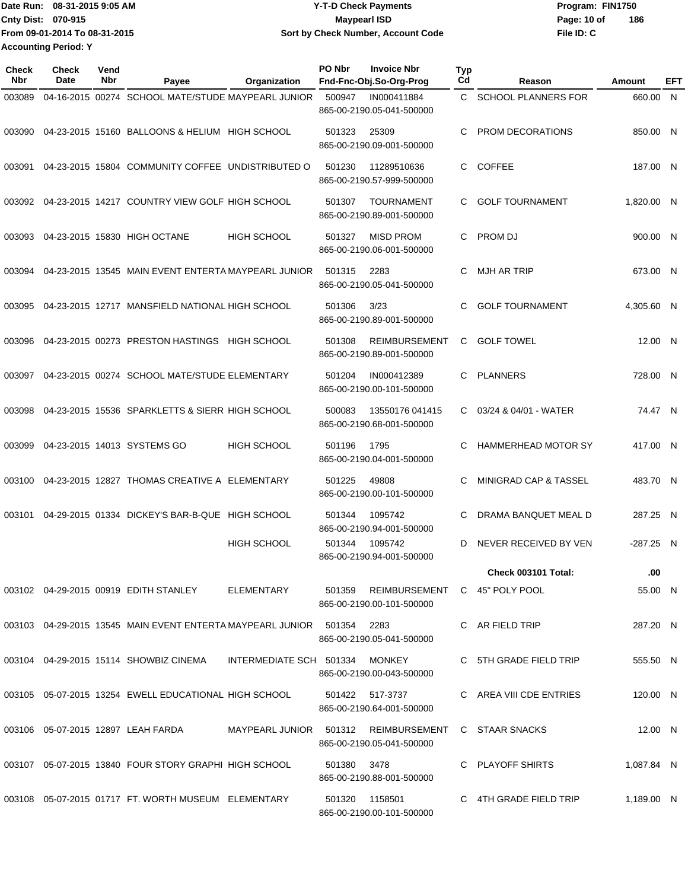Date Run: 08-31-2015 9:05 AM
Cnty Dist: 070-915
From 09-01-2014 To 08-31-2015
Accounting Period: Y

# Y-T-D Check Payments
## Maypearl ISD
### Sort by Check Number, Account Code

Program: FIN1750
Page: 10 of 186
File ID: C

| Check Nbr | Check Date | Vend Nbr | Payee | Organization | PO Nbr | Invoice Nbr / Fnd-Fnc-Obj.So-Org-Prog | Typ Cd | Reason | Amount | EFT |
|---|---|---|---|---|---|---|---|---|---|---|
| 003089 | 04-16-2015 | 00274 | SCHOOL MATE/STUDE | MAYPEARL JUNIOR | 500947 | IN000411884 865-00-2190.05-041-500000 | C | SCHOOL PLANNERS FOR | 660.00 | N |
| 003090 | 04-23-2015 | 15160 | BALLOONS & HELIUM | HIGH SCHOOL | 501323 | 25309 865-00-2190.09-001-500000 | C | PROM DECORATIONS | 850.00 | N |
| 003091 | 04-23-2015 | 15804 | COMMUNITY COFFEE | UNDISTRIBUTED O | 501230 | 11289510636 865-00-2190.57-999-500000 | C | COFFEE | 187.00 | N |
| 003092 | 04-23-2015 | 14217 | COUNTRY VIEW GOLF | HIGH SCHOOL | 501307 | TOURNAMENT 865-00-2190.89-001-500000 | C | GOLF TOURNAMENT | 1,820.00 | N |
| 003093 | 04-23-2015 | 15830 | HIGH OCTANE | HIGH SCHOOL | 501327 | MISD PROM 865-00-2190.06-001-500000 | C | PROM DJ | 900.00 | N |
| 003094 | 04-23-2015 | 13545 | MAIN EVENT ENTERTA | MAYPEARL JUNIOR | 501315 | 2283 865-00-2190.05-041-500000 | C | MJH AR TRIP | 673.00 | N |
| 003095 | 04-23-2015 | 12717 | MANSFIELD NATIONAL | HIGH SCHOOL | 501306 | 3/23 865-00-2190.89-001-500000 | C | GOLF TOURNAMENT | 4,305.60 | N |
| 003096 | 04-23-2015 | 00273 | PRESTON HASTINGS | HIGH SCHOOL | 501308 | REIMBURSEMENT 865-00-2190.89-001-500000 | C | GOLF TOWEL | 12.00 | N |
| 003097 | 04-23-2015 | 00274 | SCHOOL MATE/STUDE | ELEMENTARY | 501204 | IN000412389 865-00-2190.00-101-500000 | C | PLANNERS | 728.00 | N |
| 003098 | 04-23-2015 | 15536 | SPARKLETTS & SIERR | HIGH SCHOOL | 500083 | 13550176 041415 865-00-2190.68-001-500000 | C | 03/24 & 04/01 - WATER | 74.47 | N |
| 003099 | 04-23-2015 | 14013 | SYSTEMS GO | HIGH SCHOOL | 501196 | 1795 865-00-2190.04-001-500000 | C | HAMMERHEAD MOTOR SY | 417.00 | N |
| 003100 | 04-23-2015 | 12827 | THOMAS CREATIVE A | ELEMENTARY | 501225 | 49808 865-00-2190.00-101-500000 | C | MINIGRAD CAP & TASSEL | 483.70 | N |
| 003101 | 04-29-2015 | 01334 | DICKEY'S BAR-B-QUE | HIGH SCHOOL | 501344 | 1095742 865-00-2190.94-001-500000 | C | DRAMA BANQUET MEAL D | 287.25 | N |
| | | | | HIGH SCHOOL | 501344 | 1095742 865-00-2190.94-001-500000 | D | NEVER RECEIVED BY VEN | -287.25 | N |
| | | | | | | | | **Check 003101 Total:** | **.00** | |
| 003102 | 04-29-2015 | 00919 | EDITH STANLEY | ELEMENTARY | 501359 | REIMBURSEMENT 865-00-2190.00-101-500000 | C | 45" POLY POOL | 55.00 | N |
| 003103 | 04-29-2015 | 13545 | MAIN EVENT ENTERTA | MAYPEARL JUNIOR | 501354 | 2283 865-00-2190.05-041-500000 | C | AR FIELD TRIP | 287.20 | N |
| 003104 | 04-29-2015 | 15114 | SHOWBIZ CINEMA | INTERMEDIATE SCH | 501334 | MONKEY 865-00-2190.00-043-500000 | C | 5TH GRADE FIELD TRIP | 555.50 | N |
| 003105 | 05-07-2015 | 13254 | EWELL EDUCATIONAL | HIGH SCHOOL | 501422 | 517-3737 865-00-2190.64-001-500000 | C | AREA VIII CDE ENTRIES | 120.00 | N |
| 003106 | 05-07-2015 | 12897 | LEAH FARDA | MAYPEARL JUNIOR | 501312 | REIMBURSEMENT 865-00-2190.05-041-500000 | C | STAAR SNACKS | 12.00 | N |
| 003107 | 05-07-2015 | 13840 | FOUR STORY GRAPHI | HIGH SCHOOL | 501380 | 3478 865-00-2190.88-001-500000 | C | PLAYOFF SHIRTS | 1,087.84 | N |
| 003108 | 05-07-2015 | 01717 | FT. WORTH MUSEUM | ELEMENTARY | 501320 | 1158501 865-00-2190.00-101-500000 | C | 4TH GRADE FIELD TRIP | 1,189.00 | N |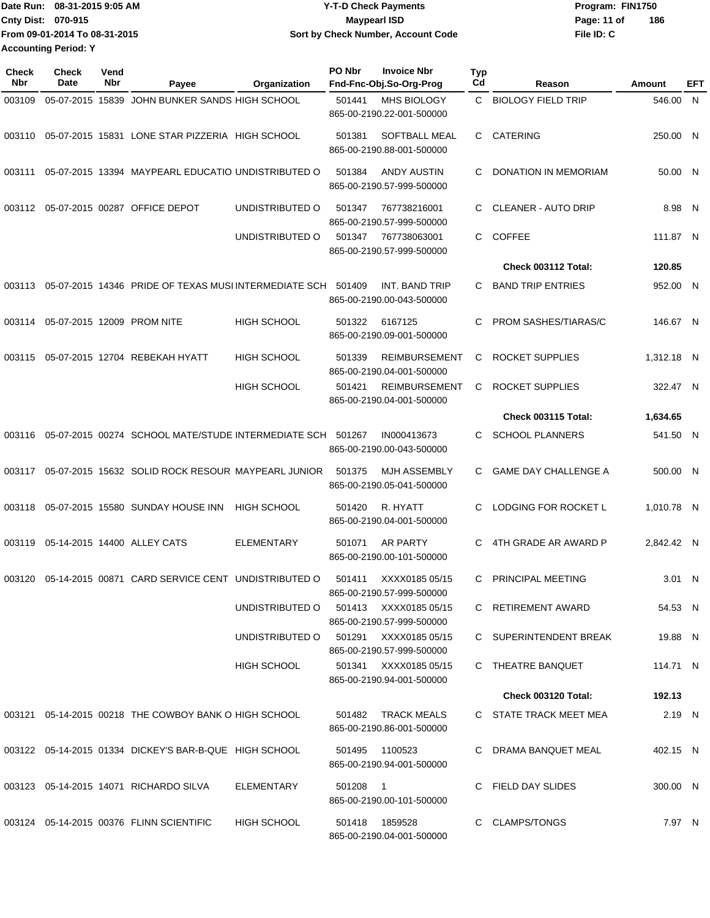Date Run: 08-31-2015 9:05 AM
Cnty Dist: 070-915
From 09-01-2014 To 08-31-2015
Accounting Period: Y

**Y-T-D Check Payments**
**Maypearl ISD**
**Sort by Check Number, Account Code**

Program: FIN1750
File ID: C

| Check Nbr | Check Date | Vend Nbr | Payee | Organization | PO Nbr | Invoice Nbr / Fnd-Fnc-Obj.So-Org-Prog | Typ Cd | Reason | Amount | EFT |
|---|---|---|---|---|---|---|---|---|---|---|
| 003109 | 05-07-2015 | 15839 | JOHN BUNKER SANDS | HIGH SCHOOL | 501441 | MHS BIOLOGY 865-00-2190.22-001-500000 | C | BIOLOGY FIELD TRIP | 546.00 | N |
| 003110 | 05-07-2015 | 15831 | LONE STAR PIZZERIA | HIGH SCHOOL | 501381 | SOFTBALL MEAL 865-00-2190.88-001-500000 | C | CATERING | 250.00 | N |
| 003111 | 05-07-2015 | 13394 | MAYPEARL EDUCATIO | UNDISTRIBUTED O | 501384 | ANDY AUSTIN 865-00-2190.57-999-500000 | C | DONATION IN MEMORIAM | 50.00 | N |
| 003112 | 05-07-2015 | 00287 | OFFICE DEPOT | UNDISTRIBUTED O | 501347 | 767738216001 865-00-2190.57-999-500000 | C | CLEANER - AUTO DRIP | 8.98 | N |
| | | | | UNDISTRIBUTED O | 501347 | 767738063001 865-00-2190.57-999-500000 | C | COFFEE | 111.87 | N |
| | | | | | | | | **Check 003112 Total:** | **120.85** | |
| 003113 | 05-07-2015 | 14346 | PRIDE OF TEXAS MUSI | INTERMEDIATE SCH | 501409 | INT. BAND TRIP 865-00-2190.00-043-500000 | C | BAND TRIP ENTRIES | 952.00 | N |
| 003114 | 05-07-2015 | 12009 | PROM NITE | HIGH SCHOOL | 501322 | 6167125 865-00-2190.09-001-500000 | C | PROM SASHES/TIARAS/C | 146.67 | N |
| 003115 | 05-07-2015 | 12704 | REBEKAH HYATT | HIGH SCHOOL | 501339 | REIMBURSEMENT 865-00-2190.04-001-500000 | C | ROCKET SUPPLIES | 1,312.18 | N |
| | | | | HIGH SCHOOL | 501421 | REIMBURSEMENT 865-00-2190.04-001-500000 | C | ROCKET SUPPLIES | 322.47 | N |
| | | | | | | | | **Check 003115 Total:** | **1,634.65** | |
| 003116 | 05-07-2015 | 00274 | SCHOOL MATE/STUDE | INTERMEDIATE SCH | 501267 | IN000413673 865-00-2190.00-043-500000 | C | SCHOOL PLANNERS | 541.50 | N |
| 003117 | 05-07-2015 | 15632 | SOLID ROCK RESOUR | MAYPEARL JUNIOR | 501375 | MJH ASSEMBLY 865-00-2190.05-041-500000 | C | GAME DAY CHALLENGE A | 500.00 | N |
| 003118 | 05-07-2015 | 15580 | SUNDAY HOUSE INN | HIGH SCHOOL | 501420 | R. HYATT 865-00-2190.04-001-500000 | C | LODGING FOR ROCKET L | 1,010.78 | N |
| 003119 | 05-14-2015 | 14400 | ALLEY CATS | ELEMENTARY | 501071 | AR PARTY 865-00-2190.00-101-500000 | C | 4TH GRADE AR AWARD P | 2,842.42 | N |
| 003120 | 05-14-2015 | 00871 | CARD SERVICE CENT | UNDISTRIBUTED O | 501411 | XXXX0185 05/15 865-00-2190.57-999-500000 | C | PRINCIPAL MEETING | 3.01 | N |
| | | | | UNDISTRIBUTED O | 501413 | XXXX0185 05/15 865-00-2190.57-999-500000 | C | RETIREMENT AWARD | 54.53 | N |
| | | | | UNDISTRIBUTED O | 501291 | XXXX0185 05/15 865-00-2190.57-999-500000 | C | SUPERINTENDENT BREAK | 19.88 | N |
| | | | | HIGH SCHOOL | 501341 | XXXX0185 05/15 865-00-2190.94-001-500000 | C | THEATRE BANQUET | 114.71 | N |
| | | | | | | | | **Check 003120 Total:** | **192.13** | |
| 003121 | 05-14-2015 | 00218 | THE COWBOY BANK O | HIGH SCHOOL | 501482 | TRACK MEALS 865-00-2190.86-001-500000 | C | STATE TRACK MEET MEA | 2.19 | N |
| 003122 | 05-14-2015 | 01334 | DICKEY'S BAR-B-QUE | HIGH SCHOOL | 501495 | 1100523 865-00-2190.94-001-500000 | C | DRAMA BANQUET MEAL | 402.15 | N |
| 003123 | 05-14-2015 | 14071 | RICHARDO SILVA | ELEMENTARY | 501208 | 1 865-00-2190.00-101-500000 | C | FIELD DAY SLIDES | 300.00 | N |
| 003124 | 05-14-2015 | 00376 | FLINN SCIENTIFIC | HIGH SCHOOL | 501418 | 1859528 865-00-2190.04-001-500000 | C | CLAMPS/TONGS | 7.97 | N |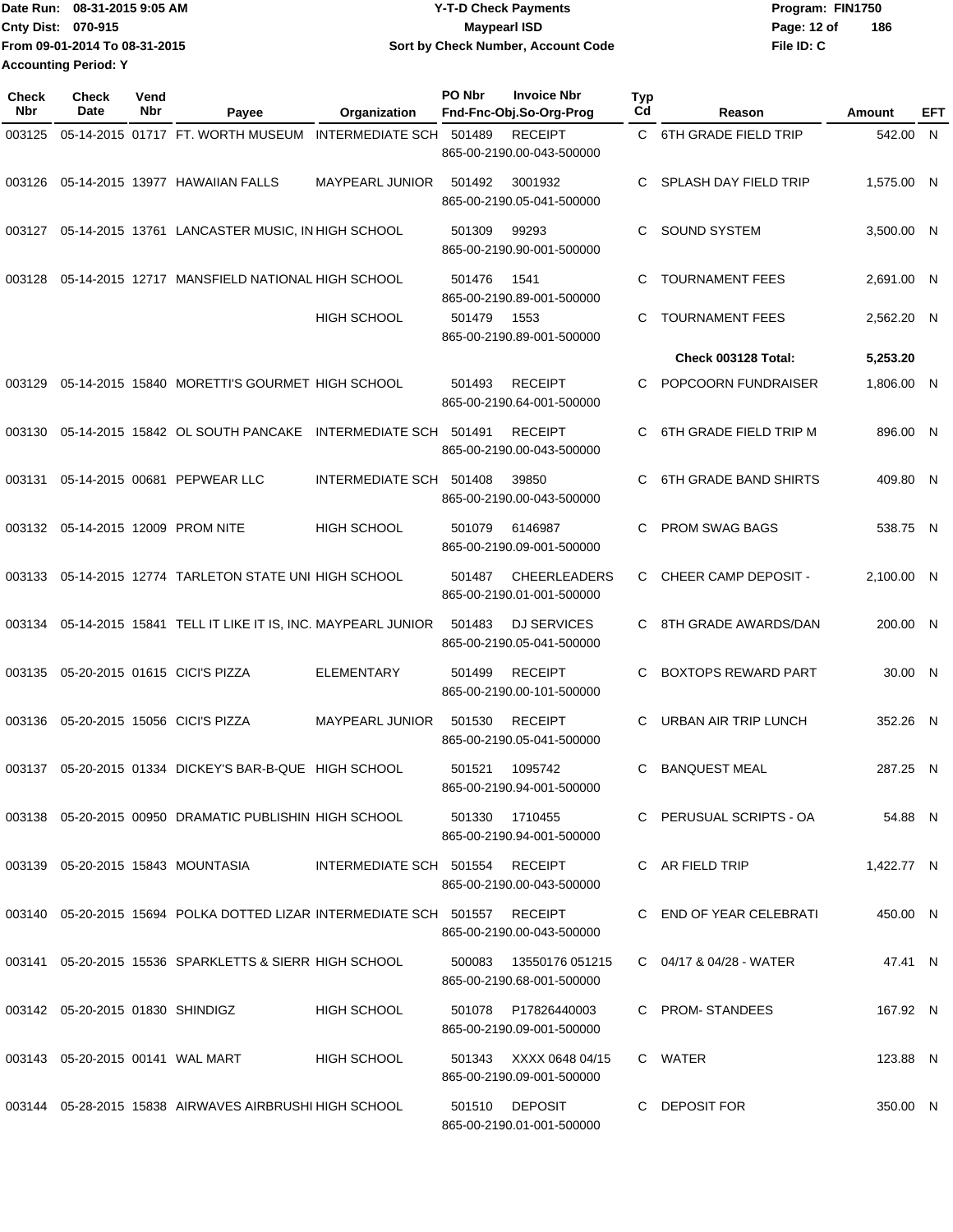Date Run: 08-31-2015 9:05 AM
Cnty Dist: 070-915
From 09-01-2014 To 08-31-2015
Accounting Period: Y

**Y-T-D Check Payments**
**Maypearl ISD**
**Sort by Check Number, Account Code**

Program: FIN1750
File ID: C

| Check Nbr | Check Date | Vend Nbr | Payee | Organization | PO Nbr | Invoice Nbr / Fnd-Fnc-Obj.So-Org-Prog | Typ Cd | Reason | Amount | EFT |
|---|---|---|---|---|---|---|---|---|---|---|
| 003125 | 05-14-2015 | 01717 | FT. WORTH MUSEUM | INTERMEDIATE SCH | 501489 | RECEIPT 865-00-2190.00-043-500000 | C | 6TH GRADE FIELD TRIP | 542.00 | N |
| 003126 | 05-14-2015 | 13977 | HAWAIIAN FALLS | MAYPEARL JUNIOR | 501492 | 3001932 865-00-2190.05-041-500000 | C | SPLASH DAY FIELD TRIP | 1,575.00 | N |
| 003127 | 05-14-2015 | 13761 | LANCASTER MUSIC, IN | HIGH SCHOOL | 501309 | 99293 865-00-2190.90-001-500000 | C | SOUND SYSTEM | 3,500.00 | N |
| 003128 | 05-14-2015 | 12717 | MANSFIELD NATIONAL | HIGH SCHOOL | 501476 | 1541 865-00-2190.89-001-500000 | C | TOURNAMENT FEES | 2,691.00 | N |
| | | | | HIGH SCHOOL | 501479 | 1553 865-00-2190.89-001-500000 | C | TOURNAMENT FEES | 2,562.20 | N |
| | | | | | | | | **Check 003128 Total:** | **5,253.20** | |
| 003129 | 05-14-2015 | 15840 | MORETTI'S GOURMET | HIGH SCHOOL | 501493 | RECEIPT 865-00-2190.64-001-500000 | C | POPCOORN FUNDRAISER | 1,806.00 | N |
| 003130 | 05-14-2015 | 15842 | OL SOUTH PANCAKE | INTERMEDIATE SCH | 501491 | RECEIPT 865-00-2190.00-043-500000 | C | 6TH GRADE FIELD TRIP M | 896.00 | N |
| 003131 | 05-14-2015 | 00681 | PEPWEAR LLC | INTERMEDIATE SCH | 501408 | 39850 865-00-2190.00-043-500000 | C | 6TH GRADE BAND SHIRTS | 409.80 | N |
| 003132 | 05-14-2015 | 12009 | PROM NITE | HIGH SCHOOL | 501079 | 6146987 865-00-2190.09-001-500000 | C | PROM SWAG BAGS | 538.75 | N |
| 003133 | 05-14-2015 | 12774 | TARLETON STATE UNI | HIGH SCHOOL | 501487 | CHEERLEADERS 865-00-2190.01-001-500000 | C | CHEER CAMP DEPOSIT - | 2,100.00 | N |
| 003134 | 05-14-2015 | 15841 | TELL IT LIKE IT IS, INC. | MAYPEARL JUNIOR | 501483 | DJ SERVICES 865-00-2190.05-041-500000 | C | 8TH GRADE AWARDS/DAN | 200.00 | N |
| 003135 | 05-20-2015 | 01615 | CICI'S PIZZA | ELEMENTARY | 501499 | RECEIPT 865-00-2190.00-101-500000 | C | BOXTOPS REWARD PART | 30.00 | N |
| 003136 | 05-20-2015 | 15056 | CICI'S PIZZA | MAYPEARL JUNIOR | 501530 | RECEIPT 865-00-2190.05-041-500000 | C | URBAN AIR TRIP LUNCH | 352.26 | N |
| 003137 | 05-20-2015 | 01334 | DICKEY'S BAR-B-QUE | HIGH SCHOOL | 501521 | 1095742 865-00-2190.94-001-500000 | C | BANQUEST MEAL | 287.25 | N |
| 003138 | 05-20-2015 | 00950 | DRAMATIC PUBLISHIN | HIGH SCHOOL | 501330 | 1710455 865-00-2190.94-001-500000 | C | PERUSUAL SCRIPTS - OA | 54.88 | N |
| 003139 | 05-20-2015 | 15843 | MOUNTASIA | INTERMEDIATE SCH | 501554 | RECEIPT 865-00-2190.00-043-500000 | C | AR FIELD TRIP | 1,422.77 | N |
| 003140 | 05-20-2015 | 15694 | POLKA DOTTED LIZAR | INTERMEDIATE SCH | 501557 | RECEIPT 865-00-2190.00-043-500000 | C | END OF YEAR CELEBRATI | 450.00 | N |
| 003141 | 05-20-2015 | 15536 | SPARKLETTS & SIERR | HIGH SCHOOL | 500083 | 13550176 051215 865-00-2190.68-001-500000 | C | 04/17 & 04/28 - WATER | 47.41 | N |
| 003142 | 05-20-2015 | 01830 | SHINDIGZ | HIGH SCHOOL | 501078 | P17826440003 865-00-2190.09-001-500000 | C | PROM- STANDEES | 167.92 | N |
| 003143 | 05-20-2015 | 00141 | WAL MART | HIGH SCHOOL | 501343 | XXXX 0648 04/15 865-00-2190.09-001-500000 | C | WATER | 123.88 | N |
| 003144 | 05-28-2015 | 15838 | AIRWAVES AIRBRUSHI | HIGH SCHOOL | 501510 | DEPOSIT 865-00-2190.01-001-500000 | C | DEPOSIT FOR | 350.00 | N |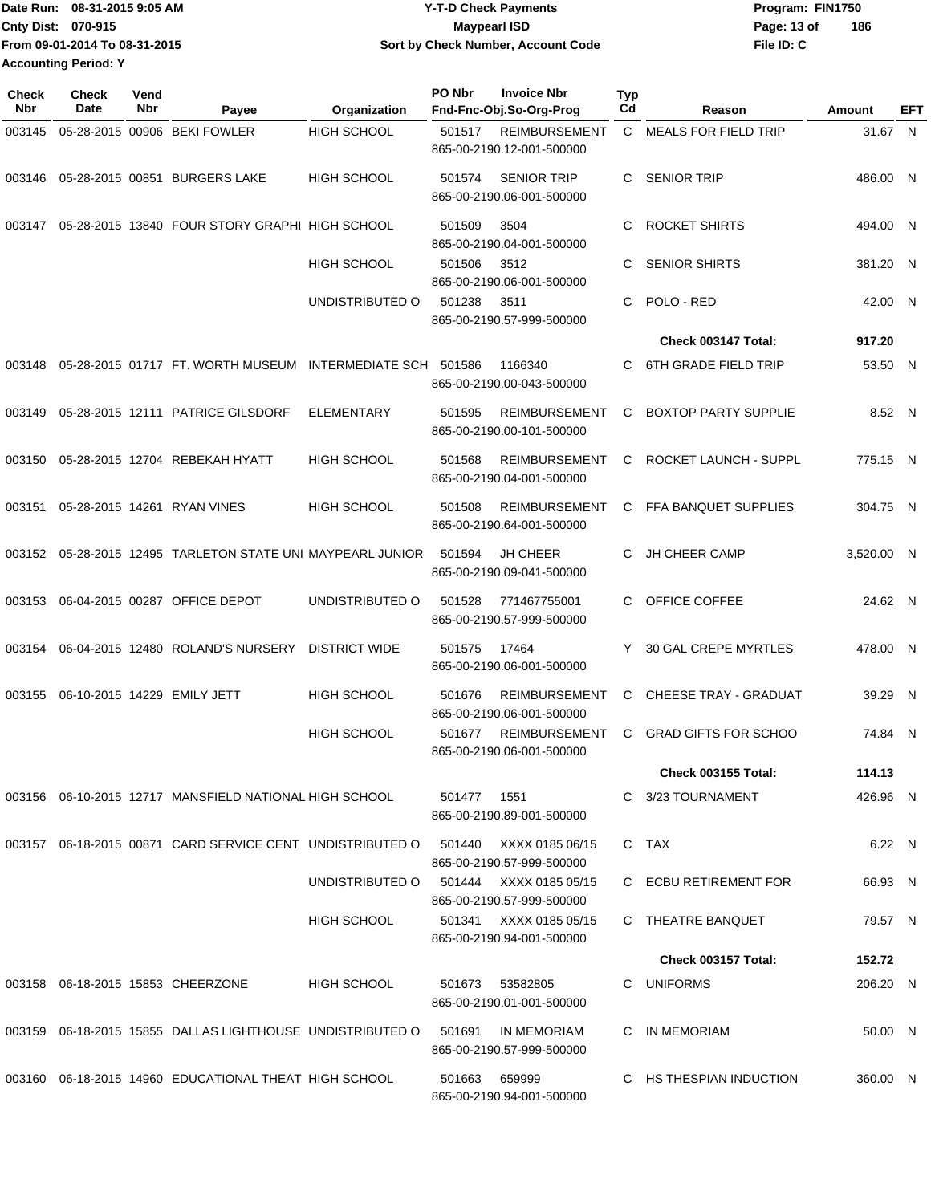Date Run: 08-31-2015 9:05 AM
Cnty Dist: 070-915
From 09-01-2014 To 08-31-2015
Accounting Period: Y

# Y-T-D Check Payments
## Maypearl ISD
### Sort by Check Number, Account Code

Program: FIN1750
File ID: C

| Check Nbr | Check Date | Vend Nbr | Payee | Organization | PO Nbr | Invoice Nbr / Fnd-Fnc-Obj.So-Org-Prog | Typ Cd | Reason | Amount | EFT |
|---|---|---|---|---|---|---|---|---|---|---|
| 003145 | 05-28-2015 | 00906 | BEKI FOWLER | HIGH SCHOOL | 501517 | REIMBURSEMENT 865-00-2190.12-001-500000 | C | MEALS FOR FIELD TRIP | 31.67 | N |
| 003146 | 05-28-2015 | 00851 | BURGERS LAKE | HIGH SCHOOL | 501574 | SENIOR TRIP 865-00-2190.06-001-500000 | C | SENIOR TRIP | 486.00 | N |
| 003147 | 05-28-2015 | 13840 | FOUR STORY GRAPHI | HIGH SCHOOL | 501509 | 3504 865-00-2190.04-001-500000 | C | ROCKET SHIRTS | 494.00 | N |
| | | | | HIGH SCHOOL | 501506 | 3512 865-00-2190.06-001-500000 | C | SENIOR SHIRTS | 381.20 | N |
| | | | | UNDISTRIBUTED O | 501238 | 3511 865-00-2190.57-999-500000 | C | POLO - RED | 42.00 | N |
| | | | | | | | | **Check 003147 Total:** | **917.20** | |
| 003148 | 05-28-2015 | 01717 | FT. WORTH MUSEUM | INTERMEDIATE SCH | 501586 | 1166340 865-00-2190.00-043-500000 | C | 6TH GRADE FIELD TRIP | 53.50 | N |
| 003149 | 05-28-2015 | 12111 | PATRICE GILSDORF | ELEMENTARY | 501595 | REIMBURSEMENT 865-00-2190.00-101-500000 | C | BOXTOP PARTY SUPPLIE | 8.52 | N |
| 003150 | 05-28-2015 | 12704 | REBEKAH HYATT | HIGH SCHOOL | 501568 | REIMBURSEMENT 865-00-2190.04-001-500000 | C | ROCKET LAUNCH - SUPPL | 775.15 | N |
| 003151 | 05-28-2015 | 14261 | RYAN VINES | HIGH SCHOOL | 501508 | REIMBURSEMENT 865-00-2190.64-001-500000 | C | FFA BANQUET SUPPLIES | 304.75 | N |
| 003152 | 05-28-2015 | 12495 | TARLETON STATE UNI | MAYPEARL JUNIOR | 501594 | JH CHEER 865-00-2190.09-041-500000 | C | JH CHEER CAMP | 3,520.00 | N |
| 003153 | 06-04-2015 | 00287 | OFFICE DEPOT | UNDISTRIBUTED O | 501528 | 771467755001 865-00-2190.57-999-500000 | C | OFFICE COFFEE | 24.62 | N |
| 003154 | 06-04-2015 | 12480 | ROLAND'S NURSERY | DISTRICT WIDE | 501575 | 17464 865-00-2190.06-001-500000 | Y | 30 GAL CREPE MYRTLES | 478.00 | N |
| 003155 | 06-10-2015 | 14229 | EMILY JETT | HIGH SCHOOL | 501676 | REIMBURSEMENT 865-00-2190.06-001-500000 | C | CHEESE TRAY - GRADUAT | 39.29 | N |
| | | | | HIGH SCHOOL | 501677 | REIMBURSEMENT 865-00-2190.06-001-500000 | C | GRAD GIFTS FOR SCHOO | 74.84 | N |
| | | | | | | | | **Check 003155 Total:** | **114.13** | |
| 003156 | 06-10-2015 | 12717 | MANSFIELD NATIONAL | HIGH SCHOOL | 501477 | 1551 865-00-2190.89-001-500000 | C | 3/23 TOURNAMENT | 426.96 | N |
| 003157 | 06-18-2015 | 00871 | CARD SERVICE CENT | UNDISTRIBUTED O | 501440 | XXXX 0185 06/15 865-00-2190.57-999-500000 | C | TAX | 6.22 | N |
| | | | | UNDISTRIBUTED O | 501444 | XXXX 0185 05/15 865-00-2190.57-999-500000 | C | ECBU RETIREMENT FOR | 66.93 | N |
| | | | | HIGH SCHOOL | 501341 | XXXX 0185 05/15 865-00-2190.94-001-500000 | C | THEATRE BANQUET | 79.57 | N |
| | | | | | | | | **Check 003157 Total:** | **152.72** | |
| 003158 | 06-18-2015 | 15853 | CHEERZONE | HIGH SCHOOL | 501673 | 53582805 865-00-2190.01-001-500000 | C | UNIFORMS | 206.20 | N |
| 003159 | 06-18-2015 | 15855 | DALLAS LIGHTHOUSE | UNDISTRIBUTED O | 501691 | IN MEMORIAM 865-00-2190.57-999-500000 | C | IN MEMORIAM | 50.00 | N |
| 003160 | 06-18-2015 | 14960 | EDUCATIONAL THEAT | HIGH SCHOOL | 501663 | 659999 865-00-2190.94-001-500000 | C | HS THESPIAN INDUCTION | 360.00 | N |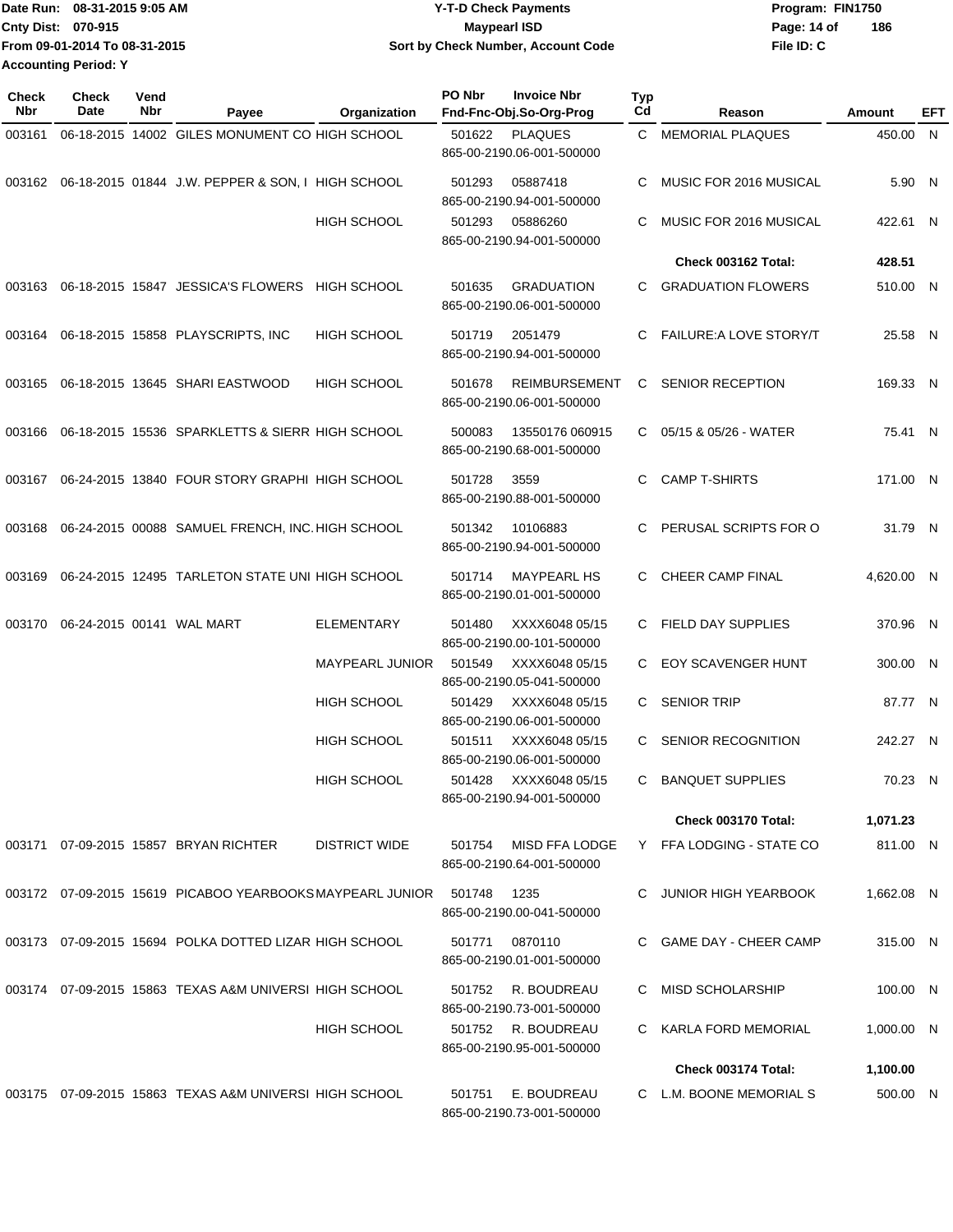Date Run: 08-31-2015 9:05 AM
Cnty Dist: 070-915
From 09-01-2014 To 08-31-2015
Accounting Period: Y

**Y-T-D Check Payments**
**Maypearl ISD**
**Sort by Check Number, Account Code**

Program: FIN1750
File ID: C

| Check Nbr | Check Date | Vend Nbr | Payee | Organization | PO Nbr | Invoice Nbr / Fnd-Fnc-Obj.So-Org-Prog | Typ Cd | Reason | Amount | EFT |
|---|---|---|---|---|---|---|---|---|---|---|
| 003161 | 06-18-2015 | 14002 | GILES MONUMENT CO | HIGH SCHOOL | 501622 | PLAQUES 865-00-2190.06-001-500000 | C | MEMORIAL PLAQUES | 450.00 | N |
| 003162 | 06-18-2015 | 01844 | J.W. PEPPER & SON, I | HIGH SCHOOL | 501293 | 05887418 865-00-2190.94-001-500000 | C | MUSIC FOR 2016 MUSICAL | 5.90 | N |
| | | | | HIGH SCHOOL | 501293 | 05886260 865-00-2190.94-001-500000 | C | MUSIC FOR 2016 MUSICAL | 422.61 | N |
| | | | | | | | | **Check 003162 Total:** | **428.51** | |
| 003163 | 06-18-2015 | 15847 | JESSICA'S FLOWERS | HIGH SCHOOL | 501635 | GRADUATION 865-00-2190.06-001-500000 | C | GRADUATION FLOWERS | 510.00 | N |
| 003164 | 06-18-2015 | 15858 | PLAYSCRIPTS, INC | HIGH SCHOOL | 501719 | 2051479 865-00-2190.94-001-500000 | C | FAILURE:A LOVE STORY/T | 25.58 | N |
| 003165 | 06-18-2015 | 13645 | SHARI EASTWOOD | HIGH SCHOOL | 501678 | REIMBURSEMENT 865-00-2190.06-001-500000 | C | SENIOR RECEPTION | 169.33 | N |
| 003166 | 06-18-2015 | 15536 | SPARKLETTS & SIERR | HIGH SCHOOL | 500083 | 13550176 060915 865-00-2190.68-001-500000 | C | 05/15 & 05/26 - WATER | 75.41 | N |
| 003167 | 06-24-2015 | 13840 | FOUR STORY GRAPHI | HIGH SCHOOL | 501728 | 3559 865-00-2190.88-001-500000 | C | CAMP T-SHIRTS | 171.00 | N |
| 003168 | 06-24-2015 | 00088 | SAMUEL FRENCH, INC. | HIGH SCHOOL | 501342 | 10106883 865-00-2190.94-001-500000 | C | PERUSAL SCRIPTS FOR O | 31.79 | N |
| 003169 | 06-24-2015 | 12495 | TARLETON STATE UNI | HIGH SCHOOL | 501714 | MAYPEARL HS 865-00-2190.01-001-500000 | C | CHEER CAMP FINAL | 4,620.00 | N |
| 003170 | 06-24-2015 | 00141 | WAL MART | ELEMENTARY | 501480 | XXXX6048 05/15 865-00-2190.00-101-500000 | C | FIELD DAY SUPPLIES | 370.96 | N |
| | | | | MAYPEARL JUNIOR | 501549 | XXXX6048 05/15 865-00-2190.05-041-500000 | C | EOY SCAVENGER HUNT | 300.00 | N |
| | | | | HIGH SCHOOL | 501429 | XXXX6048 05/15 865-00-2190.06-001-500000 | C | SENIOR TRIP | 87.77 | N |
| | | | | HIGH SCHOOL | 501511 | XXXX6048 05/15 865-00-2190.06-001-500000 | C | SENIOR RECOGNITION | 242.27 | N |
| | | | | HIGH SCHOOL | 501428 | XXXX6048 05/15 865-00-2190.94-001-500000 | C | BANQUET SUPPLIES | 70.23 | N |
| | | | | | | | | **Check 003170 Total:** | **1,071.23** | |
| 003171 | 07-09-2015 | 15857 | BRYAN RICHTER | DISTRICT WIDE | 501754 | MISD FFA LODGE 865-00-2190.64-001-500000 | Y | FFA LODGING - STATE CO | 811.00 | N |
| 003172 | 07-09-2015 | 15619 | PICABOO YEARBOOKS | MAYPEARL JUNIOR | 501748 | 1235 865-00-2190.00-041-500000 | C | JUNIOR HIGH YEARBOOK | 1,662.08 | N |
| 003173 | 07-09-2015 | 15694 | POLKA DOTTED LIZAR | HIGH SCHOOL | 501771 | 0870110 865-00-2190.01-001-500000 | C | GAME DAY - CHEER CAMP | 315.00 | N |
| 003174 | 07-09-2015 | 15863 | TEXAS A&M UNIVERSI | HIGH SCHOOL | 501752 | R. BOUDREAU 865-00-2190.73-001-500000 | C | MISD SCHOLARSHIP | 100.00 | N |
| | | | | HIGH SCHOOL | 501752 | R. BOUDREAU 865-00-2190.95-001-500000 | C | KARLA FORD MEMORIAL | 1,000.00 | N |
| | | | | | | | | **Check 003174 Total:** | **1,100.00** | |
| 003175 | 07-09-2015 | 15863 | TEXAS A&M UNIVERSI | HIGH SCHOOL | 501751 | E. BOUDREAU 865-00-2190.73-001-500000 | C | L.M. BOONE MEMORIAL S | 500.00 | N |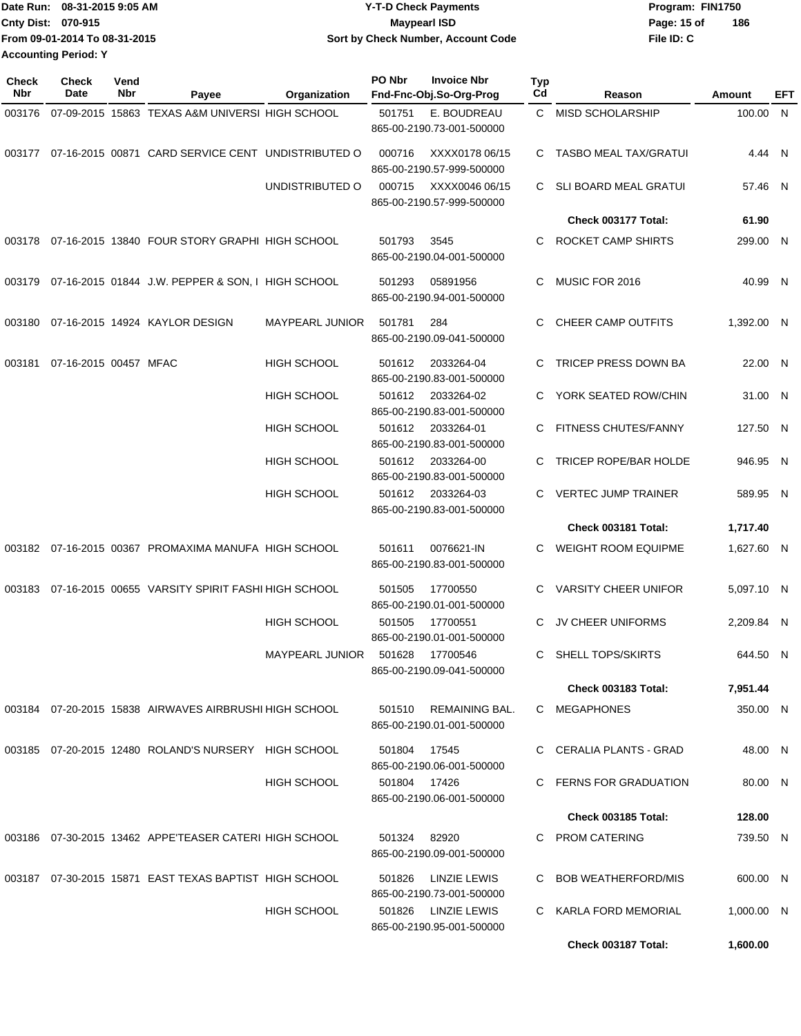Date Run: 08-31-2015 9:05 AM
Cnty Dist: 070-915
From 09-01-2014 To 08-31-2015
Accounting Period: Y

**Y-T-D Check Payments**
**Maypearl ISD**
**Sort by Check Number, Account Code**

Program: FIN1750
File ID: C

| Check Nbr | Check Date | Vend Nbr | Payee | Organization | PO Nbr | Invoice Nbr / Fnd-Fnc-Obj.So-Org-Prog | Typ Cd | Reason | Amount | EFT |
|---|---|---|---|---|---|---|---|---|---|---|
| 003176 | 07-09-2015 | 15863 | TEXAS A&M UNIVERSI | HIGH SCHOOL | 501751 | E. BOUDREAU 865-00-2190.73-001-500000 | C | MISD SCHOLARSHIP | 100.00 | N |
| 003177 | 07-16-2015 | 00871 | CARD SERVICE CENT | UNDISTRIBUTED O | 000716 | XXXX0178 06/15 865-00-2190.57-999-500000 | C | TASBO MEAL TAX/GRATUI | 4.44 | N |
| | | | | UNDISTRIBUTED O | 000715 | XXXX0046 06/15 865-00-2190.57-999-500000 | C | SLI BOARD MEAL GRATUI | 57.46 | N |
| | | | | | | | | **Check 003177 Total:** | **61.90** | |
| 003178 | 07-16-2015 | 13840 | FOUR STORY GRAPHI | HIGH SCHOOL | 501793 | 3545 865-00-2190.04-001-500000 | C | ROCKET CAMP SHIRTS | 299.00 | N |
| 003179 | 07-16-2015 | 01844 | J.W. PEPPER & SON, I | HIGH SCHOOL | 501293 | 05891956 865-00-2190.94-001-500000 | C | MUSIC FOR 2016 | 40.99 | N |
| 003180 | 07-16-2015 | 14924 | KAYLOR DESIGN | MAYPEARL JUNIOR | 501781 | 284 865-00-2190.09-041-500000 | C | CHEER CAMP OUTFITS | 1,392.00 | N |
| 003181 | 07-16-2015 | 00457 | MFAC | HIGH SCHOOL | 501612 | 2033264-04 865-00-2190.83-001-500000 | C | TRICEP PRESS DOWN BA | 22.00 | N |
| | | | | HIGH SCHOOL | 501612 | 2033264-02 865-00-2190.83-001-500000 | C | YORK SEATED ROW/CHIN | 31.00 | N |
| | | | | HIGH SCHOOL | 501612 | 2033264-01 865-00-2190.83-001-500000 | C | FITNESS CHUTES/FANNY | 127.50 | N |
| | | | | HIGH SCHOOL | 501612 | 2033264-00 865-00-2190.83-001-500000 | C | TRICEP ROPE/BAR HOLDE | 946.95 | N |
| | | | | HIGH SCHOOL | 501612 | 2033264-03 865-00-2190.83-001-500000 | C | VERTEC JUMP TRAINER | 589.95 | N |
| | | | | | | | | **Check 003181 Total:** | **1,717.40** | |
| 003182 | 07-16-2015 | 00367 | PROMAXIMA MANUFA | HIGH SCHOOL | 501611 | 0076621-IN 865-00-2190.83-001-500000 | C | WEIGHT ROOM EQUIPME | 1,627.60 | N |
| 003183 | 07-16-2015 | 00655 | VARSITY SPIRIT FASHI | HIGH SCHOOL | 501505 | 17700550 865-00-2190.01-001-500000 | C | VARSITY CHEER UNIFOR | 5,097.10 | N |
| | | | | HIGH SCHOOL | 501505 | 17700551 865-00-2190.01-001-500000 | C | JV CHEER UNIFORMS | 2,209.84 | N |
| | | | | MAYPEARL JUNIOR | 501628 | 17700546 865-00-2190.09-041-500000 | C | SHELL TOPS/SKIRTS | 644.50 | N |
| | | | | | | | | **Check 003183 Total:** | **7,951.44** | |
| 003184 | 07-20-2015 | 15838 | AIRWAVES AIRBRUSHI | HIGH SCHOOL | 501510 | REMAINING BAL. 865-00-2190.01-001-500000 | C | MEGAPHONES | 350.00 | N |
| 003185 | 07-20-2015 | 12480 | ROLAND'S NURSERY | HIGH SCHOOL | 501804 | 17545 865-00-2190.06-001-500000 | C | CERALIA PLANTS - GRAD | 48.00 | N |
| | | | | HIGH SCHOOL | 501804 | 17426 865-00-2190.06-001-500000 | C | FERNS FOR GRADUATION | 80.00 | N |
| | | | | | | | | **Check 003185 Total:** | **128.00** | |
| 003186 | 07-30-2015 | 13462 | APPE'TEASER CATERI | HIGH SCHOOL | 501324 | 82920 865-00-2190.09-001-500000 | C | PROM CATERING | 739.50 | N |
| 003187 | 07-30-2015 | 15871 | EAST TEXAS BAPTIST | HIGH SCHOOL | 501826 | LINZIE LEWIS 865-00-2190.73-001-500000 | C | BOB WEATHERFORD/MIS | 600.00 | N |
| | | | | HIGH SCHOOL | 501826 | LINZIE LEWIS 865-00-2190.95-001-500000 | C | KARLA FORD MEMORIAL | 1,000.00 | N |
| | | | | | | | | **Check 003187 Total:** | **1,600.00** | |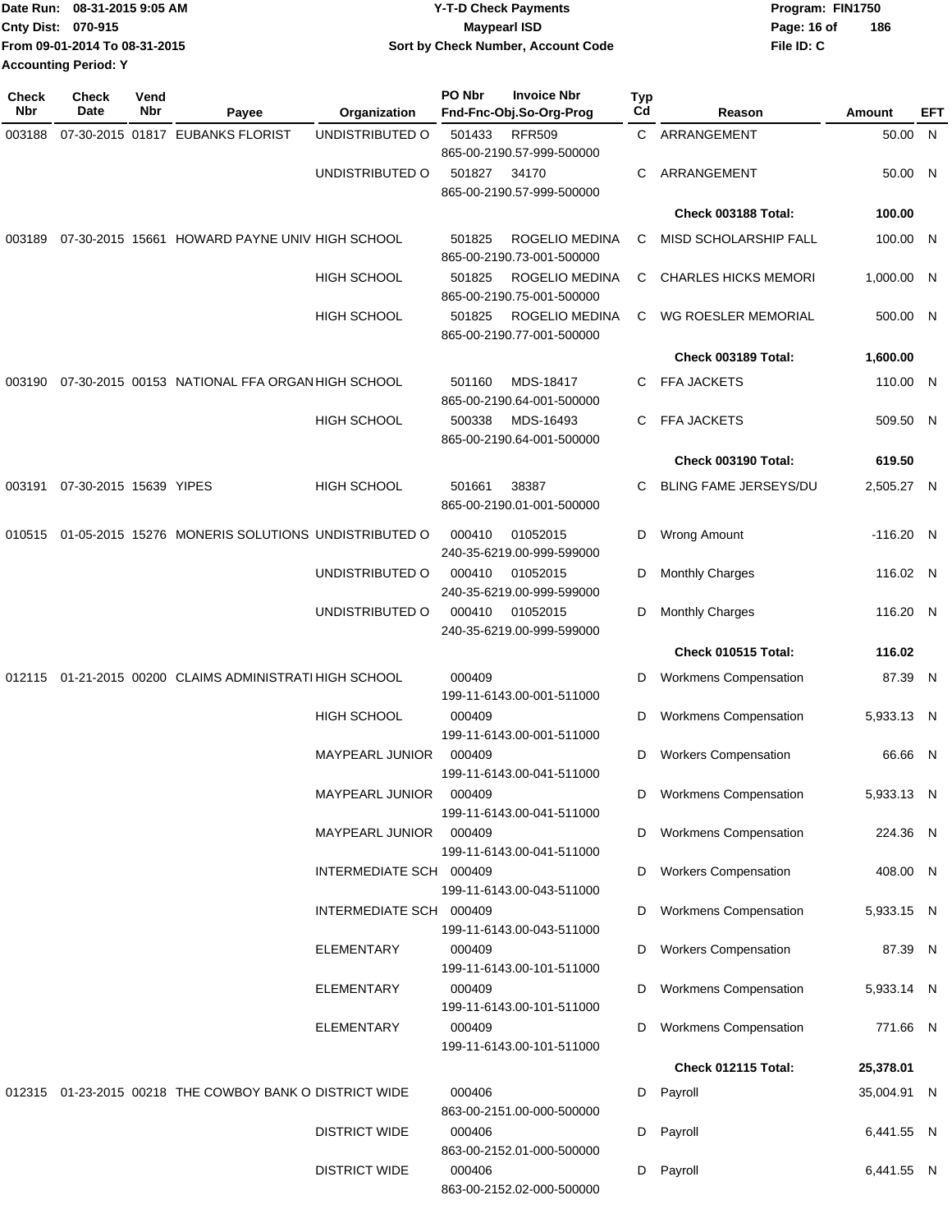Date Run: 08-31-2015 9:05 AM
Cnty Dist: 070-915
From 09-01-2014 To 08-31-2015
Accounting Period: Y

**Y-T-D Check Payments**
**Maypearl ISD**
**Sort by Check Number, Account Code**

Program: FIN1750
File ID: C

| Check Nbr | Check Date | Vend Nbr | Payee | Organization | PO Nbr / Fnd-Fnc-Obj.So-Org-Prog | Invoice Nbr | Typ Cd | Reason | Amount | EFT |
|---|---|---|---|---|---|---|---|---|---|---|
| 003188 | 07-30-2015 | 01817 | EUBANKS FLORIST | UNDISTRIBUTED O | 501433 865-00-2190.57-999-500000 | RFR509 | C | ARRANGEMENT | 50.00 | N |
| | | | | UNDISTRIBUTED O | 501827 865-00-2190.57-999-500000 | 34170 | C | ARRANGEMENT | 50.00 | N |
| | | | | | | | | **Check 003188 Total:** | **100.00** | |
| 003189 | 07-30-2015 | 15661 | HOWARD PAYNE UNIV | HIGH SCHOOL | 501825 865-00-2190.73-001-500000 | ROGELIO MEDINA | C | MISD SCHOLARSHIP FALL | 100.00 | N |
| | | | | HIGH SCHOOL | 501825 865-00-2190.75-001-500000 | ROGELIO MEDINA | C | CHARLES HICKS MEMORI | 1,000.00 | N |
| | | | | HIGH SCHOOL | 501825 865-00-2190.77-001-500000 | ROGELIO MEDINA | C | WG ROESLER MEMORIAL | 500.00 | N |
| | | | | | | | | **Check 003189 Total:** | **1,600.00** | |
| 003190 | 07-30-2015 | 00153 | NATIONAL FFA ORGAN | HIGH SCHOOL | 501160 865-00-2190.64-001-500000 | MDS-18417 | C | FFA JACKETS | 110.00 | N |
| | | | | HIGH SCHOOL | 500338 865-00-2190.64-001-500000 | MDS-16493 | C | FFA JACKETS | 509.50 | N |
| | | | | | | | | **Check 003190 Total:** | **619.50** | |
| 003191 | 07-30-2015 | 15639 | YIPES | HIGH SCHOOL | 501661 865-00-2190.01-001-500000 | 38387 | C | BLING FAME JERSEYS/DU | 2,505.27 | N |
| 010515 | 01-05-2015 | 15276 | MONERIS SOLUTIONS | UNDISTRIBUTED O | 000410 240-35-6219.00-999-599000 | 01052015 | D | Wrong Amount | -116.20 | N |
| | | | | UNDISTRIBUTED O | 000410 240-35-6219.00-999-599000 | 01052015 | D | Monthly Charges | 116.02 | N |
| | | | | UNDISTRIBUTED O | 000410 240-35-6219.00-999-599000 | 01052015 | D | Monthly Charges | 116.20 | N |
| | | | | | | | | **Check 010515 Total:** | **116.02** | |
| 012115 | 01-21-2015 | 00200 | CLAIMS ADMINISTRATI | HIGH SCHOOL | 000409 199-11-6143.00-001-511000 | | D | Workmens Compensation | 87.39 | N |
| | | | | HIGH SCHOOL | 000409 199-11-6143.00-001-511000 | | D | Workmens Compensation | 5,933.13 | N |
| | | | | MAYPEARL JUNIOR | 000409 199-11-6143.00-041-511000 | | D | Workers Compensation | 66.66 | N |
| | | | | MAYPEARL JUNIOR | 000409 199-11-6143.00-041-511000 | | D | Workmens Compensation | 5,933.13 | N |
| | | | | MAYPEARL JUNIOR | 000409 199-11-6143.00-041-511000 | | D | Workmens Compensation | 224.36 | N |
| | | | | INTERMEDIATE SCH | 000409 199-11-6143.00-043-511000 | | D | Workers Compensation | 408.00 | N |
| | | | | INTERMEDIATE SCH | 000409 199-11-6143.00-043-511000 | | D | Workmens Compensation | 5,933.15 | N |
| | | | | ELEMENTARY | 000409 199-11-6143.00-101-511000 | | D | Workers Compensation | 87.39 | N |
| | | | | ELEMENTARY | 000409 199-11-6143.00-101-511000 | | D | Workmens Compensation | 5,933.14 | N |
| | | | | ELEMENTARY | 000409 199-11-6143.00-101-511000 | | D | Workmens Compensation | 771.66 | N |
| | | | | | | | | **Check 012115 Total:** | **25,378.01** | |
| 012315 | 01-23-2015 | 00218 | THE COWBOY BANK O | DISTRICT WIDE | 000406 863-00-2151.00-000-500000 | | D | Payroll | 35,004.91 | N |
| | | | | DISTRICT WIDE | 000406 863-00-2152.01-000-500000 | | D | Payroll | 6,441.55 | N |
| | | | | DISTRICT WIDE | 000406 863-00-2152.02-000-500000 | | D | Payroll | 6,441.55 | N |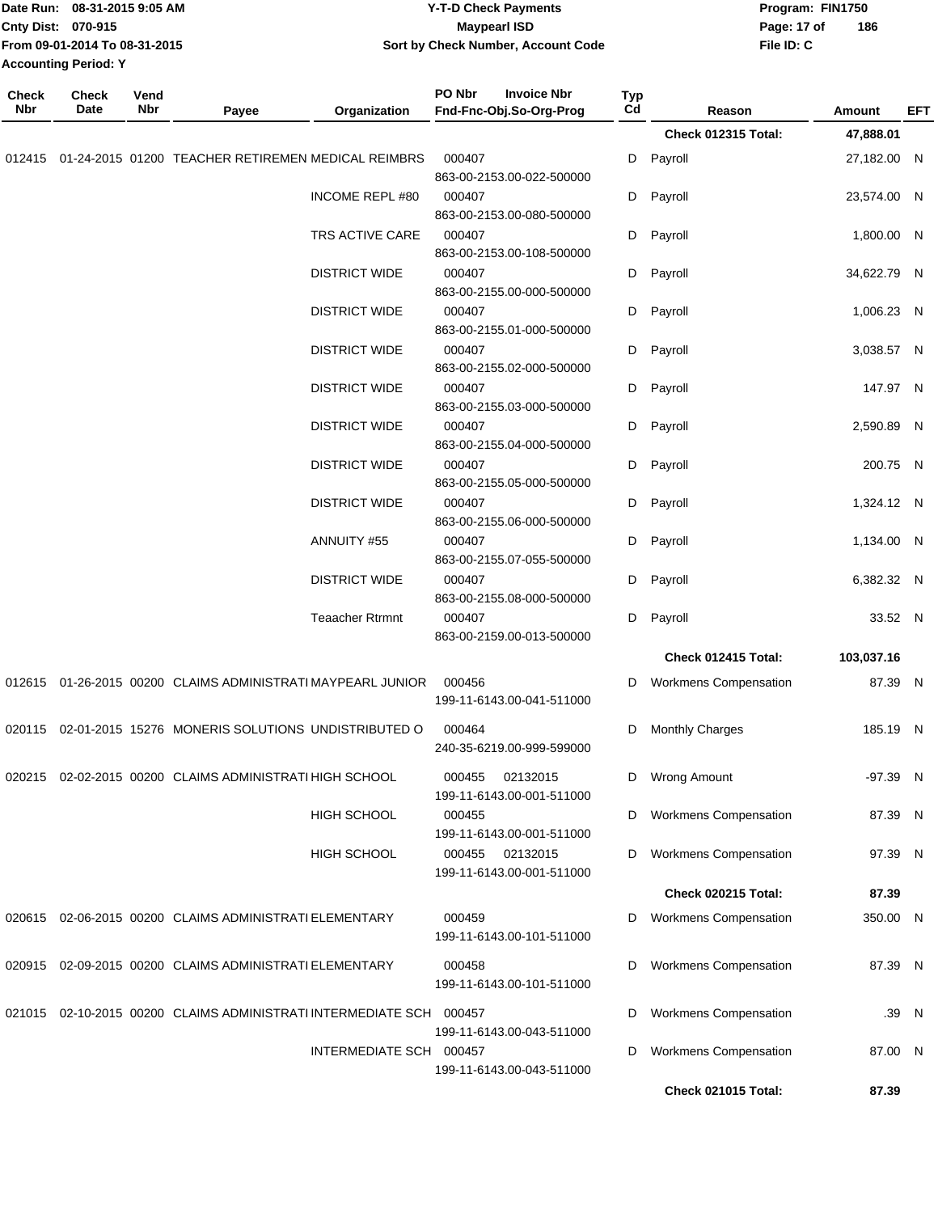Date Run: 08-31-2015 9:05 AM
Cnty Dist: 070-915
From 09-01-2014 To 08-31-2015
Accounting Period: Y

# Y-T-D Check Payments
## Maypearl ISD
### Sort by Check Number, Account Code

Program: FIN1750
File ID: C

| Check Nbr | Check Date | Vend Nbr | Payee | Organization | PO Nbr / Invoice Nbr / Fnd-Fnc-Obj.So-Org-Prog | Typ Cd | Reason | Amount | EFT |
|---|---|---|---|---|---|---|---|---|---|
| | | | | | | | **Check 012315 Total:** | **47,888.01** | |
| 012415 | 01-24-2015 | 01200 | TEACHER RETIREMEN | MEDICAL REIMBRS | 000407 863-00-2153.00-022-500000 | D | Payroll | 27,182.00 | N |
| | | | | INCOME REPL #80 | 000407 863-00-2153.00-080-500000 | D | Payroll | 23,574.00 | N |
| | | | | TRS ACTIVE CARE | 000407 863-00-2153.00-108-500000 | D | Payroll | 1,800.00 | N |
| | | | | DISTRICT WIDE | 000407 863-00-2155.00-000-500000 | D | Payroll | 34,622.79 | N |
| | | | | DISTRICT WIDE | 000407 863-00-2155.01-000-500000 | D | Payroll | 1,006.23 | N |
| | | | | DISTRICT WIDE | 000407 863-00-2155.02-000-500000 | D | Payroll | 3,038.57 | N |
| | | | | DISTRICT WIDE | 000407 863-00-2155.03-000-500000 | D | Payroll | 147.97 | N |
| | | | | DISTRICT WIDE | 000407 863-00-2155.04-000-500000 | D | Payroll | 2,590.89 | N |
| | | | | DISTRICT WIDE | 000407 863-00-2155.05-000-500000 | D | Payroll | 200.75 | N |
| | | | | DISTRICT WIDE | 000407 863-00-2155.06-000-500000 | D | Payroll | 1,324.12 | N |
| | | | | ANNUITY #55 | 000407 863-00-2155.07-055-500000 | D | Payroll | 1,134.00 | N |
| | | | | DISTRICT WIDE | 000407 863-00-2155.08-000-500000 | D | Payroll | 6,382.32 | N |
| | | | | Teaacher Rtrmnt | 000407 863-00-2159.00-013-500000 | D | Payroll | 33.52 | N |
| | | | | | | | **Check 012415 Total:** | **103,037.16** | |
| 012615 | 01-26-2015 | 00200 | CLAIMS ADMINISTRATI | MAYPEARL JUNIOR | 000456 199-11-6143.00-041-511000 | D | Workmens Compensation | 87.39 | N |
| 020115 | 02-01-2015 | 15276 | MONERIS SOLUTIONS | UNDISTRIBUTED O | 000464 240-35-6219.00-999-599000 | D | Monthly Charges | 185.19 | N |
| 020215 | 02-02-2015 | 00200 | CLAIMS ADMINISTRATI | HIGH SCHOOL | 000455 02132015 199-11-6143.00-001-511000 | D | Wrong Amount | -97.39 | N |
| | | | | HIGH SCHOOL | 000455 199-11-6143.00-001-511000 | D | Workmens Compensation | 87.39 | N |
| | | | | HIGH SCHOOL | 000455 02132015 199-11-6143.00-001-511000 | D | Workmens Compensation | 97.39 | N |
| | | | | | | | **Check 020215 Total:** | **87.39** | |
| 020615 | 02-06-2015 | 00200 | CLAIMS ADMINISTRATI | ELEMENTARY | 000459 199-11-6143.00-101-511000 | D | Workmens Compensation | 350.00 | N |
| 020915 | 02-09-2015 | 00200 | CLAIMS ADMINISTRATI | ELEMENTARY | 000458 199-11-6143.00-101-511000 | D | Workmens Compensation | 87.39 | N |
| 021015 | 02-10-2015 | 00200 | CLAIMS ADMINISTRATI | INTERMEDIATE SCH | 000457 199-11-6143.00-043-511000 | D | Workmens Compensation | .39 | N |
| | | | | INTERMEDIATE SCH | 000457 199-11-6143.00-043-511000 | D | Workmens Compensation | 87.00 | N |
| | | | | | | | **Check 021015 Total:** | **87.39** | |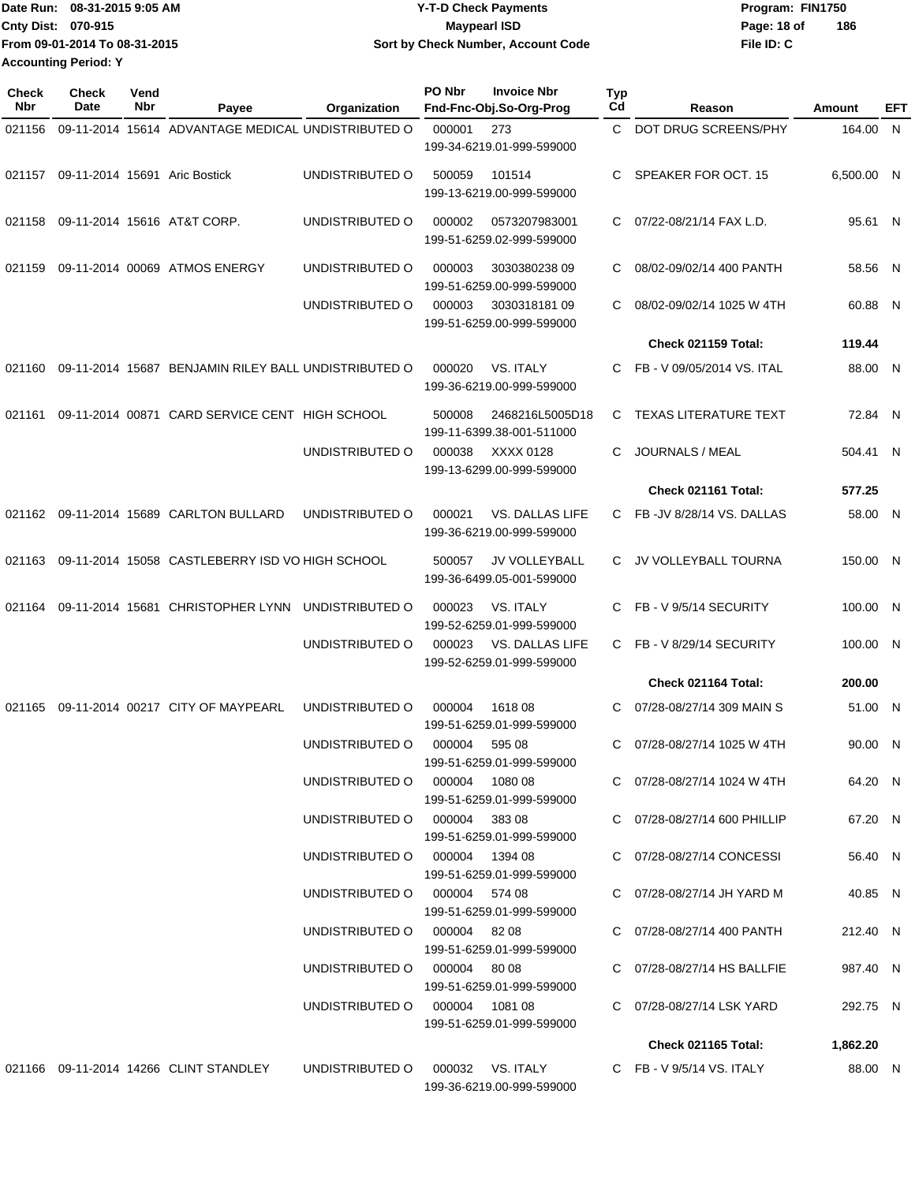Date Run: 08-31-2015 9:05 AM
Cnty Dist: 070-915
From 09-01-2014 To 08-31-2015
Accounting Period: Y

**Y-T-D Check Payments**
**Maypearl ISD**
**Sort by Check Number, Account Code**

Program: FIN1750
File ID: C

| Check Nbr | Check Date | Vend Nbr | Payee | Organization | PO Nbr | Invoice Nbr / Fnd-Fnc-Obj.So-Org-Prog | Typ Cd | Reason | Amount | EFT |
|---|---|---|---|---|---|---|---|---|---|---|
| 021156 | 09-11-2014 | 15614 | ADVANTAGE MEDICAL | UNDISTRIBUTED O | 000001 | 273 / 199-34-6219.01-999-599000 | C | DOT DRUG SCREENS/PHY | 164.00 | N |
| 021157 | 09-11-2014 | 15691 | Aric Bostick | UNDISTRIBUTED O | 500059 | 101514 / 199-13-6219.00-999-599000 | C | SPEAKER FOR OCT. 15 | 6,500.00 | N |
| 021158 | 09-11-2014 | 15616 | AT&T CORP. | UNDISTRIBUTED O | 000002 | 0573207983001 / 199-51-6259.02-999-599000 | C | 07/22-08/21/14 FAX L.D. | 95.61 | N |
| 021159 | 09-11-2014 | 00069 | ATMOS ENERGY | UNDISTRIBUTED O | 000003 | 3030380238 09 / 199-51-6259.00-999-599000 | C | 08/02-09/02/14 400 PANTH | 58.56 | N |
| | | | | UNDISTRIBUTED O | 000003 | 3030318181 09 / 199-51-6259.00-999-599000 | C | 08/02-09/02/14 1025 W 4TH | 60.88 | N |
| | | | | | | | | **Check 021159 Total:** | **119.44** | |
| 021160 | 09-11-2014 | 15687 | BENJAMIN RILEY BALL | UNDISTRIBUTED O | 000020 | VS. ITALY / 199-36-6219.00-999-599000 | C | FB - V 09/05/2014 VS. ITAL | 88.00 | N |
| 021161 | 09-11-2014 | 00871 | CARD SERVICE CENT | HIGH SCHOOL | 500008 | 2468216L5005D18 / 199-11-6399.38-001-511000 | C | TEXAS LITERATURE TEXT | 72.84 | N |
| | | | | UNDISTRIBUTED O | 000038 | XXXX 0128 / 199-13-6299.00-999-599000 | C | JOURNALS / MEAL | 504.41 | N |
| | | | | | | | | **Check 021161 Total:** | **577.25** | |
| 021162 | 09-11-2014 | 15689 | CARLTON BULLARD | UNDISTRIBUTED O | 000021 | VS. DALLAS LIFE / 199-36-6219.00-999-599000 | C | FB -JV 8/28/14 VS. DALLAS | 58.00 | N |
| 021163 | 09-11-2014 | 15058 | CASTLEBERRY ISD VO | HIGH SCHOOL | 500057 | JV VOLLEYBALL / 199-36-6499.05-001-599000 | C | JV VOLLEYBALL TOURNA | 150.00 | N |
| 021164 | 09-11-2014 | 15681 | CHRISTOPHER LYNN | UNDISTRIBUTED O | 000023 | VS. ITALY / 199-52-6259.01-999-599000 | C | FB - V 9/5/14 SECURITY | 100.00 | N |
| | | | | UNDISTRIBUTED O | 000023 | VS. DALLAS LIFE / 199-52-6259.01-999-599000 | C | FB - V 8/29/14 SECURITY | 100.00 | N |
| | | | | | | | | **Check 021164 Total:** | **200.00** | |
| 021165 | 09-11-2014 | 00217 | CITY OF MAYPEARL | UNDISTRIBUTED O | 000004 | 1618 08 / 199-51-6259.01-999-599000 | C | 07/28-08/27/14 309 MAIN S | 51.00 | N |
| | | | | UNDISTRIBUTED O | 000004 | 595 08 / 199-51-6259.01-999-599000 | C | 07/28-08/27/14 1025 W 4TH | 90.00 | N |
| | | | | UNDISTRIBUTED O | 000004 | 1080 08 / 199-51-6259.01-999-599000 | C | 07/28-08/27/14 1024 W 4TH | 64.20 | N |
| | | | | UNDISTRIBUTED O | 000004 | 383 08 / 199-51-6259.01-999-599000 | C | 07/28-08/27/14 600 PHILLIP | 67.20 | N |
| | | | | UNDISTRIBUTED O | 000004 | 1394 08 / 199-51-6259.01-999-599000 | C | 07/28-08/27/14 CONCESSI | 56.40 | N |
| | | | | UNDISTRIBUTED O | 000004 | 574 08 / 199-51-6259.01-999-599000 | C | 07/28-08/27/14 JH YARD M | 40.85 | N |
| | | | | UNDISTRIBUTED O | 000004 | 82 08 / 199-51-6259.01-999-599000 | C | 07/28-08/27/14 400 PANTH | 212.40 | N |
| | | | | UNDISTRIBUTED O | 000004 | 80 08 / 199-51-6259.01-999-599000 | C | 07/28-08/27/14 HS BALLFIE | 987.40 | N |
| | | | | UNDISTRIBUTED O | 000004 | 1081 08 / 199-51-6259.01-999-599000 | C | 07/28-08/27/14 LSK YARD | 292.75 | N |
| | | | | | | | | **Check 021165 Total:** | **1,862.20** | |
| 021166 | 09-11-2014 | 14266 | CLINT STANDLEY | UNDISTRIBUTED O | 000032 | VS. ITALY / 199-36-6219.00-999-599000 | C | FB - V 9/5/14 VS. ITALY | 88.00 | N |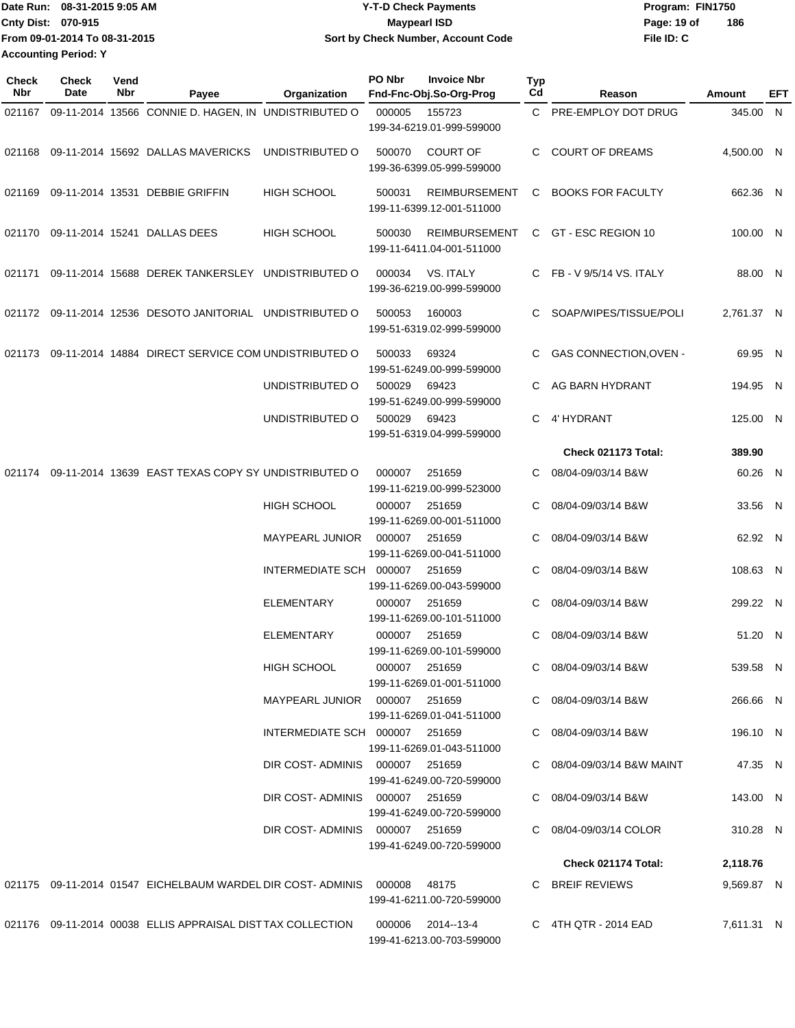Date Run: 08-31-2015 9:05 AM
Cnty Dist: 070-915
From 09-01-2014 To 08-31-2015
Accounting Period: Y

# Y-T-D Check Payments
## Maypearl ISD
### Sort by Check Number, Account Code

Program: FIN1750
File ID: C

| Check Nbr | Check Date | Vend Nbr | Payee | Organization | PO Nbr | Invoice Nbr / Fnd-Fnc-Obj.So-Org-Prog | Typ Cd | Reason | Amount | EFT |
|---|---|---|---|---|---|---|---|---|---|---|
| 021167 | 09-11-2014 | 13566 | CONNIE D. HAGEN, IN | UNDISTRIBUTED O | 000005 | 155723 199-34-6219.01-999-599000 | C | PRE-EMPLOY DOT DRUG | 345.00 | N |
| 021168 | 09-11-2014 | 15692 | DALLAS MAVERICKS | UNDISTRIBUTED O | 500070 | COURT OF 199-36-6399.05-999-599000 | C | COURT OF DREAMS | 4,500.00 | N |
| 021169 | 09-11-2014 | 13531 | DEBBIE GRIFFIN | HIGH SCHOOL | 500031 | REIMBURSEMENT 199-11-6399.12-001-511000 | C | BOOKS FOR FACULTY | 662.36 | N |
| 021170 | 09-11-2014 | 15241 | DALLAS DEES | HIGH SCHOOL | 500030 | REIMBURSEMENT 199-11-6411.04-001-511000 | C | GT - ESC REGION 10 | 100.00 | N |
| 021171 | 09-11-2014 | 15688 | DEREK TANKERSLEY | UNDISTRIBUTED O | 000034 | VS. ITALY 199-36-6219.00-999-599000 | C | FB - V 9/5/14 VS. ITALY | 88.00 | N |
| 021172 | 09-11-2014 | 12536 | DESOTO JANITORIAL | UNDISTRIBUTED O | 500053 | 160003 199-51-6319.02-999-599000 | C | SOAP/WIPES/TISSUE/POLI | 2,761.37 | N |
| 021173 | 09-11-2014 | 14884 | DIRECT SERVICE COM | UNDISTRIBUTED O | 500033 | 69324 199-51-6249.00-999-599000 | C | GAS CONNECTION,OVEN - | 69.95 | N |
| | | | | UNDISTRIBUTED O | 500029 | 69423 199-51-6249.00-999-599000 | C | AG BARN HYDRANT | 194.95 | N |
| | | | | UNDISTRIBUTED O | 500029 | 69423 199-51-6319.04-999-599000 | C | 4' HYDRANT | 125.00 | N |
| | | | | | | | | **Check 021173 Total:** | **389.90** | |
| 021174 | 09-11-2014 | 13639 | EAST TEXAS COPY SY | UNDISTRIBUTED O | 000007 | 251659 199-11-6219.00-999-523000 | C | 08/04-09/03/14 B&W | 60.26 | N |
| | | | | HIGH SCHOOL | 000007 | 251659 199-11-6269.00-001-511000 | C | 08/04-09/03/14 B&W | 33.56 | N |
| | | | | MAYPEARL JUNIOR | 000007 | 251659 199-11-6269.00-041-511000 | C | 08/04-09/03/14 B&W | 62.92 | N |
| | | | | INTERMEDIATE SCH | 000007 | 251659 199-11-6269.00-043-599000 | C | 08/04-09/03/14 B&W | 108.63 | N |
| | | | | ELEMENTARY | 000007 | 251659 199-11-6269.00-101-511000 | C | 08/04-09/03/14 B&W | 299.22 | N |
| | | | | ELEMENTARY | 000007 | 251659 199-11-6269.00-101-599000 | C | 08/04-09/03/14 B&W | 51.20 | N |
| | | | | HIGH SCHOOL | 000007 | 251659 199-11-6269.01-001-511000 | C | 08/04-09/03/14 B&W | 539.58 | N |
| | | | | MAYPEARL JUNIOR | 000007 | 251659 199-11-6269.01-041-511000 | C | 08/04-09/03/14 B&W | 266.66 | N |
| | | | | INTERMEDIATE SCH | 000007 | 251659 199-11-6269.01-043-511000 | C | 08/04-09/03/14 B&W | 196.10 | N |
| | | | | DIR COST- ADMINIS | 000007 | 251659 199-41-6249.00-720-599000 | C | 08/04-09/03/14 B&W MAINT | 47.35 | N |
| | | | | DIR COST- ADMINIS | 000007 | 251659 199-41-6249.00-720-599000 | C | 08/04-09/03/14 B&W | 143.00 | N |
| | | | | DIR COST- ADMINIS | 000007 | 251659 199-41-6249.00-720-599000 | C | 08/04-09/03/14 COLOR | 310.28 | N |
| | | | | | | | | **Check 021174 Total:** | **2,118.76** | |
| 021175 | 09-11-2014 | 01547 | EICHELBAUM WARDEL | DIR COST- ADMINIS | 000008 | 48175 199-41-6211.00-720-599000 | C | BREIF REVIEWS | 9,569.87 | N |
| 021176 | 09-11-2014 | 00038 | ELLIS APPRAISAL DIST | TAX COLLECTION | 000006 | 2014--13-4 199-41-6213.00-703-599000 | C | 4TH QTR - 2014 EAD | 7,611.31 | N |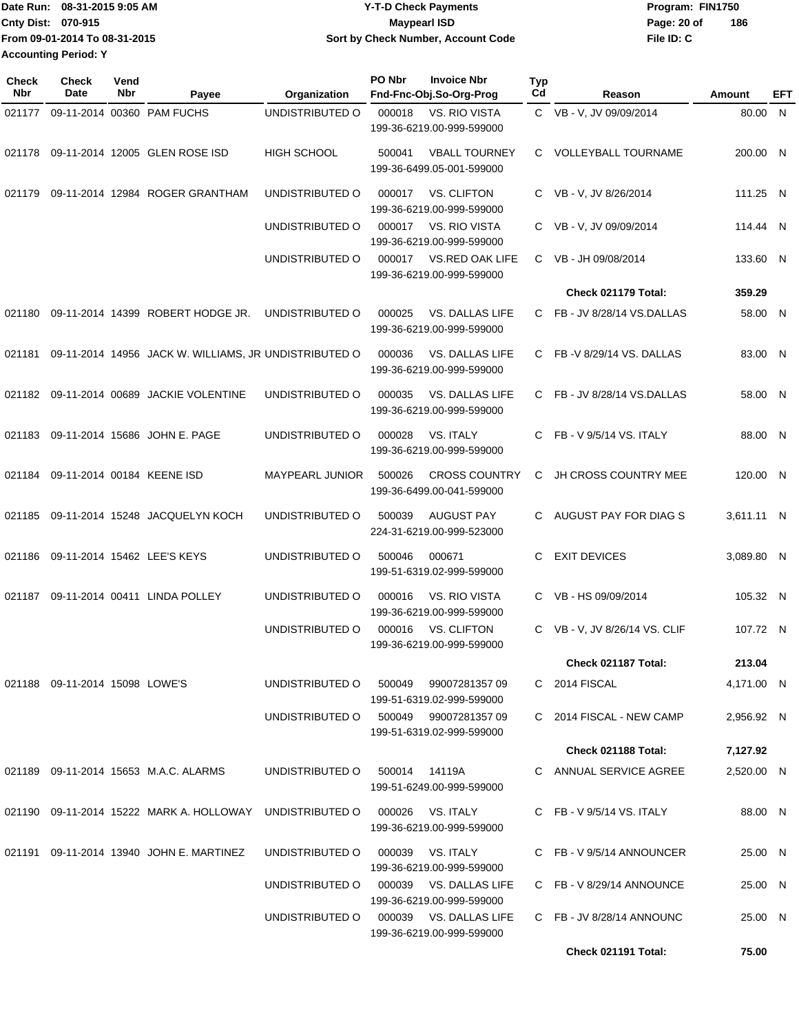Date Run: 08-31-2015 9:05 AM
Cnty Dist: 070-915
From 09-01-2014 To 08-31-2015
Accounting Period: Y

**Y-T-D Check Payments**
**Maypearl ISD**
**Sort by Check Number, Account Code**

Program: FIN1750
File ID: C

| Check Nbr | Check Date | Vend Nbr | Payee | Organization | PO Nbr | Invoice Nbr / Fnd-Fnc-Obj.So-Org-Prog | Typ Cd | Reason | Amount | EFT |
|---|---|---|---|---|---|---|---|---|---|---|
| 021177 | 09-11-2014 | 00360 | PAM FUCHS | UNDISTRIBUTED O | 000018 | VS. RIO VISTA 199-36-6219.00-999-599000 | C | VB - V, JV 09/09/2014 | 80.00 | N |
| 021178 | 09-11-2014 | 12005 | GLEN ROSE ISD | HIGH SCHOOL | 500041 | VBALL TOURNEY 199-36-6499.05-001-599000 | C | VOLLEYBALL TOURNAME | 200.00 | N |
| 021179 | 09-11-2014 | 12984 | ROGER GRANTHAM | UNDISTRIBUTED O | 000017 | VS. CLIFTON 199-36-6219.00-999-599000 | C | VB - V, JV 8/26/2014 | 111.25 | N |
| | | | | UNDISTRIBUTED O | 000017 | VS. RIO VISTA 199-36-6219.00-999-599000 | C | VB - V, JV 09/09/2014 | 114.44 | N |
| | | | | UNDISTRIBUTED O | 000017 | VS.RED OAK LIFE 199-36-6219.00-999-599000 | C | VB - JH 09/08/2014 | 133.60 | N |
| | | | | | | | | **Check 021179 Total:** | **359.29** | |
| 021180 | 09-11-2014 | 14399 | ROBERT HODGE JR. | UNDISTRIBUTED O | 000025 | VS. DALLAS LIFE 199-36-6219.00-999-599000 | C | FB - JV 8/28/14 VS.DALLAS | 58.00 | N |
| 021181 | 09-11-2014 | 14956 | JACK W. WILLIAMS, JR | UNDISTRIBUTED O | 000036 | VS. DALLAS LIFE 199-36-6219.00-999-599000 | C | FB -V 8/29/14 VS. DALLAS | 83.00 | N |
| 021182 | 09-11-2014 | 00689 | JACKIE VOLENTINE | UNDISTRIBUTED O | 000035 | VS. DALLAS LIFE 199-36-6219.00-999-599000 | C | FB - JV 8/28/14 VS.DALLAS | 58.00 | N |
| 021183 | 09-11-2014 | 15686 | JOHN E. PAGE | UNDISTRIBUTED O | 000028 | VS. ITALY 199-36-6219.00-999-599000 | C | FB - V 9/5/14 VS. ITALY | 88.00 | N |
| 021184 | 09-11-2014 | 00184 | KEENE ISD | MAYPEARL JUNIOR | 500026 | CROSS COUNTRY 199-36-6499.00-041-599000 | C | JH CROSS COUNTRY MEE | 120.00 | N |
| 021185 | 09-11-2014 | 15248 | JACQUELYN KOCH | UNDISTRIBUTED O | 500039 | AUGUST PAY 224-31-6219.00-999-523000 | C | AUGUST PAY FOR DIAG S | 3,611.11 | N |
| 021186 | 09-11-2014 | 15462 | LEE'S KEYS | UNDISTRIBUTED O | 500046 | 000671 199-51-6319.02-999-599000 | C | EXIT DEVICES | 3,089.80 | N |
| 021187 | 09-11-2014 | 00411 | LINDA POLLEY | UNDISTRIBUTED O | 000016 | VS. RIO VISTA 199-36-6219.00-999-599000 | C | VB - HS 09/09/2014 | 105.32 | N |
| | | | | UNDISTRIBUTED O | 000016 | VS. CLIFTON 199-36-6219.00-999-599000 | C | VB - V, JV 8/26/14 VS. CLIF | 107.72 | N |
| | | | | | | | | **Check 021187 Total:** | **213.04** | |
| 021188 | 09-11-2014 | 15098 | LOWE'S | UNDISTRIBUTED O | 500049 | 99007281357 09 199-51-6319.02-999-599000 | C | 2014 FISCAL | 4,171.00 | N |
| | | | | UNDISTRIBUTED O | 500049 | 99007281357 09 199-51-6319.02-999-599000 | C | 2014 FISCAL - NEW CAMP | 2,956.92 | N |
| | | | | | | | | **Check 021188 Total:** | **7,127.92** | |
| 021189 | 09-11-2014 | 15653 | M.A.C. ALARMS | UNDISTRIBUTED O | 500014 | 14119A 199-51-6249.00-999-599000 | C | ANNUAL SERVICE AGREE | 2,520.00 | N |
| 021190 | 09-11-2014 | 15222 | MARK A. HOLLOWAY | UNDISTRIBUTED O | 000026 | VS. ITALY 199-36-6219.00-999-599000 | C | FB - V 9/5/14 VS. ITALY | 88.00 | N |
| 021191 | 09-11-2014 | 13940 | JOHN E. MARTINEZ | UNDISTRIBUTED O | 000039 | VS. ITALY 199-36-6219.00-999-599000 | C | FB - V 9/5/14 ANNOUNCER | 25.00 | N |
| | | | | UNDISTRIBUTED O | 000039 | VS. DALLAS LIFE 199-36-6219.00-999-599000 | C | FB - V 8/29/14 ANNOUNCE | 25.00 | N |
| | | | | UNDISTRIBUTED O | 000039 | VS. DALLAS LIFE 199-36-6219.00-999-599000 | C | FB - JV 8/28/14 ANNOUNC | 25.00 | N |
| | | | | | | | | **Check 021191 Total:** | **75.00** | |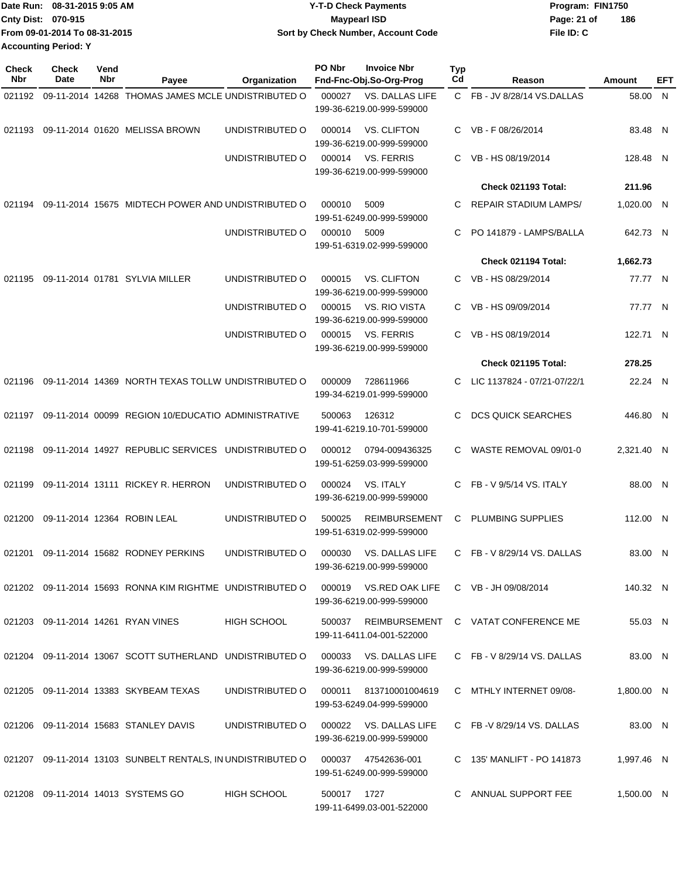Date Run: 08-31-2015 9:05 AM
Cnty Dist: 070-915
From 09-01-2014 To 08-31-2015
Accounting Period: Y

# Y-T-D Check Payments
## Maypearl ISD
### Sort by Check Number, Account Code

Program: FIN1750
File ID: C

| Check Nbr | Check Date | Vend Nbr | Payee | Organization | PO Nbr | Invoice Nbr / Fnd-Fnc-Obj.So-Org-Prog | Typ Cd | Reason | Amount | EFT |
|---|---|---|---|---|---|---|---|---|---|---|
| 021192 | 09-11-2014 | 14268 | THOMAS JAMES MCLE | UNDISTRIBUTED O | 000027 | VS. DALLAS LIFE 199-36-6219.00-999-599000 | C | FB - JV 8/28/14 VS.DALLAS | 58.00 | N |
| 021193 | 09-11-2014 | 01620 | MELISSA BROWN | UNDISTRIBUTED O | 000014 | VS. CLIFTON 199-36-6219.00-999-599000 | C | VB - F 08/26/2014 | 83.48 | N |
| | | | | UNDISTRIBUTED O | 000014 | VS. FERRIS 199-36-6219.00-999-599000 | C | VB - HS 08/19/2014 | 128.48 | N |
| | | | | | | | | **Check 021193 Total:** | **211.96** | |
| 021194 | 09-11-2014 | 15675 | MIDTECH POWER AND | UNDISTRIBUTED O | 000010 | 5009 199-51-6249.00-999-599000 | C | REPAIR STADIUM LAMPS/ | 1,020.00 | N |
| | | | | UNDISTRIBUTED O | 000010 | 5009 199-51-6319.02-999-599000 | C | PO 141879 - LAMPS/BALLA | 642.73 | N |
| | | | | | | | | **Check 021194 Total:** | **1,662.73** | |
| 021195 | 09-11-2014 | 01781 | SYLVIA MILLER | UNDISTRIBUTED O | 000015 | VS. CLIFTON 199-36-6219.00-999-599000 | C | VB - HS 08/29/2014 | 77.77 | N |
| | | | | UNDISTRIBUTED O | 000015 | VS. RIO VISTA 199-36-6219.00-999-599000 | C | VB - HS 09/09/2014 | 77.77 | N |
| | | | | UNDISTRIBUTED O | 000015 | VS. FERRIS 199-36-6219.00-999-599000 | C | VB - HS 08/19/2014 | 122.71 | N |
| | | | | | | | | **Check 021195 Total:** | **278.25** | |
| 021196 | 09-11-2014 | 14369 | NORTH TEXAS TOLLW | UNDISTRIBUTED O | 000009 | 728611966 199-34-6219.01-999-599000 | C | LIC 1137824 - 07/21-07/22/1 | 22.24 | N |
| 021197 | 09-11-2014 | 00099 | REGION 10/EDUCATIO | ADMINISTRATIVE | 500063 | 126312 199-41-6219.10-701-599000 | C | DCS QUICK SEARCHES | 446.80 | N |
| 021198 | 09-11-2014 | 14927 | REPUBLIC SERVICES | UNDISTRIBUTED O | 000012 | 0794-009436325 199-51-6259.03-999-599000 | C | WASTE REMOVAL 09/01-0 | 2,321.40 | N |
| 021199 | 09-11-2014 | 13111 | RICKEY R. HERRON | UNDISTRIBUTED O | 000024 | VS. ITALY 199-36-6219.00-999-599000 | C | FB - V 9/5/14 VS. ITALY | 88.00 | N |
| 021200 | 09-11-2014 | 12364 | ROBIN LEAL | UNDISTRIBUTED O | 500025 | REIMBURSEMENT 199-51-6319.02-999-599000 | C | PLUMBING SUPPLIES | 112.00 | N |
| 021201 | 09-11-2014 | 15682 | RODNEY PERKINS | UNDISTRIBUTED O | 000030 | VS. DALLAS LIFE 199-36-6219.00-999-599000 | C | FB - V 8/29/14 VS. DALLAS | 83.00 | N |
| 021202 | 09-11-2014 | 15693 | RONNA KIM RIGHTME | UNDISTRIBUTED O | 000019 | VS.RED OAK LIFE 199-36-6219.00-999-599000 | C | VB - JH 09/08/2014 | 140.32 | N |
| 021203 | 09-11-2014 | 14261 | RYAN VINES | HIGH SCHOOL | 500037 | REIMBURSEMENT 199-11-6411.04-001-522000 | C | VATAT CONFERENCE ME | 55.03 | N |
| 021204 | 09-11-2014 | 13067 | SCOTT SUTHERLAND | UNDISTRIBUTED O | 000033 | VS. DALLAS LIFE 199-36-6219.00-999-599000 | C | FB - V 8/29/14 VS. DALLAS | 83.00 | N |
| 021205 | 09-11-2014 | 13383 | SKYBEAM TEXAS | UNDISTRIBUTED O | 000011 | 813710001004619 199-53-6249.04-999-599000 | C | MTHLY INTERNET 09/08- | 1,800.00 | N |
| 021206 | 09-11-2014 | 15683 | STANLEY DAVIS | UNDISTRIBUTED O | 000022 | VS. DALLAS LIFE 199-36-6219.00-999-599000 | C | FB -V 8/29/14 VS. DALLAS | 83.00 | N |
| 021207 | 09-11-2014 | 13103 | SUNBELT RENTALS, IN | UNDISTRIBUTED O | 000037 | 47542636-001 199-51-6249.00-999-599000 | C | 135' MANLIFT - PO 141873 | 1,997.46 | N |
| 021208 | 09-11-2014 | 14013 | SYSTEMS GO | HIGH SCHOOL | 500017 | 1727 199-11-6499.03-001-522000 | C | ANNUAL SUPPORT FEE | 1,500.00 | N |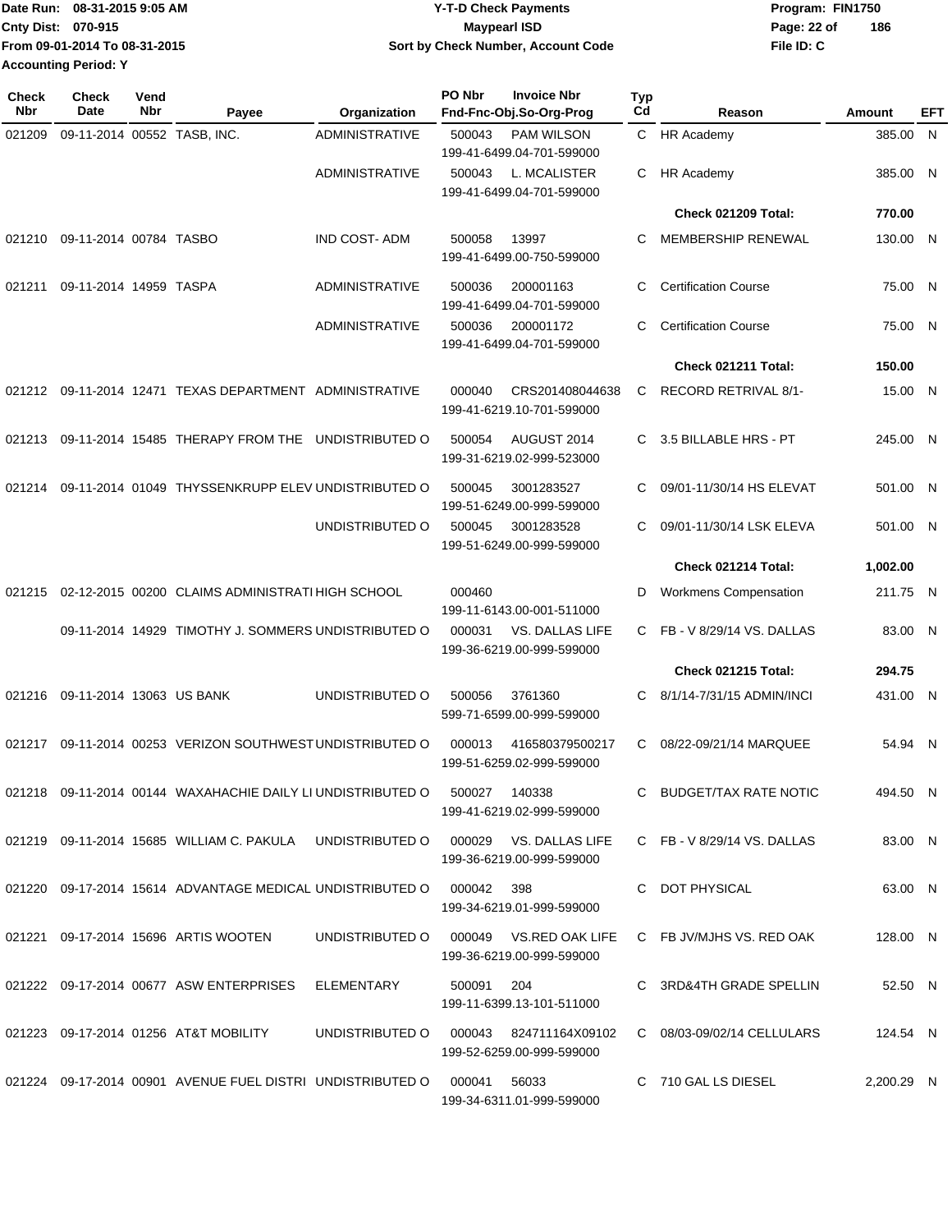Date Run: 08-31-2015 9:05 AM
Cnty Dist: 070-915
From 09-01-2014 To 08-31-2015
Accounting Period: Y

# Y-T-D Check Payments
## Maypearl ISD
### Sort by Check Number, Account Code

Program: FIN1750
File ID: C

| Check Nbr | Check Date | Vend Nbr | Payee | Organization | PO Nbr | Invoice Nbr / Fnd-Fnc-Obj.So-Org-Prog | Typ Cd | Reason | Amount | EFT |
|---|---|---|---|---|---|---|---|---|---|---|
| 021209 | 09-11-2014 | 00552 | TASB, INC. | ADMINISTRATIVE | 500043 | PAM WILSON 199-41-6499.04-701-599000 | C | HR Academy | 385.00 | N |
| | | | | ADMINISTRATIVE | 500043 | L. MCALISTER 199-41-6499.04-701-599000 | C | HR Academy | 385.00 | N |
| | | | | | | | | **Check 021209 Total:** | **770.00** | |
| 021210 | 09-11-2014 | 00784 | TASBO | IND COST- ADM | 500058 | 13997 199-41-6499.00-750-599000 | C | MEMBERSHIP RENEWAL | 130.00 | N |
| 021211 | 09-11-2014 | 14959 | TASPA | ADMINISTRATIVE | 500036 | 200001163 199-41-6499.04-701-599000 | C | Certification Course | 75.00 | N |
| | | | | ADMINISTRATIVE | 500036 | 200001172 199-41-6499.04-701-599000 | C | Certification Course | 75.00 | N |
| | | | | | | | | **Check 021211 Total:** | **150.00** | |
| 021212 | 09-11-2014 | 12471 | TEXAS DEPARTMENT | ADMINISTRATIVE | 000040 | CRS201408044638 199-41-6219.10-701-599000 | C | RECORD RETRIVAL 8/1- | 15.00 | N |
| 021213 | 09-11-2014 | 15485 | THERAPY FROM THE | UNDISTRIBUTED O | 500054 | AUGUST 2014 199-31-6219.02-999-523000 | C | 3.5 BILLABLE HRS - PT | 245.00 | N |
| 021214 | 09-11-2014 | 01049 | THYSSENKRUPP ELEV | UNDISTRIBUTED O | 500045 | 3001283527 199-51-6249.00-999-599000 | C | 09/01-11/30/14 HS ELEVAT | 501.00 | N |
| | | | | UNDISTRIBUTED O | 500045 | 3001283528 199-51-6249.00-999-599000 | C | 09/01-11/30/14 LSK ELEVA | 501.00 | N |
| | | | | | | | | **Check 021214 Total:** | **1,002.00** | |
| 021215 | 02-12-2015 | 00200 | CLAIMS ADMINISTRATI | HIGH SCHOOL | 000460 | 199-11-6143.00-001-511000 | D | Workmens Compensation | 211.75 | N |
| | 09-11-2014 | 14929 | TIMOTHY J. SOMMERS | UNDISTRIBUTED O | 000031 | VS. DALLAS LIFE 199-36-6219.00-999-599000 | C | FB - V 8/29/14 VS. DALLAS | 83.00 | N |
| | | | | | | | | **Check 021215 Total:** | **294.75** | |
| 021216 | 09-11-2014 | 13063 | US BANK | UNDISTRIBUTED O | 500056 | 3761360 599-71-6599.00-999-599000 | C | 8/1/14-7/31/15 ADMIN/INCI | 431.00 | N |
| 021217 | 09-11-2014 | 00253 | VERIZON SOUTHWEST | UNDISTRIBUTED O | 000013 | 416580379500217 199-51-6259.02-999-599000 | C | 08/22-09/21/14 MARQUEE | 54.94 | N |
| 021218 | 09-11-2014 | 00144 | WAXAHACHIE DAILY LI | UNDISTRIBUTED O | 500027 | 140338 199-41-6219.02-999-599000 | C | BUDGET/TAX RATE NOTIC | 494.50 | N |
| 021219 | 09-11-2014 | 15685 | WILLIAM C. PAKULA | UNDISTRIBUTED O | 000029 | VS. DALLAS LIFE 199-36-6219.00-999-599000 | C | FB - V 8/29/14 VS. DALLAS | 83.00 | N |
| 021220 | 09-17-2014 | 15614 | ADVANTAGE MEDICAL | UNDISTRIBUTED O | 000042 | 398 199-34-6219.01-999-599000 | C | DOT PHYSICAL | 63.00 | N |
| 021221 | 09-17-2014 | 15696 | ARTIS WOOTEN | UNDISTRIBUTED O | 000049 | VS.RED OAK LIFE 199-36-6219.00-999-599000 | C | FB JV/MJHS VS. RED OAK | 128.00 | N |
| 021222 | 09-17-2014 | 00677 | ASW ENTERPRISES | ELEMENTARY | 500091 | 204 199-11-6399.13-101-511000 | C | 3RD&4TH GRADE SPELLIN | 52.50 | N |
| 021223 | 09-17-2014 | 01256 | AT&T MOBILITY | UNDISTRIBUTED O | 000043 | 824711164X09102 199-52-6259.00-999-599000 | C | 08/03-09/02/14 CELLULARS | 124.54 | N |
| 021224 | 09-17-2014 | 00901 | AVENUE FUEL DISTRI | UNDISTRIBUTED O | 000041 | 56033 199-34-6311.01-999-599000 | C | 710 GAL LS DIESEL | 2,200.29 | N |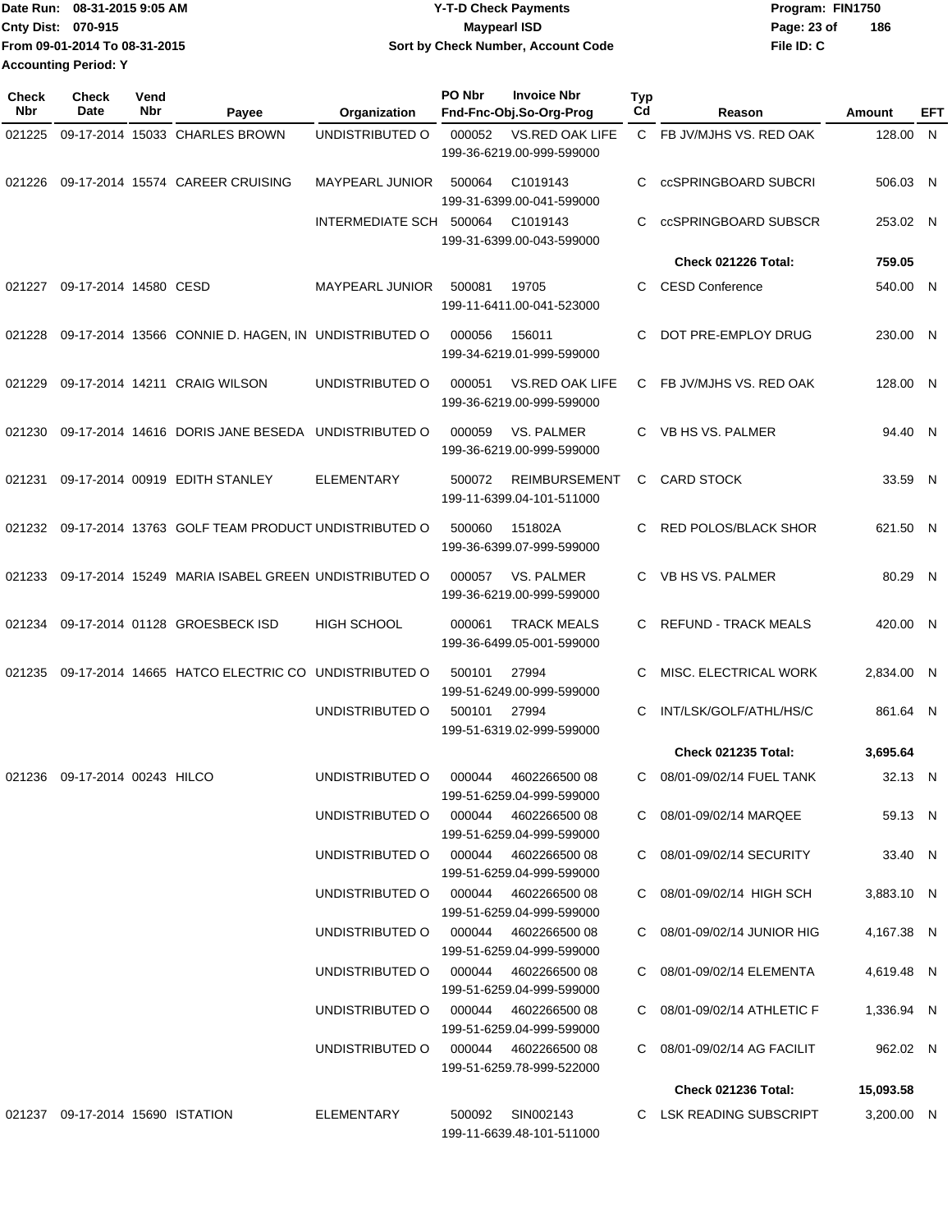Date Run: 08-31-2015 9:05 AM
Cnty Dist: 070-915
From 09-01-2014 To 08-31-2015
Accounting Period: Y

# Y-T-D Check Payments
## Maypearl ISD
### Sort by Check Number, Account Code

Program: FIN1750
File ID: C

| Check Nbr | Check Date | Vend Nbr | Payee | Organization | PO Nbr | Invoice Nbr / Fnd-Fnc-Obj.So-Org-Prog | Typ Cd | Reason | Amount | EFT |
|---|---|---|---|---|---|---|---|---|---|---|
| 021225 | 09-17-2014 | 15033 | CHARLES BROWN | UNDISTRIBUTED O | 000052 | VS.RED OAK LIFE 199-36-6219.00-999-599000 | C | FB JV/MJHS VS. RED OAK | 128.00 | N |
| 021226 | 09-17-2014 | 15574 | CAREER CRUISING | MAYPEARL JUNIOR | 500064 | C1019143 199-31-6399.00-041-599000 | C | ccSPRINGBOARD SUBCRI | 506.03 | N |
| | | | | INTERMEDIATE SCH | 500064 | C1019143 199-31-6399.00-043-599000 | C | ccSPRINGBOARD SUBSCR | 253.02 | N |
| | | | | | | | | **Check 021226 Total:** | **759.05** | |
| 021227 | 09-17-2014 | 14580 | CESD | MAYPEARL JUNIOR | 500081 | 19705 199-11-6411.00-041-523000 | C | CESD Conference | 540.00 | N |
| 021228 | 09-17-2014 | 13566 | CONNIE D. HAGEN, IN | UNDISTRIBUTED O | 000056 | 156011 199-34-6219.01-999-599000 | C | DOT PRE-EMPLOY DRUG | 230.00 | N |
| 021229 | 09-17-2014 | 14211 | CRAIG WILSON | UNDISTRIBUTED O | 000051 | VS.RED OAK LIFE 199-36-6219.00-999-599000 | C | FB JV/MJHS VS. RED OAK | 128.00 | N |
| 021230 | 09-17-2014 | 14616 | DORIS JANE BESEDA | UNDISTRIBUTED O | 000059 | VS. PALMER 199-36-6219.00-999-599000 | C | VB HS VS. PALMER | 94.40 | N |
| 021231 | 09-17-2014 | 00919 | EDITH STANLEY | ELEMENTARY | 500072 | REIMBURSEMENT 199-11-6399.04-101-511000 | C | CARD STOCK | 33.59 | N |
| 021232 | 09-17-2014 | 13763 | GOLF TEAM PRODUCT | UNDISTRIBUTED O | 500060 | 151802A 199-36-6399.07-999-599000 | C | RED POLOS/BLACK SHOR | 621.50 | N |
| 021233 | 09-17-2014 | 15249 | MARIA ISABEL GREEN | UNDISTRIBUTED O | 000057 | VS. PALMER 199-36-6219.00-999-599000 | C | VB HS VS. PALMER | 80.29 | N |
| 021234 | 09-17-2014 | 01128 | GROESBECK ISD | HIGH SCHOOL | 000061 | TRACK MEALS 199-36-6499.05-001-599000 | C | REFUND - TRACK MEALS | 420.00 | N |
| 021235 | 09-17-2014 | 14665 | HATCO ELECTRIC CO | UNDISTRIBUTED O | 500101 | 27994 199-51-6249.00-999-599000 | C | MISC. ELECTRICAL WORK | 2,834.00 | N |
| | | | | UNDISTRIBUTED O | 500101 | 27994 199-51-6319.02-999-599000 | C | INT/LSK/GOLF/ATHL/HS/C | 861.64 | N |
| | | | | | | | | **Check 021235 Total:** | **3,695.64** | |
| 021236 | 09-17-2014 | 00243 | HILCO | UNDISTRIBUTED O | 000044 | 4602266500 08 199-51-6259.04-999-599000 | C | 08/01-09/02/14 FUEL TANK | 32.13 | N |
| | | | | UNDISTRIBUTED O | 000044 | 4602266500 08 199-51-6259.04-999-599000 | C | 08/01-09/02/14 MARQEE | 59.13 | N |
| | | | | UNDISTRIBUTED O | 000044 | 4602266500 08 199-51-6259.04-999-599000 | C | 08/01-09/02/14 SECURITY | 33.40 | N |
| | | | | UNDISTRIBUTED O | 000044 | 4602266500 08 199-51-6259.04-999-599000 | C | 08/01-09/02/14 HIGH SCH | 3,883.10 | N |
| | | | | UNDISTRIBUTED O | 000044 | 4602266500 08 199-51-6259.04-999-599000 | C | 08/01-09/02/14 JUNIOR HIG | 4,167.38 | N |
| | | | | UNDISTRIBUTED O | 000044 | 4602266500 08 199-51-6259.04-999-599000 | C | 08/01-09/02/14 ELEMENTA | 4,619.48 | N |
| | | | | UNDISTRIBUTED O | 000044 | 4602266500 08 199-51-6259.04-999-599000 | C | 08/01-09/02/14 ATHLETIC F | 1,336.94 | N |
| | | | | UNDISTRIBUTED O | 000044 | 4602266500 08 199-51-6259.78-999-522000 | C | 08/01-09/02/14 AG FACILIT | 962.02 | N |
| | | | | | | | | **Check 021236 Total:** | **15,093.58** | |
| 021237 | 09-17-2014 | 15690 | ISTATION | ELEMENTARY | 500092 | SIN002143 199-11-6639.48-101-511000 | C | LSK READING SUBSCRIPT | 3,200.00 | N |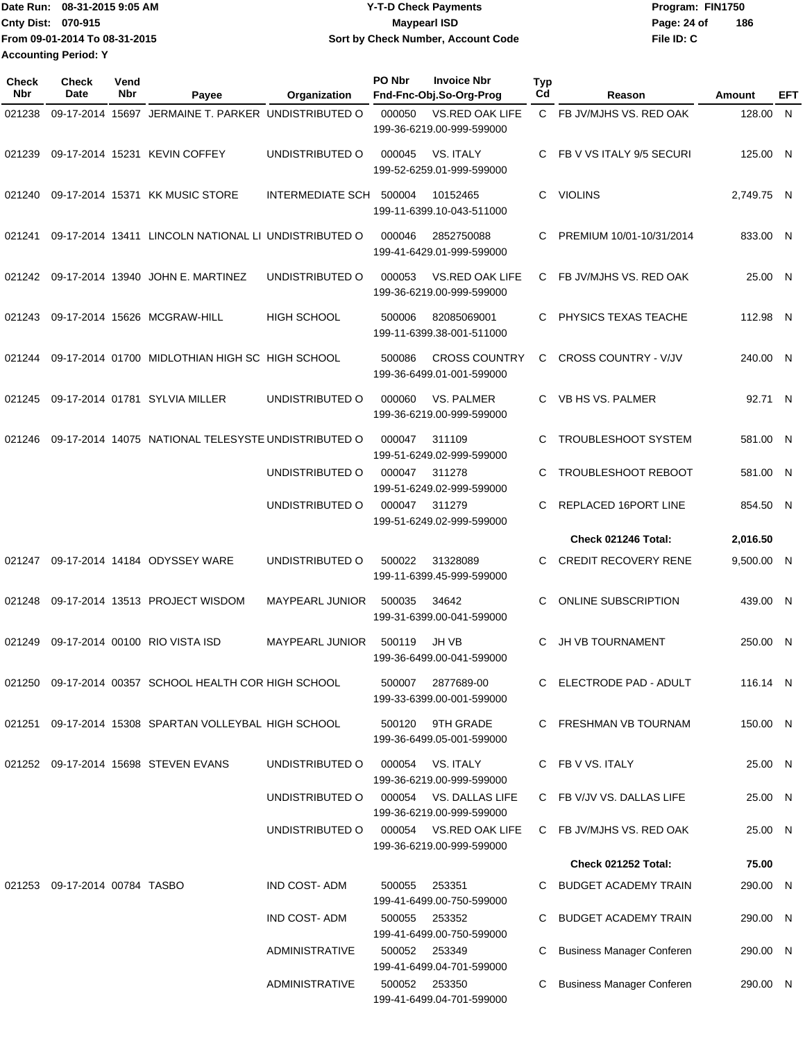Date Run: 08-31-2015 9:05 AM
Cnty Dist: 070-915
From 09-01-2014 To 08-31-2015
Accounting Period: Y

**Y-T-D Check Payments**
**Maypearl ISD**
**Sort by Check Number, Account Code**

Program: FIN1750
File ID: C

| Check Nbr | Check Date | Vend Nbr | Payee | Organization | PO Nbr | Invoice Nbr / Fnd-Fnc-Obj.So-Org-Prog | Typ Cd | Reason | Amount | EFT |
|---|---|---|---|---|---|---|---|---|---|---|
| 021238 | 09-17-2014 | 15697 | JERMAINE T. PARKER | UNDISTRIBUTED O | 000050 | VS.RED OAK LIFE 199-36-6219.00-999-599000 | C | FB JV/MJHS VS. RED OAK | 128.00 | N |
| 021239 | 09-17-2014 | 15231 | KEVIN COFFEY | UNDISTRIBUTED O | 000045 | VS. ITALY 199-52-6259.01-999-599000 | C | FB V VS ITALY 9/5 SECURI | 125.00 | N |
| 021240 | 09-17-2014 | 15371 | KK MUSIC STORE | INTERMEDIATE SCH | 500004 | 10152465 199-11-6399.10-043-511000 | C | VIOLINS | 2,749.75 | N |
| 021241 | 09-17-2014 | 13411 | LINCOLN NATIONAL LI | UNDISTRIBUTED O | 000046 | 2852750088 199-41-6429.01-999-599000 | C | PREMIUM 10/01-10/31/2014 | 833.00 | N |
| 021242 | 09-17-2014 | 13940 | JOHN E. MARTINEZ | UNDISTRIBUTED O | 000053 | VS.RED OAK LIFE 199-36-6219.00-999-599000 | C | FB JV/MJHS VS. RED OAK | 25.00 | N |
| 021243 | 09-17-2014 | 15626 | MCGRAW-HILL | HIGH SCHOOL | 500006 | 82085069001 199-11-6399.38-001-511000 | C | PHYSICS TEXAS TEACHE | 112.98 | N |
| 021244 | 09-17-2014 | 01700 | MIDLOTHIAN HIGH SC | HIGH SCHOOL | 500086 | CROSS COUNTRY 199-36-6499.01-001-599000 | C | CROSS COUNTRY - V/JV | 240.00 | N |
| 021245 | 09-17-2014 | 01781 | SYLVIA MILLER | UNDISTRIBUTED O | 000060 | VS. PALMER 199-36-6219.00-999-599000 | C | VB HS VS. PALMER | 92.71 | N |
| 021246 | 09-17-2014 | 14075 | NATIONAL TELESYSTE | UNDISTRIBUTED O | 000047 | 311109 199-51-6249.02-999-599000 | C | TROUBLESHOOT SYSTEM | 581.00 | N |
| | | | | UNDISTRIBUTED O | 000047 | 311278 199-51-6249.02-999-599000 | C | TROUBLESHOOT REBOOT | 581.00 | N |
| | | | | UNDISTRIBUTED O | 000047 | 311279 199-51-6249.02-999-599000 | C | REPLACED 16PORT LINE | 854.50 | N |
| | | | | | | | | **Check 021246 Total:** | **2,016.50** | |
| 021247 | 09-17-2014 | 14184 | ODYSSEY WARE | UNDISTRIBUTED O | 500022 | 31328089 199-11-6399.45-999-599000 | C | CREDIT RECOVERY RENE | 9,500.00 | N |
| 021248 | 09-17-2014 | 13513 | PROJECT WISDOM | MAYPEARL JUNIOR | 500035 | 34642 199-31-6399.00-041-599000 | C | ONLINE SUBSCRIPTION | 439.00 | N |
| 021249 | 09-17-2014 | 00100 | RIO VISTA ISD | MAYPEARL JUNIOR | 500119 | JH VB 199-36-6499.00-041-599000 | C | JH VB TOURNAMENT | 250.00 | N |
| 021250 | 09-17-2014 | 00357 | SCHOOL HEALTH COR | HIGH SCHOOL | 500007 | 2877689-00 199-33-6399.00-001-599000 | C | ELECTRODE PAD - ADULT | 116.14 | N |
| 021251 | 09-17-2014 | 15308 | SPARTAN VOLLEYBAL | HIGH SCHOOL | 500120 | 9TH GRADE 199-36-6499.05-001-599000 | C | FRESHMAN VB TOURNAM | 150.00 | N |
| 021252 | 09-17-2014 | 15698 | STEVEN EVANS | UNDISTRIBUTED O | 000054 | VS. ITALY 199-36-6219.00-999-599000 | C | FB V VS. ITALY | 25.00 | N |
| | | | | UNDISTRIBUTED O | 000054 | VS. DALLAS LIFE 199-36-6219.00-999-599000 | C | FB V/JV VS. DALLAS LIFE | 25.00 | N |
| | | | | UNDISTRIBUTED O | 000054 | VS.RED OAK LIFE 199-36-6219.00-999-599000 | C | FB JV/MJHS VS. RED OAK | 25.00 | N |
| | | | | | | | | **Check 021252 Total:** | **75.00** | |
| 021253 | 09-17-2014 | 00784 | TASBO | IND COST- ADM | 500055 | 253351 199-41-6499.00-750-599000 | C | BUDGET ACADEMY TRAIN | 290.00 | N |
| | | | | IND COST- ADM | 500055 | 253352 199-41-6499.00-750-599000 | C | BUDGET ACADEMY TRAIN | 290.00 | N |
| | | | | ADMINISTRATIVE | 500052 | 253349 199-41-6499.04-701-599000 | C | Business Manager Conferen | 290.00 | N |
| | | | | ADMINISTRATIVE | 500052 | 253350 199-41-6499.04-701-599000 | C | Business Manager Conferen | 290.00 | N |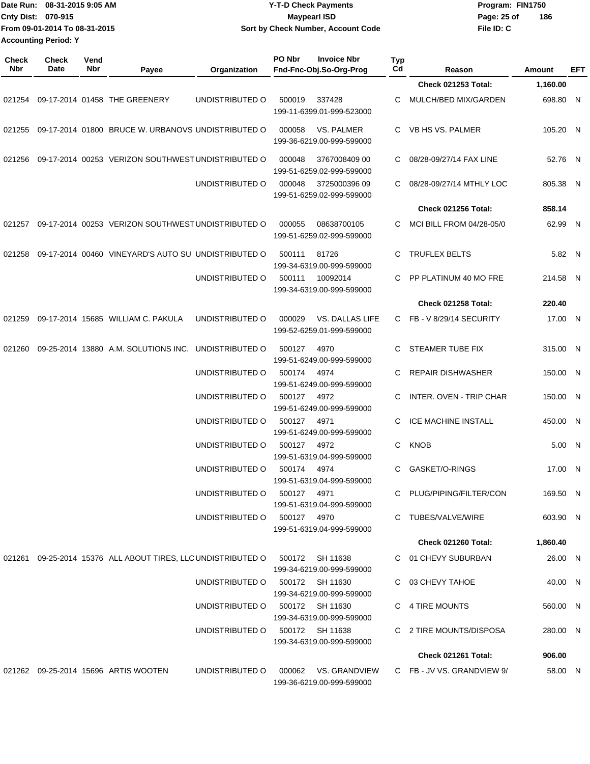Date Run: 08-31-2015 9:05 AM
Cnty Dist: 070-915
From 09-01-2014 To 08-31-2015
Accounting Period: Y

**Y-T-D Check Payments**
**Maypearl ISD**
**Sort by Check Number, Account Code**

Program: FIN1750
File ID: C

| Check Nbr | Check Date | Vend Nbr | Payee | Organization | PO Nbr | Invoice Nbr / Fnd-Fnc-Obj.So-Org-Prog | Typ Cd | Reason | Amount | EFT |
|---|---|---|---|---|---|---|---|---|---|---|
| | | | | | | | | **Check 021253 Total:** | **1,160.00** | |
| 021254 | 09-17-2014 | 01458 | THE GREENERY | UNDISTRIBUTED O | 500019 | 337428 199-11-6399.01-999-523000 | C | MULCH/BED MIX/GARDEN | 698.80 | N |
| 021255 | 09-17-2014 | 01800 | BRUCE W. URBANOVS | UNDISTRIBUTED O | 000058 | VS. PALMER 199-36-6219.00-999-599000 | C | VB HS VS. PALMER | 105.20 | N |
| 021256 | 09-17-2014 | 00253 | VERIZON SOUTHWEST | UNDISTRIBUTED O | 000048 | 3767008409 00 199-51-6259.02-999-599000 | C | 08/28-09/27/14 FAX LINE | 52.76 | N |
| | | | | UNDISTRIBUTED O | 000048 | 3725000396 09 199-51-6259.02-999-599000 | C | 08/28-09/27/14 MTHLY LOC | 805.38 | N |
| | | | | | | | | **Check 021256 Total:** | **858.14** | |
| 021257 | 09-17-2014 | 00253 | VERIZON SOUTHWEST | UNDISTRIBUTED O | 000055 | 08638700105 199-51-6259.02-999-599000 | C | MCI BILL FROM 04/28-05/0 | 62.99 | N |
| 021258 | 09-17-2014 | 00460 | VINEYARD'S AUTO SU | UNDISTRIBUTED O | 500111 | 81726 199-34-6319.00-999-599000 | C | TRUFLEX BELTS | 5.82 | N |
| | | | | UNDISTRIBUTED O | 500111 | 10092014 199-34-6319.00-999-599000 | C | PP PLATINUM 40 MO FRE | 214.58 | N |
| | | | | | | | | **Check 021258 Total:** | **220.40** | |
| 021259 | 09-17-2014 | 15685 | WILLIAM C. PAKULA | UNDISTRIBUTED O | 000029 | VS. DALLAS LIFE 199-52-6259.01-999-599000 | C | FB - V 8/29/14 SECURITY | 17.00 | N |
| 021260 | 09-25-2014 | 13880 | A.M. SOLUTIONS INC. | UNDISTRIBUTED O | 500127 | 4970 199-51-6249.00-999-599000 | C | STEAMER TUBE FIX | 315.00 | N |
| | | | | UNDISTRIBUTED O | 500174 | 4974 199-51-6249.00-999-599000 | C | REPAIR DISHWASHER | 150.00 | N |
| | | | | UNDISTRIBUTED O | 500127 | 4972 199-51-6249.00-999-599000 | C | INTER. OVEN - TRIP CHAR | 150.00 | N |
| | | | | UNDISTRIBUTED O | 500127 | 4971 199-51-6249.00-999-599000 | C | ICE MACHINE INSTALL | 450.00 | N |
| | | | | UNDISTRIBUTED O | 500127 | 4972 199-51-6319.04-999-599000 | C | KNOB | 5.00 | N |
| | | | | UNDISTRIBUTED O | 500174 | 4974 199-51-6319.04-999-599000 | C | GASKET/O-RINGS | 17.00 | N |
| | | | | UNDISTRIBUTED O | 500127 | 4971 199-51-6319.04-999-599000 | C | PLUG/PIPING/FILTER/CON | 169.50 | N |
| | | | | UNDISTRIBUTED O | 500127 | 4970 199-51-6319.04-999-599000 | C | TUBES/VALVE/WIRE | 603.90 | N |
| | | | | | | | | **Check 021260 Total:** | **1,860.40** | |
| 021261 | 09-25-2014 | 15376 | ALL ABOUT TIRES, LLC | UNDISTRIBUTED O | 500172 | SH 11638 199-34-6219.00-999-599000 | C | 01 CHEVY SUBURBAN | 26.00 | N |
| | | | | UNDISTRIBUTED O | 500172 | SH 11630 199-34-6219.00-999-599000 | C | 03 CHEVY TAHOE | 40.00 | N |
| | | | | UNDISTRIBUTED O | 500172 | SH 11630 199-34-6319.00-999-599000 | C | 4 TIRE MOUNTS | 560.00 | N |
| | | | | UNDISTRIBUTED O | 500172 | SH 11638 199-34-6319.00-999-599000 | C | 2 TIRE MOUNTS/DISPOSA | 280.00 | N |
| | | | | | | | | **Check 021261 Total:** | **906.00** | |
| 021262 | 09-25-2014 | 15696 | ARTIS WOOTEN | UNDISTRIBUTED O | 000062 | VS. GRANDVIEW 199-36-6219.00-999-599000 | C | FB - JV VS. GRANDVIEW 9/ | 58.00 | N |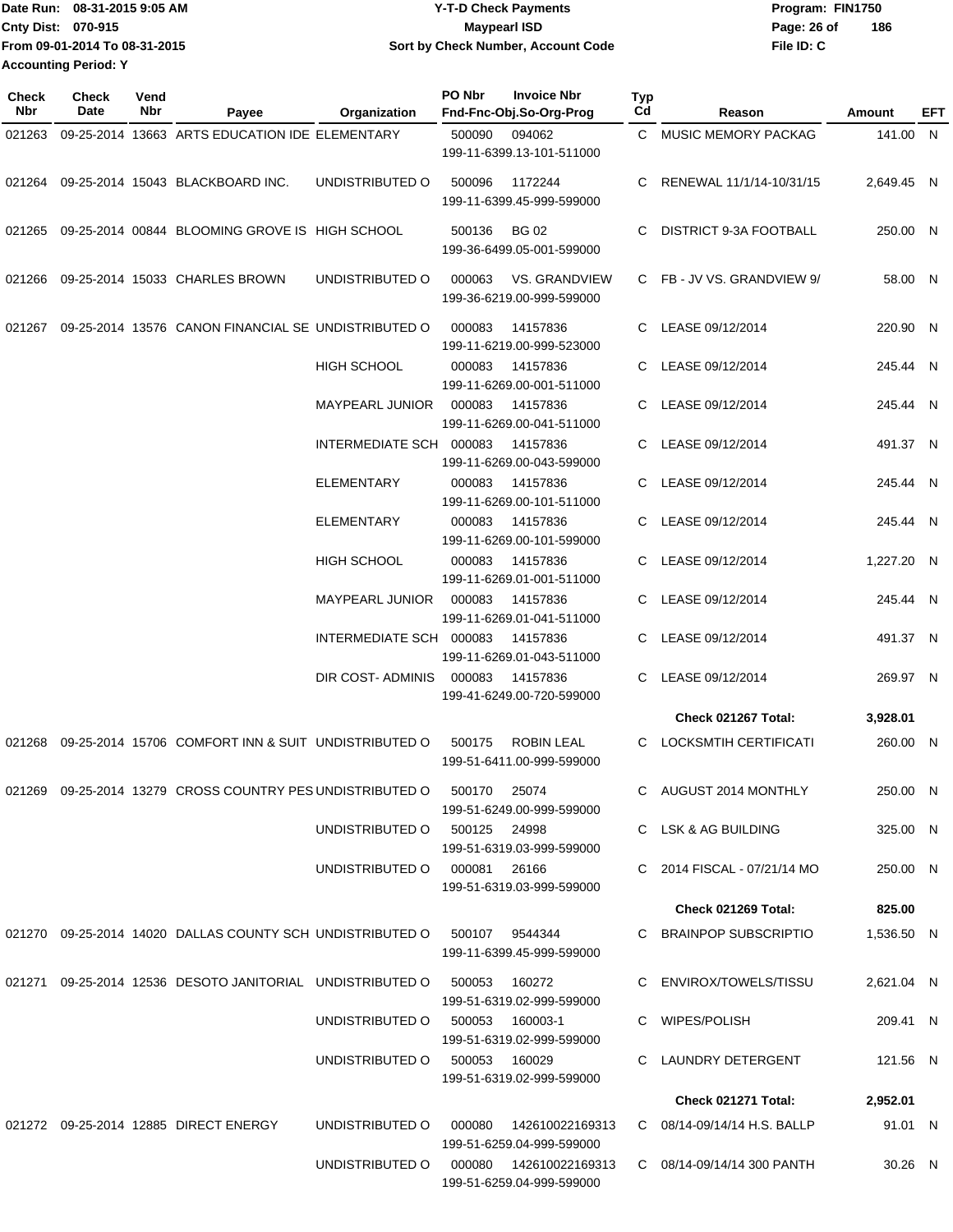| Check Nbr | Check Date | Vend Nbr | Payee | Organization | PO Nbr | Invoice Nbr / Fnd-Fnc-Obj.So-Org-Prog | Typ Cd | Reason | Amount | EFT |
|---|---|---|---|---|---|---|---|---|---|---|
| 021263 | 09-25-2014 | 13663 | ARTS EDUCATION IDE | ELEMENTARY | 500090 | 094062 199-11-6399.13-101-511000 | C | MUSIC MEMORY PACKAG | 141.00 | N |
| 021264 | 09-25-2014 | 15043 | BLACKBOARD INC. | UNDISTRIBUTED O | 500096 | 1172244 199-11-6399.45-999-599000 | C | RENEWAL 11/1/14-10/31/15 | 2,649.45 | N |
| 021265 | 09-25-2014 | 00844 | BLOOMING GROVE IS | HIGH SCHOOL | 500136 | BG 02 199-36-6499.05-001-599000 | C | DISTRICT 9-3A FOOTBALL | 250.00 | N |
| 021266 | 09-25-2014 | 15033 | CHARLES BROWN | UNDISTRIBUTED O | 000063 | VS. GRANDVIEW 199-36-6219.00-999-599000 | C | FB - JV VS. GRANDVIEW 9/ | 58.00 | N |
| 021267 | 09-25-2014 | 13576 | CANON FINANCIAL SE | UNDISTRIBUTED O | 000083 | 14157836 199-11-6219.00-999-523000 | C | LEASE 09/12/2014 | 220.90 | N |
| | | | | HIGH SCHOOL | 000083 | 14157836 199-11-6269.00-001-511000 | C | LEASE 09/12/2014 | 245.44 | N |
| | | | | MAYPEARL JUNIOR | 000083 | 14157836 199-11-6269.00-041-511000 | C | LEASE 09/12/2014 | 245.44 | N |
| | | | | INTERMEDIATE SCH | 000083 | 14157836 199-11-6269.00-043-599000 | C | LEASE 09/12/2014 | 491.37 | N |
| | | | | ELEMENTARY | 000083 | 14157836 199-11-6269.00-101-511000 | C | LEASE 09/12/2014 | 245.44 | N |
| | | | | ELEMENTARY | 000083 | 14157836 199-11-6269.00-101-599000 | C | LEASE 09/12/2014 | 245.44 | N |
| | | | | HIGH SCHOOL | 000083 | 14157836 199-11-6269.01-001-511000 | C | LEASE 09/12/2014 | 1,227.20 | N |
| | | | | MAYPEARL JUNIOR | 000083 | 14157836 199-11-6269.01-041-511000 | C | LEASE 09/12/2014 | 245.44 | N |
| | | | | INTERMEDIATE SCH | 000083 | 14157836 199-11-6269.01-043-511000 | C | LEASE 09/12/2014 | 491.37 | N |
| | | | | DIR COST- ADMINIS | 000083 | 14157836 199-41-6249.00-720-599000 | C | LEASE 09/12/2014 | 269.97 | N |
| | | | | | | | | **Check 021267 Total:** | **3,928.01** | |
| 021268 | 09-25-2014 | 15706 | COMFORT INN & SUIT | UNDISTRIBUTED O | 500175 | ROBIN LEAL 199-51-6411.00-999-599000 | C | LOCKSMTIH CERTIFICATI | 260.00 | N |
| 021269 | 09-25-2014 | 13279 | CROSS COUNTRY PES | UNDISTRIBUTED O | 500170 | 25074 199-51-6249.00-999-599000 | C | AUGUST 2014 MONTHLY | 250.00 | N |
| | | | | UNDISTRIBUTED O | 500125 | 24998 199-51-6319.03-999-599000 | C | LSK & AG BUILDING | 325.00 | N |
| | | | | UNDISTRIBUTED O | 000081 | 26166 199-51-6319.03-999-599000 | C | 2014 FISCAL - 07/21/14 MO | 250.00 | N |
| | | | | | | | | **Check 021269 Total:** | **825.00** | |
| 021270 | 09-25-2014 | 14020 | DALLAS COUNTY SCH | UNDISTRIBUTED O | 500107 | 9544344 199-11-6399.45-999-599000 | C | BRAINPOP SUBSCRIPTIO | 1,536.50 | N |
| 021271 | 09-25-2014 | 12536 | DESOTO JANITORIAL | UNDISTRIBUTED O | 500053 | 160272 199-51-6319.02-999-599000 | C | ENVIROX/TOWELS/TISSU | 2,621.04 | N |
| | | | | UNDISTRIBUTED O | 500053 | 160003-1 199-51-6319.02-999-599000 | C | WIPES/POLISH | 209.41 | N |
| | | | | UNDISTRIBUTED O | 500053 | 160029 199-51-6319.02-999-599000 | C | LAUNDRY DETERGENT | 121.56 | N |
| | | | | | | | | **Check 021271 Total:** | **2,952.01** | |
| 021272 | 09-25-2014 | 12885 | DIRECT ENERGY | UNDISTRIBUTED O | 000080 | 142610022169313 199-51-6259.04-999-599000 | C | 08/14-09/14/14 H.S. BALLP | 91.01 | N |
| | | | | UNDISTRIBUTED O | 000080 | 142610022169313 199-51-6259.04-999-599000 | C | 08/14-09/14/14 300 PANTH | 30.26 | N |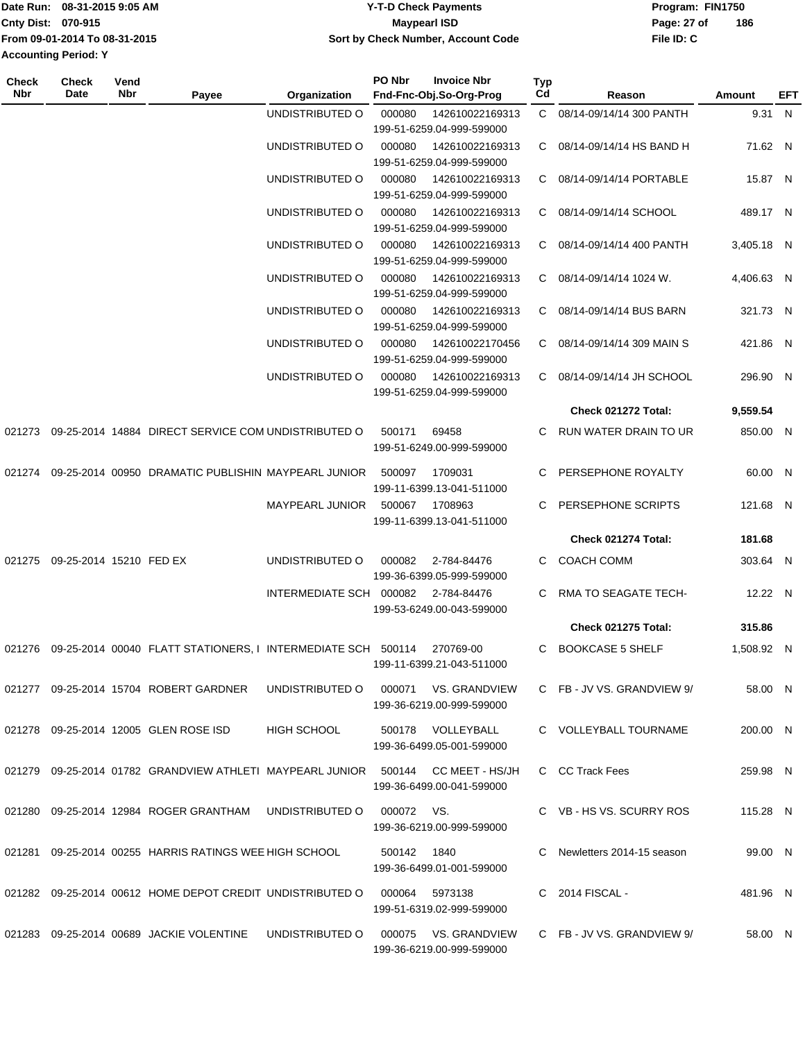| Check Nbr | Check Date | Vend Nbr | Payee | Organization | PO Nbr | Invoice Nbr / Fnd-Fnc-Obj.So-Org-Prog | Typ Cd | Reason | Amount | EFT |
|---|---|---|---|---|---|---|---|---|---|---|
| | | | | UNDISTRIBUTED O | 000080 | 142610022169313 199-51-6259.04-999-599000 | C | 08/14-09/14/14 300 PANTH | 9.31 | N |
| | | | | UNDISTRIBUTED O | 000080 | 142610022169313 199-51-6259.04-999-599000 | C | 08/14-09/14/14 HS BAND H | 71.62 | N |
| | | | | UNDISTRIBUTED O | 000080 | 142610022169313 199-51-6259.04-999-599000 | C | 08/14-09/14/14 PORTABLE | 15.87 | N |
| | | | | UNDISTRIBUTED O | 000080 | 142610022169313 199-51-6259.04-999-599000 | C | 08/14-09/14/14 SCHOOL | 489.17 | N |
| | | | | UNDISTRIBUTED O | 000080 | 142610022169313 199-51-6259.04-999-599000 | C | 08/14-09/14/14 400 PANTH | 3,405.18 | N |
| | | | | UNDISTRIBUTED O | 000080 | 142610022169313 199-51-6259.04-999-599000 | C | 08/14-09/14/14 1024 W. | 4,406.63 | N |
| | | | | UNDISTRIBUTED O | 000080 | 142610022169313 199-51-6259.04-999-599000 | C | 08/14-09/14/14 BUS BARN | 321.73 | N |
| | | | | UNDISTRIBUTED O | 000080 | 142610022170456 199-51-6259.04-999-599000 | C | 08/14-09/14/14 309 MAIN S | 421.86 | N |
| | | | | UNDISTRIBUTED O | 000080 | 142610022169313 199-51-6259.04-999-599000 | C | 08/14-09/14/14 JH SCHOOL | 296.90 | N |
| | | | | | | | | **Check 021272 Total:** | **9,559.54** | |
| 021273 | 09-25-2014 | 14884 | DIRECT SERVICE COM | UNDISTRIBUTED O | 500171 | 69458 199-51-6249.00-999-599000 | C | RUN WATER DRAIN TO UR | 850.00 | N |
| 021274 | 09-25-2014 | 00950 | DRAMATIC PUBLISHIN | MAYPEARL JUNIOR | 500097 | 1709031 199-11-6399.13-041-511000 | C | PERSEPHONE ROYALTY | 60.00 | N |
| | | | | MAYPEARL JUNIOR | 500067 | 1708963 199-11-6399.13-041-511000 | C | PERSEPHONE SCRIPTS | 121.68 | N |
| | | | | | | | | **Check 021274 Total:** | **181.68** | |
| 021275 | 09-25-2014 | 15210 | FED EX | UNDISTRIBUTED O | 000082 | 2-784-84476 199-36-6399.05-999-599000 | C | COACH COMM | 303.64 | N |
| | | | | INTERMEDIATE SCH | 000082 | 2-784-84476 199-53-6249.00-043-599000 | C | RMA TO SEAGATE TECH- | 12.22 | N |
| | | | | | | | | **Check 021275 Total:** | **315.86** | |
| 021276 | 09-25-2014 | 00040 | FLATT STATIONERS, I | INTERMEDIATE SCH | 500114 | 270769-00 199-11-6399.21-043-511000 | C | BOOKCASE 5 SHELF | 1,508.92 | N |
| 021277 | 09-25-2014 | 15704 | ROBERT GARDNER | UNDISTRIBUTED O | 000071 | VS. GRANDVIEW 199-36-6219.00-999-599000 | C | FB - JV VS. GRANDVIEW 9/ | 58.00 | N |
| 021278 | 09-25-2014 | 12005 | GLEN ROSE ISD | HIGH SCHOOL | 500178 | VOLLEYBALL 199-36-6499.05-001-599000 | C | VOLLEYBALL TOURNAME | 200.00 | N |
| 021279 | 09-25-2014 | 01782 | GRANDVIEW ATHLETI | MAYPEARL JUNIOR | 500144 | CC MEET - HS/JH 199-36-6499.00-041-599000 | C | CC Track Fees | 259.98 | N |
| 021280 | 09-25-2014 | 12984 | ROGER GRANTHAM | UNDISTRIBUTED O | 000072 | VS. 199-36-6219.00-999-599000 | C | VB - HS VS. SCURRY ROS | 115.28 | N |
| 021281 | 09-25-2014 | 00255 | HARRIS RATINGS WEE | HIGH SCHOOL | 500142 | 1840 199-36-6499.01-001-599000 | C | Newletters 2014-15 season | 99.00 | N |
| 021282 | 09-25-2014 | 00612 | HOME DEPOT CREDIT | UNDISTRIBUTED O | 000064 | 5973138 199-51-6319.02-999-599000 | C | 2014 FISCAL - | 481.96 | N |
| 021283 | 09-25-2014 | 00689 | JACKIE VOLENTINE | UNDISTRIBUTED O | 000075 | VS. GRANDVIEW 199-36-6219.00-999-599000 | C | FB - JV VS. GRANDVIEW 9/ | 58.00 | N |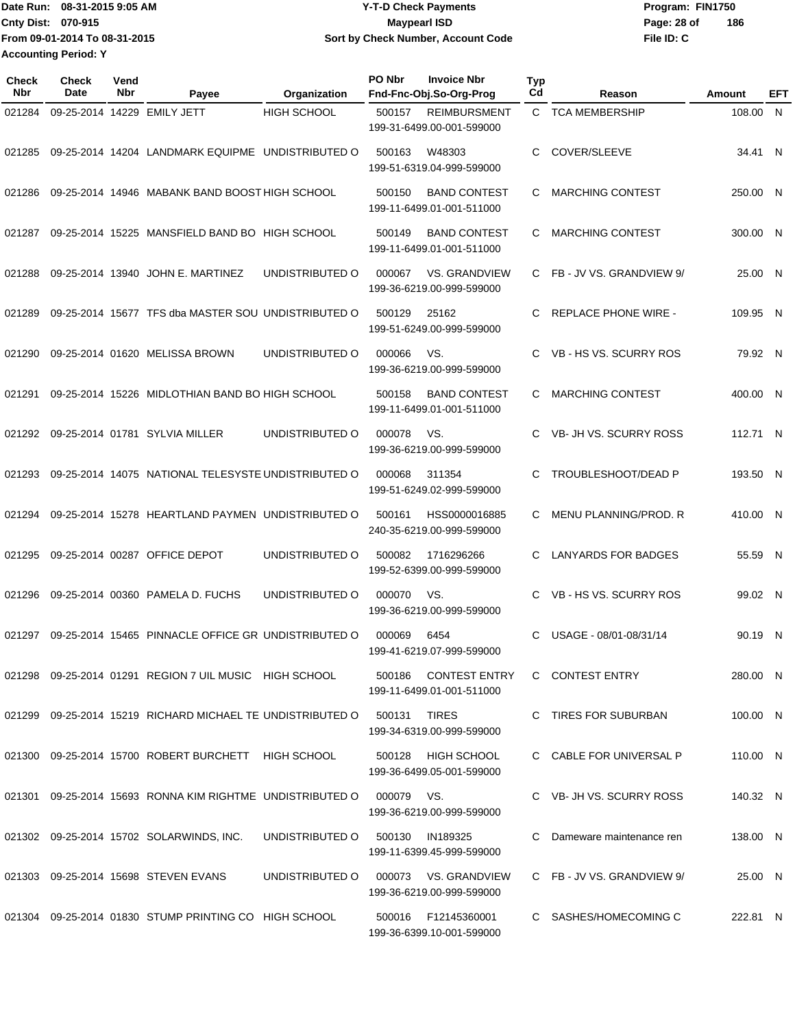Date Run: 08-31-2015 9:05 AM
Cnty Dist: 070-915
From 09-01-2014 To 08-31-2015
Accounting Period: Y

**Y-T-D Check Payments**
**Maypearl ISD**
**Sort by Check Number, Account Code**

Program: FIN1750
File ID: C

| Check Nbr | Check Date | Vend Nbr | Payee | Organization | PO Nbr | Invoice Nbr / Fnd-Fnc-Obj.So-Org-Prog | Typ Cd | Reason | Amount | EFT |
|---|---|---|---|---|---|---|---|---|---|---|
| 021284 | 09-25-2014 | 14229 | EMILY JETT | HIGH SCHOOL | 500157 | REIMBURSMENT 199-31-6499.00-001-599000 | C | TCA MEMBERSHIP | 108.00 | N |
| 021285 | 09-25-2014 | 14204 | LANDMARK EQUIPME | UNDISTRIBUTED O | 500163 | W48303 199-51-6319.04-999-599000 | C | COVER/SLEEVE | 34.41 | N |
| 021286 | 09-25-2014 | 14946 | MABANK BAND BOOST | HIGH SCHOOL | 500150 | BAND CONTEST 199-11-6499.01-001-511000 | C | MARCHING CONTEST | 250.00 | N |
| 021287 | 09-25-2014 | 15225 | MANSFIELD BAND BO | HIGH SCHOOL | 500149 | BAND CONTEST 199-11-6499.01-001-511000 | C | MARCHING CONTEST | 300.00 | N |
| 021288 | 09-25-2014 | 13940 | JOHN E. MARTINEZ | UNDISTRIBUTED O | 000067 | VS. GRANDVIEW 199-36-6219.00-999-599000 | C | FB - JV VS. GRANDVIEW 9/ | 25.00 | N |
| 021289 | 09-25-2014 | 15677 | TFS dba MASTER SOU | UNDISTRIBUTED O | 500129 | 25162 199-51-6249.00-999-599000 | C | REPLACE PHONE WIRE - | 109.95 | N |
| 021290 | 09-25-2014 | 01620 | MELISSA BROWN | UNDISTRIBUTED O | 000066 | VS. 199-36-6219.00-999-599000 | C | VB - HS VS. SCURRY ROS | 79.92 | N |
| 021291 | 09-25-2014 | 15226 | MIDLOTHIAN BAND BO | HIGH SCHOOL | 500158 | BAND CONTEST 199-11-6499.01-001-511000 | C | MARCHING CONTEST | 400.00 | N |
| 021292 | 09-25-2014 | 01781 | SYLVIA MILLER | UNDISTRIBUTED O | 000078 | VS. 199-36-6219.00-999-599000 | C | VB- JH VS. SCURRY ROSS | 112.71 | N |
| 021293 | 09-25-2014 | 14075 | NATIONAL TELESYSTE | UNDISTRIBUTED O | 000068 | 311354 199-51-6249.02-999-599000 | C | TROUBLESHOOT/DEAD P | 193.50 | N |
| 021294 | 09-25-2014 | 15278 | HEARTLAND PAYMEN | UNDISTRIBUTED O | 500161 | HSS0000016885 240-35-6219.00-999-599000 | C | MENU PLANNING/PROD. R | 410.00 | N |
| 021295 | 09-25-2014 | 00287 | OFFICE DEPOT | UNDISTRIBUTED O | 500082 | 1716296266 199-52-6399.00-999-599000 | C | LANYARDS FOR BADGES | 55.59 | N |
| 021296 | 09-25-2014 | 00360 | PAMELA D. FUCHS | UNDISTRIBUTED O | 000070 | VS. 199-36-6219.00-999-599000 | C | VB - HS VS. SCURRY ROS | 99.02 | N |
| 021297 | 09-25-2014 | 15465 | PINNACLE OFFICE GR | UNDISTRIBUTED O | 000069 | 6454 199-41-6219.07-999-599000 | C | USAGE - 08/01-08/31/14 | 90.19 | N |
| 021298 | 09-25-2014 | 01291 | REGION 7 UIL MUSIC | HIGH SCHOOL | 500186 | CONTEST ENTRY 199-11-6499.01-001-511000 | C | CONTEST ENTRY | 280.00 | N |
| 021299 | 09-25-2014 | 15219 | RICHARD MICHAEL TE | UNDISTRIBUTED O | 500131 | TIRES 199-34-6319.00-999-599000 | C | TIRES FOR SUBURBAN | 100.00 | N |
| 021300 | 09-25-2014 | 15700 | ROBERT BURCHETT | HIGH SCHOOL | 500128 | HIGH SCHOOL 199-36-6499.05-001-599000 | C | CABLE FOR UNIVERSAL P | 110.00 | N |
| 021301 | 09-25-2014 | 15693 | RONNA KIM RIGHTME | UNDISTRIBUTED O | 000079 | VS. 199-36-6219.00-999-599000 | C | VB- JH VS. SCURRY ROSS | 140.32 | N |
| 021302 | 09-25-2014 | 15702 | SOLARWINDS, INC. | UNDISTRIBUTED O | 500130 | IN189325 199-11-6399.45-999-599000 | C | Dameware maintenance ren | 138.00 | N |
| 021303 | 09-25-2014 | 15698 | STEVEN EVANS | UNDISTRIBUTED O | 000073 | VS. GRANDVIEW 199-36-6219.00-999-599000 | C | FB - JV VS. GRANDVIEW 9/ | 25.00 | N |
| 021304 | 09-25-2014 | 01830 | STUMP PRINTING CO | HIGH SCHOOL | 500016 | F12145360001 199-36-6399.10-001-599000 | C | SASHES/HOMECOMING C | 222.81 | N |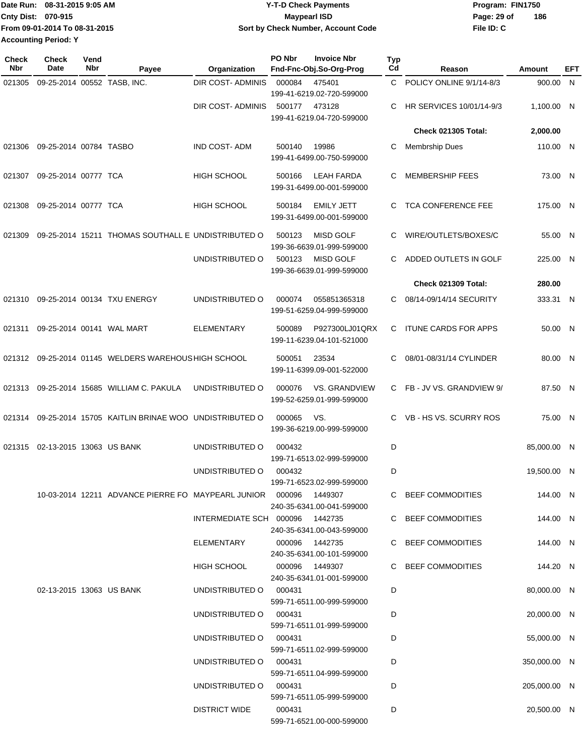| Check Nbr | Check Date | Vend Nbr | Payee | Organization | PO Nbr | Invoice Nbr Fnd-Fnc-Obj.So-Org-Prog | Typ Cd | Reason | Amount | EFT |
|---|---|---|---|---|---|---|---|---|---|---|
| 021305 | 09-25-2014 | 00552 | TASB, INC. | DIR COST- ADMINIS | 000084 | 475401 199-41-6219.02-720-599000 | C | POLICY ONLINE 9/1/14-8/3 | 900.00 | N |
| | | | | DIR COST- ADMINIS | 500177 | 473128 199-41-6219.04-720-599000 | C | HR SERVICES 10/01/14-9/3 | 1,100.00 | N |
| | | | | | | | | **Check 021305 Total:** | **2,000.00** | |
| 021306 | 09-25-2014 | 00784 | TASBO | IND COST- ADM | 500140 | 19986 199-41-6499.00-750-599000 | C | Membrship Dues | 110.00 | N |
| 021307 | 09-25-2014 | 00777 | TCA | HIGH SCHOOL | 500166 | LEAH FARDA 199-31-6499.00-001-599000 | C | MEMBERSHIP FEES | 73.00 | N |
| 021308 | 09-25-2014 | 00777 | TCA | HIGH SCHOOL | 500184 | EMILY JETT 199-31-6499.00-001-599000 | C | TCA CONFERENCE FEE | 175.00 | N |
| 021309 | 09-25-2014 | 15211 | THOMAS SOUTHALL E | UNDISTRIBUTED O | 500123 | MISD GOLF 199-36-6639.01-999-599000 | C | WIRE/OUTLETS/BOXES/C | 55.00 | N |
| | | | | UNDISTRIBUTED O | 500123 | MISD GOLF 199-36-6639.01-999-599000 | C | ADDED OUTLETS IN GOLF | 225.00 | N |
| | | | | | | | | **Check 021309 Total:** | **280.00** | |
| 021310 | 09-25-2014 | 00134 | TXU ENERGY | UNDISTRIBUTED O | 000074 | 055851365318 199-51-6259.04-999-599000 | C | 08/14-09/14/14 SECURITY | 333.31 | N |
| 021311 | 09-25-2014 | 00141 | WAL MART | ELEMENTARY | 500089 | P927300LJ01QRX 199-11-6239.04-101-521000 | C | ITUNE CARDS FOR APPS | 50.00 | N |
| 021312 | 09-25-2014 | 01145 | WELDERS WAREHOUS | HIGH SCHOOL | 500051 | 23534 199-11-6399.09-001-522000 | C | 08/01-08/31/14 CYLINDER | 80.00 | N |
| 021313 | 09-25-2014 | 15685 | WILLIAM C. PAKULA | UNDISTRIBUTED O | 000076 | VS. GRANDVIEW 199-52-6259.01-999-599000 | C | FB - JV VS. GRANDVIEW 9/ | 87.50 | N |
| 021314 | 09-25-2014 | 15705 | KAITLIN BRINAE WOO | UNDISTRIBUTED O | 000065 | VS. 199-36-6219.00-999-599000 | C | VB - HS VS. SCURRY ROS | 75.00 | N |
| 021315 | 02-13-2015 | 13063 | US BANK | UNDISTRIBUTED O | 000432 | 199-71-6513.02-999-599000 | D | | 85,000.00 | N |
| | | | | UNDISTRIBUTED O | 000432 | 199-71-6523.02-999-599000 | D | | 19,500.00 | N |
| | 10-03-2014 | 12211 | ADVANCE PIERRE FO | MAYPEARL JUNIOR | 000096 | 1449307 240-35-6341.00-041-599000 | C | BEEF COMMODITIES | 144.00 | N |
| | | | | INTERMEDIATE SCH | 000096 | 1442735 240-35-6341.00-043-599000 | C | BEEF COMMODITIES | 144.00 | N |
| | | | | ELEMENTARY | 000096 | 1442735 240-35-6341.00-101-599000 | C | BEEF COMMODITIES | 144.00 | N |
| | | | | HIGH SCHOOL | 000096 | 1449307 240-35-6341.01-001-599000 | C | BEEF COMMODITIES | 144.20 | N |
| | 02-13-2015 | 13063 | US BANK | UNDISTRIBUTED O | 000431 | 599-71-6511.00-999-599000 | D | | 80,000.00 | N |
| | | | | UNDISTRIBUTED O | 000431 | 599-71-6511.01-999-599000 | D | | 20,000.00 | N |
| | | | | UNDISTRIBUTED O | 000431 | 599-71-6511.02-999-599000 | D | | 55,000.00 | N |
| | | | | UNDISTRIBUTED O | 000431 | 599-71-6511.04-999-599000 | D | | 350,000.00 | N |
| | | | | UNDISTRIBUTED O | 000431 | 599-71-6511.05-999-599000 | D | | 205,000.00 | N |
| | | | | DISTRICT WIDE | 000431 | 599-71-6521.00-000-599000 | D | | 20,500.00 | N |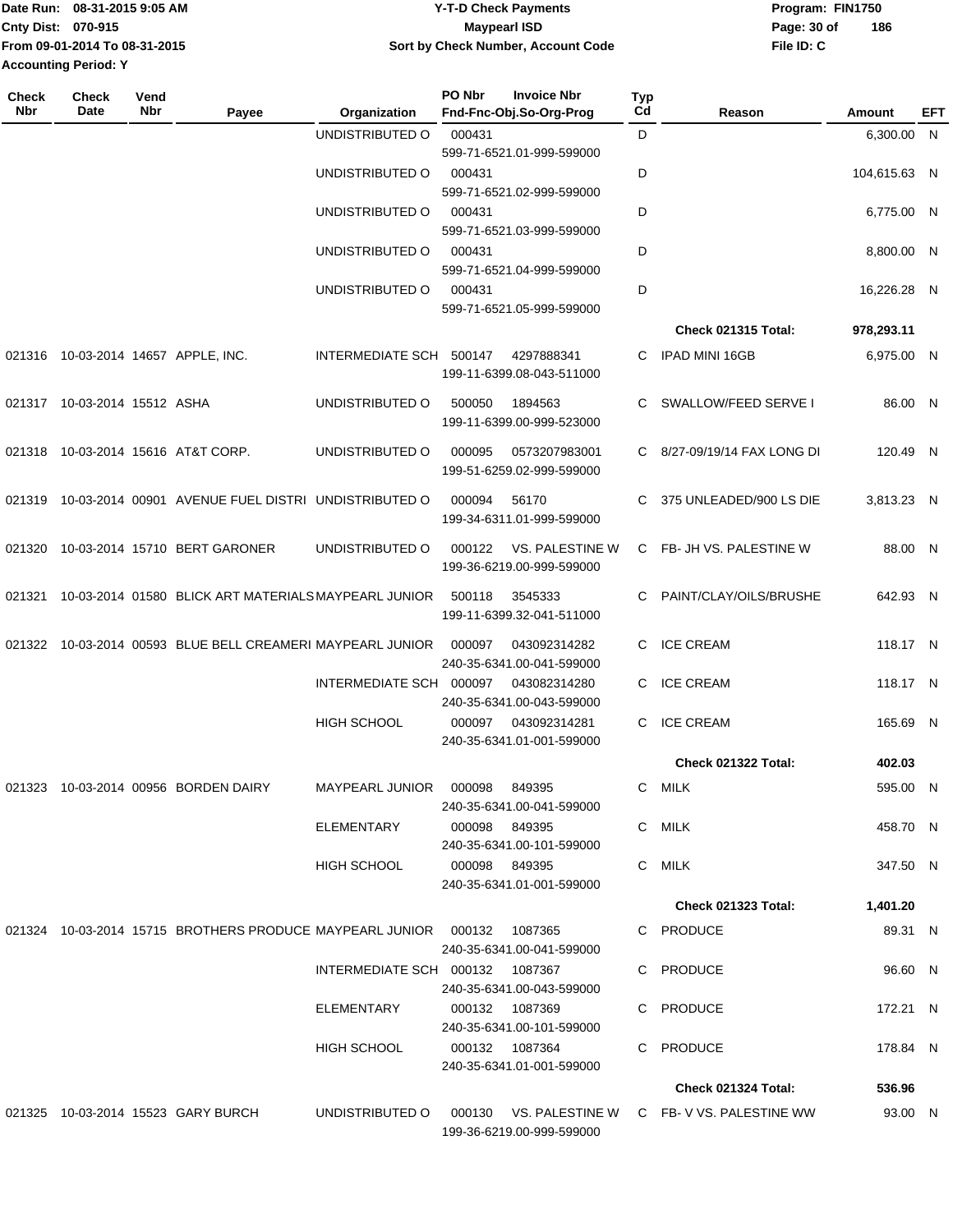| Check Nbr | Check Date | Vend Nbr | Payee | Organization | PO Nbr | Invoice Nbr Fnd-Fnc-Obj.So-Org-Prog | Typ Cd | Reason | Amount | EFT |
|---|---|---|---|---|---|---|---|---|---|---|
| | | | | UNDISTRIBUTED O | 000431 | 599-71-6521.01-999-599000 | D | | 6,300.00 | N |
| | | | | UNDISTRIBUTED O | 000431 | 599-71-6521.02-999-599000 | D | | 104,615.63 | N |
| | | | | UNDISTRIBUTED O | 000431 | 599-71-6521.03-999-599000 | D | | 6,775.00 | N |
| | | | | UNDISTRIBUTED O | 000431 | 599-71-6521.04-999-599000 | D | | 8,800.00 | N |
| | | | | UNDISTRIBUTED O | 000431 | 599-71-6521.05-999-599000 | D | | 16,226.28 | N |
| | | | | | | | | **Check 021315 Total:** | **978,293.11** | |
| 021316 | 10-03-2014 | 14657 | APPLE, INC. | INTERMEDIATE SCH | 500147 | 4297888341 199-11-6399.08-043-511000 | C | IPAD MINI 16GB | 6,975.00 | N |
| 021317 | 10-03-2014 | 15512 | ASHA | UNDISTRIBUTED O | 500050 | 1894563 199-11-6399.00-999-523000 | C | SWALLOW/FEED SERVE I | 86.00 | N |
| 021318 | 10-03-2014 | 15616 | AT&T CORP. | UNDISTRIBUTED O | 000095 | 0573207983001 199-51-6259.02-999-599000 | C | 8/27-09/19/14 FAX LONG DI | 120.49 | N |
| 021319 | 10-03-2014 | 00901 | AVENUE FUEL DISTRI | UNDISTRIBUTED O | 000094 | 56170 199-34-6311.01-999-599000 | C | 375 UNLEADED/900 LS DIE | 3,813.23 | N |
| 021320 | 10-03-2014 | 15710 | BERT GARONER | UNDISTRIBUTED O | 000122 | VS. PALESTINE W 199-36-6219.00-999-599000 | C | FB- JH VS. PALESTINE W | 88.00 | N |
| 021321 | 10-03-2014 | 01580 | BLICK ART MATERIALS | MAYPEARL JUNIOR | 500118 | 3545333 199-11-6399.32-041-511000 | C | PAINT/CLAY/OILS/BRUSHE | 642.93 | N |
| 021322 | 10-03-2014 | 00593 | BLUE BELL CREAMERI | MAYPEARL JUNIOR | 000097 | 043092314282 240-35-6341.00-041-599000 | C | ICE CREAM | 118.17 | N |
| | | | | INTERMEDIATE SCH | 000097 | 043082314280 240-35-6341.00-043-599000 | C | ICE CREAM | 118.17 | N |
| | | | | HIGH SCHOOL | 000097 | 043092314281 240-35-6341.01-001-599000 | C | ICE CREAM | 165.69 | N |
| | | | | | | | | **Check 021322 Total:** | **402.03** | |
| 021323 | 10-03-2014 | 00956 | BORDEN DAIRY | MAYPEARL JUNIOR | 000098 | 849395 240-35-6341.00-041-599000 | C | MILK | 595.00 | N |
| | | | | ELEMENTARY | 000098 | 849395 240-35-6341.00-101-599000 | C | MILK | 458.70 | N |
| | | | | HIGH SCHOOL | 000098 | 849395 240-35-6341.01-001-599000 | C | MILK | 347.50 | N |
| | | | | | | | | **Check 021323 Total:** | **1,401.20** | |
| 021324 | 10-03-2014 | 15715 | BROTHERS PRODUCE | MAYPEARL JUNIOR | 000132 | 1087365 240-35-6341.00-041-599000 | C | PRODUCE | 89.31 | N |
| | | | | INTERMEDIATE SCH | 000132 | 1087367 240-35-6341.00-043-599000 | C | PRODUCE | 96.60 | N |
| | | | | ELEMENTARY | 000132 | 1087369 240-35-6341.00-101-599000 | C | PRODUCE | 172.21 | N |
| | | | | HIGH SCHOOL | 000132 | 1087364 240-35-6341.01-001-599000 | C | PRODUCE | 178.84 | N |
| | | | | | | | | **Check 021324 Total:** | **536.96** | |
| 021325 | 10-03-2014 | 15523 | GARY BURCH | UNDISTRIBUTED O | 000130 | VS. PALESTINE W 199-36-6219.00-999-599000 | C | FB- V VS. PALESTINE WW | 93.00 | N |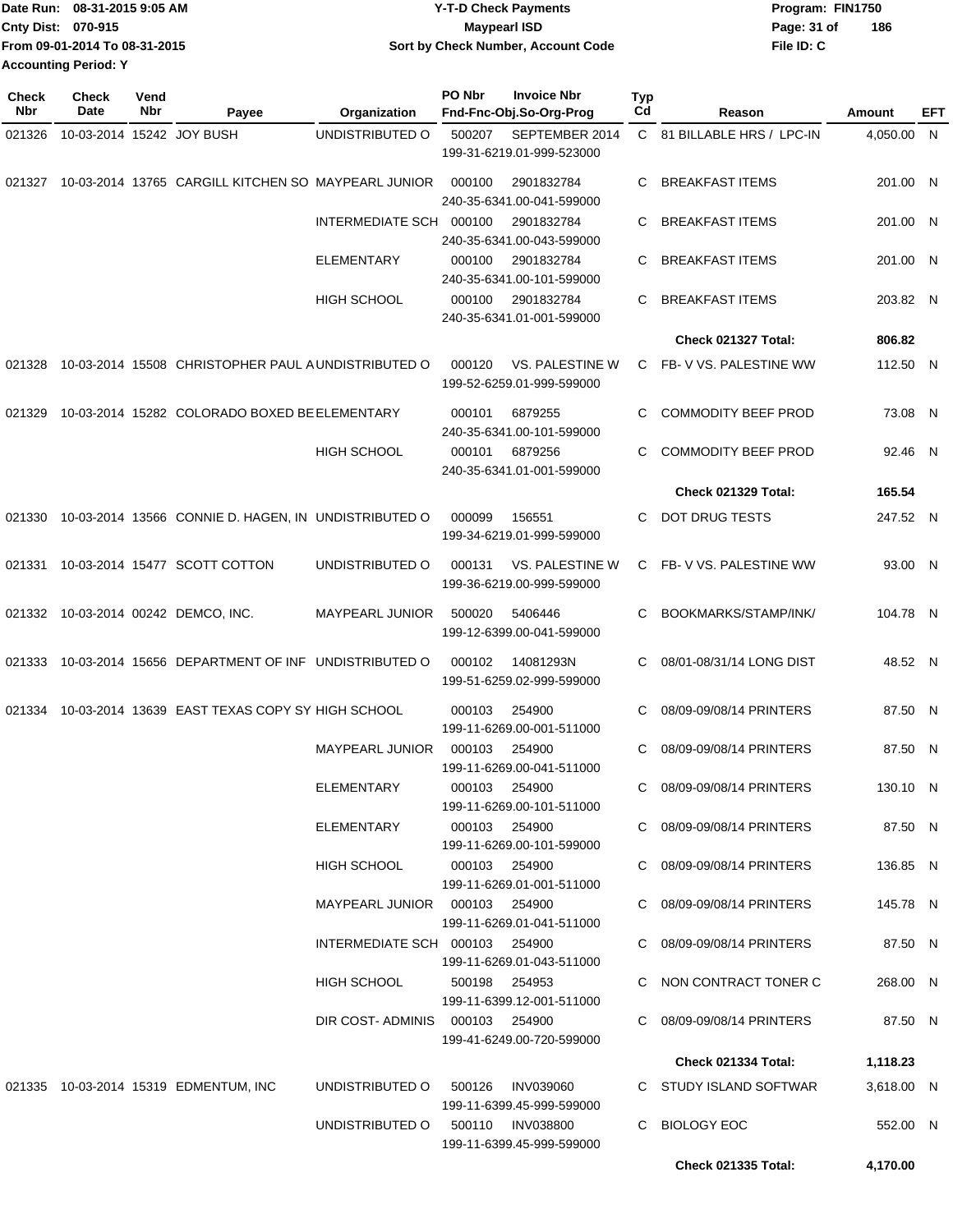Date Run: 08-31-2015 9:05 AM
Cnty Dist: 070-915
From 09-01-2014 To 08-31-2015
Accounting Period: Y

**Y-T-D Check Payments**
**Maypearl ISD**
**Sort by Check Number, Account Code**

Program: FIN1750
File ID: C

| Check Nbr | Check Date | Vend Nbr | Payee | Organization | PO Nbr | Invoice Nbr / Fnd-Fnc-Obj.So-Org-Prog | Typ Cd | Reason | Amount | EFT |
|---|---|---|---|---|---|---|---|---|---|---|
| 021326 | 10-03-2014 | 15242 | JOY BUSH | UNDISTRIBUTED O | 500207 | SEPTEMBER 2014 199-31-6219.01-999-523000 | C | 81 BILLABLE HRS / LPC-IN | 4,050.00 | N |
| 021327 | 10-03-2014 | 13765 | CARGILL KITCHEN SO | MAYPEARL JUNIOR | 000100 | 2901832784 240-35-6341.00-041-599000 | C | BREAKFAST ITEMS | 201.00 | N |
| | | | | INTERMEDIATE SCH | 000100 | 2901832784 240-35-6341.00-043-599000 | C | BREAKFAST ITEMS | 201.00 | N |
| | | | | ELEMENTARY | 000100 | 2901832784 240-35-6341.00-101-599000 | C | BREAKFAST ITEMS | 201.00 | N |
| | | | | HIGH SCHOOL | 000100 | 2901832784 240-35-6341.01-001-599000 | C | BREAKFAST ITEMS | 203.82 | N |
| | | | | | | | | **Check 021327 Total:** | **806.82** | |
| 021328 | 10-03-2014 | 15508 | CHRISTOPHER PAUL A | UNDISTRIBUTED O | 000120 | VS. PALESTINE W 199-52-6259.01-999-599000 | C | FB- V VS. PALESTINE WW | 112.50 | N |
| 021329 | 10-03-2014 | 15282 | COLORADO BOXED BE | ELEMENTARY | 000101 | 6879255 240-35-6341.00-101-599000 | C | COMMODITY BEEF PROD | 73.08 | N |
| | | | | HIGH SCHOOL | 000101 | 6879256 240-35-6341.01-001-599000 | C | COMMODITY BEEF PROD | 92.46 | N |
| | | | | | | | | **Check 021329 Total:** | **165.54** | |
| 021330 | 10-03-2014 | 13566 | CONNIE D. HAGEN, IN | UNDISTRIBUTED O | 000099 | 156551 199-34-6219.01-999-599000 | C | DOT DRUG TESTS | 247.52 | N |
| 021331 | 10-03-2014 | 15477 | SCOTT COTTON | UNDISTRIBUTED O | 000131 | VS. PALESTINE W 199-36-6219.00-999-599000 | C | FB- V VS. PALESTINE WW | 93.00 | N |
| 021332 | 10-03-2014 | 00242 | DEMCO, INC. | MAYPEARL JUNIOR | 500020 | 5406446 199-12-6399.00-041-599000 | C | BOOKMARKS/STAMP/INK/ | 104.78 | N |
| 021333 | 10-03-2014 | 15656 | DEPARTMENT OF INF | UNDISTRIBUTED O | 000102 | 14081293N 199-51-6259.02-999-599000 | C | 08/01-08/31/14 LONG DIST | 48.52 | N |
| 021334 | 10-03-2014 | 13639 | EAST TEXAS COPY SY | HIGH SCHOOL | 000103 | 254900 199-11-6269.00-001-511000 | C | 08/09-09/08/14 PRINTERS | 87.50 | N |
| | | | | MAYPEARL JUNIOR | 000103 | 254900 199-11-6269.00-041-511000 | C | 08/09-09/08/14 PRINTERS | 87.50 | N |
| | | | | ELEMENTARY | 000103 | 254900 199-11-6269.00-101-511000 | C | 08/09-09/08/14 PRINTERS | 130.10 | N |
| | | | | ELEMENTARY | 000103 | 254900 199-11-6269.00-101-599000 | C | 08/09-09/08/14 PRINTERS | 87.50 | N |
| | | | | HIGH SCHOOL | 000103 | 254900 199-11-6269.01-001-511000 | C | 08/09-09/08/14 PRINTERS | 136.85 | N |
| | | | | MAYPEARL JUNIOR | 000103 | 254900 199-11-6269.01-041-511000 | C | 08/09-09/08/14 PRINTERS | 145.78 | N |
| | | | | INTERMEDIATE SCH | 000103 | 254900 199-11-6269.01-043-511000 | C | 08/09-09/08/14 PRINTERS | 87.50 | N |
| | | | | HIGH SCHOOL | 500198 | 254953 199-11-6399.12-001-511000 | C | NON CONTRACT TONER C | 268.00 | N |
| | | | | DIR COST- ADMINIS | 000103 | 254900 199-41-6249.00-720-599000 | C | 08/09-09/08/14 PRINTERS | 87.50 | N |
| | | | | | | | | **Check 021334 Total:** | **1,118.23** | |
| 021335 | 10-03-2014 | 15319 | EDMENTUM, INC | UNDISTRIBUTED O | 500126 | INV039060 199-11-6399.45-999-599000 | C | STUDY ISLAND SOFTWAR | 3,618.00 | N |
| | | | | UNDISTRIBUTED O | 500110 | INV038800 199-11-6399.45-999-599000 | C | BIOLOGY EOC | 552.00 | N |
| | | | | | | | | **Check 021335 Total:** | **4,170.00** | |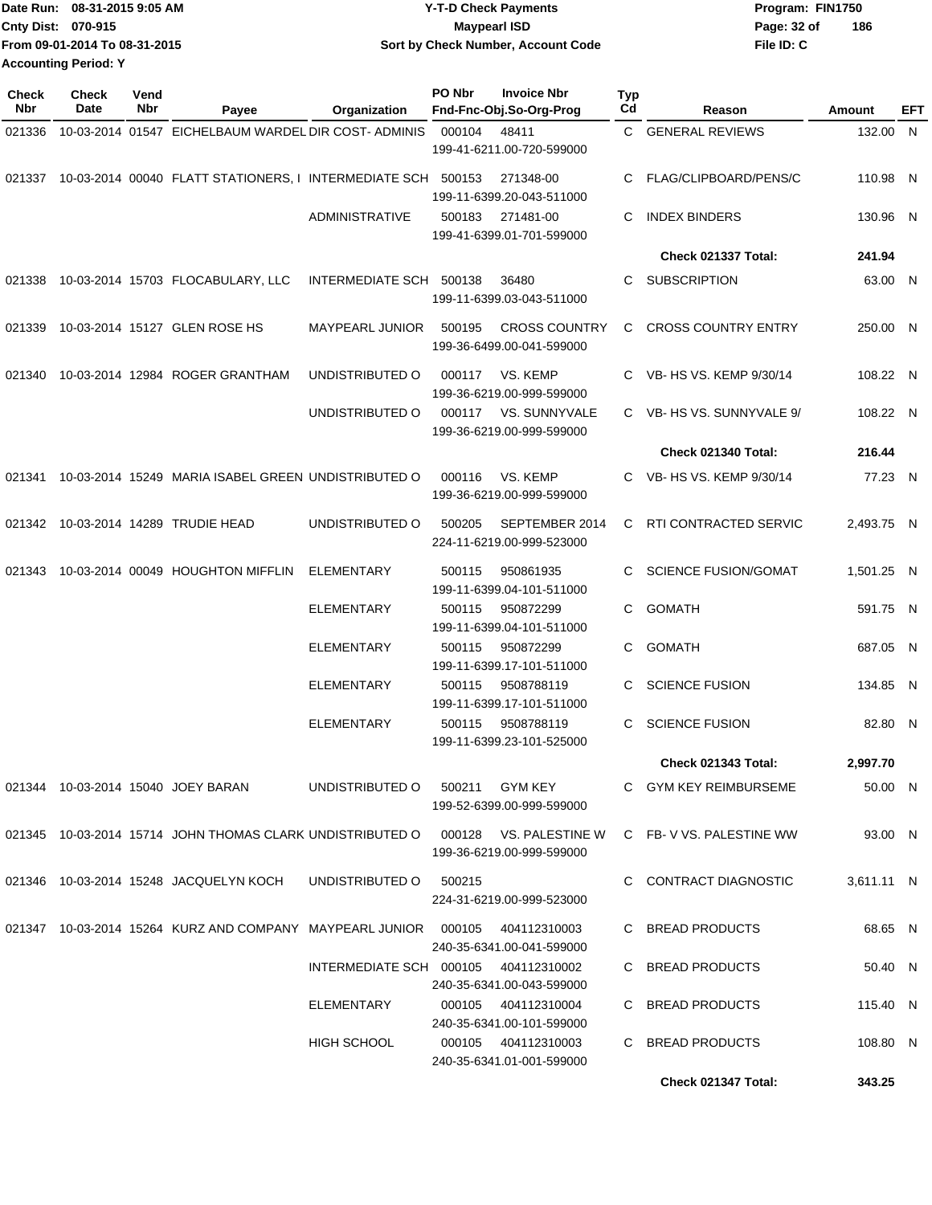Date Run: 08-31-2015 9:05 AM
Cnty Dist: 070-915
From 09-01-2014 To 08-31-2015
Accounting Period: Y

# Y-T-D Check Payments
## Maypearl ISD
### Sort by Check Number, Account Code

Program: FIN1750
File ID: C

| Check Nbr | Check Date | Vend Nbr | Payee | Organization | PO Nbr | Invoice Nbr / Fnd-Fnc-Obj.So-Org-Prog | Typ Cd | Reason | Amount | EFT |
|---|---|---|---|---|---|---|---|---|---|---|
| 021336 | 10-03-2014 | 01547 | EICHELBAUM WARDEL | DIR COST- ADMINIS | 000104 | 48411 / 199-41-6211.00-720-599000 | C | GENERAL REVIEWS | 132.00 | N |
| 021337 | 10-03-2014 | 00040 | FLATT STATIONERS, I | INTERMEDIATE SCH | 500153 | 271348-00 / 199-11-6399.20-043-511000 | C | FLAG/CLIPBOARD/PENS/C | 110.98 | N |
| | | | | ADMINISTRATIVE | 500183 | 271481-00 / 199-41-6399.01-701-599000 | C | INDEX BINDERS | 130.96 | N |
| | | | | | | | | **Check 021337 Total:** | **241.94** | |
| 021338 | 10-03-2014 | 15703 | FLOCABULARY, LLC | INTERMEDIATE SCH | 500138 | 36480 / 199-11-6399.03-043-511000 | C | SUBSCRIPTION | 63.00 | N |
| 021339 | 10-03-2014 | 15127 | GLEN ROSE HS | MAYPEARL JUNIOR | 500195 | CROSS COUNTRY / 199-36-6499.00-041-599000 | C | CROSS COUNTRY ENTRY | 250.00 | N |
| 021340 | 10-03-2014 | 12984 | ROGER GRANTHAM | UNDISTRIBUTED O | 000117 | VS. KEMP / 199-36-6219.00-999-599000 | C | VB- HS VS. KEMP 9/30/14 | 108.22 | N |
| | | | | UNDISTRIBUTED O | 000117 | VS. SUNNYVALE / 199-36-6219.00-999-599000 | C | VB- HS VS. SUNNYVALE 9/ | 108.22 | N |
| | | | | | | | | **Check 021340 Total:** | **216.44** | |
| 021341 | 10-03-2014 | 15249 | MARIA ISABEL GREEN | UNDISTRIBUTED O | 000116 | VS. KEMP / 199-36-6219.00-999-599000 | C | VB- HS VS. KEMP 9/30/14 | 77.23 | N |
| 021342 | 10-03-2014 | 14289 | TRUDIE HEAD | UNDISTRIBUTED O | 500205 | SEPTEMBER 2014 / 224-11-6219.00-999-523000 | C | RTI CONTRACTED SERVIC | 2,493.75 | N |
| 021343 | 10-03-2014 | 00049 | HOUGHTON MIFFLIN | ELEMENTARY | 500115 | 950861935 / 199-11-6399.04-101-511000 | C | SCIENCE FUSION/GOMAT | 1,501.25 | N |
| | | | | ELEMENTARY | 500115 | 950872299 / 199-11-6399.04-101-511000 | C | GOMATH | 591.75 | N |
| | | | | ELEMENTARY | 500115 | 950872299 / 199-11-6399.17-101-511000 | C | GOMATH | 687.05 | N |
| | | | | ELEMENTARY | 500115 | 9508788119 / 199-11-6399.17-101-511000 | C | SCIENCE FUSION | 134.85 | N |
| | | | | ELEMENTARY | 500115 | 9508788119 / 199-11-6399.23-101-525000 | C | SCIENCE FUSION | 82.80 | N |
| | | | | | | | | **Check 021343 Total:** | **2,997.70** | |
| 021344 | 10-03-2014 | 15040 | JOEY BARAN | UNDISTRIBUTED O | 500211 | GYM KEY / 199-52-6399.00-999-599000 | C | GYM KEY REIMBURSEME | 50.00 | N |
| 021345 | 10-03-2014 | 15714 | JOHN THOMAS CLARK | UNDISTRIBUTED O | 000128 | VS. PALESTINE W / 199-36-6219.00-999-599000 | C | FB- V VS. PALESTINE WW | 93.00 | N |
| 021346 | 10-03-2014 | 15248 | JACQUELYN KOCH | UNDISTRIBUTED O | 500215 | 224-31-6219.00-999-523000 | C | CONTRACT DIAGNOSTIC | 3,611.11 | N |
| 021347 | 10-03-2014 | 15264 | KURZ AND COMPANY | MAYPEARL JUNIOR | 000105 | 404112310003 / 240-35-6341.00-041-599000 | C | BREAD PRODUCTS | 68.65 | N |
| | | | | INTERMEDIATE SCH | 000105 | 404112310002 / 240-35-6341.00-043-599000 | C | BREAD PRODUCTS | 50.40 | N |
| | | | | ELEMENTARY | 000105 | 404112310004 / 240-35-6341.00-101-599000 | C | BREAD PRODUCTS | 115.40 | N |
| | | | | HIGH SCHOOL | 000105 | 404112310003 / 240-35-6341.01-001-599000 | C | BREAD PRODUCTS | 108.80 | N |
| | | | | | | | | **Check 021347 Total:** | **343.25** | |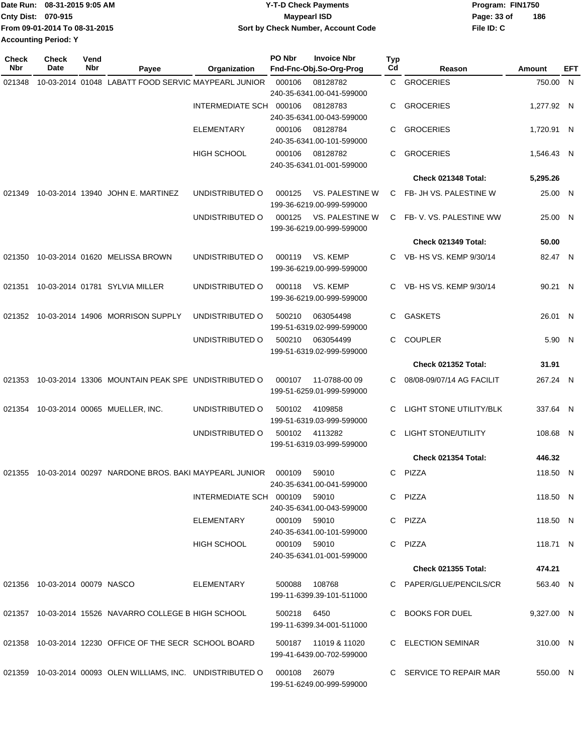Date Run: 08-31-2015 9:05 AM
Cnty Dist: 070-915
From 09-01-2014 To 08-31-2015
Accounting Period: Y

# Y-T-D Check Payments
## Maypearl ISD
### Sort by Check Number, Account Code

Program: FIN1750
File ID: C

| Check Nbr | Check Date | Vend Nbr | Payee | Organization | PO Nbr | Invoice Nbr / Fnd-Fnc-Obj.So-Org-Prog | Typ Cd | Reason | Amount | EFT |
|---|---|---|---|---|---|---|---|---|---|---|
| 021348 | 10-03-2014 | 01048 | LABATT FOOD SERVIC | MAYPEARL JUNIOR | 000106 | 08128782 240-35-6341.00-041-599000 | C | GROCERIES | 750.00 | N |
| | | | | INTERMEDIATE SCH | 000106 | 08128783 240-35-6341.00-043-599000 | C | GROCERIES | 1,277.92 | N |
| | | | | ELEMENTARY | 000106 | 08128784 240-35-6341.00-101-599000 | C | GROCERIES | 1,720.91 | N |
| | | | | HIGH SCHOOL | 000106 | 08128782 240-35-6341.01-001-599000 | C | GROCERIES | 1,546.43 | N |
| | | | | | | | | **Check 021348 Total:** | **5,295.26** | |
| 021349 | 10-03-2014 | 13940 | JOHN E. MARTINEZ | UNDISTRIBUTED O | 000125 | VS. PALESTINE W 199-36-6219.00-999-599000 | C | FB- JH VS. PALESTINE W | 25.00 | N |
| | | | | UNDISTRIBUTED O | 000125 | VS. PALESTINE W 199-36-6219.00-999-599000 | C | FB- V. VS. PALESTINE WW | 25.00 | N |
| | | | | | | | | **Check 021349 Total:** | **50.00** | |
| 021350 | 10-03-2014 | 01620 | MELISSA BROWN | UNDISTRIBUTED O | 000119 | VS. KEMP 199-36-6219.00-999-599000 | C | VB- HS VS. KEMP 9/30/14 | 82.47 | N |
| 021351 | 10-03-2014 | 01781 | SYLVIA MILLER | UNDISTRIBUTED O | 000118 | VS. KEMP 199-36-6219.00-999-599000 | C | VB- HS VS. KEMP 9/30/14 | 90.21 | N |
| 021352 | 10-03-2014 | 14906 | MORRISON SUPPLY | UNDISTRIBUTED O | 500210 | 063054498 199-51-6319.02-999-599000 | C | GASKETS | 26.01 | N |
| | | | | UNDISTRIBUTED O | 500210 | 063054499 199-51-6319.02-999-599000 | C | COUPLER | 5.90 | N |
| | | | | | | | | **Check 021352 Total:** | **31.91** | |
| 021353 | 10-03-2014 | 13306 | MOUNTAIN PEAK SPE | UNDISTRIBUTED O | 000107 | 11-0788-00 09 199-51-6259.01-999-599000 | C | 08/08-09/07/14 AG FACILIT | 267.24 | N |
| 021354 | 10-03-2014 | 00065 | MUELLER, INC. | UNDISTRIBUTED O | 500102 | 4109858 199-51-6319.03-999-599000 | C | LIGHT STONE UTILITY/BLK | 337.64 | N |
| | | | | UNDISTRIBUTED O | 500102 | 4113282 199-51-6319.03-999-599000 | C | LIGHT STONE/UTILITY | 108.68 | N |
| | | | | | | | | **Check 021354 Total:** | **446.32** | |
| 021355 | 10-03-2014 | 00297 | NARDONE BROS. BAKI | MAYPEARL JUNIOR | 000109 | 59010 240-35-6341.00-041-599000 | C | PIZZA | 118.50 | N |
| | | | | INTERMEDIATE SCH | 000109 | 59010 240-35-6341.00-043-599000 | C | PIZZA | 118.50 | N |
| | | | | ELEMENTARY | 000109 | 59010 240-35-6341.00-101-599000 | C | PIZZA | 118.50 | N |
| | | | | HIGH SCHOOL | 000109 | 59010 240-35-6341.01-001-599000 | C | PIZZA | 118.71 | N |
| | | | | | | | | **Check 021355 Total:** | **474.21** | |
| 021356 | 10-03-2014 | 00079 | NASCO | ELEMENTARY | 500088 | 108768 199-11-6399.39-101-511000 | C | PAPER/GLUE/PENCILS/CR | 563.40 | N |
| 021357 | 10-03-2014 | 15526 | NAVARRO COLLEGE B | HIGH SCHOOL | 500218 | 6450 199-11-6399.34-001-511000 | C | BOOKS FOR DUEL | 9,327.00 | N |
| 021358 | 10-03-2014 | 12230 | OFFICE OF THE SECR | SCHOOL BOARD | 500187 | 11019 & 11020 199-41-6439.00-702-599000 | C | ELECTION SEMINAR | 310.00 | N |
| 021359 | 10-03-2014 | 00093 | OLEN WILLIAMS, INC. | UNDISTRIBUTED O | 000108 | 26079 199-51-6249.00-999-599000 | C | SERVICE TO REPAIR MAR | 550.00 | N |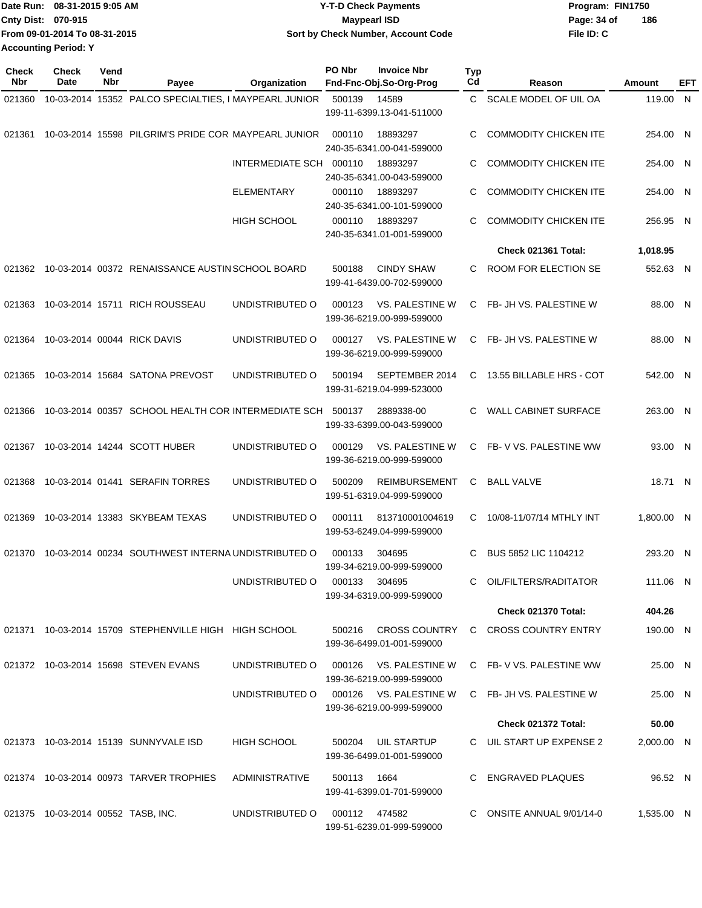Date Run: 08-31-2015 9:05 AM
Cnty Dist: 070-915
From 09-01-2014 To 08-31-2015
Accounting Period: Y

# Y-T-D Check Payments
## Maypearl ISD
### Sort by Check Number, Account Code

Program: FIN1750
File ID: C

| Check Nbr | Check Date | Vend Nbr | Payee | Organization | PO Nbr | Invoice Nbr / Fnd-Fnc-Obj.So-Org-Prog | Typ Cd | Reason | Amount | EFT |
|---|---|---|---|---|---|---|---|---|---|---|
| 021360 | 10-03-2014 | 15352 | PALCO SPECIALTIES, I | MAYPEARL JUNIOR | 500139 | 14589 199-11-6399.13-041-511000 | C | SCALE MODEL OF UIL OA | 119.00 | N |
| 021361 | 10-03-2014 | 15598 | PILGRIM'S PRIDE COR | MAYPEARL JUNIOR | 000110 | 18893297 240-35-6341.00-041-599000 | C | COMMODITY CHICKEN ITE | 254.00 | N |
| | | | | INTERMEDIATE SCH | 000110 | 18893297 240-35-6341.00-043-599000 | C | COMMODITY CHICKEN ITE | 254.00 | N |
| | | | | ELEMENTARY | 000110 | 18893297 240-35-6341.00-101-599000 | C | COMMODITY CHICKEN ITE | 254.00 | N |
| | | | | HIGH SCHOOL | 000110 | 18893297 240-35-6341.01-001-599000 | C | COMMODITY CHICKEN ITE | 256.95 | N |
| | | | | | | | | **Check 021361 Total:** | **1,018.95** | |
| 021362 | 10-03-2014 | 00372 | RENAISSANCE AUSTIN | SCHOOL BOARD | 500188 | CINDY SHAW 199-41-6439.00-702-599000 | C | ROOM FOR ELECTION SE | 552.63 | N |
| 021363 | 10-03-2014 | 15711 | RICH ROUSSEAU | UNDISTRIBUTED O | 000123 | VS. PALESTINE W 199-36-6219.00-999-599000 | C | FB- JH VS. PALESTINE W | 88.00 | N |
| 021364 | 10-03-2014 | 00044 | RICK DAVIS | UNDISTRIBUTED O | 000127 | VS. PALESTINE W 199-36-6219.00-999-599000 | C | FB- JH VS. PALESTINE W | 88.00 | N |
| 021365 | 10-03-2014 | 15684 | SATONA PREVOST | UNDISTRIBUTED O | 500194 | SEPTEMBER 2014 199-31-6219.04-999-523000 | C | 13.55 BILLABLE HRS - COT | 542.00 | N |
| 021366 | 10-03-2014 | 00357 | SCHOOL HEALTH COR | INTERMEDIATE SCH | 500137 | 2889338-00 199-33-6399.00-043-599000 | C | WALL CABINET SURFACE | 263.00 | N |
| 021367 | 10-03-2014 | 14244 | SCOTT HUBER | UNDISTRIBUTED O | 000129 | VS. PALESTINE W 199-36-6219.00-999-599000 | C | FB- V VS. PALESTINE WW | 93.00 | N |
| 021368 | 10-03-2014 | 01441 | SERAFIN TORRES | UNDISTRIBUTED O | 500209 | REIMBURSEMENT 199-51-6319.04-999-599000 | C | BALL VALVE | 18.71 | N |
| 021369 | 10-03-2014 | 13383 | SKYBEAM TEXAS | UNDISTRIBUTED O | 000111 | 813710001004619 199-53-6249.04-999-599000 | C | 10/08-11/07/14 MTHLY INT | 1,800.00 | N |
| 021370 | 10-03-2014 | 00234 | SOUTHWEST INTERNA | UNDISTRIBUTED O | 000133 | 304695 199-34-6219.00-999-599000 | C | BUS 5852 LIC 1104212 | 293.20 | N |
| | | | | UNDISTRIBUTED O | 000133 | 304695 199-34-6319.00-999-599000 | C | OIL/FILTERS/RADITATOR | 111.06 | N |
| | | | | | | | | **Check 021370 Total:** | **404.26** | |
| 021371 | 10-03-2014 | 15709 | STEPHENVILLE HIGH | HIGH SCHOOL | 500216 | CROSS COUNTRY 199-36-6499.01-001-599000 | C | CROSS COUNTRY ENTRY | 190.00 | N |
| 021372 | 10-03-2014 | 15698 | STEVEN EVANS | UNDISTRIBUTED O | 000126 | VS. PALESTINE W 199-36-6219.00-999-599000 | C | FB- V VS. PALESTINE WW | 25.00 | N |
| | | | | UNDISTRIBUTED O | 000126 | VS. PALESTINE W 199-36-6219.00-999-599000 | C | FB- JH VS. PALESTINE W | 25.00 | N |
| | | | | | | | | **Check 021372 Total:** | **50.00** | |
| 021373 | 10-03-2014 | 15139 | SUNNYVALE ISD | HIGH SCHOOL | 500204 | UIL STARTUP 199-36-6499.01-001-599000 | C | UIL START UP EXPENSE 2 | 2,000.00 | N |
| 021374 | 10-03-2014 | 00973 | TARVER TROPHIES | ADMINISTRATIVE | 500113 | 1664 199-41-6399.01-701-599000 | C | ENGRAVED PLAQUES | 96.52 | N |
| 021375 | 10-03-2014 | 00552 | TASB, INC. | UNDISTRIBUTED O | 000112 | 474582 199-51-6239.01-999-599000 | C | ONSITE ANNUAL 9/01/14-0 | 1,535.00 | N |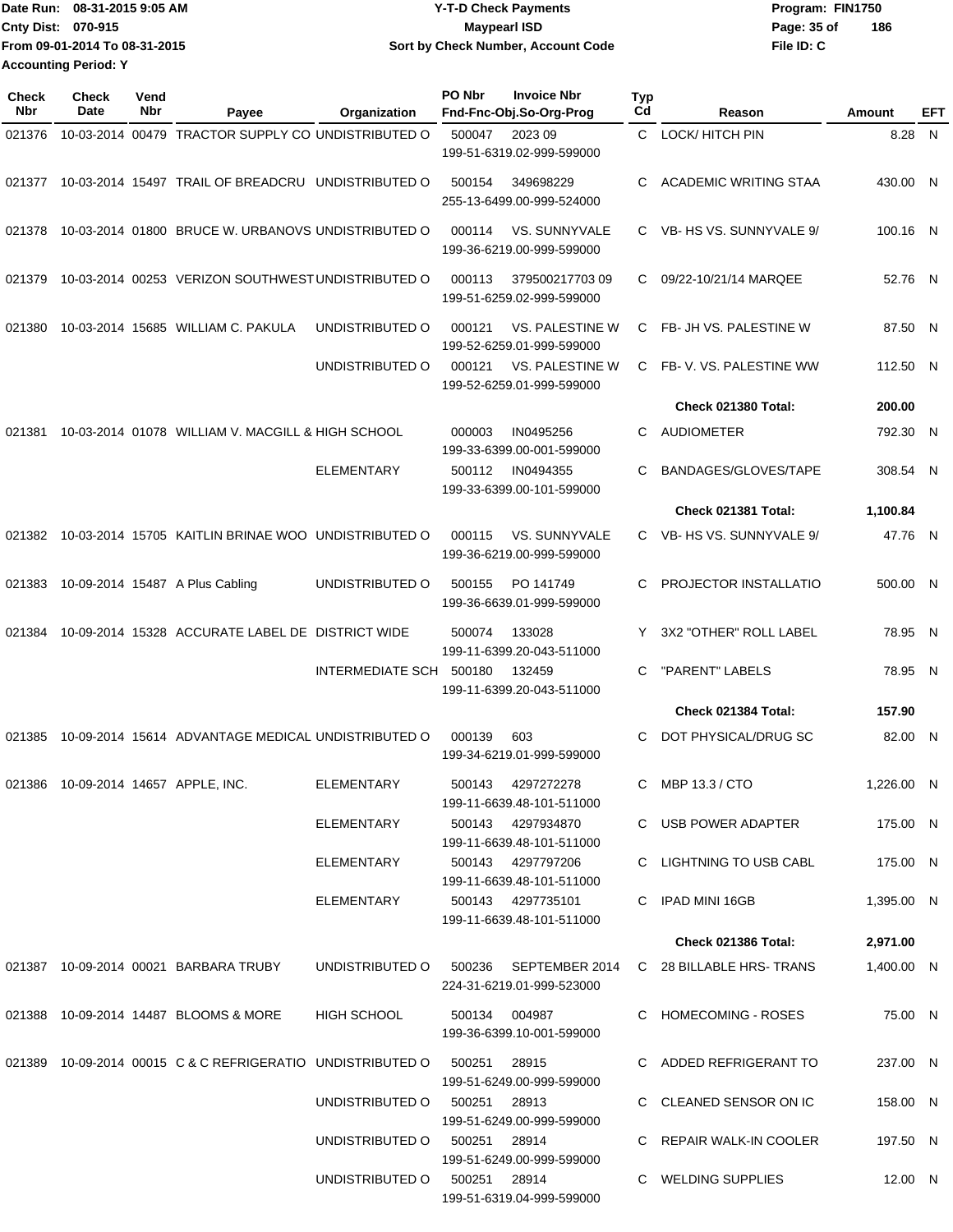Date Run: 08-31-2015 9:05 AM
Cnty Dist: 070-915
From 09-01-2014 To 08-31-2015
Accounting Period: Y

**Y-T-D Check Payments**
**Maypearl ISD**
**Sort by Check Number, Account Code**

Program: FIN1750
File ID: C

| Check Nbr | Check Date | Vend Nbr | Payee | Organization | PO Nbr | Invoice Nbr / Fnd-Fnc-Obj.So-Org-Prog | Typ Cd | Reason | Amount | EFT |
|---|---|---|---|---|---|---|---|---|---|---|
| 021376 | 10-03-2014 | 00479 | TRACTOR SUPPLY CO | UNDISTRIBUTED O | 500047 | 2023 09<br>199-51-6319.02-999-599000 | C | LOCK/ HITCH PIN | 8.28 | N |
| 021377 | 10-03-2014 | 15497 | TRAIL OF BREADCRU | UNDISTRIBUTED O | 500154 | 349698229<br>255-13-6499.00-999-524000 | C | ACADEMIC WRITING STAA | 430.00 | N |
| 021378 | 10-03-2014 | 01800 | BRUCE W. URBANOVS | UNDISTRIBUTED O | 000114 | VS. SUNNYVALE<br>199-36-6219.00-999-599000 | C | VB- HS VS. SUNNYVALE 9/ | 100.16 | N |
| 021379 | 10-03-2014 | 00253 | VERIZON SOUTHWEST | UNDISTRIBUTED O | 000113 | 379500217703 09<br>199-51-6259.02-999-599000 | C | 09/22-10/21/14 MARQEE | 52.76 | N |
| 021380 | 10-03-2014 | 15685 | WILLIAM C. PAKULA | UNDISTRIBUTED O | 000121 | VS. PALESTINE W<br>199-52-6259.01-999-599000 | C | FB- JH VS. PALESTINE W | 87.50 | N |
| | | | | UNDISTRIBUTED O | 000121 | VS. PALESTINE W<br>199-52-6259.01-999-599000 | C | FB- V. VS. PALESTINE WW | 112.50 | N |
| | | | | | | | | **Check 021380 Total:** | **200.00** | |
| 021381 | 10-03-2014 | 01078 | WILLIAM V. MACGILL & | HIGH SCHOOL | 000003 | IN0495256<br>199-33-6399.00-001-599000 | C | AUDIOMETER | 792.30 | N |
| | | | | ELEMENTARY | 500112 | IN0494355<br>199-33-6399.00-101-599000 | C | BANDAGES/GLOVES/TAPE | 308.54 | N |
| | | | | | | | | **Check 021381 Total:** | **1,100.84** | |
| 021382 | 10-03-2014 | 15705 | KAITLIN BRINAE WOO | UNDISTRIBUTED O | 000115 | VS. SUNNYVALE<br>199-36-6219.00-999-599000 | C | VB- HS VS. SUNNYVALE 9/ | 47.76 | N |
| 021383 | 10-09-2014 | 15487 | A Plus Cabling | UNDISTRIBUTED O | 500155 | PO 141749<br>199-36-6639.01-999-599000 | C | PROJECTOR INSTALLATIO | 500.00 | N |
| 021384 | 10-09-2014 | 15328 | ACCURATE LABEL DE | DISTRICT WIDE | 500074 | 133028<br>199-11-6399.20-043-511000 | Y | 3X2 "OTHER" ROLL LABEL | 78.95 | N |
| | | | | INTERMEDIATE SCH | 500180 | 132459<br>199-11-6399.20-043-511000 | C | "PARENT" LABELS | 78.95 | N |
| | | | | | | | | **Check 021384 Total:** | **157.90** | |
| 021385 | 10-09-2014 | 15614 | ADVANTAGE MEDICAL | UNDISTRIBUTED O | 000139 | 603<br>199-34-6219.01-999-599000 | C | DOT PHYSICAL/DRUG SC | 82.00 | N |
| 021386 | 10-09-2014 | 14657 | APPLE, INC. | ELEMENTARY | 500143 | 4297272278<br>199-11-6639.48-101-511000 | C | MBP 13.3 / CTO | 1,226.00 | N |
| | | | | ELEMENTARY | 500143 | 4297934870<br>199-11-6639.48-101-511000 | C | USB POWER ADAPTER | 175.00 | N |
| | | | | ELEMENTARY | 500143 | 4297797206<br>199-11-6639.48-101-511000 | C | LIGHTNING TO USB CABL | 175.00 | N |
| | | | | ELEMENTARY | 500143 | 4297735101<br>199-11-6639.48-101-511000 | C | IPAD MINI 16GB | 1,395.00 | N |
| | | | | | | | | **Check 021386 Total:** | **2,971.00** | |
| 021387 | 10-09-2014 | 00021 | BARBARA TRUBY | UNDISTRIBUTED O | 500236 | SEPTEMBER 2014<br>224-31-6219.01-999-523000 | C | 28 BILLABLE HRS- TRANS | 1,400.00 | N |
| 021388 | 10-09-2014 | 14487 | BLOOMS & MORE | HIGH SCHOOL | 500134 | 004987<br>199-36-6399.10-001-599000 | C | HOMECOMING - ROSES | 75.00 | N |
| 021389 | 10-09-2014 | 00015 | C & C REFRIGERATIO | UNDISTRIBUTED O | 500251 | 28915<br>199-51-6249.00-999-599000 | C | ADDED REFRIGERANT TO | 237.00 | N |
| | | | | UNDISTRIBUTED O | 500251 | 28913<br>199-51-6249.00-999-599000 | C | CLEANED SENSOR ON IC | 158.00 | N |
| | | | | UNDISTRIBUTED O | 500251 | 28914<br>199-51-6249.00-999-599000 | C | REPAIR WALK-IN COOLER | 197.50 | N |
| | | | | UNDISTRIBUTED O | 500251 | 28914<br>199-51-6319.04-999-599000 | C | WELDING SUPPLIES | 12.00 | N |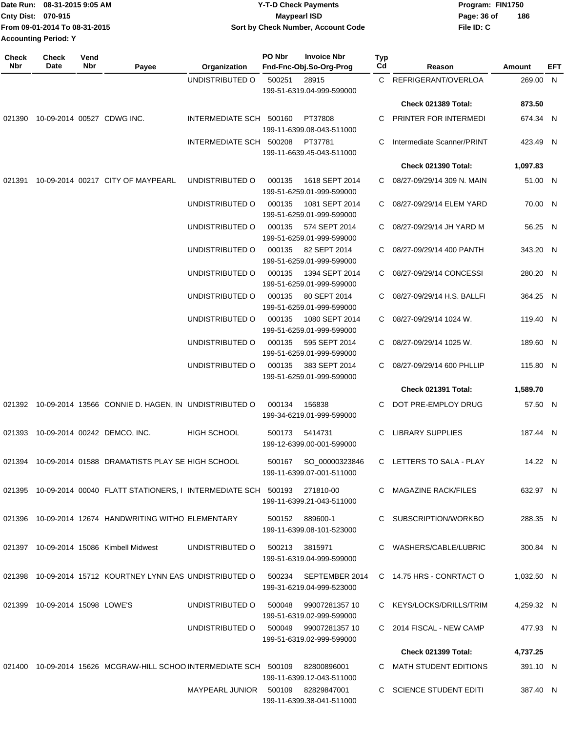Date Run: 08-31-2015 9:05 AM
Cnty Dist: 070-915
From 09-01-2014 To 08-31-2015
Accounting Period: Y

# Y-T-D Check Payments
## Maypearl ISD
### Sort by Check Number, Account Code

Program: FIN1750
File ID: C

| Check Nbr | Check Date | Vend Nbr | Payee | Organization | PO Nbr | Invoice Nbr / Fnd-Fnc-Obj.So-Org-Prog | Typ Cd | Reason | Amount | EFT |
|---|---|---|---|---|---|---|---|---|---|---|
| | | | | UNDISTRIBUTED O | 500251 | 28915 199-51-6319.04-999-599000 | C | REFRIGERANT/OVERLOA | 269.00 | N |
| | | | | | | | | **Check 021389 Total:** | **873.50** | |
| 021390 | 10-09-2014 | 00527 | CDWG INC. | INTERMEDIATE SCH | 500160 | PT37808 199-11-6399.08-043-511000 | C | PRINTER FOR INTERMEDI | 674.34 | N |
| | | | | INTERMEDIATE SCH | 500208 | PT37781 199-11-6639.45-043-511000 | C | Intermediate Scanner/PRINT | 423.49 | N |
| | | | | | | | | **Check 021390 Total:** | **1,097.83** | |
| 021391 | 10-09-2014 | 00217 | CITY OF MAYPEARL | UNDISTRIBUTED O | 000135 | 1618 SEPT 2014 199-51-6259.01-999-599000 | C | 08/27-09/29/14 309 N. MAIN | 51.00 | N |
| | | | | UNDISTRIBUTED O | 000135 | 1081 SEPT 2014 199-51-6259.01-999-599000 | C | 08/27-09/29/14 ELEM YARD | 70.00 | N |
| | | | | UNDISTRIBUTED O | 000135 | 574 SEPT 2014 199-51-6259.01-999-599000 | C | 08/27-09/29/14 JH YARD M | 56.25 | N |
| | | | | UNDISTRIBUTED O | 000135 | 82 SEPT 2014 199-51-6259.01-999-599000 | C | 08/27-09/29/14 400 PANTH | 343.20 | N |
| | | | | UNDISTRIBUTED O | 000135 | 1394 SEPT 2014 199-51-6259.01-999-599000 | C | 08/27-09/29/14 CONCESSI | 280.20 | N |
| | | | | UNDISTRIBUTED O | 000135 | 80 SEPT 2014 199-51-6259.01-999-599000 | C | 08/27-09/29/14 H.S. BALLFI | 364.25 | N |
| | | | | UNDISTRIBUTED O | 000135 | 1080 SEPT 2014 199-51-6259.01-999-599000 | C | 08/27-09/29/14 1024 W. | 119.40 | N |
| | | | | UNDISTRIBUTED O | 000135 | 595 SEPT 2014 199-51-6259.01-999-599000 | C | 08/27-09/29/14 1025 W. | 189.60 | N |
| | | | | UNDISTRIBUTED O | 000135 | 383 SEPT 2014 199-51-6259.01-999-599000 | C | 08/27-09/29/14 600 PHLLIP | 115.80 | N |
| | | | | | | | | **Check 021391 Total:** | **1,589.70** | |
| 021392 | 10-09-2014 | 13566 | CONNIE D. HAGEN, IN | UNDISTRIBUTED O | 000134 | 156838 199-34-6219.01-999-599000 | C | DOT PRE-EMPLOY DRUG | 57.50 | N |
| 021393 | 10-09-2014 | 00242 | DEMCO, INC. | HIGH SCHOOL | 500173 | 5414731 199-12-6399.00-001-599000 | C | LIBRARY SUPPLIES | 187.44 | N |
| 021394 | 10-09-2014 | 01588 | DRAMATISTS PLAY SE | HIGH SCHOOL | 500167 | SO_00000323846 199-11-6399.07-001-511000 | C | LETTERS TO SALA - PLAY | 14.22 | N |
| 021395 | 10-09-2014 | 00040 | FLATT STATIONERS, I | INTERMEDIATE SCH | 500193 | 271810-00 199-11-6399.21-043-511000 | C | MAGAZINE RACK/FILES | 632.97 | N |
| 021396 | 10-09-2014 | 12674 | HANDWRITING WITHO | ELEMENTARY | 500152 | 889600-1 199-11-6399.08-101-523000 | C | SUBSCRIPTION/WORKBO | 288.35 | N |
| 021397 | 10-09-2014 | 15086 | Kimbell Midwest | UNDISTRIBUTED O | 500213 | 3815971 199-51-6319.04-999-599000 | C | WASHERS/CABLE/LUBRIC | 300.84 | N |
| 021398 | 10-09-2014 | 15712 | KOURTNEY LYNN EAS | UNDISTRIBUTED O | 500234 | SEPTEMBER 2014 199-31-6219.04-999-523000 | C | 14.75 HRS - CONRTACT O | 1,032.50 | N |
| 021399 | 10-09-2014 | 15098 | LOWE'S | UNDISTRIBUTED O | 500048 | 99007281357 10 199-51-6319.02-999-599000 | C | KEYS/LOCKS/DRILLS/TRIM | 4,259.32 | N |
| | | | | UNDISTRIBUTED O | 500049 | 99007281357 10 199-51-6319.02-999-599000 | C | 2014 FISCAL - NEW CAMP | 477.93 | N |
| | | | | | | | | **Check 021399 Total:** | **4,737.25** | |
| 021400 | 10-09-2014 | 15626 | MCGRAW-HILL SCHOO | INTERMEDIATE SCH | 500109 | 82800896001 199-11-6399.12-043-511000 | C | MATH STUDENT EDITIONS | 391.10 | N |
| | | | | MAYPEARL JUNIOR | 500109 | 82829847001 199-11-6399.38-041-511000 | C | SCIENCE STUDENT EDITI | 387.40 | N |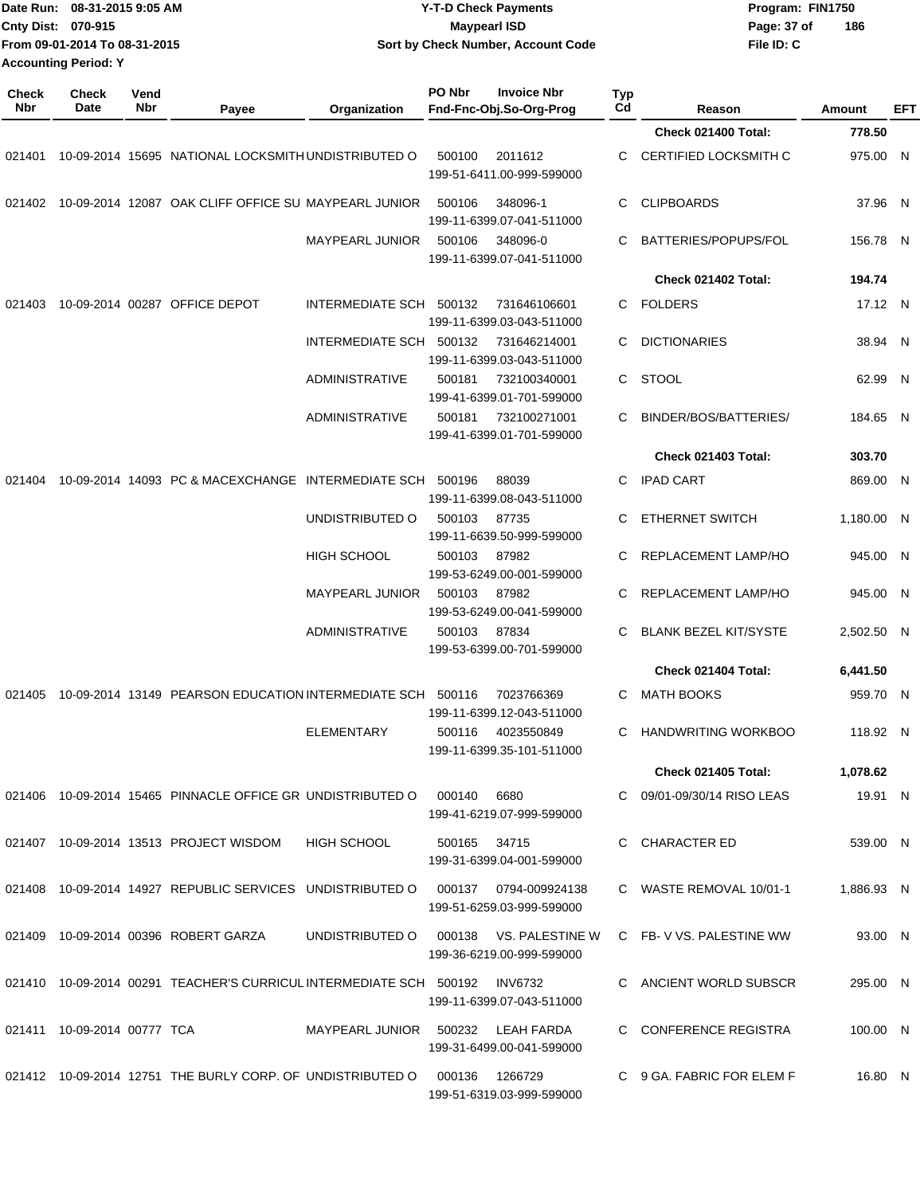Date Run: 08-31-2015 9:05 AM
Cnty Dist: 070-915
From 09-01-2014 To 08-31-2015
Accounting Period: Y

**Y-T-D Check Payments**
**Maypearl ISD**
**Sort by Check Number, Account Code**

Program: FIN1750
File ID: C

| Check Nbr | Check Date | Vend Nbr | Payee | Organization | PO Nbr | Invoice Nbr / Fnd-Fnc-Obj.So-Org-Prog | Typ Cd | Reason | Amount | EFT |
|---|---|---|---|---|---|---|---|---|---|---|
| | | | | | | | | **Check 021400 Total:** | **778.50** | |
| 021401 | 10-09-2014 | 15695 | NATIONAL LOCKSMITH | UNDISTRIBUTED O | 500100 | 2011612 199-51-6411.00-999-599000 | C | CERTIFIED LOCKSMITH C | 975.00 | N |
| 021402 | 10-09-2014 | 12087 | OAK CLIFF OFFICE SU | MAYPEARL JUNIOR | 500106 | 348096-1 199-11-6399.07-041-511000 | C | CLIPBOARDS | 37.96 | N |
| | | | | MAYPEARL JUNIOR | 500106 | 348096-0 199-11-6399.07-041-511000 | C | BATTERIES/POPUPS/FOL | 156.78 | N |
| | | | | | | | | **Check 021402 Total:** | **194.74** | |
| 021403 | 10-09-2014 | 00287 | OFFICE DEPOT | INTERMEDIATE SCH | 500132 | 731646106601 199-11-6399.03-043-511000 | C | FOLDERS | 17.12 | N |
| | | | | INTERMEDIATE SCH | 500132 | 731646214001 199-11-6399.03-043-511000 | C | DICTIONARIES | 38.94 | N |
| | | | | ADMINISTRATIVE | 500181 | 732100340001 199-41-6399.01-701-599000 | C | STOOL | 62.99 | N |
| | | | | ADMINISTRATIVE | 500181 | 732100271001 199-41-6399.01-701-599000 | C | BINDER/BOS/BATTERIES/ | 184.65 | N |
| | | | | | | | | **Check 021403 Total:** | **303.70** | |
| 021404 | 10-09-2014 | 14093 | PC & MACEXCHANGE | INTERMEDIATE SCH | 500196 | 88039 199-11-6399.08-043-511000 | C | IPAD CART | 869.00 | N |
| | | | | UNDISTRIBUTED O | 500103 | 87735 199-11-6639.50-999-599000 | C | ETHERNET SWITCH | 1,180.00 | N |
| | | | | HIGH SCHOOL | 500103 | 87982 199-53-6249.00-001-599000 | C | REPLACEMENT LAMP/HO | 945.00 | N |
| | | | | MAYPEARL JUNIOR | 500103 | 87982 199-53-6249.00-041-599000 | C | REPLACEMENT LAMP/HO | 945.00 | N |
| | | | | ADMINISTRATIVE | 500103 | 87834 199-53-6399.00-701-599000 | C | BLANK BEZEL KIT/SYSTE | 2,502.50 | N |
| | | | | | | | | **Check 021404 Total:** | **6,441.50** | |
| 021405 | 10-09-2014 | 13149 | PEARSON EDUCATION | INTERMEDIATE SCH | 500116 | 7023766369 199-11-6399.12-043-511000 | C | MATH BOOKS | 959.70 | N |
| | | | | ELEMENTARY | 500116 | 4023550849 199-11-6399.35-101-511000 | C | HANDWRITING WORKBOO | 118.92 | N |
| | | | | | | | | **Check 021405 Total:** | **1,078.62** | |
| 021406 | 10-09-2014 | 15465 | PINNACLE OFFICE GR | UNDISTRIBUTED O | 000140 | 6680 199-41-6219.07-999-599000 | C | 09/01-09/30/14 RISO LEAS | 19.91 | N |
| 021407 | 10-09-2014 | 13513 | PROJECT WISDOM | HIGH SCHOOL | 500165 | 34715 199-31-6399.04-001-599000 | C | CHARACTER ED | 539.00 | N |
| 021408 | 10-09-2014 | 14927 | REPUBLIC SERVICES | UNDISTRIBUTED O | 000137 | 0794-009924138 199-51-6259.03-999-599000 | C | WASTE REMOVAL 10/01-1 | 1,886.93 | N |
| 021409 | 10-09-2014 | 00396 | ROBERT GARZA | UNDISTRIBUTED O | 000138 | VS. PALESTINE W 199-36-6219.00-999-599000 | C | FB- V VS. PALESTINE WW | 93.00 | N |
| 021410 | 10-09-2014 | 00291 | TEACHER'S CURRICUL | INTERMEDIATE SCH | 500192 | INV6732 199-11-6399.07-043-511000 | C | ANCIENT WORLD SUBSCR | 295.00 | N |
| 021411 | 10-09-2014 | 00777 | TCA | MAYPEARL JUNIOR | 500232 | LEAH FARDA 199-31-6499.00-041-599000 | C | CONFERENCE REGISTRA | 100.00 | N |
| 021412 | 10-09-2014 | 12751 | THE BURLY CORP. OF | UNDISTRIBUTED O | 000136 | 1266729 199-51-6319.03-999-599000 | C | 9 GA. FABRIC FOR ELEM F | 16.80 | N |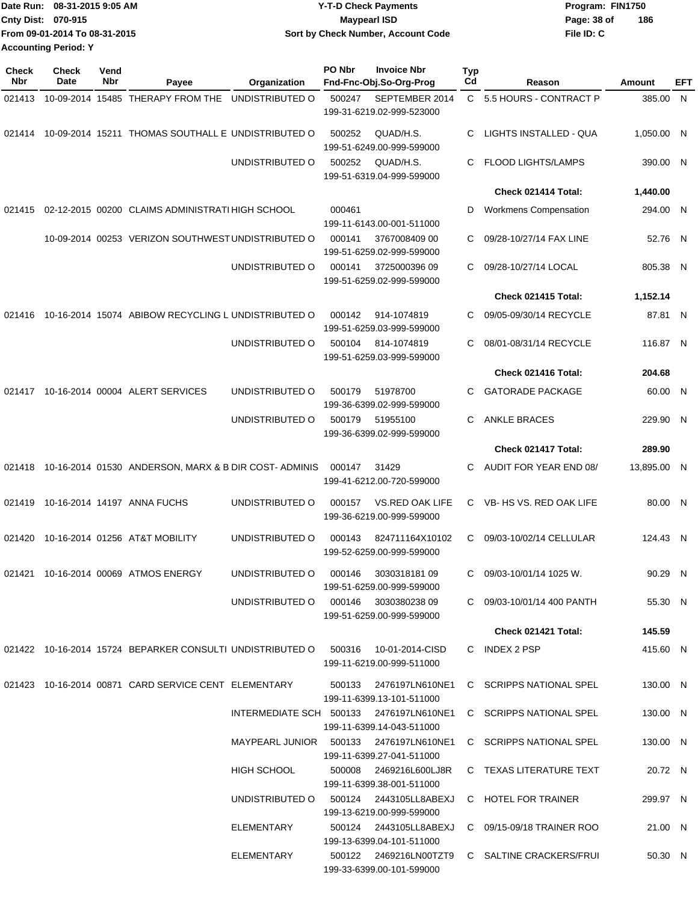Date Run: 08-31-2015 9:05 AM
Cnty Dist: 070-915
From 09-01-2014 To 08-31-2015
Accounting Period: Y

# Y-T-D Check Payments
## Maypearl ISD
### Sort by Check Number, Account Code

Program: FIN1750
File ID: C

| Check Nbr | Check Date | Vend Nbr | Payee | Organization | PO Nbr | Invoice Nbr / Fnd-Fnc-Obj.So-Org-Prog | Typ Cd | Reason | Amount | EFT |
|---|---|---|---|---|---|---|---|---|---|---|
| 021413 | 10-09-2014 | 15485 | THERAPY FROM THE | UNDISTRIBUTED O | 500247 | SEPTEMBER 2014 199-31-6219.02-999-523000 | C | 5.5 HOURS - CONTRACT P | 385.00 | N |
| 021414 | 10-09-2014 | 15211 | THOMAS SOUTHALL E | UNDISTRIBUTED O | 500252 | QUAD/H.S. 199-51-6249.00-999-599000 | C | LIGHTS INSTALLED - QUA | 1,050.00 | N |
| | | | | UNDISTRIBUTED O | 500252 | QUAD/H.S. 199-51-6319.04-999-599000 | C | FLOOD LIGHTS/LAMPS | 390.00 | N |
| | | | | | | | | **Check 021414 Total:** | **1,440.00** | |
| 021415 | 02-12-2015 | 00200 | CLAIMS ADMINISTRATI | HIGH SCHOOL | 000461 | 199-11-6143.00-001-511000 | D | Workmens Compensation | 294.00 | N |
| | 10-09-2014 | 00253 | VERIZON SOUTHWEST | UNDISTRIBUTED O | 000141 | 3767008409 00 199-51-6259.02-999-599000 | C | 09/28-10/27/14 FAX LINE | 52.76 | N |
| | | | | UNDISTRIBUTED O | 000141 | 3725000396 09 199-51-6259.02-999-599000 | C | 09/28-10/27/14 LOCAL | 805.38 | N |
| | | | | | | | | **Check 021415 Total:** | **1,152.14** | |
| 021416 | 10-16-2014 | 15074 | ABIBOW RECYCLING L | UNDISTRIBUTED O | 000142 | 914-1074819 199-51-6259.03-999-599000 | C | 09/05-09/30/14 RECYCLE | 87.81 | N |
| | | | | UNDISTRIBUTED O | 500104 | 814-1074819 199-51-6259.03-999-599000 | C | 08/01-08/31/14 RECYCLE | 116.87 | N |
| | | | | | | | | **Check 021416 Total:** | **204.68** | |
| 021417 | 10-16-2014 | 00004 | ALERT SERVICES | UNDISTRIBUTED O | 500179 | 51978700 199-36-6399.02-999-599000 | C | GATORADE PACKAGE | 60.00 | N |
| | | | | UNDISTRIBUTED O | 500179 | 51955100 199-36-6399.02-999-599000 | C | ANKLE BRACES | 229.90 | N |
| | | | | | | | | **Check 021417 Total:** | **289.90** | |
| 021418 | 10-16-2014 | 01530 | ANDERSON, MARX & B | DIR COST- ADMINIS | 000147 | 31429 199-41-6212.00-720-599000 | C | AUDIT FOR YEAR END 08/ | 13,895.00 | N |
| 021419 | 10-16-2014 | 14197 | ANNA FUCHS | UNDISTRIBUTED O | 000157 | VS.RED OAK LIFE 199-36-6219.00-999-599000 | C | VB- HS VS. RED OAK LIFE | 80.00 | N |
| 021420 | 10-16-2014 | 01256 | AT&T MOBILITY | UNDISTRIBUTED O | 000143 | 824711164X10102 199-52-6259.00-999-599000 | C | 09/03-10/02/14 CELLULAR | 124.43 | N |
| 021421 | 10-16-2014 | 00069 | ATMOS ENERGY | UNDISTRIBUTED O | 000146 | 3030318181 09 199-51-6259.00-999-599000 | C | 09/03-10/01/14 1025 W. | 90.29 | N |
| | | | | UNDISTRIBUTED O | 000146 | 3030380238 09 199-51-6259.00-999-599000 | C | 09/03-10/01/14 400 PANTH | 55.30 | N |
| | | | | | | | | **Check 021421 Total:** | **145.59** | |
| 021422 | 10-16-2014 | 15724 | BEPARKER CONSULTI | UNDISTRIBUTED O | 500316 | 10-01-2014-CISD 199-11-6219.00-999-511000 | C | INDEX 2 PSP | 415.60 | N |
| 021423 | 10-16-2014 | 00871 | CARD SERVICE CENT | ELEMENTARY | 500133 | 2476197LN610NE1 199-11-6399.13-101-511000 | C | SCRIPPS NATIONAL SPEL | 130.00 | N |
| | | | | INTERMEDIATE SCH | 500133 | 2476197LN610NE1 199-11-6399.14-043-511000 | C | SCRIPPS NATIONAL SPEL | 130.00 | N |
| | | | | MAYPEARL JUNIOR | 500133 | 2476197LN610NE1 199-11-6399.27-041-511000 | C | SCRIPPS NATIONAL SPEL | 130.00 | N |
| | | | | HIGH SCHOOL | 500008 | 2469216L600LJ8R 199-11-6399.38-001-511000 | C | TEXAS LITERATURE TEXT | 20.72 | N |
| | | | | UNDISTRIBUTED O | 500124 | 2443105LL8ABEXJ 199-13-6219.00-999-599000 | C | HOTEL FOR TRAINER | 299.97 | N |
| | | | | ELEMENTARY | 500124 | 2443105LL8ABEXJ 199-13-6399.04-101-511000 | C | 09/15-09/18 TRAINER ROO | 21.00 | N |
| | | | | ELEMENTARY | 500122 | 2469216LN00TZT9 199-33-6399.00-101-599000 | C | SALTINE CRACKERS/FRUI | 50.30 | N |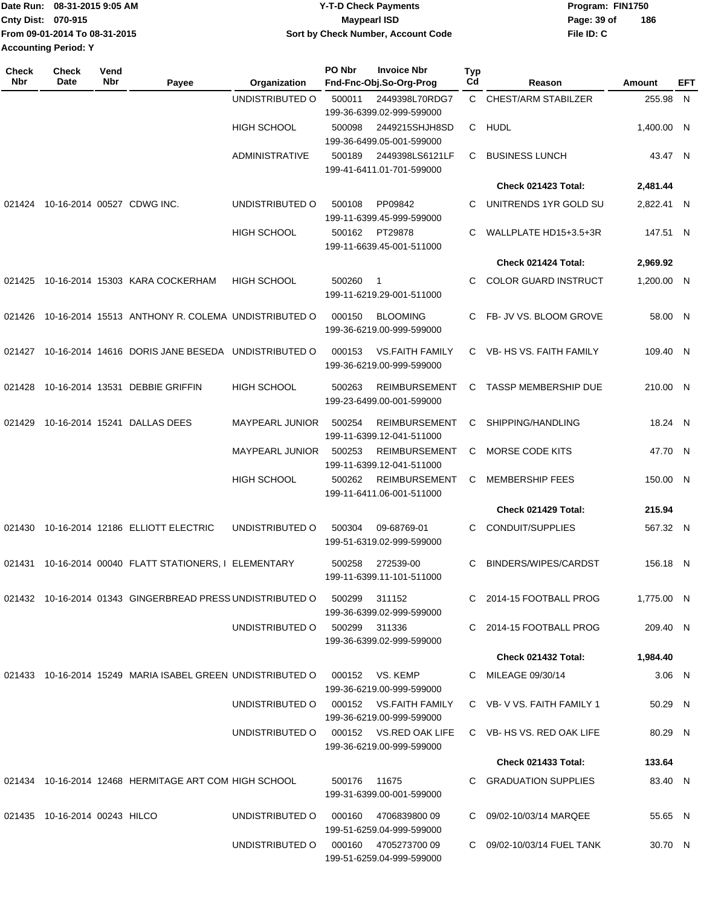Date Run: 08-31-2015 9:05 AM
Cnty Dist: 070-915
From 09-01-2014 To 08-31-2015
Accounting Period: Y

# Y-T-D Check Payments
## Maypearl ISD
### Sort by Check Number, Account Code

Program: FIN1750
File ID: C

| Check Nbr | Check Date | Vend Nbr | Payee | Organization | PO Nbr | Invoice Nbr / Fnd-Fnc-Obj.So-Org-Prog | Typ Cd | Reason | Amount | EFT |
|---|---|---|---|---|---|---|---|---|---|---|
| | | | | UNDISTRIBUTED O | 500011 | 2449398L70RDG7 199-36-6399.02-999-599000 | C | CHEST/ARM STABILZER | 255.98 | N |
| | | | | HIGH SCHOOL | 500098 | 2449215SHJH8SD 199-36-6499.05-001-599000 | C | HUDL | 1,400.00 | N |
| | | | | ADMINISTRATIVE | 500189 | 2449398LS6121LF 199-41-6411.01-701-599000 | C | BUSINESS LUNCH | 43.47 | N |
| | | | | | | | | Check 021423 Total: | 2,481.44 | |
| 021424 | 10-16-2014 | 00527 | CDWG INC. | UNDISTRIBUTED O | 500108 | PP09842 199-11-6399.45-999-599000 | C | UNITRENDS 1YR GOLD SU | 2,822.41 | N |
| | | | | HIGH SCHOOL | 500162 | PT29878 199-11-6639.45-001-511000 | C | WALLPLATE HD15+3.5+3R | 147.51 | N |
| | | | | | | | | Check 021424 Total: | 2,969.92 | |
| 021425 | 10-16-2014 | 15303 | KARA COCKERHAM | HIGH SCHOOL | 500260 | 1 199-11-6219.29-001-511000 | C | COLOR GUARD INSTRUCT | 1,200.00 | N |
| 021426 | 10-16-2014 | 15513 | ANTHONY R. COLEMA | UNDISTRIBUTED O | 000150 | BLOOMING 199-36-6219.00-999-599000 | C | FB- JV VS. BLOOM GROVE | 58.00 | N |
| 021427 | 10-16-2014 | 14616 | DORIS JANE BESEDA | UNDISTRIBUTED O | 000153 | VS.FAITH FAMILY 199-36-6219.00-999-599000 | C | VB- HS VS. FAITH FAMILY | 109.40 | N |
| 021428 | 10-16-2014 | 13531 | DEBBIE GRIFFIN | HIGH SCHOOL | 500263 | REIMBURSEMENT 199-23-6499.00-001-599000 | C | TASSP MEMBERSHIP DUE | 210.00 | N |
| 021429 | 10-16-2014 | 15241 | DALLAS DEES | MAYPEARL JUNIOR | 500254 | REIMBURSEMENT 199-11-6399.12-041-511000 | C | SHIPPING/HANDLING | 18.24 | N |
| | | | | MAYPEARL JUNIOR | 500253 | REIMBURSEMENT 199-11-6399.12-041-511000 | C | MORSE CODE KITS | 47.70 | N |
| | | | | HIGH SCHOOL | 500262 | REIMBURSEMENT 199-11-6411.06-001-511000 | C | MEMBERSHIP FEES | 150.00 | N |
| | | | | | | | | Check 021429 Total: | 215.94 | |
| 021430 | 10-16-2014 | 12186 | ELLIOTT ELECTRIC | UNDISTRIBUTED O | 500304 | 09-68769-01 199-51-6319.02-999-599000 | C | CONDUIT/SUPPLIES | 567.32 | N |
| 021431 | 10-16-2014 | 00040 | FLATT STATIONERS, I | ELEMENTARY | 500258 | 272539-00 199-11-6399.11-101-511000 | C | BINDERS/WIPES/CARDST | 156.18 | N |
| 021432 | 10-16-2014 | 01343 | GINGERBREAD PRESS | UNDISTRIBUTED O | 500299 | 311152 199-36-6399.02-999-599000 | C | 2014-15 FOOTBALL PROG | 1,775.00 | N |
| | | | | UNDISTRIBUTED O | 500299 | 311336 199-36-6399.02-999-599000 | C | 2014-15 FOOTBALL PROG | 209.40 | N |
| | | | | | | | | Check 021432 Total: | 1,984.40 | |
| 021433 | 10-16-2014 | 15249 | MARIA ISABEL GREEN | UNDISTRIBUTED O | 000152 | VS. KEMP 199-36-6219.00-999-599000 | C | MILEAGE 09/30/14 | 3.06 | N |
| | | | | UNDISTRIBUTED O | 000152 | VS.FAITH FAMILY 199-36-6219.00-999-599000 | C | VB- V VS. FAITH FAMILY 1 | 50.29 | N |
| | | | | UNDISTRIBUTED O | 000152 | VS.RED OAK LIFE 199-36-6219.00-999-599000 | C | VB- HS VS. RED OAK LIFE | 80.29 | N |
| | | | | | | | | Check 021433 Total: | 133.64 | |
| 021434 | 10-16-2014 | 12468 | HERMITAGE ART COM | HIGH SCHOOL | 500176 | 11675 199-31-6399.00-001-599000 | C | GRADUATION SUPPLIES | 83.40 | N |
| 021435 | 10-16-2014 | 00243 | HILCO | UNDISTRIBUTED O | 000160 | 4706839800 09 199-51-6259.04-999-599000 | C | 09/02-10/03/14 MARQEE | 55.65 | N |
| | | | | UNDISTRIBUTED O | 000160 | 4705273700 09 199-51-6259.04-999-599000 | C | 09/02-10/03/14 FUEL TANK | 30.70 | N |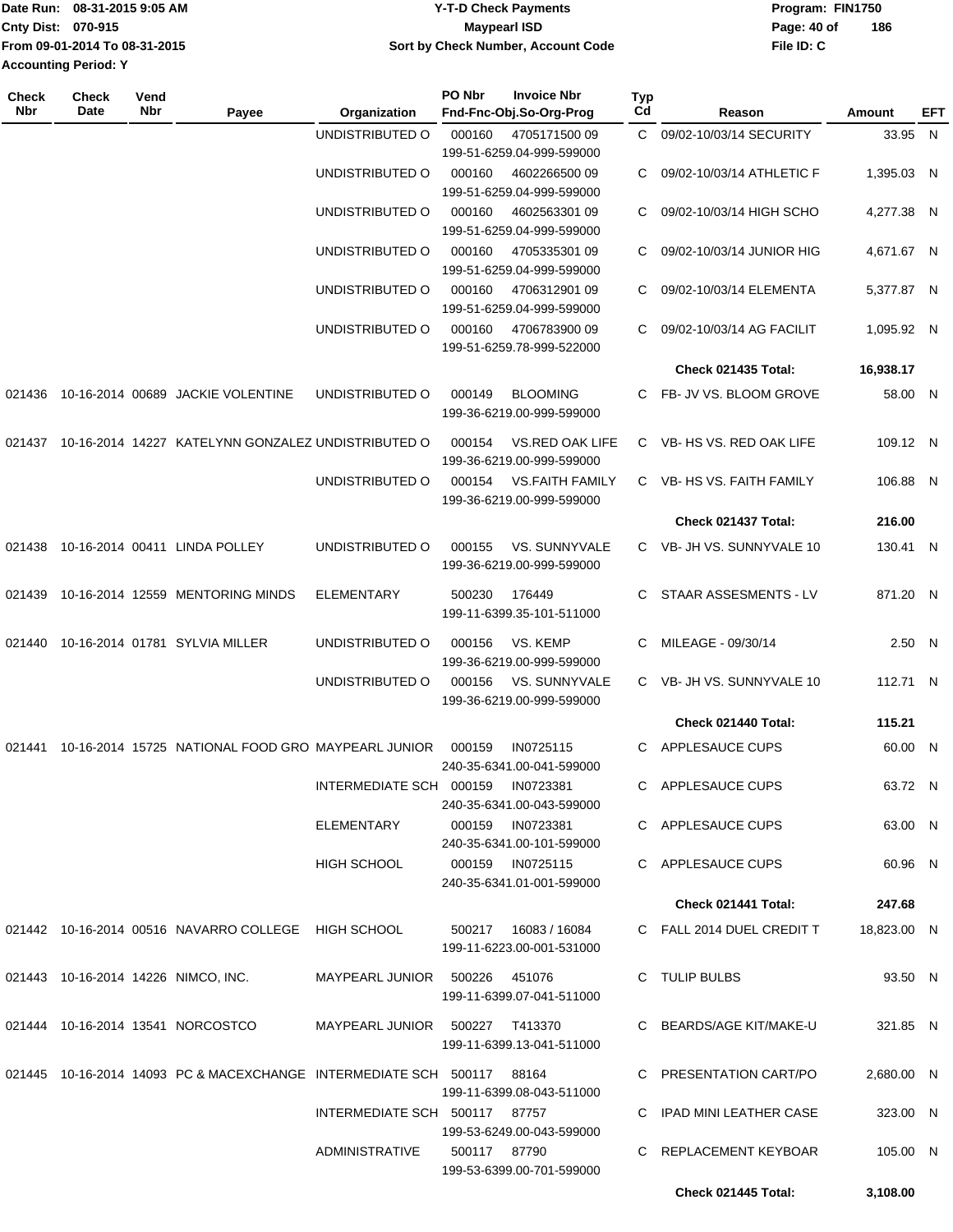**Date Run: 08-31-2015 9:05 AM** | **Y-T-D Check Payments** | **Program: FIN1750**
**Cnty Dist: 070-915** | **Maypearl ISD** | **File ID: C**
**From 09-01-2014 To 08-31-2015** | **Sort by Check Number, Account Code**
**Accounting Period: Y**

| Check Nbr | Check Date | Vend Nbr | Payee | Organization | PO Nbr | Invoice Nbr / Fnd-Fnc-Obj.So-Org-Prog | Typ Cd | Reason | Amount | EFT |
|---|---|---|---|---|---|---|---|---|---|---|
| | | | | UNDISTRIBUTED O | 000160 | 4705171500 09 / 199-51-6259.04-999-599000 | C | 09/02-10/03/14 SECURITY | 33.95 | N |
| | | | | UNDISTRIBUTED O | 000160 | 4602266500 09 / 199-51-6259.04-999-599000 | C | 09/02-10/03/14 ATHLETIC F | 1,395.03 | N |
| | | | | UNDISTRIBUTED O | 000160 | 4602563301 09 / 199-51-6259.04-999-599000 | C | 09/02-10/03/14 HIGH SCHO | 4,277.38 | N |
| | | | | UNDISTRIBUTED O | 000160 | 4705335301 09 / 199-51-6259.04-999-599000 | C | 09/02-10/03/14 JUNIOR HIG | 4,671.67 | N |
| | | | | UNDISTRIBUTED O | 000160 | 4706312901 09 / 199-51-6259.04-999-599000 | C | 09/02-10/03/14 ELEMENTA | 5,377.87 | N |
| | | | | UNDISTRIBUTED O | 000160 | 4706783900 09 / 199-51-6259.78-999-522000 | C | 09/02-10/03/14 AG FACILIT | 1,095.92 | N |
| | | | | | | | | **Check 021435 Total:** | **16,938.17** | |
| 021436 | 10-16-2014 | 00689 | JACKIE VOLENTINE | UNDISTRIBUTED O | 000149 | BLOOMING / 199-36-6219.00-999-599000 | C | FB- JV VS. BLOOM GROVE | 58.00 | N |
| 021437 | 10-16-2014 | 14227 | KATELYNN GONZALEZ | UNDISTRIBUTED O | 000154 | VS.RED OAK LIFE / 199-36-6219.00-999-599000 | C | VB- HS VS. RED OAK LIFE | 109.12 | N |
| | | | | UNDISTRIBUTED O | 000154 | VS.FAITH FAMILY / 199-36-6219.00-999-599000 | C | VB- HS VS. FAITH FAMILY | 106.88 | N |
| | | | | | | | | **Check 021437 Total:** | **216.00** | |
| 021438 | 10-16-2014 | 00411 | LINDA POLLEY | UNDISTRIBUTED O | 000155 | VS. SUNNYVALE / 199-36-6219.00-999-599000 | C | VB- JH VS. SUNNYVALE 10 | 130.41 | N |
| 021439 | 10-16-2014 | 12559 | MENTORING MINDS | ELEMENTARY | 500230 | 176449 / 199-11-6399.35-101-511000 | C | STAAR ASSESMENTS - LV | 871.20 | N |
| 021440 | 10-16-2014 | 01781 | SYLVIA MILLER | UNDISTRIBUTED O | 000156 | VS. KEMP / 199-36-6219.00-999-599000 | C | MILEAGE - 09/30/14 | 2.50 | N |
| | | | | UNDISTRIBUTED O | 000156 | VS. SUNNYVALE / 199-36-6219.00-999-599000 | C | VB- JH VS. SUNNYVALE 10 | 112.71 | N |
| | | | | | | | | **Check 021440 Total:** | **115.21** | |
| 021441 | 10-16-2014 | 15725 | NATIONAL FOOD GRO | MAYPEARL JUNIOR | 000159 | IN0725115 / 240-35-6341.00-041-599000 | C | APPLESAUCE CUPS | 60.00 | N |
| | | | | INTERMEDIATE SCH | 000159 | IN0723381 / 240-35-6341.00-043-599000 | C | APPLESAUCE CUPS | 63.72 | N |
| | | | | ELEMENTARY | 000159 | IN0723381 / 240-35-6341.00-101-599000 | C | APPLESAUCE CUPS | 63.00 | N |
| | | | | HIGH SCHOOL | 000159 | IN0725115 / 240-35-6341.01-001-599000 | C | APPLESAUCE CUPS | 60.96 | N |
| | | | | | | | | **Check 021441 Total:** | **247.68** | |
| 021442 | 10-16-2014 | 00516 | NAVARRO COLLEGE | HIGH SCHOOL | 500217 | 16083 / 16084 / 199-11-6223.00-001-531000 | C | FALL 2014 DUEL CREDIT T | 18,823.00 | N |
| 021443 | 10-16-2014 | 14226 | NIMCO, INC. | MAYPEARL JUNIOR | 500226 | 451076 / 199-11-6399.07-041-511000 | C | TULIP BULBS | 93.50 | N |
| 021444 | 10-16-2014 | 13541 | NORCOSTCO | MAYPEARL JUNIOR | 500227 | T413370 / 199-11-6399.13-041-511000 | C | BEARDS/AGE KIT/MAKE-U | 321.85 | N |
| 021445 | 10-16-2014 | 14093 | PC & MACEXCHANGE | INTERMEDIATE SCH | 500117 | 88164 / 199-11-6399.08-043-511000 | C | PRESENTATION CART/PO | 2,680.00 | N |
| | | | | INTERMEDIATE SCH | 500117 | 87757 / 199-53-6249.00-043-599000 | C | IPAD MINI LEATHER CASE | 323.00 | N |
| | | | | ADMINISTRATIVE | 500117 | 87790 / 199-53-6399.00-701-599000 | C | REPLACEMENT KEYBOAR | 105.00 | N |
| | | | | | | | | **Check 021445 Total:** | **3,108.00** | |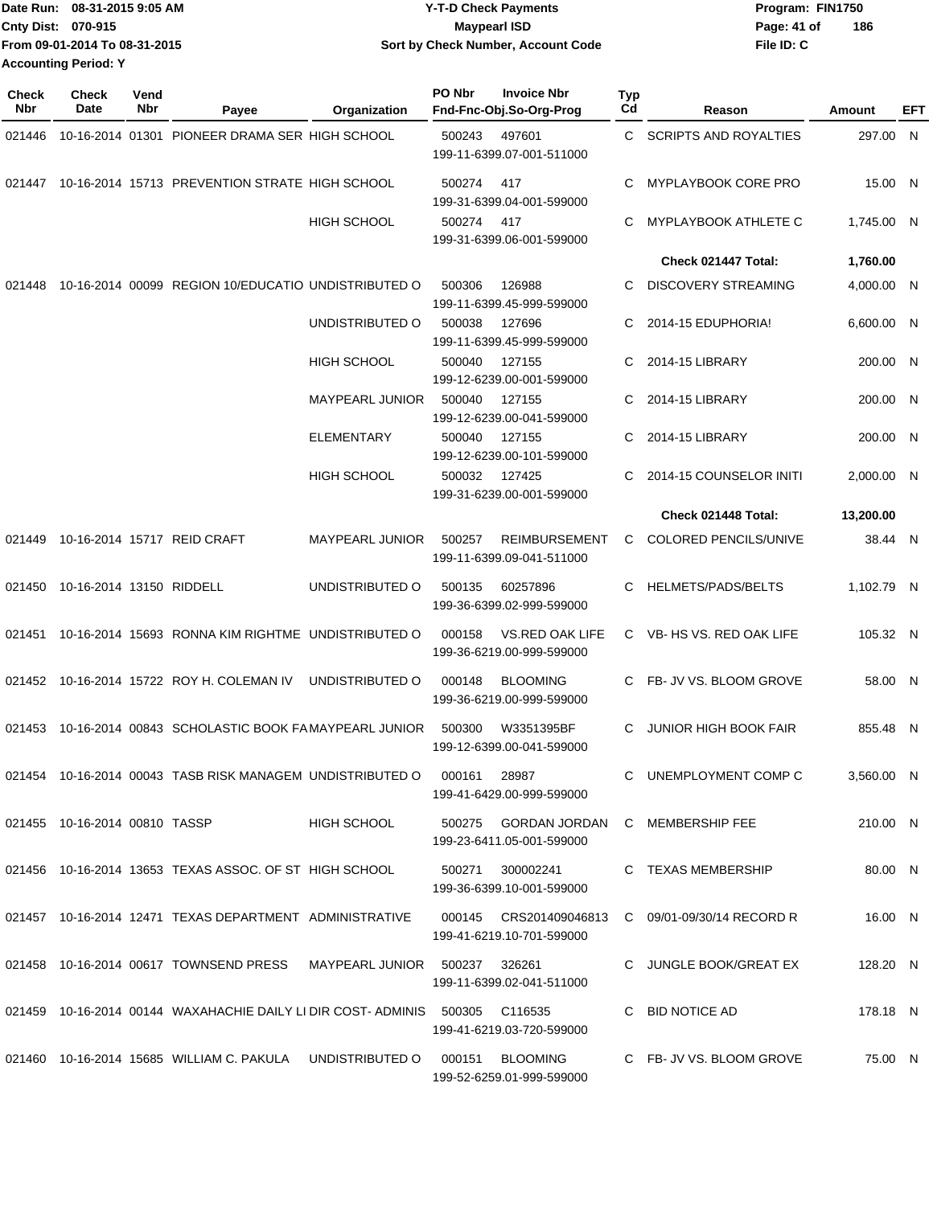Date Run: 08-31-2015 9:05 AM
Cnty Dist: 070-915
From 09-01-2014 To 08-31-2015
Accounting Period: Y

**Y-T-D Check Payments**
**Maypearl ISD**
**Sort by Check Number, Account Code**

Program: FIN1750
File ID: C

| Check Nbr | Check Date | Vend Nbr | Payee | Organization | PO Nbr | Invoice Nbr / Fnd-Fnc-Obj.So-Org-Prog | Typ Cd | Reason | Amount | EFT |
|---|---|---|---|---|---|---|---|---|---|---|
| 021446 | 10-16-2014 | 01301 | PIONEER DRAMA SER | HIGH SCHOOL | 500243 | 497601 199-11-6399.07-001-511000 | C | SCRIPTS AND ROYALTIES | 297.00 | N |
| 021447 | 10-16-2014 | 15713 | PREVENTION STRATE | HIGH SCHOOL | 500274 | 417 199-31-6399.04-001-599000 | C | MYPLAYBOOK CORE PRO | 15.00 | N |
| | | | | HIGH SCHOOL | 500274 | 417 199-31-6399.06-001-599000 | C | MYPLAYBOOK ATHLETE C | 1,745.00 | N |
| | | | | | | | | **Check 021447 Total:** | **1,760.00** | |
| 021448 | 10-16-2014 | 00099 | REGION 10/EDUCATIO | UNDISTRIBUTED O | 500306 | 126988 199-11-6399.45-999-599000 | C | DISCOVERY STREAMING | 4,000.00 | N |
| | | | | UNDISTRIBUTED O | 500038 | 127696 199-11-6399.45-999-599000 | C | 2014-15 EDUPHORIA! | 6,600.00 | N |
| | | | | HIGH SCHOOL | 500040 | 127155 199-12-6239.00-001-599000 | C | 2014-15 LIBRARY | 200.00 | N |
| | | | | MAYPEARL JUNIOR | 500040 | 127155 199-12-6239.00-041-599000 | C | 2014-15 LIBRARY | 200.00 | N |
| | | | | ELEMENTARY | 500040 | 127155 199-12-6239.00-101-599000 | C | 2014-15 LIBRARY | 200.00 | N |
| | | | | HIGH SCHOOL | 500032 | 127425 199-31-6239.00-001-599000 | C | 2014-15 COUNSELOR INITI | 2,000.00 | N |
| | | | | | | | | **Check 021448 Total:** | **13,200.00** | |
| 021449 | 10-16-2014 | 15717 | REID CRAFT | MAYPEARL JUNIOR | 500257 | REIMBURSEMENT 199-11-6399.09-041-511000 | C | COLORED PENCILS/UNIVE | 38.44 | N |
| 021450 | 10-16-2014 | 13150 | RIDDELL | UNDISTRIBUTED O | 500135 | 60257896 199-36-6399.02-999-599000 | C | HELMETS/PADS/BELTS | 1,102.79 | N |
| 021451 | 10-16-2014 | 15693 | RONNA KIM RIGHTME | UNDISTRIBUTED O | 000158 | VS.RED OAK LIFE 199-36-6219.00-999-599000 | C | VB- HS VS. RED OAK LIFE | 105.32 | N |
| 021452 | 10-16-2014 | 15722 | ROY H. COLEMAN IV | UNDISTRIBUTED O | 000148 | BLOOMING 199-36-6219.00-999-599000 | C | FB- JV VS. BLOOM GROVE | 58.00 | N |
| 021453 | 10-16-2014 | 00843 | SCHOLASTIC BOOK FA | MAYPEARL JUNIOR | 500300 | W3351395BF 199-12-6399.00-041-599000 | C | JUNIOR HIGH BOOK FAIR | 855.48 | N |
| 021454 | 10-16-2014 | 00043 | TASB RISK MANAGEM | UNDISTRIBUTED O | 000161 | 28987 199-41-6429.00-999-599000 | C | UNEMPLOYMENT COMP C | 3,560.00 | N |
| 021455 | 10-16-2014 | 00810 | TASSP | HIGH SCHOOL | 500275 | GORDAN JORDAN 199-23-6411.05-001-599000 | C | MEMBERSHIP FEE | 210.00 | N |
| 021456 | 10-16-2014 | 13653 | TEXAS ASSOC. OF ST | HIGH SCHOOL | 500271 | 300002241 199-36-6399.10-001-599000 | C | TEXAS MEMBERSHIP | 80.00 | N |
| 021457 | 10-16-2014 | 12471 | TEXAS DEPARTMENT | ADMINISTRATIVE | 000145 | CRS201409046813 199-41-6219.10-701-599000 | C | 09/01-09/30/14 RECORD R | 16.00 | N |
| 021458 | 10-16-2014 | 00617 | TOWNSEND PRESS | MAYPEARL JUNIOR | 500237 | 326261 199-11-6399.02-041-511000 | C | JUNGLE BOOK/GREAT EX | 128.20 | N |
| 021459 | 10-16-2014 | 00144 | WAXAHACHIE DAILY LI | DIR COST- ADMINIS | 500305 | C116535 199-41-6219.03-720-599000 | C | BID NOTICE AD | 178.18 | N |
| 021460 | 10-16-2014 | 15685 | WILLIAM C. PAKULA | UNDISTRIBUTED O | 000151 | BLOOMING 199-52-6259.01-999-599000 | C | FB- JV VS. BLOOM GROVE | 75.00 | N |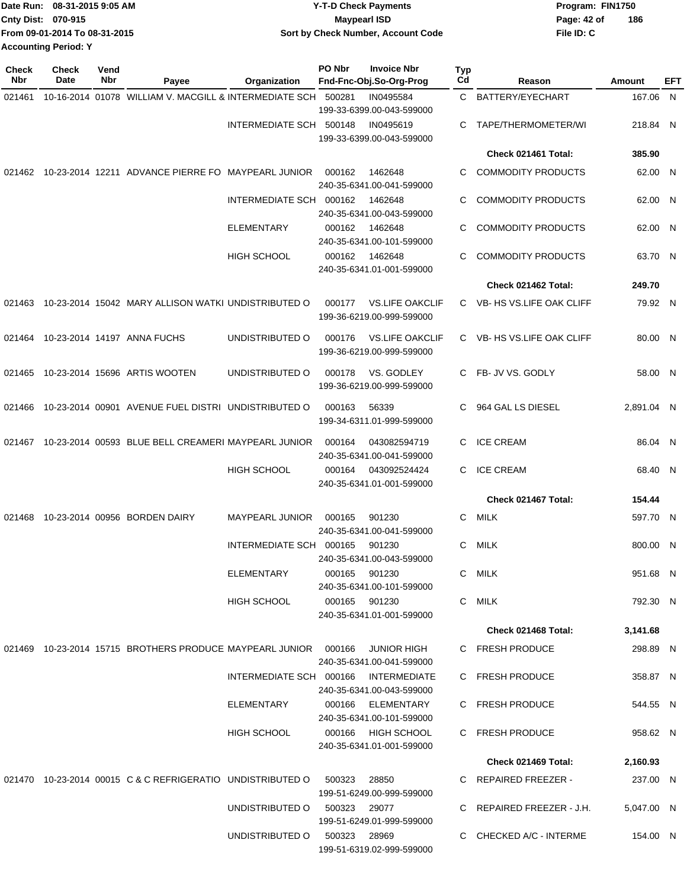Date Run: 08-31-2015 9:05 AM
Cnty Dist: 070-915
From 09-01-2014 To 08-31-2015
Accounting Period: Y

# Y-T-D Check Payments
## Maypearl ISD
### Sort by Check Number, Account Code

Program: FIN1750
File ID: C

| Check Nbr | Check Date | Vend Nbr | Payee | Organization | PO Nbr | Invoice Nbr / Fnd-Fnc-Obj.So-Org-Prog | Typ Cd | Reason | Amount | EFT |
|---|---|---|---|---|---|---|---|---|---|---|
| 021461 | 10-16-2014 | 01078 | WILLIAM V. MACGILL & | INTERMEDIATE SCH | 500281 | IN0495584 199-33-6399.00-043-599000 | C | BATTERY/EYECHART | 167.06 | N |
| | | | | INTERMEDIATE SCH | 500148 | IN0495619 199-33-6399.00-043-599000 | C | TAPE/THERMOMETER/WI | 218.84 | N |
| | | | | | | | | **Check 021461 Total:** | **385.90** | |
| 021462 | 10-23-2014 | 12211 | ADVANCE PIERRE FO | MAYPEARL JUNIOR | 000162 | 1462648 240-35-6341.00-041-599000 | C | COMMODITY PRODUCTS | 62.00 | N |
| | | | | INTERMEDIATE SCH | 000162 | 1462648 240-35-6341.00-043-599000 | C | COMMODITY PRODUCTS | 62.00 | N |
| | | | | ELEMENTARY | 000162 | 1462648 240-35-6341.00-101-599000 | C | COMMODITY PRODUCTS | 62.00 | N |
| | | | | HIGH SCHOOL | 000162 | 1462648 240-35-6341.01-001-599000 | C | COMMODITY PRODUCTS | 63.70 | N |
| | | | | | | | | **Check 021462 Total:** | **249.70** | |
| 021463 | 10-23-2014 | 15042 | MARY ALLISON WATKI | UNDISTRIBUTED O | 000177 | VS.LIFE OAKCLIF 199-36-6219.00-999-599000 | C | VB- HS VS.LIFE OAK CLIFF | 79.92 | N |
| 021464 | 10-23-2014 | 14197 | ANNA FUCHS | UNDISTRIBUTED O | 000176 | VS.LIFE OAKCLIF 199-36-6219.00-999-599000 | C | VB- HS VS.LIFE OAK CLIFF | 80.00 | N |
| 021465 | 10-23-2014 | 15696 | ARTIS WOOTEN | UNDISTRIBUTED O | 000178 | VS. GODLEY 199-36-6219.00-999-599000 | C | FB- JV VS. GODLY | 58.00 | N |
| 021466 | 10-23-2014 | 00901 | AVENUE FUEL DISTRI | UNDISTRIBUTED O | 000163 | 56339 199-34-6311.01-999-599000 | C | 964 GAL LS DIESEL | 2,891.04 | N |
| 021467 | 10-23-2014 | 00593 | BLUE BELL CREAMERI | MAYPEARL JUNIOR | 000164 | 043082594719 240-35-6341.00-041-599000 | C | ICE CREAM | 86.04 | N |
| | | | | HIGH SCHOOL | 000164 | 043092524424 240-35-6341.01-001-599000 | C | ICE CREAM | 68.40 | N |
| | | | | | | | | **Check 021467 Total:** | **154.44** | |
| 021468 | 10-23-2014 | 00956 | BORDEN DAIRY | MAYPEARL JUNIOR | 000165 | 901230 240-35-6341.00-041-599000 | C | MILK | 597.70 | N |
| | | | | INTERMEDIATE SCH | 000165 | 901230 240-35-6341.00-043-599000 | C | MILK | 800.00 | N |
| | | | | ELEMENTARY | 000165 | 901230 240-35-6341.00-101-599000 | C | MILK | 951.68 | N |
| | | | | HIGH SCHOOL | 000165 | 901230 240-35-6341.01-001-599000 | C | MILK | 792.30 | N |
| | | | | | | | | **Check 021468 Total:** | **3,141.68** | |
| 021469 | 10-23-2014 | 15715 | BROTHERS PRODUCE | MAYPEARL JUNIOR | 000166 | JUNIOR HIGH 240-35-6341.00-041-599000 | C | FRESH PRODUCE | 298.89 | N |
| | | | | INTERMEDIATE SCH | 000166 | INTERMEDIATE 240-35-6341.00-043-599000 | C | FRESH PRODUCE | 358.87 | N |
| | | | | ELEMENTARY | 000166 | ELEMENTARY 240-35-6341.00-101-599000 | C | FRESH PRODUCE | 544.55 | N |
| | | | | HIGH SCHOOL | 000166 | HIGH SCHOOL 240-35-6341.01-001-599000 | C | FRESH PRODUCE | 958.62 | N |
| | | | | | | | | **Check 021469 Total:** | **2,160.93** | |
| 021470 | 10-23-2014 | 00015 | C & C REFRIGERATIO | UNDISTRIBUTED O | 500323 | 28850 199-51-6249.00-999-599000 | C | REPAIRED FREEZER - | 237.00 | N |
| | | | | UNDISTRIBUTED O | 500323 | 29077 199-51-6249.01-999-599000 | C | REPAIRED FREEZER - J.H. | 5,047.00 | N |
| | | | | UNDISTRIBUTED O | 500323 | 28969 199-51-6319.02-999-599000 | C | CHECKED A/C - INTERME | 154.00 | N |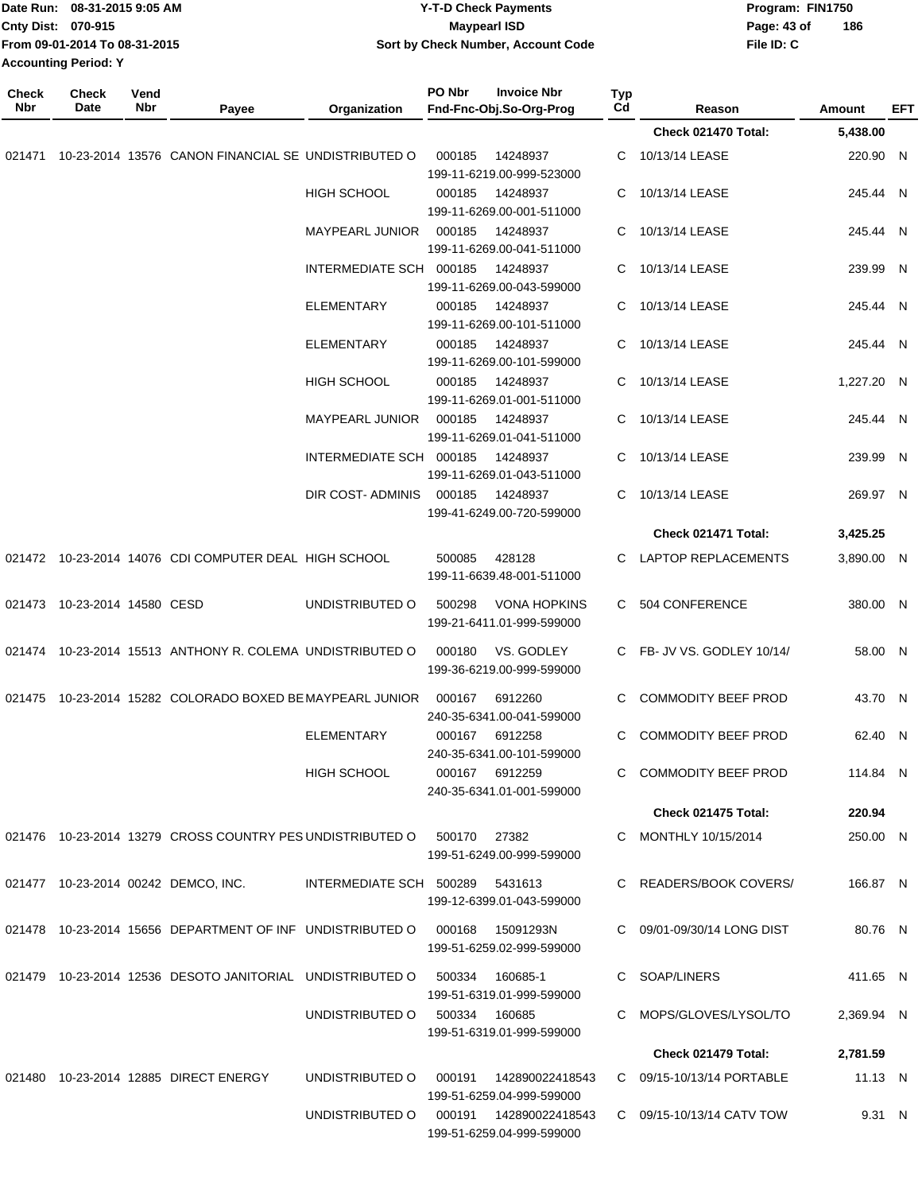Date Run: 08-31-2015 9:05 AM
Cnty Dist: 070-915
From 09-01-2014 To 08-31-2015
Accounting Period: Y

**Y-T-D Check Payments**
**Maypearl ISD**
**Sort by Check Number, Account Code**

Program: FIN1750
File ID: C

| Check Nbr | Check Date | Vend Nbr | Payee | Organization | PO Nbr | Invoice Nbr / Fnd-Fnc-Obj.So-Org-Prog | Typ Cd | Reason | Amount | EFT |
|---|---|---|---|---|---|---|---|---|---|---|
| | | | | | | | | **Check 021470 Total:** | **5,438.00** | |
| 021471 | 10-23-2014 | 13576 | CANON FINANCIAL SE | UNDISTRIBUTED O | 000185 | 14248937 199-11-6219.00-999-523000 | C | 10/13/14 LEASE | 220.90 | N |
| | | | | HIGH SCHOOL | 000185 | 14248937 199-11-6269.00-001-511000 | C | 10/13/14 LEASE | 245.44 | N |
| | | | | MAYPEARL JUNIOR | 000185 | 14248937 199-11-6269.00-041-511000 | C | 10/13/14 LEASE | 245.44 | N |
| | | | | INTERMEDIATE SCH | 000185 | 14248937 199-11-6269.00-043-599000 | C | 10/13/14 LEASE | 239.99 | N |
| | | | | ELEMENTARY | 000185 | 14248937 199-11-6269.00-101-511000 | C | 10/13/14 LEASE | 245.44 | N |
| | | | | ELEMENTARY | 000185 | 14248937 199-11-6269.00-101-599000 | C | 10/13/14 LEASE | 245.44 | N |
| | | | | HIGH SCHOOL | 000185 | 14248937 199-11-6269.01-001-511000 | C | 10/13/14 LEASE | 1,227.20 | N |
| | | | | MAYPEARL JUNIOR | 000185 | 14248937 199-11-6269.01-041-511000 | C | 10/13/14 LEASE | 245.44 | N |
| | | | | INTERMEDIATE SCH | 000185 | 14248937 199-11-6269.01-043-511000 | C | 10/13/14 LEASE | 239.99 | N |
| | | | | DIR COST- ADMINIS | 000185 | 14248937 199-41-6249.00-720-599000 | C | 10/13/14 LEASE | 269.97 | N |
| | | | | | | | | **Check 021471 Total:** | **3,425.25** | |
| 021472 | 10-23-2014 | 14076 | CDI COMPUTER DEAL | HIGH SCHOOL | 500085 | 428128 199-11-6639.48-001-511000 | C | LAPTOP REPLACEMENTS | 3,890.00 | N |
| 021473 | 10-23-2014 | 14580 | CESD | UNDISTRIBUTED O | 500298 | VONA HOPKINS 199-21-6411.01-999-599000 | C | 504 CONFERENCE | 380.00 | N |
| 021474 | 10-23-2014 | 15513 | ANTHONY R. COLEMA | UNDISTRIBUTED O | 000180 | VS. GODLEY 199-36-6219.00-999-599000 | C | FB- JV VS. GODLEY 10/14/ | 58.00 | N |
| 021475 | 10-23-2014 | 15282 | COLORADO BOXED BE | MAYPEARL JUNIOR | 000167 | 6912260 240-35-6341.00-041-599000 | C | COMMODITY BEEF PROD | 43.70 | N |
| | | | | ELEMENTARY | 000167 | 6912258 240-35-6341.00-101-599000 | C | COMMODITY BEEF PROD | 62.40 | N |
| | | | | HIGH SCHOOL | 000167 | 6912259 240-35-6341.00-001-599000 | C | COMMODITY BEEF PROD | 114.84 | N |
| | | | | | | | | **Check 021475 Total:** | **220.94** | |
| 021476 | 10-23-2014 | 13279 | CROSS COUNTRY PES | UNDISTRIBUTED O | 500170 | 27382 199-51-6249.00-999-599000 | C | MONTHLY 10/15/2014 | 250.00 | N |
| 021477 | 10-23-2014 | 00242 | DEMCO, INC. | INTERMEDIATE SCH | 500289 | 5431613 199-12-6399.01-043-599000 | C | READERS/BOOK COVERS/ | 166.87 | N |
| 021478 | 10-23-2014 | 15656 | DEPARTMENT OF INF | UNDISTRIBUTED O | 000168 | 15091293N 199-51-6259.02-999-599000 | C | 09/01-09/30/14 LONG DIST | 80.76 | N |
| 021479 | 10-23-2014 | 12536 | DESOTO JANITORIAL | UNDISTRIBUTED O | 500334 | 160685-1 199-51-6319.01-999-599000 | C | SOAP/LINERS | 411.65 | N |
| | | | | UNDISTRIBUTED O | 500334 | 160685 199-51-6319.01-999-599000 | C | MOPS/GLOVES/LYSOL/TO | 2,369.94 | N |
| | | | | | | | | **Check 021479 Total:** | **2,781.59** | |
| 021480 | 10-23-2014 | 12885 | DIRECT ENERGY | UNDISTRIBUTED O | 000191 | 142890022418543 199-51-6259.04-999-599000 | C | 09/15-10/13/14 PORTABLE | 11.13 | N |
| | | | | UNDISTRIBUTED O | 000191 | 142890022418543 199-51-6259.04-999-599000 | C | 09/15-10/13/14 CATV TOW | 9.31 | N |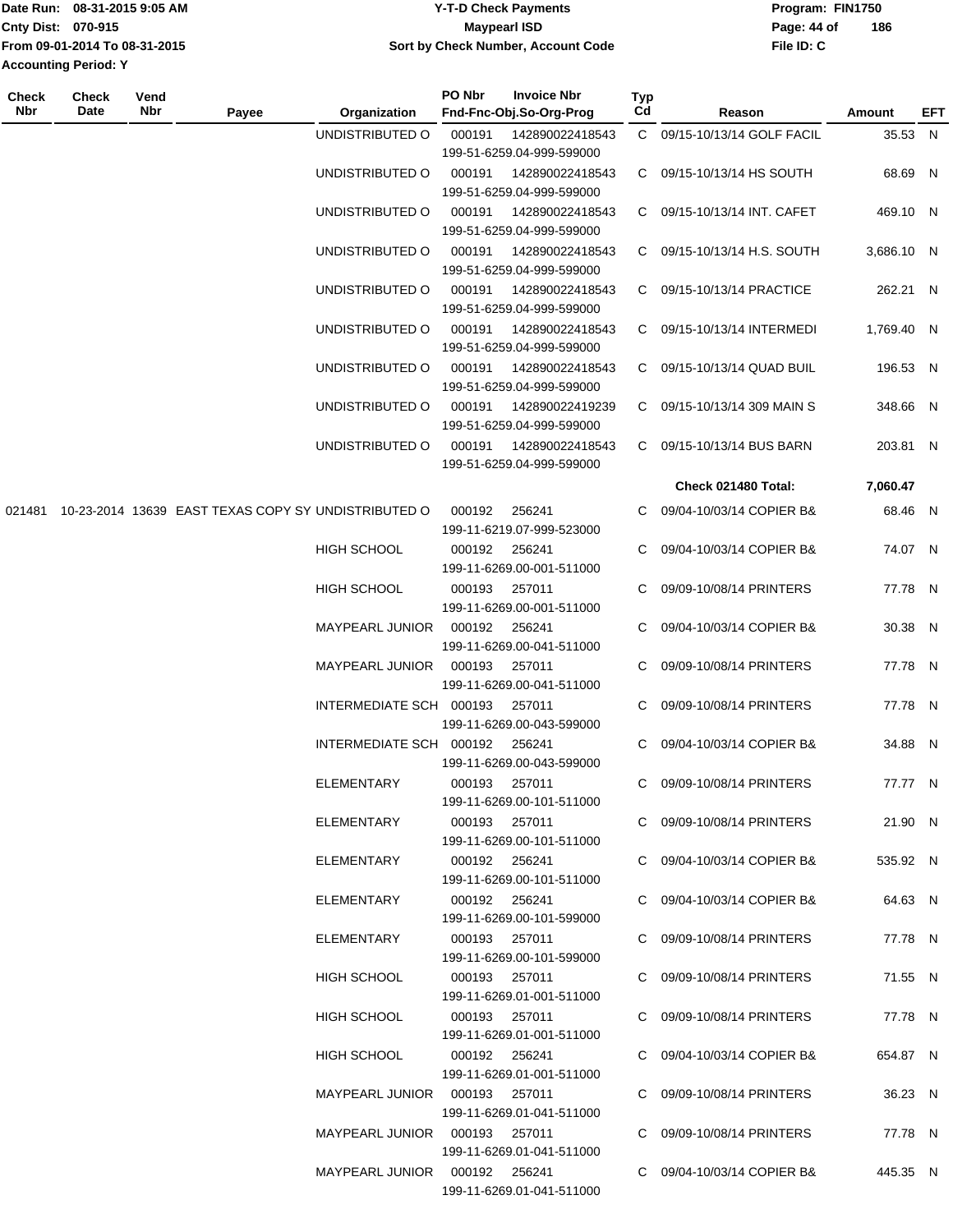Date Run: 08-31-2015 9:05 AM
Cnty Dist: 070-915
From 09-01-2014 To 08-31-2015
Accounting Period: Y

# Y-T-D Check Payments
## Maypearl ISD
### Sort by Check Number, Account Code

Program: FIN1750
File ID: C

| Check Nbr | Check Date | Vend Nbr | Payee | Organization | PO Nbr | Invoice Nbr / Fnd-Fnc-Obj.So-Org-Prog | Typ Cd | Reason | Amount | EFT |
|---|---|---|---|---|---|---|---|---|---|---|
| | | | | UNDISTRIBUTED O | 000191 | 142890022418543 199-51-6259.04-999-599000 | C | 09/15-10/13/14 GOLF FACIL | 35.53 | N |
| | | | | UNDISTRIBUTED O | 000191 | 142890022418543 199-51-6259.04-999-599000 | C | 09/15-10/13/14 HS SOUTH | 68.69 | N |
| | | | | UNDISTRIBUTED O | 000191 | 142890022418543 199-51-6259.04-999-599000 | C | 09/15-10/13/14 INT. CAFET | 469.10 | N |
| | | | | UNDISTRIBUTED O | 000191 | 142890022418543 199-51-6259.04-999-599000 | C | 09/15-10/13/14 H.S. SOUTH | 3,686.10 | N |
| | | | | UNDISTRIBUTED O | 000191 | 142890022418543 199-51-6259.04-999-599000 | C | 09/15-10/13/14 PRACTICE | 262.21 | N |
| | | | | UNDISTRIBUTED O | 000191 | 142890022418543 199-51-6259.04-999-599000 | C | 09/15-10/13/14 INTERMEDI | 1,769.40 | N |
| | | | | UNDISTRIBUTED O | 000191 | 142890022418543 199-51-6259.04-999-599000 | C | 09/15-10/13/14 QUAD BUIL | 196.53 | N |
| | | | | UNDISTRIBUTED O | 000191 | 142890022419239 199-51-6259.04-999-599000 | C | 09/15-10/13/14 309 MAIN S | 348.66 | N |
| | | | | UNDISTRIBUTED O | 000191 | 142890022418543 199-51-6259.04-999-599000 | C | 09/15-10/13/14 BUS BARN | 203.81 | N |
| | | | | | | | | **Check 021480 Total:** | **7,060.47** | |
| 021481 | 10-23-2014 | 13639 | EAST TEXAS COPY SY | UNDISTRIBUTED O | 000192 | 256241 199-11-6219.07-999-523000 | C | 09/04-10/03/14 COPIER B& | 68.46 | N |
| | | | | HIGH SCHOOL | 000192 | 256241 199-11-6269.00-001-511000 | C | 09/04-10/03/14 COPIER B& | 74.07 | N |
| | | | | HIGH SCHOOL | 000193 | 257011 199-11-6269.00-001-511000 | C | 09/09-10/08/14 PRINTERS | 77.78 | N |
| | | | | MAYPEARL JUNIOR | 000192 | 256241 199-11-6269.00-041-511000 | C | 09/04-10/03/14 COPIER B& | 30.38 | N |
| | | | | MAYPEARL JUNIOR | 000193 | 257011 199-11-6269.00-041-511000 | C | 09/09-10/08/14 PRINTERS | 77.78 | N |
| | | | | INTERMEDIATE SCH | 000193 | 257011 199-11-6269.00-043-599000 | C | 09/09-10/08/14 PRINTERS | 77.78 | N |
| | | | | INTERMEDIATE SCH | 000192 | 256241 199-11-6269.00-043-599000 | C | 09/04-10/03/14 COPIER B& | 34.88 | N |
| | | | | ELEMENTARY | 000193 | 257011 199-11-6269.00-101-511000 | C | 09/09-10/08/14 PRINTERS | 77.77 | N |
| | | | | ELEMENTARY | 000193 | 257011 199-11-6269.00-101-511000 | C | 09/09-10/08/14 PRINTERS | 21.90 | N |
| | | | | ELEMENTARY | 000192 | 256241 199-11-6269.00-101-511000 | C | 09/04-10/03/14 COPIER B& | 535.92 | N |
| | | | | ELEMENTARY | 000192 | 256241 199-11-6269.00-101-599000 | C | 09/04-10/03/14 COPIER B& | 64.63 | N |
| | | | | ELEMENTARY | 000193 | 257011 199-11-6269.00-101-599000 | C | 09/09-10/08/14 PRINTERS | 77.78 | N |
| | | | | HIGH SCHOOL | 000193 | 257011 199-11-6269.01-001-511000 | C | 09/09-10/08/14 PRINTERS | 71.55 | N |
| | | | | HIGH SCHOOL | 000193 | 257011 199-11-6269.01-001-511000 | C | 09/09-10/08/14 PRINTERS | 77.78 | N |
| | | | | HIGH SCHOOL | 000192 | 256241 199-11-6269.01-001-511000 | C | 09/04-10/03/14 COPIER B& | 654.87 | N |
| | | | | MAYPEARL JUNIOR | 000193 | 257011 199-11-6269.01-041-511000 | C | 09/09-10/08/14 PRINTERS | 36.23 | N |
| | | | | MAYPEARL JUNIOR | 000193 | 257011 199-11-6269.01-041-511000 | C | 09/09-10/08/14 PRINTERS | 77.78 | N |
| | | | | MAYPEARL JUNIOR | 000192 | 256241 199-11-6269.01-041-511000 | C | 09/04-10/03/14 COPIER B& | 445.35 | N |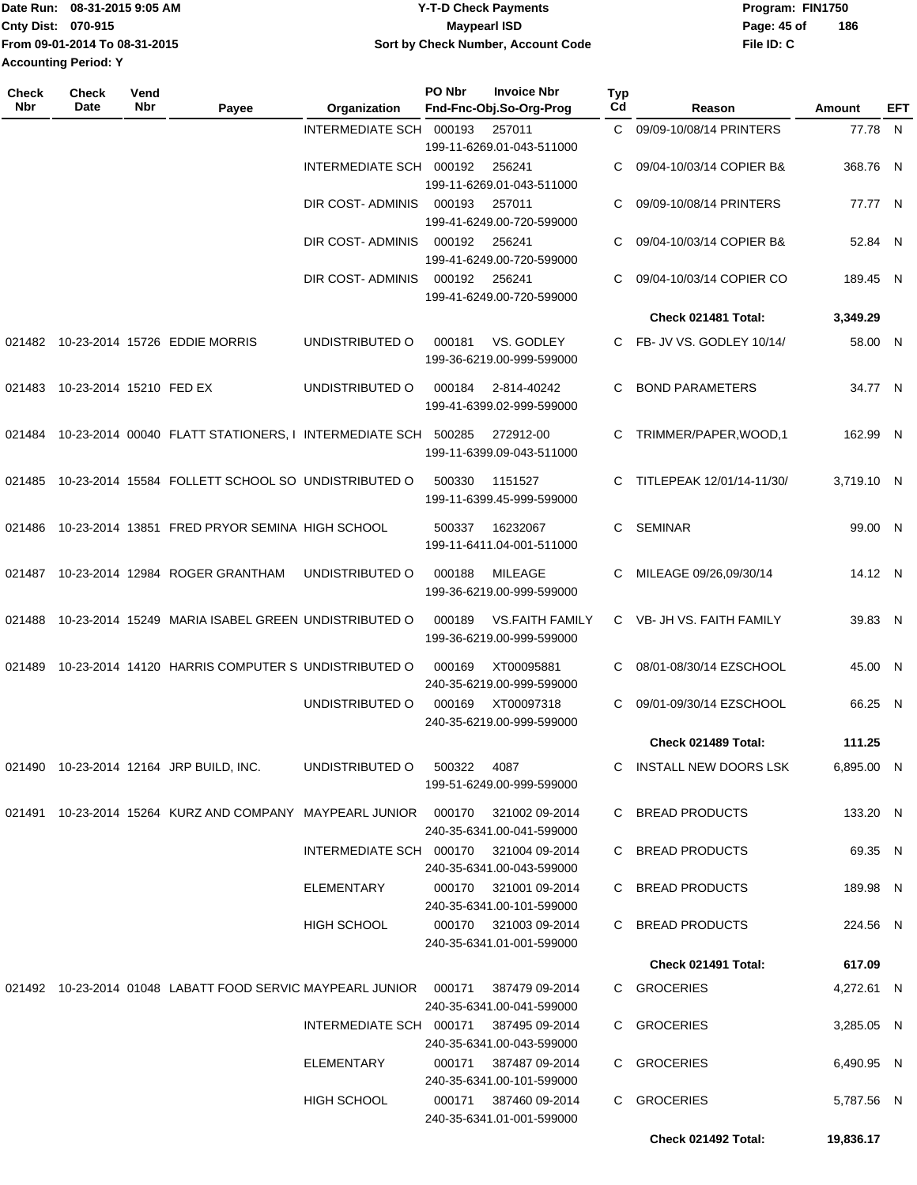| Check Nbr | Check Date | Vend Nbr | Payee | Organization | PO Nbr | Invoice Nbr / Fnd-Fnc-Obj.So-Org-Prog | Typ Cd | Reason | Amount | EFT |
|---|---|---|---|---|---|---|---|---|---|---|
| | | | | INTERMEDIATE SCH | 000193 | 257011 199-11-6269.01-043-511000 | C | 09/09-10/08/14 PRINTERS | 77.78 | N |
| | | | | INTERMEDIATE SCH | 000192 | 256241 199-11-6269.01-043-511000 | C | 09/04-10/03/14 COPIER B& | 368.76 | N |
| | | | | DIR COST- ADMINIS | 000193 | 257011 199-41-6249.00-720-599000 | C | 09/09-10/08/14 PRINTERS | 77.77 | N |
| | | | | DIR COST- ADMINIS | 000192 | 256241 199-41-6249.00-720-599000 | C | 09/04-10/03/14 COPIER B& | 52.84 | N |
| | | | | DIR COST- ADMINIS | 000192 | 256241 199-41-6249.00-720-599000 | C | 09/04-10/03/14 COPIER CO | 189.45 | N |
| | | | | | | | | **Check 021481 Total:** | **3,349.29** | |
| 021482 | 10-23-2014 | 15726 | EDDIE MORRIS | UNDISTRIBUTED O | 000181 | VS. GODLEY 199-36-6219.00-999-599000 | C | FB- JV VS. GODLEY 10/14/ | 58.00 | N |
| 021483 | 10-23-2014 | 15210 | FED EX | UNDISTRIBUTED O | 000184 | 2-814-40242 199-41-6399.02-999-599000 | C | BOND PARAMETERS | 34.77 | N |
| 021484 | 10-23-2014 | 00040 | FLATT STATIONERS, I | INTERMEDIATE SCH | 500285 | 272912-00 199-11-6399.09-043-511000 | C | TRIMMER/PAPER,WOOD,1 | 162.99 | N |
| 021485 | 10-23-2014 | 15584 | FOLLETT SCHOOL SO | UNDISTRIBUTED O | 500330 | 1151527 199-11-6399.45-999-599000 | C | TITLEPEAK 12/01/14-11/30/ | 3,719.10 | N |
| 021486 | 10-23-2014 | 13851 | FRED PRYOR SEMINA | HIGH SCHOOL | 500337 | 16232067 199-11-6411.04-001-511000 | C | SEMINAR | 99.00 | N |
| 021487 | 10-23-2014 | 12984 | ROGER GRANTHAM | UNDISTRIBUTED O | 000188 | MILEAGE 199-36-6219.00-999-599000 | C | MILEAGE 09/26,09/30/14 | 14.12 | N |
| 021488 | 10-23-2014 | 15249 | MARIA ISABEL GREEN | UNDISTRIBUTED O | 000189 | VS.FAITH FAMILY 199-36-6219.00-999-599000 | C | VB- JH VS. FAITH FAMILY | 39.83 | N |
| 021489 | 10-23-2014 | 14120 | HARRIS COMPUTER S | UNDISTRIBUTED O | 000169 | XT00095881 240-35-6219.00-999-599000 | C | 08/01-08/30/14 EZSCHOOL | 45.00 | N |
| | | | | UNDISTRIBUTED O | 000169 | XT00097318 240-35-6219.00-999-599000 | C | 09/01-09/30/14 EZSCHOOL | 66.25 | N |
| | | | | | | | | **Check 021489 Total:** | **111.25** | |
| 021490 | 10-23-2014 | 12164 | JRP BUILD, INC. | UNDISTRIBUTED O | 500322 | 4087 199-51-6249.00-999-599000 | C | INSTALL NEW DOORS LSK | 6,895.00 | N |
| 021491 | 10-23-2014 | 15264 | KURZ AND COMPANY | MAYPEARL JUNIOR | 000170 | 321002 09-2014 240-35-6341.00-041-599000 | C | BREAD PRODUCTS | 133.20 | N |
| | | | | INTERMEDIATE SCH | 000170 | 321004 09-2014 240-35-6341.00-043-599000 | C | BREAD PRODUCTS | 69.35 | N |
| | | | | ELEMENTARY | 000170 | 321001 09-2014 240-35-6341.00-101-599000 | C | BREAD PRODUCTS | 189.98 | N |
| | | | | HIGH SCHOOL | 000170 | 321003 09-2014 240-35-6341.01-001-599000 | C | BREAD PRODUCTS | 224.56 | N |
| | | | | | | | | **Check 021491 Total:** | **617.09** | |
| 021492 | 10-23-2014 | 01048 | LABATT FOOD SERVIC | MAYPEARL JUNIOR | 000171 | 387479 09-2014 240-35-6341.00-041-599000 | C | GROCERIES | 4,272.61 | N |
| | | | | INTERMEDIATE SCH | 000171 | 387495 09-2014 240-35-6341.00-043-599000 | C | GROCERIES | 3,285.05 | N |
| | | | | ELEMENTARY | 000171 | 387487 09-2014 240-35-6341.00-101-599000 | C | GROCERIES | 6,490.95 | N |
| | | | | HIGH SCHOOL | 000171 | 387460 09-2014 240-35-6341.01-001-599000 | C | GROCERIES | 5,787.56 | N |
| | | | | | | | | **Check 021492 Total:** | **19,836.17** | |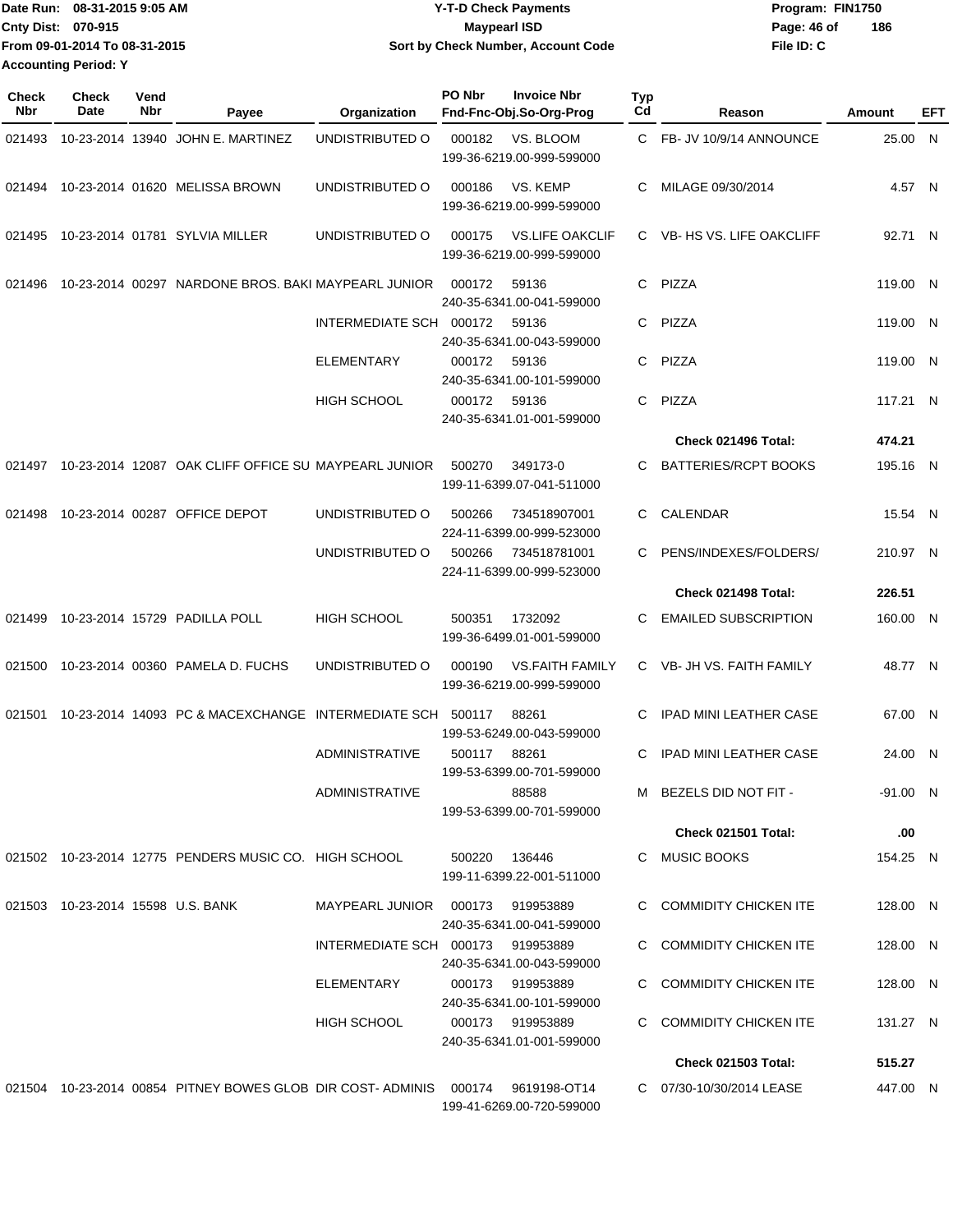Date Run: 08-31-2015 9:05 AM
Cnty Dist: 070-915
From 09-01-2014 To 08-31-2015
Accounting Period: Y

# Y-T-D Check Payments
## Maypearl ISD
### Sort by Check Number, Account Code

Program: FIN1750
File ID: C

| Check Nbr | Check Date | Vend Nbr | Payee | Organization | PO Nbr | Invoice Nbr / Fnd-Fnc-Obj.So-Org-Prog | Typ Cd | Reason | Amount | EFT |
|---|---|---|---|---|---|---|---|---|---|---|
| 021493 | 10-23-2014 | 13940 | JOHN E. MARTINEZ | UNDISTRIBUTED O | 000182 | VS. BLOOM 199-36-6219.00-999-599000 | C | FB- JV 10/9/14 ANNOUNCE | 25.00 | N |
| 021494 | 10-23-2014 | 01620 | MELISSA BROWN | UNDISTRIBUTED O | 000186 | VS. KEMP 199-36-6219.00-999-599000 | C | MILAGE 09/30/2014 | 4.57 | N |
| 021495 | 10-23-2014 | 01781 | SYLVIA MILLER | UNDISTRIBUTED O | 000175 | VS.LIFE OAKCLIF 199-36-6219.00-999-599000 | C | VB- HS VS. LIFE OAKCLIFF | 92.71 | N |
| 021496 | 10-23-2014 | 00297 | NARDONE BROS. BAKI | MAYPEARL JUNIOR | 000172 | 59136 240-35-6341.00-041-599000 | C | PIZZA | 119.00 | N |
| | | | | INTERMEDIATE SCH | 000172 | 59136 240-35-6341.00-043-599000 | C | PIZZA | 119.00 | N |
| | | | | ELEMENTARY | 000172 | 59136 240-35-6341.00-101-599000 | C | PIZZA | 119.00 | N |
| | | | | HIGH SCHOOL | 000172 | 59136 240-35-6341.01-001-599000 | C | PIZZA | 117.21 | N |
| | | | | | | | | **Check 021496 Total:** | **474.21** | |
| 021497 | 10-23-2014 | 12087 | OAK CLIFF OFFICE SU | MAYPEARL JUNIOR | 500270 | 349173-0 199-11-6399.07-041-511000 | C | BATTERIES/RCPT BOOKS | 195.16 | N |
| 021498 | 10-23-2014 | 00287 | OFFICE DEPOT | UNDISTRIBUTED O | 500266 | 734518907001 224-11-6399.00-999-523000 | C | CALENDAR | 15.54 | N |
| | | | | UNDISTRIBUTED O | 500266 | 734518781001 224-11-6399.00-999-523000 | C | PENS/INDEXES/FOLDERS/ | 210.97 | N |
| | | | | | | | | **Check 021498 Total:** | **226.51** | |
| 021499 | 10-23-2014 | 15729 | PADILLA POLL | HIGH SCHOOL | 500351 | 1732092 199-36-6499.01-001-599000 | C | EMAILED SUBSCRIPTION | 160.00 | N |
| 021500 | 10-23-2014 | 00360 | PAMELA D. FUCHS | UNDISTRIBUTED O | 000190 | VS.FAITH FAMILY 199-36-6219.00-999-599000 | C | VB- JH VS. FAITH FAMILY | 48.77 | N |
| 021501 | 10-23-2014 | 14093 | PC & MACEXCHANGE | INTERMEDIATE SCH | 500117 | 88261 199-53-6249.00-043-599000 | C | IPAD MINI LEATHER CASE | 67.00 | N |
| | | | | ADMINISTRATIVE | 500117 | 88261 199-53-6399.00-701-599000 | C | IPAD MINI LEATHER CASE | 24.00 | N |
| | | | | ADMINISTRATIVE | | 88588 199-53-6399.00-701-599000 | M | BEZELS DID NOT FIT - | -91.00 | N |
| | | | | | | | | **Check 021501 Total:** | **.00** | |
| 021502 | 10-23-2014 | 12775 | PENDERS MUSIC CO. | HIGH SCHOOL | 500220 | 136446 199-11-6399.22-001-511000 | C | MUSIC BOOKS | 154.25 | N |
| 021503 | 10-23-2014 | 15598 | U.S. BANK | MAYPEARL JUNIOR | 000173 | 919953889 240-35-6341.00-041-599000 | C | COMMIDITY CHICKEN ITE | 128.00 | N |
| | | | | INTERMEDIATE SCH | 000173 | 919953889 240-35-6341.00-043-599000 | C | COMMIDITY CHICKEN ITE | 128.00 | N |
| | | | | ELEMENTARY | 000173 | 919953889 240-35-6341.00-101-599000 | C | COMMIDITY CHICKEN ITE | 128.00 | N |
| | | | | HIGH SCHOOL | 000173 | 919953889 240-35-6341.01-001-599000 | C | COMMIDITY CHICKEN ITE | 131.27 | N |
| | | | | | | | | **Check 021503 Total:** | **515.27** | |
| 021504 | 10-23-2014 | 00854 | PITNEY BOWES GLOB | DIR COST- ADMINIS | 000174 | 9619198-OT14 199-41-6269.00-720-599000 | C | 07/30-10/30/2014 LEASE | 447.00 | N |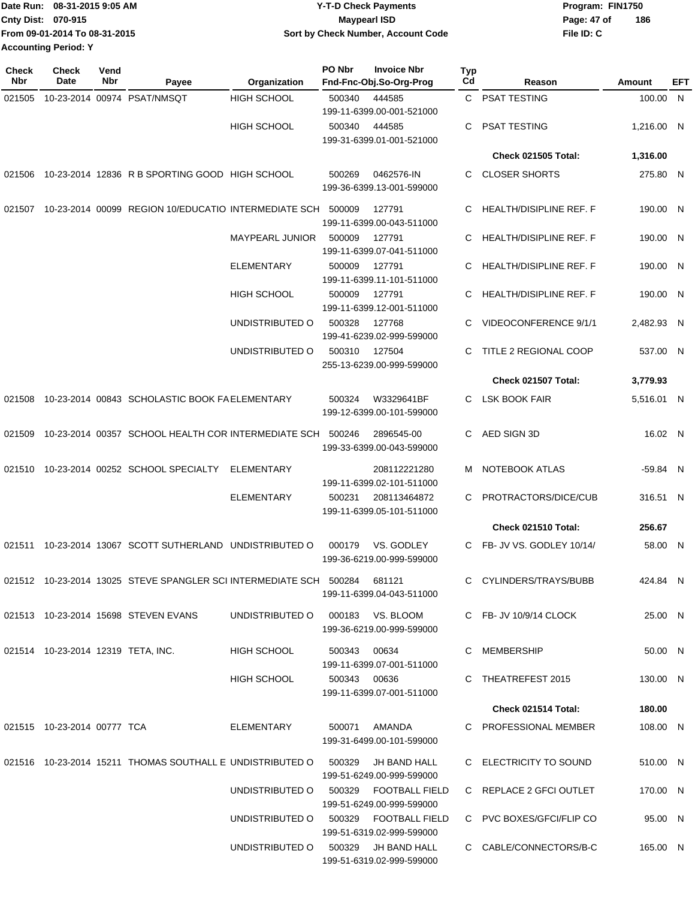Date Run: 08-31-2015 9:05 AM
Cnty Dist: 070-915
From 09-01-2014 To 08-31-2015
Accounting Period: Y

# Y-T-D Check Payments
## Maypearl ISD
### Sort by Check Number, Account Code

Program: FIN1750
File ID: C

| Check Nbr | Check Date | Vend Nbr | Payee | Organization | PO Nbr | Invoice Nbr / Fnd-Fnc-Obj.So-Org-Prog | Typ Cd | Reason | Amount | EFT |
|---|---|---|---|---|---|---|---|---|---|---|
| 021505 | 10-23-2014 | 00974 | PSAT/NMSQT | HIGH SCHOOL | 500340 | 444585 199-11-6399.00-001-521000 | C | PSAT TESTING | 100.00 | N |
| | | | | HIGH SCHOOL | 500340 | 444585 199-31-6399.01-001-521000 | C | PSAT TESTING | 1,216.00 | N |
| | | | | | | | | Check 021505 Total: | 1,316.00 | |
| 021506 | 10-23-2014 | 12836 | R B SPORTING GOOD | HIGH SCHOOL | 500269 | 0462576-IN 199-36-6399.13-001-599000 | C | CLOSER SHORTS | 275.80 | N |
| 021507 | 10-23-2014 | 00099 | REGION 10/EDUCATIO | INTERMEDIATE SCH | 500009 | 127791 199-11-6399.00-043-511000 | C | HEALTH/DISIPLINE REF. F | 190.00 | N |
| | | | | MAYPEARL JUNIOR | 500009 | 127791 199-11-6399.07-041-511000 | C | HEALTH/DISIPLINE REF. F | 190.00 | N |
| | | | | ELEMENTARY | 500009 | 127791 199-11-6399.11-101-511000 | C | HEALTH/DISIPLINE REF. F | 190.00 | N |
| | | | | HIGH SCHOOL | 500009 | 127791 199-11-6399.12-001-511000 | C | HEALTH/DISIPLINE REF. F | 190.00 | N |
| | | | | UNDISTRIBUTED O | 500328 | 127768 199-41-6239.02-999-599000 | C | VIDEOCONFERENCE 9/1/1 | 2,482.93 | N |
| | | | | UNDISTRIBUTED O | 500310 | 127504 255-13-6239.00-999-599000 | C | TITLE 2 REGIONAL COOP | 537.00 | N |
| | | | | | | | | Check 021507 Total: | 3,779.93 | |
| 021508 | 10-23-2014 | 00843 | SCHOLASTIC BOOK FA | ELEMENTARY | 500324 | W3329641BF 199-12-6399.00-101-599000 | C | LSK BOOK FAIR | 5,516.01 | N |
| 021509 | 10-23-2014 | 00357 | SCHOOL HEALTH COR | INTERMEDIATE SCH | 500246 | 2896545-00 199-33-6399.00-043-599000 | C | AED SIGN 3D | 16.02 | N |
| 021510 | 10-23-2014 | 00252 | SCHOOL SPECIALTY | ELEMENTARY | | 208112221280 199-11-6399.02-101-511000 | M | NOTEBOOK ATLAS | -59.84 | N |
| | | | | ELEMENTARY | 500231 | 208113464872 199-11-6399.05-101-511000 | C | PROTRACTORS/DICE/CUB | 316.51 | N |
| | | | | | | | | Check 021510 Total: | 256.67 | |
| 021511 | 10-23-2014 | 13067 | SCOTT SUTHERLAND | UNDISTRIBUTED O | 000179 | VS. GODLEY 199-36-6219.00-999-599000 | C | FB- JV VS. GODLEY 10/14/ | 58.00 | N |
| 021512 | 10-23-2014 | 13025 | STEVE SPANGLER SCI | INTERMEDIATE SCH | 500284 | 681121 199-11-6399.04-043-511000 | C | CYLINDERS/TRAYS/BUBB | 424.84 | N |
| 021513 | 10-23-2014 | 15698 | STEVEN EVANS | UNDISTRIBUTED O | 000183 | VS. BLOOM 199-36-6219.00-999-599000 | C | FB- JV 10/9/14 CLOCK | 25.00 | N |
| 021514 | 10-23-2014 | 12319 | TETA, INC. | HIGH SCHOOL | 500343 | 00634 199-11-6399.07-001-511000 | C | MEMBERSHIP | 50.00 | N |
| | | | | HIGH SCHOOL | 500343 | 00636 199-11-6399.07-001-511000 | C | THEATREFEST 2015 | 130.00 | N |
| | | | | | | | | Check 021514 Total: | 180.00 | |
| 021515 | 10-23-2014 | 00777 | TCA | ELEMENTARY | 500071 | AMANDA 199-31-6499.00-101-599000 | C | PROFESSIONAL MEMBER | 108.00 | N |
| 021516 | 10-23-2014 | 15211 | THOMAS SOUTHALL E | UNDISTRIBUTED O | 500329 | JH BAND HALL 199-51-6249.00-999-599000 | C | ELECTRICITY TO SOUND | 510.00 | N |
| | | | | UNDISTRIBUTED O | 500329 | FOOTBALL FIELD 199-51-6249.00-999-599000 | C | REPLACE 2 GFCI OUTLET | 170.00 | N |
| | | | | UNDISTRIBUTED O | 500329 | FOOTBALL FIELD 199-51-6319.02-999-599000 | C | PVC BOXES/GFCI/FLIP CO | 95.00 | N |
| | | | | UNDISTRIBUTED O | 500329 | JH BAND HALL 199-51-6319.02-999-599000 | C | CABLE/CONNECTORS/B-C | 165.00 | N |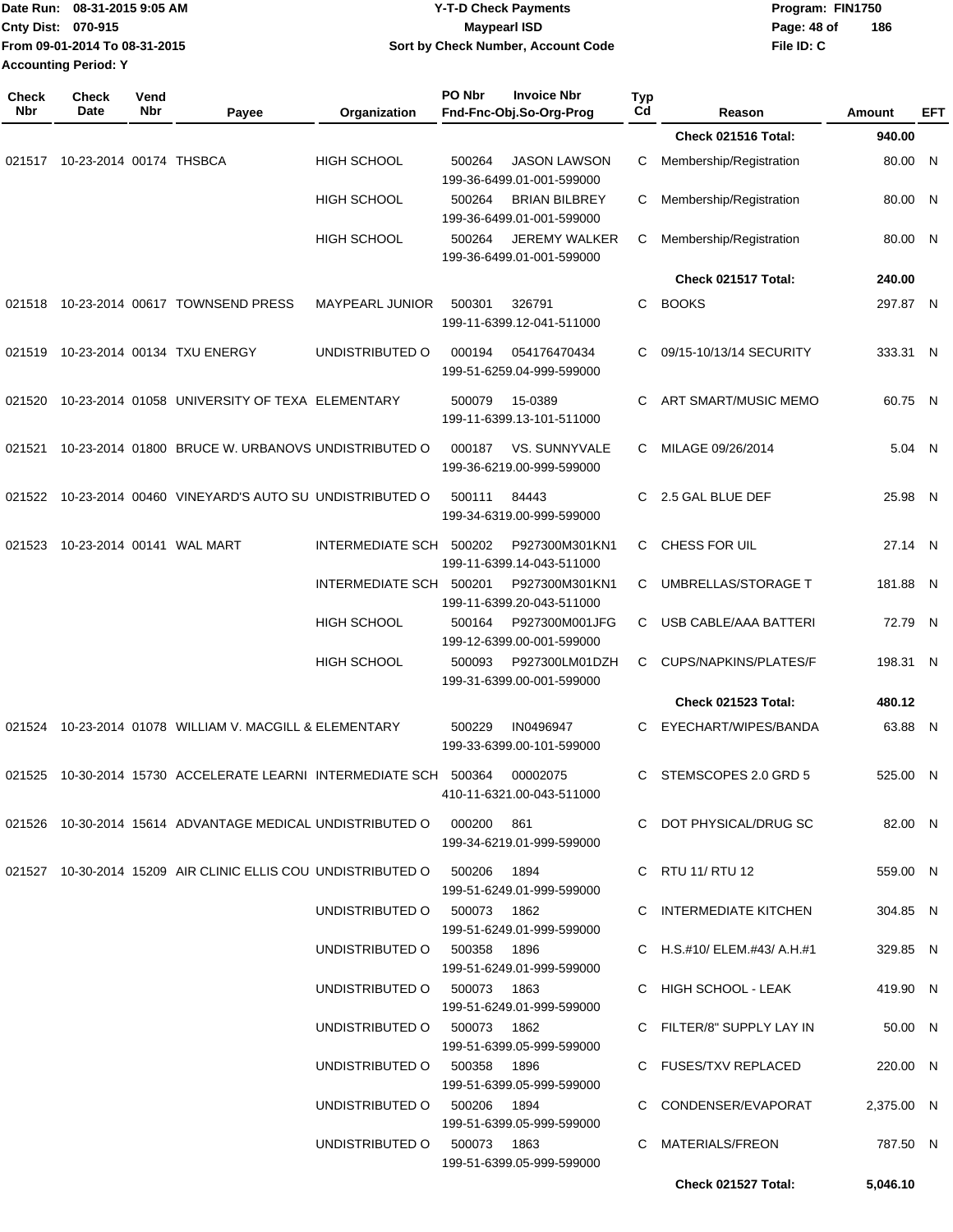**Date Run: 08-31-2015 9:05 AM**
**Cnty Dist: 070-915**
**From 09-01-2014 To 08-31-2015**
**Accounting Period: Y**

**Y-T-D Check Payments**
**Maypearl ISD**
**Sort by Check Number, Account Code**

**Program: FIN1750**
**File ID: C**

| Check Nbr | Check Date | Vend Nbr | Payee | Organization | PO Nbr | Invoice Nbr / Fnd-Fnc-Obj.So-Org-Prog | Typ Cd | Reason | Amount | EFT |
|---|---|---|---|---|---|---|---|---|---|---|
| | | | | | | | | **Check 021516 Total:** | **940.00** | |
| 021517 | 10-23-2014 | 00174 | THSBCA | HIGH SCHOOL | 500264 | JASON LAWSON 199-36-6499.01-001-599000 | C | Membership/Registration | 80.00 | N |
| | | | | HIGH SCHOOL | 500264 | BRIAN BILBREY 199-36-6499.01-001-599000 | C | Membership/Registration | 80.00 | N |
| | | | | HIGH SCHOOL | 500264 | JEREMY WALKER 199-36-6499.01-001-599000 | C | Membership/Registration | 80.00 | N |
| | | | | | | | | **Check 021517 Total:** | **240.00** | |
| 021518 | 10-23-2014 | 00617 | TOWNSEND PRESS | MAYPEARL JUNIOR | 500301 | 326791 199-11-6399.12-041-511000 | C | BOOKS | 297.87 | N |
| 021519 | 10-23-2014 | 00134 | TXU ENERGY | UNDISTRIBUTED O | 000194 | 054176470434 199-51-6259.04-999-599000 | C | 09/15-10/13/14 SECURITY | 333.31 | N |
| 021520 | 10-23-2014 | 01058 | UNIVERSITY OF TEXA | ELEMENTARY | 500079 | 15-0389 199-11-6399.13-101-511000 | C | ART SMART/MUSIC MEMO | 60.75 | N |
| 021521 | 10-23-2014 | 01800 | BRUCE W. URBANOVS | UNDISTRIBUTED O | 000187 | VS. SUNNYVALE 199-36-6219.00-999-599000 | C | MILAGE 09/26/2014 | 5.04 | N |
| 021522 | 10-23-2014 | 00460 | VINEYARD'S AUTO SU | UNDISTRIBUTED O | 500111 | 84443 199-34-6319.00-999-599000 | C | 2.5 GAL BLUE DEF | 25.98 | N |
| 021523 | 10-23-2014 | 00141 | WAL MART | INTERMEDIATE SCH | 500202 | P927300M301KN1 199-11-6399.14-043-511000 | C | CHESS FOR UIL | 27.14 | N |
| | | | | INTERMEDIATE SCH | 500201 | P927300M301KN1 199-11-6399.20-043-511000 | C | UMBRELLAS/STORAGE T | 181.88 | N |
| | | | | HIGH SCHOOL | 500164 | P927300M001JFG 199-12-6399.00-001-599000 | C | USB CABLE/AAA BATTERI | 72.79 | N |
| | | | | HIGH SCHOOL | 500093 | P927300LM01DZH 199-31-6399.00-001-599000 | C | CUPS/NAPKINS/PLATES/F | 198.31 | N |
| | | | | | | | | **Check 021523 Total:** | **480.12** | |
| 021524 | 10-23-2014 | 01078 | WILLIAM V. MACGILL & | ELEMENTARY | 500229 | IN0496947 199-33-6399.00-101-599000 | C | EYECHART/WIPES/BANDA | 63.88 | N |
| 021525 | 10-30-2014 | 15730 | ACCELERATE LEARNI | INTERMEDIATE SCH | 500364 | 00002075 410-11-6321.00-043-511000 | C | STEMSCOPES 2.0 GRD 5 | 525.00 | N |
| 021526 | 10-30-2014 | 15614 | ADVANTAGE MEDICAL | UNDISTRIBUTED O | 000200 | 861 199-34-6219.01-999-599000 | C | DOT PHYSICAL/DRUG SC | 82.00 | N |
| 021527 | 10-30-2014 | 15209 | AIR CLINIC ELLIS COU | UNDISTRIBUTED O | 500206 | 1894 199-51-6249.01-999-599000 | C | RTU 11/ RTU 12 | 559.00 | N |
| | | | | UNDISTRIBUTED O | 500073 | 1862 199-51-6249.01-999-599000 | C | INTERMEDIATE KITCHEN | 304.85 | N |
| | | | | UNDISTRIBUTED O | 500358 | 1896 199-51-6249.01-999-599000 | C | H.S.#10/ ELEM.#43/ A.H.#1 | 329.85 | N |
| | | | | UNDISTRIBUTED O | 500073 | 1863 199-51-6249.01-999-599000 | C | HIGH SCHOOL - LEAK | 419.90 | N |
| | | | | UNDISTRIBUTED O | 500073 | 1862 199-51-6399.05-999-599000 | C | FILTER/8" SUPPLY LAY IN | 50.00 | N |
| | | | | UNDISTRIBUTED O | 500358 | 1896 199-51-6399.05-999-599000 | C | FUSES/TXV REPLACED | 220.00 | N |
| | | | | UNDISTRIBUTED O | 500206 | 1894 199-51-6399.05-999-599000 | C | CONDENSER/EVAPORAT | 2,375.00 | N |
| | | | | UNDISTRIBUTED O | 500073 | 1863 199-51-6399.05-999-599000 | C | MATERIALS/FREON | 787.50 | N |
| | | | | | | | | **Check 021527 Total:** | **5,046.10** | |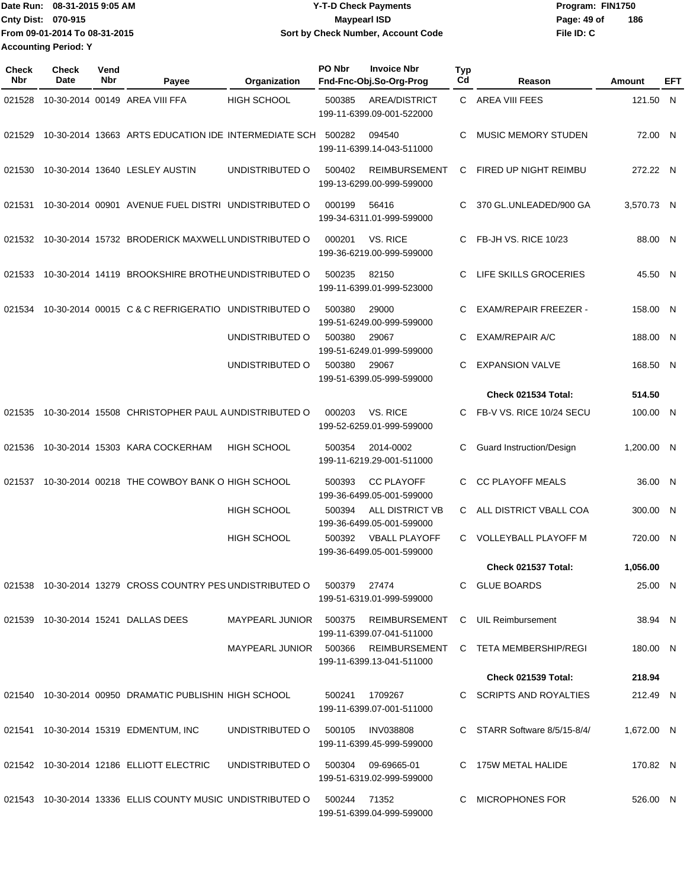Date Run: 08-31-2015 9:05 AM
Cnty Dist: 070-915
From 09-01-2014 To 08-31-2015
Accounting Period: Y

# Y-T-D Check Payments
## Maypearl ISD
### Sort by Check Number, Account Code

Program: FIN1750
File ID: C

| Check Nbr | Check Date | Vend Nbr | Payee | Organization | PO Nbr | Invoice Nbr / Fnd-Fnc-Obj.So-Org-Prog | Typ Cd | Reason | Amount | EFT |
|---|---|---|---|---|---|---|---|---|---|---|
| 021528 | 10-30-2014 | 00149 | AREA VIII FFA | HIGH SCHOOL | 500385 | AREA/DISTRICT 199-11-6399.09-001-522000 | C | AREA VIII FEES | 121.50 | N |
| 021529 | 10-30-2014 | 13663 | ARTS EDUCATION IDE | INTERMEDIATE SCH | 500282 | 094540 199-11-6399.14-043-511000 | C | MUSIC MEMORY STUDEN | 72.00 | N |
| 021530 | 10-30-2014 | 13640 | LESLEY AUSTIN | UNDISTRIBUTED O | 500402 | REIMBURSEMENT 199-13-6299.00-999-599000 | C | FIRED UP NIGHT REIMBU | 272.22 | N |
| 021531 | 10-30-2014 | 00901 | AVENUE FUEL DISTRI | UNDISTRIBUTED O | 000199 | 56416 199-34-6311.01-999-599000 | C | 370 GL.UNLEADED/900 GA | 3,570.73 | N |
| 021532 | 10-30-2014 | 15732 | BRODERICK MAXWELL | UNDISTRIBUTED O | 000201 | VS. RICE 199-36-6219.00-999-599000 | C | FB-JH VS. RICE 10/23 | 88.00 | N |
| 021533 | 10-30-2014 | 14119 | BROOKSHIRE BROTHE | UNDISTRIBUTED O | 500235 | 82150 199-11-6399.01-999-523000 | C | LIFE SKILLS GROCERIES | 45.50 | N |
| 021534 | 10-30-2014 | 00015 | C & C REFRIGERATIO | UNDISTRIBUTED O | 500380 | 29000 199-51-6249.00-999-599000 | C | EXAM/REPAIR FREEZER - | 158.00 | N |
| | | | | UNDISTRIBUTED O | 500380 | 29067 199-51-6249.01-999-599000 | C | EXAM/REPAIR A/C | 188.00 | N |
| | | | | UNDISTRIBUTED O | 500380 | 29067 199-51-6399.05-999-599000 | C | EXPANSION VALVE | 168.50 | N |
| | | | | | | | | **Check 021534 Total:** | **514.50** | |
| 021535 | 10-30-2014 | 15508 | CHRISTOPHER PAUL A | UNDISTRIBUTED O | 000203 | VS. RICE 199-52-6259.01-999-599000 | C | FB-V VS. RICE 10/24 SECU | 100.00 | N |
| 021536 | 10-30-2014 | 15303 | KARA COCKERHAM | HIGH SCHOOL | 500354 | 2014-0002 199-11-6219.29-001-511000 | C | Guard Instruction/Design | 1,200.00 | N |
| 021537 | 10-30-2014 | 00218 | THE COWBOY BANK O | HIGH SCHOOL | 500393 | CC PLAYOFF 199-36-6499.05-001-599000 | C | CC PLAYOFF MEALS | 36.00 | N |
| | | | | HIGH SCHOOL | 500394 | ALL DISTRICT VB 199-36-6499.05-001-599000 | C | ALL DISTRICT VBALL COA | 300.00 | N |
| | | | | HIGH SCHOOL | 500392 | VBALL PLAYOFF 199-36-6499.05-001-599000 | C | VOLLEYBALL PLAYOFF M | 720.00 | N |
| | | | | | | | | **Check 021537 Total:** | **1,056.00** | |
| 021538 | 10-30-2014 | 13279 | CROSS COUNTRY PES | UNDISTRIBUTED O | 500379 | 27474 199-51-6319.01-999-599000 | C | GLUE BOARDS | 25.00 | N |
| 021539 | 10-30-2014 | 15241 | DALLAS DEES | MAYPEARL JUNIOR | 500375 | REIMBURSEMENT 199-11-6399.07-041-511000 | C | UIL Reimbursement | 38.94 | N |
| | | | | MAYPEARL JUNIOR | 500366 | REIMBURSEMENT 199-11-6399.13-041-511000 | C | TETA MEMBERSHIP/REGI | 180.00 | N |
| | | | | | | | | **Check 021539 Total:** | **218.94** | |
| 021540 | 10-30-2014 | 00950 | DRAMATIC PUBLISHIN | HIGH SCHOOL | 500241 | 1709267 199-11-6399.07-001-511000 | C | SCRIPTS AND ROYALTIES | 212.49 | N |
| 021541 | 10-30-2014 | 15319 | EDMENTUM, INC | UNDISTRIBUTED O | 500105 | INV038808 199-11-6399.45-999-599000 | C | STARR Software 8/5/15-8/4/ | 1,672.00 | N |
| 021542 | 10-30-2014 | 12186 | ELLIOTT ELECTRIC | UNDISTRIBUTED O | 500304 | 09-69665-01 199-51-6319.02-999-599000 | C | 175W METAL HALIDE | 170.82 | N |
| 021543 | 10-30-2014 | 13336 | ELLIS COUNTY MUSIC | UNDISTRIBUTED O | 500244 | 71352 199-51-6399.04-999-599000 | C | MICROPHONES FOR | 526.00 | N |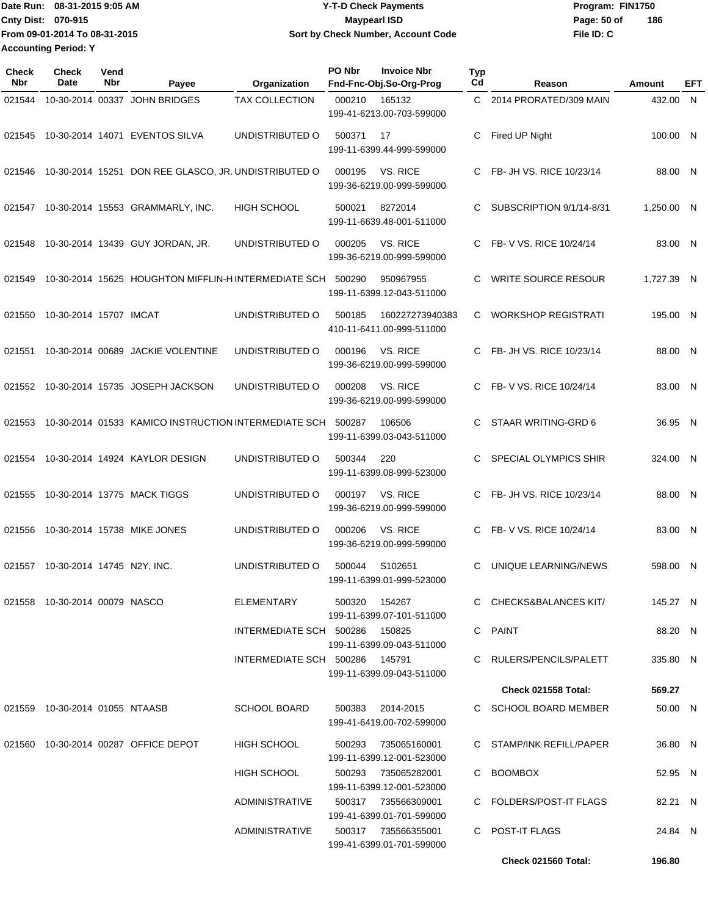Date Run: 08-31-2015 9:05 AM
Cnty Dist: 070-915
From 09-01-2014 To 08-31-2015
Accounting Period: Y

**Y-T-D Check Payments**
**Maypearl ISD**
**Sort by Check Number, Account Code**

Program: FIN1750
File ID: C

| Check Nbr | Check Date | Vend Nbr | Payee | Organization | PO Nbr | Invoice Nbr / Fnd-Fnc-Obj.So-Org-Prog | Typ Cd | Reason | Amount | EFT |
|---|---|---|---|---|---|---|---|---|---|---|
| 021544 | 10-30-2014 | 00337 | JOHN BRIDGES | TAX COLLECTION | 000210 | 165132 / 199-41-6213.00-703-599000 | C | 2014 PRORATED/309 MAIN | 432.00 | N |
| 021545 | 10-30-2014 | 14071 | EVENTOS SILVA | UNDISTRIBUTED O | 500371 | 17 / 199-11-6399.44-999-599000 | C | Fired UP Night | 100.00 | N |
| 021546 | 10-30-2014 | 15251 | DON REE GLASCO, JR. | UNDISTRIBUTED O | 000195 | VS. RICE / 199-36-6219.00-999-599000 | C | FB- JH VS. RICE 10/23/14 | 88.00 | N |
| 021547 | 10-30-2014 | 15553 | GRAMMARLY, INC. | HIGH SCHOOL | 500021 | 8272014 / 199-11-6639.48-001-511000 | C | SUBSCRIPTION 9/1/14-8/31 | 1,250.00 | N |
| 021548 | 10-30-2014 | 13439 | GUY JORDAN, JR. | UNDISTRIBUTED O | 000205 | VS. RICE / 199-36-6219.00-999-599000 | C | FB- V VS. RICE 10/24/14 | 83.00 | N |
| 021549 | 10-30-2014 | 15625 | HOUGHTON MIFFLIN-H | INTERMEDIATE SCH | 500290 | 950967955 / 199-11-6399.12-043-511000 | C | WRITE SOURCE RESOUR | 1,727.39 | N |
| 021550 | 10-30-2014 | 15707 | IMCAT | UNDISTRIBUTED O | 500185 | 160227273940383 / 410-11-6411.00-999-511000 | C | WORKSHOP REGISTRATI | 195.00 | N |
| 021551 | 10-30-2014 | 00689 | JACKIE VOLENTINE | UNDISTRIBUTED O | 000196 | VS. RICE / 199-36-6219.00-999-599000 | C | FB- JH VS. RICE 10/23/14 | 88.00 | N |
| 021552 | 10-30-2014 | 15735 | JOSEPH JACKSON | UNDISTRIBUTED O | 000208 | VS. RICE / 199-36-6219.00-999-599000 | C | FB- V VS. RICE 10/24/14 | 83.00 | N |
| 021553 | 10-30-2014 | 01533 | KAMICO INSTRUCTION | INTERMEDIATE SCH | 500287 | 106506 / 199-11-6399.03-043-511000 | C | STAAR WRITING-GRD 6 | 36.95 | N |
| 021554 | 10-30-2014 | 14924 | KAYLOR DESIGN | UNDISTRIBUTED O | 500344 | 220 / 199-11-6399.08-999-523000 | C | SPECIAL OLYMPICS SHIR | 324.00 | N |
| 021555 | 10-30-2014 | 13775 | MACK TIGGS | UNDISTRIBUTED O | 000197 | VS. RICE / 199-36-6219.00-999-599000 | C | FB- JH VS. RICE 10/23/14 | 88.00 | N |
| 021556 | 10-30-2014 | 15738 | MIKE JONES | UNDISTRIBUTED O | 000206 | VS. RICE / 199-36-6219.00-999-599000 | C | FB- V VS. RICE 10/24/14 | 83.00 | N |
| 021557 | 10-30-2014 | 14745 | N2Y, INC. | UNDISTRIBUTED O | 500044 | S102651 / 199-11-6399.01-999-523000 | C | UNIQUE LEARNING/NEWS | 598.00 | N |
| 021558 | 10-30-2014 | 00079 | NASCO | ELEMENTARY | 500320 | 154267 / 199-11-6399.07-101-511000 | C | CHECKS&BALANCES KIT/ | 145.27 | N |
| | | | | INTERMEDIATE SCH | 500286 | 150825 / 199-11-6399.09-043-511000 | C | PAINT | 88.20 | N |
| | | | | INTERMEDIATE SCH | 500286 | 145791 / 199-11-6399.09-043-511000 | C | RULERS/PENCILS/PALETT | 335.80 | N |
| | | | | | | | | **Check 021558 Total:** | **569.27** | |
| 021559 | 10-30-2014 | 01055 | NTAASB | SCHOOL BOARD | 500383 | 2014-2015 / 199-41-6419.00-702-599000 | C | SCHOOL BOARD MEMBER | 50.00 | N |
| 021560 | 10-30-2014 | 00287 | OFFICE DEPOT | HIGH SCHOOL | 500293 | 735065160001 / 199-11-6399.12-001-523000 | C | STAMP/INK REFILL/PAPER | 36.80 | N |
| | | | | HIGH SCHOOL | 500293 | 735065282001 / 199-11-6399.12-001-523000 | C | BOOMBOX | 52.95 | N |
| | | | | ADMINISTRATIVE | 500317 | 735566309001 / 199-41-6399.01-701-599000 | C | FOLDERS/POST-IT FLAGS | 82.21 | N |
| | | | | ADMINISTRATIVE | 500317 | 735566355001 / 199-41-6399.01-701-599000 | C | POST-IT FLAGS | 24.84 | N |
| | | | | | | | | **Check 021560 Total:** | **196.80** | |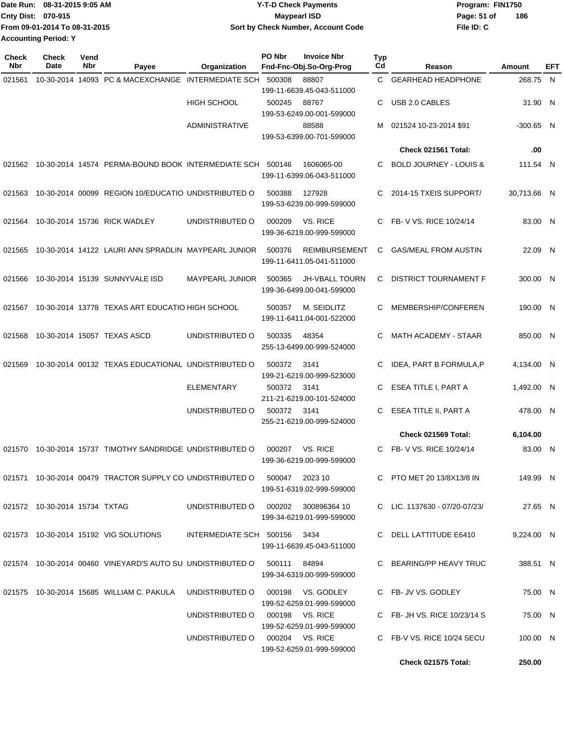Date Run: 08-31-2015 9:05 AM
Cnty Dist: 070-915
From 09-01-2014 To 08-31-2015
Accounting Period: Y

# Y-T-D Check Payments
## Maypearl ISD
### Sort by Check Number, Account Code

Program: FIN1750
File ID: C

| Check Nbr | Check Date | Vend Nbr | Payee | Organization | PO Nbr | Invoice Nbr / Fnd-Fnc-Obj.So-Org-Prog | Typ Cd | Reason | Amount | EFT |
|---|---|---|---|---|---|---|---|---|---|---|
| 021561 | 10-30-2014 | 14093 | PC & MACEXCHANGE | INTERMEDIATE SCH | 500308 | 88807 199-11-6639.45-043-511000 | C | GEARHEAD HEADPHONE | 268.75 | N |
| | | | | HIGH SCHOOL | 500245 | 88767 199-53-6249.00-001-599000 | C | USB 2.0 CABLES | 31.90 | N |
| | | | | ADMINISTRATIVE | | 88588 199-53-6399.00-701-599000 | M | 021524 10-23-2014 $91 | -300.65 | N |
| | | | | | | | | **Check 021561 Total:** | **.00** | |
| 021562 | 10-30-2014 | 14574 | PERMA-BOUND BOOK | INTERMEDIATE SCH | 500146 | 1606065-00 199-11-6399.06-043-511000 | C | BOLD JOURNEY - LOUIS & | 111.54 | N |
| 021563 | 10-30-2014 | 00099 | REGION 10/EDUCATIO | UNDISTRIBUTED O | 500388 | 127928 199-53-6239.00-999-599000 | C | 2014-15 TXEIS SUPPORT/ | 30,713.66 | N |
| 021564 | 10-30-2014 | 15736 | RICK WADLEY | UNDISTRIBUTED O | 000209 | VS. RICE 199-36-6219.00-999-599000 | C | FB- V VS. RICE 10/24/14 | 83.00 | N |
| 021565 | 10-30-2014 | 14122 | LAURI ANN SPRADLIN | MAYPEARL JUNIOR | 500376 | REIMBURSEMENT 199-11-6411.05-041-511000 | C | GAS/MEAL FROM AUSTIN | 22.09 | N |
| 021566 | 10-30-2014 | 15139 | SUNNYVALE ISD | MAYPEARL JUNIOR | 500365 | JH-VBALL TOURN 199-36-6499.00-041-599000 | C | DISTRICT TOURNAMENT F | 300.00 | N |
| 021567 | 10-30-2014 | 13778 | TEXAS ART EDUCATIO | HIGH SCHOOL | 500357 | M. SEIDLITZ 199-11-6411.04-001-522000 | C | MEMBERSHIP/CONFEREN | 190.00 | N |
| 021568 | 10-30-2014 | 15057 | TEXAS ASCD | UNDISTRIBUTED O | 500335 | 48354 255-13-6499.00-999-524000 | C | MATH ACADEMY - STAAR | 850.00 | N |
| 021569 | 10-30-2014 | 00132 | TEXAS EDUCATIONAL | UNDISTRIBUTED O | 500372 | 3141 199-21-6219.00-999-523000 | C | IDEA, PART B FORMULA,P | 4,134.00 | N |
| | | | | ELEMENTARY | 500372 | 3141 211-21-6219.00-101-524000 | C | ESEA TITLE I, PART A | 1,492.00 | N |
| | | | | UNDISTRIBUTED O | 500372 | 3141 255-21-6219.00-999-524000 | C | ESEA TITLE II, PART A | 478.00 | N |
| | | | | | | | | **Check 021569 Total:** | **6,104.00** | |
| 021570 | 10-30-2014 | 15737 | TIMOTHY SANDRIDGE | UNDISTRIBUTED O | 000207 | VS. RICE 199-36-6219.00-999-599000 | C | FB- V VS. RICE 10/24/14 | 83.00 | N |
| 021571 | 10-30-2014 | 00479 | TRACTOR SUPPLY CO | UNDISTRIBUTED O | 500047 | 2023 10 199-51-6319.02-999-599000 | C | PTO MET 20 13/8X13/8 IN | 149.99 | N |
| 021572 | 10-30-2014 | 15734 | TXTAG | UNDISTRIBUTED O | 000202 | 300896364 10 199-34-6219.01-999-599000 | C | LIC. 1137630 - 07/20-07/23/ | 27.65 | N |
| 021573 | 10-30-2014 | 15192 | VIG SOLUTIONS | INTERMEDIATE SCH | 500156 | 3434 199-11-6639.45-043-511000 | C | DELL LATTITUDE E6410 | 9,224.00 | N |
| 021574 | 10-30-2014 | 00460 | VINEYARD'S AUTO SU | UNDISTRIBUTED O | 500111 | 84894 199-34-6319.00-999-599000 | C | BEARING/PP HEAVY TRUC | 388.51 | N |
| 021575 | 10-30-2014 | 15685 | WILLIAM C. PAKULA | UNDISTRIBUTED O | 000198 | VS. GODLEY 199-52-6259.01-999-599000 | C | FB- JV VS. GODLEY | 75.00 | N |
| | | | | UNDISTRIBUTED O | 000198 | VS. RICE 199-52-6259.01-999-599000 | C | FB- JH VS. RICE 10/23/14 S | 75.00 | N |
| | | | | UNDISTRIBUTED O | 000204 | VS. RICE 199-52-6259.01-999-599000 | C | FB-V VS. RICE 10/24 SECU | 100.00 | N |
| | | | | | | | | **Check 021575 Total:** | **250.00** | |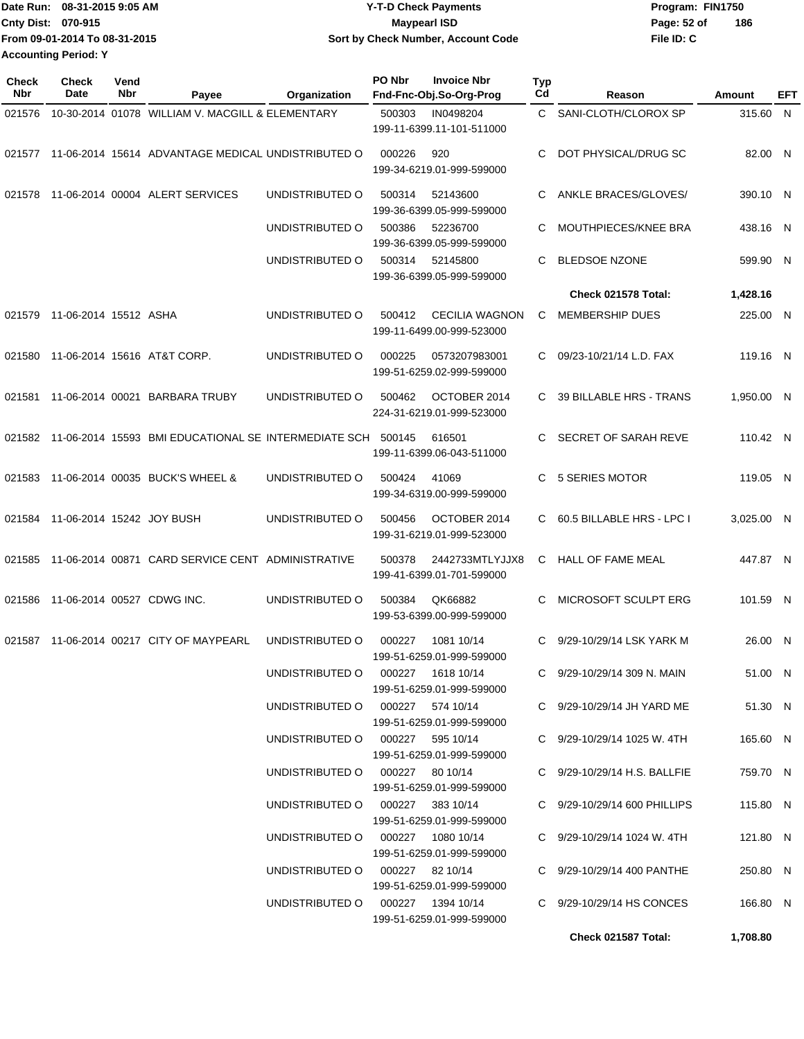Date Run: 08-31-2015 9:05 AM
Cnty Dist: 070-915
From 09-01-2014 To 08-31-2015
Accounting Period: Y

# Y-T-D Check Payments
## Maypearl ISD
### Sort by Check Number, Account Code

Program: FIN1750
File ID: C

| Check Nbr | Check Date | Vend Nbr | Payee | Organization | PO Nbr | Invoice Nbr / Fnd-Fnc-Obj.So-Org-Prog | Typ Cd | Reason | Amount | EFT |
|---|---|---|---|---|---|---|---|---|---|---|
| 021576 | 10-30-2014 | 01078 | WILLIAM V. MACGILL & | ELEMENTARY | 500303 | IN0498204 199-11-6399.11-101-511000 | C | SANI-CLOTH/CLOROX SP | 315.60 | N |
| 021577 | 11-06-2014 | 15614 | ADVANTAGE MEDICAL | UNDISTRIBUTED O | 000226 | 920 199-34-6219.01-999-599000 | C | DOT PHYSICAL/DRUG SC | 82.00 | N |
| 021578 | 11-06-2014 | 00004 | ALERT SERVICES | UNDISTRIBUTED O | 500314 | 52143600 199-36-6399.05-999-599000 | C | ANKLE BRACES/GLOVES/ | 390.10 | N |
| | | | | UNDISTRIBUTED O | 500386 | 52236700 199-36-6399.05-999-599000 | C | MOUTHPIECES/KNEE BRA | 438.16 | N |
| | | | | UNDISTRIBUTED O | 500314 | 52145800 199-36-6399.05-999-599000 | C | BLEDSOE NZONE | 599.90 | N |
| | | | | | | | | **Check 021578 Total:** | **1,428.16** | |
| 021579 | 11-06-2014 | 15512 | ASHA | UNDISTRIBUTED O | 500412 | CECILIA WAGNON 199-11-6499.00-999-523000 | C | MEMBERSHIP DUES | 225.00 | N |
| 021580 | 11-06-2014 | 15616 | AT&T CORP. | UNDISTRIBUTED O | 000225 | 0573207983001 199-51-6259.02-999-599000 | C | 09/23-10/21/14 L.D. FAX | 119.16 | N |
| 021581 | 11-06-2014 | 00021 | BARBARA TRUBY | UNDISTRIBUTED O | 500462 | OCTOBER 2014 224-31-6219.01-999-523000 | C | 39 BILLABLE HRS - TRANS | 1,950.00 | N |
| 021582 | 11-06-2014 | 15593 | BMI EDUCATIONAL SE | INTERMEDIATE SCH | 500145 | 616501 199-11-6399.06-043-511000 | C | SECRET OF SARAH REVE | 110.42 | N |
| 021583 | 11-06-2014 | 00035 | BUCK'S WHEEL & | UNDISTRIBUTED O | 500424 | 41069 199-34-6319.00-999-599000 | C | 5 SERIES MOTOR | 119.05 | N |
| 021584 | 11-06-2014 | 15242 | JOY BUSH | UNDISTRIBUTED O | 500456 | OCTOBER 2014 199-31-6219.01-999-523000 | C | 60.5 BILLABLE HRS - LPC I | 3,025.00 | N |
| 021585 | 11-06-2014 | 00871 | CARD SERVICE CENT | ADMINISTRATIVE | 500378 | 2442733MTLYJJX8 199-41-6399.01-701-599000 | C | HALL OF FAME MEAL | 447.87 | N |
| 021586 | 11-06-2014 | 00527 | CDWG INC. | UNDISTRIBUTED O | 500384 | QK66882 199-53-6399.00-999-599000 | C | MICROSOFT SCULPT ERG | 101.59 | N |
| 021587 | 11-06-2014 | 00217 | CITY OF MAYPEARL | UNDISTRIBUTED O | 000227 | 1081 10/14 199-51-6259.01-999-599000 | C | 9/29-10/29/14 LSK YARK M | 26.00 | N |
| | | | | UNDISTRIBUTED O | 000227 | 1618 10/14 199-51-6259.01-999-599000 | C | 9/29-10/29/14 309 N. MAIN | 51.00 | N |
| | | | | UNDISTRIBUTED O | 000227 | 574 10/14 199-51-6259.01-999-599000 | C | 9/29-10/29/14 JH YARD ME | 51.30 | N |
| | | | | UNDISTRIBUTED O | 000227 | 595 10/14 199-51-6259.01-999-599000 | C | 9/29-10/29/14 1025 W. 4TH | 165.60 | N |
| | | | | UNDISTRIBUTED O | 000227 | 80 10/14 199-51-6259.01-999-599000 | C | 9/29-10/29/14 H.S. BALLFIE | 759.70 | N |
| | | | | UNDISTRIBUTED O | 000227 | 383 10/14 199-51-6259.01-999-599000 | C | 9/29-10/29/14 600 PHILLIPS | 115.80 | N |
| | | | | UNDISTRIBUTED O | 000227 | 1080 10/14 199-51-6259.01-999-599000 | C | 9/29-10/29/14 1024 W. 4TH | 121.80 | N |
| | | | | UNDISTRIBUTED O | 000227 | 82 10/14 199-51-6259.01-999-599000 | C | 9/29-10/29/14 400 PANTHE | 250.80 | N |
| | | | | UNDISTRIBUTED O | 000227 | 1394 10/14 199-51-6259.01-999-599000 | C | 9/29-10/29/14 HS CONCES | 166.80 | N |
| | | | | | | | | **Check 021587 Total:** | **1,708.80** | |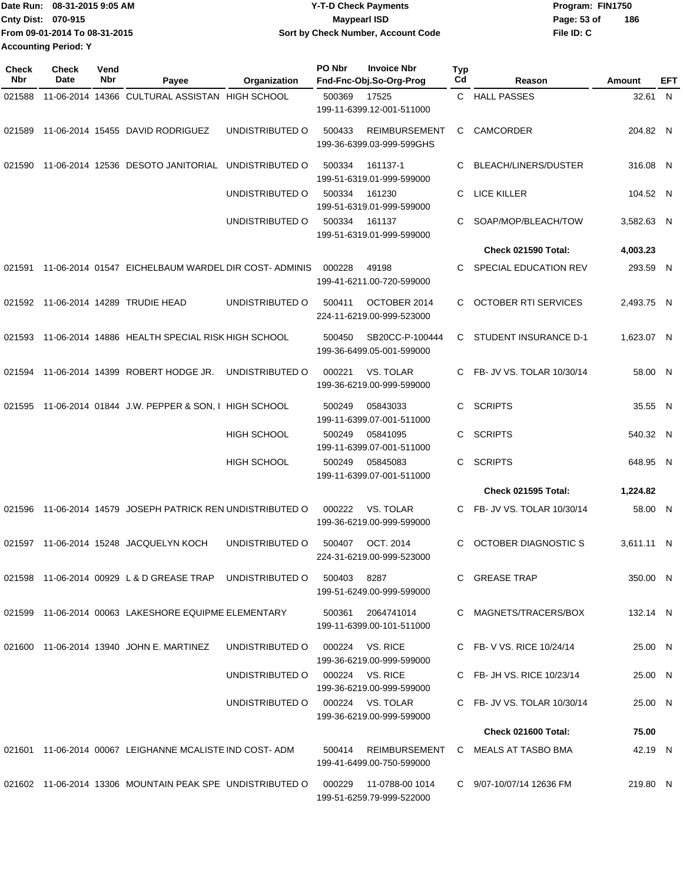Date Run: 08-31-2015 9:05 AM
Cnty Dist: 070-915
From 09-01-2014 To 08-31-2015
Accounting Period: Y

# Y-T-D Check Payments
## Maypearl ISD
### Sort by Check Number, Account Code

Program: FIN1750
File ID: C

| Check Nbr | Check Date | Vend Nbr | Payee | Organization | PO Nbr | Invoice Nbr / Fnd-Fnc-Obj.So-Org-Prog | Typ Cd | Reason | Amount | EFT |
|---|---|---|---|---|---|---|---|---|---|---|
| 021588 | 11-06-2014 | 14366 | CULTURAL ASSISTAN | HIGH SCHOOL | 500369 | 17525<br>199-11-6399.12-001-511000 | C | HALL PASSES | 32.61 | N |
| 021589 | 11-06-2014 | 15455 | DAVID RODRIGUEZ | UNDISTRIBUTED O | 500433 | REIMBURSEMENT<br>199-36-6399.03-999-599GHS | C | CAMCORDER | 204.82 | N |
| 021590 | 11-06-2014 | 12536 | DESOTO JANITORIAL | UNDISTRIBUTED O | 500334 | 161137-1<br>199-51-6319.01-999-599000 | C | BLEACH/LINERS/DUSTER | 316.08 | N |
| | | | | UNDISTRIBUTED O | 500334 | 161230<br>199-51-6319.01-999-599000 | C | LICE KILLER | 104.52 | N |
| | | | | UNDISTRIBUTED O | 500334 | 161137<br>199-51-6319.01-999-599000 | C | SOAP/MOP/BLEACH/TOW | 3,582.63 | N |
| | | | | | | | | **Check 021590 Total:** | **4,003.23** | |
| 021591 | 11-06-2014 | 01547 | EICHELBAUM WARDEL | DIR COST- ADMINIS | 000228 | 49198<br>199-41-6211.00-720-599000 | C | SPECIAL EDUCATION REV | 293.59 | N |
| 021592 | 11-06-2014 | 14289 | TRUDIE HEAD | UNDISTRIBUTED O | 500411 | OCTOBER 2014<br>224-11-6219.00-999-523000 | C | OCTOBER RTI SERVICES | 2,493.75 | N |
| 021593 | 11-06-2014 | 14886 | HEALTH SPECIAL RISK | HIGH SCHOOL | 500450 | SB20CC-P-100444<br>199-36-6499.05-001-599000 | C | STUDENT INSURANCE D-1 | 1,623.07 | N |
| 021594 | 11-06-2014 | 14399 | ROBERT HODGE JR. | UNDISTRIBUTED O | 000221 | VS. TOLAR<br>199-36-6219.00-999-599000 | C | FB- JV VS. TOLAR 10/30/14 | 58.00 | N |
| 021595 | 11-06-2014 | 01844 | J.W. PEPPER & SON, I | HIGH SCHOOL | 500249 | 05843033<br>199-11-6399.07-001-511000 | C | SCRIPTS | 35.55 | N |
| | | | | HIGH SCHOOL | 500249 | 05841095<br>199-11-6399.07-001-511000 | C | SCRIPTS | 540.32 | N |
| | | | | HIGH SCHOOL | 500249 | 05845083<br>199-11-6399.07-001-511000 | C | SCRIPTS | 648.95 | N |
| | | | | | | | | **Check 021595 Total:** | **1,224.82** | |
| 021596 | 11-06-2014 | 14579 | JOSEPH PATRICK REN | UNDISTRIBUTED O | 000222 | VS. TOLAR<br>199-36-6219.00-999-599000 | C | FB- JV VS. TOLAR 10/30/14 | 58.00 | N |
| 021597 | 11-06-2014 | 15248 | JACQUELYN KOCH | UNDISTRIBUTED O | 500407 | OCT. 2014<br>224-31-6219.00-999-523000 | C | OCTOBER DIAGNOSTIC S | 3,611.11 | N |
| 021598 | 11-06-2014 | 00929 | L & D GREASE TRAP | UNDISTRIBUTED O | 500403 | 8287<br>199-51-6249.00-999-599000 | C | GREASE TRAP | 350.00 | N |
| 021599 | 11-06-2014 | 00063 | LAKESHORE EQUIPME | ELEMENTARY | 500361 | 2064741014<br>199-11-6399.00-101-511000 | C | MAGNETS/TRACERS/BOX | 132.14 | N |
| 021600 | 11-06-2014 | 13940 | JOHN E. MARTINEZ | UNDISTRIBUTED O | 000224 | VS. RICE<br>199-36-6219.00-999-599000 | C | FB- V VS. RICE 10/24/14 | 25.00 | N |
| | | | | UNDISTRIBUTED O | 000224 | VS. RICE<br>199-36-6219.00-999-599000 | C | FB- JH VS. RICE 10/23/14 | 25.00 | N |
| | | | | UNDISTRIBUTED O | 000224 | VS. TOLAR<br>199-36-6219.00-999-599000 | C | FB- JV VS. TOLAR 10/30/14 | 25.00 | N |
| | | | | | | | | **Check 021600 Total:** | **75.00** | |
| 021601 | 11-06-2014 | 00067 | LEIGHANNE MCALISTE | IND COST- ADM | 500414 | REIMBURSEMENT<br>199-41-6499.00-750-599000 | C | MEALS AT TASBO BMA | 42.19 | N |
| 021602 | 11-06-2014 | 13306 | MOUNTAIN PEAK SPE | UNDISTRIBUTED O | 000229 | 11-0788-00 1014<br>199-51-6259.79-999-522000 | C | 9/07-10/07/14 12636 FM | 219.80 | N |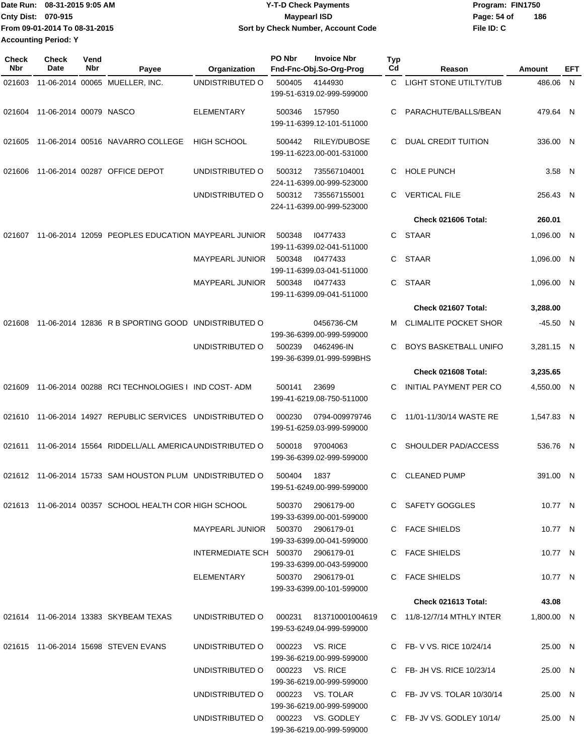Date Run: 08-31-2015 9:05 AM
Cnty Dist: 070-915
From 09-01-2014 To 08-31-2015
Accounting Period: Y

**Y-T-D Check Payments**
**Maypearl ISD**
**Sort by Check Number, Account Code**

Program: FIN1750
File ID: C

| Check Nbr | Check Date | Vend Nbr | Payee | Organization | PO Nbr | Invoice Nbr / Fnd-Fnc-Obj.So-Org-Prog | Typ Cd | Reason | Amount | EFT |
|---|---|---|---|---|---|---|---|---|---|---|
| 021603 | 11-06-2014 | 00065 | MUELLER, INC. | UNDISTRIBUTED O | 500405 | 4144930 / 199-51-6319.02-999-599000 | C | LIGHT STONE UTILTY/TUB | 486.06 | N |
| 021604 | 11-06-2014 | 00079 | NASCO | ELEMENTARY | 500346 | 157950 / 199-11-6399.12-101-511000 | C | PARACHUTE/BALLS/BEAN | 479.64 | N |
| 021605 | 11-06-2014 | 00516 | NAVARRO COLLEGE | HIGH SCHOOL | 500442 | RILEY/DUBOSE / 199-11-6223.00-001-531000 | C | DUAL CREDIT TUITION | 336.00 | N |
| 021606 | 11-06-2014 | 00287 | OFFICE DEPOT | UNDISTRIBUTED O | 500312 | 735567104001 / 224-11-6399.00-999-523000 | C | HOLE PUNCH | 3.58 | N |
| | | | | UNDISTRIBUTED O | 500312 | 735567155001 / 224-11-6399.00-999-523000 | C | VERTICAL FILE | 256.43 | N |
| | | | | | | | | **Check 021606 Total:** | **260.01** | |
| 021607 | 11-06-2014 | 12059 | PEOPLES EDUCATION | MAYPEARL JUNIOR | 500348 | I0477433 / 199-11-6399.02-041-511000 | C | STAAR | 1,096.00 | N |
| | | | | MAYPEARL JUNIOR | 500348 | I0477433 / 199-11-6399.03-041-511000 | C | STAAR | 1,096.00 | N |
| | | | | MAYPEARL JUNIOR | 500348 | I0477433 / 199-11-6399.09-041-511000 | C | STAAR | 1,096.00 | N |
| | | | | | | | | **Check 021607 Total:** | **3,288.00** | |
| 021608 | 11-06-2014 | 12836 | R B SPORTING GOOD | UNDISTRIBUTED O | | 0456736-CM / 199-36-6399.00-999-599000 | M | CLIMALITE POCKET SHOR | -45.50 | N |
| | | | | UNDISTRIBUTED O | 500239 | 0462496-IN / 199-36-6399.01-999-599BHS | C | BOYS BASKETBALL UNIFO | 3,281.15 | N |
| | | | | | | | | **Check 021608 Total:** | **3,235.65** | |
| 021609 | 11-06-2014 | 00288 | RCI TECHNOLOGIES I | IND COST- ADM | 500141 | 23699 / 199-41-6219.08-750-511000 | C | INITIAL PAYMENT PER CO | 4,550.00 | N |
| 021610 | 11-06-2014 | 14927 | REPUBLIC SERVICES | UNDISTRIBUTED O | 000230 | 0794-009979746 / 199-51-6259.03-999-599000 | C | 11/01-11/30/14 WASTE RE | 1,547.83 | N |
| 021611 | 11-06-2014 | 15564 | RIDDELL/ALL AMERICA | UNDISTRIBUTED O | 500018 | 97004063 / 199-36-6399.02-999-599000 | C | SHOULDER PAD/ACCESS | 536.76 | N |
| 021612 | 11-06-2014 | 15733 | SAM HOUSTON PLUM | UNDISTRIBUTED O | 500404 | 1837 / 199-51-6249.00-999-599000 | C | CLEANED PUMP | 391.00 | N |
| 021613 | 11-06-2014 | 00357 | SCHOOL HEALTH COR | HIGH SCHOOL | 500370 | 2906179-00 / 199-33-6399.00-001-599000 | C | SAFETY GOGGLES | 10.77 | N |
| | | | | MAYPEARL JUNIOR | 500370 | 2906179-01 / 199-33-6399.00-041-599000 | C | FACE SHIELDS | 10.77 | N |
| | | | | INTERMEDIATE SCH | 500370 | 2906179-01 / 199-33-6399.00-043-599000 | C | FACE SHIELDS | 10.77 | N |
| | | | | ELEMENTARY | 500370 | 2906179-01 / 199-33-6399.00-101-599000 | C | FACE SHIELDS | 10.77 | N |
| | | | | | | | | **Check 021613 Total:** | **43.08** | |
| 021614 | 11-06-2014 | 13383 | SKYBEAM TEXAS | UNDISTRIBUTED O | 000231 | 813710001004619 / 199-53-6249.04-999-599000 | C | 11/8-12/7/14 MTHLY INTER | 1,800.00 | N |
| 021615 | 11-06-2014 | 15698 | STEVEN EVANS | UNDISTRIBUTED O | 000223 | VS. RICE / 199-36-6219.00-999-599000 | C | FB- V VS. RICE 10/24/14 | 25.00 | N |
| | | | | UNDISTRIBUTED O | 000223 | VS. RICE / 199-36-6219.00-999-599000 | C | FB- JH VS. RICE 10/23/14 | 25.00 | N |
| | | | | UNDISTRIBUTED O | 000223 | VS. TOLAR / 199-36-6219.00-999-599000 | C | FB- JV VS. TOLAR 10/30/14 | 25.00 | N |
| | | | | UNDISTRIBUTED O | 000223 | VS. GODLEY / 199-36-6219.00-999-599000 | C | FB- JV VS. GODLEY 10/14/ | 25.00 | N |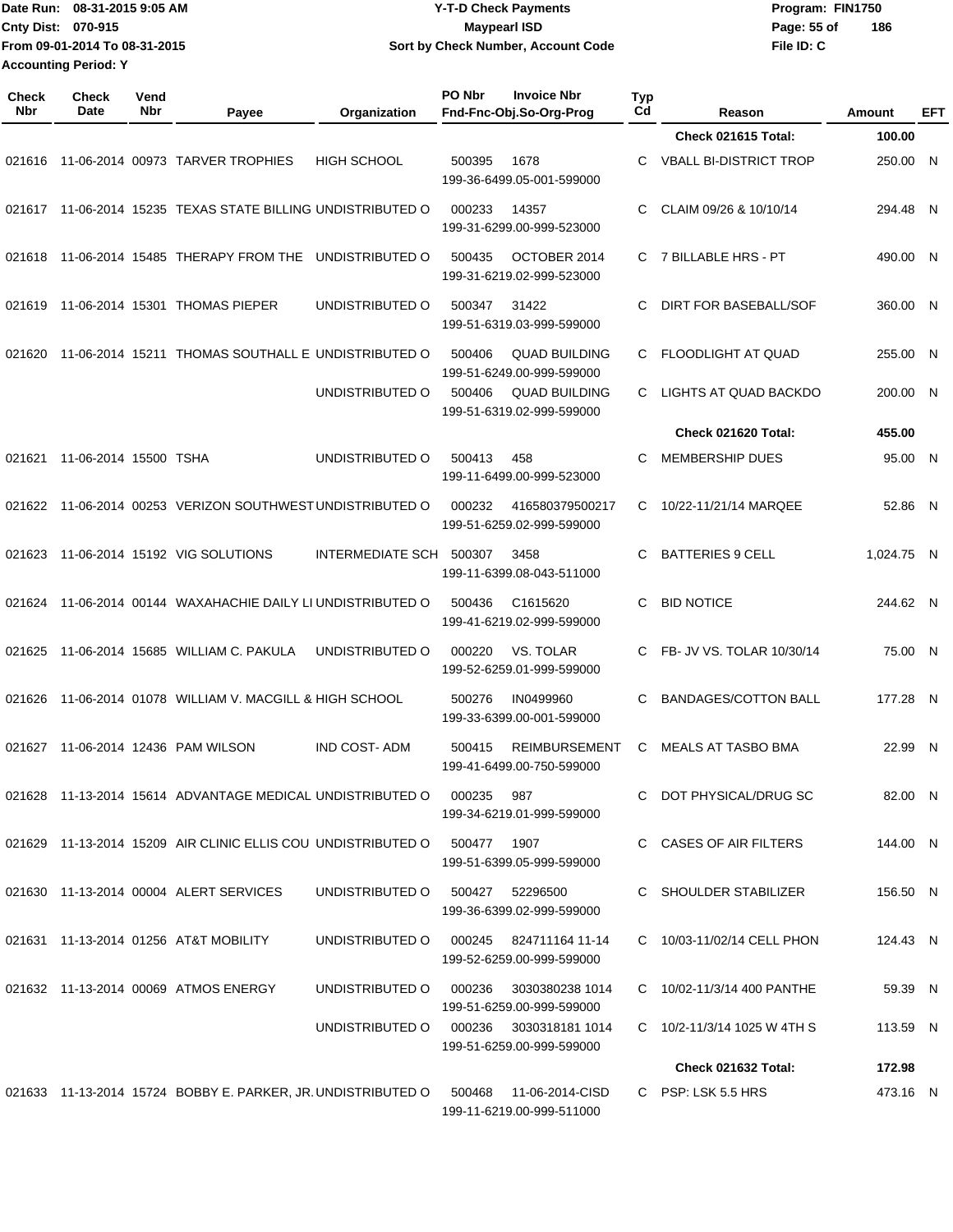Date Run: 08-31-2015 9:05 AM
Cnty Dist: 070-915
From 09-01-2014 To 08-31-2015
Accounting Period: Y

**Y-T-D Check Payments**
**Maypearl ISD**
**Sort by Check Number, Account Code**

Program: FIN1750
File ID: C

| Check Nbr | Check Date | Vend Nbr | Payee | Organization | PO Nbr | Invoice Nbr / Fnd-Fnc-Obj.So-Org-Prog | Typ Cd | Reason | Amount | EFT |
|---|---|---|---|---|---|---|---|---|---|---|
| | | | | | | | | **Check 021615 Total:** | **100.00** | |
| 021616 | 11-06-2014 | 00973 | TARVER TROPHIES | HIGH SCHOOL | 500395 | 1678 / 199-36-6499.05-001-599000 | C | VBALL BI-DISTRICT TROP | 250.00 | N |
| 021617 | 11-06-2014 | 15235 | TEXAS STATE BILLING | UNDISTRIBUTED O | 000233 | 14357 / 199-31-6299.00-999-523000 | C | CLAIM 09/26 & 10/10/14 | 294.48 | N |
| 021618 | 11-06-2014 | 15485 | THERAPY FROM THE | UNDISTRIBUTED O | 500435 | OCTOBER 2014 / 199-31-6219.02-999-523000 | C | 7 BILLABLE HRS - PT | 490.00 | N |
| 021619 | 11-06-2014 | 15301 | THOMAS PIEPER | UNDISTRIBUTED O | 500347 | 31422 / 199-51-6319.03-999-599000 | C | DIRT FOR BASEBALL/SOF | 360.00 | N |
| 021620 | 11-06-2014 | 15211 | THOMAS SOUTHALL E | UNDISTRIBUTED O | 500406 | QUAD BUILDING / 199-51-6249.00-999-599000 | C | FLOODLIGHT AT QUAD | 255.00 | N |
| | | | | UNDISTRIBUTED O | 500406 | QUAD BUILDING / 199-51-6319.02-999-599000 | C | LIGHTS AT QUAD BACKDO | 200.00 | N |
| | | | | | | | | **Check 021620 Total:** | **455.00** | |
| 021621 | 11-06-2014 | 15500 | TSHA | UNDISTRIBUTED O | 500413 | 458 / 199-11-6499.00-999-523000 | C | MEMBERSHIP DUES | 95.00 | N |
| 021622 | 11-06-2014 | 00253 | VERIZON SOUTHWEST | UNDISTRIBUTED O | 000232 | 416580379500217 / 199-51-6259.02-999-599000 | C | 10/22-11/21/14 MARQEE | 52.86 | N |
| 021623 | 11-06-2014 | 15192 | VIG SOLUTIONS | INTERMEDIATE SCH | 500307 | 3458 / 199-11-6399.08-043-511000 | C | BATTERIES 9 CELL | 1,024.75 | N |
| 021624 | 11-06-2014 | 00144 | WAXAHACHIE DAILY LI | UNDISTRIBUTED O | 500436 | C1615620 / 199-41-6219.02-999-599000 | C | BID NOTICE | 244.62 | N |
| 021625 | 11-06-2014 | 15685 | WILLIAM C. PAKULA | UNDISTRIBUTED O | 000220 | VS. TOLAR / 199-52-6259.01-999-599000 | C | FB- JV VS. TOLAR 10/30/14 | 75.00 | N |
| 021626 | 11-06-2014 | 01078 | WILLIAM V. MACGILL & | HIGH SCHOOL | 500276 | IN0499960 / 199-33-6399.00-001-599000 | C | BANDAGES/COTTON BALL | 177.28 | N |
| 021627 | 11-06-2014 | 12436 | PAM WILSON | IND COST- ADM | 500415 | REIMBURSEMENT / 199-41-6499.00-750-599000 | C | MEALS AT TASBO BMA | 22.99 | N |
| 021628 | 11-13-2014 | 15614 | ADVANTAGE MEDICAL | UNDISTRIBUTED O | 000235 | 987 / 199-34-6219.01-999-599000 | C | DOT PHYSICAL/DRUG SC | 82.00 | N |
| 021629 | 11-13-2014 | 15209 | AIR CLINIC ELLIS COU | UNDISTRIBUTED O | 500477 | 1907 / 199-51-6399.05-999-599000 | C | CASES OF AIR FILTERS | 144.00 | N |
| 021630 | 11-13-2014 | 00004 | ALERT SERVICES | UNDISTRIBUTED O | 500427 | 52296500 / 199-36-6399.02-999-599000 | C | SHOULDER STABILIZER | 156.50 | N |
| 021631 | 11-13-2014 | 01256 | AT&T MOBILITY | UNDISTRIBUTED O | 000245 | 824711164 11-14 / 199-52-6259.00-999-599000 | C | 10/03-11/02/14 CELL PHON | 124.43 | N |
| 021632 | 11-13-2014 | 00069 | ATMOS ENERGY | UNDISTRIBUTED O | 000236 | 3030380238 1014 / 199-51-6259.00-999-599000 | C | 10/02-11/3/14 400 PANTHE | 59.39 | N |
| | | | | UNDISTRIBUTED O | 000236 | 3030318181 1014 / 199-51-6259.00-999-599000 | C | 10/2-11/3/14 1025 W 4TH S | 113.59 | N |
| | | | | | | | | **Check 021632 Total:** | **172.98** | |
| 021633 | 11-13-2014 | 15724 | BOBBY E. PARKER, JR. | UNDISTRIBUTED O | 500468 | 11-06-2014-CISD / 199-11-6219.00-999-511000 | C | PSP: LSK 5.5 HRS | 473.16 | N |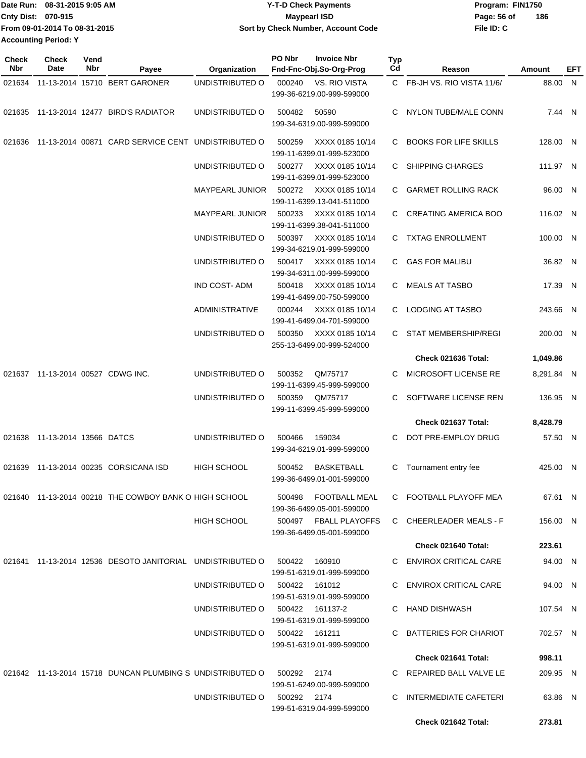Date Run: 08-31-2015 9:05 AM
Cnty Dist: 070-915
From 09-01-2014 To 08-31-2015
Accounting Period: Y

**Y-T-D Check Payments**
**Maypearl ISD**
**Sort by Check Number, Account Code**

Program: FIN1750
File ID: C

| Check Nbr | Check Date | Vend Nbr | Payee | Organization | PO Nbr | Invoice Nbr / Fnd-Fnc-Obj.So-Org-Prog | Typ Cd | Reason | Amount | EFT |
|---|---|---|---|---|---|---|---|---|---|---|
| 021634 | 11-13-2014 | 15710 | BERT GARONER | UNDISTRIBUTED O | 000240 | VS. RIO VISTA 199-36-6219.00-999-599000 | C | FB-JH VS. RIO VISTA 11/6/ | 88.00 | N |
| 021635 | 11-13-2014 | 12477 | BIRD'S RADIATOR | UNDISTRIBUTED O | 500482 | 50590 199-34-6319.00-999-599000 | C | NYLON TUBE/MALE CONN | 7.44 | N |
| 021636 | 11-13-2014 | 00871 | CARD SERVICE CENT | UNDISTRIBUTED O | 500259 | XXXX 0185 10/14 199-11-6399.01-999-523000 | C | BOOKS FOR LIFE SKILLS | 128.00 | N |
| | | | | UNDISTRIBUTED O | 500277 | XXXX 0185 10/14 199-11-6399.01-999-523000 | C | SHIPPING CHARGES | 111.97 | N |
| | | | | MAYPEARL JUNIOR | 500272 | XXXX 0185 10/14 199-11-6399.13-041-511000 | C | GARMET ROLLING RACK | 96.00 | N |
| | | | | MAYPEARL JUNIOR | 500233 | XXXX 0185 10/14 199-11-6399.38-041-511000 | C | CREATING AMERICA BOO | 116.02 | N |
| | | | | UNDISTRIBUTED O | 500397 | XXXX 0185 10/14 199-34-6219.01-999-599000 | C | TXTAG ENROLLMENT | 100.00 | N |
| | | | | UNDISTRIBUTED O | 500417 | XXXX 0185 10/14 199-34-6311.00-999-599000 | C | GAS FOR MALIBU | 36.82 | N |
| | | | | IND COST- ADM | 500418 | XXXX 0185 10/14 199-41-6499.00-750-599000 | C | MEALS AT TASBO | 17.39 | N |
| | | | | ADMINISTRATIVE | 000244 | XXXX 0185 10/14 199-41-6499.04-701-599000 | C | LODGING AT TASBO | 243.66 | N |
| | | | | UNDISTRIBUTED O | 500350 | XXXX 0185 10/14 255-13-6499.00-999-524000 | C | STAT MEMBERSHIP/REGI | 200.00 | N |
| | | | | | | | | **Check 021636 Total:** | **1,049.86** | |
| 021637 | 11-13-2014 | 00527 | CDWG INC. | UNDISTRIBUTED O | 500352 | QM75717 199-11-6399.45-999-599000 | C | MICROSOFT LICENSE RE | 8,291.84 | N |
| | | | | UNDISTRIBUTED O | 500359 | QM75717 199-11-6399.45-999-599000 | C | SOFTWARE LICENSE REN | 136.95 | N |
| | | | | | | | | **Check 021637 Total:** | **8,428.79** | |
| 021638 | 11-13-2014 | 13566 | DATCS | UNDISTRIBUTED O | 500466 | 159034 199-34-6219.01-999-599000 | C | DOT PRE-EMPLOY DRUG | 57.50 | N |
| 021639 | 11-13-2014 | 00235 | CORSICANA ISD | HIGH SCHOOL | 500452 | BASKETBALL 199-36-6499.01-001-599000 | C | Tournament entry fee | 425.00 | N |
| 021640 | 11-13-2014 | 00218 | THE COWBOY BANK O | HIGH SCHOOL | 500498 | FOOTBALL MEAL 199-36-6499.05-001-599000 | C | FOOTBALL PLAYOFF MEA | 67.61 | N |
| | | | | HIGH SCHOOL | 500497 | FBALL PLAYOFFS 199-36-6499.05-001-599000 | C | CHEERLEADER MEALS - F | 156.00 | N |
| | | | | | | | | **Check 021640 Total:** | **223.61** | |
| 021641 | 11-13-2014 | 12536 | DESOTO JANITORIAL | UNDISTRIBUTED O | 500422 | 160910 199-51-6319.01-999-599000 | C | ENVIROX CRITICAL CARE | 94.00 | N |
| | | | | UNDISTRIBUTED O | 500422 | 161012 199-51-6319.01-999-599000 | C | ENVIROX CRITICAL CARE | 94.00 | N |
| | | | | UNDISTRIBUTED O | 500422 | 161137-2 199-51-6319.01-999-599000 | C | HAND DISHWASH | 107.54 | N |
| | | | | UNDISTRIBUTED O | 500422 | 161211 199-51-6319.01-999-599000 | C | BATTERIES FOR CHARIOT | 702.57 | N |
| | | | | | | | | **Check 021641 Total:** | **998.11** | |
| 021642 | 11-13-2014 | 15718 | DUNCAN PLUMBING S | UNDISTRIBUTED O | 500292 | 2174 199-51-6249.00-999-599000 | C | REPAIRED BALL VALVE LE | 209.95 | N |
| | | | | UNDISTRIBUTED O | 500292 | 2174 199-51-6319.04-999-599000 | C | INTERMEDIATE CAFETERI | 63.86 | N |
| | | | | | | | | **Check 021642 Total:** | **273.81** | |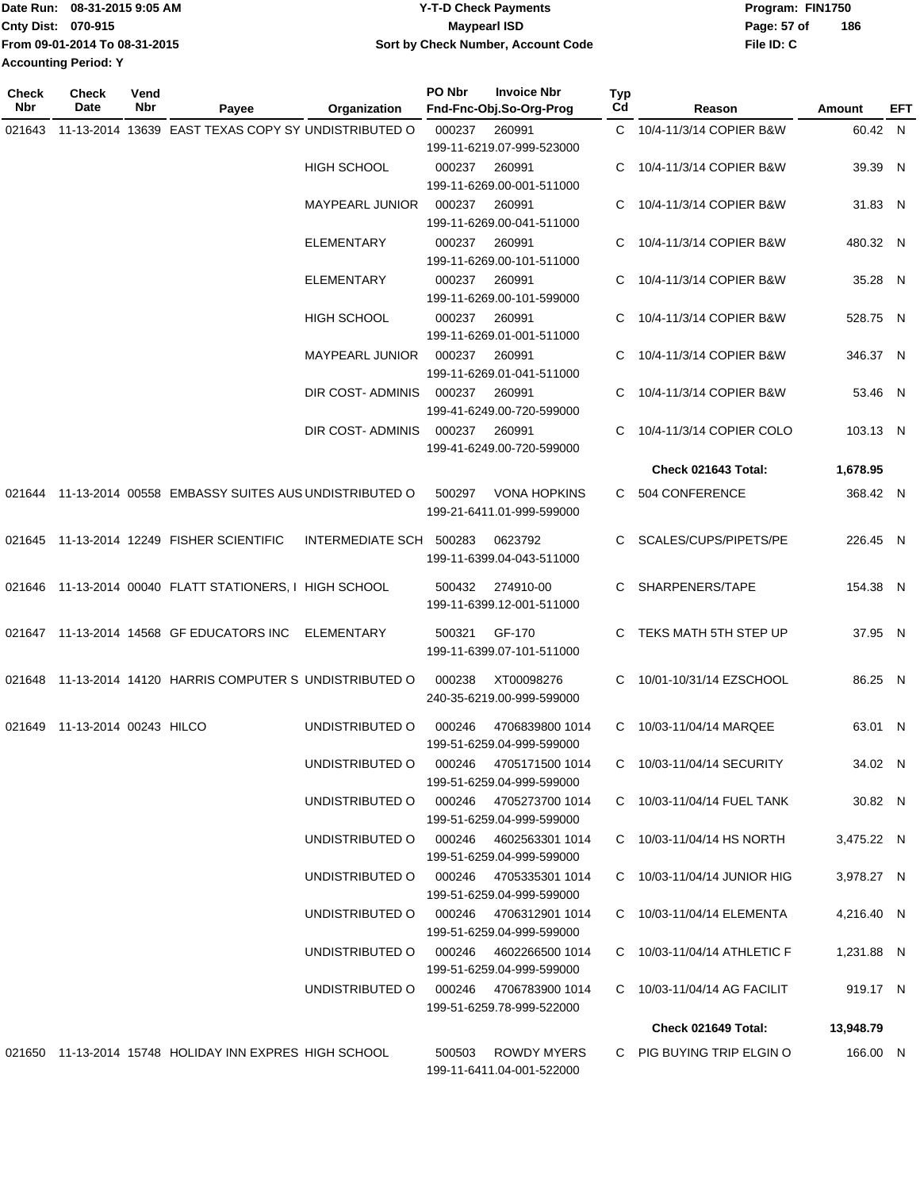Date Run: 08-31-2015 9:05 AM
Cnty Dist: 070-915
From 09-01-2014 To 08-31-2015
Accounting Period: Y

# Y-T-D Check Payments
## Maypearl ISD
### Sort by Check Number, Account Code

Program: FIN1750
File ID: C

| Check Nbr | Check Date | Vend Nbr | Payee | Organization | PO Nbr | Invoice Nbr / Fnd-Fnc-Obj.So-Org-Prog | Typ Cd | Reason | Amount | EFT |
|---|---|---|---|---|---|---|---|---|---|---|
| 021643 | 11-13-2014 | 13639 | EAST TEXAS COPY SY | UNDISTRIBUTED O | 000237 | 260991 199-11-6219.07-999-523000 | C | 10/4-11/3/14 COPIER B&W | 60.42 | N |
| | | | | HIGH SCHOOL | 000237 | 260991 199-11-6269.00-001-511000 | C | 10/4-11/3/14 COPIER B&W | 39.39 | N |
| | | | | MAYPEARL JUNIOR | 000237 | 260991 199-11-6269.00-041-511000 | C | 10/4-11/3/14 COPIER B&W | 31.83 | N |
| | | | | ELEMENTARY | 000237 | 260991 199-11-6269.00-101-511000 | C | 10/4-11/3/14 COPIER B&W | 480.32 | N |
| | | | | ELEMENTARY | 000237 | 260991 199-11-6269.00-101-599000 | C | 10/4-11/3/14 COPIER B&W | 35.28 | N |
| | | | | HIGH SCHOOL | 000237 | 260991 199-11-6269.01-001-511000 | C | 10/4-11/3/14 COPIER B&W | 528.75 | N |
| | | | | MAYPEARL JUNIOR | 000237 | 260991 199-11-6269.01-041-511000 | C | 10/4-11/3/14 COPIER B&W | 346.37 | N |
| | | | | DIR COST- ADMINIS | 000237 | 260991 199-41-6249.00-720-599000 | C | 10/4-11/3/14 COPIER B&W | 53.46 | N |
| | | | | DIR COST- ADMINIS | 000237 | 260991 199-41-6249.00-720-599000 | C | 10/4-11/3/14 COPIER COLO | 103.13 | N |
| | | | | | | | | **Check 021643 Total:** | **1,678.95** | |
| 021644 | 11-13-2014 | 00558 | EMBASSY SUITES AUS | UNDISTRIBUTED O | 500297 | VONA HOPKINS 199-21-6411.01-999-599000 | C | 504 CONFERENCE | 368.42 | N |
| 021645 | 11-13-2014 | 12249 | FISHER SCIENTIFIC | INTERMEDIATE SCH | 500283 | 0623792 199-11-6399.04-043-511000 | C | SCALES/CUPS/PIPETS/PE | 226.45 | N |
| 021646 | 11-13-2014 | 00040 | FLATT STATIONERS, I | HIGH SCHOOL | 500432 | 274910-00 199-11-6399.12-001-511000 | C | SHARPENERS/TAPE | 154.38 | N |
| 021647 | 11-13-2014 | 14568 | GF EDUCATORS INC | ELEMENTARY | 500321 | GF-170 199-11-6399.07-101-511000 | C | TEKS MATH 5TH STEP UP | 37.95 | N |
| 021648 | 11-13-2014 | 14120 | HARRIS COMPUTER S | UNDISTRIBUTED O | 000238 | XT00098276 240-35-6219.00-999-599000 | C | 10/01-10/31/14 EZSCHOOL | 86.25 | N |
| 021649 | 11-13-2014 | 00243 | HILCO | UNDISTRIBUTED O | 000246 | 4706839800 1014 199-51-6259.04-999-599000 | C | 10/03-11/04/14 MARQEE | 63.01 | N |
| | | | | UNDISTRIBUTED O | 000246 | 4705171500 1014 199-51-6259.04-999-599000 | C | 10/03-11/04/14 SECURITY | 34.02 | N |
| | | | | UNDISTRIBUTED O | 000246 | 4705273700 1014 199-51-6259.04-999-599000 | C | 10/03-11/04/14 FUEL TANK | 30.82 | N |
| | | | | UNDISTRIBUTED O | 000246 | 4602563301 1014 199-51-6259.04-999-599000 | C | 10/03-11/04/14 HS NORTH | 3,475.22 | N |
| | | | | UNDISTRIBUTED O | 000246 | 4705335301 1014 199-51-6259.04-999-599000 | C | 10/03-11/04/14 JUNIOR HIG | 3,978.27 | N |
| | | | | UNDISTRIBUTED O | 000246 | 4706312901 1014 199-51-6259.04-999-599000 | C | 10/03-11/04/14 ELEMENTA | 4,216.40 | N |
| | | | | UNDISTRIBUTED O | 000246 | 4602266500 1014 199-51-6259.04-999-599000 | C | 10/03-11/04/14 ATHLETIC F | 1,231.88 | N |
| | | | | UNDISTRIBUTED O | 000246 | 4706783900 1014 199-51-6259.78-999-522000 | C | 10/03-11/04/14 AG FACILIT | 919.17 | N |
| | | | | | | | | **Check 021649 Total:** | **13,948.79** | |
| 021650 | 11-13-2014 | 15748 | HOLIDAY INN EXPRES | HIGH SCHOOL | 500503 | ROWDY MYERS 199-11-6411.04-001-522000 | C | PIG BUYING TRIP ELGIN O | 166.00 | N |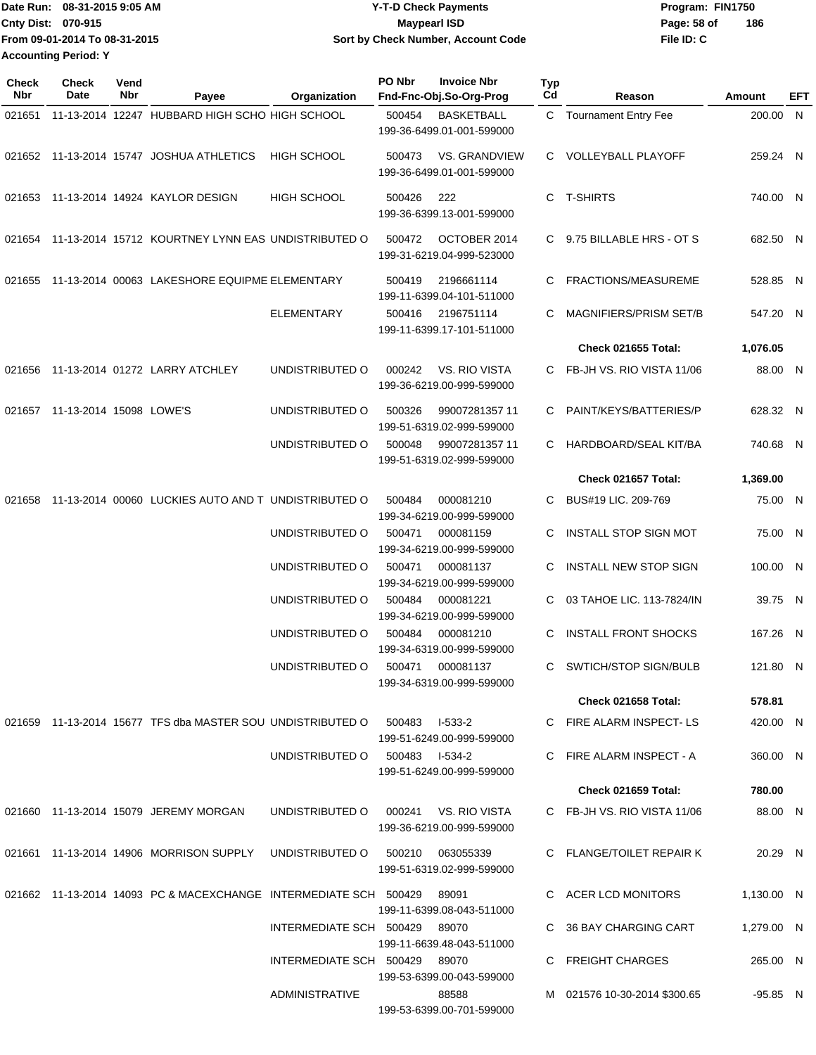Date Run: 08-31-2015 9:05 AM
Cnty Dist: 070-915
From 09-01-2014 To 08-31-2015
Accounting Period: Y

**Y-T-D Check Payments**
**Maypearl ISD**
**Sort by Check Number, Account Code**

Program: FIN1750
File ID: C

| Check Nbr | Check Date | Vend Nbr | Payee | Organization | PO Nbr | Invoice Nbr / Fnd-Fnc-Obj.So-Org-Prog | Typ Cd | Reason | Amount | EFT |
|---|---|---|---|---|---|---|---|---|---|---|
| 021651 | 11-13-2014 | 12247 | HUBBARD HIGH SCHO | HIGH SCHOOL | 500454 | BASKETBALL 199-36-6499.01-001-599000 | C | Tournament Entry Fee | 200.00 | N |
| 021652 | 11-13-2014 | 15747 | JOSHUA ATHLETICS | HIGH SCHOOL | 500473 | VS. GRANDVIEW 199-36-6499.01-001-599000 | C | VOLLEYBALL PLAYOFF | 259.24 | N |
| 021653 | 11-13-2014 | 14924 | KAYLOR DESIGN | HIGH SCHOOL | 500426 | 222 199-36-6399.13-001-599000 | C | T-SHIRTS | 740.00 | N |
| 021654 | 11-13-2014 | 15712 | KOURTNEY LYNN EAS | UNDISTRIBUTED O | 500472 | OCTOBER 2014 199-31-6219.04-999-523000 | C | 9.75 BILLABLE HRS - OT S | 682.50 | N |
| 021655 | 11-13-2014 | 00063 | LAKESHORE EQUIPME | ELEMENTARY | 500419 | 2196661114 199-11-6399.04-101-511000 | C | FRACTIONS/MEASUREME | 528.85 | N |
| | | | | ELEMENTARY | 500416 | 2196751114 199-11-6399.17-101-511000 | C | MAGNIFIERS/PRISM SET/B | 547.20 | N |
| | | | | | | | | **Check 021655 Total:** | **1,076.05** | |
| 021656 | 11-13-2014 | 01272 | LARRY ATCHLEY | UNDISTRIBUTED O | 000242 | VS. RIO VISTA 199-36-6219.00-999-599000 | C | FB-JH VS. RIO VISTA 11/06 | 88.00 | N |
| 021657 | 11-13-2014 | 15098 | LOWE'S | UNDISTRIBUTED O | 500326 | 99007281357 11 199-51-6319.02-999-599000 | C | PAINT/KEYS/BATTERIES/P | 628.32 | N |
| | | | | UNDISTRIBUTED O | 500048 | 99007281357 11 199-51-6319.02-999-599000 | C | HARDBOARD/SEAL KIT/BA | 740.68 | N |
| | | | | | | | | **Check 021657 Total:** | **1,369.00** | |
| 021658 | 11-13-2014 | 00060 | LUCKIES AUTO AND T | UNDISTRIBUTED O | 500484 | 000081210 199-34-6219.00-999-599000 | C | BUS#19 LIC. 209-769 | 75.00 | N |
| | | | | UNDISTRIBUTED O | 500471 | 000081159 199-34-6219.00-999-599000 | C | INSTALL STOP SIGN MOT | 75.00 | N |
| | | | | UNDISTRIBUTED O | 500471 | 000081137 199-34-6219.00-999-599000 | C | INSTALL NEW STOP SIGN | 100.00 | N |
| | | | | UNDISTRIBUTED O | 500484 | 000081221 199-34-6219.00-999-599000 | C | 03 TAHOE LIC. 113-7824/IN | 39.75 | N |
| | | | | UNDISTRIBUTED O | 500484 | 000081210 199-34-6319.00-999-599000 | C | INSTALL FRONT SHOCKS | 167.26 | N |
| | | | | UNDISTRIBUTED O | 500471 | 000081137 199-34-6319.00-999-599000 | C | SWTICH/STOP SIGN/BULB | 121.80 | N |
| | | | | | | | | **Check 021658 Total:** | **578.81** | |
| 021659 | 11-13-2014 | 15677 | TFS dba MASTER SOU | UNDISTRIBUTED O | 500483 | I-533-2 199-51-6249.00-999-599000 | C | FIRE ALARM INSPECT- LS | 420.00 | N |
| | | | | UNDISTRIBUTED O | 500483 | I-534-2 199-51-6249.00-999-599000 | C | FIRE ALARM INSPECT - A | 360.00 | N |
| | | | | | | | | **Check 021659 Total:** | **780.00** | |
| 021660 | 11-13-2014 | 15079 | JEREMY MORGAN | UNDISTRIBUTED O | 000241 | VS. RIO VISTA 199-36-6219.00-999-599000 | C | FB-JH VS. RIO VISTA 11/06 | 88.00 | N |
| 021661 | 11-13-2014 | 14906 | MORRISON SUPPLY | UNDISTRIBUTED O | 500210 | 063055339 199-51-6319.02-999-599000 | C | FLANGE/TOILET REPAIR K | 20.29 | N |
| 021662 | 11-13-2014 | 14093 | PC & MACEXCHANGE | INTERMEDIATE SCH | 500429 | 89091 199-11-6399.08-043-511000 | C | ACER LCD MONITORS | 1,130.00 | N |
| | | | | INTERMEDIATE SCH | 500429 | 89070 199-11-6639.48-043-511000 | C | 36 BAY CHARGING CART | 1,279.00 | N |
| | | | | INTERMEDIATE SCH | 500429 | 89070 199-53-6399.00-043-599000 | C | FREIGHT CHARGES | 265.00 | N |
| | | | | ADMINISTRATIVE | | 88588 199-53-6399.00-701-599000 | M | 021576 10-30-2014 $300.65 | -95.85 | N |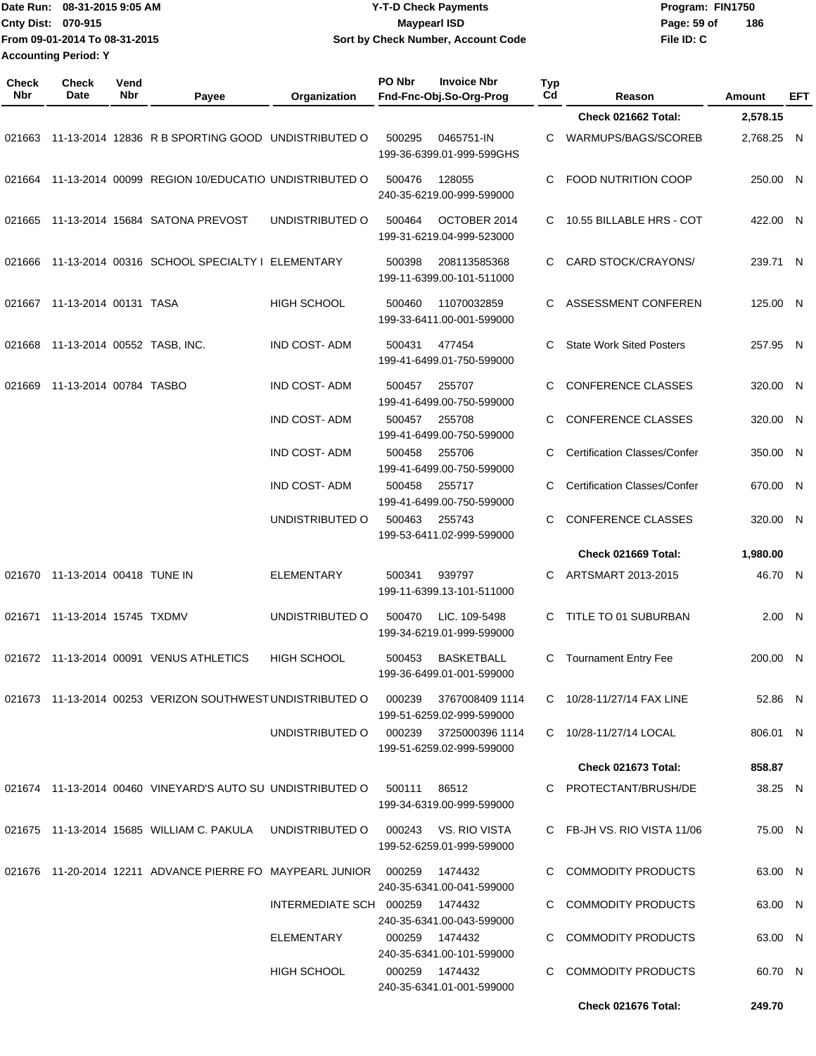Date Run: 08-31-2015 9:05 AM
Cnty Dist: 070-915
From 09-01-2014 To 08-31-2015
Accounting Period: Y

# Y-T-D Check Payments
## Maypearl ISD
### Sort by Check Number, Account Code

Program: FIN1750
File ID: C

| Check Nbr | Check Date | Vend Nbr | Payee | Organization | PO Nbr | Invoice Nbr / Fnd-Fnc-Obj.So-Org-Prog | Typ Cd | Reason | Amount | EFT |
|---|---|---|---|---|---|---|---|---|---|---|
| | | | | | | | | **Check 021662 Total:** | **2,578.15** | |
| 021663 | 11-13-2014 | 12836 | R B SPORTING GOOD | UNDISTRIBUTED O | 500295 | 0465751-IN 199-36-6399.01-999-599GHS | C | WARMUPS/BAGS/SCOREB | 2,768.25 | N |
| 021664 | 11-13-2014 | 00099 | REGION 10/EDUCATIO | UNDISTRIBUTED O | 500476 | 128055 240-35-6219.00-999-599000 | C | FOOD NUTRITION COOP | 250.00 | N |
| 021665 | 11-13-2014 | 15684 | SATONA PREVOST | UNDISTRIBUTED O | 500464 | OCTOBER 2014 199-31-6219.04-999-523000 | C | 10.55 BILLABLE HRS - COT | 422.00 | N |
| 021666 | 11-13-2014 | 00316 | SCHOOL SPECIALTY I | ELEMENTARY | 500398 | 208113585368 199-11-6399.00-101-511000 | C | CARD STOCK/CRAYONS/ | 239.71 | N |
| 021667 | 11-13-2014 | 00131 | TASA | HIGH SCHOOL | 500460 | 11070032859 199-33-6411.00-001-599000 | C | ASSESSMENT CONFEREN | 125.00 | N |
| 021668 | 11-13-2014 | 00552 | TASB, INC. | IND COST- ADM | 500431 | 477454 199-41-6499.01-750-599000 | C | State Work Sited Posters | 257.95 | N |
| 021669 | 11-13-2014 | 00784 | TASBO | IND COST- ADM | 500457 | 255707 199-41-6499.00-750-599000 | C | CONFERENCE CLASSES | 320.00 | N |
| | | | | IND COST- ADM | 500457 | 255708 199-41-6499.00-750-599000 | C | CONFERENCE CLASSES | 320.00 | N |
| | | | | IND COST- ADM | 500458 | 255706 199-41-6499.00-750-599000 | C | Certification Classes/Confer | 350.00 | N |
| | | | | IND COST- ADM | 500458 | 255717 199-41-6499.00-750-599000 | C | Certification Classes/Confer | 670.00 | N |
| | | | | UNDISTRIBUTED O | 500463 | 255743 199-53-6411.02-999-599000 | C | CONFERENCE CLASSES | 320.00 | N |
| | | | | | | | | **Check 021669 Total:** | **1,980.00** | |
| 021670 | 11-13-2014 | 00418 | TUNE IN | ELEMENTARY | 500341 | 939797 199-11-6399.13-101-511000 | C | ARTSMART 2013-2015 | 46.70 | N |
| 021671 | 11-13-2014 | 15745 | TXDMV | UNDISTRIBUTED O | 500470 | LIC. 109-5498 199-34-6219.01-999-599000 | C | TITLE TO 01 SUBURBAN | 2.00 | N |
| 021672 | 11-13-2014 | 00091 | VENUS ATHLETICS | HIGH SCHOOL | 500453 | BASKETBALL 199-36-6499.01-001-599000 | C | Tournament Entry Fee | 200.00 | N |
| 021673 | 11-13-2014 | 00253 | VERIZON SOUTHWEST | UNDISTRIBUTED O | 000239 | 3767008409 1114 199-51-6259.02-999-599000 | C | 10/28-11/27/14 FAX LINE | 52.86 | N |
| | | | | UNDISTRIBUTED O | 000239 | 3725000396 1114 199-51-6259.02-999-599000 | C | 10/28-11/27/14 LOCAL | 806.01 | N |
| | | | | | | | | **Check 021673 Total:** | **858.87** | |
| 021674 | 11-13-2014 | 00460 | VINEYARD'S AUTO SU | UNDISTRIBUTED O | 500111 | 86512 199-34-6319.00-999-599000 | C | PROTECTANT/BRUSH/DE | 38.25 | N |
| 021675 | 11-13-2014 | 15685 | WILLIAM C. PAKULA | UNDISTRIBUTED O | 000243 | VS. RIO VISTA 199-52-6259.01-999-599000 | C | FB-JH VS. RIO VISTA 11/06 | 75.00 | N |
| 021676 | 11-20-2014 | 12211 | ADVANCE PIERRE FO | MAYPEARL JUNIOR | 000259 | 1474432 240-35-6341.00-041-599000 | C | COMMODITY PRODUCTS | 63.00 | N |
| | | | | INTERMEDIATE SCH | 000259 | 1474432 240-35-6341.00-043-599000 | C | COMMODITY PRODUCTS | 63.00 | N |
| | | | | ELEMENTARY | 000259 | 1474432 240-35-6341.00-101-599000 | C | COMMODITY PRODUCTS | 63.00 | N |
| | | | | HIGH SCHOOL | 000259 | 1474432 240-35-6341.01-001-599000 | C | COMMODITY PRODUCTS | 60.70 | N |
| | | | | | | | | **Check 021676 Total:** | **249.70** | |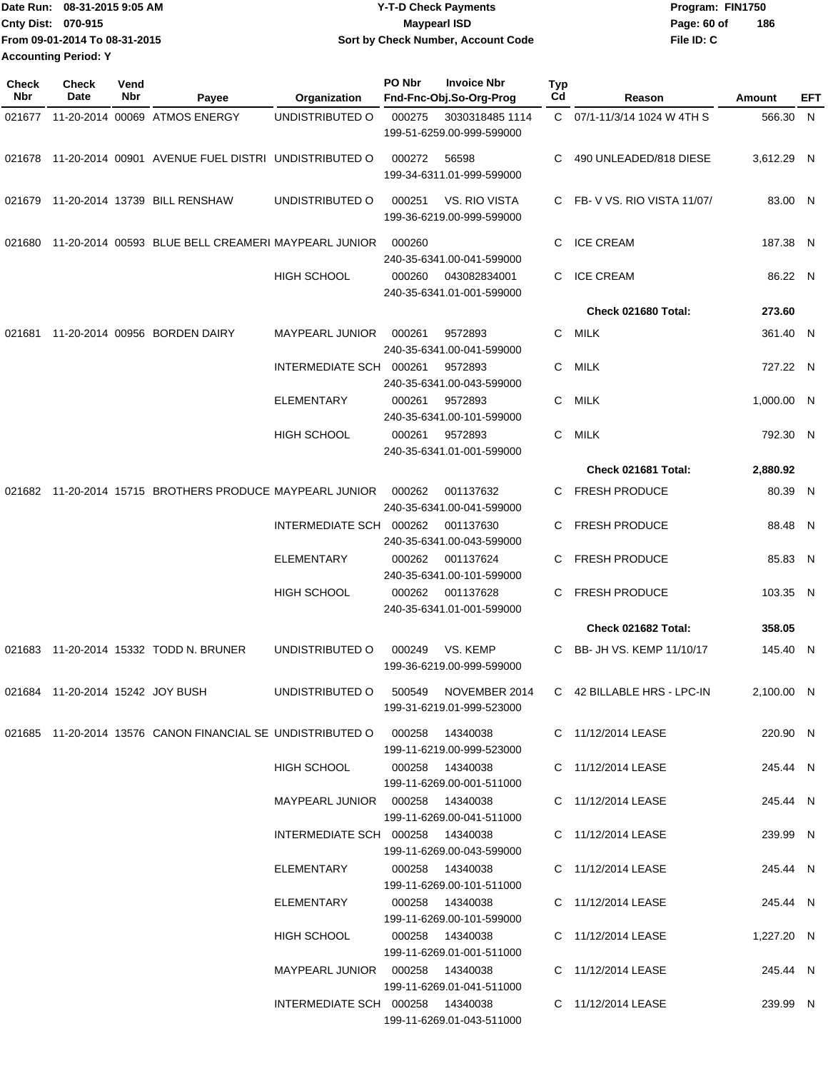Date Run: 08-31-2015 9:05 AM
Cnty Dist: 070-915
From 09-01-2014 To 08-31-2015
Accounting Period: Y

**Y-T-D Check Payments**
**Maypearl ISD**
**Sort by Check Number, Account Code**

Program: FIN1750
File ID: C

| Check Nbr | Check Date | Vend Nbr | Payee | Organization | PO Nbr | Invoice Nbr / Fnd-Fnc-Obj.So-Org-Prog | Typ Cd | Reason | Amount | EFT |
|---|---|---|---|---|---|---|---|---|---|---|
| 021677 | 11-20-2014 | 00069 | ATMOS ENERGY | UNDISTRIBUTED O | 000275 | 3030318485 1114<br>199-51-6259.00-999-599000 | C | 07/1-11/3/14 1024 W 4TH S | 566.30 | N |
| 021678 | 11-20-2014 | 00901 | AVENUE FUEL DISTRI | UNDISTRIBUTED O | 000272 | 56598<br>199-34-6311.01-999-599000 | C | 490 UNLEADED/818 DIESE | 3,612.29 | N |
| 021679 | 11-20-2014 | 13739 | BILL RENSHAW | UNDISTRIBUTED O | 000251 | VS. RIO VISTA<br>199-36-6219.00-999-599000 | C | FB- V VS. RIO VISTA 11/07/ | 83.00 | N |
| 021680 | 11-20-2014 | 00593 | BLUE BELL CREAMERI | MAYPEARL JUNIOR | 000260 | 240-35-6341.00-041-599000 | C | ICE CREAM | 187.38 | N |
| | | | | HIGH SCHOOL | 000260 | 043082834001<br>240-35-6341.01-001-599000 | C | ICE CREAM | 86.22 | N |
| | | | | | | | | **Check 021680 Total:** | **273.60** | |
| 021681 | 11-20-2014 | 00956 | BORDEN DAIRY | MAYPEARL JUNIOR | 000261 | 9572893<br>240-35-6341.00-041-599000 | C | MILK | 361.40 | N |
| | | | | INTERMEDIATE SCH | 000261 | 9572893<br>240-35-6341.00-043-599000 | C | MILK | 727.22 | N |
| | | | | ELEMENTARY | 000261 | 9572893<br>240-35-6341.00-101-599000 | C | MILK | 1,000.00 | N |
| | | | | HIGH SCHOOL | 000261 | 9572893<br>240-35-6341.01-001-599000 | C | MILK | 792.30 | N |
| | | | | | | | | **Check 021681 Total:** | **2,880.92** | |
| 021682 | 11-20-2014 | 15715 | BROTHERS PRODUCE | MAYPEARL JUNIOR | 000262 | 001137632<br>240-35-6341.00-041-599000 | C | FRESH PRODUCE | 80.39 | N |
| | | | | INTERMEDIATE SCH | 000262 | 001137630<br>240-35-6341.00-043-599000 | C | FRESH PRODUCE | 88.48 | N |
| | | | | ELEMENTARY | 000262 | 001137624<br>240-35-6341.00-101-599000 | C | FRESH PRODUCE | 85.83 | N |
| | | | | HIGH SCHOOL | 000262 | 001137628<br>240-35-6341.01-001-599000 | C | FRESH PRODUCE | 103.35 | N |
| | | | | | | | | **Check 021682 Total:** | **358.05** | |
| 021683 | 11-20-2014 | 15332 | TODD N. BRUNER | UNDISTRIBUTED O | 000249 | VS. KEMP<br>199-36-6219.00-999-599000 | C | BB- JH VS. KEMP 11/10/17 | 145.40 | N |
| 021684 | 11-20-2014 | 15242 | JOY BUSH | UNDISTRIBUTED O | 500549 | NOVEMBER 2014<br>199-31-6219.01-999-523000 | C | 42 BILLABLE HRS - LPC-IN | 2,100.00 | N |
| 021685 | 11-20-2014 | 13576 | CANON FINANCIAL SE | UNDISTRIBUTED O | 000258 | 14340038<br>199-11-6219.00-999-523000 | C | 11/12/2014 LEASE | 220.90 | N |
| | | | | HIGH SCHOOL | 000258 | 14340038<br>199-11-6269.00-001-511000 | C | 11/12/2014 LEASE | 245.44 | N |
| | | | | MAYPEARL JUNIOR | 000258 | 14340038<br>199-11-6269.00-041-511000 | C | 11/12/2014 LEASE | 245.44 | N |
| | | | | INTERMEDIATE SCH | 000258 | 14340038<br>199-11-6269.00-043-599000 | C | 11/12/2014 LEASE | 239.99 | N |
| | | | | ELEMENTARY | 000258 | 14340038<br>199-11-6269.00-101-511000 | C | 11/12/2014 LEASE | 245.44 | N |
| | | | | ELEMENTARY | 000258 | 14340038<br>199-11-6269.00-101-599000 | C | 11/12/2014 LEASE | 245.44 | N |
| | | | | HIGH SCHOOL | 000258 | 14340038<br>199-11-6269.01-001-511000 | C | 11/12/2014 LEASE | 1,227.20 | N |
| | | | | MAYPEARL JUNIOR | 000258 | 14340038<br>199-11-6269.01-041-511000 | C | 11/12/2014 LEASE | 245.44 | N |
| | | | | INTERMEDIATE SCH | 000258 | 14340038<br>199-11-6269.01-043-511000 | C | 11/12/2014 LEASE | 239.99 | N |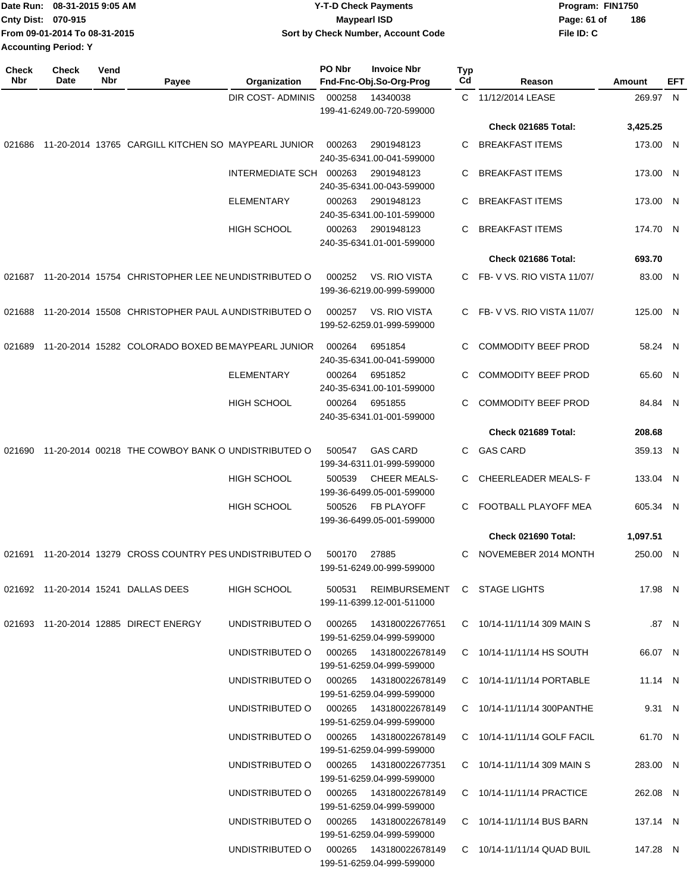Date Run: 08-31-2015 9:05 AM
Cnty Dist: 070-915
From 09-01-2014 To 08-31-2015
Accounting Period: Y

**Y-T-D Check Payments**
**Maypearl ISD**
**Sort by Check Number, Account Code**

Program: FIN1750
File ID: C

| Check Nbr | Check Date | Vend Nbr | Payee | Organization | PO Nbr | Invoice Nbr / Fnd-Fnc-Obj.So-Org-Prog | Typ Cd | Reason | Amount | EFT |
|---|---|---|---|---|---|---|---|---|---|---|
| | | | | DIR COST- ADMINIS | 000258 | 14340038 / 199-41-6249.00-720-599000 | C | 11/12/2014 LEASE | 269.97 | N |
| | | | | | | | | **Check 021685 Total:** | **3,425.25** | |
| 021686 | 11-20-2014 | 13765 | CARGILL KITCHEN SO | MAYPEARL JUNIOR | 000263 | 2901948123 / 240-35-6341.00-041-599000 | C | BREAKFAST ITEMS | 173.00 | N |
| | | | | INTERMEDIATE SCH | 000263 | 2901948123 / 240-35-6341.00-043-599000 | C | BREAKFAST ITEMS | 173.00 | N |
| | | | | ELEMENTARY | 000263 | 2901948123 / 240-35-6341.00-101-599000 | C | BREAKFAST ITEMS | 173.00 | N |
| | | | | HIGH SCHOOL | 000263 | 2901948123 / 240-35-6341.01-001-599000 | C | BREAKFAST ITEMS | 174.70 | N |
| | | | | | | | | **Check 021686 Total:** | **693.70** | |
| 021687 | 11-20-2014 | 15754 | CHRISTOPHER LEE NE | UNDISTRIBUTED O | 000252 | VS. RIO VISTA / 199-36-6219.00-999-599000 | C | FB- V VS. RIO VISTA 11/07/ | 83.00 | N |
| 021688 | 11-20-2014 | 15508 | CHRISTOPHER PAUL A | UNDISTRIBUTED O | 000257 | VS. RIO VISTA / 199-52-6259.01-999-599000 | C | FB- V VS. RIO VISTA 11/07/ | 125.00 | N |
| 021689 | 11-20-2014 | 15282 | COLORADO BOXED BE | MAYPEARL JUNIOR | 000264 | 6951854 / 240-35-6341.00-041-599000 | C | COMMODITY BEEF PROD | 58.24 | N |
| | | | | ELEMENTARY | 000264 | 6951852 / 240-35-6341.00-101-599000 | C | COMMODITY BEEF PROD | 65.60 | N |
| | | | | HIGH SCHOOL | 000264 | 6951855 / 240-35-6341.01-001-599000 | C | COMMODITY BEEF PROD | 84.84 | N |
| | | | | | | | | **Check 021689 Total:** | **208.68** | |
| 021690 | 11-20-2014 | 00218 | THE COWBOY BANK O | UNDISTRIBUTED O | 500547 | GAS CARD / 199-34-6311.01-999-599000 | C | GAS CARD | 359.13 | N |
| | | | | HIGH SCHOOL | 500539 | CHEER MEALS- / 199-36-6499.05-001-599000 | C | CHEERLEADER MEALS- F | 133.04 | N |
| | | | | HIGH SCHOOL | 500526 | FB PLAYOFF / 199-36-6499.05-001-599000 | C | FOOTBALL PLAYOFF MEA | 605.34 | N |
| | | | | | | | | **Check 021690 Total:** | **1,097.51** | |
| 021691 | 11-20-2014 | 13279 | CROSS COUNTRY PES | UNDISTRIBUTED O | 500170 | 27885 / 199-51-6249.00-999-599000 | C | NOVEMEBER 2014 MONTH | 250.00 | N |
| 021692 | 11-20-2014 | 15241 | DALLAS DEES | HIGH SCHOOL | 500531 | REIMBURSEMENT / 199-11-6399.12-001-511000 | C | STAGE LIGHTS | 17.98 | N |
| 021693 | 11-20-2014 | 12885 | DIRECT ENERGY | UNDISTRIBUTED O | 000265 | 143180022677651 / 199-51-6259.04-999-599000 | C | 10/14-11/11/14 309 MAIN S | .87 | N |
| | | | | UNDISTRIBUTED O | 000265 | 143180022678149 / 199-51-6259.04-999-599000 | C | 10/14-11/11/14 HS SOUTH | 66.07 | N |
| | | | | UNDISTRIBUTED O | 000265 | 143180022678149 / 199-51-6259.04-999-599000 | C | 10/14-11/11/14 PORTABLE | 11.14 | N |
| | | | | UNDISTRIBUTED O | 000265 | 143180022678149 / 199-51-6259.04-999-599000 | C | 10/14-11/11/14 300PANTHE | 9.31 | N |
| | | | | UNDISTRIBUTED O | 000265 | 143180022678149 / 199-51-6259.04-999-599000 | C | 10/14-11/11/14 GOLF FACIL | 61.70 | N |
| | | | | UNDISTRIBUTED O | 000265 | 143180022677351 / 199-51-6259.04-999-599000 | C | 10/14-11/11/14 309 MAIN S | 283.00 | N |
| | | | | UNDISTRIBUTED O | 000265 | 143180022678149 / 199-51-6259.04-999-599000 | C | 10/14-11/11/14 PRACTICE | 262.08 | N |
| | | | | UNDISTRIBUTED O | 000265 | 143180022678149 / 199-51-6259.04-999-599000 | C | 10/14-11/11/14 BUS BARN | 137.14 | N |
| | | | | UNDISTRIBUTED O | 000265 | 143180022678149 / 199-51-6259.04-999-599000 | C | 10/14-11/11/14 QUAD BUIL | 147.28 | N |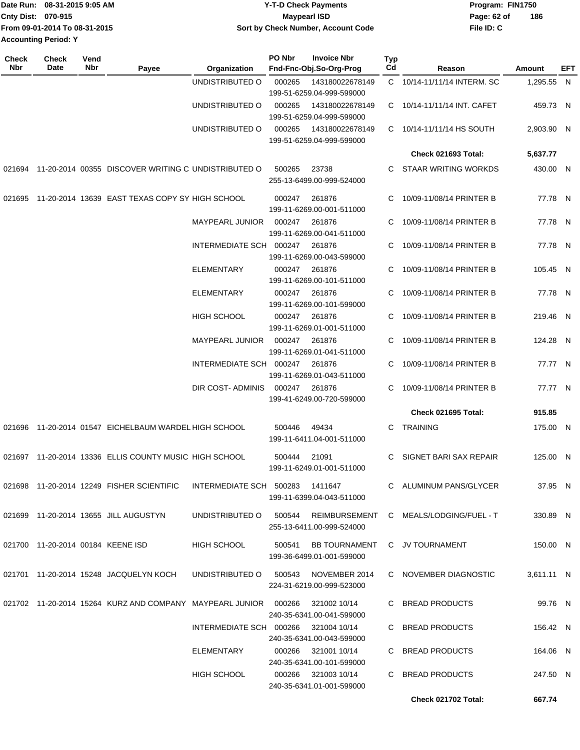Date Run: 08-31-2015 9:05 AM
Cnty Dist: 070-915
From 09-01-2014 To 08-31-2015
Accounting Period: Y

# Y-T-D Check Payments
## Maypearl ISD
### Sort by Check Number, Account Code

Program: FIN1750
File ID: C

| Check Nbr | Check Date | Vend Nbr | Payee | Organization | PO Nbr / Fnd-Fnc-Obj.So-Org-Prog | Invoice Nbr | Typ Cd | Reason | Amount | EFT |
|---|---|---|---|---|---|---|---|---|---|---|
| | | | | UNDISTRIBUTED O | 000265 / 199-51-6259.04-999-599000 | 143180022678149 | C | 10/14-11/11/14 INTERM. SC | 1,295.55 | N |
| | | | | UNDISTRIBUTED O | 000265 / 199-51-6259.04-999-599000 | 143180022678149 | C | 10/14-11/11/14 INT. CAFET | 459.73 | N |
| | | | | UNDISTRIBUTED O | 000265 / 199-51-6259.04-999-599000 | 143180022678149 | C | 10/14-11/11/14 HS SOUTH | 2,903.90 | N |
| | | | | | | | | **Check 021693 Total:** | **5,637.77** | |
| 021694 | 11-20-2014 | 00355 | DISCOVER WRITING C | UNDISTRIBUTED O | 500265 / 255-13-6499.00-999-524000 | 23738 | C | STAAR WRITING WORKDS | 430.00 | N |
| 021695 | 11-20-2014 | 13639 | EAST TEXAS COPY SY | HIGH SCHOOL | 000247 / 199-11-6269.00-001-511000 | 261876 | C | 10/09-11/08/14 PRINTER B | 77.78 | N |
| | | | | MAYPEARL JUNIOR | 000247 / 199-11-6269.00-041-511000 | 261876 | C | 10/09-11/08/14 PRINTER B | 77.78 | N |
| | | | | INTERMEDIATE SCH | 000247 / 199-11-6269.00-043-599000 | 261876 | C | 10/09-11/08/14 PRINTER B | 77.78 | N |
| | | | | ELEMENTARY | 000247 / 199-11-6269.00-101-511000 | 261876 | C | 10/09-11/08/14 PRINTER B | 105.45 | N |
| | | | | ELEMENTARY | 000247 / 199-11-6269.00-101-599000 | 261876 | C | 10/09-11/08/14 PRINTER B | 77.78 | N |
| | | | | HIGH SCHOOL | 000247 / 199-11-6269.01-001-511000 | 261876 | C | 10/09-11/08/14 PRINTER B | 219.46 | N |
| | | | | MAYPEARL JUNIOR | 000247 / 199-11-6269.01-041-511000 | 261876 | C | 10/09-11/08/14 PRINTER B | 124.28 | N |
| | | | | INTERMEDIATE SCH | 000247 / 199-11-6269.01-043-511000 | 261876 | C | 10/09-11/08/14 PRINTER B | 77.77 | N |
| | | | | DIR COST- ADMINIS | 000247 / 199-41-6249.00-720-599000 | 261876 | C | 10/09-11/08/14 PRINTER B | 77.77 | N |
| | | | | | | | | **Check 021695 Total:** | **915.85** | |
| 021696 | 11-20-2014 | 01547 | EICHELBAUM WARDEL | HIGH SCHOOL | 500446 / 199-11-6411.04-001-511000 | 49434 | C | TRAINING | 175.00 | N |
| 021697 | 11-20-2014 | 13336 | ELLIS COUNTY MUSIC | HIGH SCHOOL | 500444 / 199-11-6249.01-001-511000 | 21091 | C | SIGNET BARI SAX REPAIR | 125.00 | N |
| 021698 | 11-20-2014 | 12249 | FISHER SCIENTIFIC | INTERMEDIATE SCH | 500283 / 199-11-6399.04-043-511000 | 1411647 | C | ALUMINUM PANS/GLYCER | 37.95 | N |
| 021699 | 11-20-2014 | 13655 | JILL AUGUSTYN | UNDISTRIBUTED O | 500544 / 255-13-6411.00-999-524000 | REIMBURSEMENT | C | MEALS/LODGING/FUEL - T | 330.89 | N |
| 021700 | 11-20-2014 | 00184 | KEENE ISD | HIGH SCHOOL | 500541 / 199-36-6499.01-001-599000 | BB TOURNAMENT | C | JV TOURNAMENT | 150.00 | N |
| 021701 | 11-20-2014 | 15248 | JACQUELYN KOCH | UNDISTRIBUTED O | 500543 / 224-31-6219.00-999-523000 | NOVEMBER 2014 | C | NOVEMBER DIAGNOSTIC | 3,611.11 | N |
| 021702 | 11-20-2014 | 15264 | KURZ AND COMPANY | MAYPEARL JUNIOR | 000266 / 240-35-6341.00-041-599000 | 321002 10/14 | C | BREAD PRODUCTS | 99.76 | N |
| | | | | INTERMEDIATE SCH | 000266 / 240-35-6341.00-043-599000 | 321004 10/14 | C | BREAD PRODUCTS | 156.42 | N |
| | | | | ELEMENTARY | 000266 / 240-35-6341.00-101-599000 | 321001 10/14 | C | BREAD PRODUCTS | 164.06 | N |
| | | | | HIGH SCHOOL | 000266 / 240-35-6341.01-001-599000 | 321003 10/14 | C | BREAD PRODUCTS | 247.50 | N |
| | | | | | | | | **Check 021702 Total:** | **667.74** | |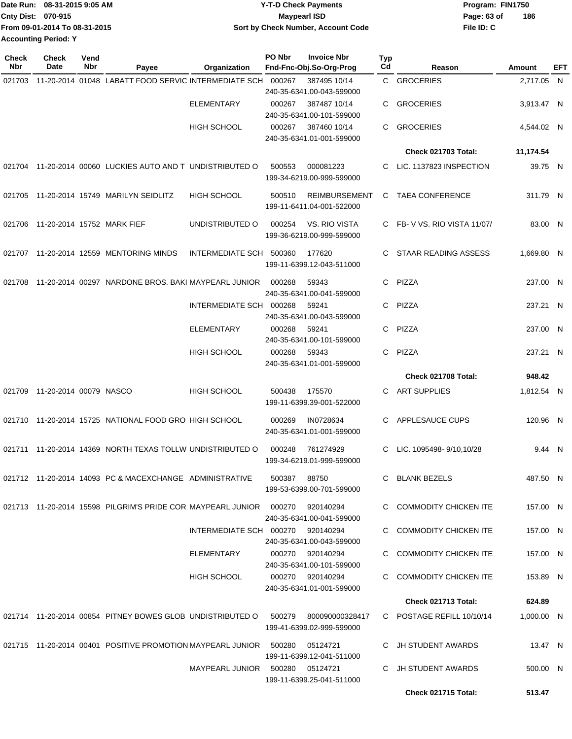Date Run: 08-31-2015 9:05 AM
Cnty Dist: 070-915
From 09-01-2014 To 08-31-2015
Accounting Period: Y

**Y-T-D Check Payments**
**Maypearl ISD**
**Sort by Check Number, Account Code**

Program: FIN1750
File ID: C

| Check Nbr | Check Date | Vend Nbr | Payee | Organization | PO Nbr | Invoice Nbr / Fnd-Fnc-Obj.So-Org-Prog | Typ Cd | Reason | Amount | EFT |
|---|---|---|---|---|---|---|---|---|---|---|
| 021703 | 11-20-2014 | 01048 | LABATT FOOD SERVIC | INTERMEDIATE SCH | 000267 | 387495 10/14 240-35-6341.00-043-599000 | C | GROCERIES | 2,717.05 | N |
| | | | | ELEMENTARY | 000267 | 387487 10/14 240-35-6341.00-101-599000 | C | GROCERIES | 3,913.47 | N |
| | | | | HIGH SCHOOL | 000267 | 387460 10/14 240-35-6341.01-001-599000 | C | GROCERIES | 4,544.02 | N |
| | | | | | | | | **Check 021703 Total:** | **11,174.54** | |
| 021704 | 11-20-2014 | 00060 | LUCKIES AUTO AND T | UNDISTRIBUTED O | 500553 | 000081223 199-34-6219.00-999-599000 | C | LIC. 1137823 INSPECTION | 39.75 | N |
| 021705 | 11-20-2014 | 15749 | MARILYN SEIDLITZ | HIGH SCHOOL | 500510 | REIMBURSEMENT 199-11-6411.04-001-522000 | C | TAEA CONFERENCE | 311.79 | N |
| 021706 | 11-20-2014 | 15752 | MARK FIEF | UNDISTRIBUTED O | 000254 | VS. RIO VISTA 199-36-6219.00-999-599000 | C | FB- V VS. RIO VISTA 11/07/ | 83.00 | N |
| 021707 | 11-20-2014 | 12559 | MENTORING MINDS | INTERMEDIATE SCH | 500360 | 177620 199-11-6399.12-043-511000 | C | STAAR READING ASSESS | 1,669.80 | N |
| 021708 | 11-20-2014 | 00297 | NARDONE BROS. BAKI | MAYPEARL JUNIOR | 000268 | 59343 240-35-6341.00-041-599000 | C | PIZZA | 237.00 | N |
| | | | | INTERMEDIATE SCH | 000268 | 59241 240-35-6341.00-043-599000 | C | PIZZA | 237.21 | N |
| | | | | ELEMENTARY | 000268 | 59241 240-35-6341.00-101-599000 | C | PIZZA | 237.00 | N |
| | | | | HIGH SCHOOL | 000268 | 59343 240-35-6341.01-001-599000 | C | PIZZA | 237.21 | N |
| | | | | | | | | **Check 021708 Total:** | **948.42** | |
| 021709 | 11-20-2014 | 00079 | NASCO | HIGH SCHOOL | 500438 | 175570 199-11-6399.39-001-522000 | C | ART SUPPLIES | 1,812.54 | N |
| 021710 | 11-20-2014 | 15725 | NATIONAL FOOD GRO | HIGH SCHOOL | 000269 | IN0728634 240-35-6341.01-001-599000 | C | APPLESAUCE CUPS | 120.96 | N |
| 021711 | 11-20-2014 | 14369 | NORTH TEXAS TOLLW | UNDISTRIBUTED O | 000248 | 761274929 199-34-6219.01-999-599000 | C | LIC. 1095498- 9/10,10/28 | 9.44 | N |
| 021712 | 11-20-2014 | 14093 | PC & MACEXCHANGE | ADMINISTRATIVE | 500387 | 88750 199-53-6399.00-701-599000 | C | BLANK BEZELS | 487.50 | N |
| 021713 | 11-20-2014 | 15598 | PILGRIM'S PRIDE COR | MAYPEARL JUNIOR | 000270 | 920140294 240-35-6341.00-041-599000 | C | COMMODITY CHICKEN ITE | 157.00 | N |
| | | | | INTERMEDIATE SCH | 000270 | 920140294 240-35-6341.00-043-599000 | C | COMMODITY CHICKEN ITE | 157.00 | N |
| | | | | ELEMENTARY | 000270 | 920140294 240-35-6341.00-101-599000 | C | COMMODITY CHICKEN ITE | 157.00 | N |
| | | | | HIGH SCHOOL | 000270 | 920140294 240-35-6341.01-001-599000 | C | COMMODITY CHICKEN ITE | 153.89 | N |
| | | | | | | | | **Check 021713 Total:** | **624.89** | |
| 021714 | 11-20-2014 | 00854 | PITNEY BOWES GLOB | UNDISTRIBUTED O | 500279 | 800090000328417 199-41-6399.02-999-599000 | C | POSTAGE REFILL 10/10/14 | 1,000.00 | N |
| 021715 | 11-20-2014 | 00401 | POSITIVE PROMOTION | MAYPEARL JUNIOR | 500280 | 05124721 199-11-6399.12-041-511000 | C | JH STUDENT AWARDS | 13.47 | N |
| | | | | MAYPEARL JUNIOR | 500280 | 05124721 199-11-6399.25-041-511000 | C | JH STUDENT AWARDS | 500.00 | N |
| | | | | | | | | **Check 021715 Total:** | **513.47** | |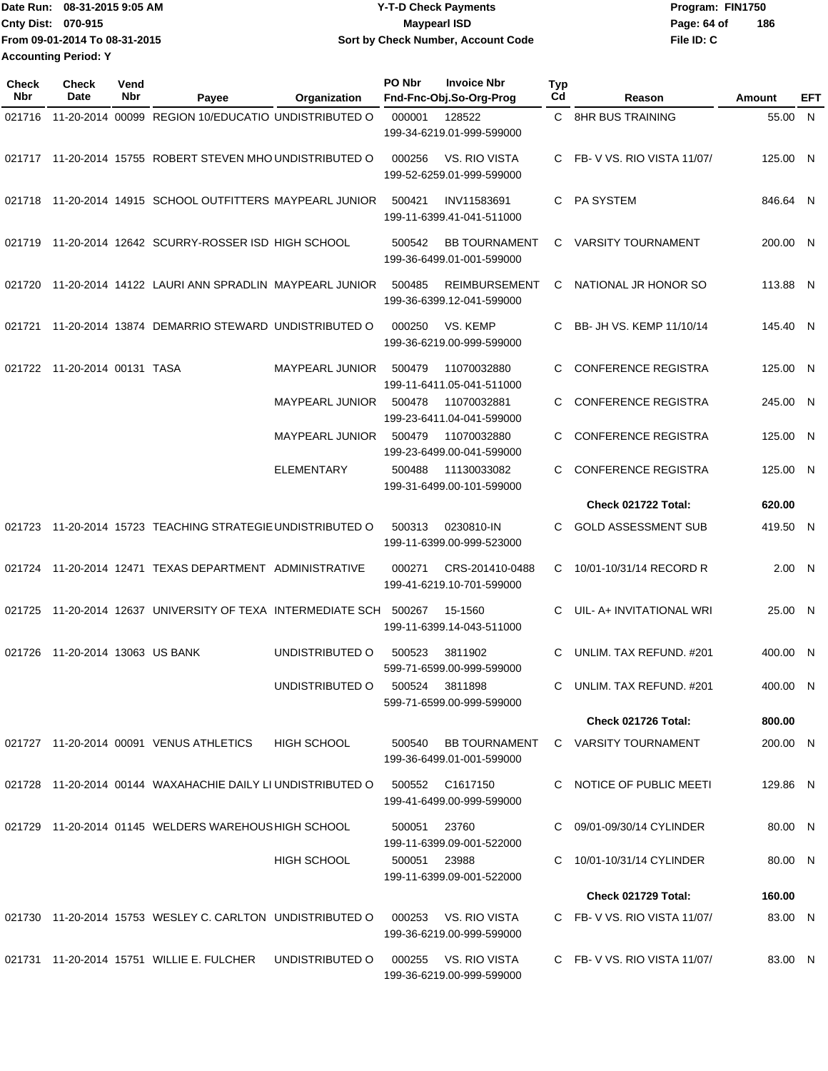Date Run: 08-31-2015 9:05 AM
Cnty Dist: 070-915
From 09-01-2014 To 08-31-2015
Accounting Period: Y

# Y-T-D Check Payments
## Maypearl ISD
### Sort by Check Number, Account Code

Program: FIN1750
File ID: C

| Check Nbr | Check Date | Vend Nbr | Payee | Organization | PO Nbr | Invoice Nbr / Fnd-Fnc-Obj.So-Org-Prog | Typ Cd | Reason | Amount | EFT |
|---|---|---|---|---|---|---|---|---|---|---|
| 021716 | 11-20-2014 | 00099 | REGION 10/EDUCATIO | UNDISTRIBUTED O | 000001 | 128522 199-34-6219.01-999-599000 | C | 8HR BUS TRAINING | 55.00 | N |
| 021717 | 11-20-2014 | 15755 | ROBERT STEVEN MHO | UNDISTRIBUTED O | 000256 | VS. RIO VISTA 199-52-6259.01-999-599000 | C | FB- V VS. RIO VISTA 11/07/ | 125.00 | N |
| 021718 | 11-20-2014 | 14915 | SCHOOL OUTFITTERS | MAYPEARL JUNIOR | 500421 | INV11583691 199-11-6399.41-041-511000 | C | PA SYSTEM | 846.64 | N |
| 021719 | 11-20-2014 | 12642 | SCURRY-ROSSER ISD | HIGH SCHOOL | 500542 | BB TOURNAMENT 199-36-6499.01-001-599000 | C | VARSITY TOURNAMENT | 200.00 | N |
| 021720 | 11-20-2014 | 14122 | LAURI ANN SPRADLIN | MAYPEARL JUNIOR | 500485 | REIMBURSEMENT 199-36-6399.12-041-599000 | C | NATIONAL JR HONOR SO | 113.88 | N |
| 021721 | 11-20-2014 | 13874 | DEMARRIO STEWARD | UNDISTRIBUTED O | 000250 | VS. KEMP 199-36-6219.00-999-599000 | C | BB- JH VS. KEMP 11/10/14 | 145.40 | N |
| 021722 | 11-20-2014 | 00131 | TASA | MAYPEARL JUNIOR | 500479 | 11070032880 199-11-6411.05-041-511000 | C | CONFERENCE REGISTRA | 125.00 | N |
| | | | | MAYPEARL JUNIOR | 500478 | 11070032881 199-23-6411.04-041-599000 | C | CONFERENCE REGISTRA | 245.00 | N |
| | | | | MAYPEARL JUNIOR | 500479 | 11070032880 199-23-6499.00-041-599000 | C | CONFERENCE REGISTRA | 125.00 | N |
| | | | | ELEMENTARY | 500488 | 11130033082 199-31-6499.00-101-599000 | C | CONFERENCE REGISTRA | 125.00 | N |
| | | | | | | | | **Check 021722 Total:** | **620.00** | |
| 021723 | 11-20-2014 | 15723 | TEACHING STRATEGIE | UNDISTRIBUTED O | 500313 | 0230810-IN 199-11-6399.00-999-523000 | C | GOLD ASSESSMENT SUB | 419.50 | N |
| 021724 | 11-20-2014 | 12471 | TEXAS DEPARTMENT | ADMINISTRATIVE | 000271 | CRS-201410-0488 199-41-6219.10-701-599000 | C | 10/01-10/31/14 RECORD R | 2.00 | N |
| 021725 | 11-20-2014 | 12637 | UNIVERSITY OF TEXA | INTERMEDIATE SCH | 500267 | 15-1560 199-11-6399.14-043-511000 | C | UIL- A+ INVITATIONAL WRI | 25.00 | N |
| 021726 | 11-20-2014 | 13063 | US BANK | UNDISTRIBUTED O | 500523 | 3811902 599-71-6599.00-999-599000 | C | UNLIM. TAX REFUND. #201 | 400.00 | N |
| | | | | UNDISTRIBUTED O | 500524 | 3811898 599-71-6599.00-999-599000 | C | UNLIM. TAX REFUND. #201 | 400.00 | N |
| | | | | | | | | **Check 021726 Total:** | **800.00** | |
| 021727 | 11-20-2014 | 00091 | VENUS ATHLETICS | HIGH SCHOOL | 500540 | BB TOURNAMENT 199-36-6499.01-001-599000 | C | VARSITY TOURNAMENT | 200.00 | N |
| 021728 | 11-20-2014 | 00144 | WAXAHACHIE DAILY LI | UNDISTRIBUTED O | 500552 | C1617150 199-41-6499.00-999-599000 | C | NOTICE OF PUBLIC MEETI | 129.86 | N |
| 021729 | 11-20-2014 | 01145 | WELDERS WAREHOUS | HIGH SCHOOL | 500051 | 23760 199-11-6399.09-001-522000 | C | 09/01-09/30/14 CYLINDER | 80.00 | N |
| | | | | HIGH SCHOOL | 500051 | 23988 199-11-6399.09-001-522000 | C | 10/01-10/31/14 CYLINDER | 80.00 | N |
| | | | | | | | | **Check 021729 Total:** | **160.00** | |
| 021730 | 11-20-2014 | 15753 | WESLEY C. CARLTON | UNDISTRIBUTED O | 000253 | VS. RIO VISTA 199-36-6219.00-999-599000 | C | FB- V VS. RIO VISTA 11/07/ | 83.00 | N |
| 021731 | 11-20-2014 | 15751 | WILLIE E. FULCHER | UNDISTRIBUTED O | 000255 | VS. RIO VISTA 199-36-6219.00-999-599000 | C | FB- V VS. RIO VISTA 11/07/ | 83.00 | N |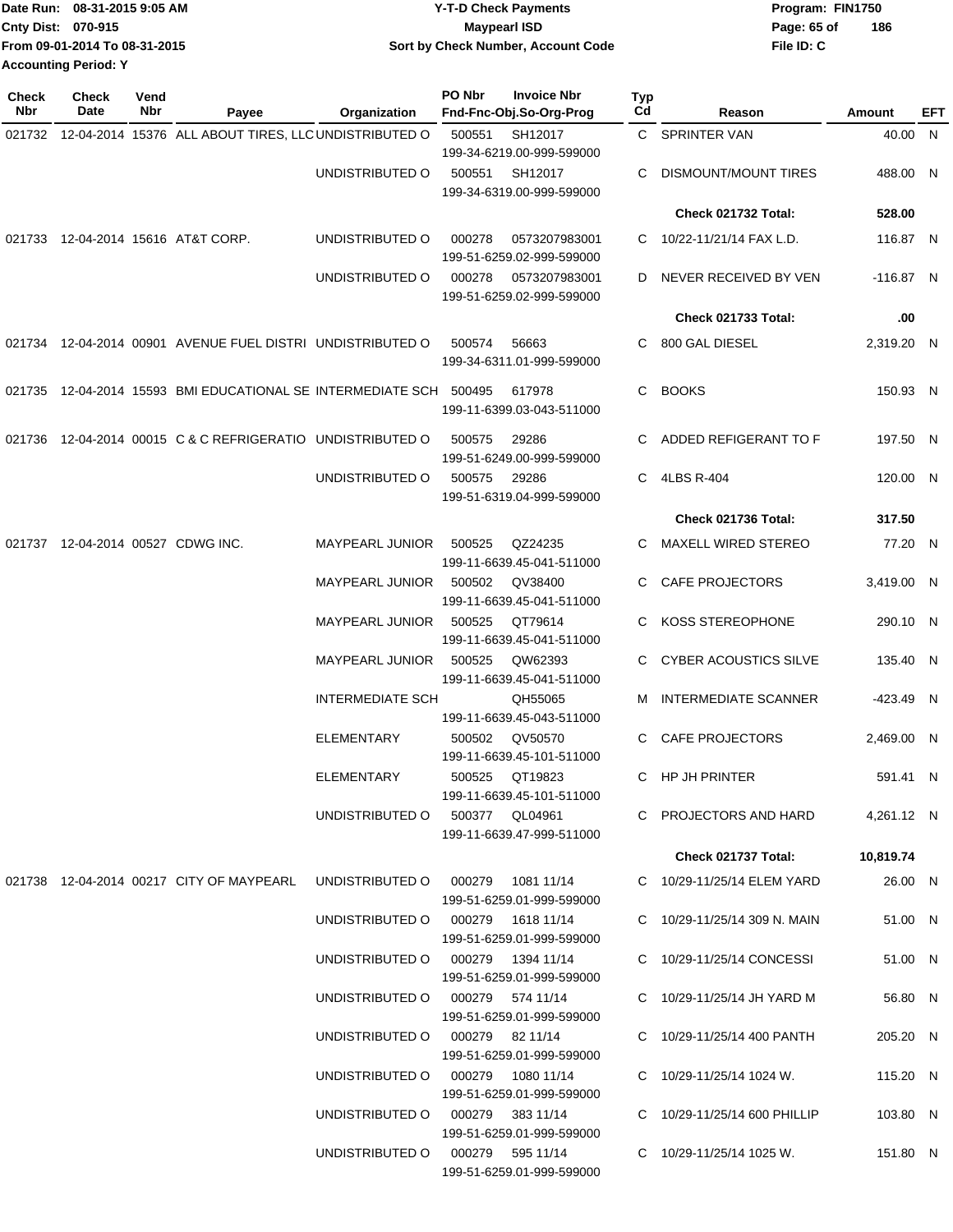Date Run: 08-31-2015 9:05 AM
Cnty Dist: 070-915
From 09-01-2014 To 08-31-2015
Accounting Period: Y

Y-T-D Check Payments
Maypearl ISD
Sort by Check Number, Account Code

Program: FIN1750
File ID: C

| Check Nbr | Check Date | Vend Nbr | Payee | Organization | PO Nbr | Invoice Nbr / Fnd-Fnc-Obj.So-Org-Prog | Typ Cd | Reason | Amount | EFT |
|---|---|---|---|---|---|---|---|---|---|---|
| 021732 | 12-04-2014 | 15376 | ALL ABOUT TIRES, LLC | UNDISTRIBUTED O | 500551 | SH12017 199-34-6219.00-999-599000 | C | SPRINTER VAN | 40.00 | N |
| | | | | UNDISTRIBUTED O | 500551 | SH12017 199-34-6319.00-999-599000 | C | DISMOUNT/MOUNT TIRES | 488.00 | N |
| | | | | | | | | Check 021732 Total: | 528.00 | |
| 021733 | 12-04-2014 | 15616 | AT&T CORP. | UNDISTRIBUTED O | 000278 | 0573207983001 199-51-6259.02-999-599000 | C | 10/22-11/21/14 FAX L.D. | 116.87 | N |
| | | | | UNDISTRIBUTED O | 000278 | 0573207983001 199-51-6259.02-999-599000 | D | NEVER RECEIVED BY VEN | -116.87 | N |
| | | | | | | | | Check 021733 Total: | .00 | |
| 021734 | 12-04-2014 | 00901 | AVENUE FUEL DISTRI | UNDISTRIBUTED O | 500574 | 56663 199-34-6311.01-999-599000 | C | 800 GAL DIESEL | 2,319.20 | N |
| 021735 | 12-04-2014 | 15593 | BMI EDUCATIONAL SE | INTERMEDIATE SCH | 500495 | 617978 199-11-6399.03-043-511000 | C | BOOKS | 150.93 | N |
| 021736 | 12-04-2014 | 00015 | C & C REFRIGERATIO | UNDISTRIBUTED O | 500575 | 29286 199-51-6249.00-999-599000 | C | ADDED REFIGERANT TO F | 197.50 | N |
| | | | | UNDISTRIBUTED O | 500575 | 29286 199-51-6319.04-999-599000 | C | 4LBS R-404 | 120.00 | N |
| | | | | | | | | Check 021736 Total: | 317.50 | |
| 021737 | 12-04-2014 | 00527 | CDWG INC. | MAYPEARL JUNIOR | 500525 | QZ24235 199-11-6639.45-041-511000 | C | MAXELL WIRED STEREO | 77.20 | N |
| | | | | MAYPEARL JUNIOR | 500502 | QV38400 199-11-6639.45-041-511000 | C | CAFE PROJECTORS | 3,419.00 | N |
| | | | | MAYPEARL JUNIOR | 500525 | QT79614 199-11-6639.45-041-511000 | C | KOSS STEREOPHONE | 290.10 | N |
| | | | | MAYPEARL JUNIOR | 500525 | QW62393 199-11-6639.45-041-511000 | C | CYBER ACOUSTICS SILVE | 135.40 | N |
| | | | | INTERMEDIATE SCH | | QH55065 199-11-6639.45-043-511000 | M | INTERMEDIATE SCANNER | -423.49 | N |
| | | | | ELEMENTARY | 500502 | QV50570 199-11-6639.45-101-511000 | C | CAFE PROJECTORS | 2,469.00 | N |
| | | | | ELEMENTARY | 500525 | QT19823 199-11-6639.45-101-511000 | C | HP JH PRINTER | 591.41 | N |
| | | | | UNDISTRIBUTED O | 500377 | QL04961 199-11-6639.47-999-511000 | C | PROJECTORS AND HARD | 4,261.12 | N |
| | | | | | | | | Check 021737 Total: | 10,819.74 | |
| 021738 | 12-04-2014 | 00217 | CITY OF MAYPEARL | UNDISTRIBUTED O | 000279 | 1081 11/14 199-51-6259.01-999-599000 | C | 10/29-11/25/14 ELEM YARD | 26.00 | N |
| | | | | UNDISTRIBUTED O | 000279 | 1618 11/14 199-51-6259.01-999-599000 | C | 10/29-11/25/14 309 N. MAIN | 51.00 | N |
| | | | | UNDISTRIBUTED O | 000279 | 1394 11/14 199-51-6259.01-999-599000 | C | 10/29-11/25/14 CONCESSI | 51.00 | N |
| | | | | UNDISTRIBUTED O | 000279 | 574 11/14 199-51-6259.01-999-599000 | C | 10/29-11/25/14 JH YARD M | 56.80 | N |
| | | | | UNDISTRIBUTED O | 000279 | 82 11/14 199-51-6259.01-999-599000 | C | 10/29-11/25/14 400 PANTH | 205.20 | N |
| | | | | UNDISTRIBUTED O | 000279 | 1080 11/14 199-51-6259.01-999-599000 | C | 10/29-11/25/14 1024 W. | 115.20 | N |
| | | | | UNDISTRIBUTED O | 000279 | 383 11/14 199-51-6259.01-999-599000 | C | 10/29-11/25/14 600 PHILLIP | 103.80 | N |
| | | | | UNDISTRIBUTED O | 000279 | 595 11/14 199-51-6259.01-999-599000 | C | 10/29-11/25/14 1025 W. | 151.80 | N |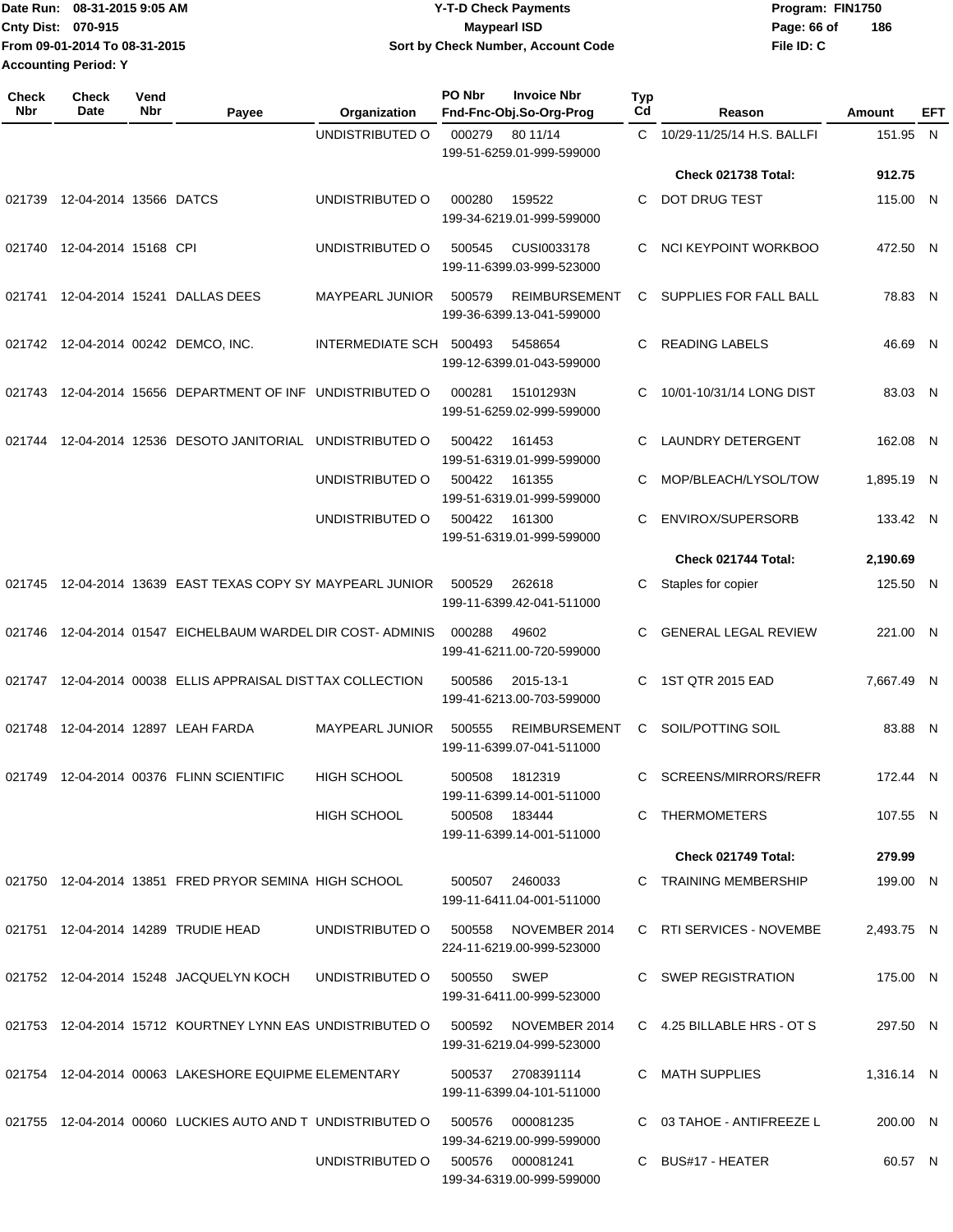Date Run: 08-31-2015 9:05 AM
Cnty Dist: 070-915
From 09-01-2014 To 08-31-2015
Accounting Period: Y

**Y-T-D Check Payments**
**Maypearl ISD**
**Sort by Check Number, Account Code**

Program: FIN1750
File ID: C

| Check Nbr | Check Date | Vend Nbr | Payee | Organization | PO Nbr | Invoice Nbr / Fnd-Fnc-Obj.So-Org-Prog | Typ Cd | Reason | Amount | EFT |
|---|---|---|---|---|---|---|---|---|---|---|
| | | | | UNDISTRIBUTED O | 000279 | 80 11/14 / 199-51-6259.01-999-599000 | C | 10/29-11/25/14 H.S. BALLFI | 151.95 | N |
| | | | | | | | | **Check 021738 Total:** | **912.75** | |
| 021739 | 12-04-2014 | 13566 | DATCS | UNDISTRIBUTED O | 000280 | 159522 / 199-34-6219.01-999-599000 | C | DOT DRUG TEST | 115.00 | N |
| 021740 | 12-04-2014 | 15168 | CPI | UNDISTRIBUTED O | 500545 | CUSI0033178 / 199-11-6399.03-999-523000 | C | NCI KEYPOINT WORKBOO | 472.50 | N |
| 021741 | 12-04-2014 | 15241 | DALLAS DEES | MAYPEARL JUNIOR | 500579 | REIMBURSEMENT / 199-36-6399.13-041-599000 | C | SUPPLIES FOR FALL BALL | 78.83 | N |
| 021742 | 12-04-2014 | 00242 | DEMCO, INC. | INTERMEDIATE SCH | 500493 | 5458654 / 199-12-6399.01-043-599000 | C | READING LABELS | 46.69 | N |
| 021743 | 12-04-2014 | 15656 | DEPARTMENT OF INF | UNDISTRIBUTED O | 000281 | 15101293N / 199-51-6259.02-999-599000 | C | 10/01-10/31/14 LONG DIST | 83.03 | N |
| 021744 | 12-04-2014 | 12536 | DESOTO JANITORIAL | UNDISTRIBUTED O | 500422 | 161453 / 199-51-6319.01-999-599000 | C | LAUNDRY DETERGENT | 162.08 | N |
| | | | | UNDISTRIBUTED O | 500422 | 161355 / 199-51-6319.01-999-599000 | C | MOP/BLEACH/LYSOL/TOW | 1,895.19 | N |
| | | | | UNDISTRIBUTED O | 500422 | 161300 / 199-51-6319.01-999-599000 | C | ENVIROX/SUPERSORB | 133.42 | N |
| | | | | | | | | **Check 021744 Total:** | **2,190.69** | |
| 021745 | 12-04-2014 | 13639 | EAST TEXAS COPY SY | MAYPEARL JUNIOR | 500529 | 262618 / 199-11-6399.42-041-511000 | C | Staples for copier | 125.50 | N |
| 021746 | 12-04-2014 | 01547 | EICHELBAUM WARDEL | DIR COST- ADMINIS | 000288 | 49602 / 199-41-6211.00-720-599000 | C | GENERAL LEGAL REVIEW | 221.00 | N |
| 021747 | 12-04-2014 | 00038 | ELLIS APPRAISAL DIST | TAX COLLECTION | 500586 | 2015-13-1 / 199-41-6213.00-703-599000 | C | 1ST QTR 2015 EAD | 7,667.49 | N |
| 021748 | 12-04-2014 | 12897 | LEAH FARDA | MAYPEARL JUNIOR | 500555 | REIMBURSEMENT / 199-11-6399.07-041-511000 | C | SOIL/POTTING SOIL | 83.88 | N |
| 021749 | 12-04-2014 | 00376 | FLINN SCIENTIFIC | HIGH SCHOOL | 500508 | 1812319 / 199-11-6399.14-001-511000 | C | SCREENS/MIRRORS/REFR | 172.44 | N |
| | | | | HIGH SCHOOL | 500508 | 183444 / 199-11-6399.14-001-511000 | C | THERMOMETERS | 107.55 | N |
| | | | | | | | | **Check 021749 Total:** | **279.99** | |
| 021750 | 12-04-2014 | 13851 | FRED PRYOR SEMINA | HIGH SCHOOL | 500507 | 2460033 / 199-11-6411.04-001-511000 | C | TRAINING MEMBERSHIP | 199.00 | N |
| 021751 | 12-04-2014 | 14289 | TRUDIE HEAD | UNDISTRIBUTED O | 500558 | NOVEMBER 2014 / 224-11-6219.00-999-523000 | C | RTI SERVICES - NOVEMBE | 2,493.75 | N |
| 021752 | 12-04-2014 | 15248 | JACQUELYN KOCH | UNDISTRIBUTED O | 500550 | SWEP / 199-31-6411.00-999-523000 | C | SWEP REGISTRATION | 175.00 | N |
| 021753 | 12-04-2014 | 15712 | KOURTNEY LYNN EAS | UNDISTRIBUTED O | 500592 | NOVEMBER 2014 / 199-31-6219.04-999-523000 | C | 4.25 BILLABLE HRS - OT S | 297.50 | N |
| 021754 | 12-04-2014 | 00063 | LAKESHORE EQUIPME | ELEMENTARY | 500537 | 2708391114 / 199-11-6399.04-101-511000 | C | MATH SUPPLIES | 1,316.14 | N |
| 021755 | 12-04-2014 | 00060 | LUCKIES AUTO AND T | UNDISTRIBUTED O | 500576 | 000081235 / 199-34-6219.00-999-599000 | C | 03 TAHOE - ANTIFREEZE L | 200.00 | N |
| | | | | UNDISTRIBUTED O | 500576 | 000081241 / 199-34-6319.00-999-599000 | C | BUS#17 - HEATER | 60.57 | N |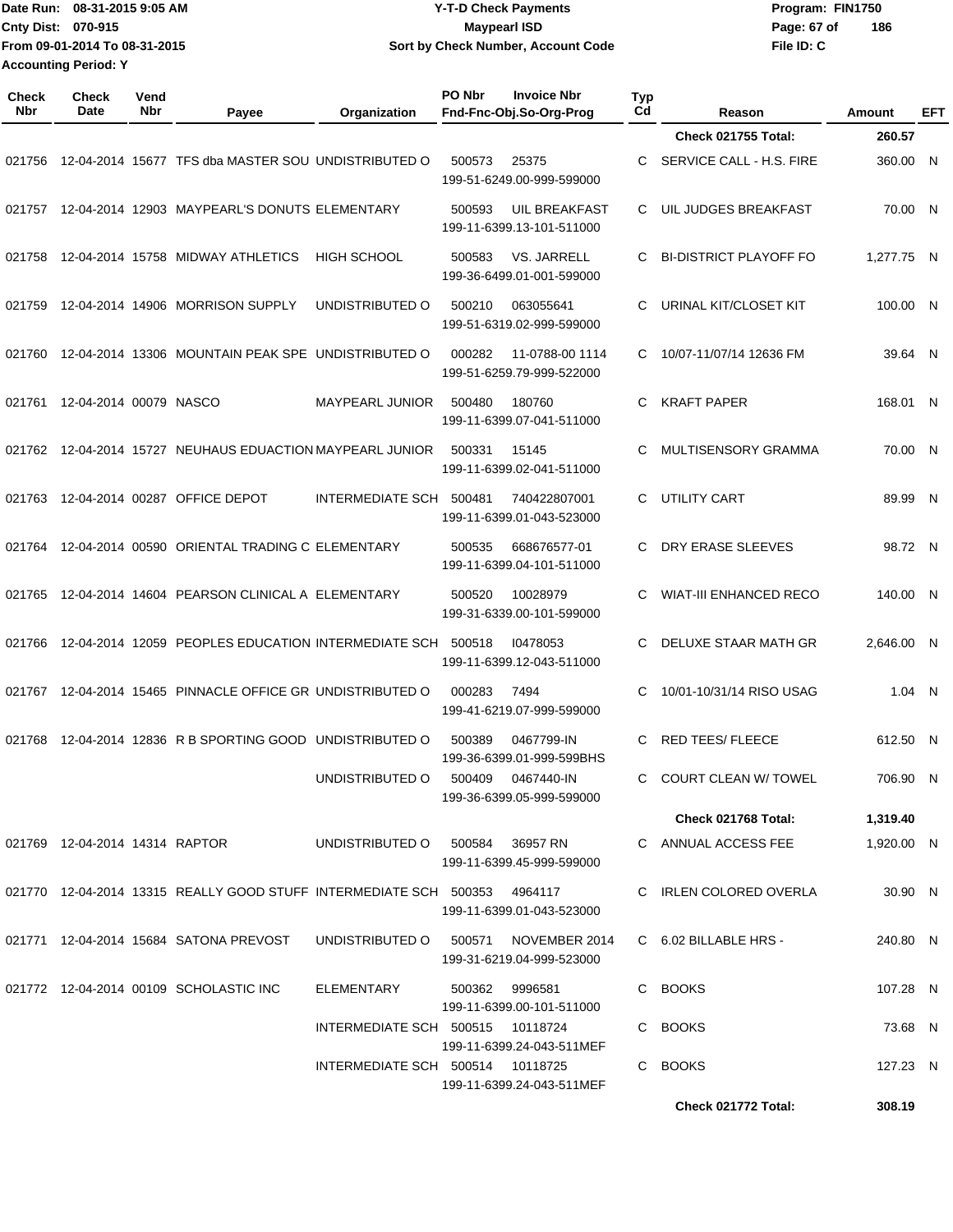Date Run: 08-31-2015 9:05 AM
Cnty Dist: 070-915
From 09-01-2014 To 08-31-2015
Accounting Period: Y

# Y-T-D Check Payments
## Maypearl ISD
### Sort by Check Number, Account Code

Program: FIN1750
File ID: C

| Check Nbr | Check Date | Vend Nbr | Payee | Organization | PO Nbr | Invoice Nbr / Fnd-Fnc-Obj.So-Org-Prog | Typ Cd | Reason | Amount | EFT |
|---|---|---|---|---|---|---|---|---|---|---|
| | | | | | | | | **Check 021755 Total:** | **260.57** | |
| 021756 | 12-04-2014 | 15677 | TFS dba MASTER SOU | UNDISTRIBUTED O | 500573 | 25375 / 199-51-6249.00-999-599000 | C | SERVICE CALL - H.S. FIRE | 360.00 | N |
| 021757 | 12-04-2014 | 12903 | MAYPEARL'S DONUTS | ELEMENTARY | 500593 | UIL BREAKFAST / 199-11-6399.13-101-511000 | C | UIL JUDGES BREAKFAST | 70.00 | N |
| 021758 | 12-04-2014 | 15758 | MIDWAY ATHLETICS | HIGH SCHOOL | 500583 | VS. JARRELL / 199-36-6499.01-001-599000 | C | BI-DISTRICT PLAYOFF FO | 1,277.75 | N |
| 021759 | 12-04-2014 | 14906 | MORRISON SUPPLY | UNDISTRIBUTED O | 500210 | 063055641 / 199-51-6319.02-999-599000 | C | URINAL KIT/CLOSET KIT | 100.00 | N |
| 021760 | 12-04-2014 | 13306 | MOUNTAIN PEAK SPE | UNDISTRIBUTED O | 000282 | 11-0788-00 1114 / 199-51-6259.79-999-522000 | C | 10/07-11/07/14 12636 FM | 39.64 | N |
| 021761 | 12-04-2014 | 00079 | NASCO | MAYPEARL JUNIOR | 500480 | 180760 / 199-11-6399.07-041-511000 | C | KRAFT PAPER | 168.01 | N |
| 021762 | 12-04-2014 | 15727 | NEUHAUS EDUACTION | MAYPEARL JUNIOR | 500331 | 15145 / 199-11-6399.02-041-511000 | C | MULTISENSORY GRAMMA | 70.00 | N |
| 021763 | 12-04-2014 | 00287 | OFFICE DEPOT | INTERMEDIATE SCH | 500481 | 740422807001 / 199-11-6399.01-043-523000 | C | UTILITY CART | 89.99 | N |
| 021764 | 12-04-2014 | 00590 | ORIENTAL TRADING C | ELEMENTARY | 500535 | 668676577-01 / 199-11-6399.04-101-511000 | C | DRY ERASE SLEEVES | 98.72 | N |
| 021765 | 12-04-2014 | 14604 | PEARSON CLINICAL A | ELEMENTARY | 500520 | 10028979 / 199-31-6339.00-101-599000 | C | WIAT-III ENHANCED RECO | 140.00 | N |
| 021766 | 12-04-2014 | 12059 | PEOPLES EDUCATION | INTERMEDIATE SCH | 500518 | I0478053 / 199-11-6399.12-043-511000 | C | DELUXE STAAR MATH GR | 2,646.00 | N |
| 021767 | 12-04-2014 | 15465 | PINNACLE OFFICE GR | UNDISTRIBUTED O | 000283 | 7494 / 199-41-6219.07-999-599000 | C | 10/01-10/31/14 RISO USAG | 1.04 | N |
| 021768 | 12-04-2014 | 12836 | R B SPORTING GOOD | UNDISTRIBUTED O | 500389 | 0467799-IN / 199-36-6399.01-999-599BHS | C | RED TEES/ FLEECE | 612.50 | N |
| | | | | UNDISTRIBUTED O | 500409 | 0467440-IN / 199-36-6399.05-999-599000 | C | COURT CLEAN W/ TOWEL | 706.90 | N |
| | | | | | | | | **Check 021768 Total:** | **1,319.40** | |
| 021769 | 12-04-2014 | 14314 | RAPTOR | UNDISTRIBUTED O | 500584 | 36957 RN / 199-11-6399.45-999-599000 | C | ANNUAL ACCESS FEE | 1,920.00 | N |
| 021770 | 12-04-2014 | 13315 | REALLY GOOD STUFF | INTERMEDIATE SCH | 500353 | 4964117 / 199-11-6399.01-043-523000 | C | IRLEN COLORED OVERLA | 30.90 | N |
| 021771 | 12-04-2014 | 15684 | SATONA PREVOST | UNDISTRIBUTED O | 500571 | NOVEMBER 2014 / 199-31-6219.04-999-523000 | C | 6.02 BILLABLE HRS - | 240.80 | N |
| 021772 | 12-04-2014 | 00109 | SCHOLASTIC INC | ELEMENTARY | 500362 | 9996581 / 199-11-6399.00-101-511000 | C | BOOKS | 107.28 | N |
| | | | | INTERMEDIATE SCH | 500515 | 10118724 / 199-11-6399.24-043-511MEF | C | BOOKS | 73.68 | N |
| | | | | INTERMEDIATE SCH | 500514 | 10118725 / 199-11-6399.24-043-511MEF | C | BOOKS | 127.23 | N |
| | | | | | | | | **Check 021772 Total:** | **308.19** | |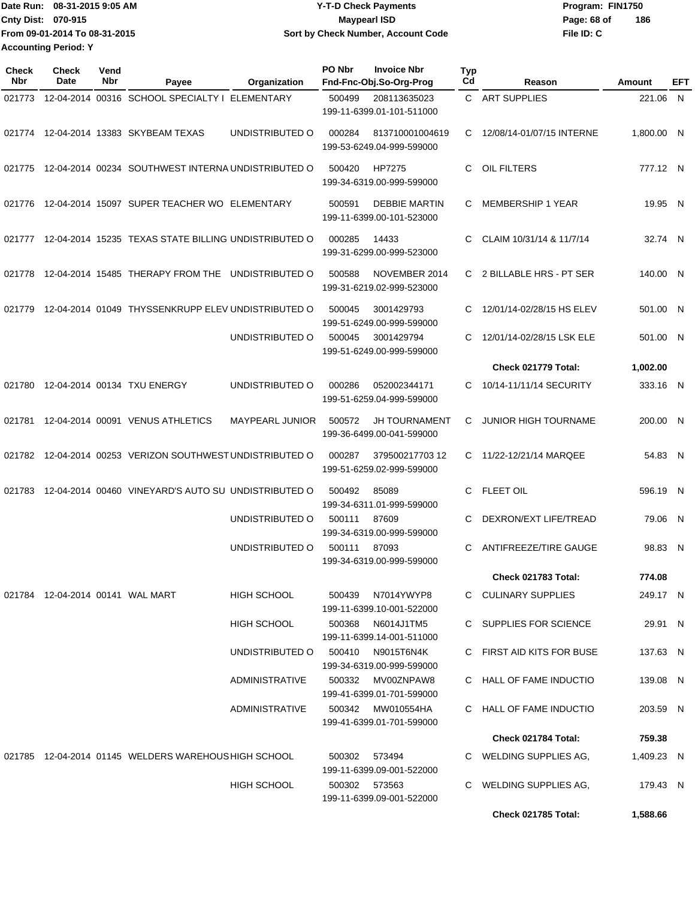Date Run: 08-31-2015 9:05 AM
Cnty Dist: 070-915
From 09-01-2014 To 08-31-2015
Accounting Period: Y

**Y-T-D Check Payments**
**Maypearl ISD**
**Sort by Check Number, Account Code**

Program: FIN1750
File ID: C

| Check Nbr | Check Date | Vend Nbr | Payee | Organization | PO Nbr | Invoice Nbr Fnd-Fnc-Obj.So-Org-Prog | Typ Cd | Reason | Amount | EFT |
|---|---|---|---|---|---|---|---|---|---|---|
| 021773 | 12-04-2014 | 00316 | SCHOOL SPECIALTY I | ELEMENTARY | 500499 | 208113635023 199-11-6399.01-101-511000 | C | ART SUPPLIES | 221.06 | N |
| 021774 | 12-04-2014 | 13383 | SKYBEAM TEXAS | UNDISTRIBUTED O | 000284 | 813710001004619 199-53-6249.04-999-599000 | C | 12/08/14-01/07/15 INTERNE | 1,800.00 | N |
| 021775 | 12-04-2014 | 00234 | SOUTHWEST INTERNA | UNDISTRIBUTED O | 500420 | HP7275 199-34-6319.00-999-599000 | C | OIL FILTERS | 777.12 | N |
| 021776 | 12-04-2014 | 15097 | SUPER TEACHER WO | ELEMENTARY | 500591 | DEBBIE MARTIN 199-11-6399.00-101-523000 | C | MEMBERSHIP 1 YEAR | 19.95 | N |
| 021777 | 12-04-2014 | 15235 | TEXAS STATE BILLING | UNDISTRIBUTED O | 000285 | 14433 199-31-6299.00-999-523000 | C | CLAIM 10/31/14 & 11/7/14 | 32.74 | N |
| 021778 | 12-04-2014 | 15485 | THERAPY FROM THE | UNDISTRIBUTED O | 500588 | NOVEMBER 2014 199-31-6219.02-999-523000 | C | 2 BILLABLE HRS - PT SER | 140.00 | N |
| 021779 | 12-04-2014 | 01049 | THYSSENKRUPP ELEV | UNDISTRIBUTED O | 500045 | 3001429793 199-51-6249.00-999-599000 | C | 12/01/14-02/28/15 HS ELEV | 501.00 | N |
| | | | | UNDISTRIBUTED O | 500045 | 3001429794 199-51-6249.00-999-599000 | C | 12/01/14-02/28/15 LSK ELE | 501.00 | N |
| | | | | | | | | **Check 021779 Total:** | **1,002.00** | |
| 021780 | 12-04-2014 | 00134 | TXU ENERGY | UNDISTRIBUTED O | 000286 | 052002344171 199-51-6259.04-999-599000 | C | 10/14-11/11/14 SECURITY | 333.16 | N |
| 021781 | 12-04-2014 | 00091 | VENUS ATHLETICS | MAYPEARL JUNIOR | 500572 | JH TOURNAMENT 199-36-6499.00-041-599000 | C | JUNIOR HIGH TOURNAME | 200.00 | N |
| 021782 | 12-04-2014 | 00253 | VERIZON SOUTHWEST | UNDISTRIBUTED O | 000287 | 379500217703 12 199-51-6259.02-999-599000 | C | 11/22-12/21/14 MARQEE | 54.83 | N |
| 021783 | 12-04-2014 | 00460 | VINEYARD'S AUTO SU | UNDISTRIBUTED O | 500492 | 85089 199-34-6311.01-999-599000 | C | FLEET OIL | 596.19 | N |
| | | | | UNDISTRIBUTED O | 500111 | 87609 199-34-6319.00-999-599000 | C | DEXRON/EXT LIFE/TREAD | 79.06 | N |
| | | | | UNDISTRIBUTED O | 500111 | 87093 199-34-6319.00-999-599000 | C | ANTIFREEZE/TIRE GAUGE | 98.83 | N |
| | | | | | | | | **Check 021783 Total:** | **774.08** | |
| 021784 | 12-04-2014 | 00141 | WAL MART | HIGH SCHOOL | 500439 | N7014YWYP8 199-11-6399.10-001-522000 | C | CULINARY SUPPLIES | 249.17 | N |
| | | | | HIGH SCHOOL | 500368 | N6014J1TM5 199-11-6399.14-001-511000 | C | SUPPLIES FOR SCIENCE | 29.91 | N |
| | | | | UNDISTRIBUTED O | 500410 | N9015T6N4K 199-34-6319.00-999-599000 | C | FIRST AID KITS FOR BUSE | 137.63 | N |
| | | | | ADMINISTRATIVE | 500332 | MV00ZNPAW8 199-41-6399.01-701-599000 | C | HALL OF FAME INDUCTIO | 139.08 | N |
| | | | | ADMINISTRATIVE | 500342 | MW010554HA 199-41-6399.01-701-599000 | C | HALL OF FAME INDUCTIO | 203.59 | N |
| | | | | | | | | **Check 021784 Total:** | **759.38** | |
| 021785 | 12-04-2014 | 01145 | WELDERS WAREHOUS | HIGH SCHOOL | 500302 | 573494 199-11-6399.09-001-522000 | C | WELDING SUPPLIES AG, | 1,409.23 | N |
| | | | | HIGH SCHOOL | 500302 | 573563 199-11-6399.09-001-522000 | C | WELDING SUPPLIES AG, | 179.43 | N |
| | | | | | | | | **Check 021785 Total:** | **1,588.66** | |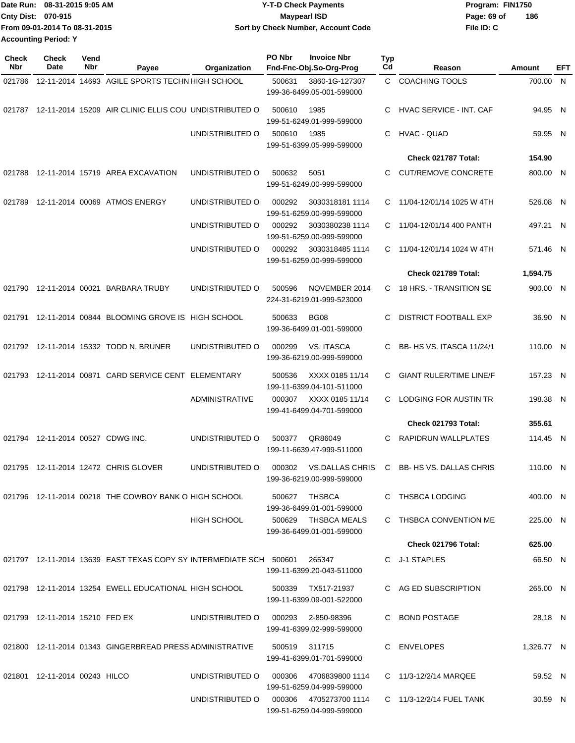Date Run: 08-31-2015 9:05 AM
Cnty Dist: 070-915
From 09-01-2014 To 08-31-2015
Accounting Period: Y

# Y-T-D Check Payments
## Maypearl ISD
### Sort by Check Number, Account Code

Program: FIN1750
File ID: C

| Check Nbr | Check Date | Vend Nbr | Payee | Organization | PO Nbr | Invoice Nbr / Fnd-Fnc-Obj.So-Org-Prog | Typ Cd | Reason | Amount | EFT |
|---|---|---|---|---|---|---|---|---|---|---|
| 021786 | 12-11-2014 | 14693 | AGILE SPORTS TECHN | HIGH SCHOOL | 500631 | 3860-1G-127307 199-36-6499.05-001-599000 | C | COACHING TOOLS | 700.00 | N |
| 021787 | 12-11-2014 | 15209 | AIR CLINIC ELLIS COU | UNDISTRIBUTED O | 500610 | 1985 199-51-6249.01-999-599000 | C | HVAC SERVICE - INT. CAF | 94.95 | N |
| | | | | UNDISTRIBUTED O | 500610 | 1985 199-51-6399.05-999-599000 | C | HVAC - QUAD | 59.95 | N |
| | | | | | | | | **Check 021787 Total:** | **154.90** | |
| 021788 | 12-11-2014 | 15719 | AREA EXCAVATION | UNDISTRIBUTED O | 500632 | 5051 199-51-6249.00-999-599000 | C | CUT/REMOVE CONCRETE | 800.00 | N |
| 021789 | 12-11-2014 | 00069 | ATMOS ENERGY | UNDISTRIBUTED O | 000292 | 3030318181 1114 199-51-6259.00-999-599000 | C | 11/04-12/01/14 1025 W 4TH | 526.08 | N |
| | | | | UNDISTRIBUTED O | 000292 | 3030380238 1114 199-51-6259.00-999-599000 | C | 11/04-12/01/14 400 PANTH | 497.21 | N |
| | | | | UNDISTRIBUTED O | 000292 | 3030318485 1114 199-51-6259.00-999-599000 | C | 11/04-12/01/14 1024 W 4TH | 571.46 | N |
| | | | | | | | | **Check 021789 Total:** | **1,594.75** | |
| 021790 | 12-11-2014 | 00021 | BARBARA TRUBY | UNDISTRIBUTED O | 500596 | NOVEMBER 2014 224-31-6219.01-999-523000 | C | 18 HRS. - TRANSITION SE | 900.00 | N |
| 021791 | 12-11-2014 | 00844 | BLOOMING GROVE IS | HIGH SCHOOL | 500633 | BG08 199-36-6499.01-001-599000 | C | DISTRICT FOOTBALL EXP | 36.90 | N |
| 021792 | 12-11-2014 | 15332 | TODD N. BRUNER | UNDISTRIBUTED O | 000299 | VS. ITASCA 199-36-6219.00-999-599000 | C | BB- HS VS. ITASCA 11/24/1 | 110.00 | N |
| 021793 | 12-11-2014 | 00871 | CARD SERVICE CENT | ELEMENTARY | 500536 | XXXX 0185 11/14 199-11-6399.04-101-511000 | C | GIANT RULER/TIME LINE/F | 157.23 | N |
| | | | | ADMINISTRATIVE | 000307 | XXXX 0185 11/14 199-41-6499.04-701-599000 | C | LODGING FOR AUSTIN TR | 198.38 | N |
| | | | | | | | | **Check 021793 Total:** | **355.61** | |
| 021794 | 12-11-2014 | 00527 | CDWG INC. | UNDISTRIBUTED O | 500377 | QR86049 199-11-6639.47-999-511000 | C | RAPIDRUN WALLPLATES | 114.45 | N |
| 021795 | 12-11-2014 | 12472 | CHRIS GLOVER | UNDISTRIBUTED O | 000302 | VS.DALLAS CHRIS 199-36-6219.00-999-599000 | C | BB- HS VS. DALLAS CHRIS | 110.00 | N |
| 021796 | 12-11-2014 | 00218 | THE COWBOY BANK O | HIGH SCHOOL | 500627 | THSBCA 199-36-6499.01-001-599000 | C | THSBCA LODGING | 400.00 | N |
| | | | | HIGH SCHOOL | 500629 | THSBCA MEALS 199-36-6499.01-001-599000 | C | THSBCA CONVENTION ME | 225.00 | N |
| | | | | | | | | **Check 021796 Total:** | **625.00** | |
| 021797 | 12-11-2014 | 13639 | EAST TEXAS COPY SY | INTERMEDIATE SCH | 500601 | 265347 199-11-6399.20-043-511000 | C | J-1 STAPLES | 66.50 | N |
| 021798 | 12-11-2014 | 13254 | EWELL EDUCATIONAL | HIGH SCHOOL | 500339 | TX517-21937 199-11-6399.09-001-522000 | C | AG ED SUBSCRIPTION | 265.00 | N |
| 021799 | 12-11-2014 | 15210 | FED EX | UNDISTRIBUTED O | 000293 | 2-850-98396 199-41-6399.02-999-599000 | C | BOND POSTAGE | 28.18 | N |
| 021800 | 12-11-2014 | 01343 | GINGERBREAD PRESS | ADMINISTRATIVE | 500519 | 311715 199-41-6399.01-701-599000 | C | ENVELOPES | 1,326.77 | N |
| 021801 | 12-11-2014 | 00243 | HILCO | UNDISTRIBUTED O | 000306 | 4706839800 1114 199-51-6259.04-999-599000 | C | 11/3-12/2/14 MARQEE | 59.52 | N |
| | | | | UNDISTRIBUTED O | 000306 | 4705273700 1114 199-51-6259.04-999-599000 | C | 11/3-12/2/14 FUEL TANK | 30.59 | N |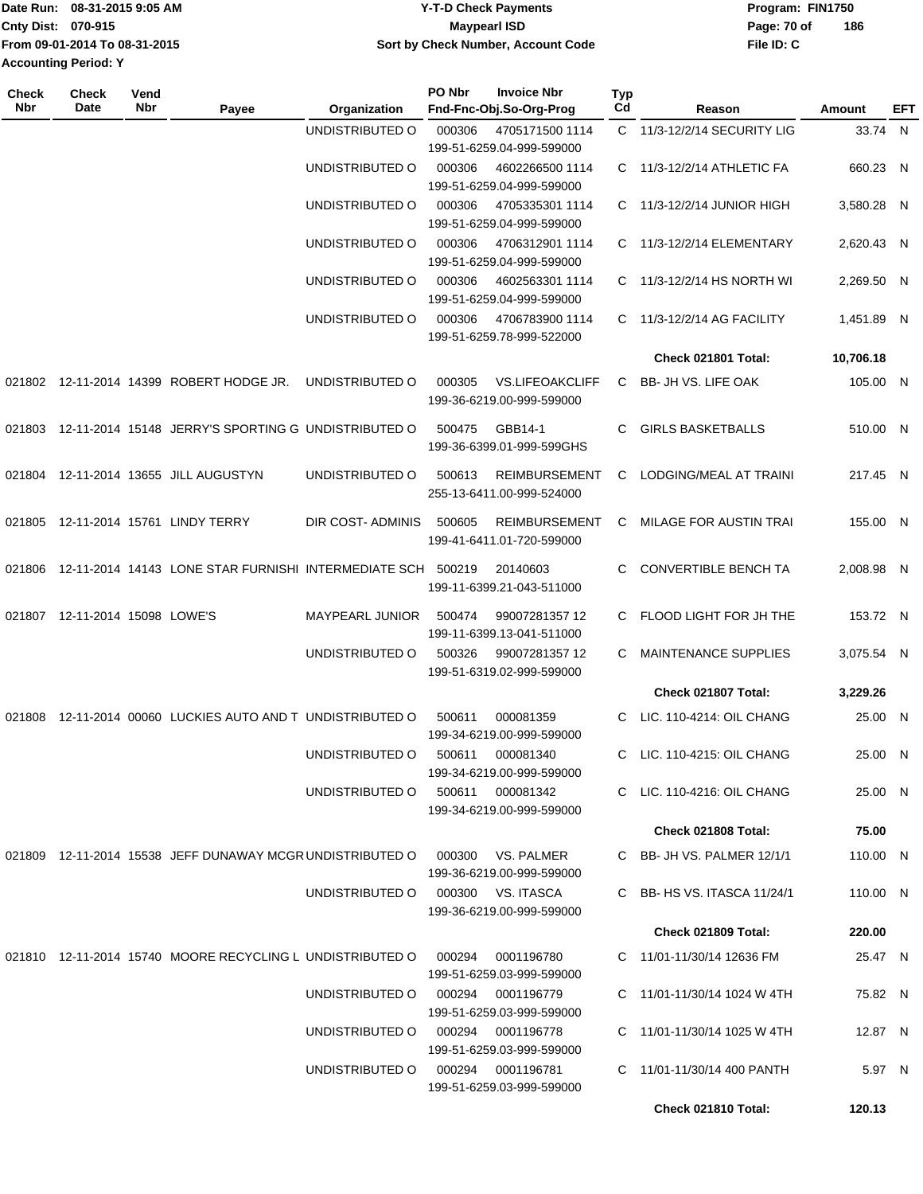| Check Nbr | Check Date | Vend Nbr | Payee | Organization | PO Nbr | Invoice Nbr / Fnd-Fnc-Obj.So-Org-Prog | Typ Cd | Reason | Amount | EFT |
|---|---|---|---|---|---|---|---|---|---|---|
| | | | | UNDISTRIBUTED O | 000306 | 4705171500 1114 199-51-6259.04-999-599000 | C | 11/3-12/2/14 SECURITY LIG | 33.74 | N |
| | | | | UNDISTRIBUTED O | 000306 | 4602266500 1114 199-51-6259.04-999-599000 | C | 11/3-12/2/14 ATHLETIC FA | 660.23 | N |
| | | | | UNDISTRIBUTED O | 000306 | 4705335301 1114 199-51-6259.04-999-599000 | C | 11/3-12/2/14 JUNIOR HIGH | 3,580.28 | N |
| | | | | UNDISTRIBUTED O | 000306 | 4706312901 1114 199-51-6259.04-999-599000 | C | 11/3-12/2/14 ELEMENTARY | 2,620.43 | N |
| | | | | UNDISTRIBUTED O | 000306 | 4602563301 1114 199-51-6259.04-999-599000 | C | 11/3-12/2/14 HS NORTH WI | 2,269.50 | N |
| | | | | UNDISTRIBUTED O | 000306 | 4706783900 1114 199-51-6259.78-999-522000 | C | 11/3-12/2/14 AG FACILITY | 1,451.89 | N |
| | | | | | | | | **Check 021801 Total:** | **10,706.18** | |
| 021802 | 12-11-2014 | 14399 | ROBERT HODGE JR. | UNDISTRIBUTED O | 000305 | VS.LIFEOAKCLIFF 199-36-6219.00-999-599000 | C | BB- JH VS. LIFE OAK | 105.00 | N |
| 021803 | 12-11-2014 | 15148 | JERRY'S SPORTING G | UNDISTRIBUTED O | 500475 | GBB14-1 199-36-6399.01-999-599GHS | C | GIRLS BASKETBALLS | 510.00 | N |
| 021804 | 12-11-2014 | 13655 | JILL AUGUSTYN | UNDISTRIBUTED O | 500613 | REIMBURSEMENT 255-13-6411.00-999-524000 | C | LODGING/MEAL AT TRAINI | 217.45 | N |
| 021805 | 12-11-2014 | 15761 | LINDY TERRY | DIR COST- ADMINIS | 500605 | REIMBURSEMENT 199-41-6411.01-720-599000 | C | MILAGE FOR AUSTIN TRAI | 155.00 | N |
| 021806 | 12-11-2014 | 14143 | LONE STAR FURNISHI | INTERMEDIATE SCH | 500219 | 20140603 199-11-6399.21-043-511000 | C | CONVERTIBLE BENCH TA | 2,008.98 | N |
| 021807 | 12-11-2014 | 15098 | LOWE'S | MAYPEARL JUNIOR | 500474 | 99007281357 12 199-11-6399.13-041-511000 | C | FLOOD LIGHT FOR JH THE | 153.72 | N |
| | | | | UNDISTRIBUTED O | 500326 | 99007281357 12 199-51-6319.02-999-599000 | C | MAINTENANCE SUPPLIES | 3,075.54 | N |
| | | | | | | | | **Check 021807 Total:** | **3,229.26** | |
| 021808 | 12-11-2014 | 00060 | LUCKIES AUTO AND T | UNDISTRIBUTED O | 500611 | 000081359 199-34-6219.00-999-599000 | C | LIC. 110-4214: OIL CHANG | 25.00 | N |
| | | | | UNDISTRIBUTED O | 500611 | 000081340 199-34-6219.00-999-599000 | C | LIC. 110-4215: OIL CHANG | 25.00 | N |
| | | | | UNDISTRIBUTED O | 500611 | 000081342 199-34-6219.00-999-599000 | C | LIC. 110-4216: OIL CHANG | 25.00 | N |
| | | | | | | | | **Check 021808 Total:** | **75.00** | |
| 021809 | 12-11-2014 | 15538 | JEFF DUNAWAY MCGR | UNDISTRIBUTED O | 000300 | VS. PALMER 199-36-6219.00-999-599000 | C | BB- JH VS. PALMER 12/1/1 | 110.00 | N |
| | | | | UNDISTRIBUTED O | 000300 | VS. ITASCA 199-36-6219.00-999-599000 | C | BB- HS VS. ITASCA 11/24/1 | 110.00 | N |
| | | | | | | | | **Check 021809 Total:** | **220.00** | |
| 021810 | 12-11-2014 | 15740 | MOORE RECYCLING L | UNDISTRIBUTED O | 000294 | 0001196780 199-51-6259.03-999-599000 | C | 11/01-11/30/14 12636 FM | 25.47 | N |
| | | | | UNDISTRIBUTED O | 000294 | 0001196779 199-51-6259.03-999-599000 | C | 11/01-11/30/14 1024 W 4TH | 75.82 | N |
| | | | | UNDISTRIBUTED O | 000294 | 0001196778 199-51-6259.03-999-599000 | C | 11/01-11/30/14 1025 W 4TH | 12.87 | N |
| | | | | UNDISTRIBUTED O | 000294 | 0001196781 199-51-6259.03-999-599000 | C | 11/01-11/30/14 400 PANTH | 5.97 | N |
| | | | | | | | | **Check 021810 Total:** | **120.13** | |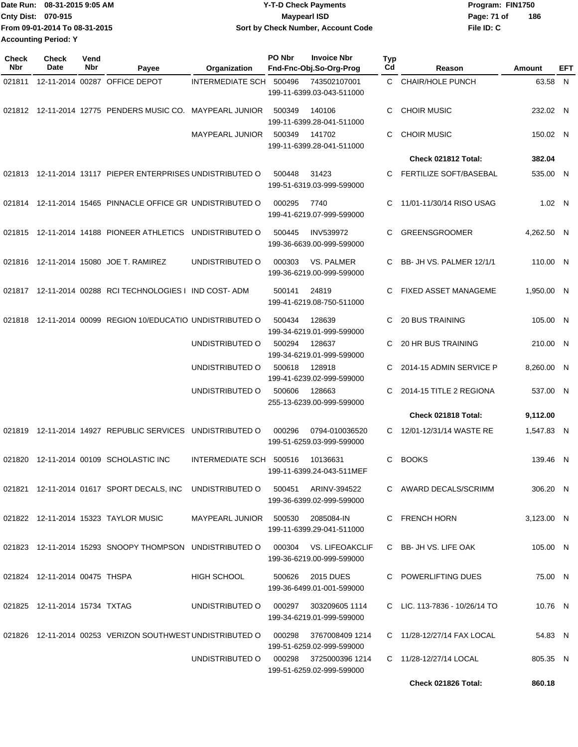Date Run: 08-31-2015 9:05 AM
Cnty Dist: 070-915
From 09-01-2014 To 08-31-2015
Accounting Period: Y

# Y-T-D Check Payments
## Maypearl ISD
### Sort by Check Number, Account Code

Program: FIN1750
File ID: C

| Check Nbr | Check Date | Vend Nbr | Payee | Organization | PO Nbr | Invoice Nbr / Fnd-Fnc-Obj.So-Org-Prog | Typ Cd | Reason | Amount | EFT |
|---|---|---|---|---|---|---|---|---|---|---|
| 021811 | 12-11-2014 | 00287 | OFFICE DEPOT | INTERMEDIATE SCH | 500496 | 743502107001 199-11-6399.03-043-511000 | C | CHAIR/HOLE PUNCH | 63.58 | N |
| 021812 | 12-11-2014 | 12775 | PENDERS MUSIC CO. | MAYPEARL JUNIOR | 500349 | 140106 199-11-6399.28-041-511000 | C | CHOIR MUSIC | 232.02 | N |
| | | | | MAYPEARL JUNIOR | 500349 | 141702 199-11-6399.28-041-511000 | C | CHOIR MUSIC | 150.02 | N |
| | | | | | | | | **Check 021812 Total:** | **382.04** | |
| 021813 | 12-11-2014 | 13117 | PIEPER ENTERPRISES | UNDISTRIBUTED O | 500448 | 31423 199-51-6319.03-999-599000 | C | FERTILIZE SOFT/BASEBAL | 535.00 | N |
| 021814 | 12-11-2014 | 15465 | PINNACLE OFFICE GR | UNDISTRIBUTED O | 000295 | 7740 199-41-6219.07-999-599000 | C | 11/01-11/30/14 RISO USAG | 1.02 | N |
| 021815 | 12-11-2014 | 14188 | PIONEER ATHLETICS | UNDISTRIBUTED O | 500445 | INV539972 199-36-6639.00-999-599000 | C | GREENSGROOMER | 4,262.50 | N |
| 021816 | 12-11-2014 | 15080 | JOE T. RAMIREZ | UNDISTRIBUTED O | 000303 | VS. PALMER 199-36-6219.00-999-599000 | C | BB- JH VS. PALMER 12/1/1 | 110.00 | N |
| 021817 | 12-11-2014 | 00288 | RCI TECHNOLOGIES I | IND COST- ADM | 500141 | 24819 199-41-6219.08-750-511000 | C | FIXED ASSET MANAGEME | 1,950.00 | N |
| 021818 | 12-11-2014 | 00099 | REGION 10/EDUCATIO | UNDISTRIBUTED O | 500434 | 128639 199-34-6219.01-999-599000 | C | 20 BUS TRAINING | 105.00 | N |
| | | | | UNDISTRIBUTED O | 500294 | 128637 199-34-6219.01-999-599000 | C | 20 HR BUS TRAINING | 210.00 | N |
| | | | | UNDISTRIBUTED O | 500618 | 128918 199-41-6239.02-999-599000 | C | 2014-15 ADMIN SERVICE P | 8,260.00 | N |
| | | | | UNDISTRIBUTED O | 500606 | 128663 255-13-6239.00-999-599000 | C | 2014-15 TITLE 2 REGIONA | 537.00 | N |
| | | | | | | | | **Check 021818 Total:** | **9,112.00** | |
| 021819 | 12-11-2014 | 14927 | REPUBLIC SERVICES | UNDISTRIBUTED O | 000296 | 0794-010036520 199-51-6259.03-999-599000 | C | 12/01-12/31/14 WASTE RE | 1,547.83 | N |
| 021820 | 12-11-2014 | 00109 | SCHOLASTIC INC | INTERMEDIATE SCH | 500516 | 10136631 199-11-6399.24-043-511MEF | C | BOOKS | 139.46 | N |
| 021821 | 12-11-2014 | 01617 | SPORT DECALS, INC | UNDISTRIBUTED O | 500451 | ARINV-394522 199-36-6399.02-999-599000 | C | AWARD DECALS/SCRIMM | 306.20 | N |
| 021822 | 12-11-2014 | 15323 | TAYLOR MUSIC | MAYPEARL JUNIOR | 500530 | 2085084-IN 199-11-6399.29-041-511000 | C | FRENCH HORN | 3,123.00 | N |
| 021823 | 12-11-2014 | 15293 | SNOOPY THOMPSON | UNDISTRIBUTED O | 000304 | VS. LIFEOAKCLIF 199-36-6219.00-999-599000 | C | BB- JH VS. LIFE OAK | 105.00 | N |
| 021824 | 12-11-2014 | 00475 | THSPA | HIGH SCHOOL | 500626 | 2015 DUES 199-36-6499.01-001-599000 | C | POWERLIFTING DUES | 75.00 | N |
| 021825 | 12-11-2014 | 15734 | TXTAG | UNDISTRIBUTED O | 000297 | 303209605 1114 199-34-6219.01-999-599000 | C | LIC. 113-7836 - 10/26/14 TO | 10.76 | N |
| 021826 | 12-11-2014 | 00253 | VERIZON SOUTHWEST | UNDISTRIBUTED O | 000298 | 3767008409 1214 199-51-6259.02-999-599000 | C | 11/28-12/27/14 FAX LOCAL | 54.83 | N |
| | | | | UNDISTRIBUTED O | 000298 | 3725000396 1214 199-51-6259.02-999-599000 | C | 11/28-12/27/14 LOCAL | 805.35 | N |
| | | | | | | | | **Check 021826 Total:** | **860.18** | |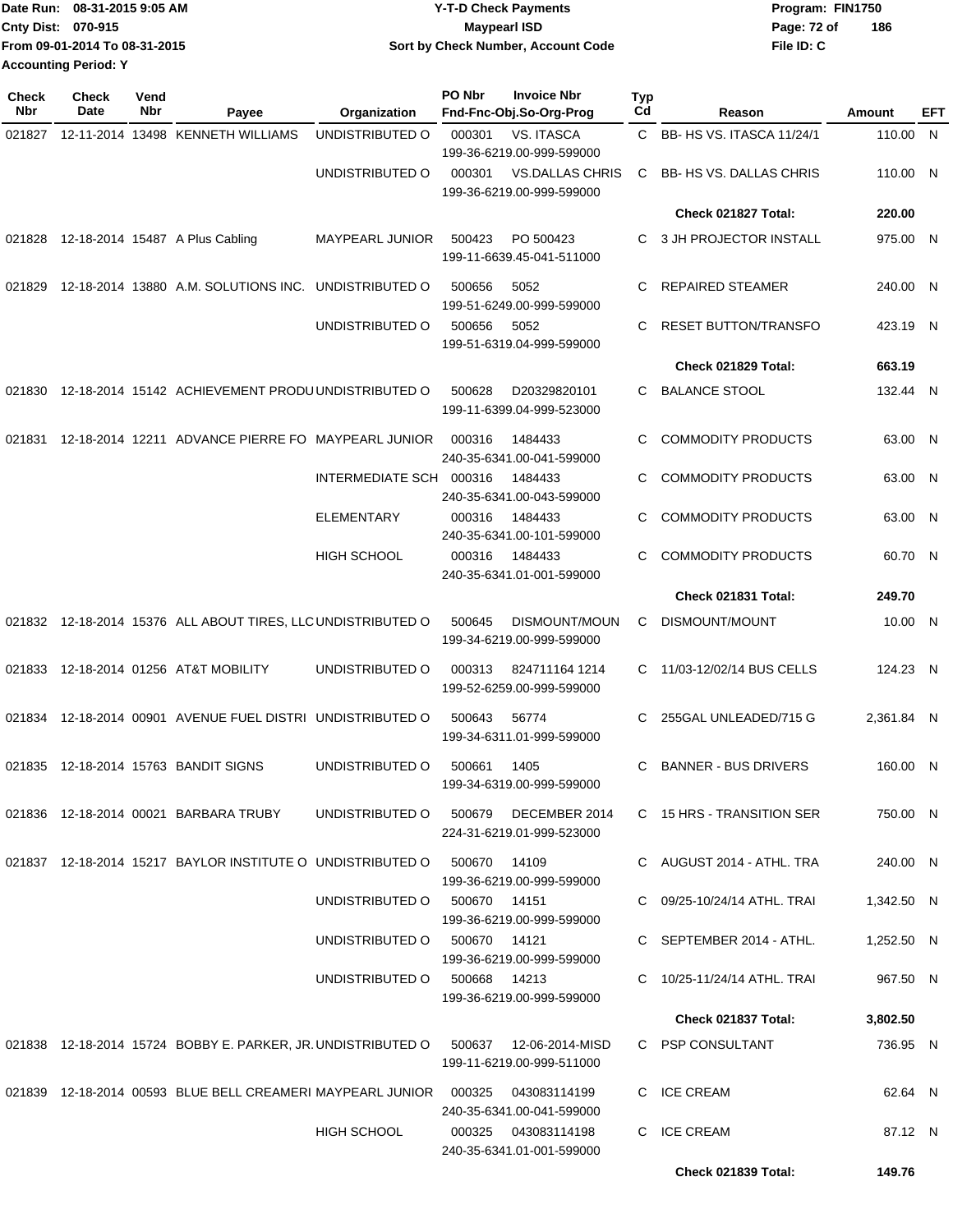Date Run: 08-31-2015 9:05 AM
Cnty Dist: 070-915
From 09-01-2014 To 08-31-2015
Accounting Period: Y

# Y-T-D Check Payments
## Maypearl ISD
### Sort by Check Number, Account Code

Program: FIN1750
File ID: C

| Check Nbr | Check Date | Vend Nbr | Payee | Organization | PO Nbr | Invoice Nbr / Fnd-Fnc-Obj.So-Org-Prog | Typ Cd | Reason | Amount | EFT |
|---|---|---|---|---|---|---|---|---|---|---|
| 021827 | 12-11-2014 | 13498 | KENNETH WILLIAMS | UNDISTRIBUTED O | 000301 | VS. ITASCA 199-36-6219.00-999-599000 | C | BB- HS VS. ITASCA 11/24/1 | 110.00 | N |
| | | | | UNDISTRIBUTED O | 000301 | VS.DALLAS CHRIS 199-36-6219.00-999-599000 | C | BB- HS VS. DALLAS CHRIS | 110.00 | N |
| | | | | | | | | **Check 021827 Total:** | **220.00** | |
| 021828 | 12-18-2014 | 15487 | A Plus Cabling | MAYPEARL JUNIOR | 500423 | PO 500423 199-11-6639.45-041-511000 | C | 3 JH PROJECTOR INSTALL | 975.00 | N |
| 021829 | 12-18-2014 | 13880 | A.M. SOLUTIONS INC. | UNDISTRIBUTED O | 500656 | 5052 199-51-6249.00-999-599000 | C | REPAIRED STEAMER | 240.00 | N |
| | | | | UNDISTRIBUTED O | 500656 | 5052 199-51-6319.04-999-599000 | C | RESET BUTTON/TRANSFO | 423.19 | N |
| | | | | | | | | **Check 021829 Total:** | **663.19** | |
| 021830 | 12-18-2014 | 15142 | ACHIEVEMENT PRODU | UNDISTRIBUTED O | 500628 | D20329820101 199-11-6399.04-999-523000 | C | BALANCE STOOL | 132.44 | N |
| 021831 | 12-18-2014 | 12211 | ADVANCE PIERRE FO | MAYPEARL JUNIOR | 000316 | 1484433 240-35-6341.00-041-599000 | C | COMMODITY PRODUCTS | 63.00 | N |
| | | | | INTERMEDIATE SCH | 000316 | 1484433 240-35-6341.00-043-599000 | C | COMMODITY PRODUCTS | 63.00 | N |
| | | | | ELEMENTARY | 000316 | 1484433 240-35-6341.00-101-599000 | C | COMMODITY PRODUCTS | 63.00 | N |
| | | | | HIGH SCHOOL | 000316 | 1484433 240-35-6341.01-001-599000 | C | COMMODITY PRODUCTS | 60.70 | N |
| | | | | | | | | **Check 021831 Total:** | **249.70** | |
| 021832 | 12-18-2014 | 15376 | ALL ABOUT TIRES, LLC | UNDISTRIBUTED O | 500645 | DISMOUNT/MOUN 199-34-6219.00-999-599000 | C | DISMOUNT/MOUNT | 10.00 | N |
| 021833 | 12-18-2014 | 01256 | AT&T MOBILITY | UNDISTRIBUTED O | 000313 | 824711164 1214 199-52-6259.00-999-599000 | C | 11/03-12/02/14 BUS CELLS | 124.23 | N |
| 021834 | 12-18-2014 | 00901 | AVENUE FUEL DISTRI | UNDISTRIBUTED O | 500643 | 56774 199-34-6311.01-999-599000 | C | 255GAL UNLEADED/715 G | 2,361.84 | N |
| 021835 | 12-18-2014 | 15763 | BANDIT SIGNS | UNDISTRIBUTED O | 500661 | 1405 199-34-6319.00-999-599000 | C | BANNER - BUS DRIVERS | 160.00 | N |
| 021836 | 12-18-2014 | 00021 | BARBARA TRUBY | UNDISTRIBUTED O | 500679 | DECEMBER 2014 224-31-6219.01-999-523000 | C | 15 HRS - TRANSITION SER | 750.00 | N |
| 021837 | 12-18-2014 | 15217 | BAYLOR INSTITUTE O | UNDISTRIBUTED O | 500670 | 14109 199-36-6219.00-999-599000 | C | AUGUST 2014 - ATHL. TRA | 240.00 | N |
| | | | | UNDISTRIBUTED O | 500670 | 14151 199-36-6219.00-999-599000 | C | 09/25-10/24/14 ATHL. TRAI | 1,342.50 | N |
| | | | | UNDISTRIBUTED O | 500670 | 14121 199-36-6219.00-999-599000 | C | SEPTEMBER 2014 - ATHL. | 1,252.50 | N |
| | | | | UNDISTRIBUTED O | 500668 | 14213 199-36-6219.00-999-599000 | C | 10/25-11/24/14 ATHL. TRAI | 967.50 | N |
| | | | | | | | | **Check 021837 Total:** | **3,802.50** | |
| 021838 | 12-18-2014 | 15724 | BOBBY E. PARKER, JR. | UNDISTRIBUTED O | 500637 | 12-06-2014-MISD 199-11-6219.00-999-511000 | C | PSP CONSULTANT | 736.95 | N |
| 021839 | 12-18-2014 | 00593 | BLUE BELL CREAMERI | MAYPEARL JUNIOR | 000325 | 043083114199 240-35-6341.00-041-599000 | C | ICE CREAM | 62.64 | N |
| | | | | HIGH SCHOOL | 000325 | 043083114198 240-35-6341.01-001-599000 | C | ICE CREAM | 87.12 | N |
| | | | | | | | | **Check 021839 Total:** | **149.76** | |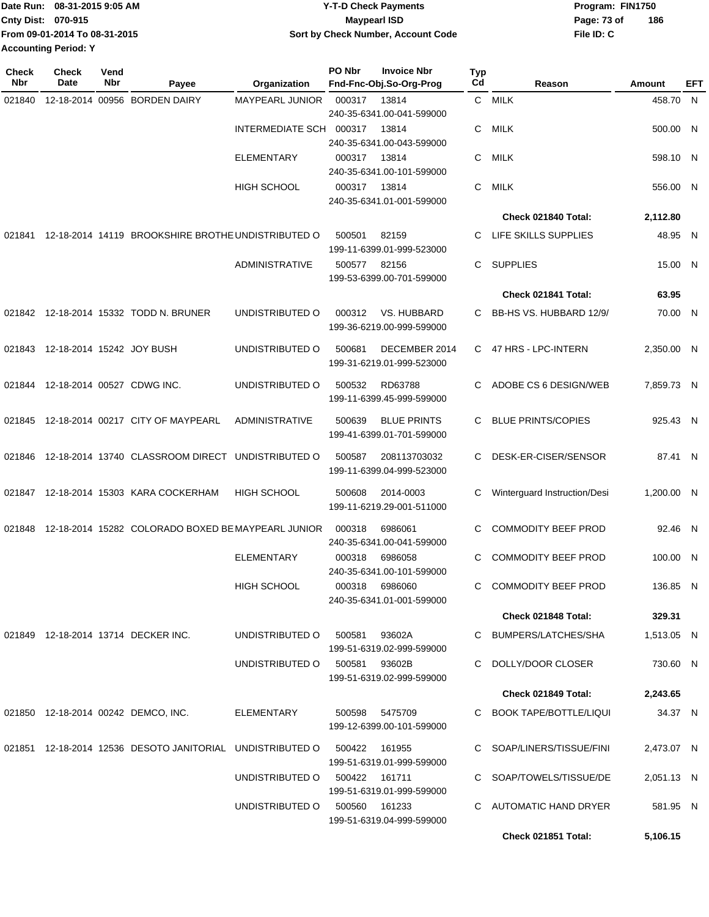Date Run: 08-31-2015 9:05 AM
Cnty Dist: 070-915
From 09-01-2014 To 08-31-2015
Accounting Period: Y

# Y-T-D Check Payments
## Maypearl ISD
### Sort by Check Number, Account Code

Program: FIN1750
File ID: C

| Check Nbr | Check Date | Vend Nbr | Payee | Organization | PO Nbr | Invoice Nbr / Fnd-Fnc-Obj.So-Org-Prog | Typ Cd | Reason | Amount | EFT |
|---|---|---|---|---|---|---|---|---|---|---|
| 021840 | 12-18-2014 | 00956 | BORDEN DAIRY | MAYPEARL JUNIOR | 000317 | 13814 / 240-35-6341.00-041-599000 | C | MILK | 458.70 | N |
| | | | | INTERMEDIATE SCH | 000317 | 13814 / 240-35-6341.00-043-599000 | C | MILK | 500.00 | N |
| | | | | ELEMENTARY | 000317 | 13814 / 240-35-6341.00-101-599000 | C | MILK | 598.10 | N |
| | | | | HIGH SCHOOL | 000317 | 13814 / 240-35-6341.01-001-599000 | C | MILK | 556.00 | N |
| | | | | | | | | **Check 021840 Total:** | **2,112.80** | |
| 021841 | 12-18-2014 | 14119 | BROOKSHIRE BROTHE | UNDISTRIBUTED O | 500501 | 82159 / 199-11-6399.01-999-523000 | C | LIFE SKILLS SUPPLIES | 48.95 | N |
| | | | | ADMINISTRATIVE | 500577 | 82156 / 199-53-6399.00-701-599000 | C | SUPPLIES | 15.00 | N |
| | | | | | | | | **Check 021841 Total:** | **63.95** | |
| 021842 | 12-18-2014 | 15332 | TODD N. BRUNER | UNDISTRIBUTED O | 000312 | VS. HUBBARD / 199-36-6219.00-999-599000 | C | BB-HS VS. HUBBARD 12/9/ | 70.00 | N |
| 021843 | 12-18-2014 | 15242 | JOY BUSH | UNDISTRIBUTED O | 500681 | DECEMBER 2014 / 199-31-6219.01-999-523000 | C | 47 HRS - LPC-INTERN | 2,350.00 | N |
| 021844 | 12-18-2014 | 00527 | CDWG INC. | UNDISTRIBUTED O | 500532 | RD63788 / 199-11-6399.45-999-599000 | C | ADOBE CS 6 DESIGN/WEB | 7,859.73 | N |
| 021845 | 12-18-2014 | 00217 | CITY OF MAYPEARL | ADMINISTRATIVE | 500639 | BLUE PRINTS / 199-41-6399.01-701-599000 | C | BLUE PRINTS/COPIES | 925.43 | N |
| 021846 | 12-18-2014 | 13740 | CLASSROOM DIRECT | UNDISTRIBUTED O | 500587 | 208113703032 / 199-11-6399.04-999-523000 | C | DESK-ER-CISER/SENSOR | 87.41 | N |
| 021847 | 12-18-2014 | 15303 | KARA COCKERHAM | HIGH SCHOOL | 500608 | 2014-0003 / 199-11-6219.29-001-511000 | C | Winterguard Instruction/Desi | 1,200.00 | N |
| 021848 | 12-18-2014 | 15282 | COLORADO BOXED BE | MAYPEARL JUNIOR | 000318 | 6986061 / 240-35-6341.00-041-599000 | C | COMMODITY BEEF PROD | 92.46 | N |
| | | | | ELEMENTARY | 000318 | 6986058 / 240-35-6341.00-101-599000 | C | COMMODITY BEEF PROD | 100.00 | N |
| | | | | HIGH SCHOOL | 000318 | 6986060 / 240-35-6341.01-001-599000 | C | COMMODITY BEEF PROD | 136.85 | N |
| | | | | | | | | **Check 021848 Total:** | **329.31** | |
| 021849 | 12-18-2014 | 13714 | DECKER INC. | UNDISTRIBUTED O | 500581 | 93602A / 199-51-6319.02-999-599000 | C | BUMPERS/LATCHES/SHA | 1,513.05 | N |
| | | | | UNDISTRIBUTED O | 500581 | 93602B / 199-51-6319.02-999-599000 | C | DOLLY/DOOR CLOSER | 730.60 | N |
| | | | | | | | | **Check 021849 Total:** | **2,243.65** | |
| 021850 | 12-18-2014 | 00242 | DEMCO, INC. | ELEMENTARY | 500598 | 5475709 / 199-12-6399.00-101-599000 | C | BOOK TAPE/BOTTLE/LIQUI | 34.37 | N |
| 021851 | 12-18-2014 | 12536 | DESOTO JANITORIAL | UNDISTRIBUTED O | 500422 | 161955 / 199-51-6319.01-999-599000 | C | SOAP/LINERS/TISSUE/FINI | 2,473.07 | N |
| | | | | UNDISTRIBUTED O | 500422 | 161711 / 199-51-6319.01-999-599000 | C | SOAP/TOWELS/TISSUE/DE | 2,051.13 | N |
| | | | | UNDISTRIBUTED O | 500560 | 161233 / 199-51-6319.04-999-599000 | C | AUTOMATIC HAND DRYER | 581.95 | N |
| | | | | | | | | **Check 021851 Total:** | **5,106.15** | |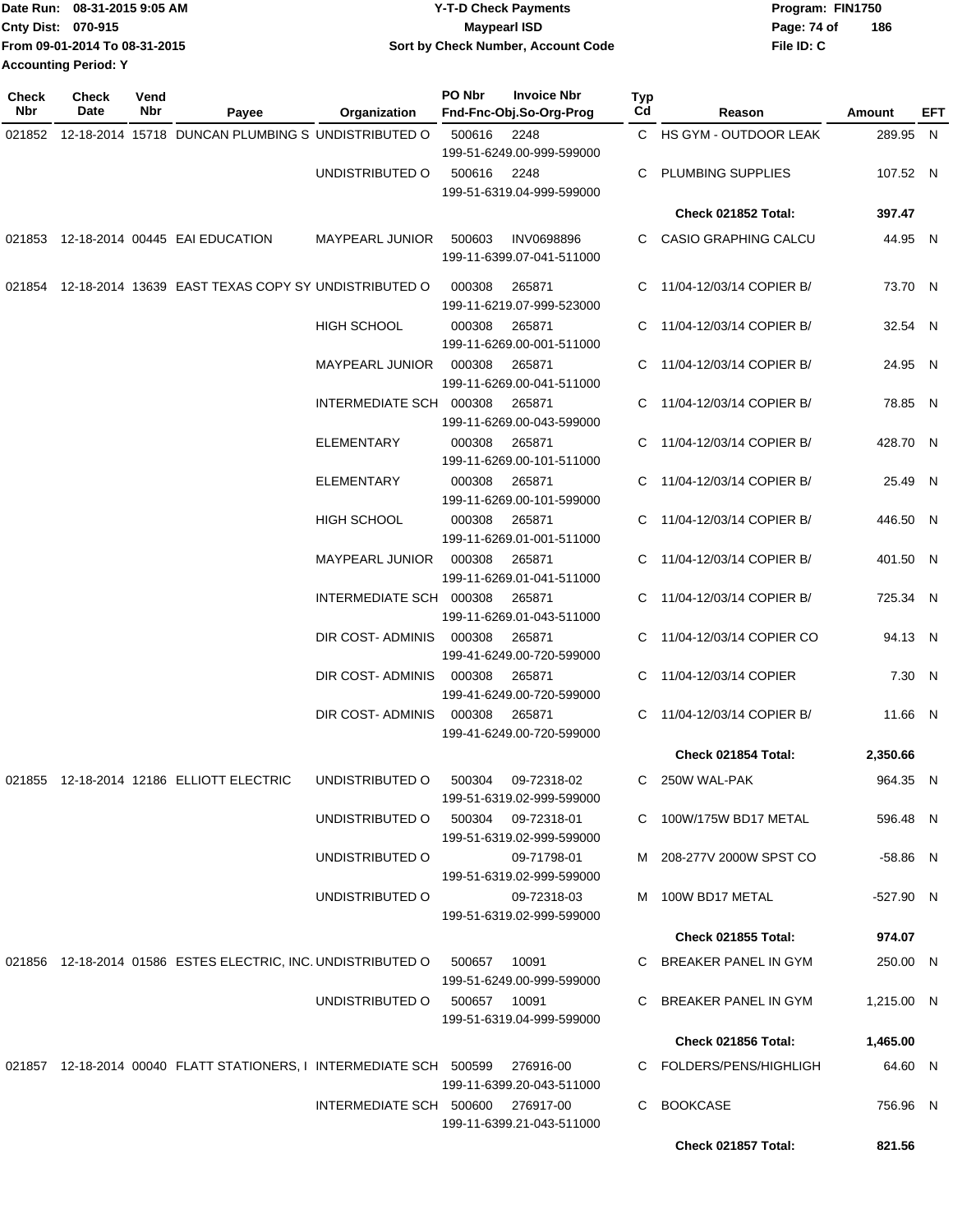Date Run: 08-31-2015 9:05 AM
Cnty Dist: 070-915
From 09-01-2014 To 08-31-2015
Accounting Period: Y

# Y-T-D Check Payments
## Maypearl ISD
### Sort by Check Number, Account Code

Program: FIN1750
File ID: C

| Check Nbr | Check Date | Vend Nbr | Payee | Organization | PO Nbr | Invoice Nbr / Fnd-Fnc-Obj.So-Org-Prog | Typ Cd | Reason | Amount | EFT |
|---|---|---|---|---|---|---|---|---|---|---|
| 021852 | 12-18-2014 | 15718 | DUNCAN PLUMBING S | UNDISTRIBUTED O | 500616 | 2248 199-51-6249.00-999-599000 | C | HS GYM - OUTDOOR LEAK | 289.95 | N |
| | | | | UNDISTRIBUTED O | 500616 | 2248 199-51-6319.04-999-599000 | C | PLUMBING SUPPLIES | 107.52 | N |
| | | | | | | | | **Check 021852 Total:** | **397.47** | |
| 021853 | 12-18-2014 | 00445 | EAI EDUCATION | MAYPEARL JUNIOR | 500603 | INV0698896 199-11-6399.07-041-511000 | C | CASIO GRAPHING CALCU | 44.95 | N |
| 021854 | 12-18-2014 | 13639 | EAST TEXAS COPY SY | UNDISTRIBUTED O | 000308 | 265871 199-11-6219.07-999-523000 | C | 11/04-12/03/14 COPIER B/ | 73.70 | N |
| | | | | HIGH SCHOOL | 000308 | 265871 199-11-6269.00-001-511000 | C | 11/04-12/03/14 COPIER B/ | 32.54 | N |
| | | | | MAYPEARL JUNIOR | 000308 | 265871 199-11-6269.00-041-511000 | C | 11/04-12/03/14 COPIER B/ | 24.95 | N |
| | | | | INTERMEDIATE SCH | 000308 | 265871 199-11-6269.00-043-599000 | C | 11/04-12/03/14 COPIER B/ | 78.85 | N |
| | | | | ELEMENTARY | 000308 | 265871 199-11-6269.00-101-511000 | C | 11/04-12/03/14 COPIER B/ | 428.70 | N |
| | | | | ELEMENTARY | 000308 | 265871 199-11-6269.00-101-599000 | C | 11/04-12/03/14 COPIER B/ | 25.49 | N |
| | | | | HIGH SCHOOL | 000308 | 265871 199-11-6269.01-001-511000 | C | 11/04-12/03/14 COPIER B/ | 446.50 | N |
| | | | | MAYPEARL JUNIOR | 000308 | 265871 199-11-6269.01-041-511000 | C | 11/04-12/03/14 COPIER B/ | 401.50 | N |
| | | | | INTERMEDIATE SCH | 000308 | 265871 199-11-6269.01-043-511000 | C | 11/04-12/03/14 COPIER B/ | 725.34 | N |
| | | | | DIR COST- ADMINIS | 000308 | 265871 199-41-6249.00-720-599000 | C | 11/04-12/03/14 COPIER CO | 94.13 | N |
| | | | | DIR COST- ADMINIS | 000308 | 265871 199-41-6249.00-720-599000 | C | 11/04-12/03/14 COPIER | 7.30 | N |
| | | | | DIR COST- ADMINIS | 000308 | 265871 199-41-6249.00-720-599000 | C | 11/04-12/03/14 COPIER B/ | 11.66 | N |
| | | | | | | | | **Check 021854 Total:** | **2,350.66** | |
| 021855 | 12-18-2014 | 12186 | ELLIOTT ELECTRIC | UNDISTRIBUTED O | 500304 | 09-72318-02 199-51-6319.02-999-599000 | C | 250W WAL-PAK | 964.35 | N |
| | | | | UNDISTRIBUTED O | 500304 | 09-72318-01 199-51-6319.02-999-599000 | C | 100W/175W BD17 METAL | 596.48 | N |
| | | | | UNDISTRIBUTED O | | 09-71798-01 199-51-6319.02-999-599000 | M | 208-277V 2000W SPST CO | -58.86 | N |
| | | | | UNDISTRIBUTED O | | 09-72318-03 199-51-6319.02-999-599000 | M | 100W BD17 METAL | -527.90 | N |
| | | | | | | | | **Check 021855 Total:** | **974.07** | |
| 021856 | 12-18-2014 | 01586 | ESTES ELECTRIC, INC. | UNDISTRIBUTED O | 500657 | 10091 199-51-6249.00-999-599000 | C | BREAKER PANEL IN GYM | 250.00 | N |
| | | | | UNDISTRIBUTED O | 500657 | 10091 199-51-6319.04-999-599000 | C | BREAKER PANEL IN GYM | 1,215.00 | N |
| | | | | | | | | **Check 021856 Total:** | **1,465.00** | |
| 021857 | 12-18-2014 | 00040 | FLATT STATIONERS, I | INTERMEDIATE SCH | 500599 | 276916-00 199-11-6399.20-043-511000 | C | FOLDERS/PENS/HIGHLIGH | 64.60 | N |
| | | | | INTERMEDIATE SCH | 500600 | 276917-00 199-11-6399.21-043-511000 | C | BOOKCASE | 756.96 | N |
| | | | | | | | | **Check 021857 Total:** | **821.56** | |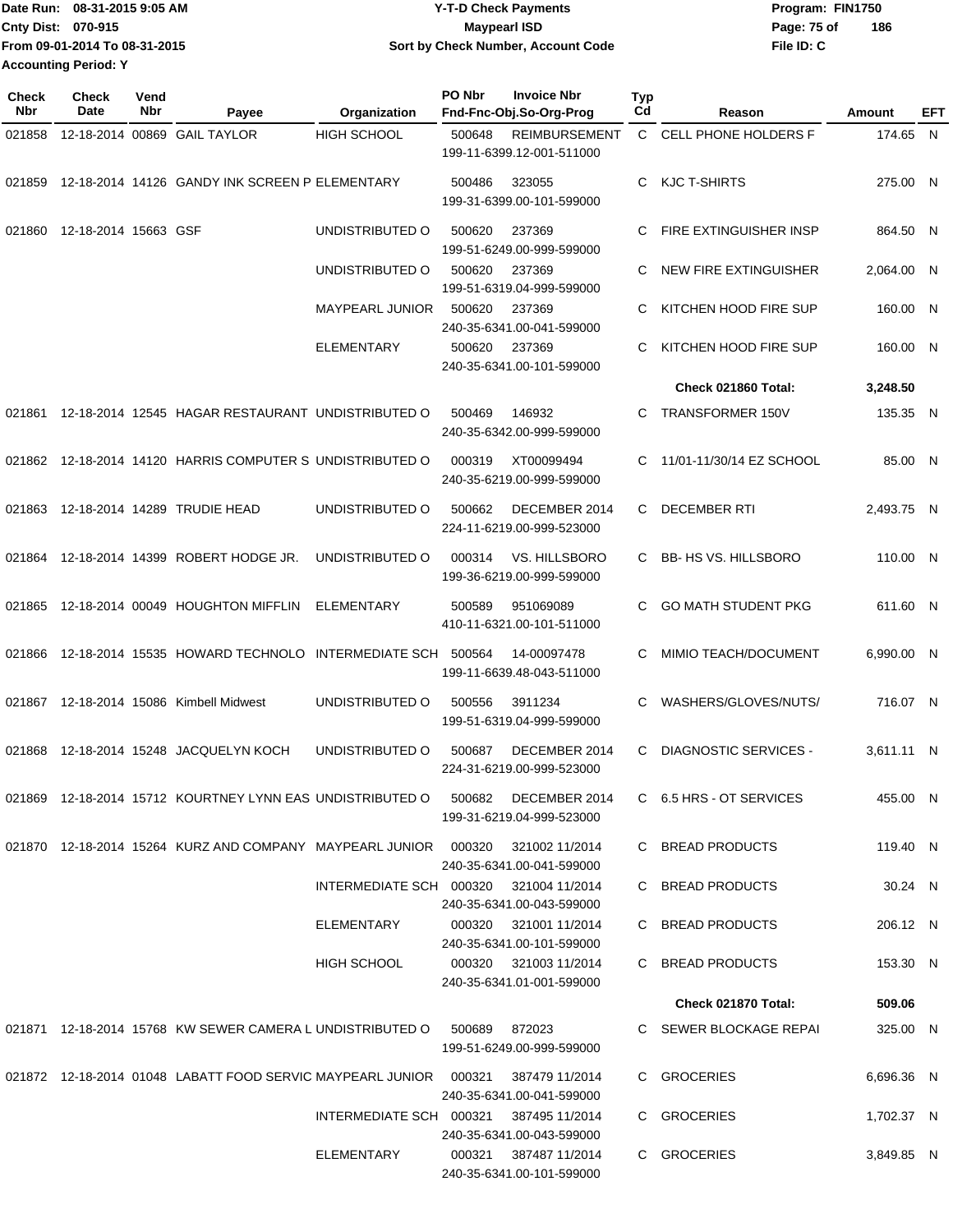Date Run: 08-31-2015 9:05 AM
Cnty Dist: 070-915
From 09-01-2014 To 08-31-2015
Accounting Period: Y

**Y-T-D Check Payments**
**Maypearl ISD**
**Sort by Check Number, Account Code**

Program: FIN1750
File ID: C

| Check Nbr | Check Date | Vend Nbr | Payee | Organization | PO Nbr | Invoice Nbr / Fnd-Fnc-Obj.So-Org-Prog | Typ Cd | Reason | Amount | EFT |
|---|---|---|---|---|---|---|---|---|---|---|
| 021858 | 12-18-2014 | 00869 | GAIL TAYLOR | HIGH SCHOOL | 500648 | REIMBURSEMENT 199-11-6399.12-001-511000 | C | CELL PHONE HOLDERS F | 174.65 | N |
| 021859 | 12-18-2014 | 14126 | GANDY INK SCREEN P | ELEMENTARY | 500486 | 323055 199-31-6399.00-101-599000 | C | KJC T-SHIRTS | 275.00 | N |
| 021860 | 12-18-2014 | 15663 | GSF | UNDISTRIBUTED O | 500620 | 237369 199-51-6249.00-999-599000 | C | FIRE EXTINGUISHER INSP | 864.50 | N |
| | | | | UNDISTRIBUTED O | 500620 | 237369 199-51-6319.04-999-599000 | C | NEW FIRE EXTINGUISHER | 2,064.00 | N |
| | | | | MAYPEARL JUNIOR | 500620 | 237369 240-35-6341.00-041-599000 | C | KITCHEN HOOD FIRE SUP | 160.00 | N |
| | | | | ELEMENTARY | 500620 | 237369 240-35-6341.00-101-599000 | C | KITCHEN HOOD FIRE SUP | 160.00 | N |
| | | | | | | | | **Check 021860 Total:** | **3,248.50** | |
| 021861 | 12-18-2014 | 12545 | HAGAR RESTAURANT | UNDISTRIBUTED O | 500469 | 146932 240-35-6342.00-999-599000 | C | TRANSFORMER 150V | 135.35 | N |
| 021862 | 12-18-2014 | 14120 | HARRIS COMPUTER S | UNDISTRIBUTED O | 000319 | XT00099494 240-35-6219.00-999-599000 | C | 11/01-11/30/14 EZ SCHOOL | 85.00 | N |
| 021863 | 12-18-2014 | 14289 | TRUDIE HEAD | UNDISTRIBUTED O | 500662 | DECEMBER 2014 224-11-6219.00-999-523000 | C | DECEMBER RTI | 2,493.75 | N |
| 021864 | 12-18-2014 | 14399 | ROBERT HODGE JR. | UNDISTRIBUTED O | 000314 | VS. HILLSBORO 199-36-6219.00-999-599000 | C | BB- HS VS. HILLSBORO | 110.00 | N |
| 021865 | 12-18-2014 | 00049 | HOUGHTON MIFFLIN | ELEMENTARY | 500589 | 951069089 410-11-6321.00-101-511000 | C | GO MATH STUDENT PKG | 611.60 | N |
| 021866 | 12-18-2014 | 15535 | HOWARD TECHNOLO | INTERMEDIATE SCH | 500564 | 14-00097478 199-11-6639.48-043-511000 | C | MIMIO TEACH/DOCUMENT | 6,990.00 | N |
| 021867 | 12-18-2014 | 15086 | Kimbell Midwest | UNDISTRIBUTED O | 500556 | 3911234 199-51-6319.04-999-599000 | C | WASHERS/GLOVES/NUTS/ | 716.07 | N |
| 021868 | 12-18-2014 | 15248 | JACQUELYN KOCH | UNDISTRIBUTED O | 500687 | DECEMBER 2014 224-31-6219.00-999-523000 | C | DIAGNOSTIC SERVICES - | 3,611.11 | N |
| 021869 | 12-18-2014 | 15712 | KOURTNEY LYNN EAS | UNDISTRIBUTED O | 500682 | DECEMBER 2014 199-31-6219.04-999-523000 | C | 6.5 HRS - OT SERVICES | 455.00 | N |
| 021870 | 12-18-2014 | 15264 | KURZ AND COMPANY | MAYPEARL JUNIOR | 000320 | 321002 11/2014 240-35-6341.00-041-599000 | C | BREAD PRODUCTS | 119.40 | N |
| | | | | INTERMEDIATE SCH | 000320 | 321004 11/2014 240-35-6341.00-043-599000 | C | BREAD PRODUCTS | 30.24 | N |
| | | | | ELEMENTARY | 000320 | 321001 11/2014 240-35-6341.00-101-599000 | C | BREAD PRODUCTS | 206.12 | N |
| | | | | HIGH SCHOOL | 000320 | 321003 11/2014 240-35-6341.01-001-599000 | C | BREAD PRODUCTS | 153.30 | N |
| | | | | | | | | **Check 021870 Total:** | **509.06** | |
| 021871 | 12-18-2014 | 15768 | KW SEWER CAMERA L | UNDISTRIBUTED O | 500689 | 872023 199-51-6249.00-999-599000 | C | SEWER BLOCKAGE REPAI | 325.00 | N |
| 021872 | 12-18-2014 | 01048 | LABATT FOOD SERVIC | MAYPEARL JUNIOR | 000321 | 387479 11/2014 240-35-6341.00-041-599000 | C | GROCERIES | 6,696.36 | N |
| | | | | INTERMEDIATE SCH | 000321 | 387495 11/2014 240-35-6341.00-043-599000 | C | GROCERIES | 1,702.37 | N |
| | | | | ELEMENTARY | 000321 | 387487 11/2014 240-35-6341.00-101-599000 | C | GROCERIES | 3,849.85 | N |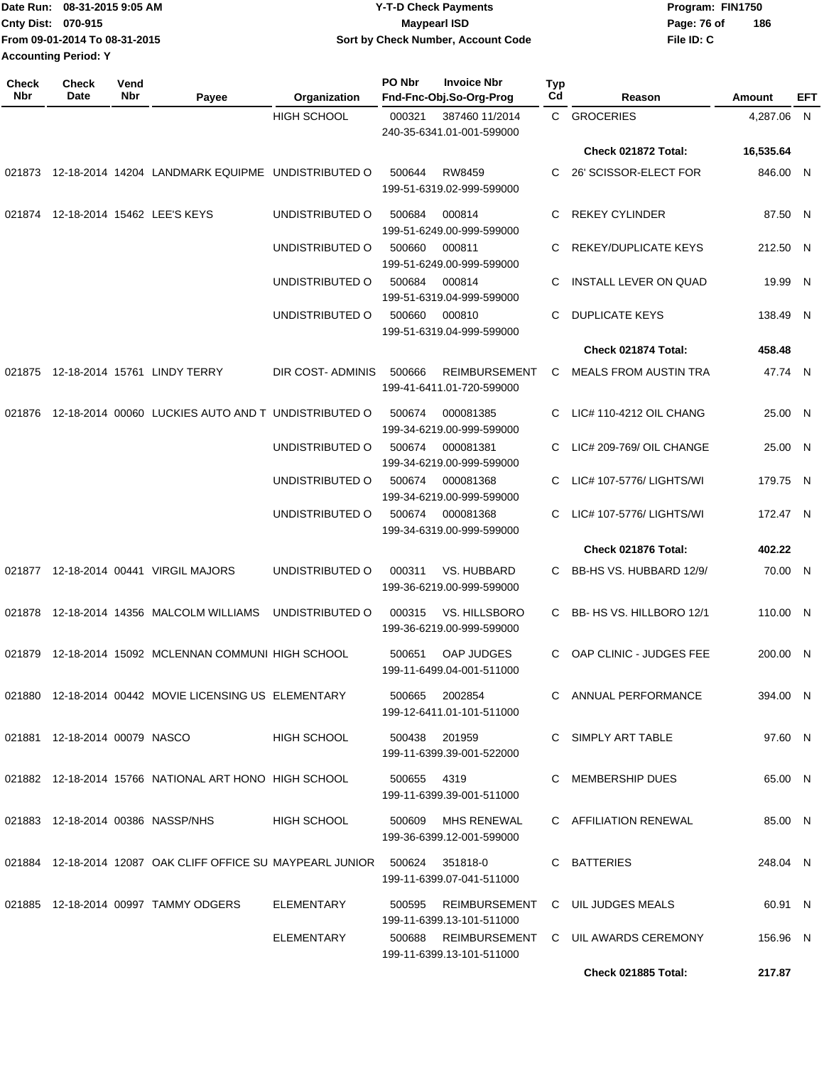Date Run: 08-31-2015 9:05 AM
Cnty Dist: 070-915
From 09-01-2014 To 08-31-2015
Accounting Period: Y

**Y-T-D Check Payments**
**Maypearl ISD**
**Sort by Check Number, Account Code**

Program: FIN1750
File ID: C

| Check Nbr | Check Date | Vend Nbr | Payee | Organization | PO Nbr | Invoice Nbr / Fnd-Fnc-Obj.So-Org-Prog | Typ Cd | Reason | Amount | EFT |
|---|---|---|---|---|---|---|---|---|---|---|
| | | | | HIGH SCHOOL | 000321 | 387460 11/2014<br>240-35-6341.01-001-599000 | C | GROCERIES | 4,287.06 | N |
| | | | | | | | | **Check 021872 Total:** | **16,535.64** | |
| 021873 | 12-18-2014 | 14204 | LANDMARK EQUIPME | UNDISTRIBUTED O | 500644 | RW8459<br>199-51-6319.02-999-599000 | C | 26' SCISSOR-ELECT FOR | 846.00 | N |
| 021874 | 12-18-2014 | 15462 | LEE'S KEYS | UNDISTRIBUTED O | 500684 | 000814<br>199-51-6249.00-999-599000 | C | REKEY CYLINDER | 87.50 | N |
| | | | | UNDISTRIBUTED O | 500660 | 000811<br>199-51-6249.00-999-599000 | C | REKEY/DUPLICATE KEYS | 212.50 | N |
| | | | | UNDISTRIBUTED O | 500684 | 000814<br>199-51-6319.04-999-599000 | C | INSTALL LEVER ON QUAD | 19.99 | N |
| | | | | UNDISTRIBUTED O | 500660 | 000810<br>199-51-6319.04-999-599000 | C | DUPLICATE KEYS | 138.49 | N |
| | | | | | | | | **Check 021874 Total:** | **458.48** | |
| 021875 | 12-18-2014 | 15761 | LINDY TERRY | DIR COST- ADMINIS | 500666 | REIMBURSEMENT<br>199-41-6411.01-720-599000 | C | MEALS FROM AUSTIN TRA | 47.74 | N |
| 021876 | 12-18-2014 | 00060 | LUCKIES AUTO AND T | UNDISTRIBUTED O | 500674 | 000081385<br>199-34-6219.00-999-599000 | C | LIC# 110-4212 OIL CHANG | 25.00 | N |
| | | | | UNDISTRIBUTED O | 500674 | 000081381<br>199-34-6219.00-999-599000 | C | LIC# 209-769/ OIL CHANGE | 25.00 | N |
| | | | | UNDISTRIBUTED O | 500674 | 000081368<br>199-34-6219.00-999-599000 | C | LIC# 107-5776/ LIGHTS/WI | 179.75 | N |
| | | | | UNDISTRIBUTED O | 500674 | 000081368<br>199-34-6319.00-999-599000 | C | LIC# 107-5776/ LIGHTS/WI | 172.47 | N |
| | | | | | | | | **Check 021876 Total:** | **402.22** | |
| 021877 | 12-18-2014 | 00441 | VIRGIL MAJORS | UNDISTRIBUTED O | 000311 | VS. HUBBARD<br>199-36-6219.00-999-599000 | C | BB-HS VS. HUBBARD 12/9/ | 70.00 | N |
| 021878 | 12-18-2014 | 14356 | MALCOLM WILLIAMS | UNDISTRIBUTED O | 000315 | VS. HILLSBORO<br>199-36-6219.00-999-599000 | C | BB- HS VS. HILLBORO 12/1 | 110.00 | N |
| 021879 | 12-18-2014 | 15092 | MCLENNAN COMMUNI | HIGH SCHOOL | 500651 | OAP JUDGES<br>199-11-6499.04-001-511000 | C | OAP CLINIC - JUDGES FEE | 200.00 | N |
| 021880 | 12-18-2014 | 00442 | MOVIE LICENSING US | ELEMENTARY | 500665 | 2002854<br>199-12-6411.01-101-511000 | C | ANNUAL PERFORMANCE | 394.00 | N |
| 021881 | 12-18-2014 | 00079 | NASCO | HIGH SCHOOL | 500438 | 201959<br>199-11-6399.39-001-522000 | C | SIMPLY ART TABLE | 97.60 | N |
| 021882 | 12-18-2014 | 15766 | NATIONAL ART HONO | HIGH SCHOOL | 500655 | 4319<br>199-11-6399.39-001-511000 | C | MEMBERSHIP DUES | 65.00 | N |
| 021883 | 12-18-2014 | 00386 | NASSP/NHS | HIGH SCHOOL | 500609 | MHS RENEWAL<br>199-36-6399.12-001-599000 | C | AFFILIATION RENEWAL | 85.00 | N |
| 021884 | 12-18-2014 | 12087 | OAK CLIFF OFFICE SU | MAYPEARL JUNIOR | 500624 | 351818-0<br>199-11-6399.07-041-511000 | C | BATTERIES | 248.04 | N |
| 021885 | 12-18-2014 | 00997 | TAMMY ODGERS | ELEMENTARY | 500595 | REIMBURSEMENT<br>199-11-6399.13-101-511000 | C | UIL JUDGES MEALS | 60.91 | N |
| | | | | ELEMENTARY | 500688 | REIMBURSEMENT<br>199-11-6399.13-101-511000 | C | UIL AWARDS CEREMONY | 156.96 | N |
| | | | | | | | | **Check 021885 Total:** | **217.87** | |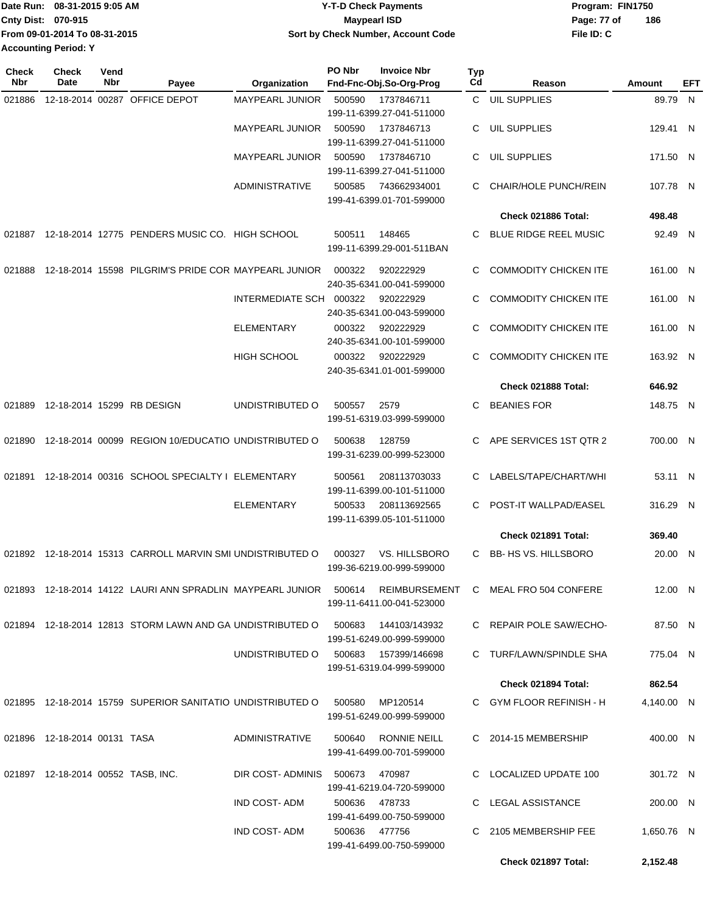Date Run: 08-31-2015 9:05 AM
Cnty Dist: 070-915
From 09-01-2014 To 08-31-2015
Accounting Period: Y

**Y-T-D Check Payments**
**Maypearl ISD**
**Sort by Check Number, Account Code**

Program: FIN1750
File ID: C

| Check Nbr | Check Date | Vend Nbr | Payee | Organization | PO Nbr | Invoice Nbr / Fnd-Fnc-Obj.So-Org-Prog | Typ Cd | Reason | Amount | EFT |
|---|---|---|---|---|---|---|---|---|---|---|
| 021886 | 12-18-2014 | 00287 | OFFICE DEPOT | MAYPEARL JUNIOR | 500590 | 1737846711 199-11-6399.27-041-511000 | C | UIL SUPPLIES | 89.79 | N |
| | | | | MAYPEARL JUNIOR | 500590 | 1737846713 199-11-6399.27-041-511000 | C | UIL SUPPLIES | 129.41 | N |
| | | | | MAYPEARL JUNIOR | 500590 | 1737846710 199-11-6399.27-041-511000 | C | UIL SUPPLIES | 171.50 | N |
| | | | | ADMINISTRATIVE | 500585 | 743662934001 199-41-6399.01-701-599000 | C | CHAIR/HOLE PUNCH/REIN | 107.78 | N |
| | | | | | | | | **Check 021886 Total:** | **498.48** | |
| 021887 | 12-18-2014 | 12775 | PENDERS MUSIC CO. | HIGH SCHOOL | 500511 | 148465 199-11-6399.29-001-511BAN | C | BLUE RIDGE REEL MUSIC | 92.49 | N |
| 021888 | 12-18-2014 | 15598 | PILGRIM'S PRIDE COR | MAYPEARL JUNIOR | 000322 | 920222929 240-35-6341.00-041-599000 | C | COMMODITY CHICKEN ITE | 161.00 | N |
| | | | | INTERMEDIATE SCH | 000322 | 920222929 240-35-6341.00-043-599000 | C | COMMODITY CHICKEN ITE | 161.00 | N |
| | | | | ELEMENTARY | 000322 | 920222929 240-35-6341.00-101-599000 | C | COMMODITY CHICKEN ITE | 161.00 | N |
| | | | | HIGH SCHOOL | 000322 | 920222929 240-35-6341.01-001-599000 | C | COMMODITY CHICKEN ITE | 163.92 | N |
| | | | | | | | | **Check 021888 Total:** | **646.92** | |
| 021889 | 12-18-2014 | 15299 | RB DESIGN | UNDISTRIBUTED O | 500557 | 2579 199-51-6319.03-999-599000 | C | BEANIES FOR | 148.75 | N |
| 021890 | 12-18-2014 | 00099 | REGION 10/EDUCATIO | UNDISTRIBUTED O | 500638 | 128759 199-31-6239.00-999-523000 | C | APE SERVICES 1ST QTR 2 | 700.00 | N |
| 021891 | 12-18-2014 | 00316 | SCHOOL SPECIALTY I | ELEMENTARY | 500561 | 208113703033 199-11-6399.00-101-511000 | C | LABELS/TAPE/CHART/WHI | 53.11 | N |
| | | | | ELEMENTARY | 500533 | 208113692565 199-11-6399.05-101-511000 | C | POST-IT WALLPAD/EASEL | 316.29 | N |
| | | | | | | | | **Check 021891 Total:** | **369.40** | |
| 021892 | 12-18-2014 | 15313 | CARROLL MARVIN SMI | UNDISTRIBUTED O | 000327 | VS. HILLSBORO 199-36-6219.00-999-599000 | C | BB- HS VS. HILLSBORO | 20.00 | N |
| 021893 | 12-18-2014 | 14122 | LAURI ANN SPRADLIN | MAYPEARL JUNIOR | 500614 | REIMBURSEMENT 199-11-6411.00-041-523000 | C | MEAL FRO 504 CONFERE | 12.00 | N |
| 021894 | 12-18-2014 | 12813 | STORM LAWN AND GA | UNDISTRIBUTED O | 500683 | 144103/143932 199-51-6249.00-999-599000 | C | REPAIR POLE SAW/ECHO- | 87.50 | N |
| | | | | UNDISTRIBUTED O | 500683 | 157399/146698 199-51-6319.04-999-599000 | C | TURF/LAWN/SPINDLE SHA | 775.04 | N |
| | | | | | | | | **Check 021894 Total:** | **862.54** | |
| 021895 | 12-18-2014 | 15759 | SUPERIOR SANITATIO | UNDISTRIBUTED O | 500580 | MP120514 199-51-6249.00-999-599000 | C | GYM FLOOR REFINISH - H | 4,140.00 | N |
| 021896 | 12-18-2014 | 00131 | TASA | ADMINISTRATIVE | 500640 | RONNIE NEILL 199-41-6499.00-701-599000 | C | 2014-15 MEMBERSHIP | 400.00 | N |
| 021897 | 12-18-2014 | 00552 | TASB, INC. | DIR COST- ADMINIS | 500673 | 470987 199-41-6219.04-720-599000 | C | LOCALIZED UPDATE 100 | 301.72 | N |
| | | | | IND COST- ADM | 500636 | 478733 199-41-6499.00-750-599000 | C | LEGAL ASSISTANCE | 200.00 | N |
| | | | | IND COST- ADM | 500636 | 477756 199-41-6499.00-750-599000 | C | 2105 MEMBERSHIP FEE | 1,650.76 | N |
| | | | | | | | | **Check 021897 Total:** | **2,152.48** | |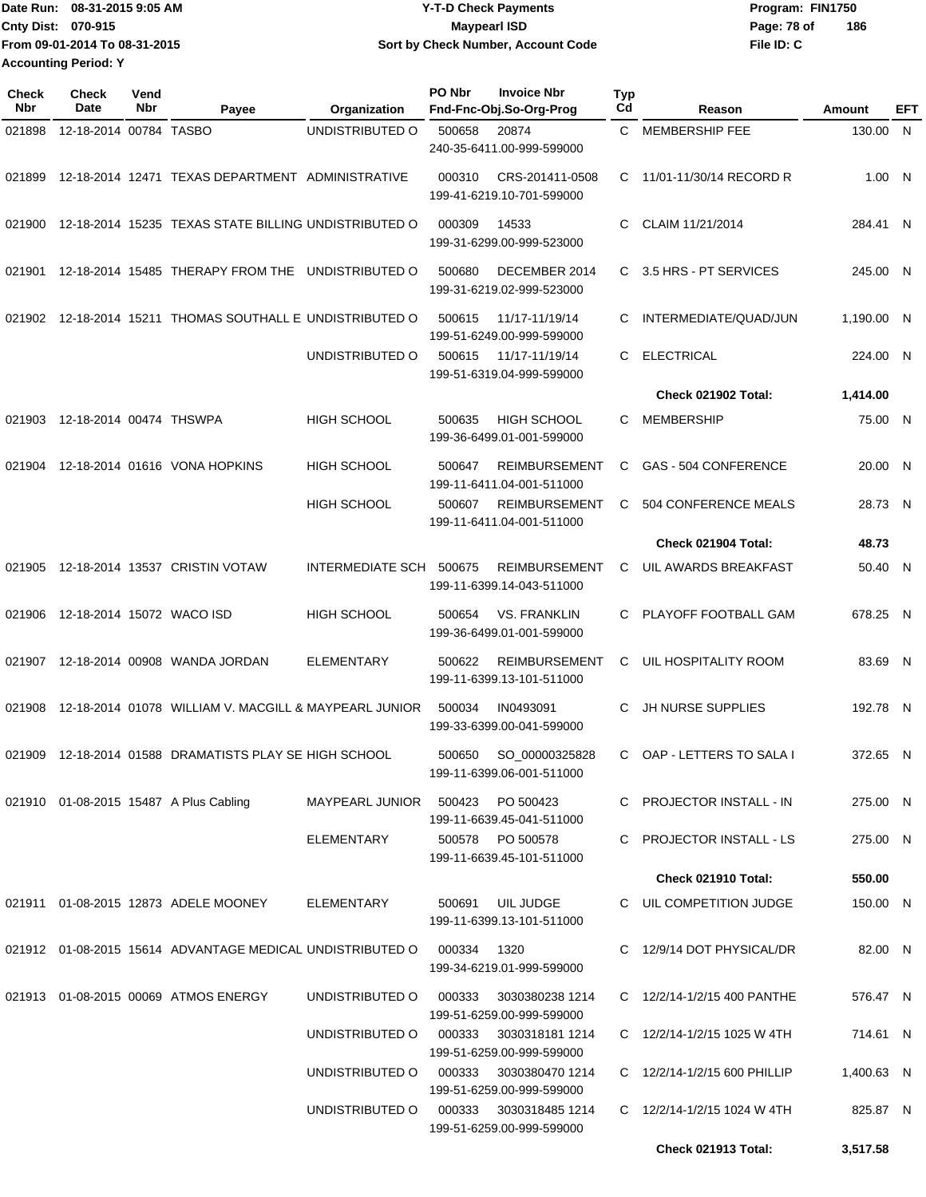Date Run: 08-31-2015 9:05 AM
Cnty Dist: 070-915
From 09-01-2014 To 08-31-2015
Accounting Period: Y

# Y-T-D Check Payments
## Maypearl ISD
### Sort by Check Number, Account Code

Program: FIN1750
File ID: C

| Check Nbr | Check Date | Vend Nbr | Payee | Organization | PO Nbr | Invoice Nbr / Fnd-Fnc-Obj.So-Org-Prog | Typ Cd | Reason | Amount | EFT |
|---|---|---|---|---|---|---|---|---|---|---|
| 021898 | 12-18-2014 | 00784 | TASBO | UNDISTRIBUTED O | 500658 | 20874 240-35-6411.00-999-599000 | C | MEMBERSHIP FEE | 130.00 | N |
| 021899 | 12-18-2014 | 12471 | TEXAS DEPARTMENT | ADMINISTRATIVE | 000310 | CRS-201411-0508 199-41-6219.10-701-599000 | C | 11/01-11/30/14 RECORD R | 1.00 | N |
| 021900 | 12-18-2014 | 15235 | TEXAS STATE BILLING | UNDISTRIBUTED O | 000309 | 14533 199-31-6299.00-999-523000 | C | CLAIM 11/21/2014 | 284.41 | N |
| 021901 | 12-18-2014 | 15485 | THERAPY FROM THE | UNDISTRIBUTED O | 500680 | DECEMBER 2014 199-31-6219.02-999-523000 | C | 3.5 HRS - PT SERVICES | 245.00 | N |
| 021902 | 12-18-2014 | 15211 | THOMAS SOUTHALL E | UNDISTRIBUTED O | 500615 | 11/17-11/19/14 199-51-6249.00-999-599000 | C | INTERMEDIATE/QUAD/JUN | 1,190.00 | N |
| | | | | UNDISTRIBUTED O | 500615 | 11/17-11/19/14 199-51-6319.04-999-599000 | C | ELECTRICAL | 224.00 | N |
| | | | | | | | | **Check 021902 Total:** | **1,414.00** | |
| 021903 | 12-18-2014 | 00474 | THSWPA | HIGH SCHOOL | 500635 | HIGH SCHOOL 199-36-6499.01-001-599000 | C | MEMBERSHIP | 75.00 | N |
| 021904 | 12-18-2014 | 01616 | VONA HOPKINS | HIGH SCHOOL | 500647 | REIMBURSEMENT 199-11-6411.04-001-511000 | C | GAS - 504 CONFERENCE | 20.00 | N |
| | | | | HIGH SCHOOL | 500607 | REIMBURSEMENT 199-11-6411.04-001-511000 | C | 504 CONFERENCE MEALS | 28.73 | N |
| | | | | | | | | **Check 021904 Total:** | **48.73** | |
| 021905 | 12-18-2014 | 13537 | CRISTIN VOTAW | INTERMEDIATE SCH | 500675 | REIMBURSEMENT 199-11-6399.14-043-511000 | C | UIL AWARDS BREAKFAST | 50.40 | N |
| 021906 | 12-18-2014 | 15072 | WACO ISD | HIGH SCHOOL | 500654 | VS. FRANKLIN 199-36-6499.01-001-599000 | C | PLAYOFF FOOTBALL GAM | 678.25 | N |
| 021907 | 12-18-2014 | 00908 | WANDA JORDAN | ELEMENTARY | 500622 | REIMBURSEMENT 199-11-6399.13-101-511000 | C | UIL HOSPITALITY ROOM | 83.69 | N |
| 021908 | 12-18-2014 | 01078 | WILLIAM V. MACGILL & | MAYPEARL JUNIOR | 500034 | IN0493091 199-33-6399.00-041-599000 | C | JH NURSE SUPPLIES | 192.78 | N |
| 021909 | 12-18-2014 | 01588 | DRAMATISTS PLAY SE | HIGH SCHOOL | 500650 | SO_00000325828 199-11-6399.06-001-511000 | C | OAP - LETTERS TO SALA I | 372.65 | N |
| 021910 | 01-08-2015 | 15487 | A Plus Cabling | MAYPEARL JUNIOR | 500423 | PO 500423 199-11-6639.45-041-511000 | C | PROJECTOR INSTALL - IN | 275.00 | N |
| | | | | ELEMENTARY | 500578 | PO 500578 199-11-6639.45-101-511000 | C | PROJECTOR INSTALL - LS | 275.00 | N |
| | | | | | | | | **Check 021910 Total:** | **550.00** | |
| 021911 | 01-08-2015 | 12873 | ADELE MOONEY | ELEMENTARY | 500691 | UIL JUDGE 199-11-6399.13-101-511000 | C | UIL COMPETITION JUDGE | 150.00 | N |
| 021912 | 01-08-2015 | 15614 | ADVANTAGE MEDICAL | UNDISTRIBUTED O | 000334 | 1320 199-34-6219.01-999-599000 | C | 12/9/14 DOT PHYSICAL/DR | 82.00 | N |
| 021913 | 01-08-2015 | 00069 | ATMOS ENERGY | UNDISTRIBUTED O | 000333 | 3030380238 1214 199-51-6259.00-999-599000 | C | 12/2/14-1/2/15 400 PANTHE | 576.47 | N |
| | | | | UNDISTRIBUTED O | 000333 | 3030318181 1214 199-51-6259.00-999-599000 | C | 12/2/14-1/2/15 1025 W 4TH | 714.61 | N |
| | | | | UNDISTRIBUTED O | 000333 | 3030380470 1214 199-51-6259.00-999-599000 | C | 12/2/14-1/2/15 600 PHILLIP | 1,400.63 | N |
| | | | | UNDISTRIBUTED O | 000333 | 3030318485 1214 199-51-6259.00-999-599000 | C | 12/2/14-1/2/15 1024 W 4TH | 825.87 | N |
| | | | | | | | | **Check 021913 Total:** | **3,517.58** | |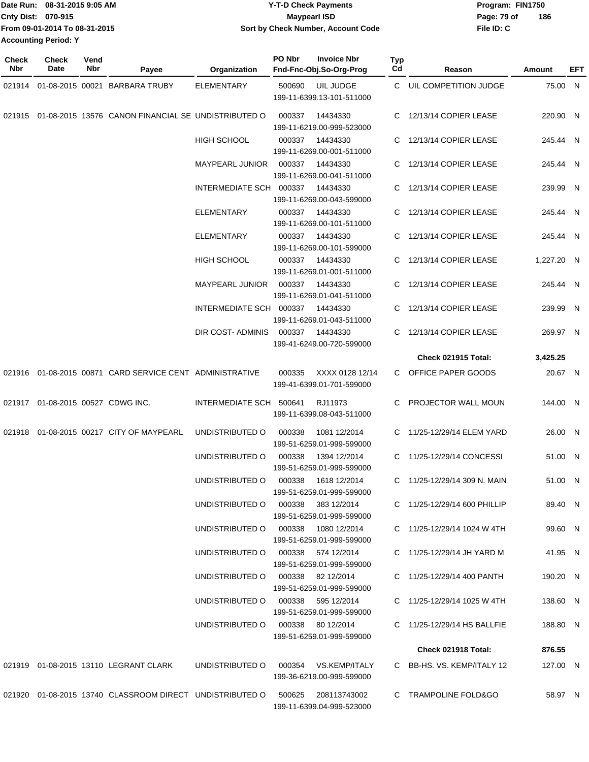Date Run: 08-31-2015 9:05 AM
Cnty Dist: 070-915
From 09-01-2014 To 08-31-2015
Accounting Period: Y

**Y-T-D Check Payments**
**Maypearl ISD**
**Sort by Check Number, Account Code**

Program: FIN1750
File ID: C

| Check Nbr | Check Date | Vend Nbr | Payee | Organization | PO Nbr | Invoice Nbr / Fnd-Fnc-Obj.So-Org-Prog | Typ Cd | Reason | Amount | EFT |
|---|---|---|---|---|---|---|---|---|---|---|
| 021914 | 01-08-2015 | 00021 | BARBARA TRUBY | ELEMENTARY | 500690 | UIL JUDGE 199-11-6399.13-101-511000 | C | UIL COMPETITION JUDGE | 75.00 | N |
| 021915 | 01-08-2015 | 13576 | CANON FINANCIAL SE | UNDISTRIBUTED O | 000337 | 14434330 199-11-6219.00-999-523000 | C | 12/13/14 COPIER LEASE | 220.90 | N |
| | | | | HIGH SCHOOL | 000337 | 14434330 199-11-6269.00-001-511000 | C | 12/13/14 COPIER LEASE | 245.44 | N |
| | | | | MAYPEARL JUNIOR | 000337 | 14434330 199-11-6269.00-041-511000 | C | 12/13/14 COPIER LEASE | 245.44 | N |
| | | | | INTERMEDIATE SCH | 000337 | 14434330 199-11-6269.00-043-599000 | C | 12/13/14 COPIER LEASE | 239.99 | N |
| | | | | ELEMENTARY | 000337 | 14434330 199-11-6269.00-101-511000 | C | 12/13/14 COPIER LEASE | 245.44 | N |
| | | | | ELEMENTARY | 000337 | 14434330 199-11-6269.00-101-599000 | C | 12/13/14 COPIER LEASE | 245.44 | N |
| | | | | HIGH SCHOOL | 000337 | 14434330 199-11-6269.01-001-511000 | C | 12/13/14 COPIER LEASE | 1,227.20 | N |
| | | | | MAYPEARL JUNIOR | 000337 | 14434330 199-11-6269.01-041-511000 | C | 12/13/14 COPIER LEASE | 245.44 | N |
| | | | | INTERMEDIATE SCH | 000337 | 14434330 199-11-6269.01-043-511000 | C | 12/13/14 COPIER LEASE | 239.99 | N |
| | | | | DIR COST- ADMINIS | 000337 | 14434330 199-41-6249.00-720-599000 | C | 12/13/14 COPIER LEASE | 269.97 | N |
| | | | | | | | | **Check 021915 Total:** | **3,425.25** | |
| 021916 | 01-08-2015 | 00871 | CARD SERVICE CENT | ADMINISTRATIVE | 000335 | XXXX 0128 12/14 199-41-6399.01-701-599000 | C | OFFICE PAPER GOODS | 20.67 | N |
| 021917 | 01-08-2015 | 00527 | CDWG INC. | INTERMEDIATE SCH | 500641 | RJ11973 199-11-6399.08-043-511000 | C | PROJECTOR WALL MOUN | 144.00 | N |
| 021918 | 01-08-2015 | 00217 | CITY OF MAYPEARL | UNDISTRIBUTED O | 000338 | 1081 12/2014 199-51-6259.01-999-599000 | C | 11/25-12/29/14 ELEM YARD | 26.00 | N |
| | | | | UNDISTRIBUTED O | 000338 | 1394 12/2014 199-51-6259.01-999-599000 | C | 11/25-12/29/14 CONCESSI | 51.00 | N |
| | | | | UNDISTRIBUTED O | 000338 | 1618 12/2014 199-51-6259.01-999-599000 | C | 11/25-12/29/14 309 N. MAIN | 51.00 | N |
| | | | | UNDISTRIBUTED O | 000338 | 383 12/2014 199-51-6259.01-999-599000 | C | 11/25-12/29/14 600 PHILLIP | 89.40 | N |
| | | | | UNDISTRIBUTED O | 000338 | 1080 12/2014 199-51-6259.01-999-599000 | C | 11/25-12/29/14 1024 W 4TH | 99.60 | N |
| | | | | UNDISTRIBUTED O | 000338 | 574 12/2014 199-51-6259.01-999-599000 | C | 11/25-12/29/14 JH YARD M | 41.95 | N |
| | | | | UNDISTRIBUTED O | 000338 | 82 12/2014 199-51-6259.01-999-599000 | C | 11/25-12/29/14 400 PANTH | 190.20 | N |
| | | | | UNDISTRIBUTED O | 000338 | 595 12/2014 199-51-6259.01-999-599000 | C | 11/25-12/29/14 1025 W 4TH | 138.60 | N |
| | | | | UNDISTRIBUTED O | 000338 | 80 12/2014 199-51-6259.01-999-599000 | C | 11/25-12/29/14 HS BALLFIE | 188.80 | N |
| | | | | | | | | **Check 021918 Total:** | **876.55** | |
| 021919 | 01-08-2015 | 13110 | LEGRANT CLARK | UNDISTRIBUTED O | 000354 | VS.KEMP/ITALY 199-36-6219.00-999-599000 | C | BB-HS. VS. KEMP/ITALY 12 | 127.00 | N |
| 021920 | 01-08-2015 | 13740 | CLASSROOM DIRECT | UNDISTRIBUTED O | 500625 | 208113743002 199-11-6399.04-999-523000 | C | TRAMPOLINE FOLD&GO | 58.97 | N |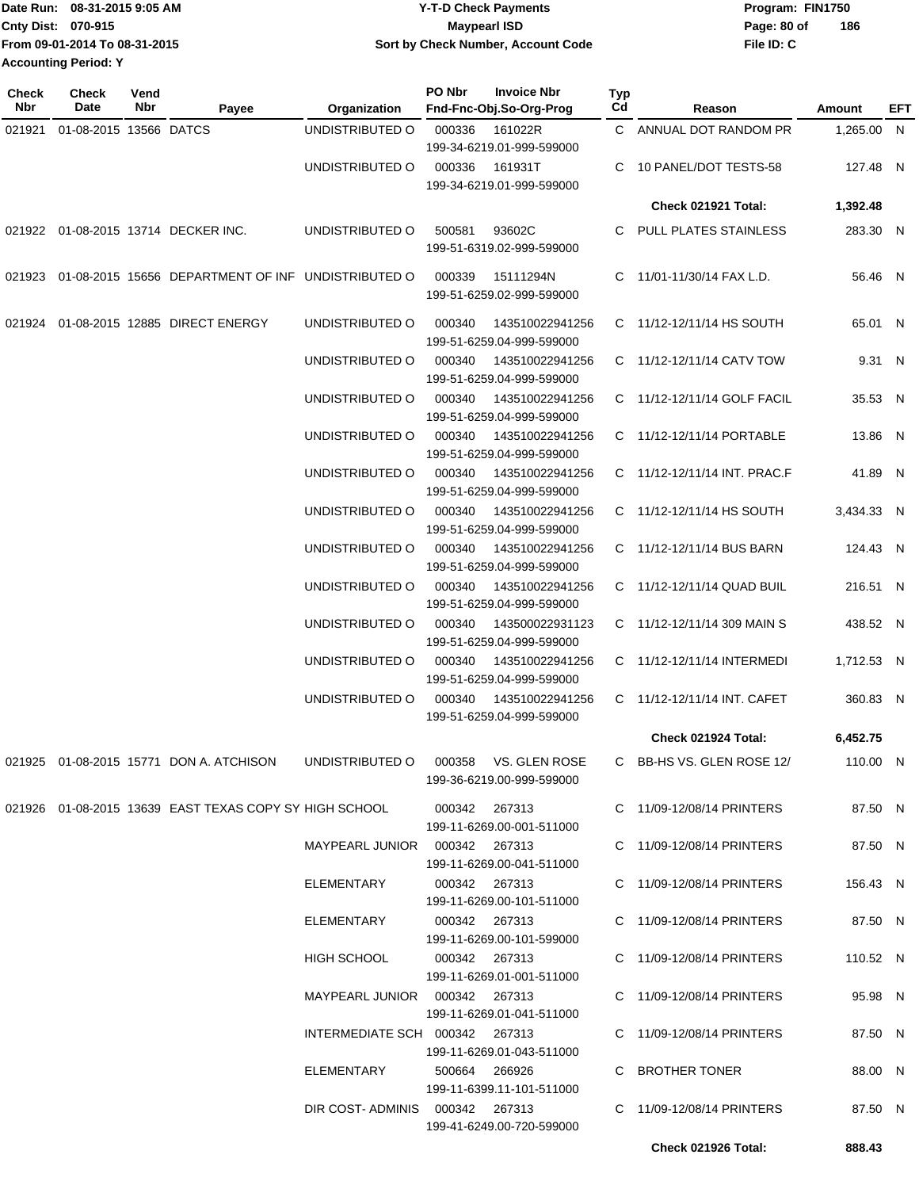Date Run: 08-31-2015 9:05 AM
Cnty Dist: 070-915
From 09-01-2014 To 08-31-2015
Accounting Period: Y

# Y-T-D Check Payments
## Maypearl ISD
### Sort by Check Number, Account Code

Program: FIN1750
File ID: C

| Check Nbr | Check Date | Vend Nbr | Payee | Organization | PO Nbr | Invoice Nbr / Fnd-Fnc-Obj.So-Org-Prog | Typ Cd | Reason | Amount | EFT |
|---|---|---|---|---|---|---|---|---|---|---|
| 021921 | 01-08-2015 | 13566 | DATCS | UNDISTRIBUTED O | 000336 | 161022R 199-34-6219.01-999-599000 | C | ANNUAL DOT RANDOM PR | 1,265.00 | N |
| | | | | UNDISTRIBUTED O | 000336 | 161931T 199-34-6219.01-999-599000 | C | 10 PANEL/DOT TESTS-58 | 127.48 | N |
| | | | | | | | | **Check 021921 Total:** | **1,392.48** | |
| 021922 | 01-08-2015 | 13714 | DECKER INC. | UNDISTRIBUTED O | 500581 | 93602C 199-51-6319.02-999-599000 | C | PULL PLATES STAINLESS | 283.30 | N |
| 021923 | 01-08-2015 | 15656 | DEPARTMENT OF INF | UNDISTRIBUTED O | 000339 | 15111294N 199-51-6259.02-999-599000 | C | 11/01-11/30/14 FAX L.D. | 56.46 | N |
| 021924 | 01-08-2015 | 12885 | DIRECT ENERGY | UNDISTRIBUTED O | 000340 | 143510022941256 199-51-6259.04-999-599000 | C | 11/12-12/11/14 HS SOUTH | 65.01 | N |
| | | | | UNDISTRIBUTED O | 000340 | 143510022941256 199-51-6259.04-999-599000 | C | 11/12-12/11/14 CATV TOW | 9.31 | N |
| | | | | UNDISTRIBUTED O | 000340 | 143510022941256 199-51-6259.04-999-599000 | C | 11/12-12/11/14 GOLF FACIL | 35.53 | N |
| | | | | UNDISTRIBUTED O | 000340 | 143510022941256 199-51-6259.04-999-599000 | C | 11/12-12/11/14 PORTABLE | 13.86 | N |
| | | | | UNDISTRIBUTED O | 000340 | 143510022941256 199-51-6259.04-999-599000 | C | 11/12-12/11/14 INT. PRAC.F | 41.89 | N |
| | | | | UNDISTRIBUTED O | 000340 | 143510022941256 199-51-6259.04-999-599000 | C | 11/12-12/11/14 HS SOUTH | 3,434.33 | N |
| | | | | UNDISTRIBUTED O | 000340 | 143510022941256 199-51-6259.04-999-599000 | C | 11/12-12/11/14 BUS BARN | 124.43 | N |
| | | | | UNDISTRIBUTED O | 000340 | 143510022941256 199-51-6259.04-999-599000 | C | 11/12-12/11/14 QUAD BUIL | 216.51 | N |
| | | | | UNDISTRIBUTED O | 000340 | 143500022931123 199-51-6259.04-999-599000 | C | 11/12-12/11/14 309 MAIN S | 438.52 | N |
| | | | | UNDISTRIBUTED O | 000340 | 143510022941256 199-51-6259.04-999-599000 | C | 11/12-12/11/14 INTERMEDI | 1,712.53 | N |
| | | | | UNDISTRIBUTED O | 000340 | 143510022941256 199-51-6259.04-999-599000 | C | 11/12-12/11/14 INT. CAFET | 360.83 | N |
| | | | | | | | | **Check 021924 Total:** | **6,452.75** | |
| 021925 | 01-08-2015 | 15771 | DON A. ATCHISON | UNDISTRIBUTED O | 000358 | VS. GLEN ROSE 199-36-6219.00-999-599000 | C | BB-HS VS. GLEN ROSE 12/ | 110.00 | N |
| 021926 | 01-08-2015 | 13639 | EAST TEXAS COPY SY | HIGH SCHOOL | 000342 | 267313 199-11-6269.00-001-511000 | C | 11/09-12/08/14 PRINTERS | 87.50 | N |
| | | | | MAYPEARL JUNIOR | 000342 | 267313 199-11-6269.00-041-511000 | C | 11/09-12/08/14 PRINTERS | 87.50 | N |
| | | | | ELEMENTARY | 000342 | 267313 199-11-6269.00-101-511000 | C | 11/09-12/08/14 PRINTERS | 156.43 | N |
| | | | | ELEMENTARY | 000342 | 267313 199-11-6269.00-101-599000 | C | 11/09-12/08/14 PRINTERS | 87.50 | N |
| | | | | HIGH SCHOOL | 000342 | 267313 199-11-6269.01-001-511000 | C | 11/09-12/08/14 PRINTERS | 110.52 | N |
| | | | | MAYPEARL JUNIOR | 000342 | 267313 199-11-6269.01-041-511000 | C | 11/09-12/08/14 PRINTERS | 95.98 | N |
| | | | | INTERMEDIATE SCH | 000342 | 267313 199-11-6269.01-043-511000 | C | 11/09-12/08/14 PRINTERS | 87.50 | N |
| | | | | ELEMENTARY | 500664 | 266926 199-11-6399.11-101-511000 | C | BROTHER TONER | 88.00 | N |
| | | | | DIR COST- ADMINIS | 000342 | 267313 199-41-6249.00-720-599000 | C | 11/09-12/08/14 PRINTERS | 87.50 | N |
| | | | | | | | | **Check 021926 Total:** | **888.43** | |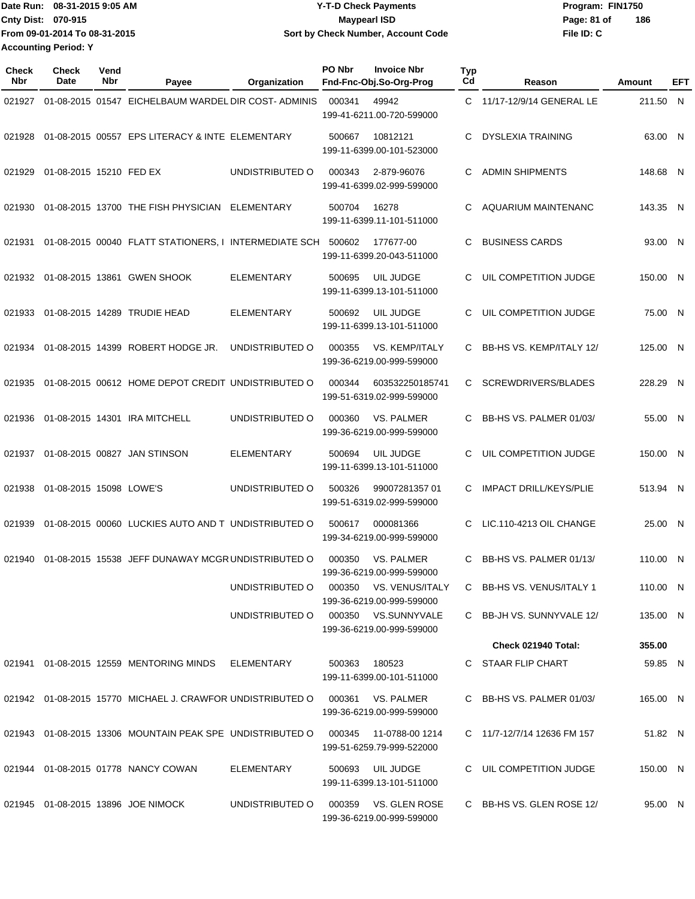Date Run: 08-31-2015 9:05 AM
Cnty Dist: 070-915
From 09-01-2014 To 08-31-2015
Accounting Period: Y

**Y-T-D Check Payments**
**Maypearl ISD**
**Sort by Check Number, Account Code**

Program: FIN1750
File ID: C

| Check Nbr | Check Date | Vend Nbr | Payee | Organization | PO Nbr | Invoice Nbr / Fnd-Fnc-Obj.So-Org-Prog | Typ Cd | Reason | Amount | EFT |
|---|---|---|---|---|---|---|---|---|---|---|
| 021927 | 01-08-2015 | 01547 | EICHELBAUM WARDEL | DIR COST- ADMINIS | 000341 | 49942 / 199-41-6211.00-720-599000 | C | 11/17-12/9/14 GENERAL LE | 211.50 | N |
| 021928 | 01-08-2015 | 00557 | EPS LITERACY & INTE | ELEMENTARY | 500667 | 10812121 / 199-11-6399.00-101-523000 | C | DYSLEXIA TRAINING | 63.00 | N |
| 021929 | 01-08-2015 | 15210 | FED EX | UNDISTRIBUTED O | 000343 | 2-879-96076 / 199-41-6399.02-999-599000 | C | ADMIN SHIPMENTS | 148.68 | N |
| 021930 | 01-08-2015 | 13700 | THE FISH PHYSICIAN | ELEMENTARY | 500704 | 16278 / 199-11-6399.11-101-511000 | C | AQUARIUM MAINTENANC | 143.35 | N |
| 021931 | 01-08-2015 | 00040 | FLATT STATIONERS, I | INTERMEDIATE SCH | 500602 | 177677-00 / 199-11-6399.20-043-511000 | C | BUSINESS CARDS | 93.00 | N |
| 021932 | 01-08-2015 | 13861 | GWEN SHOOK | ELEMENTARY | 500695 | UIL JUDGE / 199-11-6399.13-101-511000 | C | UIL COMPETITION JUDGE | 150.00 | N |
| 021933 | 01-08-2015 | 14289 | TRUDIE HEAD | ELEMENTARY | 500692 | UIL JUDGE / 199-11-6399.13-101-511000 | C | UIL COMPETITION JUDGE | 75.00 | N |
| 021934 | 01-08-2015 | 14399 | ROBERT HODGE JR. | UNDISTRIBUTED O | 000355 | VS. KEMP/ITALY / 199-36-6219.00-999-599000 | C | BB-HS VS. KEMP/ITALY 12/ | 125.00 | N |
| 021935 | 01-08-2015 | 00612 | HOME DEPOT CREDIT | UNDISTRIBUTED O | 000344 | 603532250185741 / 199-51-6319.02-999-599000 | C | SCREWDRIVERS/BLADES | 228.29 | N |
| 021936 | 01-08-2015 | 14301 | IRA MITCHELL | UNDISTRIBUTED O | 000360 | VS. PALMER / 199-36-6219.00-999-599000 | C | BB-HS VS. PALMER 01/03/ | 55.00 | N |
| 021937 | 01-08-2015 | 00827 | JAN STINSON | ELEMENTARY | 500694 | UIL JUDGE / 199-11-6399.13-101-511000 | C | UIL COMPETITION JUDGE | 150.00 | N |
| 021938 | 01-08-2015 | 15098 | LOWE'S | UNDISTRIBUTED O | 500326 | 99007281357 01 / 199-51-6319.02-999-599000 | C | IMPACT DRILL/KEYS/PLIE | 513.94 | N |
| 021939 | 01-08-2015 | 00060 | LUCKIES AUTO AND T | UNDISTRIBUTED O | 500617 | 000081366 / 199-34-6219.00-999-599000 | C | LIC.110-4213 OIL CHANGE | 25.00 | N |
| 021940 | 01-08-2015 | 15538 | JEFF DUNAWAY MCGR | UNDISTRIBUTED O | 000350 | VS. PALMER / 199-36-6219.00-999-599000 | C | BB-HS VS. PALMER 01/13/ | 110.00 | N |
| | | | | UNDISTRIBUTED O | 000350 | VS. VENUS/ITALY / 199-36-6219.00-999-599000 | C | BB-HS VS. VENUS/ITALY 1 | 110.00 | N |
| | | | | UNDISTRIBUTED O | 000350 | VS.SUNNYVALE / 199-36-6219.00-999-599000 | C | BB-JH VS. SUNNYVALE 12/ | 135.00 | N |
| | | | | | | | | **Check 021940 Total:** | **355.00** | |
| 021941 | 01-08-2015 | 12559 | MENTORING MINDS | ELEMENTARY | 500363 | 180523 / 199-11-6399.00-101-511000 | C | STAAR FLIP CHART | 59.85 | N |
| 021942 | 01-08-2015 | 15770 | MICHAEL J. CRAWFOR | UNDISTRIBUTED O | 000361 | VS. PALMER / 199-36-6219.00-999-599000 | C | BB-HS VS. PALMER 01/03/ | 165.00 | N |
| 021943 | 01-08-2015 | 13306 | MOUNTAIN PEAK SPE | UNDISTRIBUTED O | 000345 | 11-0788-00 1214 / 199-51-6259.79-999-522000 | C | 11/7-12/7/14 12636 FM 157 | 51.82 | N |
| 021944 | 01-08-2015 | 01778 | NANCY COWAN | ELEMENTARY | 500693 | UIL JUDGE / 199-11-6399.13-101-511000 | C | UIL COMPETITION JUDGE | 150.00 | N |
| 021945 | 01-08-2015 | 13896 | JOE NIMOCK | UNDISTRIBUTED O | 000359 | VS. GLEN ROSE / 199-36-6219.00-999-599000 | C | BB-HS VS. GLEN ROSE 12/ | 95.00 | N |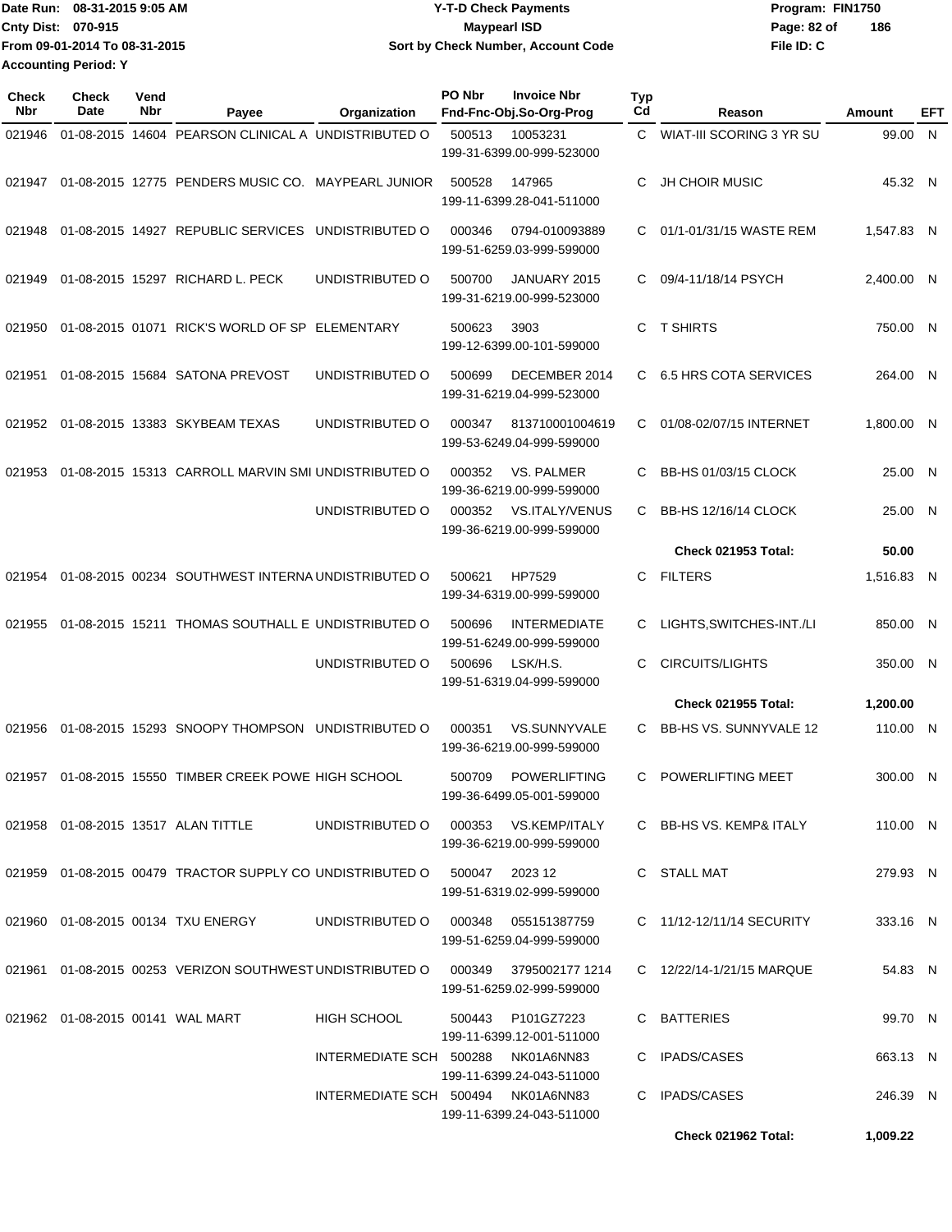Date Run: 08-31-2015 9:05 AM
Cnty Dist: 070-915
From 09-01-2014 To 08-31-2015
Accounting Period: Y

**Y-T-D Check Payments**
**Maypearl ISD**
**Sort by Check Number, Account Code**

Program: FIN1750
File ID: C

| Check Nbr | Check Date | Vend Nbr | Payee | Organization | PO Nbr | Invoice Nbr / Fnd-Fnc-Obj.So-Org-Prog | Typ Cd | Reason | Amount | EFT |
|---|---|---|---|---|---|---|---|---|---|---|
| 021946 | 01-08-2015 | 14604 | PEARSON CLINICAL A | UNDISTRIBUTED O | 500513 | 10053231 / 199-31-6399.00-999-523000 | C | WIAT-III SCORING 3 YR SU | 99.00 | N |
| 021947 | 01-08-2015 | 12775 | PENDERS MUSIC CO. | MAYPEARL JUNIOR | 500528 | 147965 / 199-11-6399.28-041-511000 | C | JH CHOIR MUSIC | 45.32 | N |
| 021948 | 01-08-2015 | 14927 | REPUBLIC SERVICES | UNDISTRIBUTED O | 000346 | 0794-010093889 / 199-51-6259.03-999-599000 | C | 01/1-01/31/15 WASTE REM | 1,547.83 | N |
| 021949 | 01-08-2015 | 15297 | RICHARD L. PECK | UNDISTRIBUTED O | 500700 | JANUARY 2015 / 199-31-6219.00-999-523000 | C | 09/4-11/18/14 PSYCH | 2,400.00 | N |
| 021950 | 01-08-2015 | 01071 | RICK'S WORLD OF SP | ELEMENTARY | 500623 | 3903 / 199-12-6399.00-101-599000 | C | T SHIRTS | 750.00 | N |
| 021951 | 01-08-2015 | 15684 | SATONA PREVOST | UNDISTRIBUTED O | 500699 | DECEMBER 2014 / 199-31-6219.04-999-523000 | C | 6.5 HRS COTA SERVICES | 264.00 | N |
| 021952 | 01-08-2015 | 13383 | SKYBEAM TEXAS | UNDISTRIBUTED O | 000347 | 813710001004619 / 199-53-6249.04-999-599000 | C | 01/08-02/07/15 INTERNET | 1,800.00 | N |
| 021953 | 01-08-2015 | 15313 | CARROLL MARVIN SMI | UNDISTRIBUTED O | 000352 | VS. PALMER / 199-36-6219.00-999-599000 | C | BB-HS 01/03/15 CLOCK | 25.00 | N |
| | | | | UNDISTRIBUTED O | 000352 | VS.ITALY/VENUS / 199-36-6219.00-999-599000 | C | BB-HS 12/16/14 CLOCK | 25.00 | N |
| | | | | | | | | **Check 021953 Total:** | **50.00** | |
| 021954 | 01-08-2015 | 00234 | SOUTHWEST INTERNA | UNDISTRIBUTED O | 500621 | HP7529 / 199-34-6319.00-999-599000 | C | FILTERS | 1,516.83 | N |
| 021955 | 01-08-2015 | 15211 | THOMAS SOUTHALL E | UNDISTRIBUTED O | 500696 | INTERMEDIATE / 199-51-6249.00-999-599000 | C | LIGHTS,SWITCHES-INT./LI | 850.00 | N |
| | | | | UNDISTRIBUTED O | 500696 | LSK/H.S. / 199-51-6319.04-999-599000 | C | CIRCUITS/LIGHTS | 350.00 | N |
| | | | | | | | | **Check 021955 Total:** | **1,200.00** | |
| 021956 | 01-08-2015 | 15293 | SNOOPY THOMPSON | UNDISTRIBUTED O | 000351 | VS.SUNNYVALE / 199-36-6219.00-999-599000 | C | BB-HS VS. SUNNYVALE 12 | 110.00 | N |
| 021957 | 01-08-2015 | 15550 | TIMBER CREEK POWE | HIGH SCHOOL | 500709 | POWERLIFTING / 199-36-6499.05-001-599000 | C | POWERLIFTING MEET | 300.00 | N |
| 021958 | 01-08-2015 | 13517 | ALAN TITTLE | UNDISTRIBUTED O | 000353 | VS.KEMP/ITALY / 199-36-6219.00-999-599000 | C | BB-HS VS. KEMP& ITALY | 110.00 | N |
| 021959 | 01-08-2015 | 00479 | TRACTOR SUPPLY CO | UNDISTRIBUTED O | 500047 | 2023 12 / 199-51-6319.02-999-599000 | C | STALL MAT | 279.93 | N |
| 021960 | 01-08-2015 | 00134 | TXU ENERGY | UNDISTRIBUTED O | 000348 | 055151387759 / 199-51-6259.04-999-599000 | C | 11/12-12/11/14 SECURITY | 333.16 | N |
| 021961 | 01-08-2015 | 00253 | VERIZON SOUTHWEST | UNDISTRIBUTED O | 000349 | 3795002177 1214 / 199-51-6259.02-999-599000 | C | 12/22/14-1/21/15 MARQUE | 54.83 | N |
| 021962 | 01-08-2015 | 00141 | WAL MART | HIGH SCHOOL | 500443 | P101GZ7223 / 199-11-6399.12-001-511000 | C | BATTERIES | 99.70 | N |
| | | | | INTERMEDIATE SCH | 500288 | NK01A6NN83 / 199-11-6399.24-043-511000 | C | IPADS/CASES | 663.13 | N |
| | | | | INTERMEDIATE SCH | 500494 | NK01A6NN83 / 199-11-6399.24-043-511000 | C | IPADS/CASES | 246.39 | N |
| | | | | | | | | **Check 021962 Total:** | **1,009.22** | |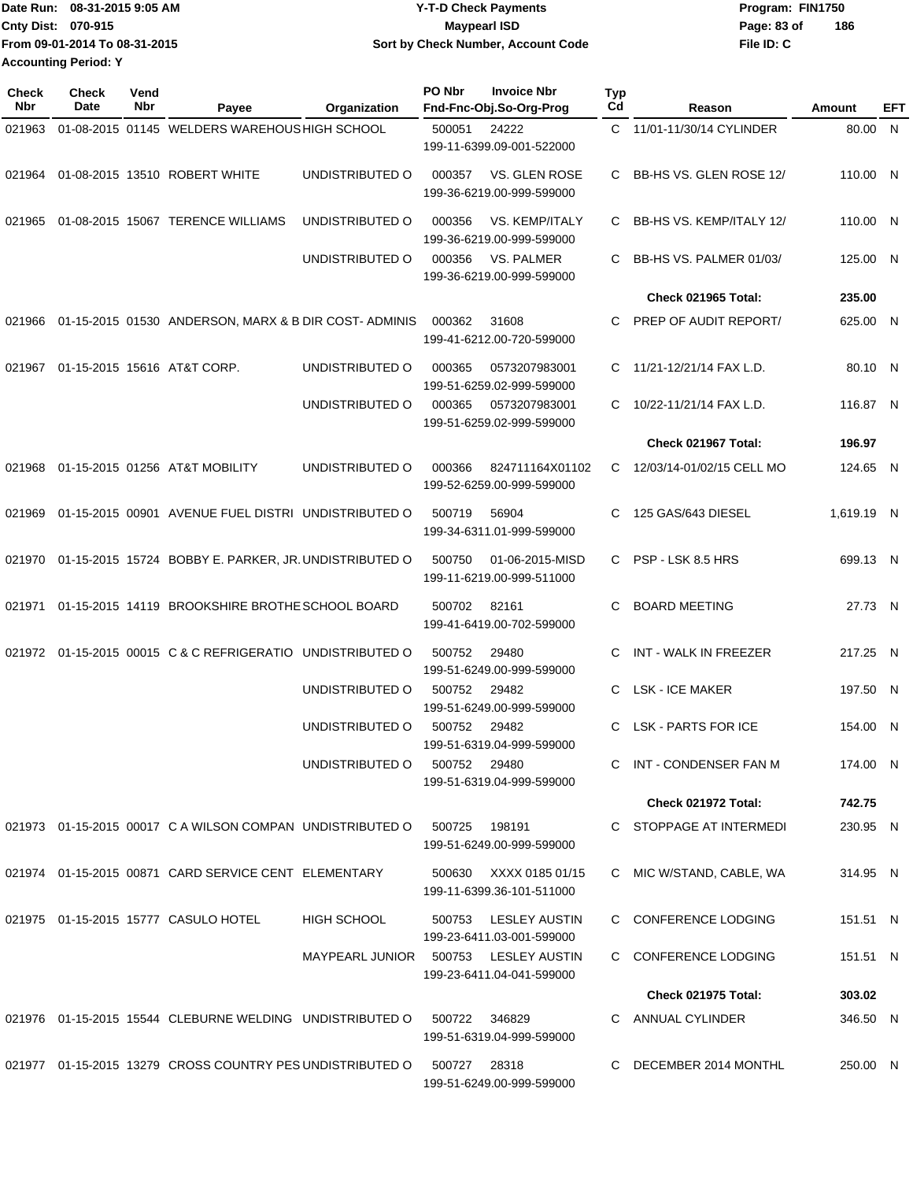Date Run: 08-31-2015 9:05 AM
Cnty Dist: 070-915
From 09-01-2014 To 08-31-2015
Accounting Period: Y

**Y-T-D Check Payments**
**Maypearl ISD**
**Sort by Check Number, Account Code**

Program: FIN1750
File ID: C

| Check Nbr | Check Date | Vend Nbr | Payee | Organization | PO Nbr | Invoice Nbr / Fnd-Fnc-Obj.So-Org-Prog | Typ Cd | Reason | Amount | EFT |
|---|---|---|---|---|---|---|---|---|---|---|
| 021963 | 01-08-2015 | 01145 | WELDERS WAREHOUS | HIGH SCHOOL | 500051 | 24222 199-11-6399.09-001-522000 | C | 11/01-11/30/14 CYLINDER | 80.00 | N |
| 021964 | 01-08-2015 | 13510 | ROBERT WHITE | UNDISTRIBUTED O | 000357 | VS. GLEN ROSE 199-36-6219.00-999-599000 | C | BB-HS VS. GLEN ROSE 12/ | 110.00 | N |
| 021965 | 01-08-2015 | 15067 | TERENCE WILLIAMS | UNDISTRIBUTED O | 000356 | VS. KEMP/ITALY 199-36-6219.00-999-599000 | C | BB-HS VS. KEMP/ITALY 12/ | 110.00 | N |
| | | | | UNDISTRIBUTED O | 000356 | VS. PALMER 199-36-6219.00-999-599000 | C | BB-HS VS. PALMER 01/03/ | 125.00 | N |
| | | | | | | | | **Check 021965 Total:** | **235.00** | |
| 021966 | 01-15-2015 | 01530 | ANDERSON, MARX & B | DIR COST- ADMINIS | 000362 | 31608 199-41-6212.00-720-599000 | C | PREP OF AUDIT REPORT/ | 625.00 | N |
| 021967 | 01-15-2015 | 15616 | AT&T CORP. | UNDISTRIBUTED O | 000365 | 0573207983001 199-51-6259.02-999-599000 | C | 11/21-12/21/14 FAX L.D. | 80.10 | N |
| | | | | UNDISTRIBUTED O | 000365 | 0573207983001 199-51-6259.02-999-599000 | C | 10/22-11/21/14 FAX L.D. | 116.87 | N |
| | | | | | | | | **Check 021967 Total:** | **196.97** | |
| 021968 | 01-15-2015 | 01256 | AT&T MOBILITY | UNDISTRIBUTED O | 000366 | 824711164X01102 199-52-6259.00-999-599000 | C | 12/03/14-01/02/15 CELL MO | 124.65 | N |
| 021969 | 01-15-2015 | 00901 | AVENUE FUEL DISTRI | UNDISTRIBUTED O | 500719 | 56904 199-34-6311.01-999-599000 | C | 125 GAS/643 DIESEL | 1,619.19 | N |
| 021970 | 01-15-2015 | 15724 | BOBBY E. PARKER, JR. | UNDISTRIBUTED O | 500750 | 01-06-2015-MISD 199-11-6219.00-999-511000 | C | PSP - LSK 8.5 HRS | 699.13 | N |
| 021971 | 01-15-2015 | 14119 | BROOKSHIRE BROTHE | SCHOOL BOARD | 500702 | 82161 199-41-6419.00-702-599000 | C | BOARD MEETING | 27.73 | N |
| 021972 | 01-15-2015 | 00015 | C & C REFRIGERATIO | UNDISTRIBUTED O | 500752 | 29480 199-51-6249.00-999-599000 | C | INT - WALK IN FREEZER | 217.25 | N |
| | | | | UNDISTRIBUTED O | 500752 | 29482 199-51-6249.00-999-599000 | C | LSK - ICE MAKER | 197.50 | N |
| | | | | UNDISTRIBUTED O | 500752 | 29482 199-51-6319.04-999-599000 | C | LSK - PARTS FOR ICE | 154.00 | N |
| | | | | UNDISTRIBUTED O | 500752 | 29480 199-51-6319.04-999-599000 | C | INT - CONDENSER FAN M | 174.00 | N |
| | | | | | | | | **Check 021972 Total:** | **742.75** | |
| 021973 | 01-15-2015 | 00017 | C A WILSON COMPAN | UNDISTRIBUTED O | 500725 | 198191 199-51-6249.00-999-599000 | C | STOPPAGE AT INTERMEDI | 230.95 | N |
| 021974 | 01-15-2015 | 00871 | CARD SERVICE CENT | ELEMENTARY | 500630 | XXXX 0185 01/15 199-11-6399.36-101-511000 | C | MIC W/STAND, CABLE, WA | 314.95 | N |
| 021975 | 01-15-2015 | 15777 | CASULO HOTEL | HIGH SCHOOL | 500753 | LESLEY AUSTIN 199-23-6411.03-001-599000 | C | CONFERENCE LODGING | 151.51 | N |
| | | | | MAYPEARL JUNIOR | 500753 | LESLEY AUSTIN 199-23-6411.04-041-599000 | C | CONFERENCE LODGING | 151.51 | N |
| | | | | | | | | **Check 021975 Total:** | **303.02** | |
| 021976 | 01-15-2015 | 15544 | CLEBURNE WELDING | UNDISTRIBUTED O | 500722 | 346829 199-51-6319.04-999-599000 | C | ANNUAL CYLINDER | 346.50 | N |
| 021977 | 01-15-2015 | 13279 | CROSS COUNTRY PES | UNDISTRIBUTED O | 500727 | 28318 199-51-6249.00-999-599000 | C | DECEMBER 2014 MONTHL | 250.00 | N |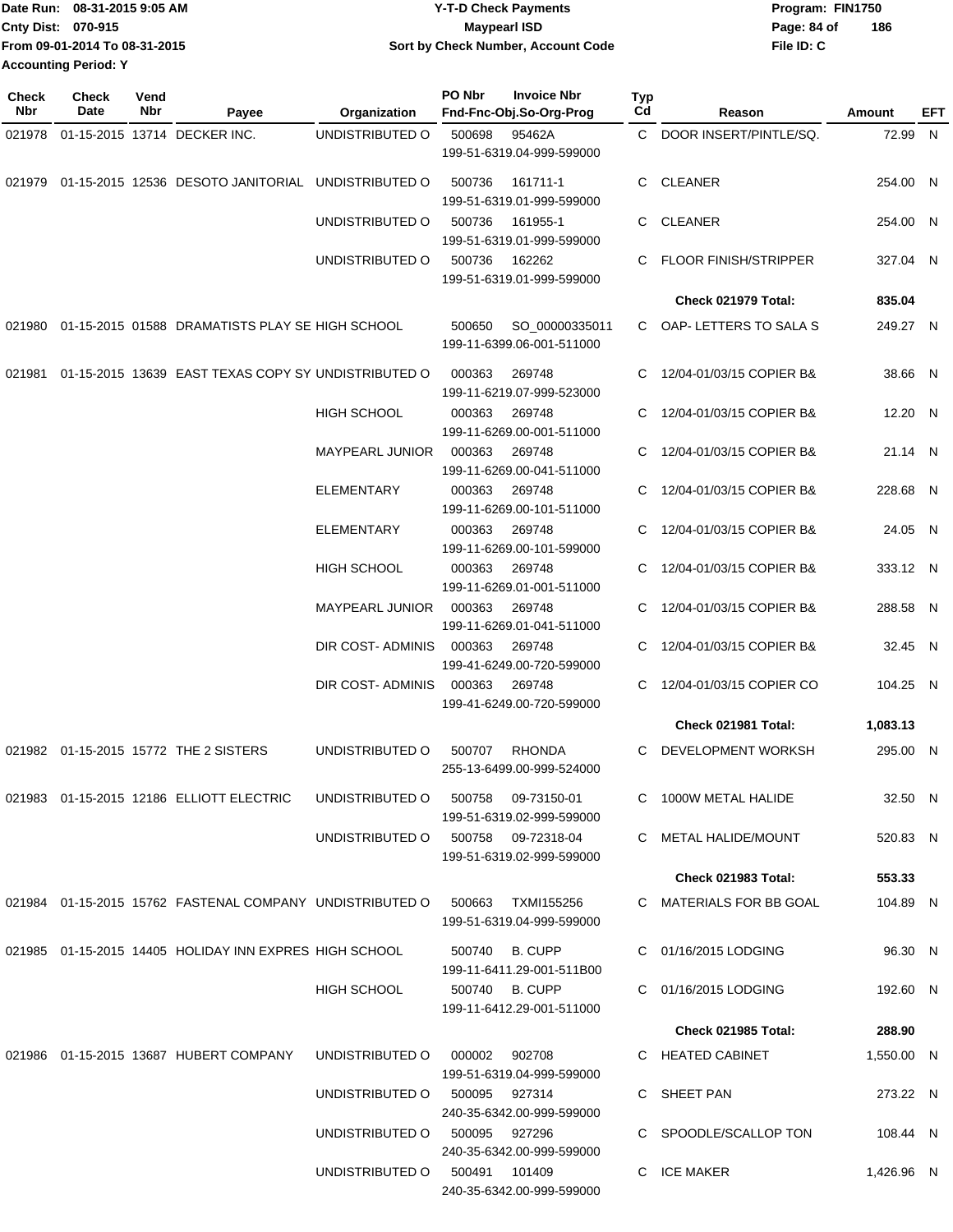| Check Nbr | Check Date | Vend Nbr | Payee | Organization | PO Nbr | Invoice Nbr Fnd-Fnc-Obj.So-Org-Prog | Typ Cd | Reason | Amount | EFT |
|---|---|---|---|---|---|---|---|---|---|---|
| 021978 | 01-15-2015 | 13714 | DECKER INC. | UNDISTRIBUTED O | 500698 | 95462A 199-51-6319.04-999-599000 | C | DOOR INSERT/PINTLE/SQ. | 72.99 | N |
| 021979 | 01-15-2015 | 12536 | DESOTO JANITORIAL | UNDISTRIBUTED O | 500736 | 161711-1 199-51-6319.01-999-599000 | C | CLEANER | 254.00 | N |
| | | | | UNDISTRIBUTED O | 500736 | 161955-1 199-51-6319.01-999-599000 | C | CLEANER | 254.00 | N |
| | | | | UNDISTRIBUTED O | 500736 | 162262 199-51-6319.01-999-599000 | C | FLOOR FINISH/STRIPPER | 327.04 | N |
| | | | | | | | | **Check 021979 Total:** | **835.04** | |
| 021980 | 01-15-2015 | 01588 | DRAMATISTS PLAY SE | HIGH SCHOOL | 500650 | SO_00000335011 199-11-6399.06-001-511000 | C | OAP- LETTERS TO SALA S | 249.27 | N |
| 021981 | 01-15-2015 | 13639 | EAST TEXAS COPY SY | UNDISTRIBUTED O | 000363 | 269748 199-11-6219.07-999-523000 | C | 12/04-01/03/15 COPIER B& | 38.66 | N |
| | | | | HIGH SCHOOL | 000363 | 269748 199-11-6269.00-001-511000 | C | 12/04-01/03/15 COPIER B& | 12.20 | N |
| | | | | MAYPEARL JUNIOR | 000363 | 269748 199-11-6269.00-041-511000 | C | 12/04-01/03/15 COPIER B& | 21.14 | N |
| | | | | ELEMENTARY | 000363 | 269748 199-11-6269.00-101-511000 | C | 12/04-01/03/15 COPIER B& | 228.68 | N |
| | | | | ELEMENTARY | 000363 | 269748 199-11-6269.00-101-599000 | C | 12/04-01/03/15 COPIER B& | 24.05 | N |
| | | | | HIGH SCHOOL | 000363 | 269748 199-11-6269.01-001-511000 | C | 12/04-01/03/15 COPIER B& | 333.12 | N |
| | | | | MAYPEARL JUNIOR | 000363 | 269748 199-11-6269.01-041-511000 | C | 12/04-01/03/15 COPIER B& | 288.58 | N |
| | | | | DIR COST- ADMINIS | 000363 | 269748 199-41-6249.00-720-599000 | C | 12/04-01/03/15 COPIER B& | 32.45 | N |
| | | | | DIR COST- ADMINIS | 000363 | 269748 199-41-6249.00-720-599000 | C | 12/04-01/03/15 COPIER CO | 104.25 | N |
| | | | | | | | | **Check 021981 Total:** | **1,083.13** | |
| 021982 | 01-15-2015 | 15772 | THE 2 SISTERS | UNDISTRIBUTED O | 500707 | RHONDA 255-13-6499.00-999-524000 | C | DEVELOPMENT WORKSH | 295.00 | N |
| 021983 | 01-15-2015 | 12186 | ELLIOTT ELECTRIC | UNDISTRIBUTED O | 500758 | 09-73150-01 199-51-6319.02-999-599000 | C | 1000W METAL HALIDE | 32.50 | N |
| | | | | UNDISTRIBUTED O | 500758 | 09-72318-04 199-51-6319.02-999-599000 | C | METAL HALIDE/MOUNT | 520.83 | N |
| | | | | | | | | **Check 021983 Total:** | **553.33** | |
| 021984 | 01-15-2015 | 15762 | FASTENAL COMPANY | UNDISTRIBUTED O | 500663 | TXMI155256 199-51-6319.04-999-599000 | C | MATERIALS FOR BB GOAL | 104.89 | N |
| 021985 | 01-15-2015 | 14405 | HOLIDAY INN EXPRES | HIGH SCHOOL | 500740 | B. CUPP 199-11-6411.29-001-511B00 | C | 01/16/2015 LODGING | 96.30 | N |
| | | | | HIGH SCHOOL | 500740 | B. CUPP 199-11-6412.29-001-511000 | C | 01/16/2015 LODGING | 192.60 | N |
| | | | | | | | | **Check 021985 Total:** | **288.90** | |
| 021986 | 01-15-2015 | 13687 | HUBERT COMPANY | UNDISTRIBUTED O | 000002 | 902708 199-51-6319.04-999-599000 | C | HEATED CABINET | 1,550.00 | N |
| | | | | UNDISTRIBUTED O | 500095 | 927314 240-35-6342.00-999-599000 | C | SHEET PAN | 273.22 | N |
| | | | | UNDISTRIBUTED O | 500095 | 927296 240-35-6342.00-999-599000 | C | SPOODLE/SCALLOP TON | 108.44 | N |
| | | | | UNDISTRIBUTED O | 500491 | 101409 240-35-6342.00-999-599000 | C | ICE MAKER | 1,426.96 | N |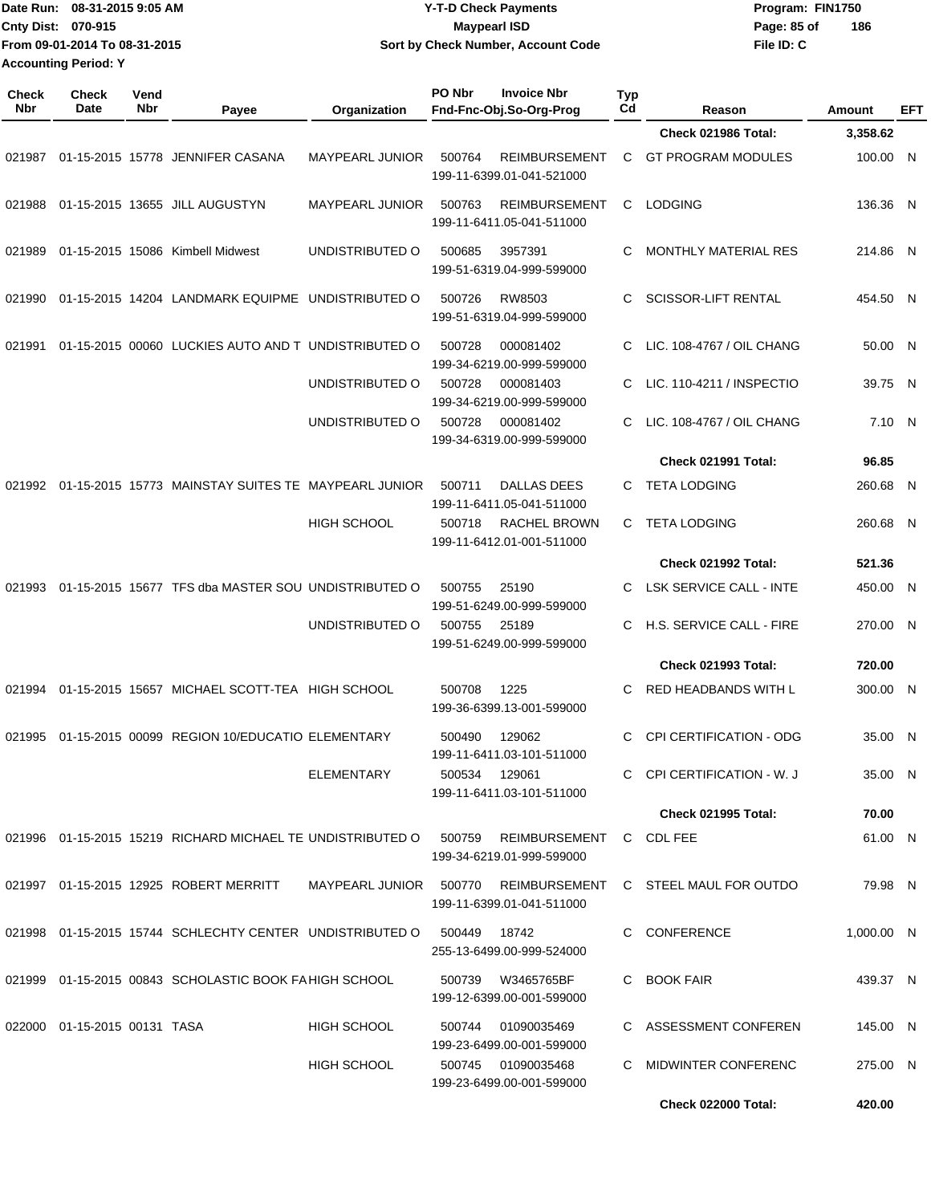Date Run: 08-31-2015 9:05 AM
Cnty Dist: 070-915
From 09-01-2014 To 08-31-2015
Accounting Period: Y

# Y-T-D Check Payments
## Maypearl ISD
### Sort by Check Number, Account Code

Program: FIN1750
File ID: C

| Check Nbr | Check Date | Vend Nbr | Payee | Organization | PO Nbr | Invoice Nbr / Fnd-Fnc-Obj.So-Org-Prog | Typ Cd | Reason | Amount | EFT |
|---|---|---|---|---|---|---|---|---|---|---|
| | | | | | | | | **Check 021986 Total:** | **3,358.62** | |
| 021987 | 01-15-2015 | 15778 | JENNIFER CASANA | MAYPEARL JUNIOR | 500764 | REIMBURSEMENT 199-11-6399.01-041-521000 | C | GT PROGRAM MODULES | 100.00 | N |
| 021988 | 01-15-2015 | 13655 | JILL AUGUSTYN | MAYPEARL JUNIOR | 500763 | REIMBURSEMENT 199-11-6411.05-041-511000 | C | LODGING | 136.36 | N |
| 021989 | 01-15-2015 | 15086 | Kimbell Midwest | UNDISTRIBUTED O | 500685 | 3957391 199-51-6319.04-999-599000 | C | MONTHLY MATERIAL RES | 214.86 | N |
| 021990 | 01-15-2015 | 14204 | LANDMARK EQUIPME | UNDISTRIBUTED O | 500726 | RW8503 199-51-6319.04-999-599000 | C | SCISSOR-LIFT RENTAL | 454.50 | N |
| 021991 | 01-15-2015 | 00060 | LUCKIES AUTO AND T | UNDISTRIBUTED O | 500728 | 000081402 199-34-6219.00-999-599000 | C | LIC. 108-4767 / OIL CHANG | 50.00 | N |
| | | | | UNDISTRIBUTED O | 500728 | 000081403 199-34-6219.00-999-599000 | C | LIC. 110-4211 / INSPECTIO | 39.75 | N |
| | | | | UNDISTRIBUTED O | 500728 | 000081402 199-34-6319.00-999-599000 | C | LIC. 108-4767 / OIL CHANG | 7.10 | N |
| | | | | | | | | **Check 021991 Total:** | **96.85** | |
| 021992 | 01-15-2015 | 15773 | MAINSTAY SUITES TE | MAYPEARL JUNIOR | 500711 | DALLAS DEES 199-11-6411.05-041-511000 | C | TETA LODGING | 260.68 | N |
| | | | | HIGH SCHOOL | 500718 | RACHEL BROWN 199-11-6412.01-001-511000 | C | TETA LODGING | 260.68 | N |
| | | | | | | | | **Check 021992 Total:** | **521.36** | |
| 021993 | 01-15-2015 | 15677 | TFS dba MASTER SOU | UNDISTRIBUTED O | 500755 | 25190 199-51-6249.00-999-599000 | C | LSK SERVICE CALL - INTE | 450.00 | N |
| | | | | UNDISTRIBUTED O | 500755 | 25189 199-51-6249.00-999-599000 | C | H.S. SERVICE CALL - FIRE | 270.00 | N |
| | | | | | | | | **Check 021993 Total:** | **720.00** | |
| 021994 | 01-15-2015 | 15657 | MICHAEL SCOTT-TEA | HIGH SCHOOL | 500708 | 1225 199-36-6399.13-001-599000 | C | RED HEADBANDS WITH L | 300.00 | N |
| 021995 | 01-15-2015 | 00099 | REGION 10/EDUCATIO | ELEMENTARY | 500490 | 129062 199-11-6411.03-101-511000 | C | CPI CERTIFICATION - ODG | 35.00 | N |
| | | | | ELEMENTARY | 500534 | 129061 199-11-6411.03-101-511000 | C | CPI CERTIFICATION - W. J | 35.00 | N |
| | | | | | | | | **Check 021995 Total:** | **70.00** | |
| 021996 | 01-15-2015 | 15219 | RICHARD MICHAEL TE | UNDISTRIBUTED O | 500759 | REIMBURSEMENT 199-34-6219.01-999-599000 | C | CDL FEE | 61.00 | N |
| 021997 | 01-15-2015 | 12925 | ROBERT MERRITT | MAYPEARL JUNIOR | 500770 | REIMBURSEMENT 199-11-6399.01-041-511000 | C | STEEL MAUL FOR OUTDO | 79.98 | N |
| 021998 | 01-15-2015 | 15744 | SCHLECHTY CENTER | UNDISTRIBUTED O | 500449 | 18742 255-13-6499.00-999-524000 | C | CONFERENCE | 1,000.00 | N |
| 021999 | 01-15-2015 | 00843 | SCHOLASTIC BOOK FA | HIGH SCHOOL | 500739 | W3465765BF 199-12-6399.00-001-599000 | C | BOOK FAIR | 439.37 | N |
| 022000 | 01-15-2015 | 00131 | TASA | HIGH SCHOOL | 500744 | 01090035469 199-23-6499.00-001-599000 | C | ASSESSMENT CONFEREN | 145.00 | N |
| | | | | HIGH SCHOOL | 500745 | 01090035468 199-23-6499.00-001-599000 | C | MIDWINTER CONFERENC | 275.00 | N |
| | | | | | | | | **Check 022000 Total:** | **420.00** | |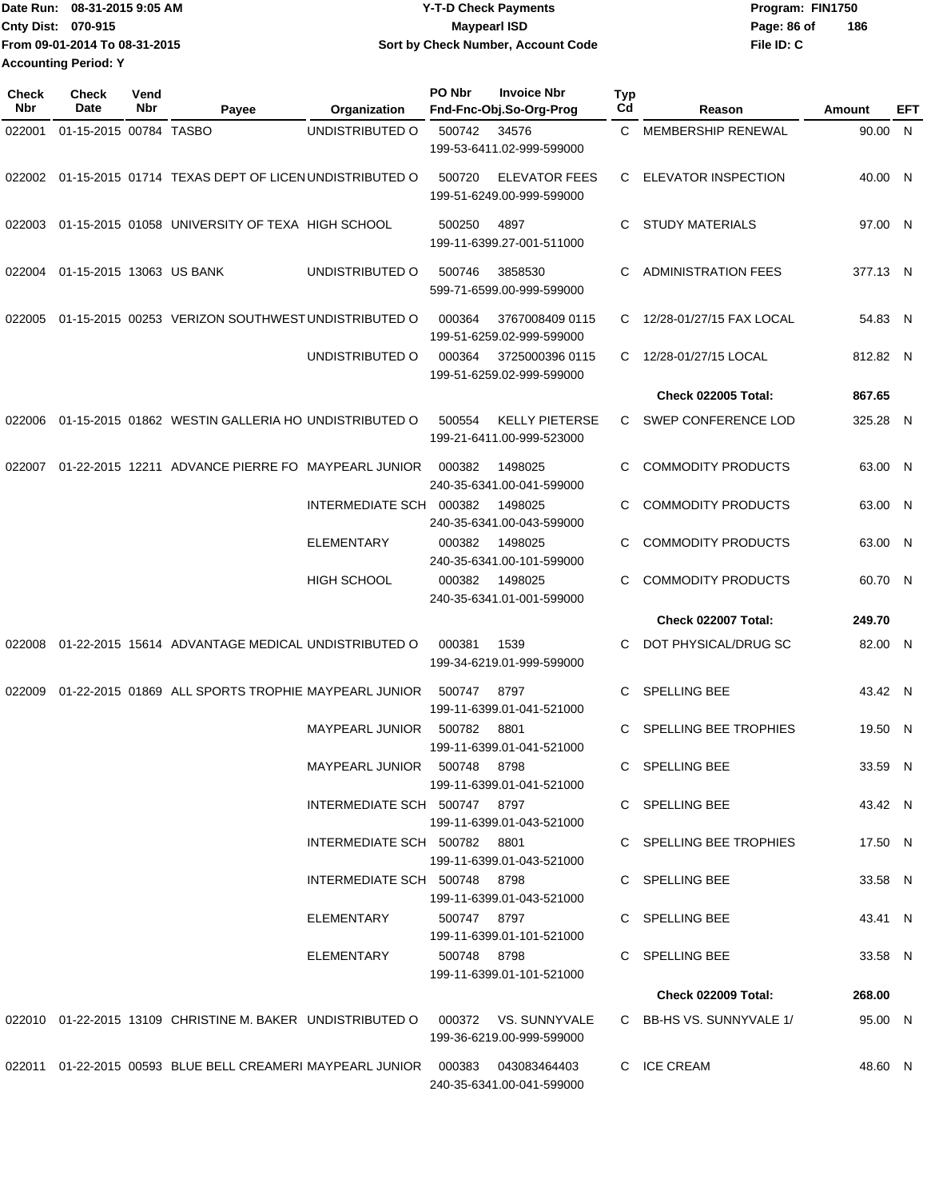Date Run: 08-31-2015 9:05 AM
Cnty Dist: 070-915
From 09-01-2014 To 08-31-2015
Accounting Period: Y

**Y-T-D Check Payments**
**Maypearl ISD**
**Sort by Check Number, Account Code**

Program: FIN1750
File ID: C

| Check Nbr | Check Date | Vend Nbr | Payee | Organization | PO Nbr | Invoice Nbr / Fnd-Fnc-Obj.So-Org-Prog | Typ Cd | Reason | Amount | EFT |
|---|---|---|---|---|---|---|---|---|---|---|
| 022001 | 01-15-2015 | 00784 | TASBO | UNDISTRIBUTED O | 500742 | 34576 / 199-53-6411.02-999-599000 | C | MEMBERSHIP RENEWAL | 90.00 | N |
| 022002 | 01-15-2015 | 01714 | TEXAS DEPT OF LICEN | UNDISTRIBUTED O | 500720 | ELEVATOR FEES / 199-51-6249.00-999-599000 | C | ELEVATOR INSPECTION | 40.00 | N |
| 022003 | 01-15-2015 | 01058 | UNIVERSITY OF TEXA | HIGH SCHOOL | 500250 | 4897 / 199-11-6399.27-001-511000 | C | STUDY MATERIALS | 97.00 | N |
| 022004 | 01-15-2015 | 13063 | US BANK | UNDISTRIBUTED O | 500746 | 3858530 / 599-71-6599.00-999-599000 | C | ADMINISTRATION FEES | 377.13 | N |
| 022005 | 01-15-2015 | 00253 | VERIZON SOUTHWEST | UNDISTRIBUTED O | 000364 | 3767008409 0115 / 199-51-6259.02-999-599000 | C | 12/28-01/27/15 FAX LOCAL | 54.83 | N |
| | | | | UNDISTRIBUTED O | 000364 | 3725000396 0115 / 199-51-6259.02-999-599000 | C | 12/28-01/27/15 LOCAL | 812.82 | N |
| | | | | | | | | **Check 022005 Total:** | **867.65** | |
| 022006 | 01-15-2015 | 01862 | WESTIN GALLERIA HO | UNDISTRIBUTED O | 500554 | KELLY PIETERSE / 199-21-6411.00-999-523000 | C | SWEP CONFERENCE LOD | 325.28 | N |
| 022007 | 01-22-2015 | 12211 | ADVANCE PIERRE FO | MAYPEARL JUNIOR | 000382 | 1498025 / 240-35-6341.00-041-599000 | C | COMMODITY PRODUCTS | 63.00 | N |
| | | | | INTERMEDIATE SCH | 000382 | 1498025 / 240-35-6341.00-043-599000 | C | COMMODITY PRODUCTS | 63.00 | N |
| | | | | ELEMENTARY | 000382 | 1498025 / 240-35-6341.00-101-599000 | C | COMMODITY PRODUCTS | 63.00 | N |
| | | | | HIGH SCHOOL | 000382 | 1498025 / 240-35-6341.01-001-599000 | C | COMMODITY PRODUCTS | 60.70 | N |
| | | | | | | | | **Check 022007 Total:** | **249.70** | |
| 022008 | 01-22-2015 | 15614 | ADVANTAGE MEDICAL | UNDISTRIBUTED O | 000381 | 1539 / 199-34-6219.01-999-599000 | C | DOT PHYSICAL/DRUG SC | 82.00 | N |
| 022009 | 01-22-2015 | 01869 | ALL SPORTS TROPHIE | MAYPEARL JUNIOR | 500747 | 8797 / 199-11-6399.01-041-521000 | C | SPELLING BEE | 43.42 | N |
| | | | | MAYPEARL JUNIOR | 500782 | 8801 / 199-11-6399.01-041-521000 | C | SPELLING BEE TROPHIES | 19.50 | N |
| | | | | MAYPEARL JUNIOR | 500748 | 8798 / 199-11-6399.01-041-521000 | C | SPELLING BEE | 33.59 | N |
| | | | | INTERMEDIATE SCH | 500747 | 8797 / 199-11-6399.01-043-521000 | C | SPELLING BEE | 43.42 | N |
| | | | | INTERMEDIATE SCH | 500782 | 8801 / 199-11-6399.01-043-521000 | C | SPELLING BEE TROPHIES | 17.50 | N |
| | | | | INTERMEDIATE SCH | 500748 | 8798 / 199-11-6399.01-043-521000 | C | SPELLING BEE | 33.58 | N |
| | | | | ELEMENTARY | 500747 | 8797 / 199-11-6399.01-101-521000 | C | SPELLING BEE | 43.41 | N |
| | | | | ELEMENTARY | 500748 | 8798 / 199-11-6399.01-101-521000 | C | SPELLING BEE | 33.58 | N |
| | | | | | | | | **Check 022009 Total:** | **268.00** | |
| 022010 | 01-22-2015 | 13109 | CHRISTINE M. BAKER | UNDISTRIBUTED O | 000372 | VS. SUNNYVALE / 199-36-6219.00-999-599000 | C | BB-HS VS. SUNNYVALE 1/ | 95.00 | N |
| 022011 | 01-22-2015 | 00593 | BLUE BELL CREAMERI | MAYPEARL JUNIOR | 000383 | 043083464403 / 240-35-6341.00-041-599000 | C | ICE CREAM | 48.60 | N |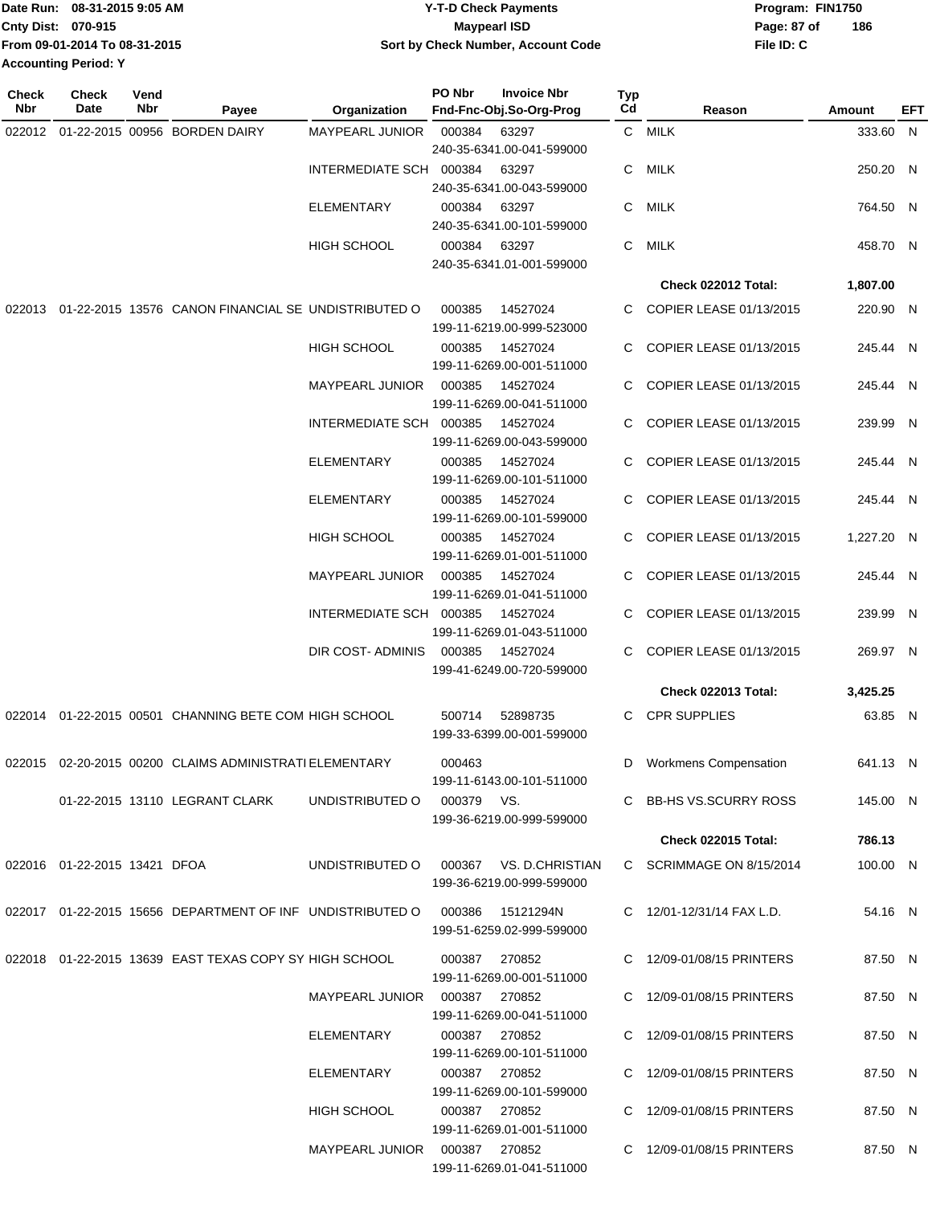Date Run: 08-31-2015 9:05 AM
Cnty Dist: 070-915
From 09-01-2014 To 08-31-2015
Accounting Period: Y

# Y-T-D Check Payments
## Maypearl ISD
### Sort by Check Number, Account Code

Program: FIN1750
File ID: C

| Check Nbr | Check Date | Vend Nbr | Payee | Organization | PO Nbr / Invoice Nbr / Fnd-Fnc-Obj.So-Org-Prog | Typ Cd | Reason | Amount | EFT |
|---|---|---|---|---|---|---|---|---|---|
| 022012 | 01-22-2015 | 00956 | BORDEN DAIRY | MAYPEARL JUNIOR | 000384 63297 240-35-6341.00-041-599000 | C | MILK | 333.60 | N |
| | | | | INTERMEDIATE SCH | 000384 63297 240-35-6341.00-043-599000 | C | MILK | 250.20 | N |
| | | | | ELEMENTARY | 000384 63297 240-35-6341.00-101-599000 | C | MILK | 764.50 | N |
| | | | | HIGH SCHOOL | 000384 63297 240-35-6341.01-001-599000 | C | MILK | 458.70 | N |
| | | | | | | | **Check 022012 Total:** | **1,807.00** | |
| 022013 | 01-22-2015 | 13576 | CANON FINANCIAL SE | UNDISTRIBUTED O | 000385 14527024 199-11-6219.00-999-523000 | C | COPIER LEASE 01/13/2015 | 220.90 | N |
| | | | | HIGH SCHOOL | 000385 14527024 199-11-6269.00-001-511000 | C | COPIER LEASE 01/13/2015 | 245.44 | N |
| | | | | MAYPEARL JUNIOR | 000385 14527024 199-11-6269.00-041-511000 | C | COPIER LEASE 01/13/2015 | 245.44 | N |
| | | | | INTERMEDIATE SCH | 000385 14527024 199-11-6269.00-043-599000 | C | COPIER LEASE 01/13/2015 | 239.99 | N |
| | | | | ELEMENTARY | 000385 14527024 199-11-6269.00-101-511000 | C | COPIER LEASE 01/13/2015 | 245.44 | N |
| | | | | ELEMENTARY | 000385 14527024 199-11-6269.00-101-599000 | C | COPIER LEASE 01/13/2015 | 245.44 | N |
| | | | | HIGH SCHOOL | 000385 14527024 199-11-6269.01-001-511000 | C | COPIER LEASE 01/13/2015 | 1,227.20 | N |
| | | | | MAYPEARL JUNIOR | 000385 14527024 199-11-6269.01-041-511000 | C | COPIER LEASE 01/13/2015 | 245.44 | N |
| | | | | INTERMEDIATE SCH | 000385 14527024 199-11-6269.01-043-511000 | C | COPIER LEASE 01/13/2015 | 239.99 | N |
| | | | | DIR COST- ADMINIS | 000385 14527024 199-41-6249.00-720-599000 | C | COPIER LEASE 01/13/2015 | 269.97 | N |
| | | | | | | | **Check 022013 Total:** | **3,425.25** | |
| 022014 | 01-22-2015 | 00501 | CHANNING BETE COM | HIGH SCHOOL | 500714 52898735 199-33-6399.00-001-599000 | C | CPR SUPPLIES | 63.85 | N |
| 022015 | 02-20-2015 | 00200 | CLAIMS ADMINISTRATI | ELEMENTARY | 000463 199-11-6143.00-101-511000 | D | Workmens Compensation | 641.13 | N |
| | 01-22-2015 | 13110 | LEGRANT CLARK | UNDISTRIBUTED O | 000379 VS. 199-36-6219.00-999-599000 | C | BB-HS VS.SCURRY ROSS | 145.00 | N |
| | | | | | | | **Check 022015 Total:** | **786.13** | |
| 022016 | 01-22-2015 | 13421 | DFOA | UNDISTRIBUTED O | 000367 VS. D.CHRISTIAN 199-36-6219.00-999-599000 | C | SCRIMMAGE ON 8/15/2014 | 100.00 | N |
| 022017 | 01-22-2015 | 15656 | DEPARTMENT OF INF | UNDISTRIBUTED O | 000386 15121294N 199-51-6259.02-999-599000 | C | 12/01-12/31/14 FAX L.D. | 54.16 | N |
| 022018 | 01-22-2015 | 13639 | EAST TEXAS COPY SY | HIGH SCHOOL | 000387 270852 199-11-6269.00-001-511000 | C | 12/09-01/08/15 PRINTERS | 87.50 | N |
| | | | | MAYPEARL JUNIOR | 000387 270852 199-11-6269.00-041-511000 | C | 12/09-01/08/15 PRINTERS | 87.50 | N |
| | | | | ELEMENTARY | 000387 270852 199-11-6269.00-101-511000 | C | 12/09-01/08/15 PRINTERS | 87.50 | N |
| | | | | ELEMENTARY | 000387 270852 199-11-6269.00-101-599000 | C | 12/09-01/08/15 PRINTERS | 87.50 | N |
| | | | | HIGH SCHOOL | 000387 270852 199-11-6269.01-001-511000 | C | 12/09-01/08/15 PRINTERS | 87.50 | N |
| | | | | MAYPEARL JUNIOR | 000387 270852 199-11-6269.01-041-511000 | C | 12/09-01/08/15 PRINTERS | 87.50 | N |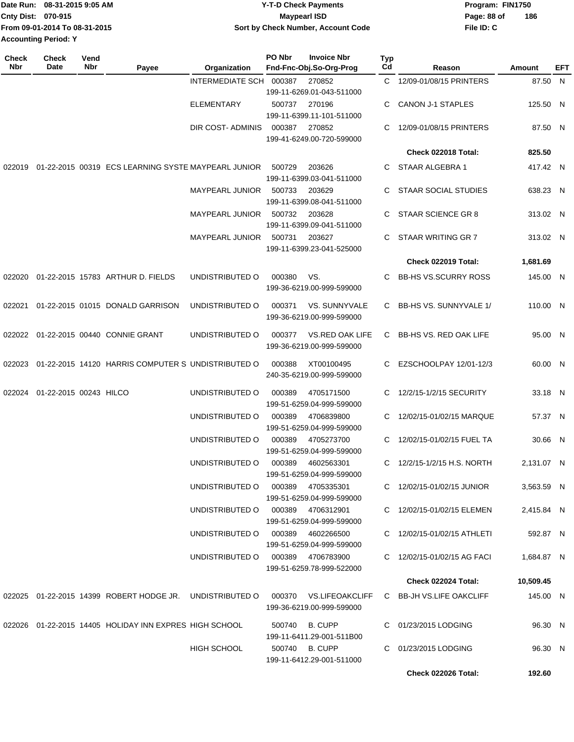Date Run: 08-31-2015 9:05 AM
Cnty Dist: 070-915
From 09-01-2014 To 08-31-2015
Accounting Period: Y

# Y-T-D Check Payments
## Maypearl ISD
### Sort by Check Number, Account Code

Program: FIN1750
File ID: C

| Check Nbr | Check Date | Vend Nbr | Payee | Organization | PO Nbr | Invoice Nbr / Fnd-Fnc-Obj.So-Org-Prog | Typ Cd | Reason | Amount | EFT |
|---|---|---|---|---|---|---|---|---|---|---|
| | | | | INTERMEDIATE SCH | 000387 | 270852 / 199-11-6269.01-043-511000 | C | 12/09-01/08/15 PRINTERS | 87.50 | N |
| | | | | ELEMENTARY | 500737 | 270196 / 199-11-6399.11-101-511000 | C | CANON J-1 STAPLES | 125.50 | N |
| | | | | DIR COST- ADMINIS | 000387 | 270852 / 199-41-6249.00-720-599000 | C | 12/09-01/08/15 PRINTERS | 87.50 | N |
| | | | | | | | | **Check 022018 Total:** | **825.50** | |
| 022019 | 01-22-2015 | 00319 | ECS LEARNING SYSTE | MAYPEARL JUNIOR | 500729 | 203626 / 199-11-6399.03-041-511000 | C | STAAR ALGEBRA 1 | 417.42 | N |
| | | | | MAYPEARL JUNIOR | 500733 | 203629 / 199-11-6399.08-041-511000 | C | STAAR SOCIAL STUDIES | 638.23 | N |
| | | | | MAYPEARL JUNIOR | 500732 | 203628 / 199-11-6399.09-041-511000 | C | STAAR SCIENCE GR 8 | 313.02 | N |
| | | | | MAYPEARL JUNIOR | 500731 | 203627 / 199-11-6399.23-041-525000 | C | STAAR WRITING GR 7 | 313.02 | N |
| | | | | | | | | **Check 022019 Total:** | **1,681.69** | |
| 022020 | 01-22-2015 | 15783 | ARTHUR D. FIELDS | UNDISTRIBUTED O | 000380 | VS. / 199-36-6219.00-999-599000 | C | BB-HS VS.SCURRY ROSS | 145.00 | N |
| 022021 | 01-22-2015 | 01015 | DONALD GARRISON | UNDISTRIBUTED O | 000371 | VS. SUNNYVALE / 199-36-6219.00-999-599000 | C | BB-HS VS. SUNNYVALE 1/ | 110.00 | N |
| 022022 | 01-22-2015 | 00440 | CONNIE GRANT | UNDISTRIBUTED O | 000377 | VS.RED OAK LIFE / 199-36-6219.00-999-599000 | C | BB-HS VS. RED OAK LIFE | 95.00 | N |
| 022023 | 01-22-2015 | 14120 | HARRIS COMPUTER S | UNDISTRIBUTED O | 000388 | XT00100495 / 240-35-6219.00-999-599000 | C | EZSCHOOLPAY 12/01-12/3 | 60.00 | N |
| 022024 | 01-22-2015 | 00243 | HILCO | UNDISTRIBUTED O | 000389 | 4705171500 / 199-51-6259.04-999-599000 | C | 12/2/15-1/2/15 SECURITY | 33.18 | N |
| | | | | UNDISTRIBUTED O | 000389 | 4706839800 / 199-51-6259.04-999-599000 | C | 12/02/15-01/02/15 MARQUE | 57.37 | N |
| | | | | UNDISTRIBUTED O | 000389 | 4705273700 / 199-51-6259.04-999-599000 | C | 12/02/15-01/02/15 FUEL TA | 30.66 | N |
| | | | | UNDISTRIBUTED O | 000389 | 4602563301 / 199-51-6259.04-999-599000 | C | 12/2/15-1/2/15 H.S. NORTH | 2,131.07 | N |
| | | | | UNDISTRIBUTED O | 000389 | 4705335301 / 199-51-6259.04-999-599000 | C | 12/02/15-01/02/15 JUNIOR | 3,563.59 | N |
| | | | | UNDISTRIBUTED O | 000389 | 4706312901 / 199-51-6259.04-999-599000 | C | 12/02/15-01/02/15 ELEMEN | 2,415.84 | N |
| | | | | UNDISTRIBUTED O | 000389 | 4602266500 / 199-51-6259.04-999-599000 | C | 12/02/15-01/02/15 ATHLETI | 592.87 | N |
| | | | | UNDISTRIBUTED O | 000389 | 4706783900 / 199-51-6259.78-999-522000 | C | 12/02/15-01/02/15 AG FACI | 1,684.87 | N |
| | | | | | | | | **Check 022024 Total:** | **10,509.45** | |
| 022025 | 01-22-2015 | 14399 | ROBERT HODGE JR. | UNDISTRIBUTED O | 000370 | VS.LIFEOAKCLIFF / 199-36-6219.00-999-599000 | C | BB-JH VS.LIFE OAKCLIFF | 145.00 | N |
| 022026 | 01-22-2015 | 14405 | HOLIDAY INN EXPRES | HIGH SCHOOL | 500740 | B. CUPP / 199-11-6411.29-001-511B00 | C | 01/23/2015 LODGING | 96.30 | N |
| | | | | HIGH SCHOOL | 500740 | B. CUPP / 199-11-6412.29-001-511000 | C | 01/23/2015 LODGING | 96.30 | N |
| | | | | | | | | **Check 022026 Total:** | **192.60** | |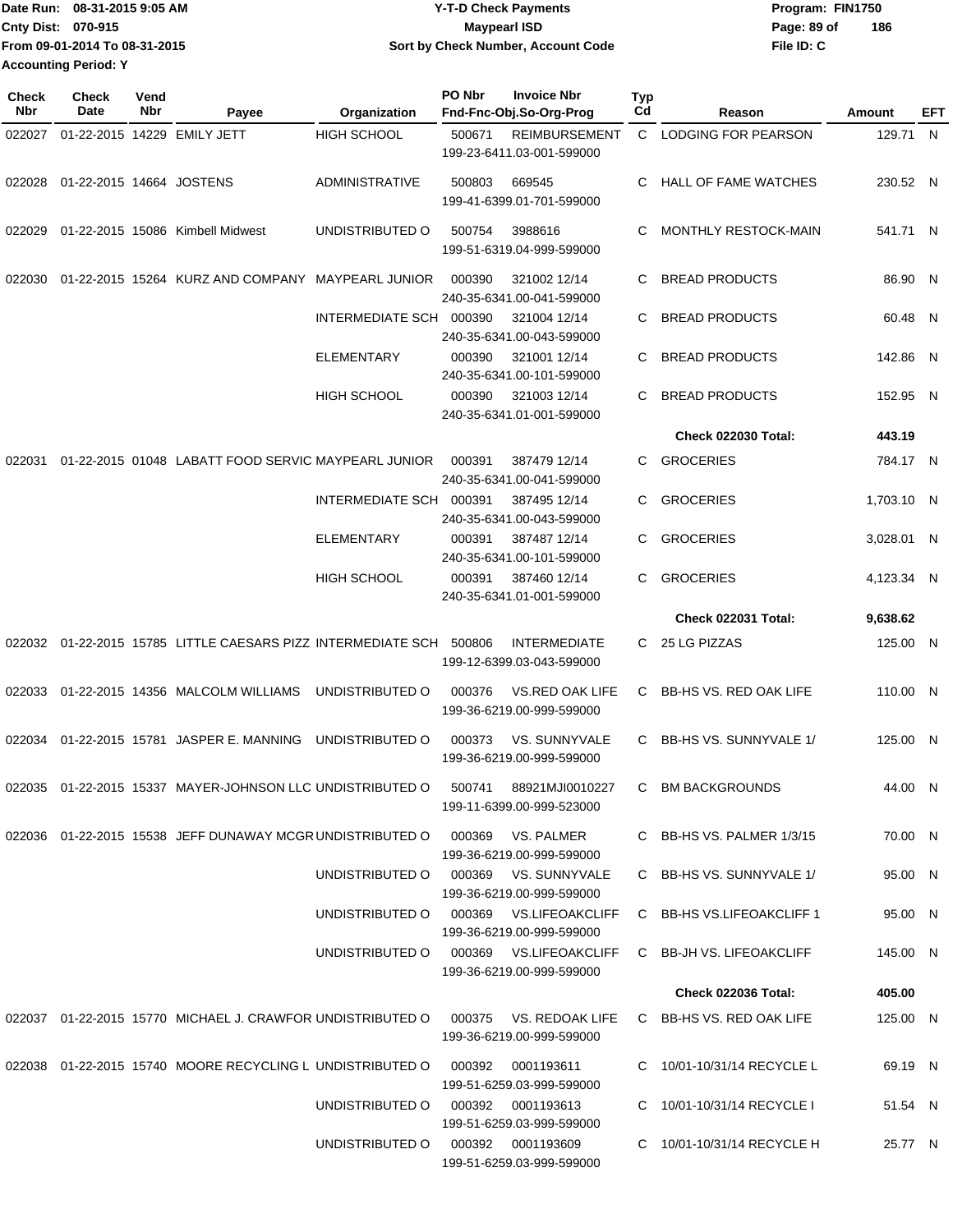Date Run: 08-31-2015 9:05 AM
Cnty Dist: 070-915
From 09-01-2014 To 08-31-2015
Accounting Period: Y

**Y-T-D Check Payments**
**Maypearl ISD**
**Sort by Check Number, Account Code**

Program: FIN1750
File ID: C

| Check Nbr | Check Date | Vend Nbr | Payee | Organization | PO Nbr | Invoice Nbr / Fnd-Fnc-Obj.So-Org-Prog | Typ Cd | Reason | Amount | EFT |
|---|---|---|---|---|---|---|---|---|---|---|
| 022027 | 01-22-2015 | 14229 | EMILY JETT | HIGH SCHOOL | 500671 | REIMBURSEMENT 199-23-6411.03-001-599000 | C | LODGING FOR PEARSON | 129.71 | N |
| 022028 | 01-22-2015 | 14664 | JOSTENS | ADMINISTRATIVE | 500803 | 669545 199-41-6399.01-701-599000 | C | HALL OF FAME WATCHES | 230.52 | N |
| 022029 | 01-22-2015 | 15086 | Kimbell Midwest | UNDISTRIBUTED O | 500754 | 3988616 199-51-6319.04-999-599000 | C | MONTHLY RESTOCK-MAIN | 541.71 | N |
| 022030 | 01-22-2015 | 15264 | KURZ AND COMPANY | MAYPEARL JUNIOR | 000390 | 321002 12/14 240-35-6341.00-041-599000 | C | BREAD PRODUCTS | 86.90 | N |
| | | | | INTERMEDIATE SCH | 000390 | 321004 12/14 240-35-6341.00-043-599000 | C | BREAD PRODUCTS | 60.48 | N |
| | | | | ELEMENTARY | 000390 | 321001 12/14 240-35-6341.00-101-599000 | C | BREAD PRODUCTS | 142.86 | N |
| | | | | HIGH SCHOOL | 000390 | 321003 12/14 240-35-6341.01-001-599000 | C | BREAD PRODUCTS | 152.95 | N |
| | | | | | | | | **Check 022030 Total:** | **443.19** | |
| 022031 | 01-22-2015 | 01048 | LABATT FOOD SERVIC | MAYPEARL JUNIOR | 000391 | 387479 12/14 240-35-6341.00-041-599000 | C | GROCERIES | 784.17 | N |
| | | | | INTERMEDIATE SCH | 000391 | 387495 12/14 240-35-6341.00-043-599000 | C | GROCERIES | 1,703.10 | N |
| | | | | ELEMENTARY | 000391 | 387487 12/14 240-35-6341.00-101-599000 | C | GROCERIES | 3,028.01 | N |
| | | | | HIGH SCHOOL | 000391 | 387460 12/14 240-35-6341.01-001-599000 | C | GROCERIES | 4,123.34 | N |
| | | | | | | | | **Check 022031 Total:** | **9,638.62** | |
| 022032 | 01-22-2015 | 15785 | LITTLE CAESARS PIZZ | INTERMEDIATE SCH | 500806 | INTERMEDIATE 199-12-6399.03-043-599000 | C | 25 LG PIZZAS | 125.00 | N |
| 022033 | 01-22-2015 | 14356 | MALCOLM WILLIAMS | UNDISTRIBUTED O | 000376 | VS.RED OAK LIFE 199-36-6219.00-999-599000 | C | BB-HS VS. RED OAK LIFE | 110.00 | N |
| 022034 | 01-22-2015 | 15781 | JASPER E. MANNING | UNDISTRIBUTED O | 000373 | VS. SUNNYVALE 199-36-6219.00-999-599000 | C | BB-HS VS. SUNNYVALE 1/ | 125.00 | N |
| 022035 | 01-22-2015 | 15337 | MAYER-JOHNSON LLC | UNDISTRIBUTED O | 500741 | 88921MJI0010227 199-11-6399.00-999-523000 | C | BM BACKGROUNDS | 44.00 | N |
| 022036 | 01-22-2015 | 15538 | JEFF DUNAWAY MCGR | UNDISTRIBUTED O | 000369 | VS. PALMER 199-36-6219.00-999-599000 | C | BB-HS VS. PALMER 1/3/15 | 70.00 | N |
| | | | | UNDISTRIBUTED O | 000369 | VS. SUNNYVALE 199-36-6219.00-999-599000 | C | BB-HS VS. SUNNYVALE 1/ | 95.00 | N |
| | | | | UNDISTRIBUTED O | 000369 | VS.LIFEOAKCLIFF 199-36-6219.00-999-599000 | C | BB-HS VS.LIFEOAKCLIFF 1 | 95.00 | N |
| | | | | UNDISTRIBUTED O | 000369 | VS.LIFEOAKCLIFF 199-36-6219.00-999-599000 | C | BB-JH VS. LIFEOAKCLIFF | 145.00 | N |
| | | | | | | | | **Check 022036 Total:** | **405.00** | |
| 022037 | 01-22-2015 | 15770 | MICHAEL J. CRAWFOR | UNDISTRIBUTED O | 000375 | VS. REDOAK LIFE 199-36-6219.00-999-599000 | C | BB-HS VS. RED OAK LIFE | 125.00 | N |
| 022038 | 01-22-2015 | 15740 | MOORE RECYCLING L | UNDISTRIBUTED O | 000392 | 0001193611 199-51-6259.03-999-599000 | C | 10/01-10/31/14 RECYCLE L | 69.19 | N |
| | | | | UNDISTRIBUTED O | 000392 | 0001193613 199-51-6259.03-999-599000 | C | 10/01-10/31/14 RECYCLE I | 51.54 | N |
| | | | | UNDISTRIBUTED O | 000392 | 0001193609 199-51-6259.03-999-599000 | C | 10/01-10/31/14 RECYCLE H | 25.77 | N |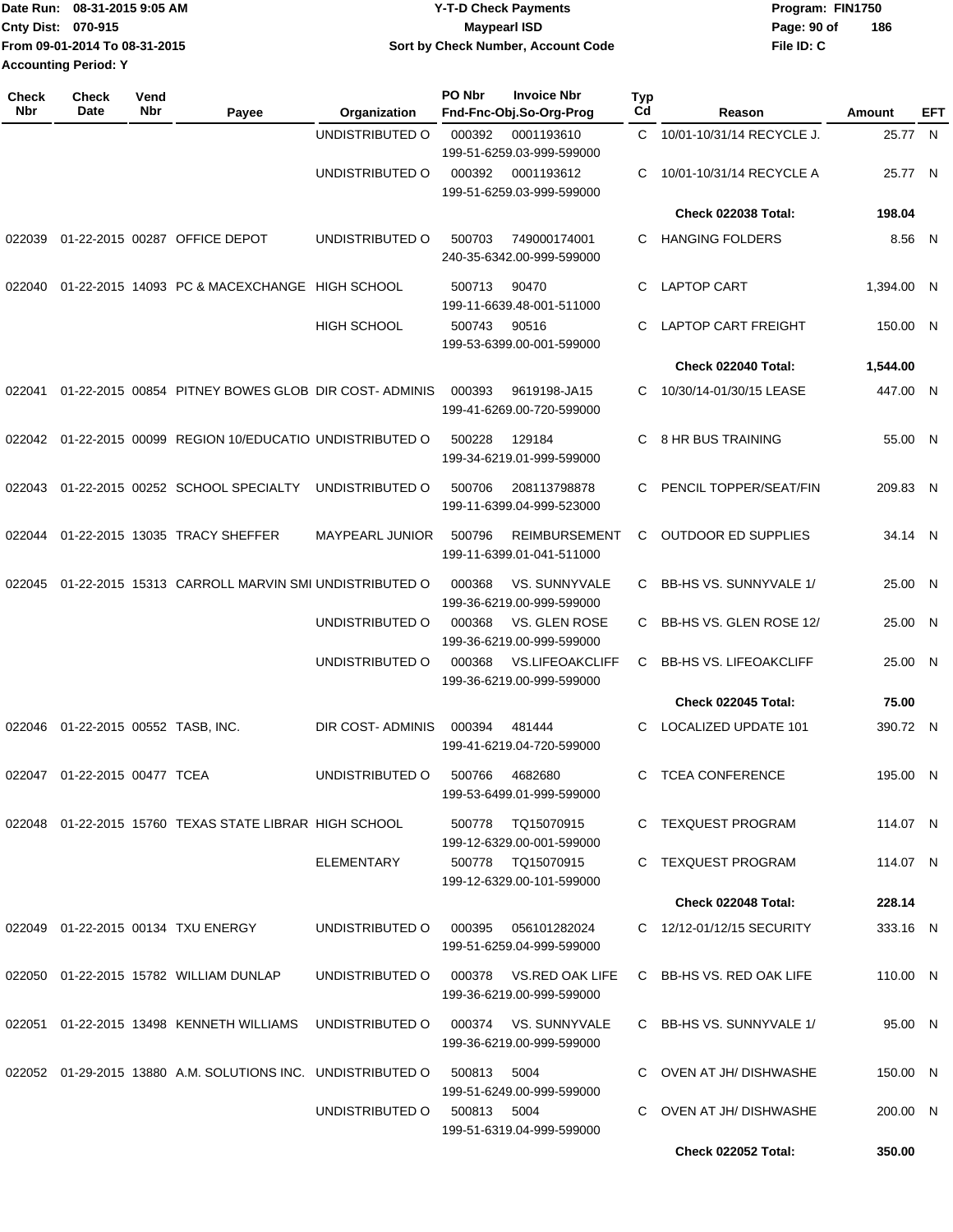| Check Nbr | Check Date | Vend Nbr | Payee | Organization | PO Nbr | Invoice Nbr / Fnd-Fnc-Obj.So-Org-Prog | Typ Cd | Reason | Amount | EFT |
|---|---|---|---|---|---|---|---|---|---|---|
| | | | | UNDISTRIBUTED O | 000392 | 0001193610 199-51-6259.03-999-599000 | C | 10/01-10/31/14 RECYCLE J. | 25.77 | N |
| | | | | UNDISTRIBUTED O | 000392 | 0001193612 199-51-6259.03-999-599000 | C | 10/01-10/31/14 RECYCLE A | 25.77 | N |
| | | | | | | | | **Check 022038 Total:** | **198.04** | |
| 022039 | 01-22-2015 | 00287 | OFFICE DEPOT | UNDISTRIBUTED O | 500703 | 749000174001 240-35-6342.00-999-599000 | C | HANGING FOLDERS | 8.56 | N |
| 022040 | 01-22-2015 | 14093 | PC & MACEXCHANGE | HIGH SCHOOL | 500713 | 90470 199-11-6639.48-001-511000 | C | LAPTOP CART | 1,394.00 | N |
| | | | | HIGH SCHOOL | 500743 | 90516 199-53-6399.00-001-599000 | C | LAPTOP CART FREIGHT | 150.00 | N |
| | | | | | | | | **Check 022040 Total:** | **1,544.00** | |
| 022041 | 01-22-2015 | 00854 | PITNEY BOWES GLOB | DIR COST- ADMINIS | 000393 | 9619198-JA15 199-41-6269.00-720-599000 | C | 10/30/14-01/30/15 LEASE | 447.00 | N |
| 022042 | 01-22-2015 | 00099 | REGION 10/EDUCATIO | UNDISTRIBUTED O | 500228 | 129184 199-34-6219.01-999-599000 | C | 8 HR BUS TRAINING | 55.00 | N |
| 022043 | 01-22-2015 | 00252 | SCHOOL SPECIALTY | UNDISTRIBUTED O | 500706 | 208113798878 199-11-6399.04-999-523000 | C | PENCIL TOPPER/SEAT/FIN | 209.83 | N |
| 022044 | 01-22-2015 | 13035 | TRACY SHEFFER | MAYPEARL JUNIOR | 500796 | REIMBURSEMENT 199-11-6399.01-041-511000 | C | OUTDOOR ED SUPPLIES | 34.14 | N |
| 022045 | 01-22-2015 | 15313 | CARROLL MARVIN SMI | UNDISTRIBUTED O | 000368 | VS. SUNNYVALE 199-36-6219.00-999-599000 | C | BB-HS VS. SUNNYVALE 1/ | 25.00 | N |
| | | | | UNDISTRIBUTED O | 000368 | VS. GLEN ROSE 199-36-6219.00-999-599000 | C | BB-HS VS. GLEN ROSE 12/ | 25.00 | N |
| | | | | UNDISTRIBUTED O | 000368 | VS.LIFEOAKCLIFF 199-36-6219.00-999-599000 | C | BB-HS VS. LIFEOAKCLIFF | 25.00 | N |
| | | | | | | | | **Check 022045 Total:** | **75.00** | |
| 022046 | 01-22-2015 | 00552 | TASB, INC. | DIR COST- ADMINIS | 000394 | 481444 199-41-6219.04-720-599000 | C | LOCALIZED UPDATE 101 | 390.72 | N |
| 022047 | 01-22-2015 | 00477 | TCEA | UNDISTRIBUTED O | 500766 | 4682680 199-53-6499.01-999-599000 | C | TCEA CONFERENCE | 195.00 | N |
| 022048 | 01-22-2015 | 15760 | TEXAS STATE LIBRAR | HIGH SCHOOL | 500778 | TQ15070915 199-12-6329.00-001-599000 | C | TEXQUEST PROGRAM | 114.07 | N |
| | | | | ELEMENTARY | 500778 | TQ15070915 199-12-6329.00-101-599000 | C | TEXQUEST PROGRAM | 114.07 | N |
| | | | | | | | | **Check 022048 Total:** | **228.14** | |
| 022049 | 01-22-2015 | 00134 | TXU ENERGY | UNDISTRIBUTED O | 000395 | 056101282024 199-51-6259.04-999-599000 | C | 12/12-01/12/15 SECURITY | 333.16 | N |
| 022050 | 01-22-2015 | 15782 | WILLIAM DUNLAP | UNDISTRIBUTED O | 000378 | VS.RED OAK LIFE 199-36-6219.00-999-599000 | C | BB-HS VS. RED OAK LIFE | 110.00 | N |
| 022051 | 01-22-2015 | 13498 | KENNETH WILLIAMS | UNDISTRIBUTED O | 000374 | VS. SUNNYVALE 199-36-6219.00-999-599000 | C | BB-HS VS. SUNNYVALE 1/ | 95.00 | N |
| 022052 | 01-29-2015 | 13880 | A.M. SOLUTIONS INC. | UNDISTRIBUTED O | 500813 | 5004 199-51-6249.00-999-599000 | C | OVEN AT JH/ DISHWASHE | 150.00 | N |
| | | | | UNDISTRIBUTED O | 500813 | 5004 199-51-6319.04-999-599000 | C | OVEN AT JH/ DISHWASHE | 200.00 | N |
| | | | | | | | | **Check 022052 Total:** | **350.00** | |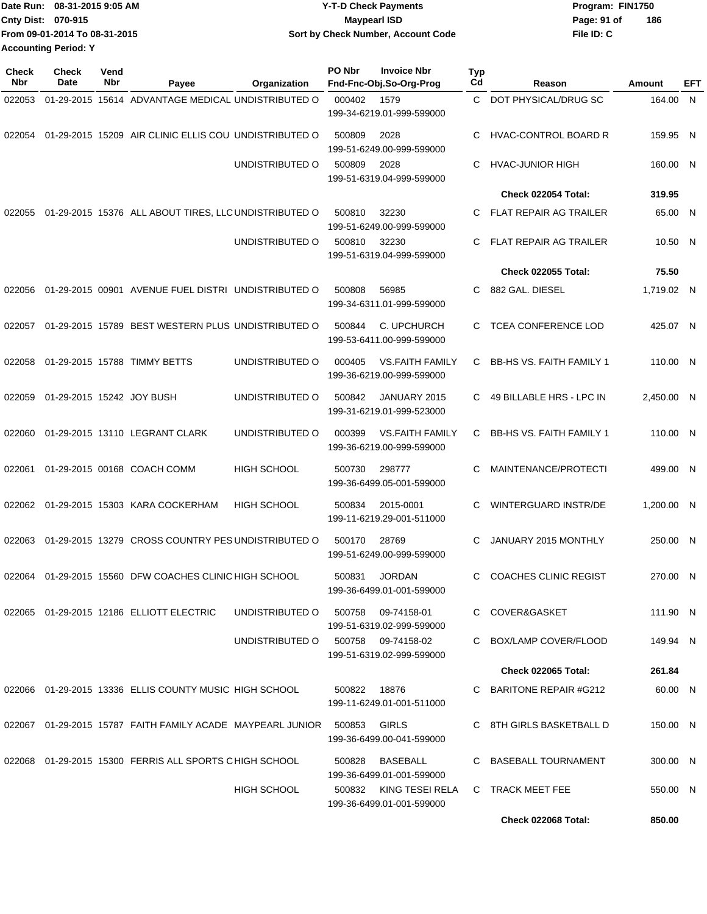Date Run: 08-31-2015 9:05 AM
Cnty Dist: 070-915
From 09-01-2014 To 08-31-2015
Accounting Period: Y

# Y-T-D Check Payments
## Maypearl ISD
### Sort by Check Number, Account Code

Program: FIN1750
File ID: C

| Check Nbr | Check Date | Vend Nbr | Payee | Organization | PO Nbr | Invoice Nbr / Fnd-Fnc-Obj.So-Org-Prog | Typ Cd | Reason | Amount | EFT |
|---|---|---|---|---|---|---|---|---|---|---|
| 022053 | 01-29-2015 | 15614 | ADVANTAGE MEDICAL | UNDISTRIBUTED O | 000402 | 1579 / 199-34-6219.01-999-599000 | C | DOT PHYSICAL/DRUG SC | 164.00 | N |
| 022054 | 01-29-2015 | 15209 | AIR CLINIC ELLIS COU | UNDISTRIBUTED O | 500809 | 2028 / 199-51-6249.00-999-599000 | C | HVAC-CONTROL BOARD R | 159.95 | N |
| | | | | UNDISTRIBUTED O | 500809 | 2028 / 199-51-6319.04-999-599000 | C | HVAC-JUNIOR HIGH | 160.00 | N |
| | | | | | | | | **Check 022054 Total:** | **319.95** | |
| 022055 | 01-29-2015 | 15376 | ALL ABOUT TIRES, LLC | UNDISTRIBUTED O | 500810 | 32230 / 199-51-6249.00-999-599000 | C | FLAT REPAIR AG TRAILER | 65.00 | N |
| | | | | UNDISTRIBUTED O | 500810 | 32230 / 199-51-6319.04-999-599000 | C | FLAT REPAIR AG TRAILER | 10.50 | N |
| | | | | | | | | **Check 022055 Total:** | **75.50** | |
| 022056 | 01-29-2015 | 00901 | AVENUE FUEL DISTRI | UNDISTRIBUTED O | 500808 | 56985 / 199-34-6311.01-999-599000 | C | 882 GAL. DIESEL | 1,719.02 | N |
| 022057 | 01-29-2015 | 15789 | BEST WESTERN PLUS | UNDISTRIBUTED O | 500844 | C. UPCHURCH / 199-53-6411.00-999-599000 | C | TCEA CONFERENCE LOD | 425.07 | N |
| 022058 | 01-29-2015 | 15788 | TIMMY BETTS | UNDISTRIBUTED O | 000405 | VS.FAITH FAMILY / 199-36-6219.00-999-599000 | C | BB-HS VS. FAITH FAMILY 1 | 110.00 | N |
| 022059 | 01-29-2015 | 15242 | JOY BUSH | UNDISTRIBUTED O | 500842 | JANUARY 2015 / 199-31-6219.01-999-523000 | C | 49 BILLABLE HRS - LPC IN | 2,450.00 | N |
| 022060 | 01-29-2015 | 13110 | LEGRANT CLARK | UNDISTRIBUTED O | 000399 | VS.FAITH FAMILY / 199-36-6219.00-999-599000 | C | BB-HS VS. FAITH FAMILY 1 | 110.00 | N |
| 022061 | 01-29-2015 | 00168 | COACH COMM | HIGH SCHOOL | 500730 | 298777 / 199-36-6499.05-001-599000 | C | MAINTENANCE/PROTECTI | 499.00 | N |
| 022062 | 01-29-2015 | 15303 | KARA COCKERHAM | HIGH SCHOOL | 500834 | 2015-0001 / 199-11-6219.29-001-511000 | C | WINTERGUARD INSTR/DE | 1,200.00 | N |
| 022063 | 01-29-2015 | 13279 | CROSS COUNTRY PES | UNDISTRIBUTED O | 500170 | 28769 / 199-51-6249.00-999-599000 | C | JANUARY 2015 MONTHLY | 250.00 | N |
| 022064 | 01-29-2015 | 15560 | DFW COACHES CLINIC | HIGH SCHOOL | 500831 | JORDAN / 199-36-6499.01-001-599000 | C | COACHES CLINIC REGIST | 270.00 | N |
| 022065 | 01-29-2015 | 12186 | ELLIOTT ELECTRIC | UNDISTRIBUTED O | 500758 | 09-74158-01 / 199-51-6319.02-999-599000 | C | COVER&GASKET | 111.90 | N |
| | | | | UNDISTRIBUTED O | 500758 | 09-74158-02 / 199-51-6319.02-999-599000 | C | BOX/LAMP COVER/FLOOD | 149.94 | N |
| | | | | | | | | **Check 022065 Total:** | **261.84** | |
| 022066 | 01-29-2015 | 13336 | ELLIS COUNTY MUSIC | HIGH SCHOOL | 500822 | 18876 / 199-11-6249.01-001-511000 | C | BARITONE REPAIR #G212 | 60.00 | N |
| 022067 | 01-29-2015 | 15787 | FAITH FAMILY ACADE | MAYPEARL JUNIOR | 500853 | GIRLS / 199-36-6499.00-041-599000 | C | 8TH GIRLS BASKETBALL D | 150.00 | N |
| 022068 | 01-29-2015 | 15300 | FERRIS ALL SPORTS C | HIGH SCHOOL | 500828 | BASEBALL / 199-36-6499.01-001-599000 | C | BASEBALL TOURNAMENT | 300.00 | N |
| | | | | HIGH SCHOOL | 500832 | KING TESEI RELA / 199-36-6499.01-001-599000 | C | TRACK MEET FEE | 550.00 | N |
| | | | | | | | | **Check 022068 Total:** | **850.00** | |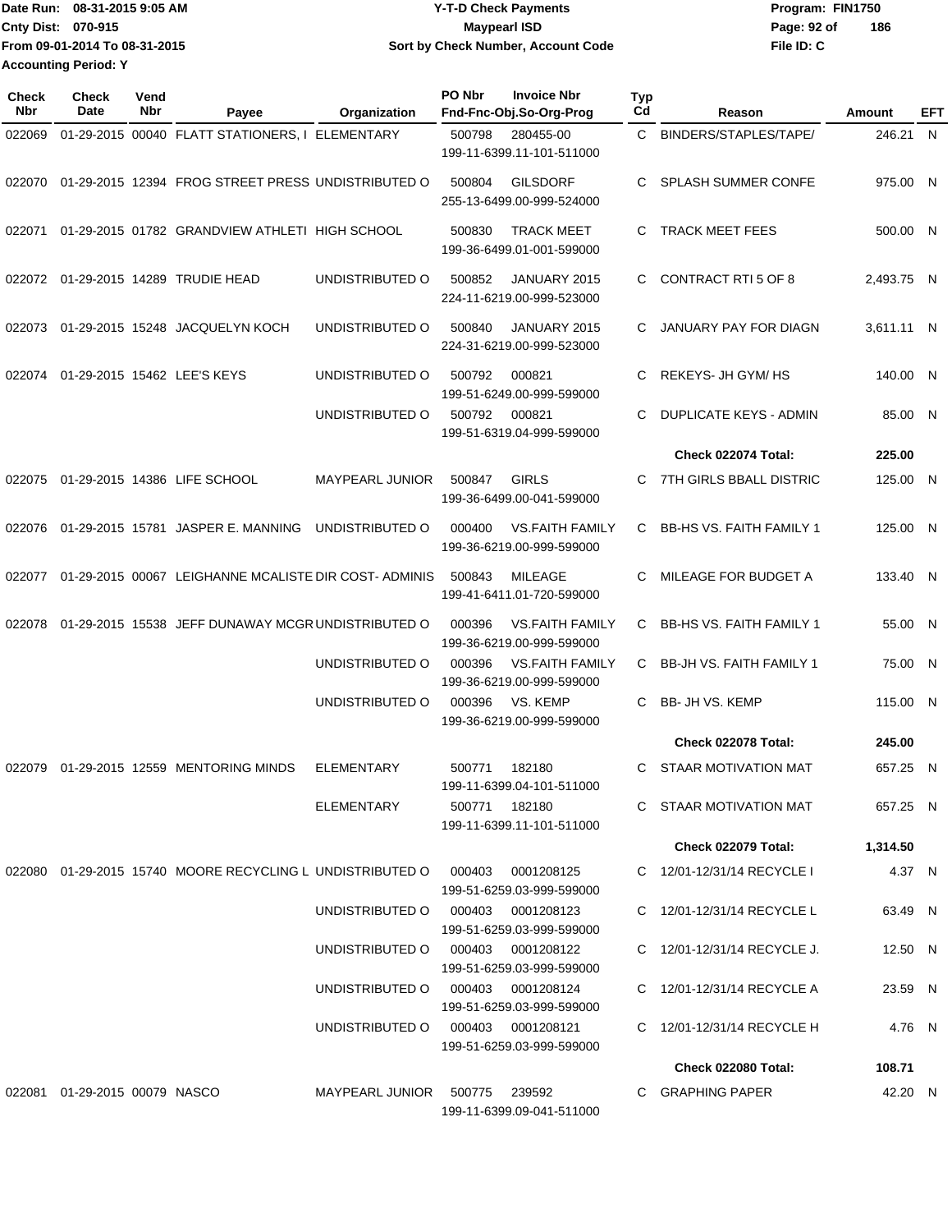Date Run: 08-31-2015 9:05 AM
Cnty Dist: 070-915
From 09-01-2014 To 08-31-2015
Accounting Period: Y

**Y-T-D Check Payments**
**Maypearl ISD**
**Sort by Check Number, Account Code**

Program: FIN1750
File ID: C

| Check Nbr | Check Date | Vend Nbr | Payee | Organization | PO Nbr | Invoice Nbr / Fnd-Fnc-Obj.So-Org-Prog | Typ Cd | Reason | Amount | EFT |
|---|---|---|---|---|---|---|---|---|---|---|
| 022069 | 01-29-2015 | 00040 | FLATT STATIONERS, I | ELEMENTARY | 500798 | 280455-00 199-11-6399.11-101-511000 | C | BINDERS/STAPLES/TAPE/ | 246.21 | N |
| 022070 | 01-29-2015 | 12394 | FROG STREET PRESS | UNDISTRIBUTED O | 500804 | GILSDORF 255-13-6499.00-999-524000 | C | SPLASH SUMMER CONFE | 975.00 | N |
| 022071 | 01-29-2015 | 01782 | GRANDVIEW ATHLETI | HIGH SCHOOL | 500830 | TRACK MEET 199-36-6499.01-001-599000 | C | TRACK MEET FEES | 500.00 | N |
| 022072 | 01-29-2015 | 14289 | TRUDIE HEAD | UNDISTRIBUTED O | 500852 | JANUARY 2015 224-11-6219.00-999-523000 | C | CONTRACT RTI 5 OF 8 | 2,493.75 | N |
| 022073 | 01-29-2015 | 15248 | JACQUELYN KOCH | UNDISTRIBUTED O | 500840 | JANUARY 2015 224-31-6219.00-999-523000 | C | JANUARY PAY FOR DIAGN | 3,611.11 | N |
| 022074 | 01-29-2015 | 15462 | LEE'S KEYS | UNDISTRIBUTED O | 500792 | 000821 199-51-6249.00-999-599000 | C | REKEYS- JH GYM/ HS | 140.00 | N |
| | | | | UNDISTRIBUTED O | 500792 | 000821 199-51-6319.04-999-599000 | C | DUPLICATE KEYS - ADMIN | 85.00 | N |
| | | | | | | | | **Check 022074 Total:** | **225.00** | |
| 022075 | 01-29-2015 | 14386 | LIFE SCHOOL | MAYPEARL JUNIOR | 500847 | GIRLS 199-36-6499.00-041-599000 | C | 7TH GIRLS BBALL DISTRIC | 125.00 | N |
| 022076 | 01-29-2015 | 15781 | JASPER E. MANNING | UNDISTRIBUTED O | 000400 | VS.FAITH FAMILY 199-36-6219.00-999-599000 | C | BB-HS VS. FAITH FAMILY 1 | 125.00 | N |
| 022077 | 01-29-2015 | 00067 | LEIGHANNE MCALISTE | DIR COST- ADMINIS | 500843 | MILEAGE 199-41-6411.01-720-599000 | C | MILEAGE FOR BUDGET A | 133.40 | N |
| 022078 | 01-29-2015 | 15538 | JEFF DUNAWAY MCGR | UNDISTRIBUTED O | 000396 | VS.FAITH FAMILY 199-36-6219.00-999-599000 | C | BB-HS VS. FAITH FAMILY 1 | 55.00 | N |
| | | | | UNDISTRIBUTED O | 000396 | VS.FAITH FAMILY 199-36-6219.00-999-599000 | C | BB-JH VS. FAITH FAMILY 1 | 75.00 | N |
| | | | | UNDISTRIBUTED O | 000396 | VS. KEMP 199-36-6219.00-999-599000 | C | BB- JH VS. KEMP | 115.00 | N |
| | | | | | | | | **Check 022078 Total:** | **245.00** | |
| 022079 | 01-29-2015 | 12559 | MENTORING MINDS | ELEMENTARY | 500771 | 182180 199-11-6399.04-101-511000 | C | STAAR MOTIVATION MAT | 657.25 | N |
| | | | | ELEMENTARY | 500771 | 182180 199-11-6399.11-101-511000 | C | STAAR MOTIVATION MAT | 657.25 | N |
| | | | | | | | | **Check 022079 Total:** | **1,314.50** | |
| 022080 | 01-29-2015 | 15740 | MOORE RECYCLING L | UNDISTRIBUTED O | 000403 | 0001208125 199-51-6259.03-999-599000 | C | 12/01-12/31/14 RECYCLE I | 4.37 | N |
| | | | | UNDISTRIBUTED O | 000403 | 0001208123 199-51-6259.03-999-599000 | C | 12/01-12/31/14 RECYCLE L | 63.49 | N |
| | | | | UNDISTRIBUTED O | 000403 | 0001208122 199-51-6259.03-999-599000 | C | 12/01-12/31/14 RECYCLE J. | 12.50 | N |
| | | | | UNDISTRIBUTED O | 000403 | 0001208124 199-51-6259.03-999-599000 | C | 12/01-12/31/14 RECYCLE A | 23.59 | N |
| | | | | UNDISTRIBUTED O | 000403 | 0001208121 199-51-6259.03-999-599000 | C | 12/01-12/31/14 RECYCLE H | 4.76 | N |
| | | | | | | | | **Check 022080 Total:** | **108.71** | |
| 022081 | 01-29-2015 | 00079 | NASCO | MAYPEARL JUNIOR | 500775 | 239592 199-11-6399.09-041-511000 | C | GRAPHING PAPER | 42.20 | N |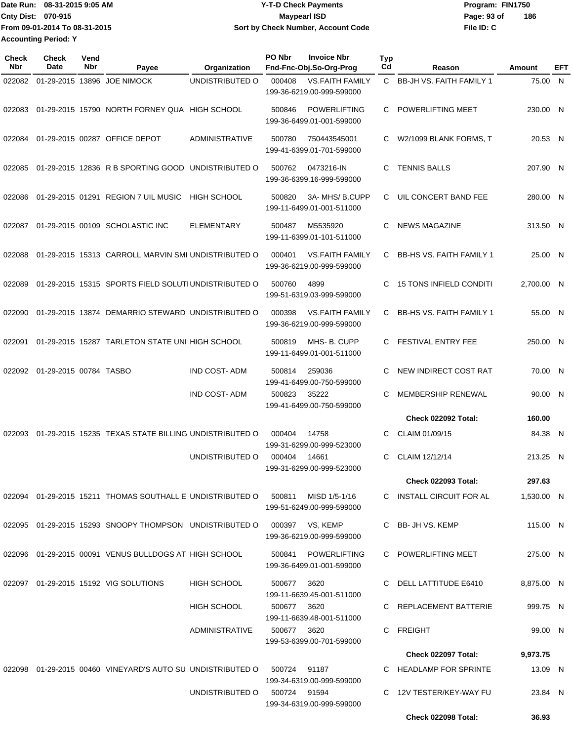Date Run: 08-31-2015 9:05 AM
Cnty Dist: 070-915
From 09-01-2014 To 08-31-2015
Accounting Period: Y

**Y-T-D Check Payments**
**Maypearl ISD**
**Sort by Check Number, Account Code**

Program: FIN1750
File ID: C

| Check Nbr | Check Date | Vend Nbr | Payee | Organization | PO Nbr | Invoice Nbr / Fnd-Fnc-Obj.So-Org-Prog | Typ Cd | Reason | Amount | EFT |
|---|---|---|---|---|---|---|---|---|---|---|
| 022082 | 01-29-2015 | 13896 | JOE NIMOCK | UNDISTRIBUTED O | 000408 | VS.FAITH FAMILY 199-36-6219.00-999-599000 | C | BB-JH VS. FAITH FAMILY 1 | 75.00 | N |
| 022083 | 01-29-2015 | 15790 | NORTH FORNEY QUA | HIGH SCHOOL | 500846 | POWERLIFTING 199-36-6499.01-001-599000 | C | POWERLIFTING MEET | 230.00 | N |
| 022084 | 01-29-2015 | 00287 | OFFICE DEPOT | ADMINISTRATIVE | 500780 | 750443545001 199-41-6399.01-701-599000 | C | W2/1099 BLANK FORMS, T | 20.53 | N |
| 022085 | 01-29-2015 | 12836 | R B SPORTING GOOD | UNDISTRIBUTED O | 500762 | 0473216-IN 199-36-6399.16-999-599000 | C | TENNIS BALLS | 207.90 | N |
| 022086 | 01-29-2015 | 01291 | REGION 7 UIL MUSIC | HIGH SCHOOL | 500820 | 3A- MHS/ B.CUPP 199-11-6499.01-001-511000 | C | UIL CONCERT BAND FEE | 280.00 | N |
| 022087 | 01-29-2015 | 00109 | SCHOLASTIC INC | ELEMENTARY | 500487 | M5535920 199-11-6399.01-101-511000 | C | NEWS MAGAZINE | 313.50 | N |
| 022088 | 01-29-2015 | 15313 | CARROLL MARVIN SMI | UNDISTRIBUTED O | 000401 | VS.FAITH FAMILY 199-36-6219.00-999-599000 | C | BB-HS VS. FAITH FAMILY 1 | 25.00 | N |
| 022089 | 01-29-2015 | 15315 | SPORTS FIELD SOLUTI | UNDISTRIBUTED O | 500760 | 4899 199-51-6319.03-999-599000 | C | 15 TONS INFIELD CONDITI | 2,700.00 | N |
| 022090 | 01-29-2015 | 13874 | DEMARRIO STEWARD | UNDISTRIBUTED O | 000398 | VS.FAITH FAMILY 199-36-6219.00-999-599000 | C | BB-HS VS. FAITH FAMILY 1 | 55.00 | N |
| 022091 | 01-29-2015 | 15287 | TARLETON STATE UNI | HIGH SCHOOL | 500819 | MHS- B. CUPP 199-11-6499.01-001-511000 | C | FESTIVAL ENTRY FEE | 250.00 | N |
| 022092 | 01-29-2015 | 00784 | TASBO | IND COST- ADM | 500814 | 259036 199-41-6499.00-750-599000 | C | NEW INDIRECT COST RAT | 70.00 | N |
| | | | | IND COST- ADM | 500823 | 35222 199-41-6499.00-750-599000 | C | MEMBERSHIP RENEWAL | 90.00 | N |
| | | | | | | | | **Check 022092 Total:** | **160.00** | |
| 022093 | 01-29-2015 | 15235 | TEXAS STATE BILLING | UNDISTRIBUTED O | 000404 | 14758 199-31-6299.00-999-523000 | C | CLAIM 01/09/15 | 84.38 | N |
| | | | | UNDISTRIBUTED O | 000404 | 14661 199-31-6299.00-999-523000 | C | CLAIM 12/12/14 | 213.25 | N |
| | | | | | | | | **Check 022093 Total:** | **297.63** | |
| 022094 | 01-29-2015 | 15211 | THOMAS SOUTHALL E | UNDISTRIBUTED O | 500811 | MISD 1/5-1/16 199-51-6249.00-999-599000 | C | INSTALL CIRCUIT FOR AL | 1,530.00 | N |
| 022095 | 01-29-2015 | 15293 | SNOOPY THOMPSON | UNDISTRIBUTED O | 000397 | VS, KEMP 199-36-6219.00-999-599000 | C | BB- JH VS. KEMP | 115.00 | N |
| 022096 | 01-29-2015 | 00091 | VENUS BULLDOGS AT | HIGH SCHOOL | 500841 | POWERLIFTING 199-36-6499.01-001-599000 | C | POWERLIFTING MEET | 275.00 | N |
| 022097 | 01-29-2015 | 15192 | VIG SOLUTIONS | HIGH SCHOOL | 500677 | 3620 199-11-6639.45-001-511000 | C | DELL LATTITUDE E6410 | 8,875.00 | N |
| | | | | HIGH SCHOOL | 500677 | 3620 199-11-6639.48-001-511000 | C | REPLACEMENT BATTERIE | 999.75 | N |
| | | | | ADMINISTRATIVE | 500677 | 3620 199-53-6399.00-701-599000 | C | FREIGHT | 99.00 | N |
| | | | | | | | | **Check 022097 Total:** | **9,973.75** | |
| 022098 | 01-29-2015 | 00460 | VINEYARD'S AUTO SU | UNDISTRIBUTED O | 500724 | 91187 199-34-6319.00-999-599000 | C | HEADLAMP FOR SPRINTE | 13.09 | N |
| | | | | UNDISTRIBUTED O | 500724 | 91594 199-34-6319.00-999-599000 | C | 12V TESTER/KEY-WAY FU | 23.84 | N |
| | | | | | | | | **Check 022098 Total:** | **36.93** | |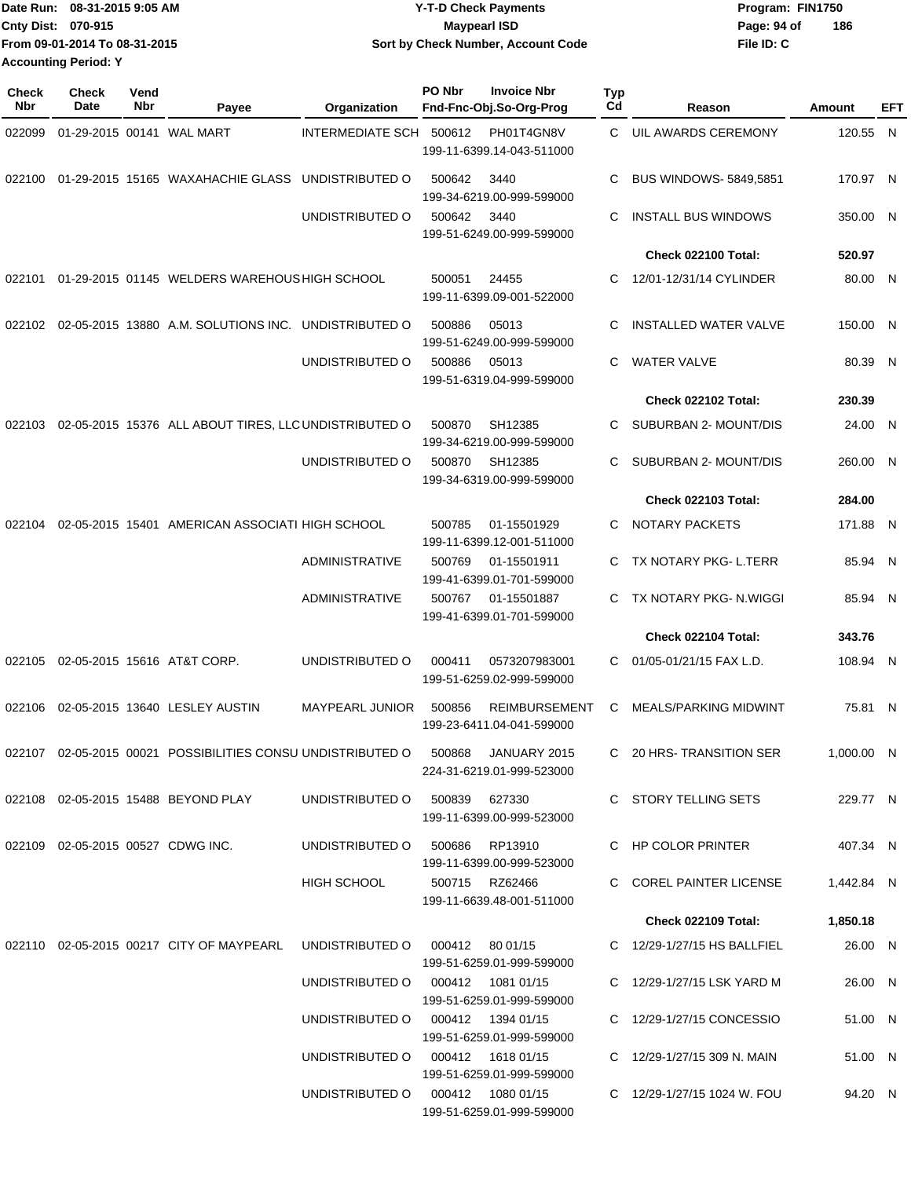Date Run: 08-31-2015 9:05 AM
Cnty Dist: 070-915
From 09-01-2014 To 08-31-2015
Accounting Period: Y

**Y-T-D Check Payments**
**Maypearl ISD**
**Sort by Check Number, Account Code**

Program: FIN1750
File ID: C

| Check Nbr | Check Date | Vend Nbr | Payee | Organization | PO Nbr | Invoice Nbr / Fnd-Fnc-Obj.So-Org-Prog | Typ Cd | Reason | Amount | EFT |
|---|---|---|---|---|---|---|---|---|---|---|
| 022099 | 01-29-2015 | 00141 | WAL MART | INTERMEDIATE SCH | 500612 | PH01T4GN8V 199-11-6399.14-043-511000 | C | UIL AWARDS CEREMONY | 120.55 | N |
| 022100 | 01-29-2015 | 15165 | WAXAHACHIE GLASS | UNDISTRIBUTED O | 500642 | 3440 199-34-6219.00-999-599000 | C | BUS WINDOWS- 5849,5851 | 170.97 | N |
| | | | | UNDISTRIBUTED O | 500642 | 3440 199-51-6249.00-999-599000 | C | INSTALL BUS WINDOWS | 350.00 | N |
| | | | | | | | | **Check 022100 Total:** | **520.97** | |
| 022101 | 01-29-2015 | 01145 | WELDERS WAREHOUS | HIGH SCHOOL | 500051 | 24455 199-11-6399.09-001-522000 | C | 12/01-12/31/14 CYLINDER | 80.00 | N |
| 022102 | 02-05-2015 | 13880 | A.M. SOLUTIONS INC. | UNDISTRIBUTED O | 500886 | 05013 199-51-6249.00-999-599000 | C | INSTALLED WATER VALVE | 150.00 | N |
| | | | | UNDISTRIBUTED O | 500886 | 05013 199-51-6319.04-999-599000 | C | WATER VALVE | 80.39 | N |
| | | | | | | | | **Check 022102 Total:** | **230.39** | |
| 022103 | 02-05-2015 | 15376 | ALL ABOUT TIRES, LLC | UNDISTRIBUTED O | 500870 | SH12385 199-34-6219.00-999-599000 | C | SUBURBAN 2- MOUNT/DIS | 24.00 | N |
| | | | | UNDISTRIBUTED O | 500870 | SH12385 199-34-6319.00-999-599000 | C | SUBURBAN 2- MOUNT/DIS | 260.00 | N |
| | | | | | | | | **Check 022103 Total:** | **284.00** | |
| 022104 | 02-05-2015 | 15401 | AMERICAN ASSOCIATI | HIGH SCHOOL | 500785 | 01-15501929 199-11-6399.12-001-511000 | C | NOTARY PACKETS | 171.88 | N |
| | | | | ADMINISTRATIVE | 500769 | 01-15501911 199-41-6399.01-701-599000 | C | TX NOTARY PKG- L.TERR | 85.94 | N |
| | | | | ADMINISTRATIVE | 500767 | 01-15501887 199-41-6399.01-701-599000 | C | TX NOTARY PKG- N.WIGGI | 85.94 | N |
| | | | | | | | | **Check 022104 Total:** | **343.76** | |
| 022105 | 02-05-2015 | 15616 | AT&T CORP. | UNDISTRIBUTED O | 000411 | 0573207983001 199-51-6259.02-999-599000 | C | 01/05-01/21/15 FAX L.D. | 108.94 | N |
| 022106 | 02-05-2015 | 13640 | LESLEY AUSTIN | MAYPEARL JUNIOR | 500856 | REIMBURSEMENT 199-23-6411.04-041-599000 | C | MEALS/PARKING MIDWINT | 75.81 | N |
| 022107 | 02-05-2015 | 00021 | POSSIBILITIES CONSU | UNDISTRIBUTED O | 500868 | JANUARY 2015 224-31-6219.01-999-523000 | C | 20 HRS- TRANSITION SER | 1,000.00 | N |
| 022108 | 02-05-2015 | 15488 | BEYOND PLAY | UNDISTRIBUTED O | 500839 | 627330 199-11-6399.00-999-523000 | C | STORY TELLING SETS | 229.77 | N |
| 022109 | 02-05-2015 | 00527 | CDWG INC. | UNDISTRIBUTED O | 500686 | RP13910 199-11-6399.00-999-523000 | C | HP COLOR PRINTER | 407.34 | N |
| | | | | HIGH SCHOOL | 500715 | RZ62466 199-11-6639.48-001-511000 | C | COREL PAINTER LICENSE | 1,442.84 | N |
| | | | | | | | | **Check 022109 Total:** | **1,850.18** | |
| 022110 | 02-05-2015 | 00217 | CITY OF MAYPEARL | UNDISTRIBUTED O | 000412 | 80 01/15 199-51-6259.01-999-599000 | C | 12/29-1/27/15 HS BALLFIEL | 26.00 | N |
| | | | | UNDISTRIBUTED O | 000412 | 1081 01/15 199-51-6259.01-999-599000 | C | 12/29-1/27/15 LSK YARD M | 26.00 | N |
| | | | | UNDISTRIBUTED O | 000412 | 1394 01/15 199-51-6259.01-999-599000 | C | 12/29-1/27/15 CONCESSIO | 51.00 | N |
| | | | | UNDISTRIBUTED O | 000412 | 1618 01/15 199-51-6259.01-999-599000 | C | 12/29-1/27/15 309 N. MAIN | 51.00 | N |
| | | | | UNDISTRIBUTED O | 000412 | 1080 01/15 199-51-6259.01-999-599000 | C | 12/29-1/27/15 1024 W. FOU | 94.20 | N |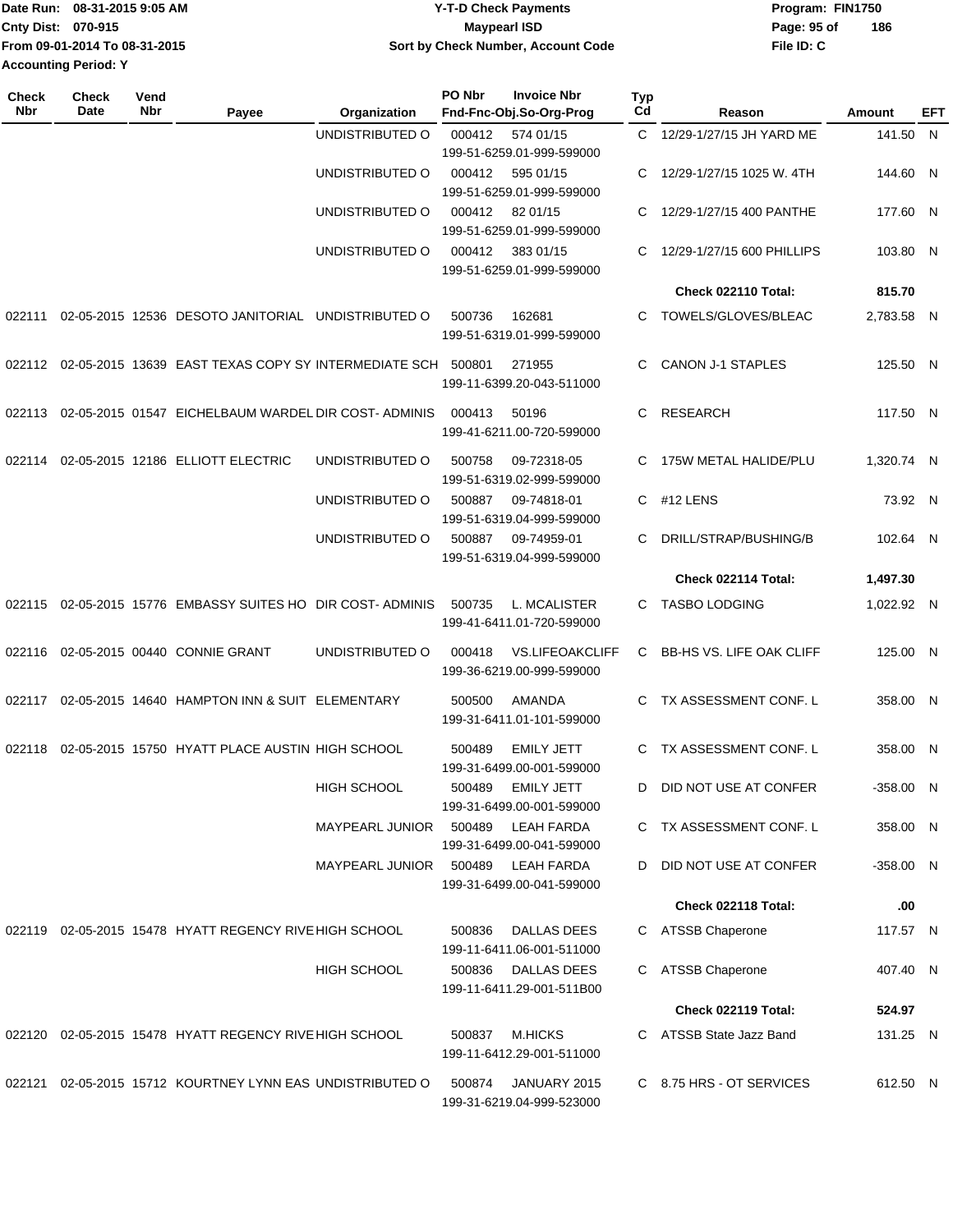| Check Nbr | Check Date | Vend Nbr | Payee | Organization | PO Nbr | Invoice Nbr Fnd-Fnc-Obj.So-Org-Prog | Typ Cd | Reason | Amount | EFT |
|---|---|---|---|---|---|---|---|---|---|---|
| | | | | UNDISTRIBUTED O | 000412 | 574 01/15 199-51-6259.01-999-599000 | C | 12/29-1/27/15 JH YARD ME | 141.50 | N |
| | | | | UNDISTRIBUTED O | 000412 | 595 01/15 199-51-6259.01-999-599000 | C | 12/29-1/27/15 1025 W. 4TH | 144.60 | N |
| | | | | UNDISTRIBUTED O | 000412 | 82 01/15 199-51-6259.01-999-599000 | C | 12/29-1/27/15 400 PANTHE | 177.60 | N |
| | | | | UNDISTRIBUTED O | 000412 | 383 01/15 199-51-6259.01-999-599000 | C | 12/29-1/27/15 600 PHILLIPS | 103.80 | N |
| | | | | | | | | **Check 022110 Total:** | **815.70** | |
| 022111 | 02-05-2015 | 12536 | DESOTO JANITORIAL | UNDISTRIBUTED O | 500736 | 162681 199-51-6319.01-999-599000 | C | TOWELS/GLOVES/BLEAC | 2,783.58 | N |
| 022112 | 02-05-2015 | 13639 | EAST TEXAS COPY SY | INTERMEDIATE SCH | 500801 | 271955 199-11-6399.20-043-511000 | C | CANON J-1 STAPLES | 125.50 | N |
| 022113 | 02-05-2015 | 01547 | EICHELBAUM WARDEL | DIR COST- ADMINIS | 000413 | 50196 199-41-6211.00-720-599000 | C | RESEARCH | 117.50 | N |
| 022114 | 02-05-2015 | 12186 | ELLIOTT ELECTRIC | UNDISTRIBUTED O | 500758 | 09-72318-05 199-51-6319.02-999-599000 | C | 175W METAL HALIDE/PLU | 1,320.74 | N |
| | | | | UNDISTRIBUTED O | 500887 | 09-74818-01 199-51-6319.04-999-599000 | C | #12 LENS | 73.92 | N |
| | | | | UNDISTRIBUTED O | 500887 | 09-74959-01 199-51-6319.04-999-599000 | C | DRILL/STRAP/BUSHING/B | 102.64 | N |
| | | | | | | | | **Check 022114 Total:** | **1,497.30** | |
| 022115 | 02-05-2015 | 15776 | EMBASSY SUITES HO | DIR COST- ADMINIS | 500735 | L. MCALISTER 199-41-6411.01-720-599000 | C | TASBO LODGING | 1,022.92 | N |
| 022116 | 02-05-2015 | 00440 | CONNIE GRANT | UNDISTRIBUTED O | 000418 | VS.LIFEOAKCLIFF 199-36-6219.00-999-599000 | C | BB-HS VS. LIFE OAK CLIFF | 125.00 | N |
| 022117 | 02-05-2015 | 14640 | HAMPTON INN & SUIT | ELEMENTARY | 500500 | AMANDA 199-31-6411.01-101-599000 | C | TX ASSESSMENT CONF. L | 358.00 | N |
| 022118 | 02-05-2015 | 15750 | HYATT PLACE AUSTIN | HIGH SCHOOL | 500489 | EMILY JETT 199-31-6499.00-001-599000 | C | TX ASSESSMENT CONF. L | 358.00 | N |
| | | | | HIGH SCHOOL | 500489 | EMILY JETT 199-31-6499.00-001-599000 | D | DID NOT USE AT CONFER | -358.00 | N |
| | | | | MAYPEARL JUNIOR | 500489 | LEAH FARDA 199-31-6499.00-041-599000 | C | TX ASSESSMENT CONF. L | 358.00 | N |
| | | | | MAYPEARL JUNIOR | 500489 | LEAH FARDA 199-31-6499.00-041-599000 | D | DID NOT USE AT CONFER | -358.00 | N |
| | | | | | | | | **Check 022118 Total:** | **.00** | |
| 022119 | 02-05-2015 | 15478 | HYATT REGENCY RIVE | HIGH SCHOOL | 500836 | DALLAS DEES 199-11-6411.06-001-511000 | C | ATSSB Chaperone | 117.57 | N |
| | | | | HIGH SCHOOL | 500836 | DALLAS DEES 199-11-6411.29-001-511B00 | C | ATSSB Chaperone | 407.40 | N |
| | | | | | | | | **Check 022119 Total:** | **524.97** | |
| 022120 | 02-05-2015 | 15478 | HYATT REGENCY RIVE | HIGH SCHOOL | 500837 | M.HICKS 199-11-6412.29-001-511000 | C | ATSSB State Jazz Band | 131.25 | N |
| 022121 | 02-05-2015 | 15712 | KOURTNEY LYNN EAS | UNDISTRIBUTED O | 500874 | JANUARY 2015 199-31-6219.04-999-523000 | C | 8.75 HRS - OT SERVICES | 612.50 | N |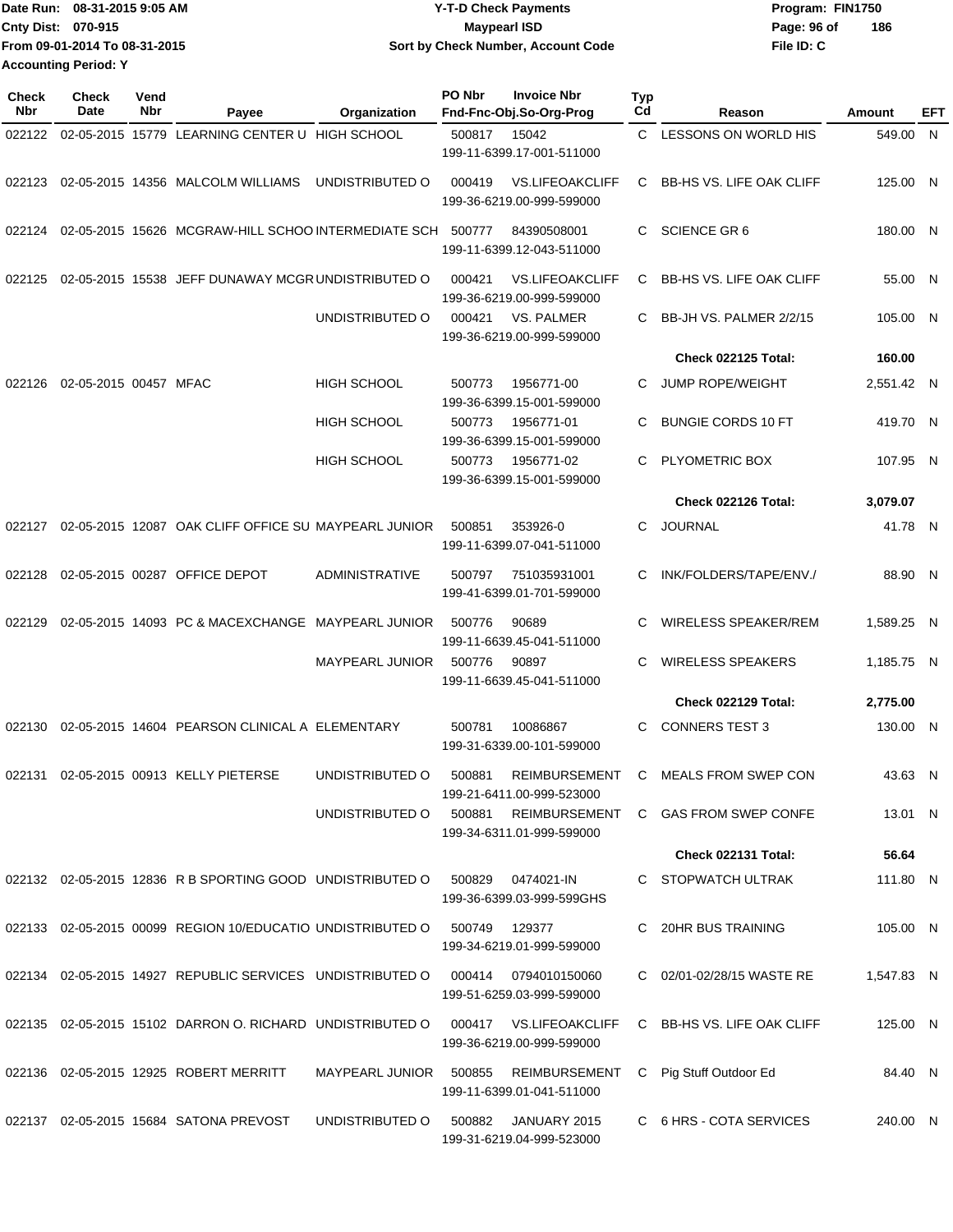Date Run: 08-31-2015 9:05 AM
Cnty Dist: 070-915
From 09-01-2014 To 08-31-2015
Accounting Period: Y

**Y-T-D Check Payments**
**Maypearl ISD**
**Sort by Check Number, Account Code**

Program: FIN1750
File ID: C

| Check Nbr | Check Date | Vend Nbr | Payee | Organization | PO Nbr | Invoice Nbr / Fnd-Fnc-Obj.So-Org-Prog | Typ Cd | Reason | Amount | EFT |
|---|---|---|---|---|---|---|---|---|---|---|
| 022122 | 02-05-2015 | 15779 | LEARNING CENTER U | HIGH SCHOOL | 500817 | 15042 199-11-6399.17-001-511000 | C | LESSONS ON WORLD HIS | 549.00 | N |
| 022123 | 02-05-2015 | 14356 | MALCOLM WILLIAMS | UNDISTRIBUTED O | 000419 | VS.LIFEOAKCLIFF 199-36-6219.00-999-599000 | C | BB-HS VS. LIFE OAK CLIFF | 125.00 | N |
| 022124 | 02-05-2015 | 15626 | MCGRAW-HILL SCHOO | INTERMEDIATE SCH | 500777 | 84390508001 199-11-6399.12-043-511000 | C | SCIENCE GR 6 | 180.00 | N |
| 022125 | 02-05-2015 | 15538 | JEFF DUNAWAY MCGR | UNDISTRIBUTED O | 000421 | VS.LIFEOAKCLIFF 199-36-6219.00-999-599000 | C | BB-HS VS. LIFE OAK CLIFF | 55.00 | N |
| | | | | UNDISTRIBUTED O | 000421 | VS. PALMER 199-36-6219.00-999-599000 | C | BB-JH VS. PALMER 2/2/15 | 105.00 | N |
| | | | | | | | | **Check 022125 Total:** | **160.00** | |
| 022126 | 02-05-2015 | 00457 | MFAC | HIGH SCHOOL | 500773 | 1956771-00 199-36-6399.15-001-599000 | C | JUMP ROPE/WEIGHT | 2,551.42 | N |
| | | | | HIGH SCHOOL | 500773 | 1956771-01 199-36-6399.15-001-599000 | C | BUNGIE CORDS 10 FT | 419.70 | N |
| | | | | HIGH SCHOOL | 500773 | 1956771-02 199-36-6399.15-001-599000 | C | PLYOMETRIC BOX | 107.95 | N |
| | | | | | | | | **Check 022126 Total:** | **3,079.07** | |
| 022127 | 02-05-2015 | 12087 | OAK CLIFF OFFICE SU | MAYPEARL JUNIOR | 500851 | 353926-0 199-11-6399.07-041-511000 | C | JOURNAL | 41.78 | N |
| 022128 | 02-05-2015 | 00287 | OFFICE DEPOT | ADMINISTRATIVE | 500797 | 751035931001 199-41-6399.01-701-599000 | C | INK/FOLDERS/TAPE/ENV./ | 88.90 | N |
| 022129 | 02-05-2015 | 14093 | PC & MACEXCHANGE | MAYPEARL JUNIOR | 500776 | 90689 199-11-6639.45-041-511000 | C | WIRELESS SPEAKER/REM | 1,589.25 | N |
| | | | | MAYPEARL JUNIOR | 500776 | 90897 199-11-6639.45-041-511000 | C | WIRELESS SPEAKERS | 1,185.75 | N |
| | | | | | | | | **Check 022129 Total:** | **2,775.00** | |
| 022130 | 02-05-2015 | 14604 | PEARSON CLINICAL A | ELEMENTARY | 500781 | 10086867 199-31-6339.00-101-599000 | C | CONNERS TEST 3 | 130.00 | N |
| 022131 | 02-05-2015 | 00913 | KELLY PIETERSE | UNDISTRIBUTED O | 500881 | REIMBURSEMENT 199-21-6411.00-999-523000 | C | MEALS FROM SWEP CON | 43.63 | N |
| | | | | UNDISTRIBUTED O | 500881 | REIMBURSEMENT 199-34-6311.01-999-599000 | C | GAS FROM SWEP CONFE | 13.01 | N |
| | | | | | | | | **Check 022131 Total:** | **56.64** | |
| 022132 | 02-05-2015 | 12836 | R B SPORTING GOOD | UNDISTRIBUTED O | 500829 | 0474021-IN 199-36-6399.03-999-599GHS | C | STOPWATCH ULTRAK | 111.80 | N |
| 022133 | 02-05-2015 | 00099 | REGION 10/EDUCATIO | UNDISTRIBUTED O | 500749 | 129377 199-34-6219.01-999-599000 | C | 20HR BUS TRAINING | 105.00 | N |
| 022134 | 02-05-2015 | 14927 | REPUBLIC SERVICES | UNDISTRIBUTED O | 000414 | 0794010150060 199-51-6259.03-999-599000 | C | 02/01-02/28/15 WASTE RE | 1,547.83 | N |
| 022135 | 02-05-2015 | 15102 | DARRON O. RICHARD | UNDISTRIBUTED O | 000417 | VS.LIFEOAKCLIFF 199-36-6219.00-999-599000 | C | BB-HS VS. LIFE OAK CLIFF | 125.00 | N |
| 022136 | 02-05-2015 | 12925 | ROBERT MERRITT | MAYPEARL JUNIOR | 500855 | REIMBURSEMENT 199-11-6399.01-041-511000 | C | Pig Stuff Outdoor Ed | 84.40 | N |
| 022137 | 02-05-2015 | 15684 | SATONA PREVOST | UNDISTRIBUTED O | 500882 | JANUARY 2015 199-31-6219.04-999-523000 | C | 6 HRS - COTA SERVICES | 240.00 | N |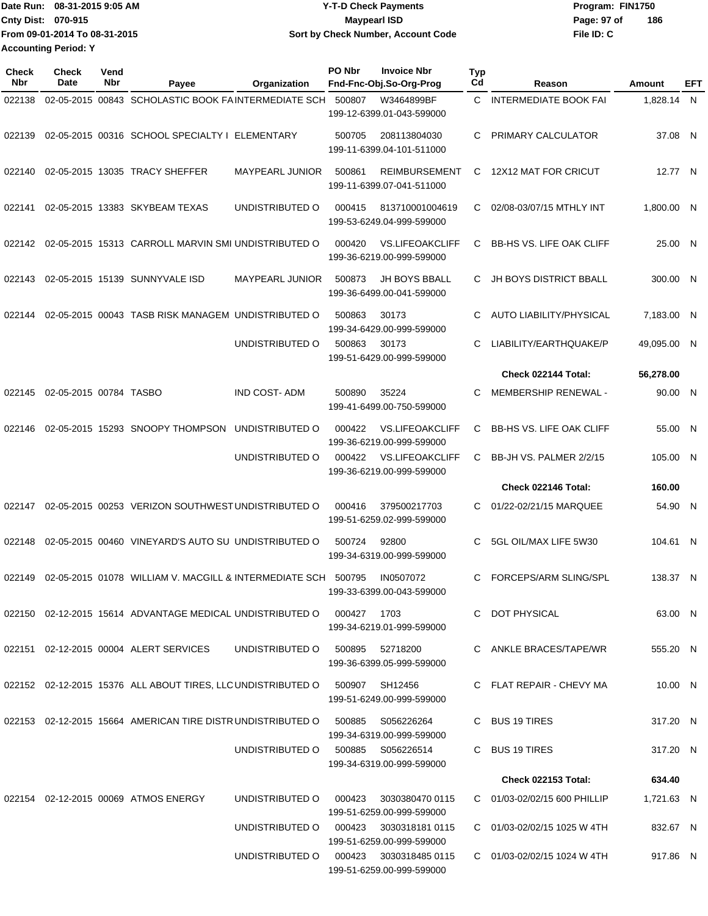Date Run: 08-31-2015 9:05 AM
Cnty Dist: 070-915
From 09-01-2014 To 08-31-2015
Accounting Period: Y

**Y-T-D Check Payments**
**Maypearl ISD**
**Sort by Check Number, Account Code**

Program: FIN1750
File ID: C

| Check Nbr | Check Date | Vend Nbr | Payee | Organization | PO Nbr | Invoice Nbr / Fnd-Fnc-Obj.So-Org-Prog | Typ Cd | Reason | Amount | EFT |
|---|---|---|---|---|---|---|---|---|---|---|
| 022138 | 02-05-2015 | 00843 | SCHOLASTIC BOOK FA | INTERMEDIATE SCH | 500807 | W3464899BF 199-12-6399.01-043-599000 | C | INTERMEDIATE BOOK FAI | 1,828.14 | N |
| 022139 | 02-05-2015 | 00316 | SCHOOL SPECIALTY I | ELEMENTARY | 500705 | 208113804030 199-11-6399.04-101-511000 | C | PRIMARY CALCULATOR | 37.08 | N |
| 022140 | 02-05-2015 | 13035 | TRACY SHEFFER | MAYPEARL JUNIOR | 500861 | REIMBURSEMENT 199-11-6399.07-041-511000 | C | 12X12 MAT FOR CRICUT | 12.77 | N |
| 022141 | 02-05-2015 | 13383 | SKYBEAM TEXAS | UNDISTRIBUTED O | 000415 | 813710001004619 199-53-6249.04-999-599000 | C | 02/08-03/07/15 MTHLY INT | 1,800.00 | N |
| 022142 | 02-05-2015 | 15313 | CARROLL MARVIN SMI | UNDISTRIBUTED O | 000420 | VS.LIFEOAKCLIFF 199-36-6219.00-999-599000 | C | BB-HS VS. LIFE OAK CLIFF | 25.00 | N |
| 022143 | 02-05-2015 | 15139 | SUNNYVALE ISD | MAYPEARL JUNIOR | 500873 | JH BOYS BBALL 199-36-6499.00-041-599000 | C | JH BOYS DISTRICT BBALL | 300.00 | N |
| 022144 | 02-05-2015 | 00043 | TASB RISK MANAGEM | UNDISTRIBUTED O | 500863 | 30173 199-34-6429.00-999-599000 | C | AUTO LIABILITY/PHYSICAL | 7,183.00 | N |
| | | | | UNDISTRIBUTED O | 500863 | 30173 199-51-6429.00-999-599000 | C | LIABILITY/EARTHQUAKE/P | 49,095.00 | N |
| | | | | | | | | **Check 022144 Total:** | **56,278.00** | |
| 022145 | 02-05-2015 | 00784 | TASBO | IND COST- ADM | 500890 | 35224 199-41-6499.00-750-599000 | C | MEMBERSHIP RENEWAL - | 90.00 | N |
| 022146 | 02-05-2015 | 15293 | SNOOPY THOMPSON | UNDISTRIBUTED O | 000422 | VS.LIFEOAKCLIFF 199-36-6219.00-999-599000 | C | BB-HS VS. LIFE OAK CLIFF | 55.00 | N |
| | | | | UNDISTRIBUTED O | 000422 | VS.LIFEOAKCLIFF 199-36-6219.00-999-599000 | C | BB-JH VS. PALMER 2/2/15 | 105.00 | N |
| | | | | | | | | **Check 022146 Total:** | **160.00** | |
| 022147 | 02-05-2015 | 00253 | VERIZON SOUTHWEST | UNDISTRIBUTED O | 000416 | 379500217703 199-51-6259.02-999-599000 | C | 01/22-02/21/15 MARQUEE | 54.90 | N |
| 022148 | 02-05-2015 | 00460 | VINEYARD'S AUTO SU | UNDISTRIBUTED O | 500724 | 92800 199-34-6319.00-999-599000 | C | 5GL OIL/MAX LIFE 5W30 | 104.61 | N |
| 022149 | 02-05-2015 | 01078 | WILLIAM V. MACGILL & | INTERMEDIATE SCH | 500795 | IN0507072 199-33-6399.00-043-599000 | C | FORCEPS/ARM SLING/SPL | 138.37 | N |
| 022150 | 02-12-2015 | 15614 | ADVANTAGE MEDICAL | UNDISTRIBUTED O | 000427 | 1703 199-34-6219.01-999-599000 | C | DOT PHYSICAL | 63.00 | N |
| 022151 | 02-12-2015 | 00004 | ALERT SERVICES | UNDISTRIBUTED O | 500895 | 52718200 199-36-6399.05-999-599000 | C | ANKLE BRACES/TAPE/WR | 555.20 | N |
| 022152 | 02-12-2015 | 15376 | ALL ABOUT TIRES, LLC | UNDISTRIBUTED O | 500907 | SH12456 199-51-6249.00-999-599000 | C | FLAT REPAIR - CHEVY MA | 10.00 | N |
| 022153 | 02-12-2015 | 15664 | AMERICAN TIRE DISTR | UNDISTRIBUTED O | 500885 | S056226264 199-34-6319.00-999-599000 | C | BUS 19 TIRES | 317.20 | N |
| | | | | UNDISTRIBUTED O | 500885 | S056226514 199-34-6319.00-999-599000 | C | BUS 19 TIRES | 317.20 | N |
| | | | | | | | | **Check 022153 Total:** | **634.40** | |
| 022154 | 02-12-2015 | 00069 | ATMOS ENERGY | UNDISTRIBUTED O | 000423 | 3030380470 0115 199-51-6259.00-999-599000 | C | 01/03-02/02/15 600 PHILLIP | 1,721.63 | N |
| | | | | UNDISTRIBUTED O | 000423 | 3030318181 0115 199-51-6259.00-999-599000 | C | 01/03-02/02/15 1025 W 4TH | 832.67 | N |
| | | | | UNDISTRIBUTED O | 000423 | 3030318485 0115 199-51-6259.00-999-599000 | C | 01/03-02/02/15 1024 W 4TH | 917.86 | N |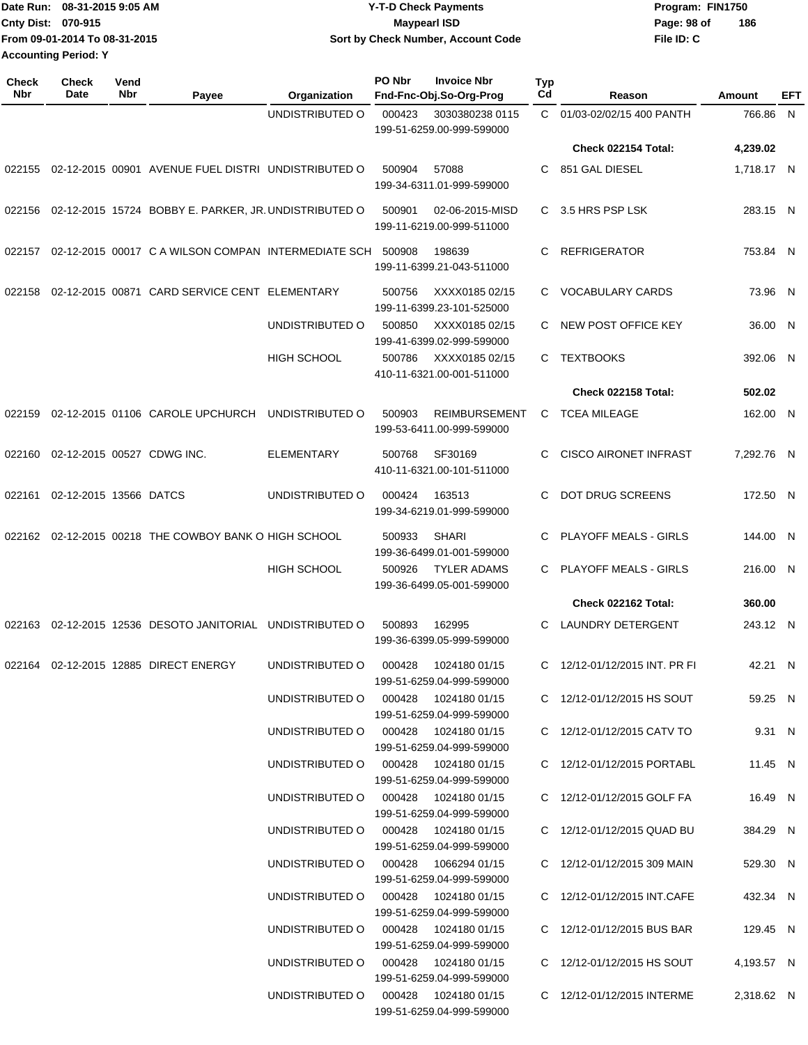Date Run: 08-31-2015 9:05 AM
Cnty Dist: 070-915
From 09-01-2014 To 08-31-2015
Accounting Period: Y

# Y-T-D Check Payments
## Maypearl ISD
### Sort by Check Number, Account Code

Program: FIN1750
File ID: C

| Check Nbr | Check Date | Vend Nbr | Payee | Organization | PO Nbr / Fnd-Fnc-Obj.So-Org-Prog | Invoice Nbr | Typ Cd | Reason | Amount | EFT |
|---|---|---|---|---|---|---|---|---|---|---|
| | | | | UNDISTRIBUTED O | 000423 199-51-6259.00-999-599000 | 3030380238 0115 | C | 01/03-02/02/15 400 PANTH | 766.86 | N |
| | | | | | | | | **Check 022154 Total:** | **4,239.02** | |
| 022155 | 02-12-2015 | 00901 | AVENUE FUEL DISTRI | UNDISTRIBUTED O | 500904 199-34-6311.01-999-599000 | 57088 | C | 851 GAL DIESEL | 1,718.17 | N |
| 022156 | 02-12-2015 | 15724 | BOBBY E. PARKER, JR. | UNDISTRIBUTED O | 500901 199-11-6219.00-999-511000 | 02-06-2015-MISD | C | 3.5 HRS PSP LSK | 283.15 | N |
| 022157 | 02-12-2015 | 00017 | C A WILSON COMPAN | INTERMEDIATE SCH | 500908 199-11-6399.21-043-511000 | 198639 | C | REFRIGERATOR | 753.84 | N |
| 022158 | 02-12-2015 | 00871 | CARD SERVICE CENT | ELEMENTARY | 500756 199-11-6399.23-101-525000 | XXXX0185 02/15 | C | VOCABULARY CARDS | 73.96 | N |
| | | | | UNDISTRIBUTED O | 500850 199-41-6399.02-999-599000 | XXXX0185 02/15 | C | NEW POST OFFICE KEY | 36.00 | N |
| | | | | HIGH SCHOOL | 500786 410-11-6321.00-001-511000 | XXXX0185 02/15 | C | TEXTBOOKS | 392.06 | N |
| | | | | | | | | **Check 022158 Total:** | **502.02** | |
| 022159 | 02-12-2015 | 01106 | CAROLE UPCHURCH | UNDISTRIBUTED O | 500903 199-53-6411.00-999-599000 | REIMBURSEMENT | C | TCEA MILEAGE | 162.00 | N |
| 022160 | 02-12-2015 | 00527 | CDWG INC. | ELEMENTARY | 500768 410-11-6321.00-101-511000 | SF30169 | C | CISCO AIRONET INFRAST | 7,292.76 | N |
| 022161 | 02-12-2015 | 13566 | DATCS | UNDISTRIBUTED O | 000424 199-34-6219.01-999-599000 | 163513 | C | DOT DRUG SCREENS | 172.50 | N |
| 022162 | 02-12-2015 | 00218 | THE COWBOY BANK O | HIGH SCHOOL | 500933 199-36-6499.01-001-599000 | SHARI | C | PLAYOFF MEALS - GIRLS | 144.00 | N |
| | | | | HIGH SCHOOL | 500926 199-36-6499.05-001-599000 | TYLER ADAMS | C | PLAYOFF MEALS - GIRLS | 216.00 | N |
| | | | | | | | | **Check 022162 Total:** | **360.00** | |
| 022163 | 02-12-2015 | 12536 | DESOTO JANITORIAL | UNDISTRIBUTED O | 500893 199-36-6399.05-999-599000 | 162995 | C | LAUNDRY DETERGENT | 243.12 | N |
| 022164 | 02-12-2015 | 12885 | DIRECT ENERGY | UNDISTRIBUTED O | 000428 199-51-6259.04-999-599000 | 1024180 01/15 | C | 12/12-01/12/2015 INT. PR FI | 42.21 | N |
| | | | | UNDISTRIBUTED O | 000428 199-51-6259.04-999-599000 | 1024180 01/15 | C | 12/12-01/12/2015 HS SOUT | 59.25 | N |
| | | | | UNDISTRIBUTED O | 000428 199-51-6259.04-999-599000 | 1024180 01/15 | C | 12/12-01/12/2015 CATV TO | 9.31 | N |
| | | | | UNDISTRIBUTED O | 000428 199-51-6259.04-999-599000 | 1024180 01/15 | C | 12/12-01/12/2015 PORTABL | 11.45 | N |
| | | | | UNDISTRIBUTED O | 000428 199-51-6259.04-999-599000 | 1024180 01/15 | C | 12/12-01/12/2015 GOLF FA | 16.49 | N |
| | | | | UNDISTRIBUTED O | 000428 199-51-6259.04-999-599000 | 1024180 01/15 | C | 12/12-01/12/2015 QUAD BU | 384.29 | N |
| | | | | UNDISTRIBUTED O | 000428 199-51-6259.04-999-599000 | 1066294 01/15 | C | 12/12-01/12/2015 309 MAIN | 529.30 | N |
| | | | | UNDISTRIBUTED O | 000428 199-51-6259.04-999-599000 | 1024180 01/15 | C | 12/12-01/12/2015 INT.CAFE | 432.34 | N |
| | | | | UNDISTRIBUTED O | 000428 199-51-6259.04-999-599000 | 1024180 01/15 | C | 12/12-01/12/2015 BUS BAR | 129.45 | N |
| | | | | UNDISTRIBUTED O | 000428 199-51-6259.04-999-599000 | 1024180 01/15 | C | 12/12-01/12/2015 HS SOUT | 4,193.57 | N |
| | | | | UNDISTRIBUTED O | 000428 199-51-6259.04-999-599000 | 1024180 01/15 | C | 12/12-01/12/2015 INTERME | 2,318.62 | N |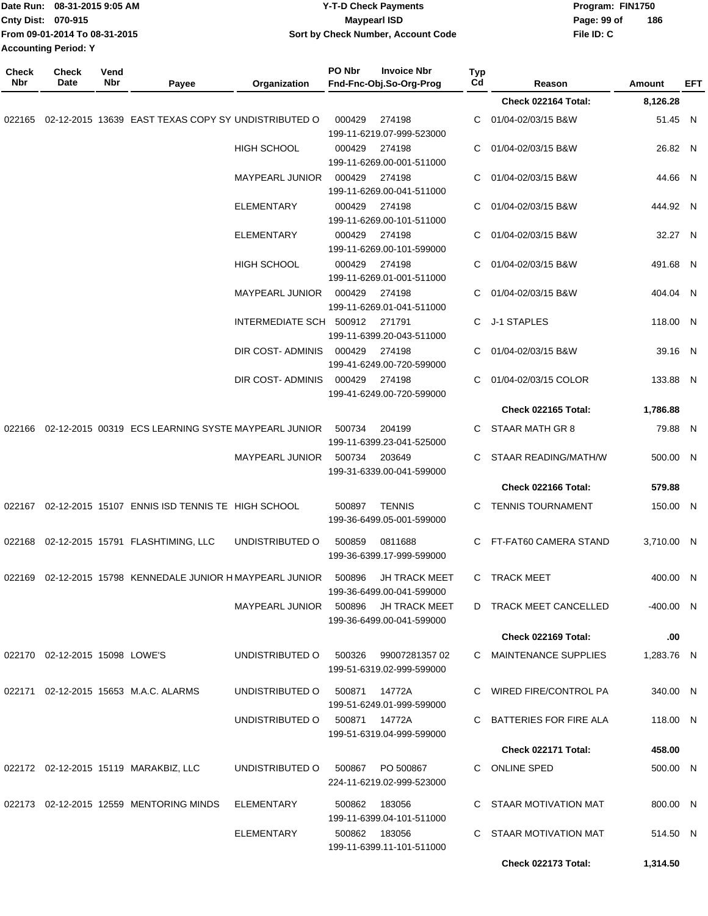Date Run: 08-31-2015 9:05 AM
Cnty Dist: 070-915
From 09-01-2014 To 08-31-2015
Accounting Period: Y

# Y-T-D Check Payments
## Maypearl ISD
### Sort by Check Number, Account Code

Program: FIN1750
File ID: C

| Check Nbr | Check Date | Vend Nbr | Payee | Organization | PO Nbr | Invoice Nbr / Fnd-Fnc-Obj.So-Org-Prog | Typ Cd | Reason | Amount | EFT |
|---|---|---|---|---|---|---|---|---|---|---|
| | | | | | | | | **Check 022164 Total:** | **8,126.28** | |
| 022165 | 02-12-2015 | 13639 | EAST TEXAS COPY SY | UNDISTRIBUTED O | 000429 | 274198 199-11-6219.07-999-523000 | C | 01/04-02/03/15 B&W | 51.45 | N |
| | | | | HIGH SCHOOL | 000429 | 274198 199-11-6269.00-001-511000 | C | 01/04-02/03/15 B&W | 26.82 | N |
| | | | | MAYPEARL JUNIOR | 000429 | 274198 199-11-6269.00-041-511000 | C | 01/04-02/03/15 B&W | 44.66 | N |
| | | | | ELEMENTARY | 000429 | 274198 199-11-6269.00-101-511000 | C | 01/04-02/03/15 B&W | 444.92 | N |
| | | | | ELEMENTARY | 000429 | 274198 199-11-6269.00-101-599000 | C | 01/04-02/03/15 B&W | 32.27 | N |
| | | | | HIGH SCHOOL | 000429 | 274198 199-11-6269.01-001-511000 | C | 01/04-02/03/15 B&W | 491.68 | N |
| | | | | MAYPEARL JUNIOR | 000429 | 274198 199-11-6269.01-041-511000 | C | 01/04-02/03/15 B&W | 404.04 | N |
| | | | | INTERMEDIATE SCH | 500912 | 271791 199-11-6399.20-043-511000 | C | J-1 STAPLES | 118.00 | N |
| | | | | DIR COST- ADMINIS | 000429 | 274198 199-41-6249.00-720-599000 | C | 01/04-02/03/15 B&W | 39.16 | N |
| | | | | DIR COST- ADMINIS | 000429 | 274198 199-41-6249.00-720-599000 | C | 01/04-02/03/15 COLOR | 133.88 | N |
| | | | | | | | | **Check 022165 Total:** | **1,786.88** | |
| 022166 | 02-12-2015 | 00319 | ECS LEARNING SYSTE | MAYPEARL JUNIOR | 500734 | 204199 199-11-6399.23-041-525000 | C | STAAR MATH GR 8 | 79.88 | N |
| | | | | MAYPEARL JUNIOR | 500734 | 203649 199-31-6339.00-041-599000 | C | STAAR READING/MATH/W | 500.00 | N |
| | | | | | | | | **Check 022166 Total:** | **579.88** | |
| 022167 | 02-12-2015 | 15107 | ENNIS ISD TENNIS TE | HIGH SCHOOL | 500897 | TENNIS 199-36-6499.05-001-599000 | C | TENNIS TOURNAMENT | 150.00 | N |
| 022168 | 02-12-2015 | 15791 | FLASHTIMING, LLC | UNDISTRIBUTED O | 500859 | 0811688 199-36-6399.17-999-599000 | C | FT-FAT60 CAMERA STAND | 3,710.00 | N |
| 022169 | 02-12-2015 | 15798 | KENNEDALE JUNIOR H | MAYPEARL JUNIOR | 500896 | JH TRACK MEET 199-36-6499.00-041-599000 | C | TRACK MEET | 400.00 | N |
| | | | | MAYPEARL JUNIOR | 500896 | JH TRACK MEET 199-36-6499.00-041-599000 | D | TRACK MEET CANCELLED | -400.00 | N |
| | | | | | | | | **Check 022169 Total:** | **.00** | |
| 022170 | 02-12-2015 | 15098 | LOWE'S | UNDISTRIBUTED O | 500326 | 99007281357 02 199-51-6319.02-999-599000 | C | MAINTENANCE SUPPLIES | 1,283.76 | N |
| 022171 | 02-12-2015 | 15653 | M.A.C. ALARMS | UNDISTRIBUTED O | 500871 | 14772A 199-51-6249.01-999-599000 | C | WIRED FIRE/CONTROL PA | 340.00 | N |
| | | | | UNDISTRIBUTED O | 500871 | 14772A 199-51-6319.04-999-599000 | C | BATTERIES FOR FIRE ALA | 118.00 | N |
| | | | | | | | | **Check 022171 Total:** | **458.00** | |
| 022172 | 02-12-2015 | 15119 | MARAKBIZ, LLC | UNDISTRIBUTED O | 500867 | PO 500867 224-11-6219.02-999-523000 | C | ONLINE SPED | 500.00 | N |
| 022173 | 02-12-2015 | 12559 | MENTORING MINDS | ELEMENTARY | 500862 | 183056 199-11-6399.04-101-511000 | C | STAAR MOTIVATION MAT | 800.00 | N |
| | | | | ELEMENTARY | 500862 | 183056 199-11-6399.11-101-511000 | C | STAAR MOTIVATION MAT | 514.50 | N |
| | | | | | | | | **Check 022173 Total:** | **1,314.50** | |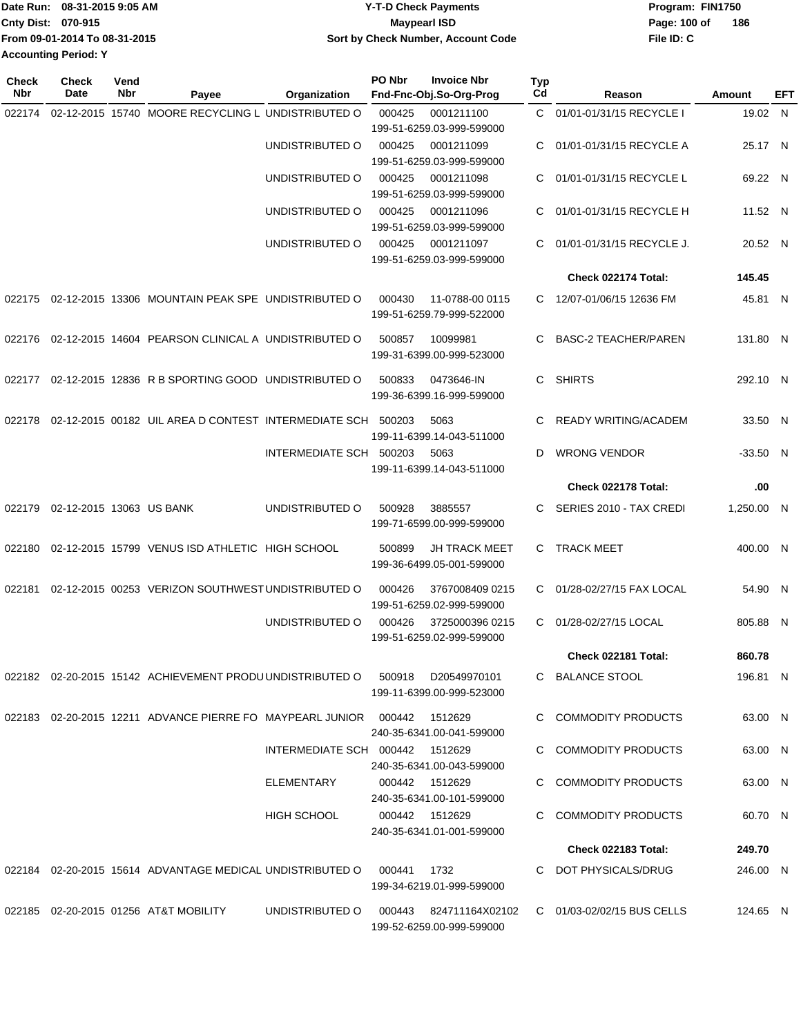Date Run: 08-31-2015 9:05 AM
Cnty Dist: 070-915
From 09-01-2014 To 08-31-2015
Accounting Period: Y

**Y-T-D Check Payments**
**Maypearl ISD**
**Sort by Check Number, Account Code**

Program: FIN1750
File ID: C

| Check Nbr | Check Date | Vend Nbr | Payee | Organization | PO Nbr | Invoice Nbr / Fnd-Fnc-Obj.So-Org-Prog | Typ Cd | Reason | Amount | EFT |
|---|---|---|---|---|---|---|---|---|---|---|
| 022174 | 02-12-2015 | 15740 | MOORE RECYCLING L | UNDISTRIBUTED O | 000425 | 0001211100 199-51-6259.03-999-599000 | C | 01/01-01/31/15 RECYCLE I | 19.02 | N |
| | | | | UNDISTRIBUTED O | 000425 | 0001211099 199-51-6259.03-999-599000 | C | 01/01-01/31/15 RECYCLE A | 25.17 | N |
| | | | | UNDISTRIBUTED O | 000425 | 0001211098 199-51-6259.03-999-599000 | C | 01/01-01/31/15 RECYCLE L | 69.22 | N |
| | | | | UNDISTRIBUTED O | 000425 | 0001211096 199-51-6259.03-999-599000 | C | 01/01-01/31/15 RECYCLE H | 11.52 | N |
| | | | | UNDISTRIBUTED O | 000425 | 0001211097 199-51-6259.03-999-599000 | C | 01/01-01/31/15 RECYCLE J. | 20.52 | N |
| | | | | | | | | **Check 022174 Total:** | **145.45** | |
| 022175 | 02-12-2015 | 13306 | MOUNTAIN PEAK SPE | UNDISTRIBUTED O | 000430 | 11-0788-00 0115 199-51-6259.79-999-522000 | C | 12/07-01/06/15 12636 FM | 45.81 | N |
| 022176 | 02-12-2015 | 14604 | PEARSON CLINICAL A | UNDISTRIBUTED O | 500857 | 10099981 199-31-6399.00-999-523000 | C | BASC-2 TEACHER/PAREN | 131.80 | N |
| 022177 | 02-12-2015 | 12836 | R B SPORTING GOOD | UNDISTRIBUTED O | 500833 | 0473646-IN 199-36-6399.16-999-599000 | C | SHIRTS | 292.10 | N |
| 022178 | 02-12-2015 | 00182 | UIL AREA D CONTEST | INTERMEDIATE SCH | 500203 | 5063 199-11-6399.14-043-511000 | C | READY WRITING/ACADEM | 33.50 | N |
| | | | | INTERMEDIATE SCH | 500203 | 5063 199-11-6399.14-043-511000 | D | WRONG VENDOR | -33.50 | N |
| | | | | | | | | **Check 022178 Total:** | **.00** | |
| 022179 | 02-12-2015 | 13063 | US BANK | UNDISTRIBUTED O | 500928 | 3885557 199-71-6599.00-999-599000 | C | SERIES 2010 - TAX CREDI | 1,250.00 | N |
| 022180 | 02-12-2015 | 15799 | VENUS ISD ATHLETIC | HIGH SCHOOL | 500899 | JH TRACK MEET 199-36-6499.05-001-599000 | C | TRACK MEET | 400.00 | N |
| 022181 | 02-12-2015 | 00253 | VERIZON SOUTHWEST | UNDISTRIBUTED O | 000426 | 3767008409 0215 199-51-6259.02-999-599000 | C | 01/28-02/27/15 FAX LOCAL | 54.90 | N |
| | | | | UNDISTRIBUTED O | 000426 | 3725000396 0215 199-51-6259.02-999-599000 | C | 01/28-02/27/15 LOCAL | 805.88 | N |
| | | | | | | | | **Check 022181 Total:** | **860.78** | |
| 022182 | 02-20-2015 | 15142 | ACHIEVEMENT PRODU | UNDISTRIBUTED O | 500918 | D20549970101 199-11-6399.00-999-523000 | C | BALANCE STOOL | 196.81 | N |
| 022183 | 02-20-2015 | 12211 | ADVANCE PIERRE FO | MAYPEARL JUNIOR | 000442 | 1512629 240-35-6341.00-041-599000 | C | COMMODITY PRODUCTS | 63.00 | N |
| | | | | INTERMEDIATE SCH | 000442 | 1512629 240-35-6341.00-043-599000 | C | COMMODITY PRODUCTS | 63.00 | N |
| | | | | ELEMENTARY | 000442 | 1512629 240-35-6341.00-101-599000 | C | COMMODITY PRODUCTS | 63.00 | N |
| | | | | HIGH SCHOOL | 000442 | 1512629 240-35-6341.01-001-599000 | C | COMMODITY PRODUCTS | 60.70 | N |
| | | | | | | | | **Check 022183 Total:** | **249.70** | |
| 022184 | 02-20-2015 | 15614 | ADVANTAGE MEDICAL | UNDISTRIBUTED O | 000441 | 1732 199-34-6219.01-999-599000 | C | DOT PHYSICALS/DRUG | 246.00 | N |
| 022185 | 02-20-2015 | 01256 | AT&T MOBILITY | UNDISTRIBUTED O | 000443 | 824711164X02102 199-52-6259.00-999-599000 | C | 01/03-02/02/15 BUS CELLS | 124.65 | N |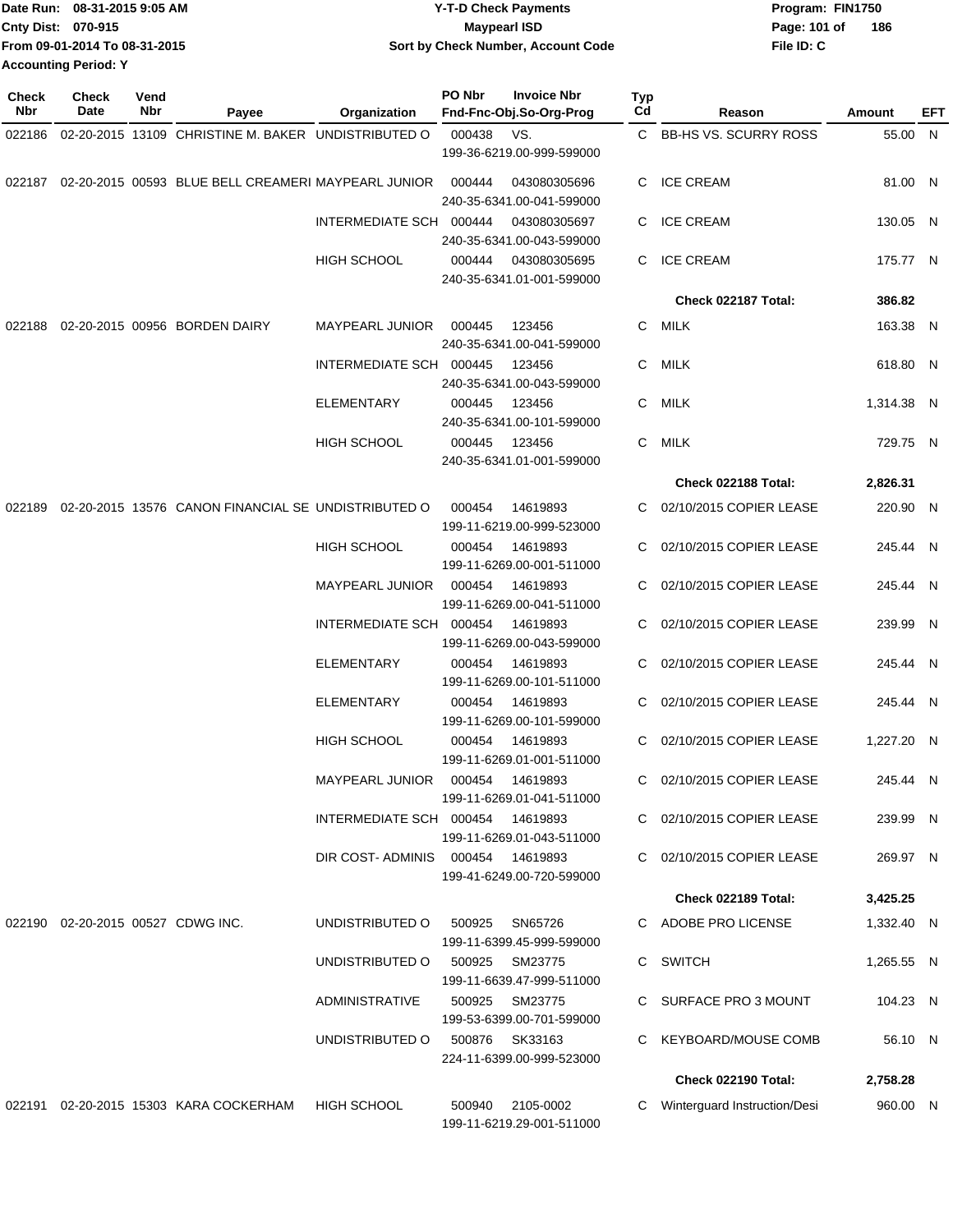Date Run: 08-31-2015 9:05 AM
Cnty Dist: 070-915
From 09-01-2014 To 08-31-2015
Accounting Period: Y

**Y-T-D Check Payments**
**Maypearl ISD**
**Sort by Check Number, Account Code**

Program: FIN1750
File ID: C

| Check Nbr | Check Date | Vend Nbr | Payee | Organization | PO Nbr | Invoice Nbr / Fnd-Fnc-Obj.So-Org-Prog | Typ Cd | Reason | Amount | EFT |
|---|---|---|---|---|---|---|---|---|---|---|
| 022186 | 02-20-2015 | 13109 | CHRISTINE M. BAKER | UNDISTRIBUTED O | 000438 | VS. 199-36-6219.00-999-599000 | C | BB-HS VS. SCURRY ROSS | 55.00 | N |
| 022187 | 02-20-2015 | 00593 | BLUE BELL CREAMERI | MAYPEARL JUNIOR | 000444 | 043080305696 240-35-6341.00-041-599000 | C | ICE CREAM | 81.00 | N |
| | | | | INTERMEDIATE SCH | 000444 | 043080305697 240-35-6341.00-043-599000 | C | ICE CREAM | 130.05 | N |
| | | | | HIGH SCHOOL | 000444 | 043080305695 240-35-6341.01-001-599000 | C | ICE CREAM | 175.77 | N |
| | | | | | | | | **Check 022187 Total:** | **386.82** | |
| 022188 | 02-20-2015 | 00956 | BORDEN DAIRY | MAYPEARL JUNIOR | 000445 | 123456 240-35-6341.00-041-599000 | C | MILK | 163.38 | N |
| | | | | INTERMEDIATE SCH | 000445 | 123456 240-35-6341.00-043-599000 | C | MILK | 618.80 | N |
| | | | | ELEMENTARY | 000445 | 123456 240-35-6341.00-101-599000 | C | MILK | 1,314.38 | N |
| | | | | HIGH SCHOOL | 000445 | 123456 240-35-6341.01-001-599000 | C | MILK | 729.75 | N |
| | | | | | | | | **Check 022188 Total:** | **2,826.31** | |
| 022189 | 02-20-2015 | 13576 | CANON FINANCIAL SE | UNDISTRIBUTED O | 000454 | 14619893 199-11-6219.00-999-523000 | C | 02/10/2015 COPIER LEASE | 220.90 | N |
| | | | | HIGH SCHOOL | 000454 | 14619893 199-11-6269.00-001-511000 | C | 02/10/2015 COPIER LEASE | 245.44 | N |
| | | | | MAYPEARL JUNIOR | 000454 | 14619893 199-11-6269.00-041-511000 | C | 02/10/2015 COPIER LEASE | 245.44 | N |
| | | | | INTERMEDIATE SCH | 000454 | 14619893 199-11-6269.00-043-599000 | C | 02/10/2015 COPIER LEASE | 239.99 | N |
| | | | | ELEMENTARY | 000454 | 14619893 199-11-6269.00-101-511000 | C | 02/10/2015 COPIER LEASE | 245.44 | N |
| | | | | ELEMENTARY | 000454 | 14619893 199-11-6269.00-101-599000 | C | 02/10/2015 COPIER LEASE | 245.44 | N |
| | | | | HIGH SCHOOL | 000454 | 14619893 199-11-6269.01-001-511000 | C | 02/10/2015 COPIER LEASE | 1,227.20 | N |
| | | | | MAYPEARL JUNIOR | 000454 | 14619893 199-11-6269.01-041-511000 | C | 02/10/2015 COPIER LEASE | 245.44 | N |
| | | | | INTERMEDIATE SCH | 000454 | 14619893 199-11-6269.01-043-511000 | C | 02/10/2015 COPIER LEASE | 239.99 | N |
| | | | | DIR COST- ADMINIS | 000454 | 14619893 199-41-6249.00-720-599000 | C | 02/10/2015 COPIER LEASE | 269.97 | N |
| | | | | | | | | **Check 022189 Total:** | **3,425.25** | |
| 022190 | 02-20-2015 | 00527 | CDWG INC. | UNDISTRIBUTED O | 500925 | SN65726 199-11-6399.45-999-599000 | C | ADOBE PRO LICENSE | 1,332.40 | N |
| | | | | UNDISTRIBUTED O | 500925 | SM23775 199-11-6639.47-999-511000 | C | SWITCH | 1,265.55 | N |
| | | | | ADMINISTRATIVE | 500925 | SM23775 199-53-6399.00-701-599000 | C | SURFACE PRO 3 MOUNT | 104.23 | N |
| | | | | UNDISTRIBUTED O | 500876 | SK33163 224-11-6399.00-999-523000 | C | KEYBOARD/MOUSE COMB | 56.10 | N |
| | | | | | | | | **Check 022190 Total:** | **2,758.28** | |
| 022191 | 02-20-2015 | 15303 | KARA COCKERHAM | HIGH SCHOOL | 500940 | 2105-0002 199-11-6219.29-001-511000 | C | Winterguard Instruction/Desi | 960.00 | N |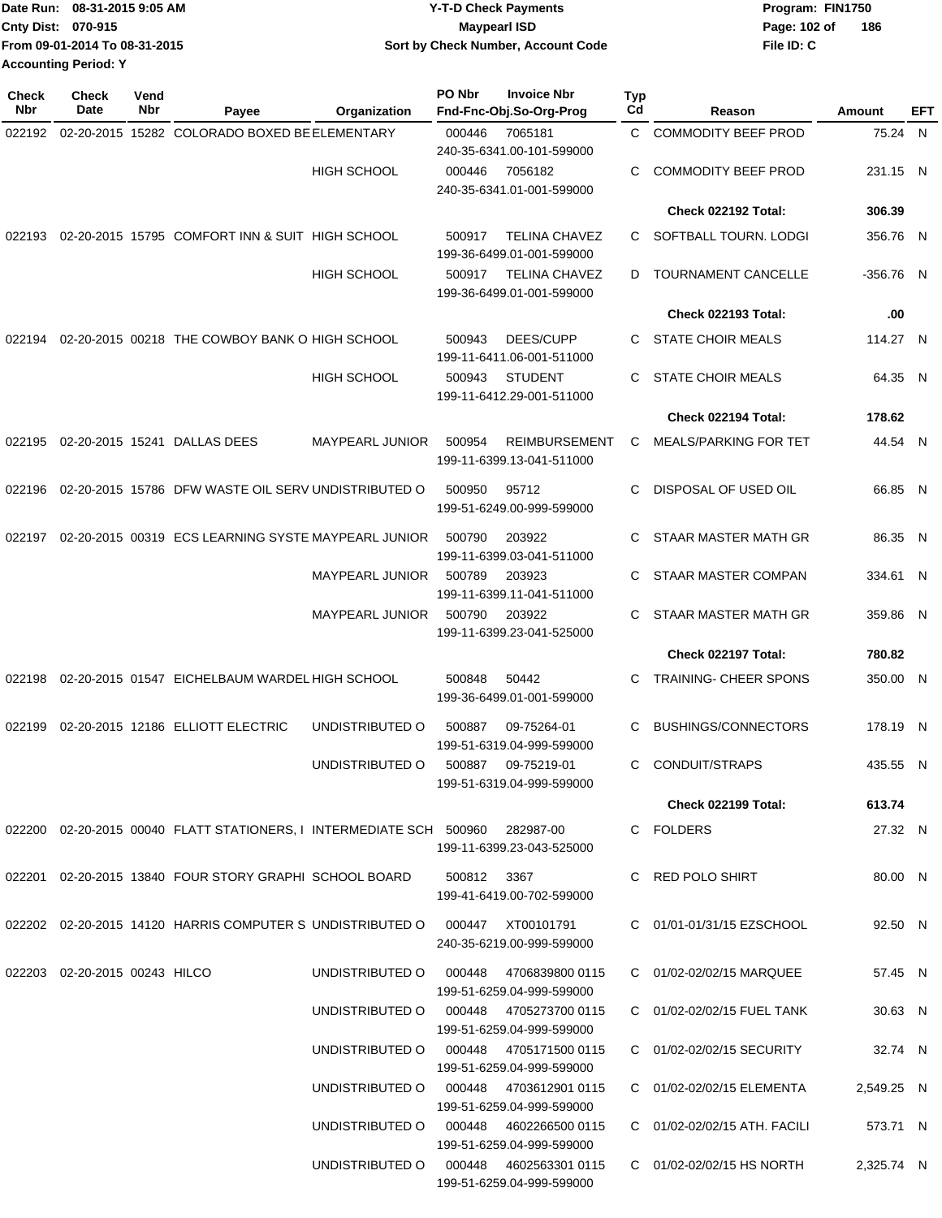Date Run: 08-31-2015 9:05 AM
Cnty Dist: 070-915
From 09-01-2014 To 08-31-2015
Accounting Period: Y

**Y-T-D Check Payments**
**Maypearl ISD**
**Sort by Check Number, Account Code**

Program: FIN1750
File ID: C

| Check Nbr | Check Date | Vend Nbr | Payee | Organization | PO Nbr | Invoice Nbr / Fnd-Fnc-Obj.So-Org-Prog | Typ Cd | Reason | Amount | EFT |
|---|---|---|---|---|---|---|---|---|---|---|
| 022192 | 02-20-2015 | 15282 | COLORADO BOXED BE | ELEMENTARY | 000446 | 7065181 240-35-6341.00-101-599000 | C | COMMODITY BEEF PROD | 75.24 | N |
| | | | | HIGH SCHOOL | 000446 | 7056182 240-35-6341.01-001-599000 | C | COMMODITY BEEF PROD | 231.15 | N |
| | | | | | | | | **Check 022192 Total:** | **306.39** | |
| 022193 | 02-20-2015 | 15795 | COMFORT INN & SUIT | HIGH SCHOOL | 500917 | TELINA CHAVEZ 199-36-6499.01-001-599000 | C | SOFTBALL TOURN. LODGI | 356.76 | N |
| | | | | HIGH SCHOOL | 500917 | TELINA CHAVEZ 199-36-6499.01-001-599000 | D | TOURNAMENT CANCELLE | -356.76 | N |
| | | | | | | | | **Check 022193 Total:** | **.00** | |
| 022194 | 02-20-2015 | 00218 | THE COWBOY BANK O | HIGH SCHOOL | 500943 | DEES/CUPP 199-11-6411.06-001-511000 | C | STATE CHOIR MEALS | 114.27 | N |
| | | | | HIGH SCHOOL | 500943 | STUDENT 199-11-6412.29-001-511000 | C | STATE CHOIR MEALS | 64.35 | N |
| | | | | | | | | **Check 022194 Total:** | **178.62** | |
| 022195 | 02-20-2015 | 15241 | DALLAS DEES | MAYPEARL JUNIOR | 500954 | REIMBURSEMENT 199-11-6399.13-041-511000 | C | MEALS/PARKING FOR TET | 44.54 | N |
| 022196 | 02-20-2015 | 15786 | DFW WASTE OIL SERV | UNDISTRIBUTED O | 500950 | 95712 199-51-6249.00-999-599000 | C | DISPOSAL OF USED OIL | 66.85 | N |
| 022197 | 02-20-2015 | 00319 | ECS LEARNING SYSTE | MAYPEARL JUNIOR | 500790 | 203922 199-11-6399.03-041-511000 | C | STAAR MASTER MATH GR | 86.35 | N |
| | | | | MAYPEARL JUNIOR | 500789 | 203923 199-11-6399.11-041-511000 | C | STAAR MASTER COMPAN | 334.61 | N |
| | | | | MAYPEARL JUNIOR | 500790 | 203922 199-11-6399.23-041-525000 | C | STAAR MASTER MATH GR | 359.86 | N |
| | | | | | | | | **Check 022197 Total:** | **780.82** | |
| 022198 | 02-20-2015 | 01547 | EICHELBAUM WARDEL | HIGH SCHOOL | 500848 | 50442 199-36-6499.01-001-599000 | C | TRAINING- CHEER SPONS | 350.00 | N |
| 022199 | 02-20-2015 | 12186 | ELLIOTT ELECTRIC | UNDISTRIBUTED O | 500887 | 09-75264-01 199-51-6319.04-999-599000 | C | BUSHINGS/CONNECTORS | 178.19 | N |
| | | | | UNDISTRIBUTED O | 500887 | 09-75219-01 199-51-6319.04-999-599000 | C | CONDUIT/STRAPS | 435.55 | N |
| | | | | | | | | **Check 022199 Total:** | **613.74** | |
| 022200 | 02-20-2015 | 00040 | FLATT STATIONERS, I | INTERMEDIATE SCH | 500960 | 282987-00 199-11-6399.23-043-525000 | C | FOLDERS | 27.32 | N |
| 022201 | 02-20-2015 | 13840 | FOUR STORY GRAPHI | SCHOOL BOARD | 500812 | 3367 199-41-6419.00-702-599000 | C | RED POLO SHIRT | 80.00 | N |
| 022202 | 02-20-2015 | 14120 | HARRIS COMPUTER S | UNDISTRIBUTED O | 000447 | XT00101791 240-35-6219.00-999-599000 | C | 01/01-01/31/15 EZSCHOOL | 92.50 | N |
| 022203 | 02-20-2015 | 00243 | HILCO | UNDISTRIBUTED O | 000448 | 4706839800 0115 199-51-6259.04-999-599000 | C | 01/02-02/02/15 MARQUEE | 57.45 | N |
| | | | | UNDISTRIBUTED O | 000448 | 4705273700 0115 199-51-6259.04-999-599000 | C | 01/02-02/02/15 FUEL TANK | 30.63 | N |
| | | | | UNDISTRIBUTED O | 000448 | 4705171500 0115 199-51-6259.04-999-599000 | C | 01/02-02/02/15 SECURITY | 32.74 | N |
| | | | | UNDISTRIBUTED O | 000448 | 4703612901 0115 199-51-6259.04-999-599000 | C | 01/02-02/02/15 ELEMENTA | 2,549.25 | N |
| | | | | UNDISTRIBUTED O | 000448 | 4602266500 0115 199-51-6259.04-999-599000 | C | 01/02-02/02/15 ATH. FACILI | 573.71 | N |
| | | | | UNDISTRIBUTED O | 000448 | 4602563301 0115 199-51-6259.04-999-599000 | C | 01/02-02/02/15 HS NORTH | 2,325.74 | N |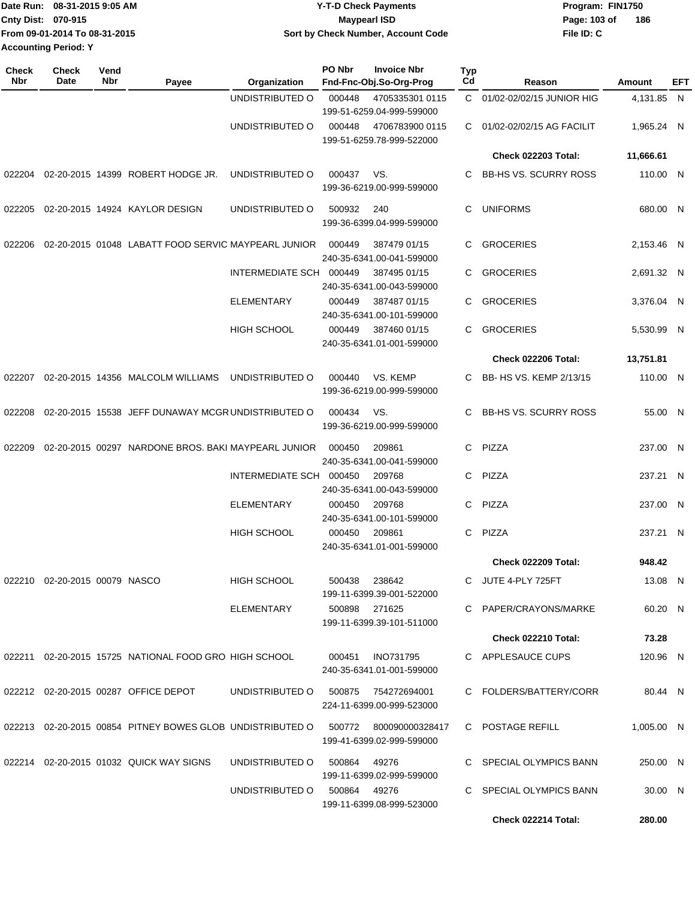Date Run: 08-31-2015 9:05 AM
Cnty Dist: 070-915
From 09-01-2014 To 08-31-2015
Accounting Period: Y

**Y-T-D Check Payments**
**Maypearl ISD**
**Sort by Check Number, Account Code**

Program: FIN1750
File ID: C

| Check Nbr | Check Date | Vend Nbr | Payee | Organization | PO Nbr | Invoice Nbr / Fnd-Fnc-Obj.So-Org-Prog | Typ Cd | Reason | Amount | EFT |
|---|---|---|---|---|---|---|---|---|---|---|
| | | | | UNDISTRIBUTED O | 000448 | 4705335301 0115 / 199-51-6259.04-999-599000 | C | 01/02-02/02/15 JUNIOR HIG | 4,131.85 | N |
| | | | | UNDISTRIBUTED O | 000448 | 4706783900 0115 / 199-51-6259.78-999-522000 | C | 01/02-02/02/15 AG FACILIT | 1,965.24 | N |
| | | | | | | | | **Check 022203 Total:** | **11,666.61** | |
| 022204 | 02-20-2015 | 14399 | ROBERT HODGE JR. | UNDISTRIBUTED O | 000437 | VS. / 199-36-6219.00-999-599000 | C | BB-HS VS. SCURRY ROSS | 110.00 | N |
| 022205 | 02-20-2015 | 14924 | KAYLOR DESIGN | UNDISTRIBUTED O | 500932 | 240 / 199-36-6399.04-999-599000 | C | UNIFORMS | 680.00 | N |
| 022206 | 02-20-2015 | 01048 | LABATT FOOD SERVIC | MAYPEARL JUNIOR | 000449 | 387479 01/15 / 240-35-6341.00-041-599000 | C | GROCERIES | 2,153.46 | N |
| | | | | INTERMEDIATE SCH | 000449 | 387495 01/15 / 240-35-6341.00-043-599000 | C | GROCERIES | 2,691.32 | N |
| | | | | ELEMENTARY | 000449 | 387487 01/15 / 240-35-6341.00-101-599000 | C | GROCERIES | 3,376.04 | N |
| | | | | HIGH SCHOOL | 000449 | 387460 01/15 / 240-35-6341.01-001-599000 | C | GROCERIES | 5,530.99 | N |
| | | | | | | | | **Check 022206 Total:** | **13,751.81** | |
| 022207 | 02-20-2015 | 14356 | MALCOLM WILLIAMS | UNDISTRIBUTED O | 000440 | VS. KEMP / 199-36-6219.00-999-599000 | C | BB- HS VS. KEMP 2/13/15 | 110.00 | N |
| 022208 | 02-20-2015 | 15538 | JEFF DUNAWAY MCGR | UNDISTRIBUTED O | 000434 | VS. / 199-36-6219.00-999-599000 | C | BB-HS VS. SCURRY ROSS | 55.00 | N |
| 022209 | 02-20-2015 | 00297 | NARDONE BROS. BAKI | MAYPEARL JUNIOR | 000450 | 209861 / 240-35-6341.00-041-599000 | C | PIZZA | 237.00 | N |
| | | | | INTERMEDIATE SCH | 000450 | 209768 / 240-35-6341.00-043-599000 | C | PIZZA | 237.21 | N |
| | | | | ELEMENTARY | 000450 | 209768 / 240-35-6341.00-101-599000 | C | PIZZA | 237.00 | N |
| | | | | HIGH SCHOOL | 000450 | 209861 / 240-35-6341.01-001-599000 | C | PIZZA | 237.21 | N |
| | | | | | | | | **Check 022209 Total:** | **948.42** | |
| 022210 | 02-20-2015 | 00079 | NASCO | HIGH SCHOOL | 500438 | 238642 / 199-11-6399.39-001-522000 | C | JUTE 4-PLY 725FT | 13.08 | N |
| | | | | ELEMENTARY | 500898 | 271625 / 199-11-6399.39-101-511000 | C | PAPER/CRAYONS/MARKE | 60.20 | N |
| | | | | | | | | **Check 022210 Total:** | **73.28** | |
| 022211 | 02-20-2015 | 15725 | NATIONAL FOOD GRO | HIGH SCHOOL | 000451 | INO731795 / 240-35-6341.01-001-599000 | C | APPLESAUCE CUPS | 120.96 | N |
| 022212 | 02-20-2015 | 00287 | OFFICE DEPOT | UNDISTRIBUTED O | 500875 | 754272694001 / 224-11-6399.00-999-523000 | C | FOLDERS/BATTERY/CORR | 80.44 | N |
| 022213 | 02-20-2015 | 00854 | PITNEY BOWES GLOB | UNDISTRIBUTED O | 500772 | 800090000328417 / 199-41-6399.02-999-599000 | C | POSTAGE REFILL | 1,005.00 | N |
| 022214 | 02-20-2015 | 01032 | QUICK WAY SIGNS | UNDISTRIBUTED O | 500864 | 49276 / 199-11-6399.02-999-599000 | C | SPECIAL OLYMPICS BANN | 250.00 | N |
| | | | | UNDISTRIBUTED O | 500864 | 49276 / 199-11-6399.08-999-523000 | C | SPECIAL OLYMPICS BANN | 30.00 | N |
| | | | | | | | | **Check 022214 Total:** | **280.00** | |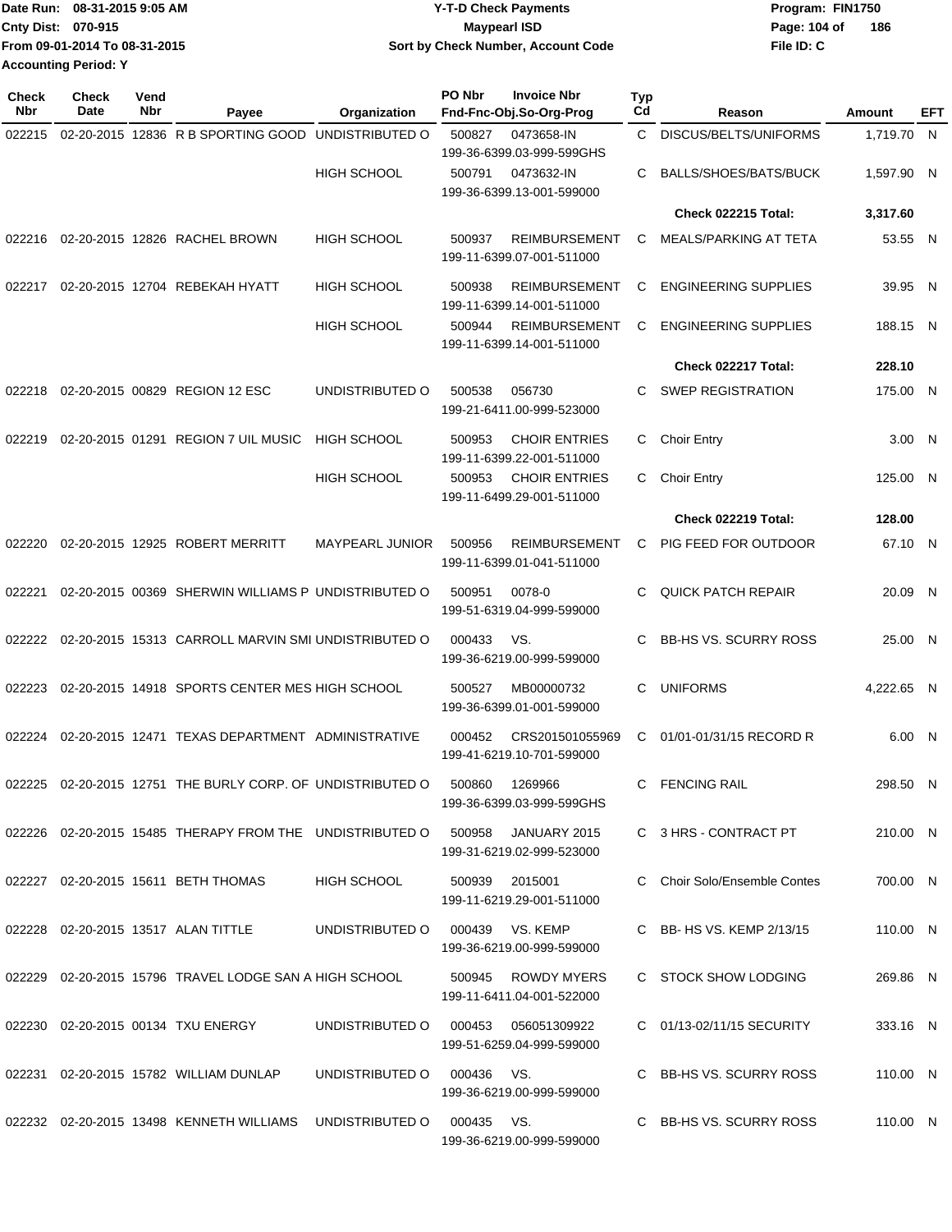Date Run: 08-31-2015 9:05 AM
Cnty Dist: 070-915
From 09-01-2014 To 08-31-2015
Accounting Period: Y

# Y-T-D Check Payments
## Maypearl ISD
### Sort by Check Number, Account Code

Program: FIN1750
File ID: C

| Check Nbr | Check Date | Vend Nbr | Payee | Organization | PO Nbr | Invoice Nbr / Fnd-Fnc-Obj.So-Org-Prog | Typ Cd | Reason | Amount | EFT |
|---|---|---|---|---|---|---|---|---|---|---|
| 022215 | 02-20-2015 | 12836 | R B SPORTING GOOD | UNDISTRIBUTED O | 500827 | 0473658-IN 199-36-6399.03-999-599GHS | C | DISCUS/BELTS/UNIFORMS | 1,719.70 | N |
| | | | | HIGH SCHOOL | 500791 | 0473632-IN 199-36-6399.13-001-599000 | C | BALLS/SHOES/BATS/BUCK | 1,597.90 | N |
| | | | | | | | | **Check 022215 Total:** | **3,317.60** | |
| 022216 | 02-20-2015 | 12826 | RACHEL BROWN | HIGH SCHOOL | 500937 | REIMBURSEMENT 199-11-6399.07-001-511000 | C | MEALS/PARKING AT TETA | 53.55 | N |
| 022217 | 02-20-2015 | 12704 | REBEKAH HYATT | HIGH SCHOOL | 500938 | REIMBURSEMENT 199-11-6399.14-001-511000 | C | ENGINEERING SUPPLIES | 39.95 | N |
| | | | | HIGH SCHOOL | 500944 | REIMBURSEMENT 199-11-6399.14-001-511000 | C | ENGINEERING SUPPLIES | 188.15 | N |
| | | | | | | | | **Check 022217 Total:** | **228.10** | |
| 022218 | 02-20-2015 | 00829 | REGION 12 ESC | UNDISTRIBUTED O | 500538 | 056730 199-21-6411.00-999-523000 | C | SWEP REGISTRATION | 175.00 | N |
| 022219 | 02-20-2015 | 01291 | REGION 7 UIL MUSIC | HIGH SCHOOL | 500953 | CHOIR ENTRIES 199-11-6399.22-001-511000 | C | Choir Entry | 3.00 | N |
| | | | | HIGH SCHOOL | 500953 | CHOIR ENTRIES 199-11-6499.29-001-511000 | C | Choir Entry | 125.00 | N |
| | | | | | | | | **Check 022219 Total:** | **128.00** | |
| 022220 | 02-20-2015 | 12925 | ROBERT MERRITT | MAYPEARL JUNIOR | 500956 | REIMBURSEMENT 199-11-6399.01-041-511000 | C | PIG FEED FOR OUTDOOR | 67.10 | N |
| 022221 | 02-20-2015 | 00369 | SHERWIN WILLIAMS P | UNDISTRIBUTED O | 500951 | 0078-0 199-51-6319.04-999-599000 | C | QUICK PATCH REPAIR | 20.09 | N |
| 022222 | 02-20-2015 | 15313 | CARROLL MARVIN SMI | UNDISTRIBUTED O | 000433 | VS. 199-36-6219.00-999-599000 | C | BB-HS VS. SCURRY ROSS | 25.00 | N |
| 022223 | 02-20-2015 | 14918 | SPORTS CENTER MES | HIGH SCHOOL | 500527 | MB00000732 199-36-6399.01-001-599000 | C | UNIFORMS | 4,222.65 | N |
| 022224 | 02-20-2015 | 12471 | TEXAS DEPARTMENT | ADMINISTRATIVE | 000452 | CRS201501055969 199-41-6219.10-701-599000 | C | 01/01-01/31/15 RECORD R | 6.00 | N |
| 022225 | 02-20-2015 | 12751 | THE BURLY CORP. OF | UNDISTRIBUTED O | 500860 | 1269966 199-36-6399.03-999-599GHS | C | FENCING RAIL | 298.50 | N |
| 022226 | 02-20-2015 | 15485 | THERAPY FROM THE | UNDISTRIBUTED O | 500958 | JANUARY 2015 199-31-6219.02-999-523000 | C | 3 HRS - CONTRACT PT | 210.00 | N |
| 022227 | 02-20-2015 | 15611 | BETH THOMAS | HIGH SCHOOL | 500939 | 2015001 199-11-6219.29-001-511000 | C | Choir Solo/Ensemble Contes | 700.00 | N |
| 022228 | 02-20-2015 | 13517 | ALAN TITTLE | UNDISTRIBUTED O | 000439 | VS. KEMP 199-36-6219.00-999-599000 | C | BB- HS VS. KEMP 2/13/15 | 110.00 | N |
| 022229 | 02-20-2015 | 15796 | TRAVEL LODGE SAN A | HIGH SCHOOL | 500945 | ROWDY MYERS 199-11-6411.04-001-522000 | C | STOCK SHOW LODGING | 269.86 | N |
| 022230 | 02-20-2015 | 00134 | TXU ENERGY | UNDISTRIBUTED O | 000453 | 056051309922 199-51-6259.04-999-599000 | C | 01/13-02/11/15 SECURITY | 333.16 | N |
| 022231 | 02-20-2015 | 15782 | WILLIAM DUNLAP | UNDISTRIBUTED O | 000436 | VS. 199-36-6219.00-999-599000 | C | BB-HS VS. SCURRY ROSS | 110.00 | N |
| 022232 | 02-20-2015 | 13498 | KENNETH WILLIAMS | UNDISTRIBUTED O | 000435 | VS. 199-36-6219.00-999-599000 | C | BB-HS VS. SCURRY ROSS | 110.00 | N |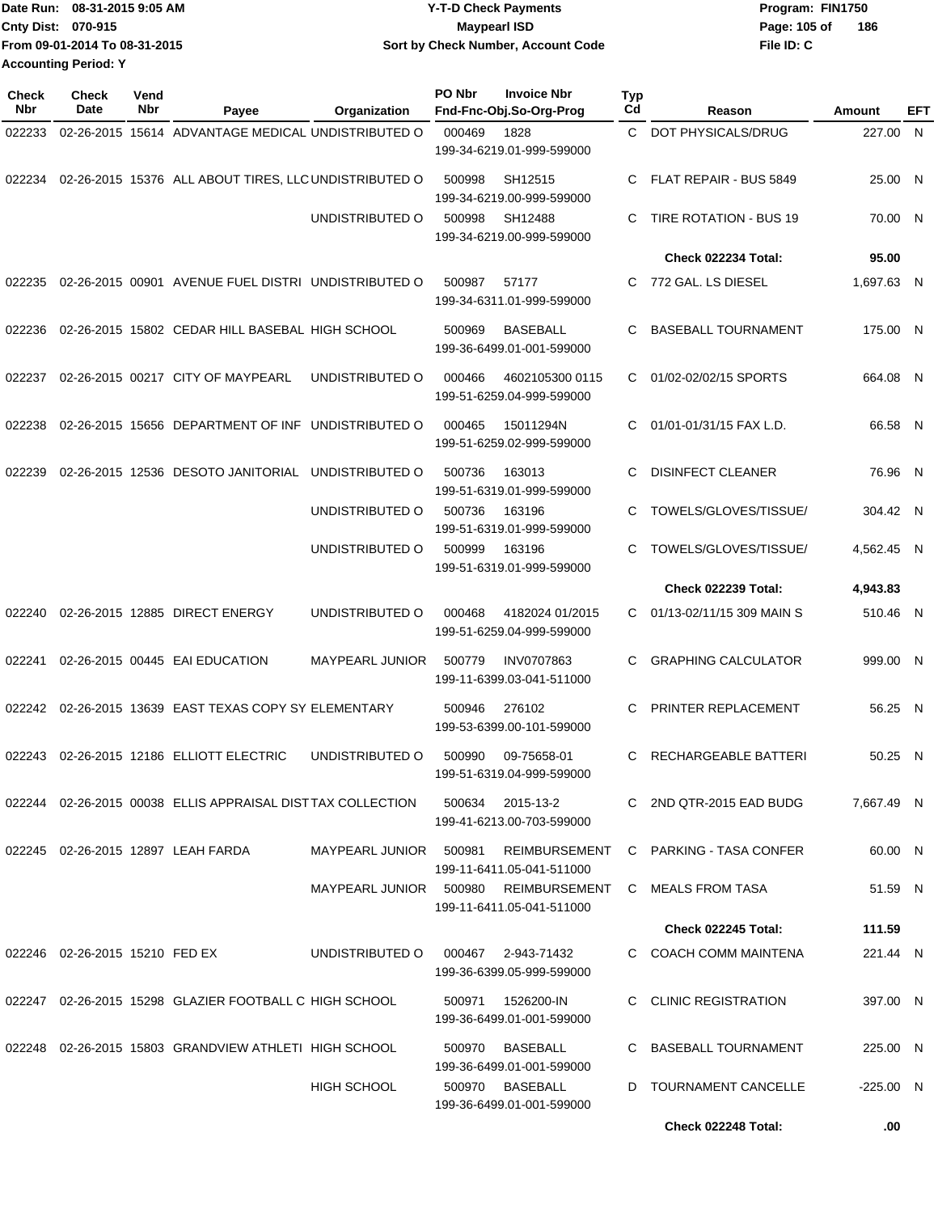Date Run: 08-31-2015 9:05 AM
Cnty Dist: 070-915
From 09-01-2014 To 08-31-2015
Accounting Period: Y

# Y-T-D Check Payments
## Maypearl ISD
### Sort by Check Number, Account Code

Program: FIN1750
File ID: C

| Check Nbr | Check Date | Vend Nbr | Payee | Organization | PO Nbr | Invoice Nbr / Fnd-Fnc-Obj.So-Org-Prog | Typ Cd | Reason | Amount | EFT |
|---|---|---|---|---|---|---|---|---|---|---|
| 022233 | 02-26-2015 | 15614 | ADVANTAGE MEDICAL | UNDISTRIBUTED O | 000469 | 1828 199-34-6219.01-999-599000 | C | DOT PHYSICALS/DRUG | 227.00 | N |
| 022234 | 02-26-2015 | 15376 | ALL ABOUT TIRES, LLC | UNDISTRIBUTED O | 500998 | SH12515 199-34-6219.00-999-599000 | C | FLAT REPAIR - BUS 5849 | 25.00 | N |
| | | | | UNDISTRIBUTED O | 500998 | SH12488 199-34-6219.00-999-599000 | C | TIRE ROTATION - BUS 19 | 70.00 | N |
| | | | | | | | | **Check 022234 Total:** | **95.00** | |
| 022235 | 02-26-2015 | 00901 | AVENUE FUEL DISTRI | UNDISTRIBUTED O | 500987 | 57177 199-34-6311.01-999-599000 | C | 772 GAL. LS DIESEL | 1,697.63 | N |
| 022236 | 02-26-2015 | 15802 | CEDAR HILL BASEBAL | HIGH SCHOOL | 500969 | BASEBALL 199-36-6499.01-001-599000 | C | BASEBALL TOURNAMENT | 175.00 | N |
| 022237 | 02-26-2015 | 00217 | CITY OF MAYPEARL | UNDISTRIBUTED O | 000466 | 4602105300 0115 199-51-6259.04-999-599000 | C | 01/02-02/02/15 SPORTS | 664.08 | N |
| 022238 | 02-26-2015 | 15656 | DEPARTMENT OF INF | UNDISTRIBUTED O | 000465 | 15011294N 199-51-6259.02-999-599000 | C | 01/01-01/31/15 FAX L.D. | 66.58 | N |
| 022239 | 02-26-2015 | 12536 | DESOTO JANITORIAL | UNDISTRIBUTED O | 500736 | 163013 199-51-6319.01-999-599000 | C | DISINFECT CLEANER | 76.96 | N |
| | | | | UNDISTRIBUTED O | 500736 | 163196 199-51-6319.01-999-599000 | C | TOWELS/GLOVES/TISSUE/ | 304.42 | N |
| | | | | UNDISTRIBUTED O | 500999 | 163196 199-51-6319.01-999-599000 | C | TOWELS/GLOVES/TISSUE/ | 4,562.45 | N |
| | | | | | | | | **Check 022239 Total:** | **4,943.83** | |
| 022240 | 02-26-2015 | 12885 | DIRECT ENERGY | UNDISTRIBUTED O | 000468 | 4182024 01/2015 199-51-6259.04-999-599000 | C | 01/13-02/11/15 309 MAIN S | 510.46 | N |
| 022241 | 02-26-2015 | 00445 | EAI EDUCATION | MAYPEARL JUNIOR | 500779 | INV0707863 199-11-6399.03-041-511000 | C | GRAPHING CALCULATOR | 999.00 | N |
| 022242 | 02-26-2015 | 13639 | EAST TEXAS COPY SY | ELEMENTARY | 500946 | 276102 199-53-6399.00-101-599000 | C | PRINTER REPLACEMENT | 56.25 | N |
| 022243 | 02-26-2015 | 12186 | ELLIOTT ELECTRIC | UNDISTRIBUTED O | 500990 | 09-75658-01 199-51-6319.04-999-599000 | C | RECHARGEABLE BATTERI | 50.25 | N |
| 022244 | 02-26-2015 | 00038 | ELLIS APPRAISAL DIST | TAX COLLECTION | 500634 | 2015-13-2 199-41-6213.00-703-599000 | C | 2ND QTR-2015 EAD BUDG | 7,667.49 | N |
| 022245 | 02-26-2015 | 12897 | LEAH FARDA | MAYPEARL JUNIOR | 500981 | REIMBURSEMENT 199-11-6411.05-041-511000 | C | PARKING - TASA CONFER | 60.00 | N |
| | | | | MAYPEARL JUNIOR | 500980 | REIMBURSEMENT 199-11-6411.05-041-511000 | C | MEALS FROM TASA | 51.59 | N |
| | | | | | | | | **Check 022245 Total:** | **111.59** | |
| 022246 | 02-26-2015 | 15210 | FED EX | UNDISTRIBUTED O | 000467 | 2-943-71432 199-36-6399.05-999-599000 | C | COACH COMM MAINTENA | 221.44 | N |
| 022247 | 02-26-2015 | 15298 | GLAZIER FOOTBALL C | HIGH SCHOOL | 500971 | 1526200-IN 199-36-6499.01-001-599000 | C | CLINIC REGISTRATION | 397.00 | N |
| 022248 | 02-26-2015 | 15803 | GRANDVIEW ATHLETI | HIGH SCHOOL | 500970 | BASEBALL 199-36-6499.01-001-599000 | C | BASEBALL TOURNAMENT | 225.00 | N |
| | | | | HIGH SCHOOL | 500970 | BASEBALL 199-36-6499.01-001-599000 | D | TOURNAMENT CANCELLE | -225.00 | N |
| | | | | | | | | **Check 022248 Total:** | **.00** | |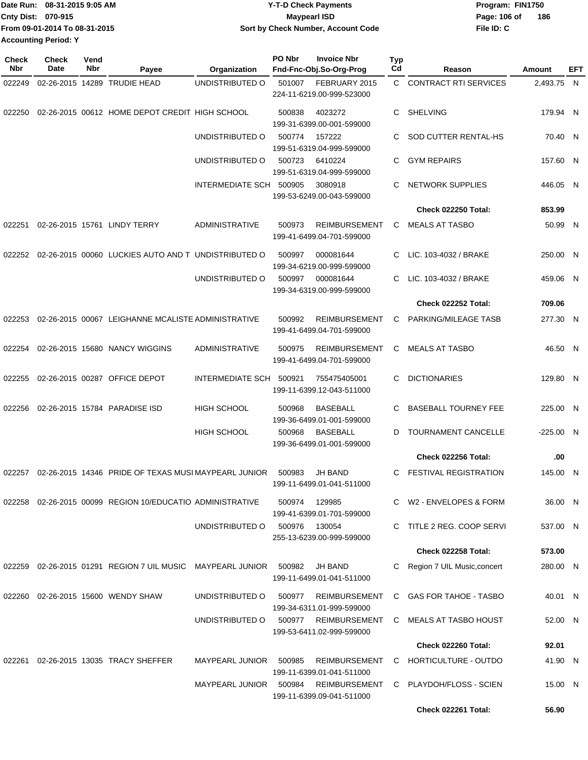Date Run: 08-31-2015 9:05 AM
Cnty Dist: 070-915
From 09-01-2014 To 08-31-2015
Accounting Period: Y

**Y-T-D Check Payments**
**Maypearl ISD**
**Sort by Check Number, Account Code**

Program: FIN1750
File ID: C

| Check Nbr | Check Date | Vend Nbr | Payee | Organization | PO Nbr | Invoice Nbr / Fnd-Fnc-Obj.So-Org-Prog | Typ Cd | Reason | Amount | EFT |
|---|---|---|---|---|---|---|---|---|---|---|
| 022249 | 02-26-2015 | 14289 | TRUDIE HEAD | UNDISTRIBUTED O | 501007 | FEBRUARY 2015 224-11-6219.00-999-523000 | C | CONTRACT RTI SERVICES | 2,493.75 | N |
| 022250 | 02-26-2015 | 00612 | HOME DEPOT CREDIT | HIGH SCHOOL | 500838 | 4023272 199-31-6399.00-001-599000 | C | SHELVING | 179.94 | N |
| | | | | UNDISTRIBUTED O | 500774 | 157222 199-51-6319.04-999-599000 | C | SOD CUTTER RENTAL-HS | 70.40 | N |
| | | | | UNDISTRIBUTED O | 500723 | 6410224 199-51-6319.04-999-599000 | C | GYM REPAIRS | 157.60 | N |
| | | | | INTERMEDIATE SCH | 500905 | 3080918 199-53-6249.00-043-599000 | C | NETWORK SUPPLIES | 446.05 | N |
| | | | | | | | | **Check 022250 Total:** | **853.99** | |
| 022251 | 02-26-2015 | 15761 | LINDY TERRY | ADMINISTRATIVE | 500973 | REIMBURSEMENT 199-41-6499.04-701-599000 | C | MEALS AT TASBO | 50.99 | N |
| 022252 | 02-26-2015 | 00060 | LUCKIES AUTO AND T | UNDISTRIBUTED O | 500997 | 000081644 199-34-6219.00-999-599000 | C | LIC. 103-4032 / BRAKE | 250.00 | N |
| | | | | UNDISTRIBUTED O | 500997 | 000081644 199-34-6319.00-999-599000 | C | LIC. 103-4032 / BRAKE | 459.06 | N |
| | | | | | | | | **Check 022252 Total:** | **709.06** | |
| 022253 | 02-26-2015 | 00067 | LEIGHANNE MCALISTE | ADMINISTRATIVE | 500992 | REIMBURSEMENT 199-41-6499.04-701-599000 | C | PARKING/MILEAGE TASB | 277.30 | N |
| 022254 | 02-26-2015 | 15680 | NANCY WIGGINS | ADMINISTRATIVE | 500975 | REIMBURSEMENT 199-41-6499.04-701-599000 | C | MEALS AT TASBO | 46.50 | N |
| 022255 | 02-26-2015 | 00287 | OFFICE DEPOT | INTERMEDIATE SCH | 500921 | 755475405001 199-11-6399.12-043-511000 | C | DICTIONARIES | 129.80 | N |
| 022256 | 02-26-2015 | 15784 | PARADISE ISD | HIGH SCHOOL | 500968 | BASEBALL 199-36-6499.01-001-599000 | C | BASEBALL TOURNEY FEE | 225.00 | N |
| | | | | HIGH SCHOOL | 500968 | BASEBALL 199-36-6499.01-001-599000 | D | TOURNAMENT CANCELLE | -225.00 | N |
| | | | | | | | | **Check 022256 Total:** | **.00** | |
| 022257 | 02-26-2015 | 14346 | PRIDE OF TEXAS MUSI | MAYPEARL JUNIOR | 500983 | JH BAND 199-11-6499.01-041-511000 | C | FESTIVAL REGISTRATION | 145.00 | N |
| 022258 | 02-26-2015 | 00099 | REGION 10/EDUCATIO | ADMINISTRATIVE | 500974 | 129985 199-41-6399.01-701-599000 | C | W2 - ENVELOPES & FORM | 36.00 | N |
| | | | | UNDISTRIBUTED O | 500976 | 130054 255-13-6239.00-999-599000 | C | TITLE 2 REG. COOP SERVI | 537.00 | N |
| | | | | | | | | **Check 022258 Total:** | **573.00** | |
| 022259 | 02-26-2015 | 01291 | REGION 7 UIL MUSIC | MAYPEARL JUNIOR | 500982 | JH BAND 199-11-6499.01-041-511000 | C | Region 7 UIL Music,concert | 280.00 | N |
| 022260 | 02-26-2015 | 15600 | WENDY SHAW | UNDISTRIBUTED O | 500977 | REIMBURSEMENT 199-34-6311.01-999-599000 | C | GAS FOR TAHOE - TASBO | 40.01 | N |
| | | | | UNDISTRIBUTED O | 500977 | REIMBURSEMENT 199-53-6411.02-999-599000 | C | MEALS AT TASBO HOUST | 52.00 | N |
| | | | | | | | | **Check 022260 Total:** | **92.01** | |
| 022261 | 02-26-2015 | 13035 | TRACY SHEFFER | MAYPEARL JUNIOR | 500985 | REIMBURSEMENT 199-11-6399.01-041-511000 | C | HORTICULTURE - OUTDO | 41.90 | N |
| | | | | MAYPEARL JUNIOR | 500984 | REIMBURSEMENT 199-11-6399.09-041-511000 | C | PLAYDOH/FLOSS - SCIEN | 15.00 | N |
| | | | | | | | | **Check 022261 Total:** | **56.90** | |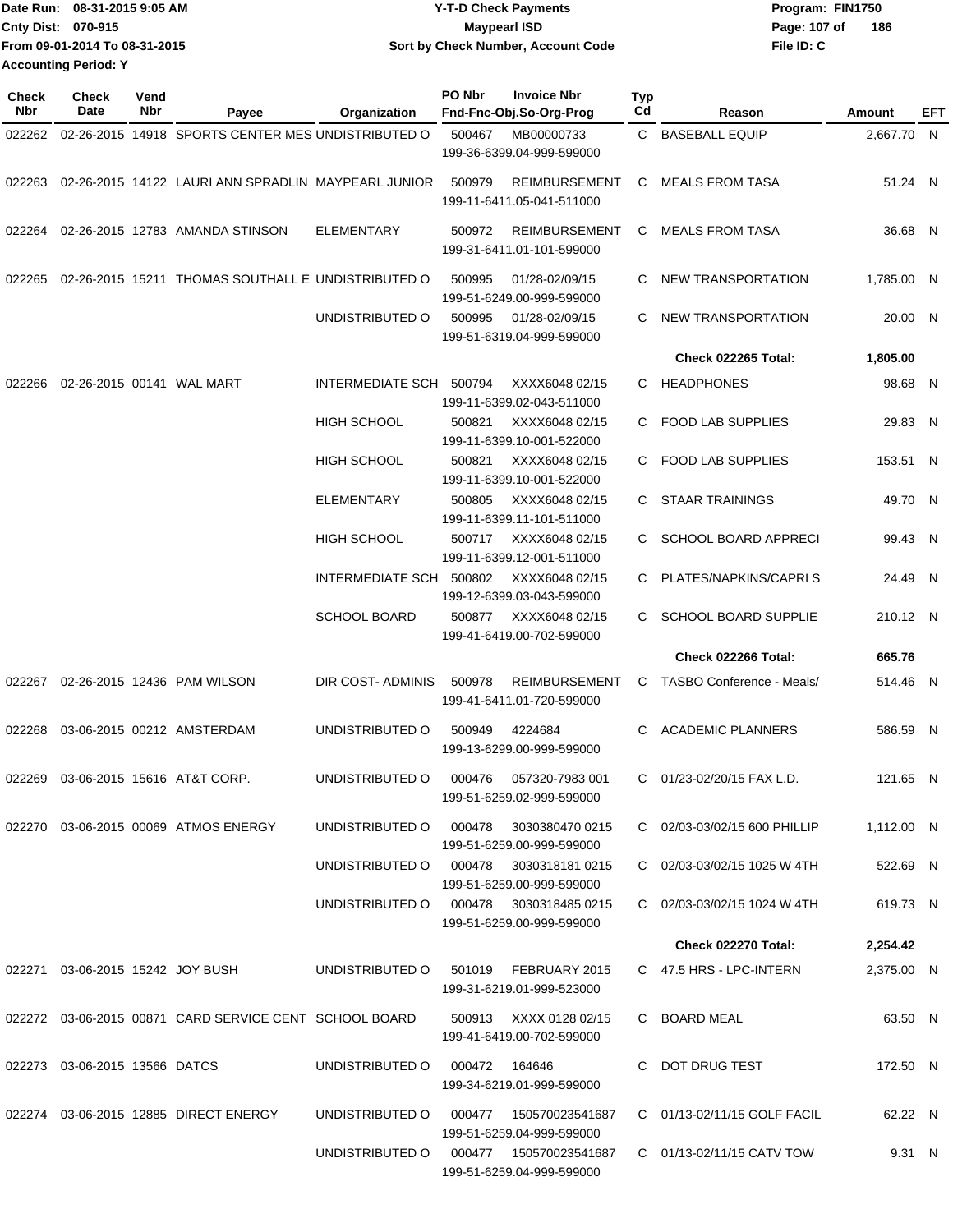Date Run: 08-31-2015 9:05 AM
Cnty Dist: 070-915
From 09-01-2014 To 08-31-2015
Accounting Period: Y

# Y-T-D Check Payments
## Maypearl ISD
### Sort by Check Number, Account Code

Program: FIN1750
File ID: C

| Check Nbr | Check Date | Vend Nbr | Payee | Organization | PO Nbr | Invoice Nbr / Fnd-Fnc-Obj.So-Org-Prog | Typ Cd | Reason | Amount | EFT |
|---|---|---|---|---|---|---|---|---|---|---|
| 022262 | 02-26-2015 | 14918 | SPORTS CENTER MES | UNDISTRIBUTED O | 500467 | MB00000733 199-36-6399.04-999-599000 | C | BASEBALL EQUIP | 2,667.70 | N |
| 022263 | 02-26-2015 | 14122 | LAURI ANN SPRADLIN | MAYPEARL JUNIOR | 500979 | REIMBURSEMENT 199-11-6411.05-041-511000 | C | MEALS FROM TASA | 51.24 | N |
| 022264 | 02-26-2015 | 12783 | AMANDA STINSON | ELEMENTARY | 500972 | REIMBURSEMENT 199-31-6411.01-101-599000 | C | MEALS FROM TASA | 36.68 | N |
| 022265 | 02-26-2015 | 15211 | THOMAS SOUTHALL E | UNDISTRIBUTED O | 500995 | 01/28-02/09/15 199-51-6249.00-999-599000 | C | NEW TRANSPORTATION | 1,785.00 | N |
| | | | | UNDISTRIBUTED O | 500995 | 01/28-02/09/15 199-51-6319.04-999-599000 | C | NEW TRANSPORTATION | 20.00 | N |
| | | | | | | | | **Check 022265 Total:** | **1,805.00** | |
| 022266 | 02-26-2015 | 00141 | WAL MART | INTERMEDIATE SCH | 500794 | XXXX6048 02/15 199-11-6399.02-043-511000 | C | HEADPHONES | 98.68 | N |
| | | | | HIGH SCHOOL | 500821 | XXXX6048 02/15 199-11-6399.10-001-522000 | C | FOOD LAB SUPPLIES | 29.83 | N |
| | | | | HIGH SCHOOL | 500821 | XXXX6048 02/15 199-11-6399.10-001-522000 | C | FOOD LAB SUPPLIES | 153.51 | N |
| | | | | ELEMENTARY | 500805 | XXXX6048 02/15 199-11-6399.11-101-511000 | C | STAAR TRAININGS | 49.70 | N |
| | | | | HIGH SCHOOL | 500717 | XXXX6048 02/15 199-11-6399.12-001-511000 | C | SCHOOL BOARD APPRECI | 99.43 | N |
| | | | | INTERMEDIATE SCH | 500802 | XXXX6048 02/15 199-12-6399.03-043-599000 | C | PLATES/NAPKINS/CAPRI S | 24.49 | N |
| | | | | SCHOOL BOARD | 500877 | XXXX6048 02/15 199-41-6419.00-702-599000 | C | SCHOOL BOARD SUPPLIE | 210.12 | N |
| | | | | | | | | **Check 022266 Total:** | **665.76** | |
| 022267 | 02-26-2015 | 12436 | PAM WILSON | DIR COST- ADMINIS | 500978 | REIMBURSEMENT 199-41-6411.01-720-599000 | C | TASBO Conference - Meals/ | 514.46 | N |
| 022268 | 03-06-2015 | 00212 | AMSTERDAM | UNDISTRIBUTED O | 500949 | 4224684 199-13-6299.00-999-599000 | C | ACADEMIC PLANNERS | 586.59 | N |
| 022269 | 03-06-2015 | 15616 | AT&T CORP. | UNDISTRIBUTED O | 000476 | 057320-7983 001 199-51-6259.02-999-599000 | C | 01/23-02/20/15 FAX L.D. | 121.65 | N |
| 022270 | 03-06-2015 | 00069 | ATMOS ENERGY | UNDISTRIBUTED O | 000478 | 3030380470 0215 199-51-6259.00-999-599000 | C | 02/03-03/02/15 600 PHILLIP | 1,112.00 | N |
| | | | | UNDISTRIBUTED O | 000478 | 3030318181 0215 199-51-6259.00-999-599000 | C | 02/03-03/02/15 1025 W 4TH | 522.69 | N |
| | | | | UNDISTRIBUTED O | 000478 | 3030318485 0215 199-51-6259.00-999-599000 | C | 02/03-03/02/15 1024 W 4TH | 619.73 | N |
| | | | | | | | | **Check 022270 Total:** | **2,254.42** | |
| 022271 | 03-06-2015 | 15242 | JOY BUSH | UNDISTRIBUTED O | 501019 | FEBRUARY 2015 199-31-6219.01-999-523000 | C | 47.5 HRS - LPC-INTERN | 2,375.00 | N |
| 022272 | 03-06-2015 | 00871 | CARD SERVICE CENT | SCHOOL BOARD | 500913 | XXXX 0128 02/15 199-41-6419.00-702-599000 | C | BOARD MEAL | 63.50 | N |
| 022273 | 03-06-2015 | 13566 | DATCS | UNDISTRIBUTED O | 000472 | 164646 199-34-6219.01-999-599000 | C | DOT DRUG TEST | 172.50 | N |
| 022274 | 03-06-2015 | 12885 | DIRECT ENERGY | UNDISTRIBUTED O | 000477 | 150570023541687 199-51-6259.04-999-599000 | C | 01/13-02/11/15 GOLF FACIL | 62.22 | N |
| | | | | UNDISTRIBUTED O | 000477 | 150570023541687 199-51-6259.04-999-599000 | C | 01/13-02/11/15 CATV TOW | 9.31 | N |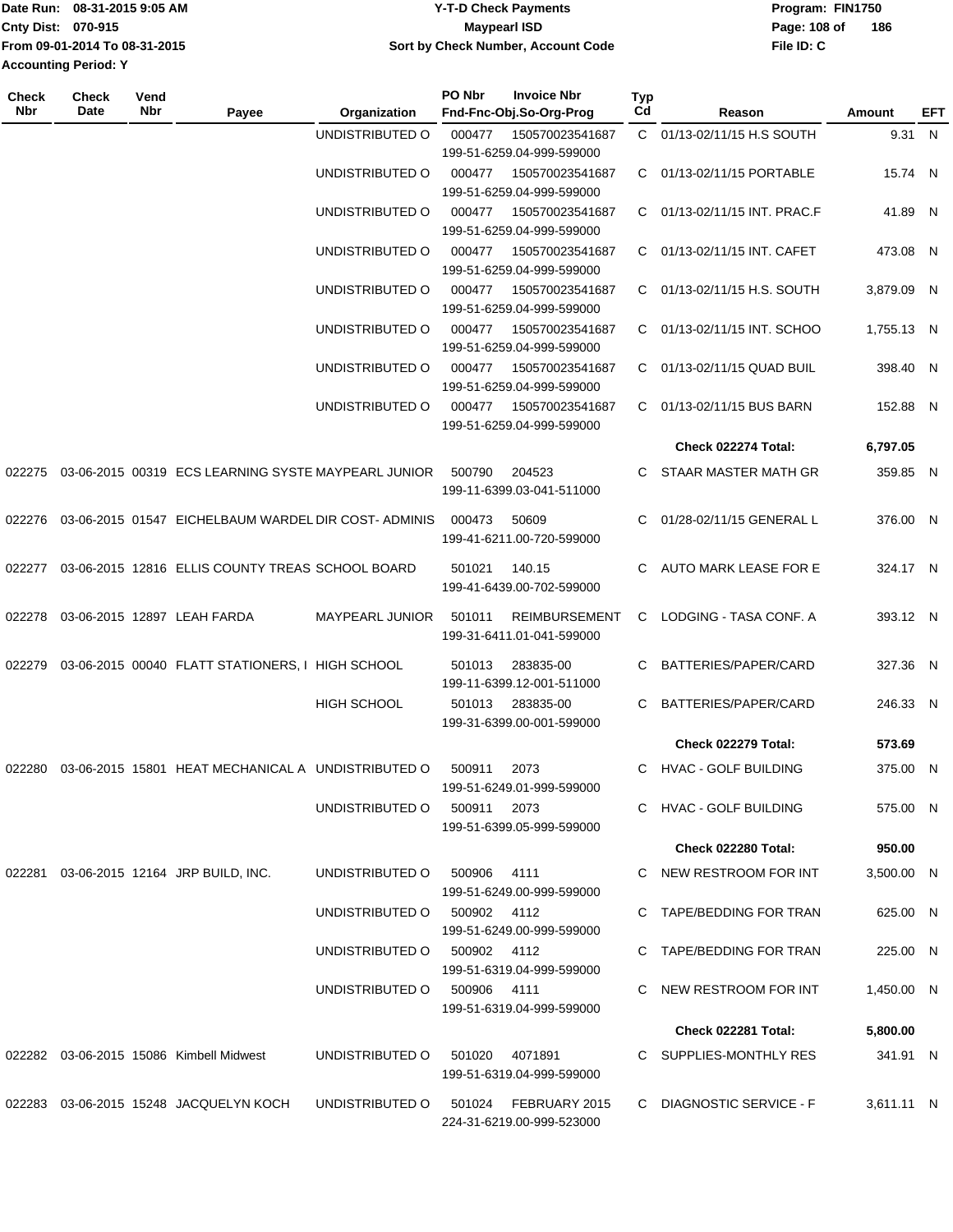| Check Nbr | Check Date | Vend Nbr | Payee | Organization | PO Nbr | Invoice Nbr Fnd-Fnc-Obj.So-Org-Prog | Typ Cd | Reason | Amount | EFT |
|---|---|---|---|---|---|---|---|---|---|---|
| | | | | UNDISTRIBUTED O | 000477 | 150570023541687 199-51-6259.04-999-599000 | C | 01/13-02/11/15 H.S SOUTH | 9.31 | N |
| | | | | UNDISTRIBUTED O | 000477 | 150570023541687 199-51-6259.04-999-599000 | C | 01/13-02/11/15 PORTABLE | 15.74 | N |
| | | | | UNDISTRIBUTED O | 000477 | 150570023541687 199-51-6259.04-999-599000 | C | 01/13-02/11/15 INT. PRAC.F | 41.89 | N |
| | | | | UNDISTRIBUTED O | 000477 | 150570023541687 199-51-6259.04-999-599000 | C | 01/13-02/11/15 INT. CAFET | 473.08 | N |
| | | | | UNDISTRIBUTED O | 000477 | 150570023541687 199-51-6259.04-999-599000 | C | 01/13-02/11/15 H.S. SOUTH | 3,879.09 | N |
| | | | | UNDISTRIBUTED O | 000477 | 150570023541687 199-51-6259.04-999-599000 | C | 01/13-02/11/15 INT. SCHOO | 1,755.13 | N |
| | | | | UNDISTRIBUTED O | 000477 | 150570023541687 199-51-6259.04-999-599000 | C | 01/13-02/11/15 QUAD BUIL | 398.40 | N |
| | | | | UNDISTRIBUTED O | 000477 | 150570023541687 199-51-6259.04-999-599000 | C | 01/13-02/11/15 BUS BARN | 152.88 | N |
| | | | | | | | | **Check 022274 Total:** | **6,797.05** | |
| 022275 | 03-06-2015 | 00319 | ECS LEARNING SYSTE | MAYPEARL JUNIOR | 500790 | 204523 199-11-6399.03-041-511000 | C | STAAR MASTER MATH GR | 359.85 | N |
| 022276 | 03-06-2015 | 01547 | EICHELBAUM WARDEL | DIR COST- ADMINIS | 000473 | 50609 199-41-6211.00-720-599000 | C | 01/28-02/11/15 GENERAL L | 376.00 | N |
| 022277 | 03-06-2015 | 12816 | ELLIS COUNTY TREAS | SCHOOL BOARD | 501021 | 140.15 199-41-6439.00-702-599000 | C | AUTO MARK LEASE FOR E | 324.17 | N |
| 022278 | 03-06-2015 | 12897 | LEAH FARDA | MAYPEARL JUNIOR | 501011 | REIMBURSEMENT 199-31-6411.01-041-599000 | C | LODGING - TASA CONF. A | 393.12 | N |
| 022279 | 03-06-2015 | 00040 | FLATT STATIONERS, I | HIGH SCHOOL | 501013 | 283835-00 199-11-6399.12-001-511000 | C | BATTERIES/PAPER/CARD | 327.36 | N |
| | | | | HIGH SCHOOL | 501013 | 283835-00 199-31-6399.00-001-599000 | C | BATTERIES/PAPER/CARD | 246.33 | N |
| | | | | | | | | **Check 022279 Total:** | **573.69** | |
| 022280 | 03-06-2015 | 15801 | HEAT MECHANICAL A | UNDISTRIBUTED O | 500911 | 2073 199-51-6249.01-999-599000 | C | HVAC - GOLF BUILDING | 375.00 | N |
| | | | | UNDISTRIBUTED O | 500911 | 2073 199-51-6399.05-999-599000 | C | HVAC - GOLF BUILDING | 575.00 | N |
| | | | | | | | | **Check 022280 Total:** | **950.00** | |
| 022281 | 03-06-2015 | 12164 | JRP BUILD, INC. | UNDISTRIBUTED O | 500906 | 4111 199-51-6249.00-999-599000 | C | NEW RESTROOM FOR INT | 3,500.00 | N |
| | | | | UNDISTRIBUTED O | 500902 | 4112 199-51-6249.00-999-599000 | C | TAPE/BEDDING FOR TRAN | 625.00 | N |
| | | | | UNDISTRIBUTED O | 500902 | 4112 199-51-6319.04-999-599000 | C | TAPE/BEDDING FOR TRAN | 225.00 | N |
| | | | | UNDISTRIBUTED O | 500906 | 4111 199-51-6319.04-999-599000 | C | NEW RESTROOM FOR INT | 1,450.00 | N |
| | | | | | | | | **Check 022281 Total:** | **5,800.00** | |
| 022282 | 03-06-2015 | 15086 | Kimbell Midwest | UNDISTRIBUTED O | 501020 | 4071891 199-51-6319.04-999-599000 | C | SUPPLIES-MONTHLY RES | 341.91 | N |
| 022283 | 03-06-2015 | 15248 | JACQUELYN KOCH | UNDISTRIBUTED O | 501024 | FEBRUARY 2015 224-31-6219.00-999-523000 | C | DIAGNOSTIC SERVICE - F | 3,611.11 | N |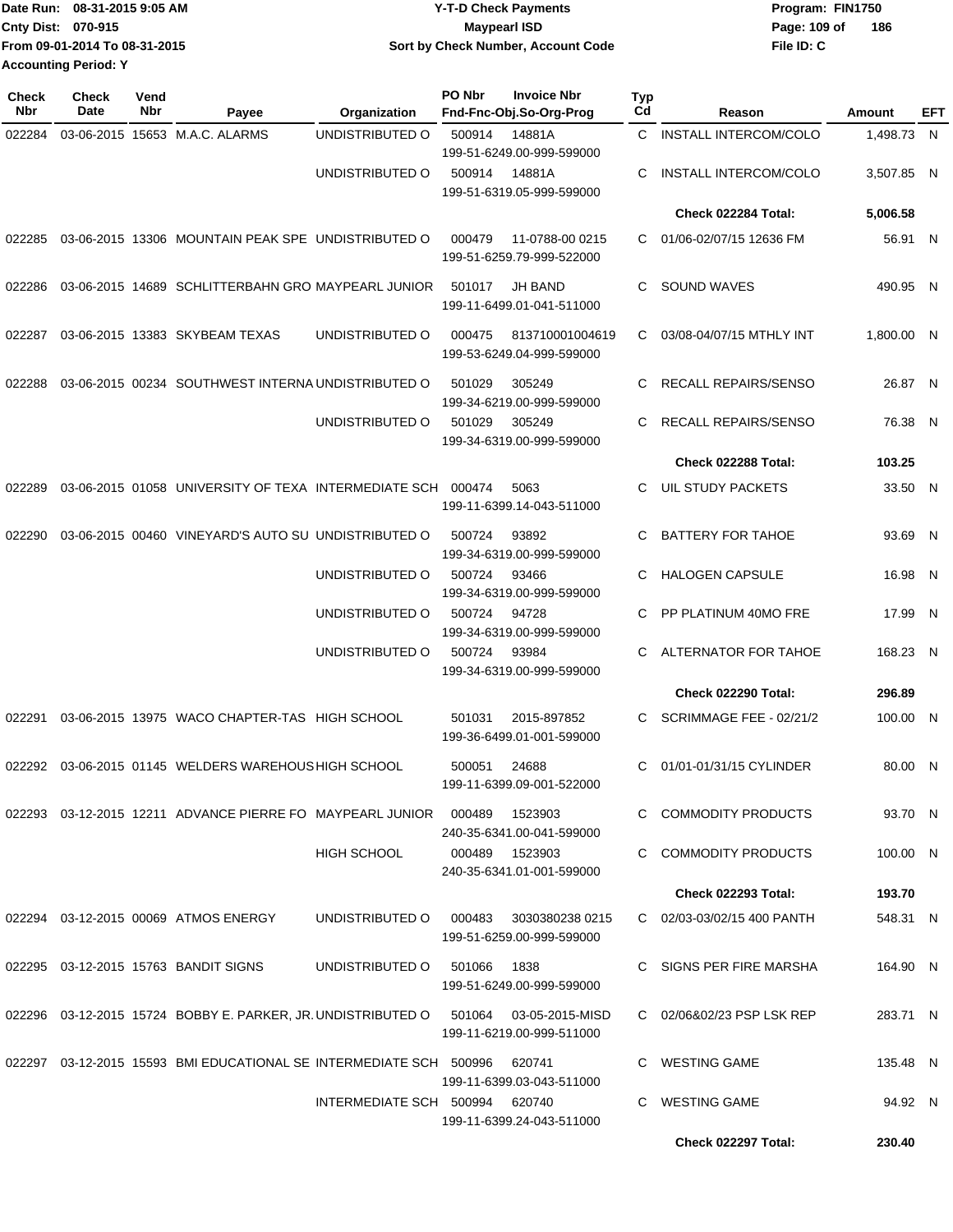Date Run: 08-31-2015 9:05 AM
Cnty Dist: 070-915
From 09-01-2014 To 08-31-2015
Accounting Period: Y

# Y-T-D Check Payments
## Maypearl ISD
### Sort by Check Number, Account Code

Program: FIN1750
File ID: C

| Check Nbr | Check Date | Vend Nbr | Payee | Organization | PO Nbr | Invoice Nbr / Fnd-Fnc-Obj.So-Org-Prog | Typ Cd | Reason | Amount | EFT |
|---|---|---|---|---|---|---|---|---|---|---|
| 022284 | 03-06-2015 | 15653 | M.A.C. ALARMS | UNDISTRIBUTED O | 500914 | 14881A 199-51-6249.00-999-599000 | C | INSTALL INTERCOM/COLO | 1,498.73 | N |
| | | | | UNDISTRIBUTED O | 500914 | 14881A 199-51-6319.05-999-599000 | C | INSTALL INTERCOM/COLO | 3,507.85 | N |
| | | | | | | | | **Check 022284 Total:** | **5,006.58** | |
| 022285 | 03-06-2015 | 13306 | MOUNTAIN PEAK SPE | UNDISTRIBUTED O | 000479 | 11-0788-00 0215 199-51-6259.79-999-522000 | C | 01/06-02/07/15 12636 FM | 56.91 | N |
| 022286 | 03-06-2015 | 14689 | SCHLITTERBAHN GRO | MAYPEARL JUNIOR | 501017 | JH BAND 199-11-6499.01-041-511000 | C | SOUND WAVES | 490.95 | N |
| 022287 | 03-06-2015 | 13383 | SKYBEAM TEXAS | UNDISTRIBUTED O | 000475 | 813710001004619 199-53-6249.04-999-599000 | C | 03/08-04/07/15 MTHLY INT | 1,800.00 | N |
| 022288 | 03-06-2015 | 00234 | SOUTHWEST INTERNA | UNDISTRIBUTED O | 501029 | 305249 199-34-6219.00-999-599000 | C | RECALL REPAIRS/SENSO | 26.87 | N |
| | | | | UNDISTRIBUTED O | 501029 | 305249 199-34-6319.00-999-599000 | C | RECALL REPAIRS/SENSO | 76.38 | N |
| | | | | | | | | **Check 022288 Total:** | **103.25** | |
| 022289 | 03-06-2015 | 01058 | UNIVERSITY OF TEXA | INTERMEDIATE SCH | 000474 | 5063 199-11-6399.14-043-511000 | C | UIL STUDY PACKETS | 33.50 | N |
| 022290 | 03-06-2015 | 00460 | VINEYARD'S AUTO SU | UNDISTRIBUTED O | 500724 | 93892 199-34-6319.00-999-599000 | C | BATTERY FOR TAHOE | 93.69 | N |
| | | | | UNDISTRIBUTED O | 500724 | 93466 199-34-6319.00-999-599000 | C | HALOGEN CAPSULE | 16.98 | N |
| | | | | UNDISTRIBUTED O | 500724 | 94728 199-34-6319.00-999-599000 | C | PP PLATINUM 40MO FRE | 17.99 | N |
| | | | | UNDISTRIBUTED O | 500724 | 93984 199-34-6319.00-999-599000 | C | ALTERNATOR FOR TAHOE | 168.23 | N |
| | | | | | | | | **Check 022290 Total:** | **296.89** | |
| 022291 | 03-06-2015 | 13975 | WACO CHAPTER-TAS | HIGH SCHOOL | 501031 | 2015-897852 199-36-6499.01-001-599000 | C | SCRIMMAGE FEE - 02/21/2 | 100.00 | N |
| 022292 | 03-06-2015 | 01145 | WELDERS WAREHOUS | HIGH SCHOOL | 500051 | 24688 199-11-6399.09-001-522000 | C | 01/01-01/31/15 CYLINDER | 80.00 | N |
| 022293 | 03-12-2015 | 12211 | ADVANCE PIERRE FO | MAYPEARL JUNIOR | 000489 | 1523903 240-35-6341.00-041-599000 | C | COMMODITY PRODUCTS | 93.70 | N |
| | | | | HIGH SCHOOL | 000489 | 1523903 240-35-6341.01-001-599000 | C | COMMODITY PRODUCTS | 100.00 | N |
| | | | | | | | | **Check 022293 Total:** | **193.70** | |
| 022294 | 03-12-2015 | 00069 | ATMOS ENERGY | UNDISTRIBUTED O | 000483 | 3030380238 0215 199-51-6259.00-999-599000 | C | 02/03-03/02/15 400 PANTH | 548.31 | N |
| 022295 | 03-12-2015 | 15763 | BANDIT SIGNS | UNDISTRIBUTED O | 501066 | 1838 199-51-6249.00-999-599000 | C | SIGNS PER FIRE MARSHA | 164.90 | N |
| 022296 | 03-12-2015 | 15724 | BOBBY E. PARKER, JR. | UNDISTRIBUTED O | 501064 | 03-05-2015-MISD 199-11-6219.00-999-511000 | C | 02/06&02/23 PSP LSK REP | 283.71 | N |
| 022297 | 03-12-2015 | 15593 | BMI EDUCATIONAL SE | INTERMEDIATE SCH | 500996 | 620741 199-11-6399.03-043-511000 | C | WESTING GAME | 135.48 | N |
| | | | | INTERMEDIATE SCH | 500994 | 620740 199-11-6399.24-043-511000 | C | WESTING GAME | 94.92 | N |
| | | | | | | | | **Check 022297 Total:** | **230.40** | |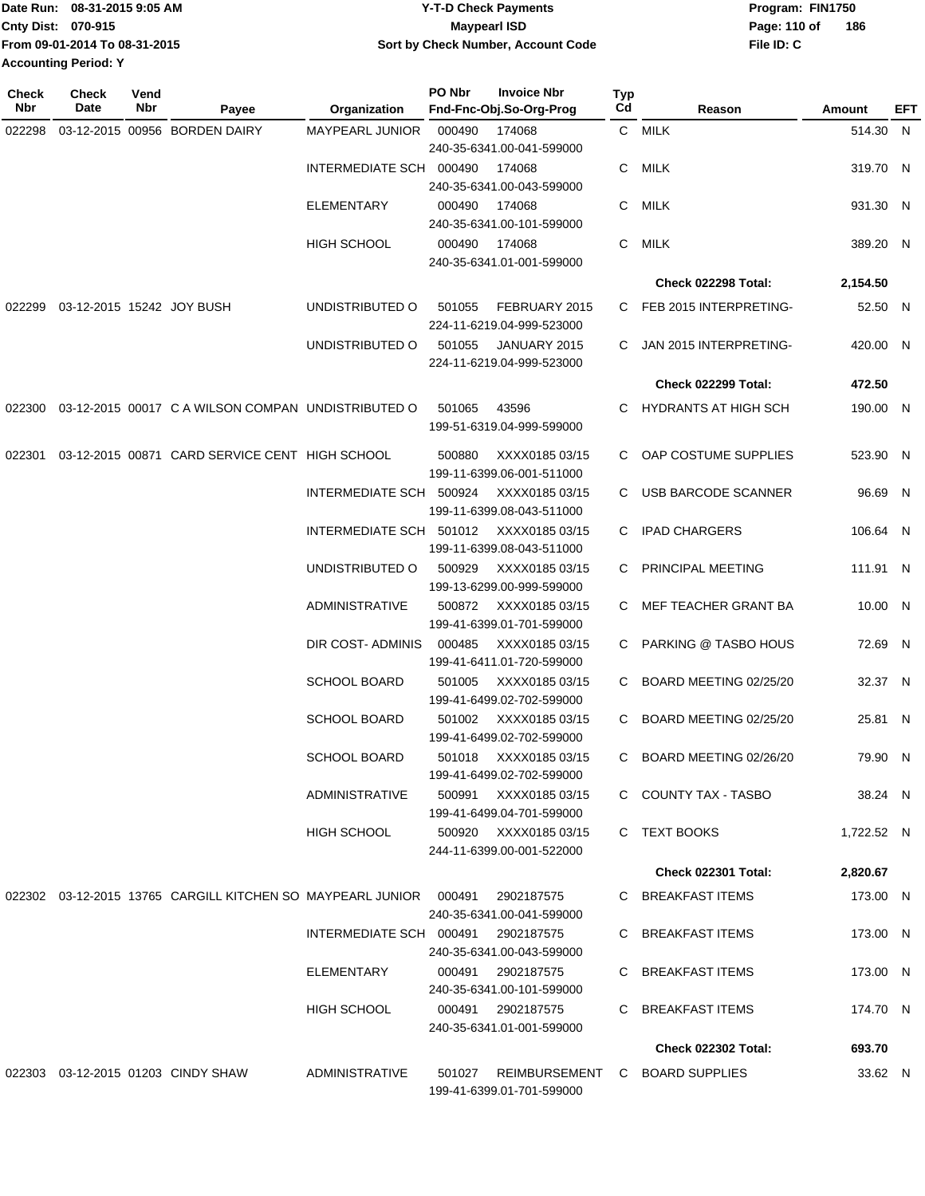Date Run: 08-31-2015 9:05 AM
Cnty Dist: 070-915
From 09-01-2014 To 08-31-2015
Accounting Period: Y

**Y-T-D Check Payments**
**Maypearl ISD**
**Sort by Check Number, Account Code**

Program: FIN1750
File ID: C

| Check Nbr | Check Date | Vend Nbr | Payee | Organization | PO Nbr | Invoice Nbr / Fnd-Fnc-Obj.So-Org-Prog | Typ Cd | Reason | Amount | EFT |
|---|---|---|---|---|---|---|---|---|---|---|
| 022298 | 03-12-2015 | 00956 | BORDEN DAIRY | MAYPEARL JUNIOR | 000490 | 174068 240-35-6341.00-041-599000 | C | MILK | 514.30 | N |
| | | | | INTERMEDIATE SCH | 000490 | 174068 240-35-6341.00-043-599000 | C | MILK | 319.70 | N |
| | | | | ELEMENTARY | 000490 | 174068 240-35-6341.00-101-599000 | C | MILK | 931.30 | N |
| | | | | HIGH SCHOOL | 000490 | 174068 240-35-6341.01-001-599000 | C | MILK | 389.20 | N |
| | | | | | | | | **Check 022298 Total:** | **2,154.50** | |
| 022299 | 03-12-2015 | 15242 | JOY BUSH | UNDISTRIBUTED O | 501055 | FEBRUARY 2015 224-11-6219.04-999-523000 | C | FEB 2015 INTERPRETING- | 52.50 | N |
| | | | | UNDISTRIBUTED O | 501055 | JANUARY 2015 224-11-6219.04-999-523000 | C | JAN 2015 INTERPRETING- | 420.00 | N |
| | | | | | | | | **Check 022299 Total:** | **472.50** | |
| 022300 | 03-12-2015 | 00017 | C A WILSON COMPAN | UNDISTRIBUTED O | 501065 | 43596 199-51-6319.04-999-599000 | C | HYDRANTS AT HIGH SCH | 190.00 | N |
| 022301 | 03-12-2015 | 00871 | CARD SERVICE CENT | HIGH SCHOOL | 500880 | XXXX0185 03/15 199-11-6399.06-001-511000 | C | OAP COSTUME SUPPLIES | 523.90 | N |
| | | | | INTERMEDIATE SCH | 500924 | XXXX0185 03/15 199-11-6399.08-043-511000 | C | USB BARCODE SCANNER | 96.69 | N |
| | | | | INTERMEDIATE SCH | 501012 | XXXX0185 03/15 199-11-6399.08-043-511000 | C | IPAD CHARGERS | 106.64 | N |
| | | | | UNDISTRIBUTED O | 500929 | XXXX0185 03/15 199-13-6299.00-999-599000 | C | PRINCIPAL MEETING | 111.91 | N |
| | | | | ADMINISTRATIVE | 500872 | XXXX0185 03/15 199-41-6399.01-701-599000 | C | MEF TEACHER GRANT BA | 10.00 | N |
| | | | | DIR COST- ADMINIS | 000485 | XXXX0185 03/15 199-41-6411.01-720-599000 | C | PARKING @ TASBO HOUS | 72.69 | N |
| | | | | SCHOOL BOARD | 501005 | XXXX0185 03/15 199-41-6499.02-702-599000 | C | BOARD MEETING 02/25/20 | 32.37 | N |
| | | | | SCHOOL BOARD | 501002 | XXXX0185 03/15 199-41-6499.02-702-599000 | C | BOARD MEETING 02/25/20 | 25.81 | N |
| | | | | SCHOOL BOARD | 501018 | XXXX0185 03/15 199-41-6499.02-702-599000 | C | BOARD MEETING 02/26/20 | 79.90 | N |
| | | | | ADMINISTRATIVE | 500991 | XXXX0185 03/15 199-41-6499.04-701-599000 | C | COUNTY TAX - TASBO | 38.24 | N |
| | | | | HIGH SCHOOL | 500920 | XXXX0185 03/15 244-11-6399.00-001-522000 | C | TEXT BOOKS | 1,722.52 | N |
| | | | | | | | | **Check 022301 Total:** | **2,820.67** | |
| 022302 | 03-12-2015 | 13765 | CARGILL KITCHEN SO | MAYPEARL JUNIOR | 000491 | 2902187575 240-35-6341.00-041-599000 | C | BREAKFAST ITEMS | 173.00 | N |
| | | | | INTERMEDIATE SCH | 000491 | 2902187575 240-35-6341.00-043-599000 | C | BREAKFAST ITEMS | 173.00 | N |
| | | | | ELEMENTARY | 000491 | 2902187575 240-35-6341.00-101-599000 | C | BREAKFAST ITEMS | 173.00 | N |
| | | | | HIGH SCHOOL | 000491 | 2902187575 240-35-6341.01-001-599000 | C | BREAKFAST ITEMS | 174.70 | N |
| | | | | | | | | **Check 022302 Total:** | **693.70** | |
| 022303 | 03-12-2015 | 01203 | CINDY SHAW | ADMINISTRATIVE | 501027 | REIMBURSEMENT 199-41-6399.01-701-599000 | C | BOARD SUPPLIES | 33.62 | N |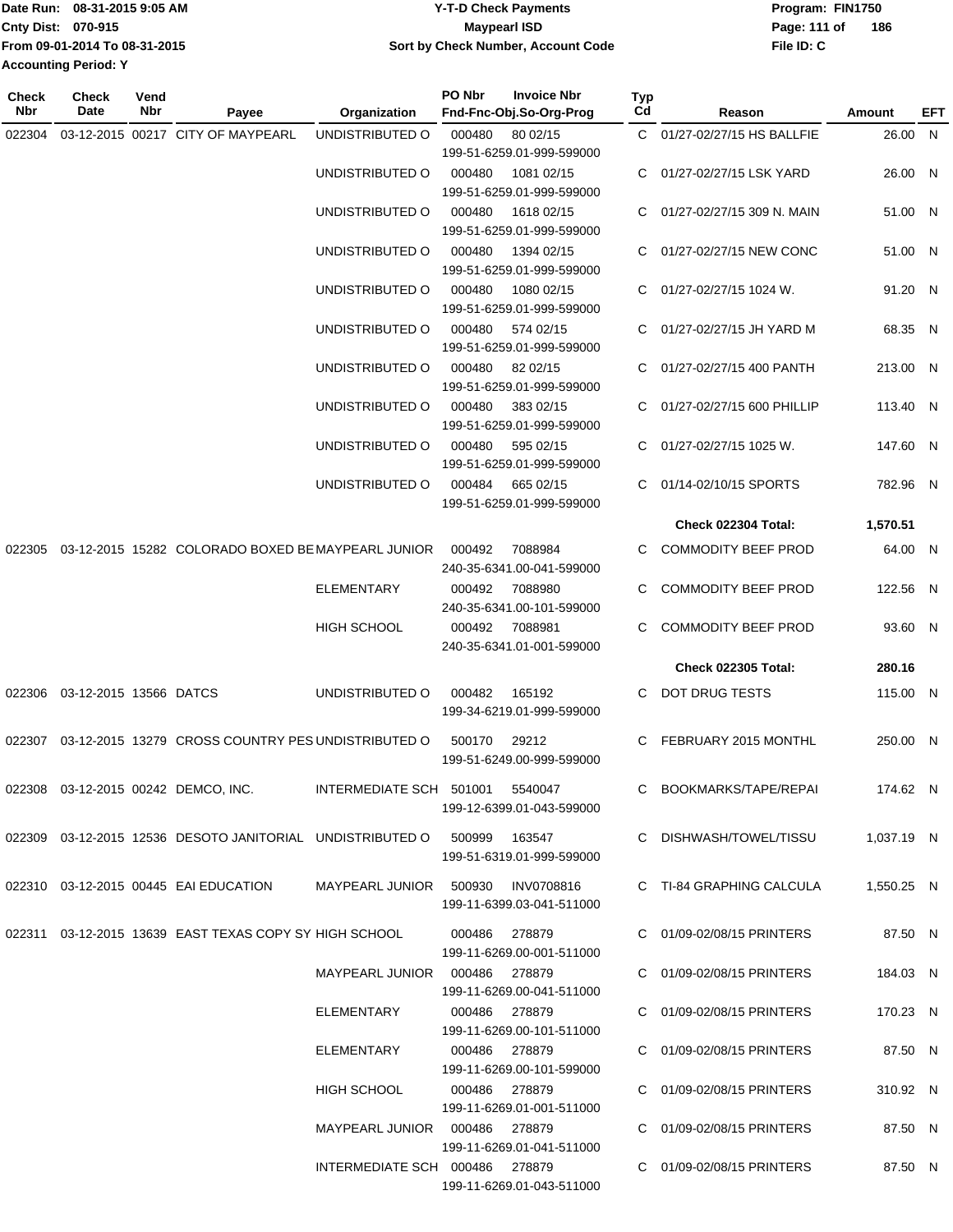Date Run: 08-31-2015 9:05 AM
Cnty Dist: 070-915
From 09-01-2014 To 08-31-2015
Accounting Period: Y

# Y-T-D Check Payments
## Maypearl ISD
### Sort by Check Number, Account Code

Program: FIN1750
File ID: C

| Check Nbr | Check Date | Vend Nbr | Payee | Organization | PO Nbr | Invoice Nbr / Fnd-Fnc-Obj.So-Org-Prog | Typ Cd | Reason | Amount | EFT |
|---|---|---|---|---|---|---|---|---|---|---|
| 022304 | 03-12-2015 | 00217 | CITY OF MAYPEARL | UNDISTRIBUTED O | 000480 | 80 02/15<br>199-51-6259.01-999-599000 | C | 01/27-02/27/15 HS BALLFIE | 26.00 | N |
| | | | | UNDISTRIBUTED O | 000480 | 1081 02/15<br>199-51-6259.01-999-599000 | C | 01/27-02/27/15 LSK YARD | 26.00 | N |
| | | | | UNDISTRIBUTED O | 000480 | 1618 02/15<br>199-51-6259.01-999-599000 | C | 01/27-02/27/15 309 N. MAIN | 51.00 | N |
| | | | | UNDISTRIBUTED O | 000480 | 1394 02/15<br>199-51-6259.01-999-599000 | C | 01/27-02/27/15 NEW CONC | 51.00 | N |
| | | | | UNDISTRIBUTED O | 000480 | 1080 02/15<br>199-51-6259.01-999-599000 | C | 01/27-02/27/15 1024 W. | 91.20 | N |
| | | | | UNDISTRIBUTED O | 000480 | 574 02/15<br>199-51-6259.01-999-599000 | C | 01/27-02/27/15 JH YARD M | 68.35 | N |
| | | | | UNDISTRIBUTED O | 000480 | 82 02/15<br>199-51-6259.01-999-599000 | C | 01/27-02/27/15 400 PANTH | 213.00 | N |
| | | | | UNDISTRIBUTED O | 000480 | 383 02/15<br>199-51-6259.01-999-599000 | C | 01/27-02/27/15 600 PHILLIP | 113.40 | N |
| | | | | UNDISTRIBUTED O | 000480 | 595 02/15<br>199-51-6259.01-999-599000 | C | 01/27-02/27/15 1025 W. | 147.60 | N |
| | | | | UNDISTRIBUTED O | 000484 | 665 02/15<br>199-51-6259.01-999-599000 | C | 01/14-02/10/15 SPORTS | 782.96 | N |
| | | | | | | | | **Check 022304 Total:** | **1,570.51** | |
| 022305 | 03-12-2015 | 15282 | COLORADO BOXED BE | MAYPEARL JUNIOR | 000492 | 7088984<br>240-35-6341.00-041-599000 | C | COMMODITY BEEF PROD | 64.00 | N |
| | | | | ELEMENTARY | 000492 | 7088980<br>240-35-6341.00-101-599000 | C | COMMODITY BEEF PROD | 122.56 | N |
| | | | | HIGH SCHOOL | 000492 | 7088981<br>240-35-6341.01-001-599000 | C | COMMODITY BEEF PROD | 93.60 | N |
| | | | | | | | | **Check 022305 Total:** | **280.16** | |
| 022306 | 03-12-2015 | 13566 | DATCS | UNDISTRIBUTED O | 000482 | 165192<br>199-34-6219.01-999-599000 | C | DOT DRUG TESTS | 115.00 | N |
| 022307 | 03-12-2015 | 13279 | CROSS COUNTRY PES | UNDISTRIBUTED O | 500170 | 29212<br>199-51-6249.00-999-599000 | C | FEBRUARY 2015 MONTHL | 250.00 | N |
| 022308 | 03-12-2015 | 00242 | DEMCO, INC. | INTERMEDIATE SCH | 501001 | 5540047<br>199-12-6399.01-043-599000 | C | BOOKMARKS/TAPE/REPAI | 174.62 | N |
| 022309 | 03-12-2015 | 12536 | DESOTO JANITORIAL | UNDISTRIBUTED O | 500999 | 163547<br>199-51-6319.01-999-599000 | C | DISHWASH/TOWEL/TISSU | 1,037.19 | N |
| 022310 | 03-12-2015 | 00445 | EAI EDUCATION | MAYPEARL JUNIOR | 500930 | INV0708816<br>199-11-6399.03-041-511000 | C | TI-84 GRAPHING CALCULA | 1,550.25 | N |
| 022311 | 03-12-2015 | 13639 | EAST TEXAS COPY SY | HIGH SCHOOL | 000486 | 278879<br>199-11-6269.00-001-511000 | C | 01/09-02/08/15 PRINTERS | 87.50 | N |
| | | | | MAYPEARL JUNIOR | 000486 | 278879<br>199-11-6269.00-041-511000 | C | 01/09-02/08/15 PRINTERS | 184.03 | N |
| | | | | ELEMENTARY | 000486 | 278879<br>199-11-6269.00-101-511000 | C | 01/09-02/08/15 PRINTERS | 170.23 | N |
| | | | | ELEMENTARY | 000486 | 278879<br>199-11-6269.00-101-599000 | C | 01/09-02/08/15 PRINTERS | 87.50 | N |
| | | | | HIGH SCHOOL | 000486 | 278879<br>199-11-6269.01-001-511000 | C | 01/09-02/08/15 PRINTERS | 310.92 | N |
| | | | | MAYPEARL JUNIOR | 000486 | 278879<br>199-11-6269.01-041-511000 | C | 01/09-02/08/15 PRINTERS | 87.50 | N |
| | | | | INTERMEDIATE SCH | 000486 | 278879<br>199-11-6269.01-043-511000 | C | 01/09-02/08/15 PRINTERS | 87.50 | N |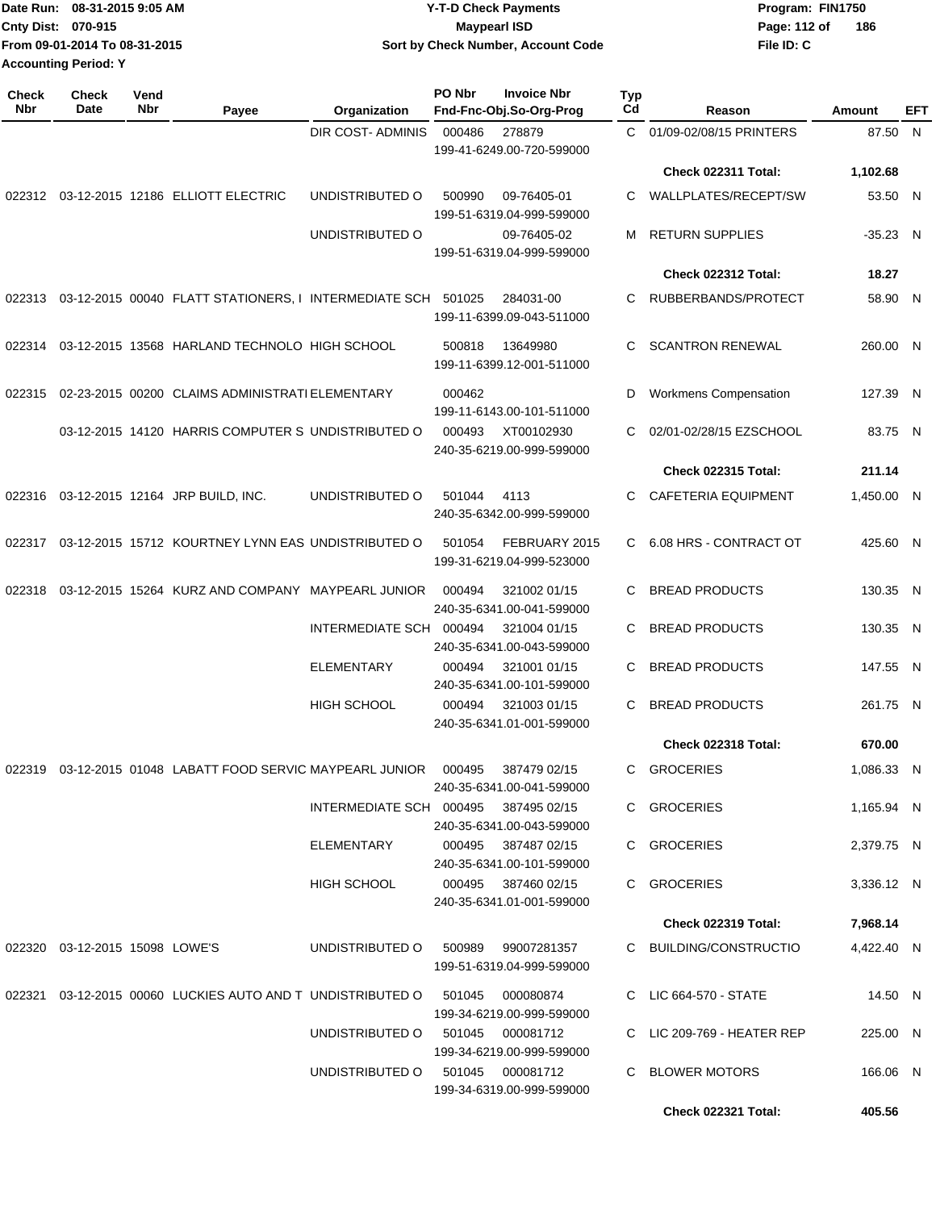Date Run: 08-31-2015 9:05 AM
Cnty Dist: 070-915
From 09-01-2014 To 08-31-2015
Accounting Period: Y

**Y-T-D Check Payments**
**Maypearl ISD**
**Sort by Check Number, Account Code**

Program: FIN1750
File ID: C

| Check Nbr | Check Date | Vend Nbr | Payee | Organization | PO Nbr | Invoice Nbr / Fnd-Fnc-Obj.So-Org-Prog | Typ Cd | Reason | Amount | EFT |
|---|---|---|---|---|---|---|---|---|---|---|
| | | | | DIR COST- ADMINIS | 000486 | 278879 / 199-41-6249.00-720-599000 | C | 01/09-02/08/15 PRINTERS | 87.50 | N |
| | | | | | | | | **Check 022311 Total:** | **1,102.68** | |
| 022312 | 03-12-2015 | 12186 | ELLIOTT ELECTRIC | UNDISTRIBUTED O | 500990 | 09-76405-01 / 199-51-6319.04-999-599000 | C | WALLPLATES/RECEPT/SW | 53.50 | N |
| | | | | UNDISTRIBUTED O | | 09-76405-02 / 199-51-6319.04-999-599000 | M | RETURN SUPPLIES | -35.23 | N |
| | | | | | | | | **Check 022312 Total:** | **18.27** | |
| 022313 | 03-12-2015 | 00040 | FLATT STATIONERS, I | INTERMEDIATE SCH | 501025 | 284031-00 / 199-11-6399.09-043-511000 | C | RUBBERBANDS/PROTECT | 58.90 | N |
| 022314 | 03-12-2015 | 13568 | HARLAND TECHNOLO | HIGH SCHOOL | 500818 | 13649980 / 199-11-6399.12-001-511000 | C | SCANTRON RENEWAL | 260.00 | N |
| 022315 | 02-23-2015 | 00200 | CLAIMS ADMINISTRATI | ELEMENTARY | 000462 | 199-11-6143.00-101-511000 | D | Workmens Compensation | 127.39 | N |
| | 03-12-2015 | 14120 | HARRIS COMPUTER S | UNDISTRIBUTED O | 000493 | XT00102930 / 240-35-6219.00-999-599000 | C | 02/01-02/28/15 EZSCHOOL | 83.75 | N |
| | | | | | | | | **Check 022315 Total:** | **211.14** | |
| 022316 | 03-12-2015 | 12164 | JRP BUILD, INC. | UNDISTRIBUTED O | 501044 | 4113 / 240-35-6342.00-999-599000 | C | CAFETERIA EQUIPMENT | 1,450.00 | N |
| 022317 | 03-12-2015 | 15712 | KOURTNEY LYNN EAS | UNDISTRIBUTED O | 501054 | FEBRUARY 2015 / 199-31-6219.04-999-523000 | C | 6.08 HRS - CONTRACT OT | 425.60 | N |
| 022318 | 03-12-2015 | 15264 | KURZ AND COMPANY | MAYPEARL JUNIOR | 000494 | 321002 01/15 / 240-35-6341.00-041-599000 | C | BREAD PRODUCTS | 130.35 | N |
| | | | | INTERMEDIATE SCH | 000494 | 321004 01/15 / 240-35-6341.00-043-599000 | C | BREAD PRODUCTS | 130.35 | N |
| | | | | ELEMENTARY | 000494 | 321001 01/15 / 240-35-6341.00-101-599000 | C | BREAD PRODUCTS | 147.55 | N |
| | | | | HIGH SCHOOL | 000494 | 321003 01/15 / 240-35-6341.01-001-599000 | C | BREAD PRODUCTS | 261.75 | N |
| | | | | | | | | **Check 022318 Total:** | **670.00** | |
| 022319 | 03-12-2015 | 01048 | LABATT FOOD SERVIC | MAYPEARL JUNIOR | 000495 | 387479 02/15 / 240-35-6341.00-041-599000 | C | GROCERIES | 1,086.33 | N |
| | | | | INTERMEDIATE SCH | 000495 | 387495 02/15 / 240-35-6341.00-043-599000 | C | GROCERIES | 1,165.94 | N |
| | | | | ELEMENTARY | 000495 | 387487 02/15 / 240-35-6341.00-101-599000 | C | GROCERIES | 2,379.75 | N |
| | | | | HIGH SCHOOL | 000495 | 387460 02/15 / 240-35-6341.01-001-599000 | C | GROCERIES | 3,336.12 | N |
| | | | | | | | | **Check 022319 Total:** | **7,968.14** | |
| 022320 | 03-12-2015 | 15098 | LOWE'S | UNDISTRIBUTED O | 500989 | 99007281357 / 199-51-6319.04-999-599000 | C | BUILDING/CONSTRUCTIO | 4,422.40 | N |
| 022321 | 03-12-2015 | 00060 | LUCKIES AUTO AND T | UNDISTRIBUTED O | 501045 | 000080874 / 199-34-6219.00-999-599000 | C | LIC 664-570 - STATE | 14.50 | N |
| | | | | UNDISTRIBUTED O | 501045 | 000081712 / 199-34-6219.00-999-599000 | C | LIC 209-769 - HEATER REP | 225.00 | N |
| | | | | UNDISTRIBUTED O | 501045 | 000081712 / 199-34-6319.00-999-599000 | C | BLOWER MOTORS | 166.06 | N |
| | | | | | | | | **Check 022321 Total:** | **405.56** | |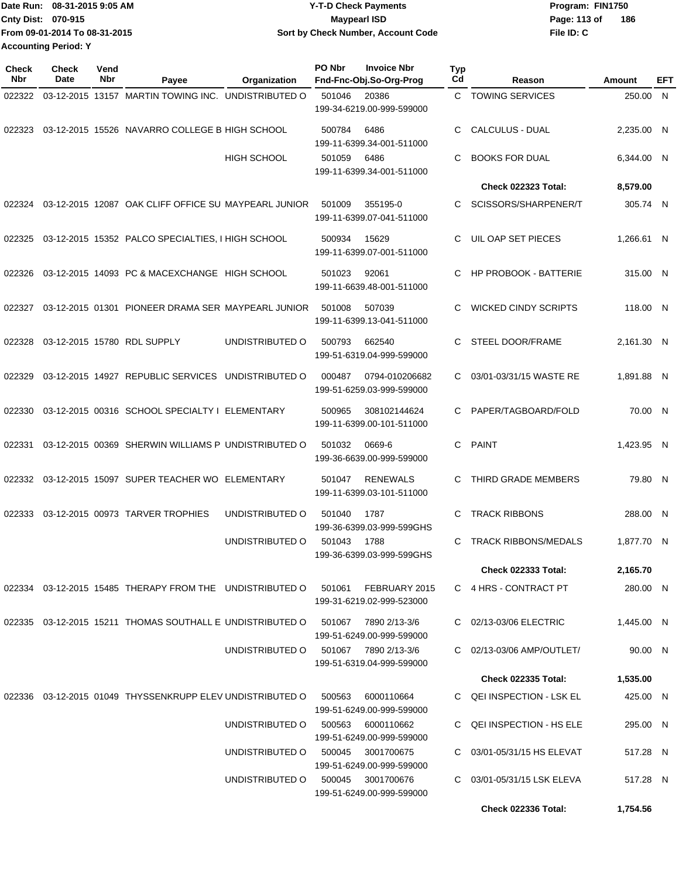Date Run: 08-31-2015 9:05 AM
Cnty Dist: 070-915
From 09-01-2014 To 08-31-2015
Accounting Period: Y

**Y-T-D Check Payments**
**Maypearl ISD**
**Sort by Check Number, Account Code**

Program: FIN1750
File ID: C

| Check Nbr | Check Date | Vend Nbr | Payee | Organization | PO Nbr | Invoice Nbr / Fnd-Fnc-Obj.So-Org-Prog | Typ Cd | Reason | Amount | EFT |
|---|---|---|---|---|---|---|---|---|---|---|
| 022322 | 03-12-2015 | 13157 | MARTIN TOWING INC. | UNDISTRIBUTED O | 501046 | 20386 / 199-34-6219.00-999-599000 | C | TOWING SERVICES | 250.00 | N |
| 022323 | 03-12-2015 | 15526 | NAVARRO COLLEGE B | HIGH SCHOOL | 500784 | 6486 / 199-11-6399.34-001-511000 | C | CALCULUS - DUAL | 2,235.00 | N |
| | | | | HIGH SCHOOL | 501059 | 6486 / 199-11-6399.34-001-511000 | C | BOOKS FOR DUAL | 6,344.00 | N |
| | | | | | | | | **Check 022323 Total:** | **8,579.00** | |
| 022324 | 03-12-2015 | 12087 | OAK CLIFF OFFICE SU | MAYPEARL JUNIOR | 501009 | 355195-0 / 199-11-6399.07-041-511000 | C | SCISSORS/SHARPENER/T | 305.74 | N |
| 022325 | 03-12-2015 | 15352 | PALCO SPECIALTIES, I | HIGH SCHOOL | 500934 | 15629 / 199-11-6399.07-001-511000 | C | UIL OAP SET PIECES | 1,266.61 | N |
| 022326 | 03-12-2015 | 14093 | PC & MACEXCHANGE | HIGH SCHOOL | 501023 | 92061 / 199-11-6639.48-001-511000 | C | HP PROBOOK - BATTERIE | 315.00 | N |
| 022327 | 03-12-2015 | 01301 | PIONEER DRAMA SER | MAYPEARL JUNIOR | 501008 | 507039 / 199-11-6399.13-041-511000 | C | WICKED CINDY SCRIPTS | 118.00 | N |
| 022328 | 03-12-2015 | 15780 | RDL SUPPLY | UNDISTRIBUTED O | 500793 | 662540 / 199-51-6319.04-999-599000 | C | STEEL DOOR/FRAME | 2,161.30 | N |
| 022329 | 03-12-2015 | 14927 | REPUBLIC SERVICES | UNDISTRIBUTED O | 000487 | 0794-010206682 / 199-51-6259.03-999-599000 | C | 03/01-03/31/15 WASTE RE | 1,891.88 | N |
| 022330 | 03-12-2015 | 00316 | SCHOOL SPECIALTY I | ELEMENTARY | 500965 | 308102144624 / 199-11-6399.00-101-511000 | C | PAPER/TAGBOARD/FOLD | 70.00 | N |
| 022331 | 03-12-2015 | 00369 | SHERWIN WILLIAMS P | UNDISTRIBUTED O | 501032 | 0669-6 / 199-36-6639.00-999-599000 | C | PAINT | 1,423.95 | N |
| 022332 | 03-12-2015 | 15097 | SUPER TEACHER WO | ELEMENTARY | 501047 | RENEWALS / 199-11-6399.03-101-511000 | C | THIRD GRADE MEMBERS | 79.80 | N |
| 022333 | 03-12-2015 | 00973 | TARVER TROPHIES | UNDISTRIBUTED O | 501040 | 1787 / 199-36-6399.03-999-599GHS | C | TRACK RIBBONS | 288.00 | N |
| | | | | UNDISTRIBUTED O | 501043 | 1788 / 199-36-6399.03-999-599GHS | C | TRACK RIBBONS/MEDALS | 1,877.70 | N |
| | | | | | | | | **Check 022333 Total:** | **2,165.70** | |
| 022334 | 03-12-2015 | 15485 | THERAPY FROM THE | UNDISTRIBUTED O | 501061 | FEBRUARY 2015 / 199-31-6219.02-999-523000 | C | 4 HRS - CONTRACT PT | 280.00 | N |
| 022335 | 03-12-2015 | 15211 | THOMAS SOUTHALL E | UNDISTRIBUTED O | 501067 | 7890 2/13-3/6 / 199-51-6249.00-999-599000 | C | 02/13-03/06 ELECTRIC | 1,445.00 | N |
| | | | | UNDISTRIBUTED O | 501067 | 7890 2/13-3/6 / 199-51-6319.04-999-599000 | C | 02/13-03/06 AMP/OUTLET/ | 90.00 | N |
| | | | | | | | | **Check 022335 Total:** | **1,535.00** | |
| 022336 | 03-12-2015 | 01049 | THYSSENKRUPP ELEV | UNDISTRIBUTED O | 500563 | 6000110664 / 199-51-6249.00-999-599000 | C | QEI INSPECTION - LSK EL | 425.00 | N |
| | | | | UNDISTRIBUTED O | 500563 | 6000110662 / 199-51-6249.00-999-599000 | C | QEI INSPECTION - HS ELE | 295.00 | N |
| | | | | UNDISTRIBUTED O | 500045 | 3001700675 / 199-51-6249.00-999-599000 | C | 03/01-05/31/15 HS ELEVAT | 517.28 | N |
| | | | | UNDISTRIBUTED O | 500045 | 3001700676 / 199-51-6249.00-999-599000 | C | 03/01-05/31/15 LSK ELEVA | 517.28 | N |
| | | | | | | | | **Check 022336 Total:** | **1,754.56** | |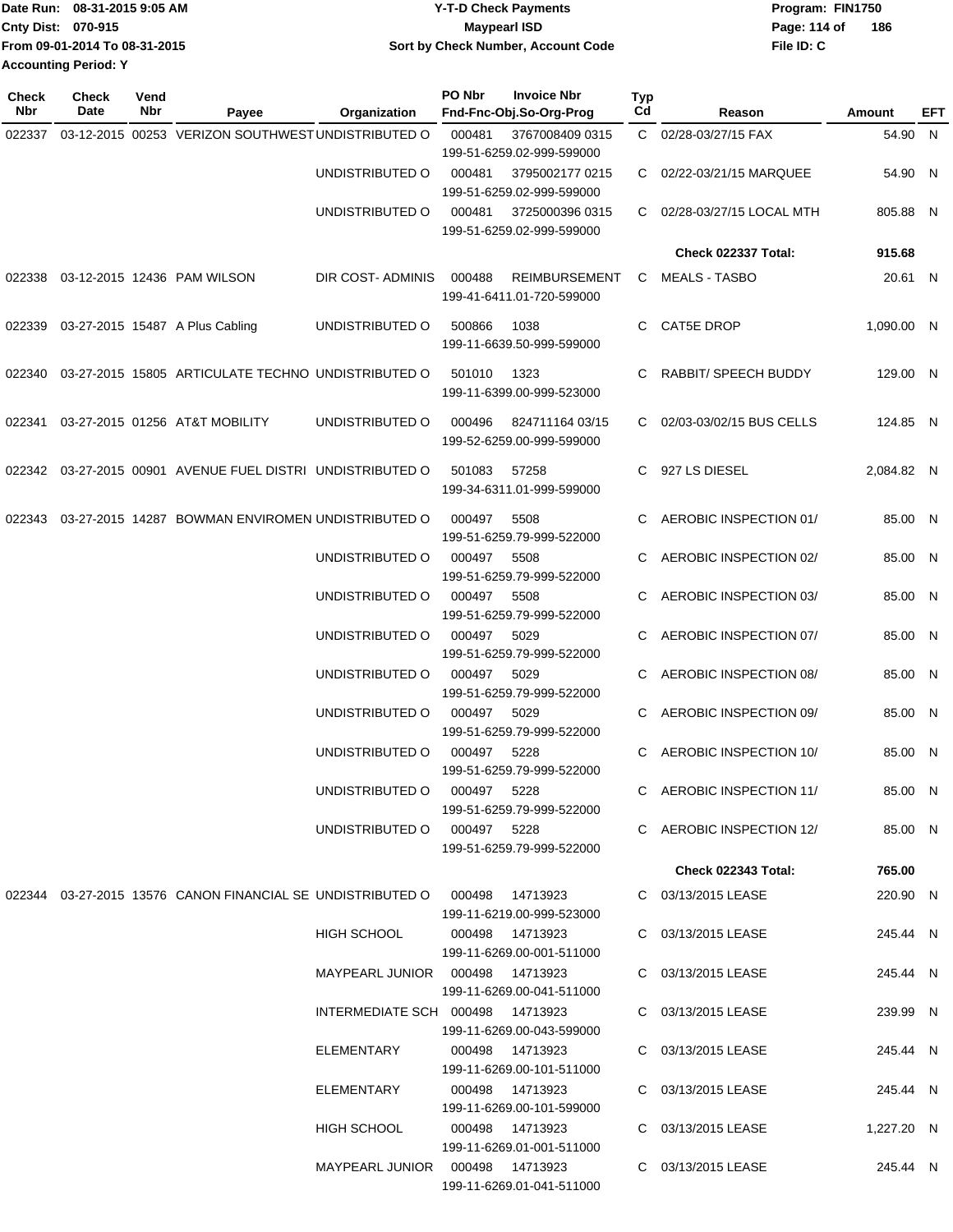Date Run: 08-31-2015 9:05 AM
Cnty Dist: 070-915
From 09-01-2014 To 08-31-2015
Accounting Period: Y

# Y-T-D Check Payments

## Maypearl ISD

### Sort by Check Number, Account Code

Program: FIN1750
File ID: C

| Check Nbr | Check Date | Vend Nbr | Payee | Organization | PO Nbr | Invoice Nbr / Fnd-Fnc-Obj.So-Org-Prog | Typ Cd | Reason | Amount | EFT |
|---|---|---|---|---|---|---|---|---|---|---|
| 022337 | 03-12-2015 | 00253 | VERIZON SOUTHWEST | UNDISTRIBUTED O | 000481 | 3767008409 0315<br>199-51-6259.02-999-599000 | C | 02/28-03/27/15 FAX | 54.90 | N |
| | | | | UNDISTRIBUTED O | 000481 | 3795002177 0215<br>199-51-6259.02-999-599000 | C | 02/22-03/21/15 MARQUEE | 54.90 | N |
| | | | | UNDISTRIBUTED O | 000481 | 3725000396 0315<br>199-51-6259.02-999-599000 | C | 02/28-03/27/15 LOCAL MTH | 805.88 | N |
| | | | | | | | | **Check 022337 Total:** | **915.68** | |
| 022338 | 03-12-2015 | 12436 | PAM WILSON | DIR COST- ADMINIS | 000488 | REIMBURSEMENT<br>199-41-6411.01-720-599000 | C | MEALS - TASBO | 20.61 | N |
| 022339 | 03-27-2015 | 15487 | A Plus Cabling | UNDISTRIBUTED O | 500866 | 1038<br>199-11-6639.50-999-599000 | C | CAT5E DROP | 1,090.00 | N |
| 022340 | 03-27-2015 | 15805 | ARTICULATE TECHNO | UNDISTRIBUTED O | 501010 | 1323<br>199-11-6399.00-999-523000 | C | RABBIT/ SPEECH BUDDY | 129.00 | N |
| 022341 | 03-27-2015 | 01256 | AT&T MOBILITY | UNDISTRIBUTED O | 000496 | 824711164 03/15<br>199-52-6259.00-999-599000 | C | 02/03-03/02/15 BUS CELLS | 124.85 | N |
| 022342 | 03-27-2015 | 00901 | AVENUE FUEL DISTRI | UNDISTRIBUTED O | 501083 | 57258<br>199-34-6311.01-999-599000 | C | 927 LS DIESEL | 2,084.82 | N |
| 022343 | 03-27-2015 | 14287 | BOWMAN ENVIROMEN | UNDISTRIBUTED O | 000497 | 5508<br>199-51-6259.79-999-522000 | C | AEROBIC INSPECTION 01/ | 85.00 | N |
| | | | | UNDISTRIBUTED O | 000497 | 5508<br>199-51-6259.79-999-522000 | C | AEROBIC INSPECTION 02/ | 85.00 | N |
| | | | | UNDISTRIBUTED O | 000497 | 5508<br>199-51-6259.79-999-522000 | C | AEROBIC INSPECTION 03/ | 85.00 | N |
| | | | | UNDISTRIBUTED O | 000497 | 5029<br>199-51-6259.79-999-522000 | C | AEROBIC INSPECTION 07/ | 85.00 | N |
| | | | | UNDISTRIBUTED O | 000497 | 5029<br>199-51-6259.79-999-522000 | C | AEROBIC INSPECTION 08/ | 85.00 | N |
| | | | | UNDISTRIBUTED O | 000497 | 5029<br>199-51-6259.79-999-522000 | C | AEROBIC INSPECTION 09/ | 85.00 | N |
| | | | | UNDISTRIBUTED O | 000497 | 5228<br>199-51-6259.79-999-522000 | C | AEROBIC INSPECTION 10/ | 85.00 | N |
| | | | | UNDISTRIBUTED O | 000497 | 5228<br>199-51-6259.79-999-522000 | C | AEROBIC INSPECTION 11/ | 85.00 | N |
| | | | | UNDISTRIBUTED O | 000497 | 5228<br>199-51-6259.79-999-522000 | C | AEROBIC INSPECTION 12/ | 85.00 | N |
| | | | | | | | | **Check 022343 Total:** | **765.00** | |
| 022344 | 03-27-2015 | 13576 | CANON FINANCIAL SE | UNDISTRIBUTED O | 000498 | 14713923<br>199-11-6219.00-999-523000 | C | 03/13/2015 LEASE | 220.90 | N |
| | | | | HIGH SCHOOL | 000498 | 14713923<br>199-11-6269.00-001-511000 | C | 03/13/2015 LEASE | 245.44 | N |
| | | | | MAYPEARL JUNIOR | 000498 | 14713923<br>199-11-6269.00-041-511000 | C | 03/13/2015 LEASE | 245.44 | N |
| | | | | INTERMEDIATE SCH | 000498 | 14713923<br>199-11-6269.00-043-599000 | C | 03/13/2015 LEASE | 239.99 | N |
| | | | | ELEMENTARY | 000498 | 14713923<br>199-11-6269.00-101-511000 | C | 03/13/2015 LEASE | 245.44 | N |
| | | | | ELEMENTARY | 000498 | 14713923<br>199-11-6269.00-101-599000 | C | 03/13/2015 LEASE | 245.44 | N |
| | | | | HIGH SCHOOL | 000498 | 14713923<br>199-11-6269.01-001-511000 | C | 03/13/2015 LEASE | 1,227.20 | N |
| | | | | MAYPEARL JUNIOR | 000498 | 14713923<br>199-11-6269.01-041-511000 | C | 03/13/2015 LEASE | 245.44 | N |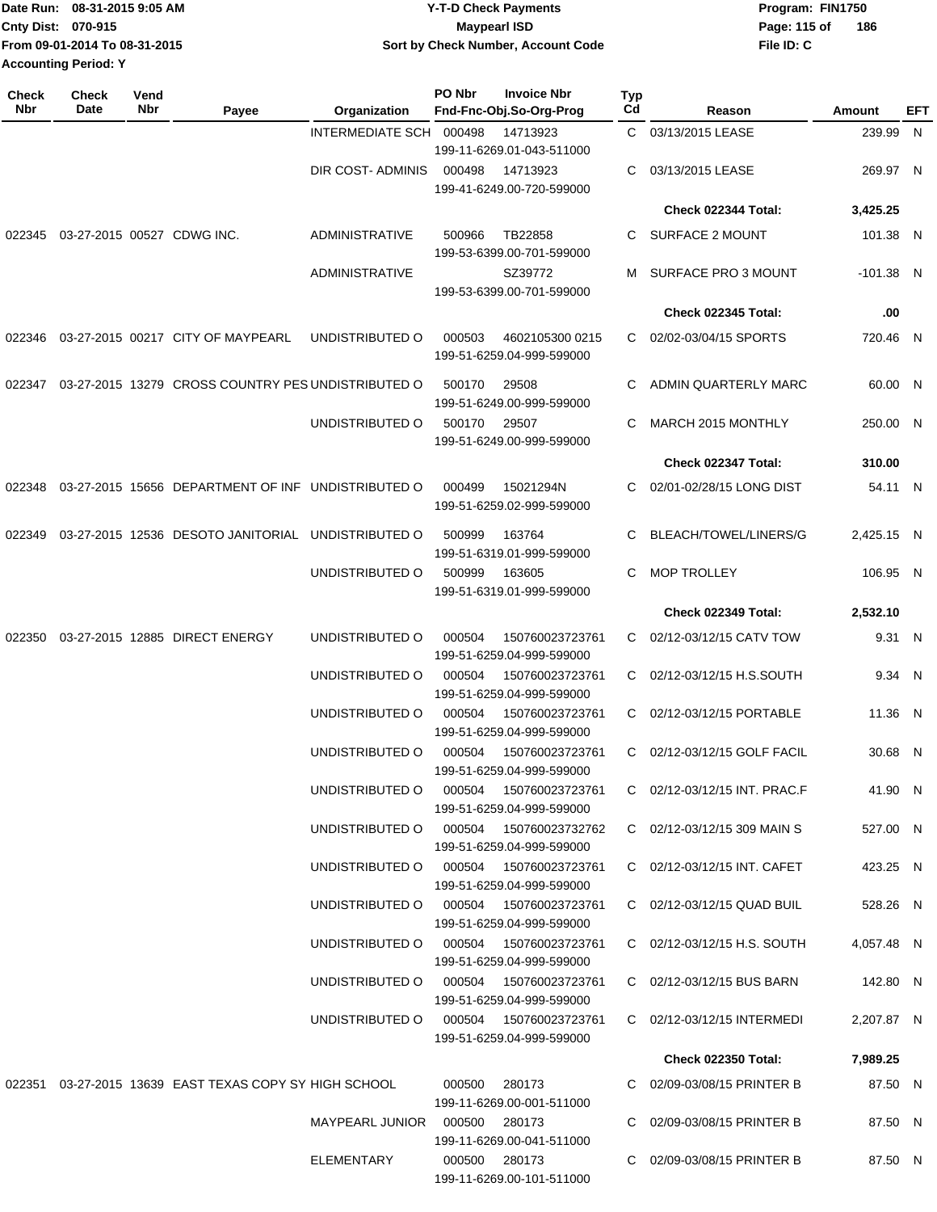Date Run: 08-31-2015 9:05 AM
Cnty Dist: 070-915
From 09-01-2014 To 08-31-2015
Accounting Period: Y

**Y-T-D Check Payments**
**Maypearl ISD**
**Sort by Check Number, Account Code**

Program: FIN1750
File ID: C

| Check Nbr | Check Date | Vend Nbr | Payee | Organization | PO Nbr | Invoice Nbr / Fnd-Fnc-Obj.So-Org-Prog | Typ Cd | Reason | Amount | EFT |
|---|---|---|---|---|---|---|---|---|---|---|
| | | | | INTERMEDIATE SCH | 000498 | 14713923<br>199-11-6269.01-043-511000 | C | 03/13/2015 LEASE | 239.99 | N |
| | | | | DIR COST- ADMINIS | 000498 | 14713923<br>199-41-6249.00-720-599000 | C | 03/13/2015 LEASE | 269.97 | N |
| | | | | | | | | **Check 022344 Total:** | **3,425.25** | |
| 022345 | 03-27-2015 | 00527 | CDWG INC. | ADMINISTRATIVE | 500966 | TB22858<br>199-53-6399.00-701-599000 | C | SURFACE 2 MOUNT | 101.38 | N |
| | | | | ADMINISTRATIVE | | SZ39772<br>199-53-6399.00-701-599000 | M | SURFACE PRO 3 MOUNT | -101.38 | N |
| | | | | | | | | **Check 022345 Total:** | **.00** | |
| 022346 | 03-27-2015 | 00217 | CITY OF MAYPEARL | UNDISTRIBUTED O | 000503 | 4602105300 0215<br>199-51-6259.04-999-599000 | C | 02/02-03/04/15 SPORTS | 720.46 | N |
| 022347 | 03-27-2015 | 13279 | CROSS COUNTRY PES | UNDISTRIBUTED O | 500170 | 29508<br>199-51-6249.00-999-599000 | C | ADMIN QUARTERLY MARC | 60.00 | N |
| | | | | UNDISTRIBUTED O | 500170 | 29507<br>199-51-6249.00-999-599000 | C | MARCH 2015 MONTHLY | 250.00 | N |
| | | | | | | | | **Check 022347 Total:** | **310.00** | |
| 022348 | 03-27-2015 | 15656 | DEPARTMENT OF INF | UNDISTRIBUTED O | 000499 | 15021294N<br>199-51-6259.02-999-599000 | C | 02/01-02/28/15 LONG DIST | 54.11 | N |
| 022349 | 03-27-2015 | 12536 | DESOTO JANITORIAL | UNDISTRIBUTED O | 500999 | 163764<br>199-51-6319.01-999-599000 | C | BLEACH/TOWEL/LINERS/G | 2,425.15 | N |
| | | | | UNDISTRIBUTED O | 500999 | 163605<br>199-51-6319.01-999-599000 | C | MOP TROLLEY | 106.95 | N |
| | | | | | | | | **Check 022349 Total:** | **2,532.10** | |
| 022350 | 03-27-2015 | 12885 | DIRECT ENERGY | UNDISTRIBUTED O | 000504 | 150760023723761<br>199-51-6259.04-999-599000 | C | 02/12-03/12/15 CATV TOW | 9.31 | N |
| | | | | UNDISTRIBUTED O | 000504 | 150760023723761<br>199-51-6259.04-999-599000 | C | 02/12-03/12/15 H.S.SOUTH | 9.34 | N |
| | | | | UNDISTRIBUTED O | 000504 | 150760023723761<br>199-51-6259.04-999-599000 | C | 02/12-03/12/15 PORTABLE | 11.36 | N |
| | | | | UNDISTRIBUTED O | 000504 | 150760023723761<br>199-51-6259.04-999-599000 | C | 02/12-03/12/15 GOLF FACIL | 30.68 | N |
| | | | | UNDISTRIBUTED O | 000504 | 150760023723761<br>199-51-6259.04-999-599000 | C | 02/12-03/12/15 INT. PRAC.F | 41.90 | N |
| | | | | UNDISTRIBUTED O | 000504 | 150760023732762<br>199-51-6259.04-999-599000 | C | 02/12-03/12/15 309 MAIN S | 527.00 | N |
| | | | | UNDISTRIBUTED O | 000504 | 150760023723761<br>199-51-6259.04-999-599000 | C | 02/12-03/12/15 INT. CAFET | 423.25 | N |
| | | | | UNDISTRIBUTED O | 000504 | 150760023723761<br>199-51-6259.04-999-599000 | C | 02/12-03/12/15 QUAD BUIL | 528.26 | N |
| | | | | UNDISTRIBUTED O | 000504 | 150760023723761<br>199-51-6259.04-999-599000 | C | 02/12-03/12/15 H.S. SOUTH | 4,057.48 | N |
| | | | | UNDISTRIBUTED O | 000504 | 150760023723761<br>199-51-6259.04-999-599000 | C | 02/12-03/12/15 BUS BARN | 142.80 | N |
| | | | | UNDISTRIBUTED O | 000504 | 150760023723761<br>199-51-6259.04-999-599000 | C | 02/12-03/12/15 INTERMEDI | 2,207.87 | N |
| | | | | | | | | **Check 022350 Total:** | **7,989.25** | |
| 022351 | 03-27-2015 | 13639 | EAST TEXAS COPY SY | HIGH SCHOOL | 000500 | 280173<br>199-11-6269.00-001-511000 | C | 02/09-03/08/15 PRINTER B | 87.50 | N |
| | | | | MAYPEARL JUNIOR | 000500 | 280173<br>199-11-6269.00-041-511000 | C | 02/09-03/08/15 PRINTER B | 87.50 | N |
| | | | | ELEMENTARY | 000500 | 280173<br>199-11-6269.00-101-511000 | C | 02/09-03/08/15 PRINTER B | 87.50 | N |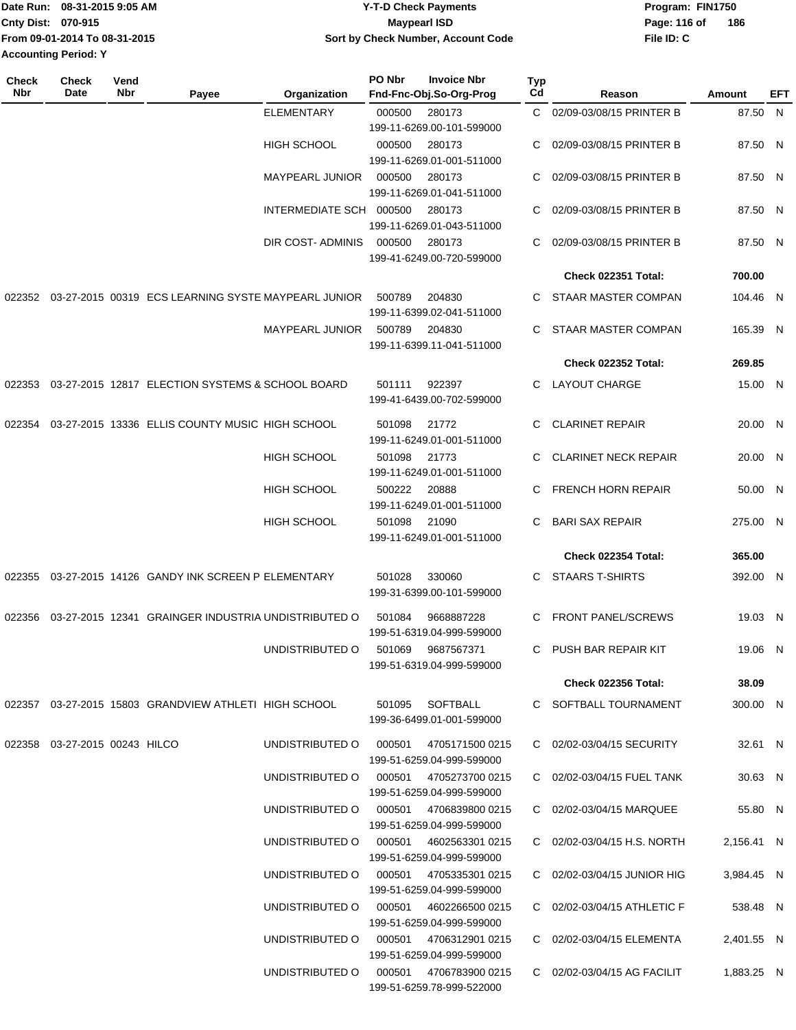Date Run: 08-31-2015 9:05 AM
Cnty Dist: 070-915
From 09-01-2014 To 08-31-2015
Accounting Period: Y

**Y-T-D Check Payments**
**Maypearl ISD**
**Sort by Check Number, Account Code**

Program: FIN1750
File ID: C

| Check Nbr | Check Date | Vend Nbr | Payee | Organization | PO Nbr | Invoice Nbr / Fnd-Fnc-Obj.So-Org-Prog | Typ Cd | Reason | Amount | EFT |
|---|---|---|---|---|---|---|---|---|---|---|
| | | | | ELEMENTARY | 000500 | 280173 / 199-11-6269.00-101-599000 | C | 02/09-03/08/15 PRINTER B | 87.50 | N |
| | | | | HIGH SCHOOL | 000500 | 280173 / 199-11-6269.01-001-511000 | C | 02/09-03/08/15 PRINTER B | 87.50 | N |
| | | | | MAYPEARL JUNIOR | 000500 | 280173 / 199-11-6269.01-041-511000 | C | 02/09-03/08/15 PRINTER B | 87.50 | N |
| | | | | INTERMEDIATE SCH | 000500 | 280173 / 199-11-6269.01-043-511000 | C | 02/09-03/08/15 PRINTER B | 87.50 | N |
| | | | | DIR COST- ADMINIS | 000500 | 280173 / 199-41-6249.00-720-599000 | C | 02/09-03/08/15 PRINTER B | 87.50 | N |
| | | | | | | | | **Check 022351 Total:** | **700.00** | |
| 022352 | 03-27-2015 | 00319 | ECS LEARNING SYSTE | MAYPEARL JUNIOR | 500789 | 204830 / 199-11-6399.02-041-511000 | C | STAAR MASTER COMPAN | 104.46 | N |
| | | | | MAYPEARL JUNIOR | 500789 | 204830 / 199-11-6399.11-041-511000 | C | STAAR MASTER COMPAN | 165.39 | N |
| | | | | | | | | **Check 022352 Total:** | **269.85** | |
| 022353 | 03-27-2015 | 12817 | ELECTION SYSTEMS & | SCHOOL BOARD | 501111 | 922397 / 199-41-6439.00-702-599000 | C | LAYOUT CHARGE | 15.00 | N |
| 022354 | 03-27-2015 | 13336 | ELLIS COUNTY MUSIC | HIGH SCHOOL | 501098 | 21772 / 199-11-6249.01-001-511000 | C | CLARINET REPAIR | 20.00 | N |
| | | | | HIGH SCHOOL | 501098 | 21773 / 199-11-6249.01-001-511000 | C | CLARINET NECK REPAIR | 20.00 | N |
| | | | | HIGH SCHOOL | 500222 | 20888 / 199-11-6249.01-001-511000 | C | FRENCH HORN REPAIR | 50.00 | N |
| | | | | HIGH SCHOOL | 501098 | 21090 / 199-11-6249.01-001-511000 | C | BARI SAX REPAIR | 275.00 | N |
| | | | | | | | | **Check 022354 Total:** | **365.00** | |
| 022355 | 03-27-2015 | 14126 | GANDY INK SCREEN P | ELEMENTARY | 501028 | 330060 / 199-31-6399.00-101-599000 | C | STAARS T-SHIRTS | 392.00 | N |
| 022356 | 03-27-2015 | 12341 | GRAINGER INDUSTRIA | UNDISTRIBUTED O | 501084 | 9668887228 / 199-51-6319.04-999-599000 | C | FRONT PANEL/SCREWS | 19.03 | N |
| | | | | UNDISTRIBUTED O | 501069 | 9687567371 / 199-51-6319.04-999-599000 | C | PUSH BAR REPAIR KIT | 19.06 | N |
| | | | | | | | | **Check 022356 Total:** | **38.09** | |
| 022357 | 03-27-2015 | 15803 | GRANDVIEW ATHLETI | HIGH SCHOOL | 501095 | SOFTBALL / 199-36-6499.01-001-599000 | C | SOFTBALL TOURNAMENT | 300.00 | N |
| 022358 | 03-27-2015 | 00243 | HILCO | UNDISTRIBUTED O | 000501 | 4705171500 0215 / 199-51-6259.04-999-599000 | C | 02/02-03/04/15 SECURITY | 32.61 | N |
| | | | | UNDISTRIBUTED O | 000501 | 4705273700 0215 / 199-51-6259.04-999-599000 | C | 02/02-03/04/15 FUEL TANK | 30.63 | N |
| | | | | UNDISTRIBUTED O | 000501 | 4706839800 0215 / 199-51-6259.04-999-599000 | C | 02/02-03/04/15 MARQUEE | 55.80 | N |
| | | | | UNDISTRIBUTED O | 000501 | 4602563301 0215 / 199-51-6259.04-999-599000 | C | 02/02-03/04/15 H.S. NORTH | 2,156.41 | N |
| | | | | UNDISTRIBUTED O | 000501 | 4705335301 0215 / 199-51-6259.04-999-599000 | C | 02/02-03/04/15 JUNIOR HIG | 3,984.45 | N |
| | | | | UNDISTRIBUTED O | 000501 | 4602266500 0215 / 199-51-6259.04-999-599000 | C | 02/02-03/04/15 ATHLETIC F | 538.48 | N |
| | | | | UNDISTRIBUTED O | 000501 | 4706312901 0215 / 199-51-6259.04-999-599000 | C | 02/02-03/04/15 ELEMENTA | 2,401.55 | N |
| | | | | UNDISTRIBUTED O | 000501 | 4706783900 0215 / 199-51-6259.78-999-522000 | C | 02/02-03/04/15 AG FACILIT | 1,883.25 | N |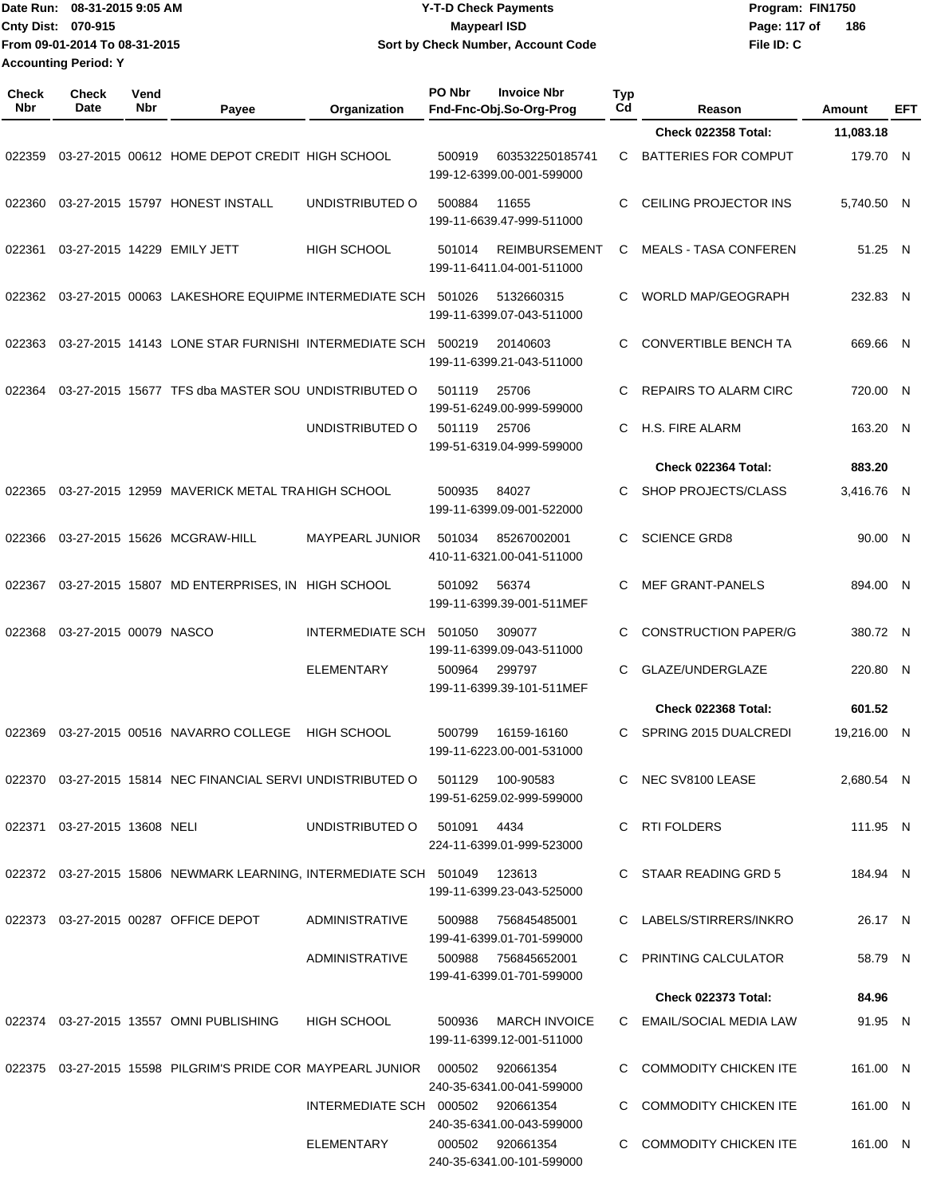Date Run: 08-31-2015 9:05 AM
Cnty Dist: 070-915
From 09-01-2014 To 08-31-2015
Accounting Period: Y

**Y-T-D Check Payments**
**Maypearl ISD**
**Sort by Check Number, Account Code**

Program: FIN1750
File ID: C

| Check Nbr | Check Date | Vend Nbr | Payee | Organization | PO Nbr | Invoice Nbr / Fnd-Fnc-Obj.So-Org-Prog | Typ Cd | Reason | Amount | EFT |
|---|---|---|---|---|---|---|---|---|---|---|
| | | | | | | | | **Check 022358 Total:** | **11,083.18** | |
| 022359 | 03-27-2015 | 00612 | HOME DEPOT CREDIT | HIGH SCHOOL | 500919 | 603532250185741 / 199-12-6399.00-001-599000 | C | BATTERIES FOR COMPUT | 179.70 | N |
| 022360 | 03-27-2015 | 15797 | HONEST INSTALL | UNDISTRIBUTED O | 500884 | 11655 / 199-11-6639.47-999-511000 | C | CEILING PROJECTOR INS | 5,740.50 | N |
| 022361 | 03-27-2015 | 14229 | EMILY JETT | HIGH SCHOOL | 501014 | REIMBURSEMENT / 199-11-6411.04-001-511000 | C | MEALS - TASA CONFEREN | 51.25 | N |
| 022362 | 03-27-2015 | 00063 | LAKESHORE EQUIPME | INTERMEDIATE SCH | 501026 | 5132660315 / 199-11-6399.07-043-511000 | C | WORLD MAP/GEOGRAPH | 232.83 | N |
| 022363 | 03-27-2015 | 14143 | LONE STAR FURNISHI | INTERMEDIATE SCH | 500219 | 20140603 / 199-11-6399.21-043-511000 | C | CONVERTIBLE BENCH TA | 669.66 | N |
| 022364 | 03-27-2015 | 15677 | TFS dba MASTER SOU | UNDISTRIBUTED O | 501119 | 25706 / 199-51-6249.00-999-599000 | C | REPAIRS TO ALARM CIRC | 720.00 | N |
| | | | | UNDISTRIBUTED O | 501119 | 25706 / 199-51-6319.04-999-599000 | C | H.S. FIRE ALARM | 163.20 | N |
| | | | | | | | | **Check 022364 Total:** | **883.20** | |
| 022365 | 03-27-2015 | 12959 | MAVERICK METAL TRA | HIGH SCHOOL | 500935 | 84027 / 199-11-6399.09-001-522000 | C | SHOP PROJECTS/CLASS | 3,416.76 | N |
| 022366 | 03-27-2015 | 15626 | MCGRAW-HILL | MAYPEARL JUNIOR | 501034 | 85267002001 / 410-11-6321.00-041-511000 | C | SCIENCE GRD8 | 90.00 | N |
| 022367 | 03-27-2015 | 15807 | MD ENTERPRISES, IN | HIGH SCHOOL | 501092 | 56374 / 199-11-6399.39-001-511MEF | C | MEF GRANT-PANELS | 894.00 | N |
| 022368 | 03-27-2015 | 00079 | NASCO | INTERMEDIATE SCH | 501050 | 309077 / 199-11-6399.09-043-511000 | C | CONSTRUCTION PAPER/G | 380.72 | N |
| | | | | ELEMENTARY | 500964 | 299797 / 199-11-6399.39-101-511MEF | C | GLAZE/UNDERGLAZE | 220.80 | N |
| | | | | | | | | **Check 022368 Total:** | **601.52** | |
| 022369 | 03-27-2015 | 00516 | NAVARRO COLLEGE | HIGH SCHOOL | 500799 | 16159-16160 / 199-11-6223.00-001-531000 | C | SPRING 2015 DUALCREDI | 19,216.00 | N |
| 022370 | 03-27-2015 | 15814 | NEC FINANCIAL SERVI | UNDISTRIBUTED O | 501129 | 100-90583 / 199-51-6259.02-999-599000 | C | NEC SV8100 LEASE | 2,680.54 | N |
| 022371 | 03-27-2015 | 13608 | NELI | UNDISTRIBUTED O | 501091 | 4434 / 224-11-6399.01-999-523000 | C | RTI FOLDERS | 111.95 | N |
| 022372 | 03-27-2015 | 15806 | NEWMARK LEARNING, | INTERMEDIATE SCH | 501049 | 123613 / 199-11-6399.23-043-525000 | C | STAAR READING GRD 5 | 184.94 | N |
| 022373 | 03-27-2015 | 00287 | OFFICE DEPOT | ADMINISTRATIVE | 500988 | 756845485001 / 199-41-6399.01-701-599000 | C | LABELS/STIRRERS/INKRO | 26.17 | N |
| | | | | ADMINISTRATIVE | 500988 | 756845652001 / 199-41-6399.01-701-599000 | C | PRINTING CALCULATOR | 58.79 | N |
| | | | | | | | | **Check 022373 Total:** | **84.96** | |
| 022374 | 03-27-2015 | 13557 | OMNI PUBLISHING | HIGH SCHOOL | 500936 | MARCH INVOICE / 199-11-6399.12-001-511000 | C | EMAIL/SOCIAL MEDIA LAW | 91.95 | N |
| 022375 | 03-27-2015 | 15598 | PILGRIM'S PRIDE COR | MAYPEARL JUNIOR | 000502 | 920661354 / 240-35-6341.00-041-599000 | C | COMMODITY CHICKEN ITE | 161.00 | N |
| | | | | INTERMEDIATE SCH | 000502 | 920661354 / 240-35-6341.00-043-599000 | C | COMMODITY CHICKEN ITE | 161.00 | N |
| | | | | ELEMENTARY | 000502 | 920661354 / 240-35-6341.00-101-599000 | C | COMMODITY CHICKEN ITE | 161.00 | N |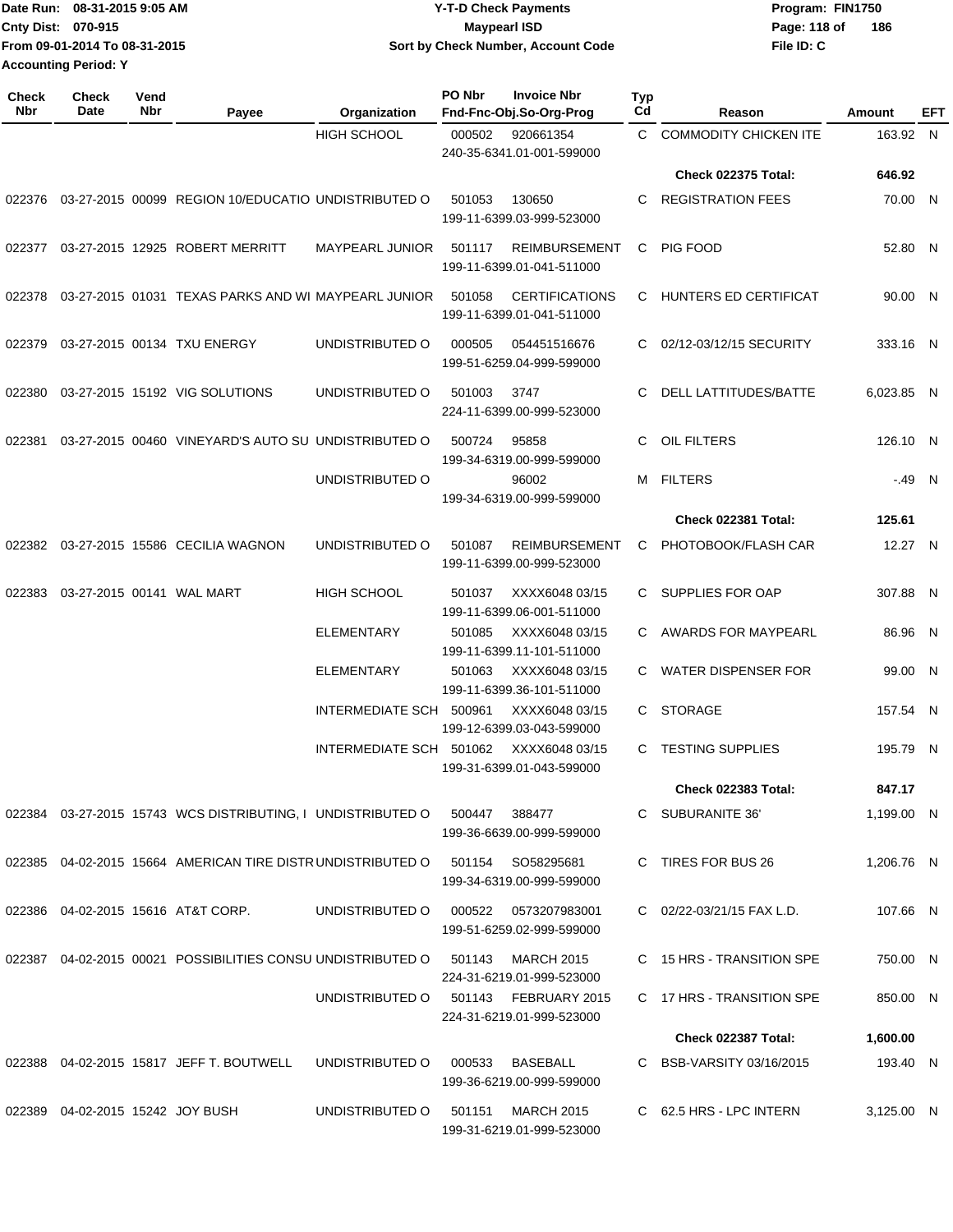Date Run: 08-31-2015 9:05 AM
Cnty Dist: 070-915
From 09-01-2014 To 08-31-2015
Accounting Period: Y

# Y-T-D Check Payments
## Maypearl ISD
### Sort by Check Number, Account Code

Program: FIN1750
File ID: C

| Check Nbr | Check Date | Vend Nbr | Payee | Organization | PO Nbr | Invoice Nbr / Fnd-Fnc-Obj.So-Org-Prog | Typ Cd | Reason | Amount | EFT |
|---|---|---|---|---|---|---|---|---|---|---|
| | | | | HIGH SCHOOL | 000502 | 920661354 240-35-6341.01-001-599000 | C | COMMODITY CHICKEN ITE | 163.92 | N |
| | | | | | | | | **Check 022375 Total:** | **646.92** | |
| 022376 | 03-27-2015 | 00099 | REGION 10/EDUCATIO | UNDISTRIBUTED O | 501053 | 130650 199-11-6399.03-999-523000 | C | REGISTRATION FEES | 70.00 | N |
| 022377 | 03-27-2015 | 12925 | ROBERT MERRITT | MAYPEARL JUNIOR | 501117 | REIMBURSEMENT 199-11-6399.01-041-511000 | C | PIG FOOD | 52.80 | N |
| 022378 | 03-27-2015 | 01031 | TEXAS PARKS AND WI | MAYPEARL JUNIOR | 501058 | CERTIFICATIONS 199-11-6399.01-041-511000 | C | HUNTERS ED CERTIFICAT | 90.00 | N |
| 022379 | 03-27-2015 | 00134 | TXU ENERGY | UNDISTRIBUTED O | 000505 | 054451516676 199-51-6259.04-999-599000 | C | 02/12-03/12/15 SECURITY | 333.16 | N |
| 022380 | 03-27-2015 | 15192 | VIG SOLUTIONS | UNDISTRIBUTED O | 501003 | 3747 224-11-6399.00-999-523000 | C | DELL LATTITUDES/BATTE | 6,023.85 | N |
| 022381 | 03-27-2015 | 00460 | VINEYARD'S AUTO SU | UNDISTRIBUTED O | 500724 | 95858 199-34-6319.00-999-599000 | C | OIL FILTERS | 126.10 | N |
| | | | | UNDISTRIBUTED O | | 96002 199-34-6319.00-999-599000 | M | FILTERS | -.49 | N |
| | | | | | | | | **Check 022381 Total:** | **125.61** | |
| 022382 | 03-27-2015 | 15586 | CECILIA WAGNON | UNDISTRIBUTED O | 501087 | REIMBURSEMENT 199-11-6399.00-999-523000 | C | PHOTOBOOK/FLASH CAR | 12.27 | N |
| 022383 | 03-27-2015 | 00141 | WAL MART | HIGH SCHOOL | 501037 | XXXX6048 03/15 199-11-6399.06-001-511000 | C | SUPPLIES FOR OAP | 307.88 | N |
| | | | | ELEMENTARY | 501085 | XXXX6048 03/15 199-11-6399.11-101-511000 | C | AWARDS FOR MAYPEARL | 86.96 | N |
| | | | | ELEMENTARY | 501063 | XXXX6048 03/15 199-11-6399.36-101-511000 | C | WATER DISPENSER FOR | 99.00 | N |
| | | | | INTERMEDIATE SCH | 500961 | XXXX6048 03/15 199-12-6399.03-043-599000 | C | STORAGE | 157.54 | N |
| | | | | INTERMEDIATE SCH | 501062 | XXXX6048 03/15 199-31-6399.01-043-599000 | C | TESTING SUPPLIES | 195.79 | N |
| | | | | | | | | **Check 022383 Total:** | **847.17** | |
| 022384 | 03-27-2015 | 15743 | WCS DISTRIBUTING, I | UNDISTRIBUTED O | 500447 | 388477 199-36-6639.00-999-599000 | C | SUBURANITE 36' | 1,199.00 | N |
| 022385 | 04-02-2015 | 15664 | AMERICAN TIRE DISTR | UNDISTRIBUTED O | 501154 | SO58295681 199-34-6319.00-999-599000 | C | TIRES FOR BUS 26 | 1,206.76 | N |
| 022386 | 04-02-2015 | 15616 | AT&T CORP. | UNDISTRIBUTED O | 000522 | 0573207983001 199-51-6259.02-999-599000 | C | 02/22-03/21/15 FAX L.D. | 107.66 | N |
| 022387 | 04-02-2015 | 00021 | POSSIBILITIES CONSU | UNDISTRIBUTED O | 501143 | MARCH 2015 224-31-6219.01-999-523000 | C | 15 HRS - TRANSITION SPE | 750.00 | N |
| | | | | UNDISTRIBUTED O | 501143 | FEBRUARY 2015 224-31-6219.01-999-523000 | C | 17 HRS - TRANSITION SPE | 850.00 | N |
| | | | | | | | | **Check 022387 Total:** | **1,600.00** | |
| 022388 | 04-02-2015 | 15817 | JEFF T. BOUTWELL | UNDISTRIBUTED O | 000533 | BASEBALL 199-36-6219.00-999-599000 | C | BSB-VARSITY 03/16/2015 | 193.40 | N |
| 022389 | 04-02-2015 | 15242 | JOY BUSH | UNDISTRIBUTED O | 501151 | MARCH 2015 199-31-6219.01-999-523000 | C | 62.5 HRS - LPC INTERN | 3,125.00 | N |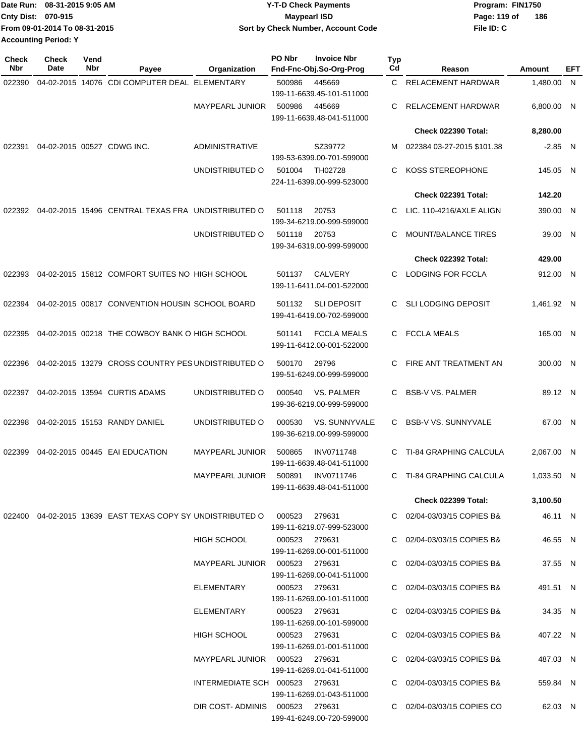Date Run: 08-31-2015 9:05 AM
Cnty Dist: 070-915
From 09-01-2014 To 08-31-2015
Accounting Period: Y

**Y-T-D Check Payments**
**Maypearl ISD**
**Sort by Check Number, Account Code**

Program: FIN1750
File ID: C

| Check Nbr | Check Date | Vend Nbr | Payee | Organization | PO Nbr | Invoice Nbr / Fnd-Fnc-Obj.So-Org-Prog | Typ Cd | Reason | Amount | EFT |
|---|---|---|---|---|---|---|---|---|---|---|
| 022390 | 04-02-2015 | 14076 | CDI COMPUTER DEAL | ELEMENTARY | 500986 | 445669 199-11-6639.45-101-511000 | C | RELACEMENT HARDWAR | 1,480.00 | N |
| | | | | MAYPEARL JUNIOR | 500986 | 445669 199-11-6639.48-041-511000 | C | RELACEMENT HARDWAR | 6,800.00 | N |
| | | | | | | | | **Check 022390 Total:** | **8,280.00** | |
| 022391 | 04-02-2015 | 00527 | CDWG INC. | ADMINISTRATIVE | | SZ39772 199-53-6399.00-701-599000 | M | 022384 03-27-2015 $101.38 | -2.85 | N |
| | | | | UNDISTRIBUTED O | 501004 | TH02728 224-11-6399.00-999-523000 | C | KOSS STEREOPHONE | 145.05 | N |
| | | | | | | | | **Check 022391 Total:** | **142.20** | |
| 022392 | 04-02-2015 | 15496 | CENTRAL TEXAS FRA | UNDISTRIBUTED O | 501118 | 20753 199-34-6219.00-999-599000 | C | LIC. 110-4216/AXLE ALIGN | 390.00 | N |
| | | | | UNDISTRIBUTED O | 501118 | 20753 199-34-6319.00-999-599000 | C | MOUNT/BALANCE TIRES | 39.00 | N |
| | | | | | | | | **Check 022392 Total:** | **429.00** | |
| 022393 | 04-02-2015 | 15812 | COMFORT SUITES NO | HIGH SCHOOL | 501137 | CALVERY 199-11-6411.04-001-522000 | C | LODGING FOR FCCLA | 912.00 | N |
| 022394 | 04-02-2015 | 00817 | CONVENTION HOUSIN | SCHOOL BOARD | 501132 | SLI DEPOSIT 199-41-6419.00-702-599000 | C | SLI LODGING DEPOSIT | 1,461.92 | N |
| 022395 | 04-02-2015 | 00218 | THE COWBOY BANK O | HIGH SCHOOL | 501141 | FCCLA MEALS 199-11-6412.00-001-522000 | C | FCCLA MEALS | 165.00 | N |
| 022396 | 04-02-2015 | 13279 | CROSS COUNTRY PES | UNDISTRIBUTED O | 500170 | 29796 199-51-6249.00-999-599000 | C | FIRE ANT TREATMENT AN | 300.00 | N |
| 022397 | 04-02-2015 | 13594 | CURTIS ADAMS | UNDISTRIBUTED O | 000540 | VS. PALMER 199-36-6219.00-999-599000 | C | BSB-V VS. PALMER | 89.12 | N |
| 022398 | 04-02-2015 | 15153 | RANDY DANIEL | UNDISTRIBUTED O | 000530 | VS. SUNNYVALE 199-36-6219.00-999-599000 | C | BSB-V VS. SUNNYVALE | 67.00 | N |
| 022399 | 04-02-2015 | 00445 | EAI EDUCATION | MAYPEARL JUNIOR | 500865 | INV0711748 199-11-6639.48-041-511000 | C | TI-84 GRAPHING CALCULA | 2,067.00 | N |
| | | | | MAYPEARL JUNIOR | 500891 | INV0711746 199-11-6639.48-041-511000 | C | TI-84 GRAPHING CALCULA | 1,033.50 | N |
| | | | | | | | | **Check 022399 Total:** | **3,100.50** | |
| 022400 | 04-02-2015 | 13639 | EAST TEXAS COPY SY | UNDISTRIBUTED O | 000523 | 279631 199-11-6219.07-999-523000 | C | 02/04-03/03/15 COPIES B& | 46.11 | N |
| | | | | HIGH SCHOOL | 000523 | 279631 199-11-6269.00-001-511000 | C | 02/04-03/03/15 COPIES B& | 46.55 | N |
| | | | | MAYPEARL JUNIOR | 000523 | 279631 199-11-6269.00-041-511000 | C | 02/04-03/03/15 COPIES B& | 37.55 | N |
| | | | | ELEMENTARY | 000523 | 279631 199-11-6269.00-101-511000 | C | 02/04-03/03/15 COPIES B& | 491.51 | N |
| | | | | ELEMENTARY | 000523 | 279631 199-11-6269.00-101-599000 | C | 02/04-03/03/15 COPIES B& | 34.35 | N |
| | | | | HIGH SCHOOL | 000523 | 279631 199-11-6269.01-001-511000 | C | 02/04-03/03/15 COPIES B& | 407.22 | N |
| | | | | MAYPEARL JUNIOR | 000523 | 279631 199-11-6269.01-041-511000 | C | 02/04-03/03/15 COPIES B& | 487.03 | N |
| | | | | INTERMEDIATE SCH | 000523 | 279631 199-11-6269.01-043-511000 | C | 02/04-03/03/15 COPIES B& | 559.84 | N |
| | | | | DIR COST- ADMINIS | 000523 | 279631 199-41-6249.00-720-599000 | C | 02/04-03/03/15 COPIES CO | 62.03 | N |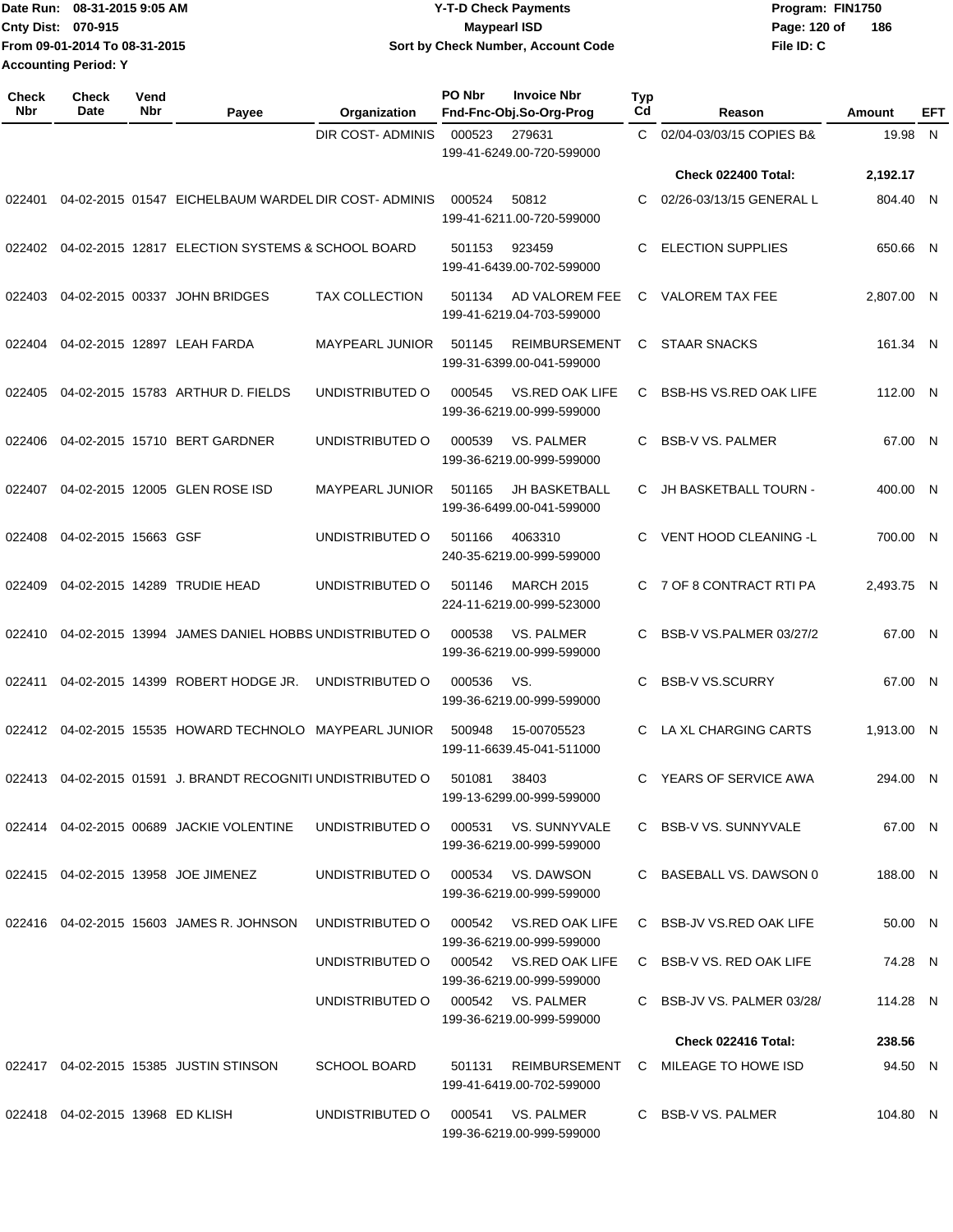Date Run: 08-31-2015 9:05 AM
Cnty Dist: 070-915
From 09-01-2014 To 08-31-2015
Accounting Period: Y

# Y-T-D Check Payments
## Maypearl ISD
### Sort by Check Number, Account Code

Program: FIN1750
File ID: C

| Check Nbr | Check Date | Vend Nbr | Payee | Organization | PO Nbr | Invoice Nbr / Fnd-Fnc-Obj.So-Org-Prog | Typ Cd | Reason | Amount | EFT |
|---|---|---|---|---|---|---|---|---|---|---|
| | | | | DIR COST- ADMINIS | 000523 | 279631 / 199-41-6249.00-720-599000 | C | 02/04-03/03/15 COPIES B& | 19.98 | N |
| | | | | | | | | **Check 022400 Total:** | **2,192.17** | |
| 022401 | 04-02-2015 | 01547 | EICHELBAUM WARDEL | DIR COST- ADMINIS | 000524 | 50812 / 199-41-6211.00-720-599000 | C | 02/26-03/13/15 GENERAL L | 804.40 | N |
| 022402 | 04-02-2015 | 12817 | ELECTION SYSTEMS & | SCHOOL BOARD | 501153 | 923459 / 199-41-6439.00-702-599000 | C | ELECTION SUPPLIES | 650.66 | N |
| 022403 | 04-02-2015 | 00337 | JOHN BRIDGES | TAX COLLECTION | 501134 | AD VALOREM FEE / 199-41-6219.04-703-599000 | C | VALOREM TAX FEE | 2,807.00 | N |
| 022404 | 04-02-2015 | 12897 | LEAH FARDA | MAYPEARL JUNIOR | 501145 | REIMBURSEMENT / 199-31-6399.00-041-599000 | C | STAAR SNACKS | 161.34 | N |
| 022405 | 04-02-2015 | 15783 | ARTHUR D. FIELDS | UNDISTRIBUTED O | 000545 | VS.RED OAK LIFE / 199-36-6219.00-999-599000 | C | BSB-HS VS.RED OAK LIFE | 112.00 | N |
| 022406 | 04-02-2015 | 15710 | BERT GARDNER | UNDISTRIBUTED O | 000539 | VS. PALMER / 199-36-6219.00-999-599000 | C | BSB-V VS. PALMER | 67.00 | N |
| 022407 | 04-02-2015 | 12005 | GLEN ROSE ISD | MAYPEARL JUNIOR | 501165 | JH BASKETBALL / 199-36-6499.00-041-599000 | C | JH BASKETBALL TOURN - | 400.00 | N |
| 022408 | 04-02-2015 | 15663 | GSF | UNDISTRIBUTED O | 501166 | 4063310 / 240-35-6219.00-999-599000 | C | VENT HOOD CLEANING -L | 700.00 | N |
| 022409 | 04-02-2015 | 14289 | TRUDIE HEAD | UNDISTRIBUTED O | 501146 | MARCH 2015 / 224-11-6219.00-999-523000 | C | 7 OF 8 CONTRACT RTI PA | 2,493.75 | N |
| 022410 | 04-02-2015 | 13994 | JAMES DANIEL HOBBS | UNDISTRIBUTED O | 000538 | VS. PALMER / 199-36-6219.00-999-599000 | C | BSB-V VS.PALMER 03/27/2 | 67.00 | N |
| 022411 | 04-02-2015 | 14399 | ROBERT HODGE JR. | UNDISTRIBUTED O | 000536 | VS. / 199-36-6219.00-999-599000 | C | BSB-V VS.SCURRY | 67.00 | N |
| 022412 | 04-02-2015 | 15535 | HOWARD TECHNOLO | MAYPEARL JUNIOR | 500948 | 15-00705523 / 199-11-6639.45-041-511000 | C | LA XL CHARGING CARTS | 1,913.00 | N |
| 022413 | 04-02-2015 | 01591 | J. BRANDT RECOGNITI | UNDISTRIBUTED O | 501081 | 38403 / 199-13-6299.00-999-599000 | C | YEARS OF SERVICE AWA | 294.00 | N |
| 022414 | 04-02-2015 | 00689 | JACKIE VOLENTINE | UNDISTRIBUTED O | 000531 | VS. SUNNYVALE / 199-36-6219.00-999-599000 | C | BSB-V VS. SUNNYVALE | 67.00 | N |
| 022415 | 04-02-2015 | 13958 | JOE JIMENEZ | UNDISTRIBUTED O | 000534 | VS. DAWSON / 199-36-6219.00-999-599000 | C | BASEBALL VS. DAWSON 0 | 188.00 | N |
| 022416 | 04-02-2015 | 15603 | JAMES R. JOHNSON | UNDISTRIBUTED O | 000542 | VS.RED OAK LIFE / 199-36-6219.00-999-599000 | C | BSB-JV VS.RED OAK LIFE | 50.00 | N |
| | | | | UNDISTRIBUTED O | 000542 | VS.RED OAK LIFE / 199-36-6219.00-999-599000 | C | BSB-V VS. RED OAK LIFE | 74.28 | N |
| | | | | UNDISTRIBUTED O | 000542 | VS. PALMER / 199-36-6219.00-999-599000 | C | BSB-JV VS. PALMER 03/28/ | 114.28 | N |
| | | | | | | | | **Check 022416 Total:** | **238.56** | |
| 022417 | 04-02-2015 | 15385 | JUSTIN STINSON | SCHOOL BOARD | 501131 | REIMBURSEMENT / 199-41-6419.00-702-599000 | C | MILEAGE TO HOWE ISD | 94.50 | N |
| 022418 | 04-02-2015 | 13968 | ED KLISH | UNDISTRIBUTED O | 000541 | VS. PALMER / 199-36-6219.00-999-599000 | C | BSB-V VS. PALMER | 104.80 | N |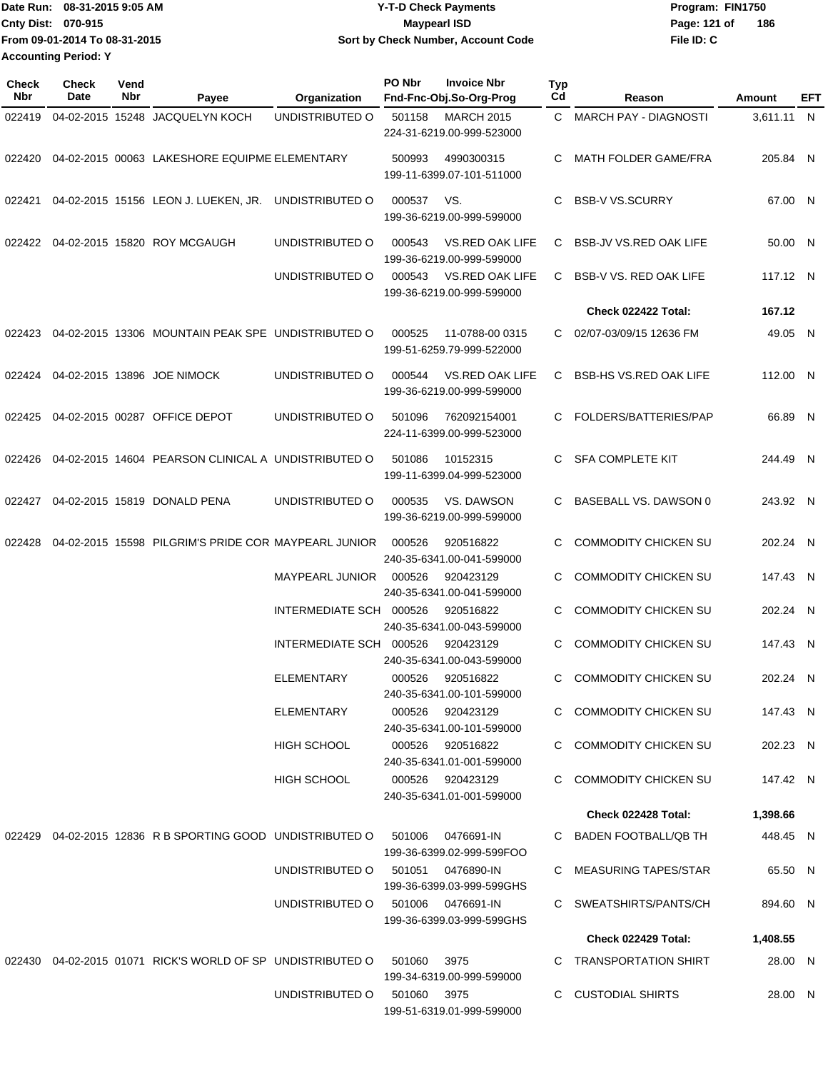Date Run: 08-31-2015 9:05 AM
Cnty Dist: 070-915
From 09-01-2014 To 08-31-2015
Accounting Period: Y

# Y-T-D Check Payments
## Maypearl ISD
### Sort by Check Number, Account Code

Program: FIN1750
File ID: C

| Check Nbr | Check Date | Vend Nbr | Payee | Organization | PO Nbr | Invoice Nbr / Fnd-Fnc-Obj.So-Org-Prog | Typ Cd | Reason | Amount | EFT |
|---|---|---|---|---|---|---|---|---|---|---|
| 022419 | 04-02-2015 | 15248 | JACQUELYN KOCH | UNDISTRIBUTED O | 501158 | MARCH 2015 224-31-6219.00-999-523000 | C | MARCH PAY - DIAGNOSTI | 3,611.11 | N |
| 022420 | 04-02-2015 | 00063 | LAKESHORE EQUIPME | ELEMENTARY | 500993 | 4990300315 199-11-6399.07-101-511000 | C | MATH FOLDER GAME/FRA | 205.84 | N |
| 022421 | 04-02-2015 | 15156 | LEON J. LUEKEN, JR. | UNDISTRIBUTED O | 000537 | VS. 199-36-6219.00-999-599000 | C | BSB-V VS.SCURRY | 67.00 | N |
| 022422 | 04-02-2015 | 15820 | ROY MCGAUGH | UNDISTRIBUTED O | 000543 | VS.RED OAK LIFE 199-36-6219.00-999-599000 | C | BSB-JV VS.RED OAK LIFE | 50.00 | N |
| | | | | UNDISTRIBUTED O | 000543 | VS.RED OAK LIFE 199-36-6219.00-999-599000 | C | BSB-V VS. RED OAK LIFE | 117.12 | N |
| | | | | | | | | **Check 022422 Total:** | **167.12** | |
| 022423 | 04-02-2015 | 13306 | MOUNTAIN PEAK SPE | UNDISTRIBUTED O | 000525 | 11-0788-00 0315 199-51-6259.79-999-522000 | C | 02/07-03/09/15 12636 FM | 49.05 | N |
| 022424 | 04-02-2015 | 13896 | JOE NIMOCK | UNDISTRIBUTED O | 000544 | VS.RED OAK LIFE 199-36-6219.00-999-599000 | C | BSB-HS VS.RED OAK LIFE | 112.00 | N |
| 022425 | 04-02-2015 | 00287 | OFFICE DEPOT | UNDISTRIBUTED O | 501096 | 762092154001 224-11-6399.00-999-523000 | C | FOLDERS/BATTERIES/PAP | 66.89 | N |
| 022426 | 04-02-2015 | 14604 | PEARSON CLINICAL A | UNDISTRIBUTED O | 501086 | 10152315 199-11-6399.04-999-523000 | C | SFA COMPLETE KIT | 244.49 | N |
| 022427 | 04-02-2015 | 15819 | DONALD PENA | UNDISTRIBUTED O | 000535 | VS. DAWSON 199-36-6219.00-999-599000 | C | BASEBALL VS. DAWSON 0 | 243.92 | N |
| 022428 | 04-02-2015 | 15598 | PILGRIM'S PRIDE COR | MAYPEARL JUNIOR | 000526 | 920516822 240-35-6341.00-041-599000 | C | COMMODITY CHICKEN SU | 202.24 | N |
| | | | | MAYPEARL JUNIOR | 000526 | 920423129 240-35-6341.00-041-599000 | C | COMMODITY CHICKEN SU | 147.43 | N |
| | | | | INTERMEDIATE SCH | 000526 | 920516822 240-35-6341.00-043-599000 | C | COMMODITY CHICKEN SU | 202.24 | N |
| | | | | INTERMEDIATE SCH | 000526 | 920423129 240-35-6341.00-043-599000 | C | COMMODITY CHICKEN SU | 147.43 | N |
| | | | | ELEMENTARY | 000526 | 920516822 240-35-6341.00-101-599000 | C | COMMODITY CHICKEN SU | 202.24 | N |
| | | | | ELEMENTARY | 000526 | 920423129 240-35-6341.00-101-599000 | C | COMMODITY CHICKEN SU | 147.43 | N |
| | | | | HIGH SCHOOL | 000526 | 920516822 240-35-6341.01-001-599000 | C | COMMODITY CHICKEN SU | 202.23 | N |
| | | | | HIGH SCHOOL | 000526 | 920423129 240-35-6341.01-001-599000 | C | COMMODITY CHICKEN SU | 147.42 | N |
| | | | | | | | | **Check 022428 Total:** | **1,398.66** | |
| 022429 | 04-02-2015 | 12836 | R B SPORTING GOOD | UNDISTRIBUTED O | 501006 | 0476691-IN 199-36-6399.02-999-599FOO | C | BADEN FOOTBALL/QB TH | 448.45 | N |
| | | | | UNDISTRIBUTED O | 501051 | 0476890-IN 199-36-6399.03-999-599GHS | C | MEASURING TAPES/STAR | 65.50 | N |
| | | | | UNDISTRIBUTED O | 501006 | 0476691-IN 199-36-6399.03-999-599GHS | C | SWEATSHIRTS/PANTS/CH | 894.60 | N |
| | | | | | | | | **Check 022429 Total:** | **1,408.55** | |
| 022430 | 04-02-2015 | 01071 | RICK'S WORLD OF SP | UNDISTRIBUTED O | 501060 | 3975 199-34-6319.00-999-599000 | C | TRANSPORTATION SHIRT | 28.00 | N |
| | | | | UNDISTRIBUTED O | 501060 | 3975 199-51-6319.01-999-599000 | C | CUSTODIAL SHIRTS | 28.00 | N |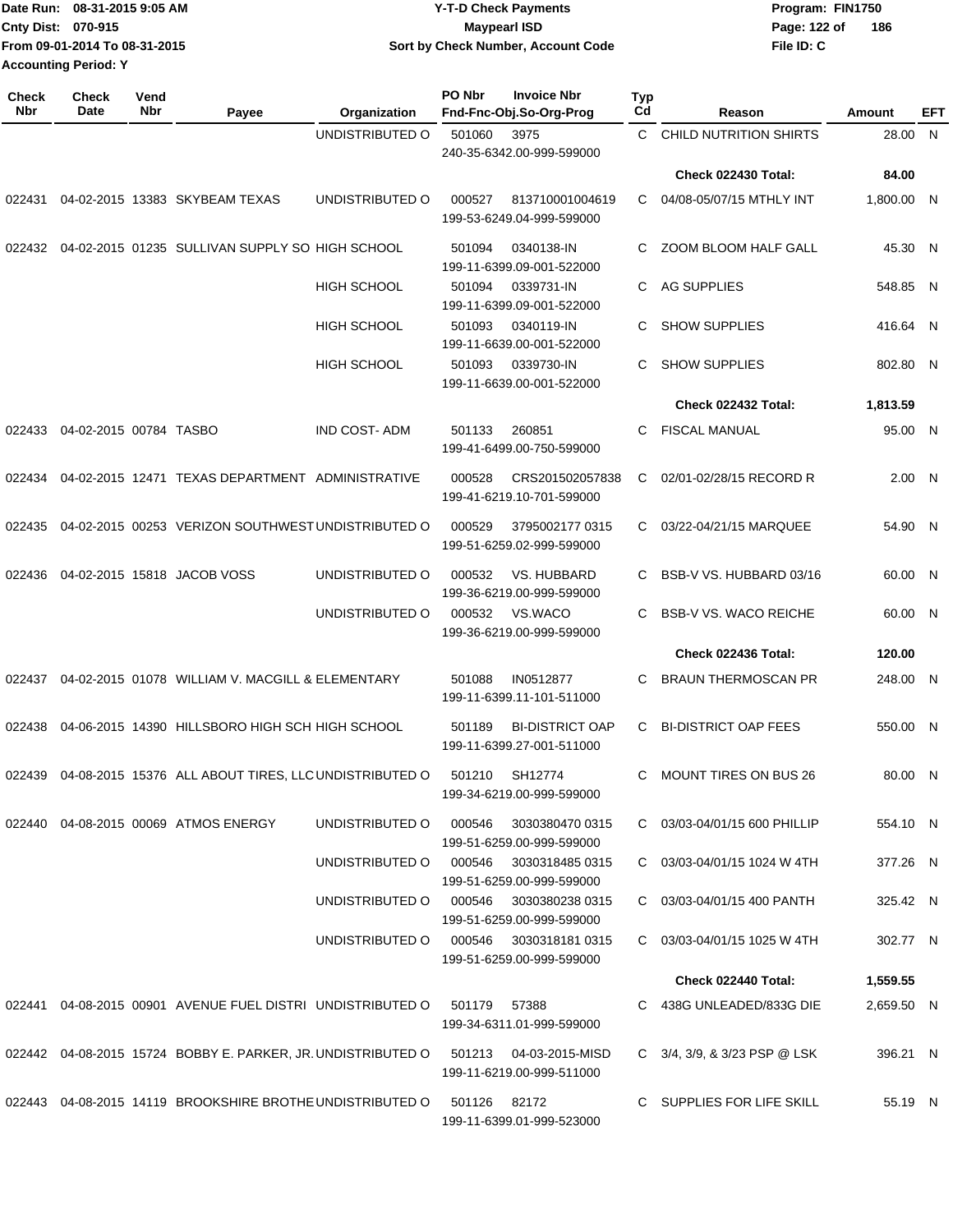Date Run: 08-31-2015 9:05 AM
Cnty Dist: 070-915
From 09-01-2014 To 08-31-2015
Accounting Period: Y

**Y-T-D Check Payments**
**Maypearl ISD**
**Sort by Check Number, Account Code**

Program: FIN1750
File ID: C

| Check Nbr | Check Date | Vend Nbr | Payee | Organization | PO Nbr | Invoice Nbr / Fnd-Fnc-Obj.So-Org-Prog | Typ Cd | Reason | Amount | EFT |
|---|---|---|---|---|---|---|---|---|---|---|
| | | | | UNDISTRIBUTED O | 501060 | 3975 / 240-35-6342.00-999-599000 | C | CHILD NUTRITION SHIRTS | 28.00 | N |
| | | | | | | | | **Check 022430 Total:** | **84.00** | |
| 022431 | 04-02-2015 | 13383 | SKYBEAM TEXAS | UNDISTRIBUTED O | 000527 | 813710001004619 / 199-53-6249.04-999-599000 | C | 04/08-05/07/15 MTHLY INT | 1,800.00 | N |
| 022432 | 04-02-2015 | 01235 | SULLIVAN SUPPLY SO | HIGH SCHOOL | 501094 | 0340138-IN / 199-11-6399.09-001-522000 | C | ZOOM BLOOM HALF GALL | 45.30 | N |
| | | | | HIGH SCHOOL | 501094 | 0339731-IN / 199-11-6399.09-001-522000 | C | AG SUPPLIES | 548.85 | N |
| | | | | HIGH SCHOOL | 501093 | 0340119-IN / 199-11-6639.00-001-522000 | C | SHOW SUPPLIES | 416.64 | N |
| | | | | HIGH SCHOOL | 501093 | 0339730-IN / 199-11-6639.00-001-522000 | C | SHOW SUPPLIES | 802.80 | N |
| | | | | | | | | **Check 022432 Total:** | **1,813.59** | |
| 022433 | 04-02-2015 | 00784 | TASBO | IND COST- ADM | 501133 | 260851 / 199-41-6499.00-750-599000 | C | FISCAL MANUAL | 95.00 | N |
| 022434 | 04-02-2015 | 12471 | TEXAS DEPARTMENT | ADMINISTRATIVE | 000528 | CRS201502057838 / 199-41-6219.10-701-599000 | C | 02/01-02/28/15 RECORD R | 2.00 | N |
| 022435 | 04-02-2015 | 00253 | VERIZON SOUTHWEST | UNDISTRIBUTED O | 000529 | 3795002177 0315 / 199-51-6259.02-999-599000 | C | 03/22-04/21/15 MARQUEE | 54.90 | N |
| 022436 | 04-02-2015 | 15818 | JACOB VOSS | UNDISTRIBUTED O | 000532 | VS. HUBBARD / 199-36-6219.00-999-599000 | C | BSB-V VS. HUBBARD 03/16 | 60.00 | N |
| | | | | UNDISTRIBUTED O | 000532 | VS.WACO / 199-36-6219.00-999-599000 | C | BSB-V VS. WACO REICHE | 60.00 | N |
| | | | | | | | | **Check 022436 Total:** | **120.00** | |
| 022437 | 04-02-2015 | 01078 | WILLIAM V. MACGILL & | ELEMENTARY | 501088 | IN0512877 / 199-11-6399.11-101-511000 | C | BRAUN THERMOSCAN PR | 248.00 | N |
| 022438 | 04-06-2015 | 14390 | HILLSBORO HIGH SCH | HIGH SCHOOL | 501189 | BI-DISTRICT OAP / 199-11-6399.27-001-511000 | C | BI-DISTRICT OAP FEES | 550.00 | N |
| 022439 | 04-08-2015 | 15376 | ALL ABOUT TIRES, LLC | UNDISTRIBUTED O | 501210 | SH12774 / 199-34-6219.00-999-599000 | C | MOUNT TIRES ON BUS 26 | 80.00 | N |
| 022440 | 04-08-2015 | 00069 | ATMOS ENERGY | UNDISTRIBUTED O | 000546 | 3030380470 0315 / 199-51-6259.00-999-599000 | C | 03/03-04/01/15 600 PHILLIP | 554.10 | N |
| | | | | UNDISTRIBUTED O | 000546 | 3030318485 0315 / 199-51-6259.00-999-599000 | C | 03/03-04/01/15 1024 W 4TH | 377.26 | N |
| | | | | UNDISTRIBUTED O | 000546 | 3030380238 0315 / 199-51-6259.00-999-599000 | C | 03/03-04/01/15 400 PANTH | 325.42 | N |
| | | | | UNDISTRIBUTED O | 000546 | 3030318181 0315 / 199-51-6259.00-999-599000 | C | 03/03-04/01/15 1025 W 4TH | 302.77 | N |
| | | | | | | | | **Check 022440 Total:** | **1,559.55** | |
| 022441 | 04-08-2015 | 00901 | AVENUE FUEL DISTRI | UNDISTRIBUTED O | 501179 | 57388 / 199-34-6311.01-999-599000 | C | 438G UNLEADED/833G DIE | 2,659.50 | N |
| 022442 | 04-08-2015 | 15724 | BOBBY E. PARKER, JR. | UNDISTRIBUTED O | 501213 | 04-03-2015-MISD / 199-11-6219.00-999-511000 | C | 3/4, 3/9, & 3/23 PSP @ LSK | 396.21 | N |
| 022443 | 04-08-2015 | 14119 | BROOKSHIRE BROTHE | UNDISTRIBUTED O | 501126 | 82172 / 199-11-6399.01-999-523000 | C | SUPPLIES FOR LIFE SKILL | 55.19 | N |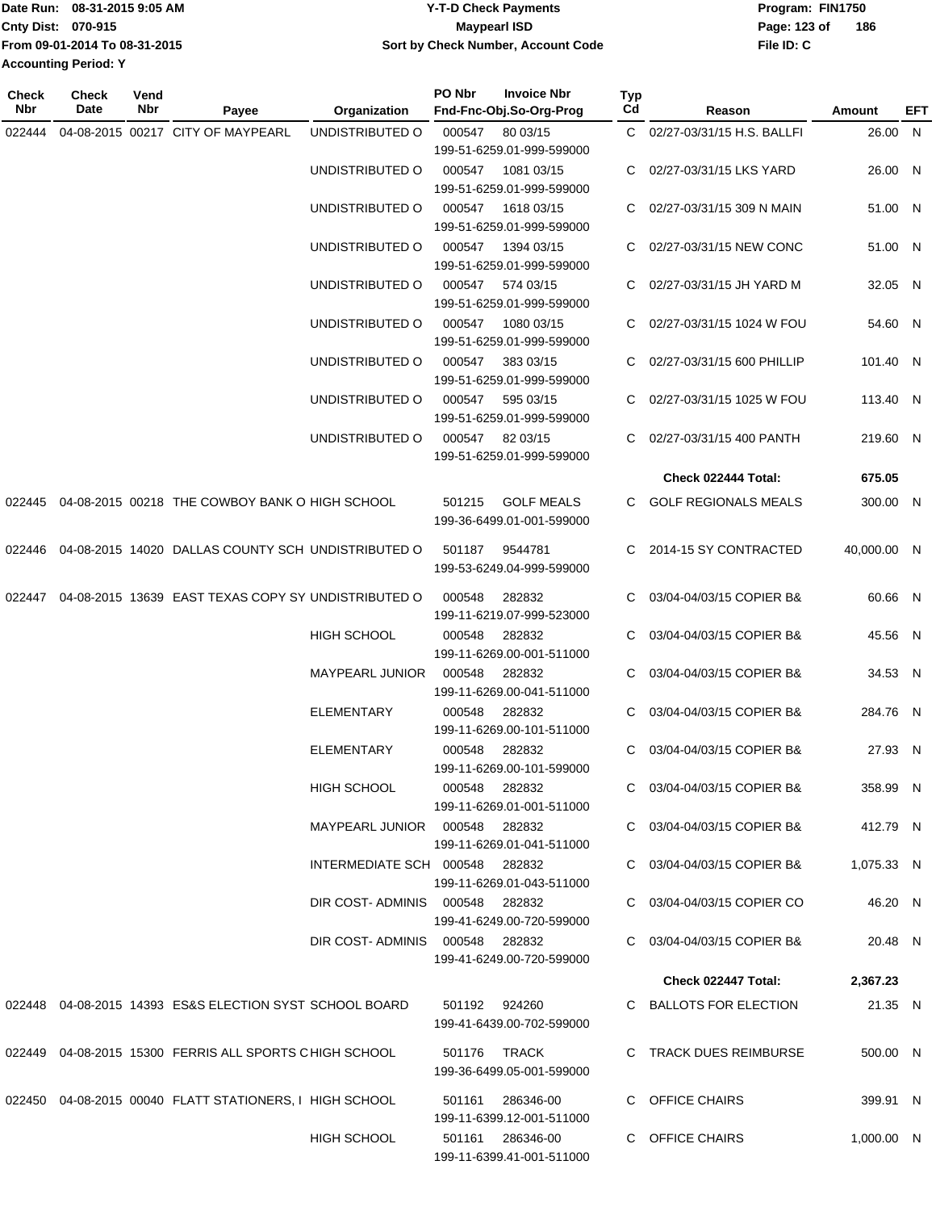Date Run: 08-31-2015 9:05 AM
Cnty Dist: 070-915
From 09-01-2014 To 08-31-2015
Accounting Period: Y

# Y-T-D Check Payments
## Maypearl ISD
### Sort by Check Number, Account Code

Program: FIN1750
File ID: C

| Check Nbr | Check Date | Vend Nbr | Payee | Organization | PO Nbr | Invoice Nbr / Fnd-Fnc-Obj.So-Org-Prog | Typ Cd | Reason | Amount | EFT |
|---|---|---|---|---|---|---|---|---|---|---|
| 022444 | 04-08-2015 | 00217 | CITY OF MAYPEARL | UNDISTRIBUTED O | 000547 | 80 03/15 199-51-6259.01-999-599000 | C | 02/27-03/31/15 H.S. BALLFI | 26.00 | N |
| | | | | UNDISTRIBUTED O | 000547 | 1081 03/15 199-51-6259.01-999-599000 | C | 02/27-03/31/15 LKS YARD | 26.00 | N |
| | | | | UNDISTRIBUTED O | 000547 | 1618 03/15 199-51-6259.01-999-599000 | C | 02/27-03/31/15 309 N MAIN | 51.00 | N |
| | | | | UNDISTRIBUTED O | 000547 | 1394 03/15 199-51-6259.01-999-599000 | C | 02/27-03/31/15 NEW CONC | 51.00 | N |
| | | | | UNDISTRIBUTED O | 000547 | 574 03/15 199-51-6259.01-999-599000 | C | 02/27-03/31/15 JH YARD M | 32.05 | N |
| | | | | UNDISTRIBUTED O | 000547 | 1080 03/15 199-51-6259.01-999-599000 | C | 02/27-03/31/15 1024 W FOU | 54.60 | N |
| | | | | UNDISTRIBUTED O | 000547 | 383 03/15 199-51-6259.01-999-599000 | C | 02/27-03/31/15 600 PHILLIP | 101.40 | N |
| | | | | UNDISTRIBUTED O | 000547 | 595 03/15 199-51-6259.01-999-599000 | C | 02/27-03/31/15 1025 W FOU | 113.40 | N |
| | | | | UNDISTRIBUTED O | 000547 | 82 03/15 199-51-6259.01-999-599000 | C | 02/27-03/31/15 400 PANTH | 219.60 | N |
| | | | | | | | | **Check 022444 Total:** | **675.05** | |
| 022445 | 04-08-2015 | 00218 | THE COWBOY BANK O | HIGH SCHOOL | 501215 | GOLF MEALS 199-36-6499.01-001-599000 | C | GOLF REGIONALS MEALS | 300.00 | N |
| 022446 | 04-08-2015 | 14020 | DALLAS COUNTY SCH | UNDISTRIBUTED O | 501187 | 9544781 199-53-6249.04-999-599000 | C | 2014-15 SY CONTRACTED | 40,000.00 | N |
| 022447 | 04-08-2015 | 13639 | EAST TEXAS COPY SY | UNDISTRIBUTED O | 000548 | 282832 199-11-6219.07-999-523000 | C | 03/04-04/03/15 COPIER B& | 60.66 | N |
| | | | | HIGH SCHOOL | 000548 | 282832 199-11-6269.00-001-511000 | C | 03/04-04/03/15 COPIER B& | 45.56 | N |
| | | | | MAYPEARL JUNIOR | 000548 | 282832 199-11-6269.00-041-511000 | C | 03/04-04/03/15 COPIER B& | 34.53 | N |
| | | | | ELEMENTARY | 000548 | 282832 199-11-6269.00-101-511000 | C | 03/04-04/03/15 COPIER B& | 284.76 | N |
| | | | | ELEMENTARY | 000548 | 282832 199-11-6269.00-101-599000 | C | 03/04-04/03/15 COPIER B& | 27.93 | N |
| | | | | HIGH SCHOOL | 000548 | 282832 199-11-6269.01-001-511000 | C | 03/04-04/03/15 COPIER B& | 358.99 | N |
| | | | | MAYPEARL JUNIOR | 000548 | 282832 199-11-6269.01-041-511000 | C | 03/04-04/03/15 COPIER B& | 412.79 | N |
| | | | | INTERMEDIATE SCH | 000548 | 282832 199-11-6269.01-043-511000 | C | 03/04-04/03/15 COPIER B& | 1,075.33 | N |
| | | | | DIR COST- ADMINIS | 000548 | 282832 199-41-6249.00-720-599000 | C | 03/04-04/03/15 COPIER CO | 46.20 | N |
| | | | | DIR COST- ADMINIS | 000548 | 282832 199-41-6249.00-720-599000 | C | 03/04-04/03/15 COPIER B& | 20.48 | N |
| | | | | | | | | **Check 022447 Total:** | **2,367.23** | |
| 022448 | 04-08-2015 | 14393 | ES&S ELECTION SYST | SCHOOL BOARD | 501192 | 924260 199-41-6439.00-702-599000 | C | BALLOTS FOR ELECTION | 21.35 | N |
| 022449 | 04-08-2015 | 15300 | FERRIS ALL SPORTS C | HIGH SCHOOL | 501176 | TRACK 199-36-6499.05-001-599000 | C | TRACK DUES REIMBURSE | 500.00 | N |
| 022450 | 04-08-2015 | 00040 | FLATT STATIONERS, I | HIGH SCHOOL | 501161 | 286346-00 199-11-6399.12-001-511000 | C | OFFICE CHAIRS | 399.91 | N |
| | | | | HIGH SCHOOL | 501161 | 286346-00 199-11-6399.41-001-511000 | C | OFFICE CHAIRS | 1,000.00 | N |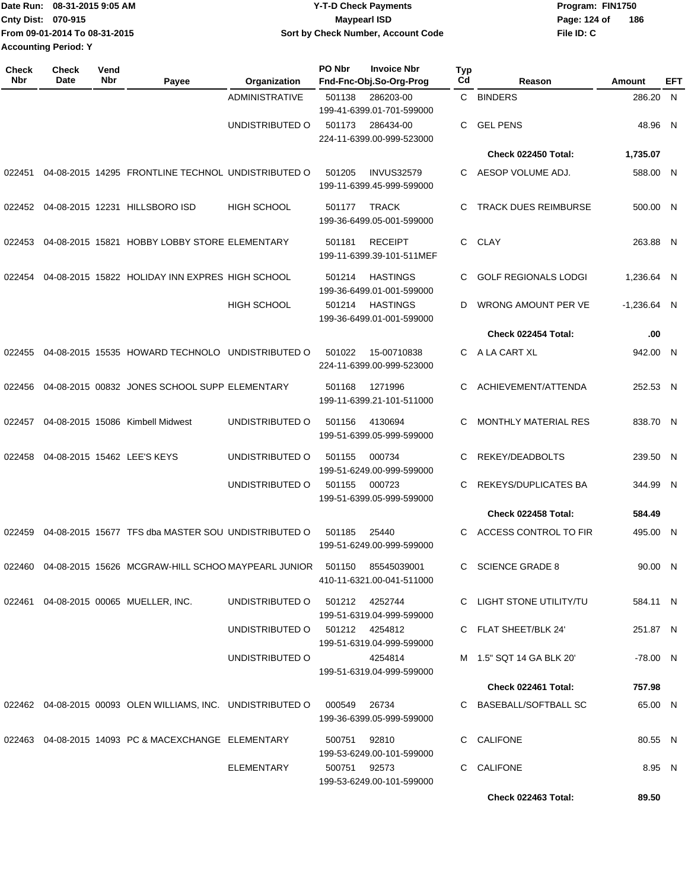Date Run: 08-31-2015 9:05 AM
Cnty Dist: 070-915
From 09-01-2014 To 08-31-2015
Accounting Period: Y

**Y-T-D Check Payments**
**Maypearl ISD**
**Sort by Check Number, Account Code**

Program: FIN1750
File ID: C

| Check Nbr | Check Date | Vend Nbr | Payee | Organization | PO Nbr | Invoice Nbr / Fnd-Fnc-Obj.So-Org-Prog | Typ Cd | Reason | Amount | EFT |
|---|---|---|---|---|---|---|---|---|---|---|
| | | | | ADMINISTRATIVE | 501138 | 286203-00 / 199-41-6399.01-701-599000 | C | BINDERS | 286.20 | N |
| | | | | UNDISTRIBUTED O | 501173 | 286434-00 / 224-11-6399.00-999-523000 | C | GEL PENS | 48.96 | N |
| | | | | | | | | **Check 022450 Total:** | **1,735.07** | |
| 022451 | 04-08-2015 | 14295 | FRONTLINE TECHNOL | UNDISTRIBUTED O | 501205 | INVUS32579 / 199-11-6399.45-999-599000 | C | AESOP VOLUME ADJ. | 588.00 | N |
| 022452 | 04-08-2015 | 12231 | HILLSBORO ISD | HIGH SCHOOL | 501177 | TRACK / 199-36-6499.05-001-599000 | C | TRACK DUES REIMBURSE | 500.00 | N |
| 022453 | 04-08-2015 | 15821 | HOBBY LOBBY STORE | ELEMENTARY | 501181 | RECEIPT / 199-11-6399.39-101-511MEF | C | CLAY | 263.88 | N |
| 022454 | 04-08-2015 | 15822 | HOLIDAY INN EXPRES | HIGH SCHOOL | 501214 | HASTINGS / 199-36-6499.01-001-599000 | C | GOLF REGIONALS LODGI | 1,236.64 | N |
| | | | | HIGH SCHOOL | 501214 | HASTINGS / 199-36-6499.01-001-599000 | D | WRONG AMOUNT PER VE | -1,236.64 | N |
| | | | | | | | | **Check 022454 Total:** | **.00** | |
| 022455 | 04-08-2015 | 15535 | HOWARD TECHNOLO | UNDISTRIBUTED O | 501022 | 15-00710838 / 224-11-6399.00-999-523000 | C | A LA CART XL | 942.00 | N |
| 022456 | 04-08-2015 | 00832 | JONES SCHOOL SUPP | ELEMENTARY | 501168 | 1271996 / 199-11-6399.21-101-511000 | C | ACHIEVEMENT/ATTENDA | 252.53 | N |
| 022457 | 04-08-2015 | 15086 | Kimbell Midwest | UNDISTRIBUTED O | 501156 | 4130694 / 199-51-6399.05-999-599000 | C | MONTHLY MATERIAL RES | 838.70 | N |
| 022458 | 04-08-2015 | 15462 | LEE'S KEYS | UNDISTRIBUTED O | 501155 | 000734 / 199-51-6249.00-999-599000 | C | REKEY/DEADBOLTS | 239.50 | N |
| | | | | UNDISTRIBUTED O | 501155 | 000723 / 199-51-6399.05-999-599000 | C | REKEYS/DUPLICATES BA | 344.99 | N |
| | | | | | | | | **Check 022458 Total:** | **584.49** | |
| 022459 | 04-08-2015 | 15677 | TFS dba MASTER SOU | UNDISTRIBUTED O | 501185 | 25440 / 199-51-6249.00-999-599000 | C | ACCESS CONTROL TO FIR | 495.00 | N |
| 022460 | 04-08-2015 | 15626 | MCGRAW-HILL SCHOO | MAYPEARL JUNIOR | 501150 | 85545039001 / 410-11-6321.00-041-511000 | C | SCIENCE GRADE 8 | 90.00 | N |
| 022461 | 04-08-2015 | 00065 | MUELLER, INC. | UNDISTRIBUTED O | 501212 | 4252744 / 199-51-6319.04-999-599000 | C | LIGHT STONE UTILITY/TU | 584.11 | N |
| | | | | UNDISTRIBUTED O | 501212 | 4254812 / 199-51-6319.04-999-599000 | C | FLAT SHEET/BLK 24' | 251.87 | N |
| | | | | UNDISTRIBUTED O | | 4254814 / 199-51-6319.04-999-599000 | M | 1.5" SQT 14 GA BLK 20' | -78.00 | N |
| | | | | | | | | **Check 022461 Total:** | **757.98** | |
| 022462 | 04-08-2015 | 00093 | OLEN WILLIAMS, INC. | UNDISTRIBUTED O | 000549 | 26734 / 199-36-6399.05-999-599000 | C | BASEBALL/SOFTBALL SC | 65.00 | N |
| 022463 | 04-08-2015 | 14093 | PC & MACEXCHANGE | ELEMENTARY | 500751 | 92810 / 199-53-6249.00-101-599000 | C | CALIFONE | 80.55 | N |
| | | | | ELEMENTARY | 500751 | 92573 / 199-53-6249.00-101-599000 | C | CALIFONE | 8.95 | N |
| | | | | | | | | **Check 022463 Total:** | **89.50** | |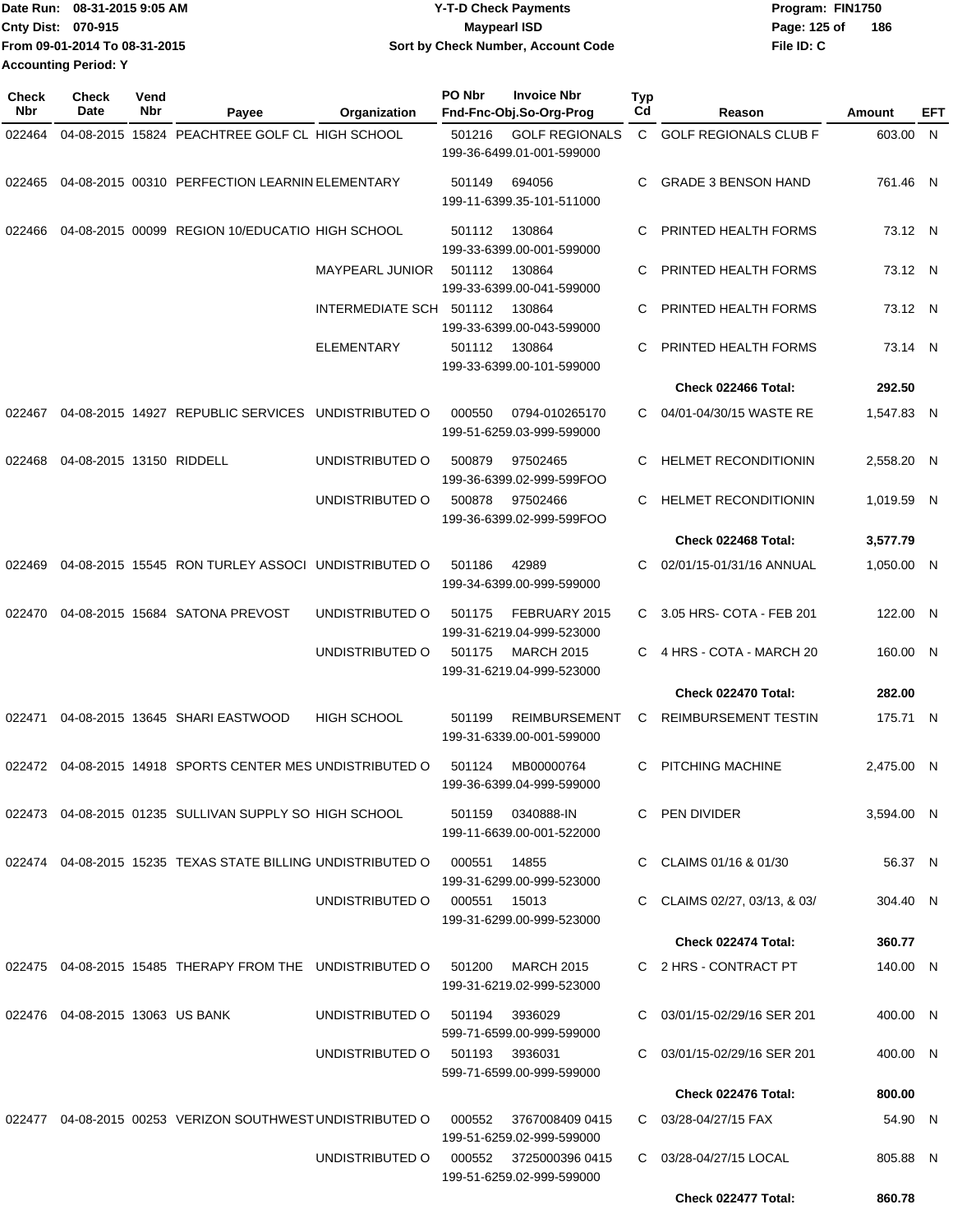Date Run: 08-31-2015 9:05 AM
Cnty Dist: 070-915
From 09-01-2014 To 08-31-2015
Accounting Period: Y

**Y-T-D Check Payments**
**Maypearl ISD**
**Sort by Check Number, Account Code**

Program: FIN1750
File ID: C

| Check Nbr | Check Date | Vend Nbr | Payee | Organization | PO Nbr | Invoice Nbr / Fnd-Fnc-Obj.So-Org-Prog | Typ Cd | Reason | Amount | EFT |
|---|---|---|---|---|---|---|---|---|---|---|
| 022464 | 04-08-2015 | 15824 | PEACHTREE GOLF CL | HIGH SCHOOL | 501216 | GOLF REGIONALS<br>199-36-6499.01-001-599000 | C | GOLF REGIONALS CLUB F | 603.00 | N |
| 022465 | 04-08-2015 | 00310 | PERFECTION LEARNIN | ELEMENTARY | 501149 | 694056<br>199-11-6399.35-101-511000 | C | GRADE 3 BENSON HAND | 761.46 | N |
| 022466 | 04-08-2015 | 00099 | REGION 10/EDUCATIO | HIGH SCHOOL | 501112 | 130864<br>199-33-6399.00-001-599000 | C | PRINTED HEALTH FORMS | 73.12 | N |
| | | | | MAYPEARL JUNIOR | 501112 | 130864<br>199-33-6399.00-041-599000 | C | PRINTED HEALTH FORMS | 73.12 | N |
| | | | | INTERMEDIATE SCH | 501112 | 130864<br>199-33-6399.00-043-599000 | C | PRINTED HEALTH FORMS | 73.12 | N |
| | | | | ELEMENTARY | 501112 | 130864<br>199-33-6399.00-101-599000 | C | PRINTED HEALTH FORMS | 73.14 | N |
| | | | | | | | | **Check 022466 Total:** | **292.50** | |
| 022467 | 04-08-2015 | 14927 | REPUBLIC SERVICES | UNDISTRIBUTED O | 000550 | 0794-010265170<br>199-51-6259.03-999-599000 | C | 04/01-04/30/15 WASTE RE | 1,547.83 | N |
| 022468 | 04-08-2015 | 13150 | RIDDELL | UNDISTRIBUTED O | 500879 | 97502465<br>199-36-6399.02-999-599FOO | C | HELMET RECONDITIONIN | 2,558.20 | N |
| | | | | UNDISTRIBUTED O | 500878 | 97502466<br>199-36-6399.02-999-599FOO | C | HELMET RECONDITIONIN | 1,019.59 | N |
| | | | | | | | | **Check 022468 Total:** | **3,577.79** | |
| 022469 | 04-08-2015 | 15545 | RON TURLEY ASSOCI | UNDISTRIBUTED O | 501186 | 42989<br>199-34-6399.00-999-599000 | C | 02/01/15-01/31/16 ANNUAL | 1,050.00 | N |
| 022470 | 04-08-2015 | 15684 | SATONA PREVOST | UNDISTRIBUTED O | 501175 | FEBRUARY 2015<br>199-31-6219.04-999-523000 | C | 3.05 HRS- COTA - FEB 201 | 122.00 | N |
| | | | | UNDISTRIBUTED O | 501175 | MARCH 2015<br>199-31-6219.04-999-523000 | C | 4 HRS - COTA - MARCH 20 | 160.00 | N |
| | | | | | | | | **Check 022470 Total:** | **282.00** | |
| 022471 | 04-08-2015 | 13645 | SHARI EASTWOOD | HIGH SCHOOL | 501199 | REIMBURSEMENT<br>199-31-6339.00-001-599000 | C | REIMBURSEMENT TESTIN | 175.71 | N |
| 022472 | 04-08-2015 | 14918 | SPORTS CENTER MES | UNDISTRIBUTED O | 501124 | MB00000764<br>199-36-6399.04-999-599000 | C | PITCHING MACHINE | 2,475.00 | N |
| 022473 | 04-08-2015 | 01235 | SULLIVAN SUPPLY SO | HIGH SCHOOL | 501159 | 0340888-IN<br>199-11-6639.00-001-522000 | C | PEN DIVIDER | 3,594.00 | N |
| 022474 | 04-08-2015 | 15235 | TEXAS STATE BILLING | UNDISTRIBUTED O | 000551 | 14855<br>199-31-6299.00-999-523000 | C | CLAIMS 01/16 & 01/30 | 56.37 | N |
| | | | | UNDISTRIBUTED O | 000551 | 15013<br>199-31-6299.00-999-523000 | C | CLAIMS 02/27, 03/13, & 03/ | 304.40 | N |
| | | | | | | | | **Check 022474 Total:** | **360.77** | |
| 022475 | 04-08-2015 | 15485 | THERAPY FROM THE | UNDISTRIBUTED O | 501200 | MARCH 2015<br>199-31-6219.02-999-523000 | C | 2 HRS - CONTRACT PT | 140.00 | N |
| 022476 | 04-08-2015 | 13063 | US BANK | UNDISTRIBUTED O | 501194 | 3936029<br>599-71-6599.00-999-599000 | C | 03/01/15-02/29/16 SER 201 | 400.00 | N |
| | | | | UNDISTRIBUTED O | 501193 | 3936031<br>599-71-6599.00-999-599000 | C | 03/01/15-02/29/16 SER 201 | 400.00 | N |
| | | | | | | | | **Check 022476 Total:** | **800.00** | |
| 022477 | 04-08-2015 | 00253 | VERIZON SOUTHWEST | UNDISTRIBUTED O | 000552 | 3767008409 0415<br>199-51-6259.02-999-599000 | C | 03/28-04/27/15 FAX | 54.90 | N |
| | | | | UNDISTRIBUTED O | 000552 | 3725000396 0415<br>199-51-6259.02-999-599000 | C | 03/28-04/27/15 LOCAL | 805.88 | N |
| | | | | | | | | **Check 022477 Total:** | **860.78** | |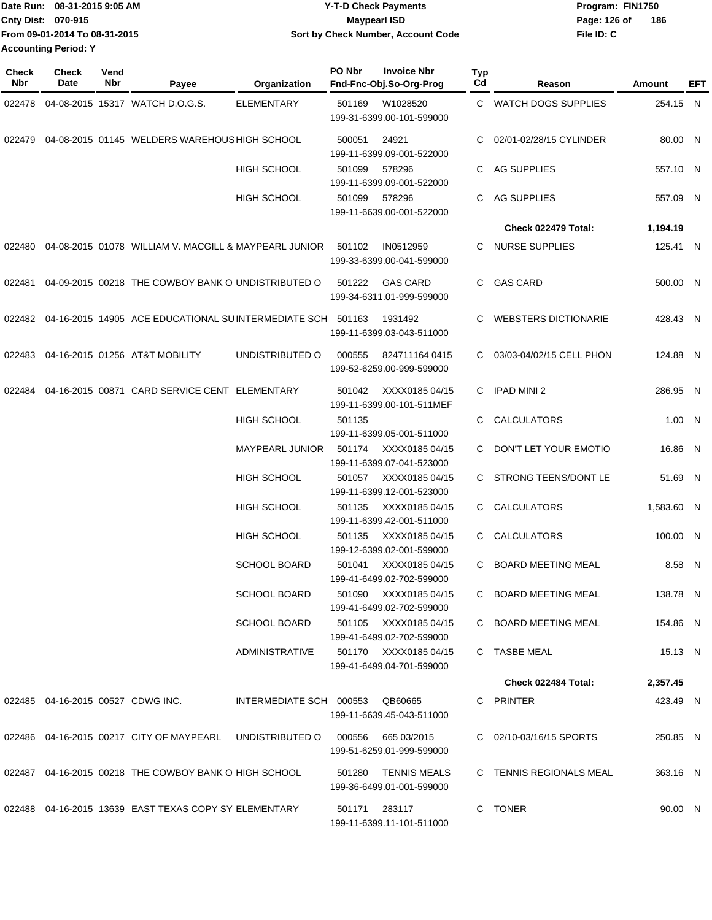Date Run: 08-31-2015 9:05 AM
Cnty Dist: 070-915
From 09-01-2014 To 08-31-2015
Accounting Period: Y

**Y-T-D Check Payments**
**Maypearl ISD**
**Sort by Check Number, Account Code**

Program: FIN1750
File ID: C

| Check Nbr | Check Date | Vend Nbr | Payee | Organization | PO Nbr | Invoice Nbr / Fnd-Fnc-Obj.So-Org-Prog | Typ Cd | Reason | Amount | EFT |
|---|---|---|---|---|---|---|---|---|---|---|
| 022478 | 04-08-2015 | 15317 | WATCH D.O.G.S. | ELEMENTARY | 501169 | W1028520 199-31-6399.00-101-599000 | C | WATCH DOGS SUPPLIES | 254.15 | N |
| 022479 | 04-08-2015 | 01145 | WELDERS WAREHOUS | HIGH SCHOOL | 500051 | 24921 199-11-6399.09-001-522000 | C | 02/01-02/28/15 CYLINDER | 80.00 | N |
| | | | | HIGH SCHOOL | 501099 | 578296 199-11-6399.09-001-522000 | C | AG SUPPLIES | 557.10 | N |
| | | | | HIGH SCHOOL | 501099 | 578296 199-11-6639.00-001-522000 | C | AG SUPPLIES | 557.09 | N |
| | | | | | | | | **Check 022479 Total:** | **1,194.19** | |
| 022480 | 04-08-2015 | 01078 | WILLIAM V. MACGILL & | MAYPEARL JUNIOR | 501102 | IN0512959 199-33-6399.00-041-599000 | C | NURSE SUPPLIES | 125.41 | N |
| 022481 | 04-09-2015 | 00218 | THE COWBOY BANK O | UNDISTRIBUTED O | 501222 | GAS CARD 199-34-6311.01-999-599000 | C | GAS CARD | 500.00 | N |
| 022482 | 04-16-2015 | 14905 | ACE EDUCATIONAL SU | INTERMEDIATE SCH | 501163 | 1931492 199-11-6399.03-043-511000 | C | WEBSTERS DICTIONARIE | 428.43 | N |
| 022483 | 04-16-2015 | 01256 | AT&T MOBILITY | UNDISTRIBUTED O | 000555 | 824711164 0415 199-52-6259.00-999-599000 | C | 03/03-04/02/15 CELL PHON | 124.88 | N |
| 022484 | 04-16-2015 | 00871 | CARD SERVICE CENT | ELEMENTARY | 501042 | XXXX0185 04/15 199-11-6399.00-101-511MEF | C | IPAD MINI 2 | 286.95 | N |
| | | | | HIGH SCHOOL | 501135 | 199-11-6399.05-001-511000 | C | CALCULATORS | 1.00 | N |
| | | | | MAYPEARL JUNIOR | 501174 | XXXX0185 04/15 199-11-6399.07-041-523000 | C | DON'T LET YOUR EMOTIO | 16.86 | N |
| | | | | HIGH SCHOOL | 501057 | XXXX0185 04/15 199-11-6399.12-001-523000 | C | STRONG TEENS/DONT LE | 51.69 | N |
| | | | | HIGH SCHOOL | 501135 | XXXX0185 04/15 199-11-6399.42-001-511000 | C | CALCULATORS | 1,583.60 | N |
| | | | | HIGH SCHOOL | 501135 | XXXX0185 04/15 199-12-6399.02-001-599000 | C | CALCULATORS | 100.00 | N |
| | | | | SCHOOL BOARD | 501041 | XXXX0185 04/15 199-41-6499.02-702-599000 | C | BOARD MEETING MEAL | 8.58 | N |
| | | | | SCHOOL BOARD | 501090 | XXXX0185 04/15 199-41-6499.02-702-599000 | C | BOARD MEETING MEAL | 138.78 | N |
| | | | | SCHOOL BOARD | 501105 | XXXX0185 04/15 199-41-6499.02-702-599000 | C | BOARD MEETING MEAL | 154.86 | N |
| | | | | ADMINISTRATIVE | 501170 | XXXX0185 04/15 199-41-6499.04-701-599000 | C | TASBE MEAL | 15.13 | N |
| | | | | | | | | **Check 022484 Total:** | **2,357.45** | |
| 022485 | 04-16-2015 | 00527 | CDWG INC. | INTERMEDIATE SCH | 000553 | QB60665 199-11-6639.45-043-511000 | C | PRINTER | 423.49 | N |
| 022486 | 04-16-2015 | 00217 | CITY OF MAYPEARL | UNDISTRIBUTED O | 000556 | 665 03/2015 199-51-6259.01-999-599000 | C | 02/10-03/16/15 SPORTS | 250.85 | N |
| 022487 | 04-16-2015 | 00218 | THE COWBOY BANK O | HIGH SCHOOL | 501280 | TENNIS MEALS 199-36-6499.01-001-599000 | C | TENNIS REGIONALS MEAL | 363.16 | N |
| 022488 | 04-16-2015 | 13639 | EAST TEXAS COPY SY | ELEMENTARY | 501171 | 283117 199-11-6399.11-101-511000 | C | TONER | 90.00 | N |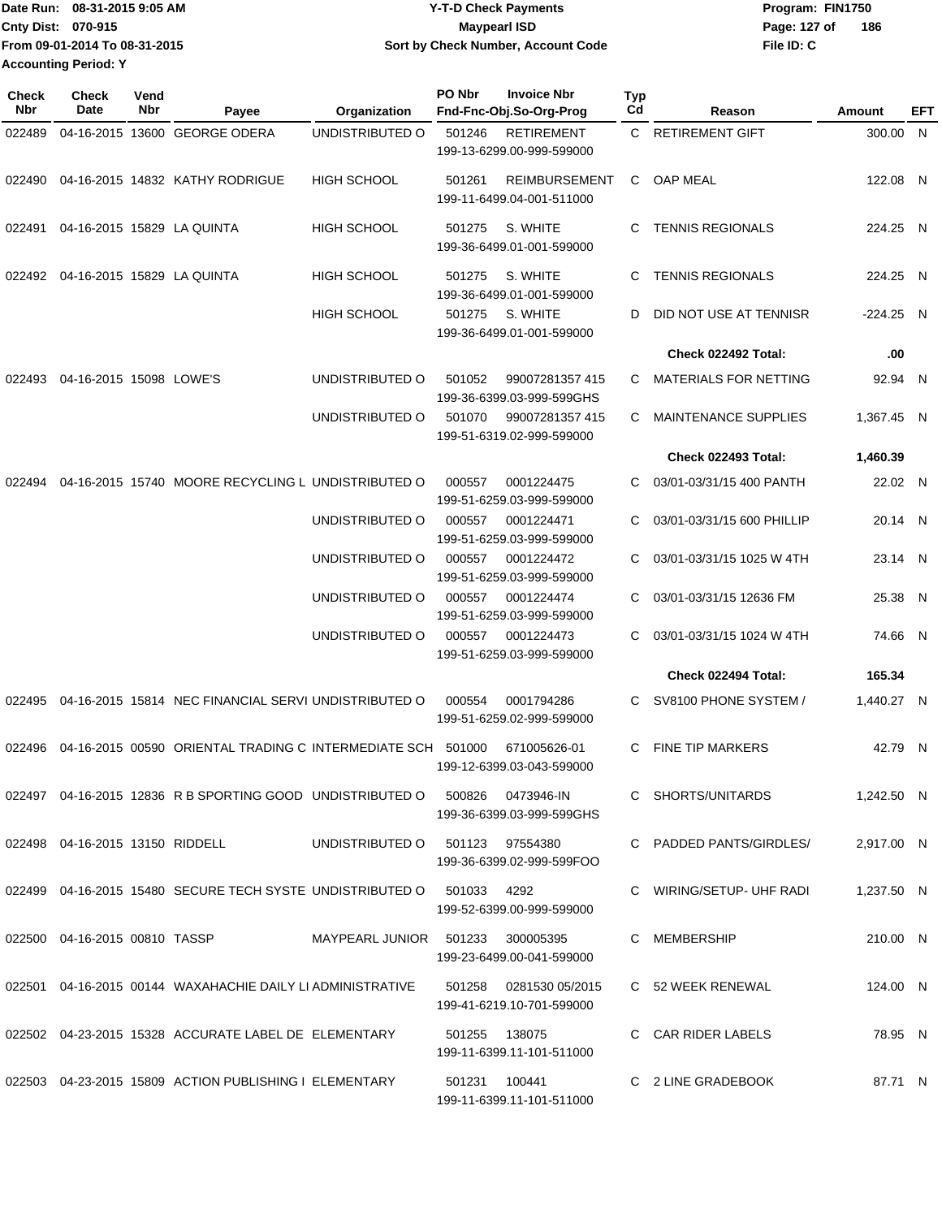Date Run: 08-31-2015 9:05 AM
Cnty Dist: 070-915
From 09-01-2014 To 08-31-2015
Accounting Period: Y

**Y-T-D Check Payments**
**Maypearl ISD**
**Sort by Check Number, Account Code**

Program: FIN1750
File ID: C

| Check Nbr | Check Date | Vend Nbr | Payee | Organization | PO Nbr | Invoice Nbr / Fnd-Fnc-Obj.So-Org-Prog | Typ Cd | Reason | Amount | EFT |
|---|---|---|---|---|---|---|---|---|---|---|
| 022489 | 04-16-2015 | 13600 | GEORGE ODERA | UNDISTRIBUTED O | 501246 | RETIREMENT 199-13-6299.00-999-599000 | C | RETIREMENT GIFT | 300.00 | N |
| 022490 | 04-16-2015 | 14832 | KATHY RODRIGUE | HIGH SCHOOL | 501261 | REIMBURSEMENT 199-11-6499.04-001-511000 | C | OAP MEAL | 122.08 | N |
| 022491 | 04-16-2015 | 15829 | LA QUINTA | HIGH SCHOOL | 501275 | S. WHITE 199-36-6499.01-001-599000 | C | TENNIS REGIONALS | 224.25 | N |
| 022492 | 04-16-2015 | 15829 | LA QUINTA | HIGH SCHOOL | 501275 | S. WHITE 199-36-6499.01-001-599000 | C | TENNIS REGIONALS | 224.25 | N |
| | | | | HIGH SCHOOL | 501275 | S. WHITE 199-36-6499.01-001-599000 | D | DID NOT USE AT TENNISR | -224.25 | N |
| | | | | | | | | **Check 022492 Total:** | **.00** | |
| 022493 | 04-16-2015 | 15098 | LOWE'S | UNDISTRIBUTED O | 501052 | 99007281357 415 199-36-6399.03-999-599GHS | C | MATERIALS FOR NETTING | 92.94 | N |
| | | | | UNDISTRIBUTED O | 501070 | 99007281357 415 199-51-6319.02-999-599000 | C | MAINTENANCE SUPPLIES | 1,367.45 | N |
| | | | | | | | | **Check 022493 Total:** | **1,460.39** | |
| 022494 | 04-16-2015 | 15740 | MOORE RECYCLING L | UNDISTRIBUTED O | 000557 | 0001224475 199-51-6259.03-999-599000 | C | 03/01-03/31/15 400 PANTH | 22.02 | N |
| | | | | UNDISTRIBUTED O | 000557 | 0001224471 199-51-6259.03-999-599000 | C | 03/01-03/31/15 600 PHILLIP | 20.14 | N |
| | | | | UNDISTRIBUTED O | 000557 | 0001224472 199-51-6259.03-999-599000 | C | 03/01-03/31/15 1025 W 4TH | 23.14 | N |
| | | | | UNDISTRIBUTED O | 000557 | 0001224474 199-51-6259.03-999-599000 | C | 03/01-03/31/15 12636 FM | 25.38 | N |
| | | | | UNDISTRIBUTED O | 000557 | 0001224473 199-51-6259.03-999-599000 | C | 03/01-03/31/15 1024 W 4TH | 74.66 | N |
| | | | | | | | | **Check 022494 Total:** | **165.34** | |
| 022495 | 04-16-2015 | 15814 | NEC FINANCIAL SERVI | UNDISTRIBUTED O | 000554 | 0001794286 199-51-6259.02-999-599000 | C | SV8100 PHONE SYSTEM / | 1,440.27 | N |
| 022496 | 04-16-2015 | 00590 | ORIENTAL TRADING C | INTERMEDIATE SCH | 501000 | 671005626-01 199-12-6399.03-043-599000 | C | FINE TIP MARKERS | 42.79 | N |
| 022497 | 04-16-2015 | 12836 | R B SPORTING GOOD | UNDISTRIBUTED O | 500826 | 0473946-IN 199-36-6399.03-999-599GHS | C | SHORTS/UNITARDS | 1,242.50 | N |
| 022498 | 04-16-2015 | 13150 | RIDDELL | UNDISTRIBUTED O | 501123 | 97554380 199-36-6399.02-999-599FOO | C | PADDED PANTS/GIRDLES/ | 2,917.00 | N |
| 022499 | 04-16-2015 | 15480 | SECURE TECH SYSTE | UNDISTRIBUTED O | 501033 | 4292 199-52-6399.00-999-599000 | C | WIRING/SETUP- UHF RADI | 1,237.50 | N |
| 022500 | 04-16-2015 | 00810 | TASSP | MAYPEARL JUNIOR | 501233 | 300005395 199-23-6499.00-041-599000 | C | MEMBERSHIP | 210.00 | N |
| 022501 | 04-16-2015 | 00144 | WAXAHACHIE DAILY LI | ADMINISTRATIVE | 501258 | 0281530 05/2015 199-41-6219.10-701-599000 | C | 52 WEEK RENEWAL | 124.00 | N |
| 022502 | 04-23-2015 | 15328 | ACCURATE LABEL DE | ELEMENTARY | 501255 | 138075 199-11-6399.11-101-511000 | C | CAR RIDER LABELS | 78.95 | N |
| 022503 | 04-23-2015 | 15809 | ACTION PUBLISHING I | ELEMENTARY | 501231 | 100441 199-11-6399.11-101-511000 | C | 2 LINE GRADEBOOK | 87.71 | N |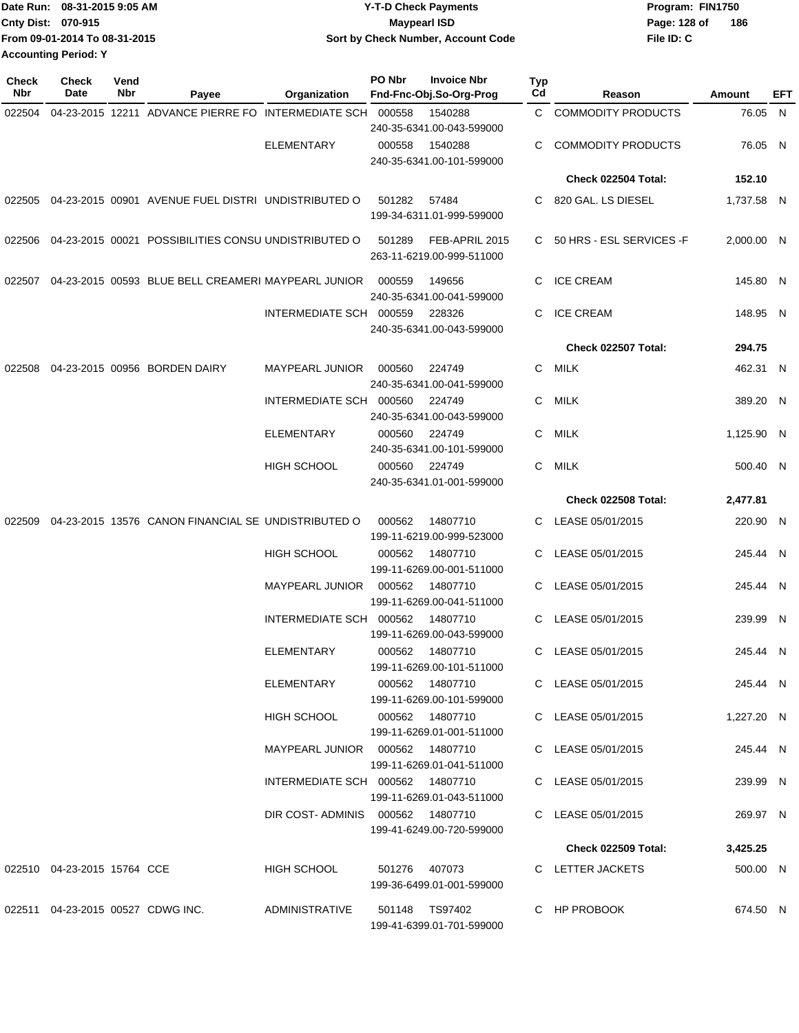Date Run: 08-31-2015 9:05 AM
Cnty Dist: 070-915
From 09-01-2014 To 08-31-2015
Accounting Period: Y

**Y-T-D Check Payments**
**Maypearl ISD**
**Sort by Check Number, Account Code**

Program: FIN1750
File ID: C

| Check Nbr | Check Date | Vend Nbr | Payee | Organization | PO Nbr | Invoice Nbr Fnd-Fnc-Obj.So-Org-Prog | Typ Cd | Reason | Amount | EFT |
|---|---|---|---|---|---|---|---|---|---|---|
| 022504 | 04-23-2015 | 12211 | ADVANCE PIERRE FO | INTERMEDIATE SCH | 000558 | 1540288 240-35-6341.00-043-599000 | C | COMMODITY PRODUCTS | 76.05 | N |
| | | | | ELEMENTARY | 000558 | 1540288 240-35-6341.00-101-599000 | C | COMMODITY PRODUCTS | 76.05 | N |
| | | | | | | | | **Check 022504 Total:** | **152.10** | |
| 022505 | 04-23-2015 | 00901 | AVENUE FUEL DISTRI | UNDISTRIBUTED O | 501282 | 57484 199-34-6311.01-999-599000 | C | 820 GAL. LS DIESEL | 1,737.58 | N |
| 022506 | 04-23-2015 | 00021 | POSSIBILITIES CONSU | UNDISTRIBUTED O | 501289 | FEB-APRIL 2015 263-11-6219.00-999-511000 | C | 50 HRS - ESL SERVICES -F | 2,000.00 | N |
| 022507 | 04-23-2015 | 00593 | BLUE BELL CREAMERI | MAYPEARL JUNIOR | 000559 | 149656 240-35-6341.00-041-599000 | C | ICE CREAM | 145.80 | N |
| | | | | INTERMEDIATE SCH | 000559 | 228326 240-35-6341.00-043-599000 | C | ICE CREAM | 148.95 | N |
| | | | | | | | | **Check 022507 Total:** | **294.75** | |
| 022508 | 04-23-2015 | 00956 | BORDEN DAIRY | MAYPEARL JUNIOR | 000560 | 224749 240-35-6341.00-041-599000 | C | MILK | 462.31 | N |
| | | | | INTERMEDIATE SCH | 000560 | 224749 240-35-6341.00-043-599000 | C | MILK | 389.20 | N |
| | | | | ELEMENTARY | 000560 | 224749 240-35-6341.00-101-599000 | C | MILK | 1,125.90 | N |
| | | | | HIGH SCHOOL | 000560 | 224749 240-35-6341.01-001-599000 | C | MILK | 500.40 | N |
| | | | | | | | | **Check 022508 Total:** | **2,477.81** | |
| 022509 | 04-23-2015 | 13576 | CANON FINANCIAL SE | UNDISTRIBUTED O | 000562 | 14807710 199-11-6219.00-999-523000 | C | LEASE 05/01/2015 | 220.90 | N |
| | | | | HIGH SCHOOL | 000562 | 14807710 199-11-6269.00-001-511000 | C | LEASE 05/01/2015 | 245.44 | N |
| | | | | MAYPEARL JUNIOR | 000562 | 14807710 199-11-6269.00-041-511000 | C | LEASE 05/01/2015 | 245.44 | N |
| | | | | INTERMEDIATE SCH | 000562 | 14807710 199-11-6269.00-043-599000 | C | LEASE 05/01/2015 | 239.99 | N |
| | | | | ELEMENTARY | 000562 | 14807710 199-11-6269.00-101-511000 | C | LEASE 05/01/2015 | 245.44 | N |
| | | | | ELEMENTARY | 000562 | 14807710 199-11-6269.00-101-599000 | C | LEASE 05/01/2015 | 245.44 | N |
| | | | | HIGH SCHOOL | 000562 | 14807710 199-11-6269.01-001-511000 | C | LEASE 05/01/2015 | 1,227.20 | N |
| | | | | MAYPEARL JUNIOR | 000562 | 14807710 199-11-6269.01-041-511000 | C | LEASE 05/01/2015 | 245.44 | N |
| | | | | INTERMEDIATE SCH | 000562 | 14807710 199-11-6269.01-043-511000 | C | LEASE 05/01/2015 | 239.99 | N |
| | | | | DIR COST- ADMINIS | 000562 | 14807710 199-41-6249.00-720-599000 | C | LEASE 05/01/2015 | 269.97 | N |
| | | | | | | | | **Check 022509 Total:** | **3,425.25** | |
| 022510 | 04-23-2015 | 15764 | CCE | HIGH SCHOOL | 501276 | 407073 199-36-6499.01-001-599000 | C | LETTER JACKETS | 500.00 | N |
| 022511 | 04-23-2015 | 00527 | CDWG INC. | ADMINISTRATIVE | 501148 | TS97402 199-41-6399.01-701-599000 | C | HP PROBOOK | 674.50 | N |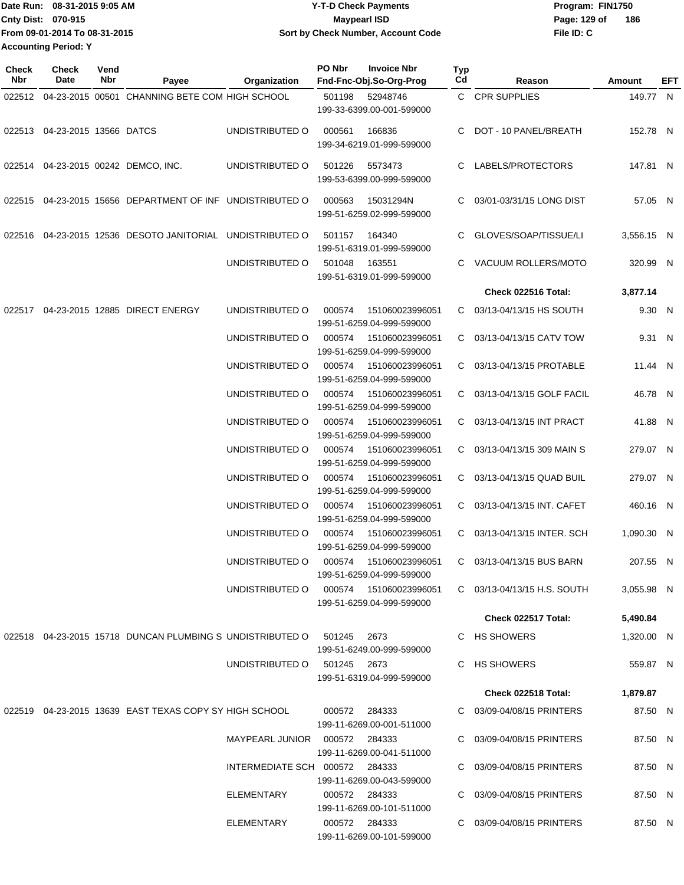Date Run: 08-31-2015 9:05 AM
Cnty Dist: 070-915
From 09-01-2014 To 08-31-2015
Accounting Period: Y

# Y-T-D Check Payments
## Maypearl ISD
### Sort by Check Number, Account Code

Program: FIN1750
File ID: C

| Check Nbr | Check Date | Vend Nbr | Payee | Organization | PO Nbr | Invoice Nbr / Fnd-Fnc-Obj.So-Org-Prog | Typ Cd | Reason | Amount | EFT |
|---|---|---|---|---|---|---|---|---|---|---|
| 022512 | 04-23-2015 | 00501 | CHANNING BETE COM | HIGH SCHOOL | 501198 | 52948746 199-33-6399.00-001-599000 | C | CPR SUPPLIES | 149.77 | N |
| 022513 | 04-23-2015 | 13566 | DATCS | UNDISTRIBUTED O | 000561 | 166836 199-34-6219.01-999-599000 | C | DOT - 10 PANEL/BREATH | 152.78 | N |
| 022514 | 04-23-2015 | 00242 | DEMCO, INC. | UNDISTRIBUTED O | 501226 | 5573473 199-53-6399.00-999-599000 | C | LABELS/PROTECTORS | 147.81 | N |
| 022515 | 04-23-2015 | 15656 | DEPARTMENT OF INF | UNDISTRIBUTED O | 000563 | 15031294N 199-51-6259.02-999-599000 | C | 03/01-03/31/15 LONG DIST | 57.05 | N |
| 022516 | 04-23-2015 | 12536 | DESOTO JANITORIAL | UNDISTRIBUTED O | 501157 | 164340 199-51-6319.01-999-599000 | C | GLOVES/SOAP/TISSUE/LI | 3,556.15 | N |
| | | | | UNDISTRIBUTED O | 501048 | 163551 199-51-6319.01-999-599000 | C | VACUUM ROLLERS/MOTO | 320.99 | N |
| | | | | | | | | **Check 022516 Total:** | **3,877.14** | |
| 022517 | 04-23-2015 | 12885 | DIRECT ENERGY | UNDISTRIBUTED O | 000574 | 151060023996051 199-51-6259.04-999-599000 | C | 03/13-04/13/15 HS SOUTH | 9.30 | N |
| | | | | UNDISTRIBUTED O | 000574 | 151060023996051 199-51-6259.04-999-599000 | C | 03/13-04/13/15 CATV TOW | 9.31 | N |
| | | | | UNDISTRIBUTED O | 000574 | 151060023996051 199-51-6259.04-999-599000 | C | 03/13-04/13/15 PROTABLE | 11.44 | N |
| | | | | UNDISTRIBUTED O | 000574 | 151060023996051 199-51-6259.04-999-599000 | C | 03/13-04/13/15 GOLF FACIL | 46.78 | N |
| | | | | UNDISTRIBUTED O | 000574 | 151060023996051 199-51-6259.04-999-599000 | C | 03/13-04/13/15 INT PRACT | 41.88 | N |
| | | | | UNDISTRIBUTED O | 000574 | 151060023996051 199-51-6259.04-999-599000 | C | 03/13-04/13/15 309 MAIN S | 279.07 | N |
| | | | | UNDISTRIBUTED O | 000574 | 151060023996051 199-51-6259.04-999-599000 | C | 03/13-04/13/15 QUAD BUIL | 279.07 | N |
| | | | | UNDISTRIBUTED O | 000574 | 151060023996051 199-51-6259.04-999-599000 | C | 03/13-04/13/15 INT. CAFET | 460.16 | N |
| | | | | UNDISTRIBUTED O | 000574 | 151060023996051 199-51-6259.04-999-599000 | C | 03/13-04/13/15 INTER. SCH | 1,090.30 | N |
| | | | | UNDISTRIBUTED O | 000574 | 151060023996051 199-51-6259.04-999-599000 | C | 03/13-04/13/15 BUS BARN | 207.55 | N |
| | | | | UNDISTRIBUTED O | 000574 | 151060023996051 199-51-6259.04-999-599000 | C | 03/13-04/13/15 H.S. SOUTH | 3,055.98 | N |
| | | | | | | | | **Check 022517 Total:** | **5,490.84** | |
| 022518 | 04-23-2015 | 15718 | DUNCAN PLUMBING S | UNDISTRIBUTED O | 501245 | 2673 199-51-6249.00-999-599000 | C | HS SHOWERS | 1,320.00 | N |
| | | | | UNDISTRIBUTED O | 501245 | 2673 199-51-6319.04-999-599000 | C | HS SHOWERS | 559.87 | N |
| | | | | | | | | **Check 022518 Total:** | **1,879.87** | |
| 022519 | 04-23-2015 | 13639 | EAST TEXAS COPY SY | HIGH SCHOOL | 000572 | 284333 199-11-6269.00-001-511000 | C | 03/09-04/08/15 PRINTERS | 87.50 | N |
| | | | | MAYPEARL JUNIOR | 000572 | 284333 199-11-6269.00-041-511000 | C | 03/09-04/08/15 PRINTERS | 87.50 | N |
| | | | | INTERMEDIATE SCH | 000572 | 284333 199-11-6269.00-043-599000 | C | 03/09-04/08/15 PRINTERS | 87.50 | N |
| | | | | ELEMENTARY | 000572 | 284333 199-11-6269.00-101-511000 | C | 03/09-04/08/15 PRINTERS | 87.50 | N |
| | | | | ELEMENTARY | 000572 | 284333 199-11-6269.00-101-599000 | C | 03/09-04/08/15 PRINTERS | 87.50 | N |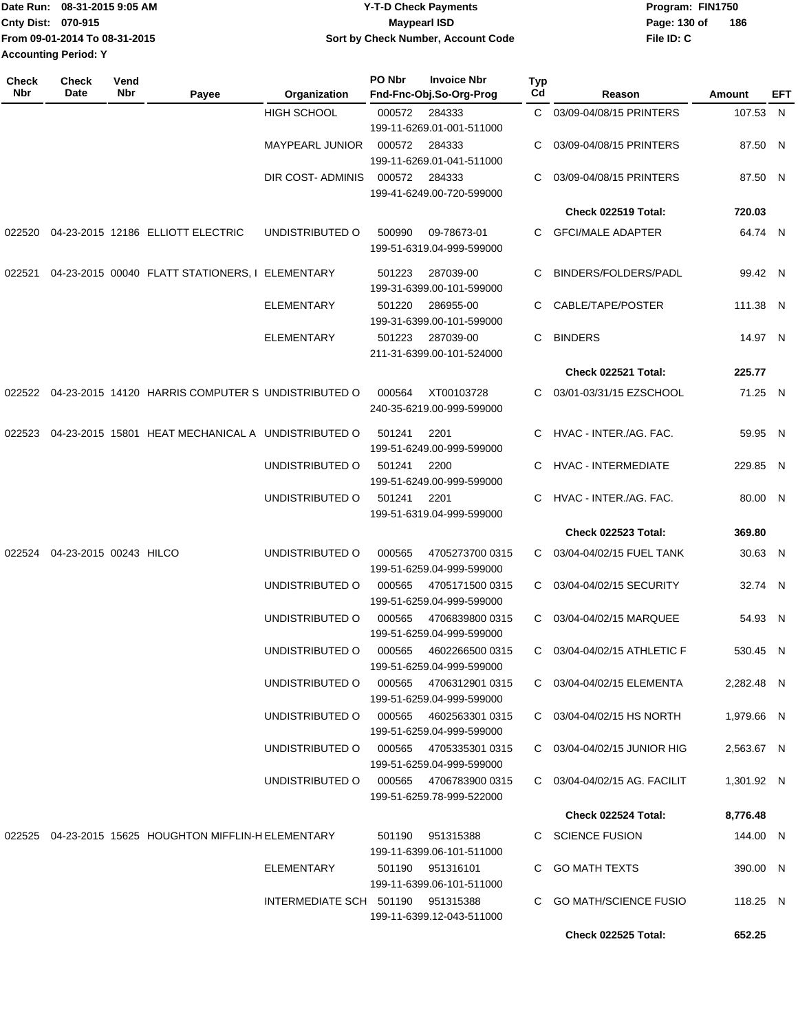Date Run: 08-31-2015 9:05 AM
Cnty Dist: 070-915
From 09-01-2014 To 08-31-2015
Accounting Period: Y

**Y-T-D Check Payments**
**Maypearl ISD**
**Sort by Check Number, Account Code**

Program: FIN1750
File ID: C

| Check Nbr | Check Date | Vend Nbr | Payee | Organization | PO Nbr | Invoice Nbr / Fnd-Fnc-Obj.So-Org-Prog | Typ Cd | Reason | Amount | EFT |
|---|---|---|---|---|---|---|---|---|---|---|
| | | | | HIGH SCHOOL | 000572 | 284333 199-11-6269.01-001-511000 | C | 03/09-04/08/15 PRINTERS | 107.53 | N |
| | | | | MAYPEARL JUNIOR | 000572 | 284333 199-11-6269.01-041-511000 | C | 03/09-04/08/15 PRINTERS | 87.50 | N |
| | | | | DIR COST- ADMINIS | 000572 | 284333 199-41-6249.00-720-599000 | C | 03/09-04/08/15 PRINTERS | 87.50 | N |
| | | | | | | | | **Check 022519 Total:** | **720.03** | |
| 022520 | 04-23-2015 | 12186 | ELLIOTT ELECTRIC | UNDISTRIBUTED O | 500990 | 09-78673-01 199-51-6319.04-999-599000 | C | GFCI/MALE ADAPTER | 64.74 | N |
| 022521 | 04-23-2015 | 00040 | FLATT STATIONERS, I | ELEMENTARY | 501223 | 287039-00 199-31-6399.00-101-599000 | C | BINDERS/FOLDERS/PADL | 99.42 | N |
| | | | | ELEMENTARY | 501220 | 286955-00 199-31-6399.00-101-599000 | C | CABLE/TAPE/POSTER | 111.38 | N |
| | | | | ELEMENTARY | 501223 | 287039-00 211-31-6399.00-101-524000 | C | BINDERS | 14.97 | N |
| | | | | | | | | **Check 022521 Total:** | **225.77** | |
| 022522 | 04-23-2015 | 14120 | HARRIS COMPUTER S | UNDISTRIBUTED O | 000564 | XT00103728 240-35-6219.00-999-599000 | C | 03/01-03/31/15 EZSCHOOL | 71.25 | N |
| 022523 | 04-23-2015 | 15801 | HEAT MECHANICAL A | UNDISTRIBUTED O | 501241 | 2201 199-51-6249.00-999-599000 | C | HVAC - INTER./AG. FAC. | 59.95 | N |
| | | | | UNDISTRIBUTED O | 501241 | 2200 199-51-6249.00-999-599000 | C | HVAC - INTERMEDIATE | 229.85 | N |
| | | | | UNDISTRIBUTED O | 501241 | 2201 199-51-6319.04-999-599000 | C | HVAC - INTER./AG. FAC. | 80.00 | N |
| | | | | | | | | **Check 022523 Total:** | **369.80** | |
| 022524 | 04-23-2015 | 00243 | HILCO | UNDISTRIBUTED O | 000565 | 4705273700 0315 199-51-6259.04-999-599000 | C | 03/04-04/02/15 FUEL TANK | 30.63 | N |
| | | | | UNDISTRIBUTED O | 000565 | 4705171500 0315 199-51-6259.04-999-599000 | C | 03/04-04/02/15 SECURITY | 32.74 | N |
| | | | | UNDISTRIBUTED O | 000565 | 4706839800 0315 199-51-6259.04-999-599000 | C | 03/04-04/02/15 MARQUEE | 54.93 | N |
| | | | | UNDISTRIBUTED O | 000565 | 4602266500 0315 199-51-6259.04-999-599000 | C | 03/04-04/02/15 ATHLETIC F | 530.45 | N |
| | | | | UNDISTRIBUTED O | 000565 | 4706312901 0315 199-51-6259.04-999-599000 | C | 03/04-04/02/15 ELEMENTA | 2,282.48 | N |
| | | | | UNDISTRIBUTED O | 000565 | 4602563301 0315 199-51-6259.04-999-599000 | C | 03/04-04/02/15 HS NORTH | 1,979.66 | N |
| | | | | UNDISTRIBUTED O | 000565 | 4705335301 0315 199-51-6259.04-999-599000 | C | 03/04-04/02/15 JUNIOR HIG | 2,563.67 | N |
| | | | | UNDISTRIBUTED O | 000565 | 4706783900 0315 199-51-6259.78-999-522000 | C | 03/04-04/02/15 AG. FACILIT | 1,301.92 | N |
| | | | | | | | | **Check 022524 Total:** | **8,776.48** | |
| 022525 | 04-23-2015 | 15625 | HOUGHTON MIFFLIN-H | ELEMENTARY | 501190 | 951315388 199-11-6399.06-101-511000 | C | SCIENCE FUSION | 144.00 | N |
| | | | | ELEMENTARY | 501190 | 951316101 199-11-6399.06-101-511000 | C | GO MATH TEXTS | 390.00 | N |
| | | | | INTERMEDIATE SCH | 501190 | 951315388 199-11-6399.12-043-511000 | C | GO MATH/SCIENCE FUSIO | 118.25 | N |
| | | | | | | | | **Check 022525 Total:** | **652.25** | |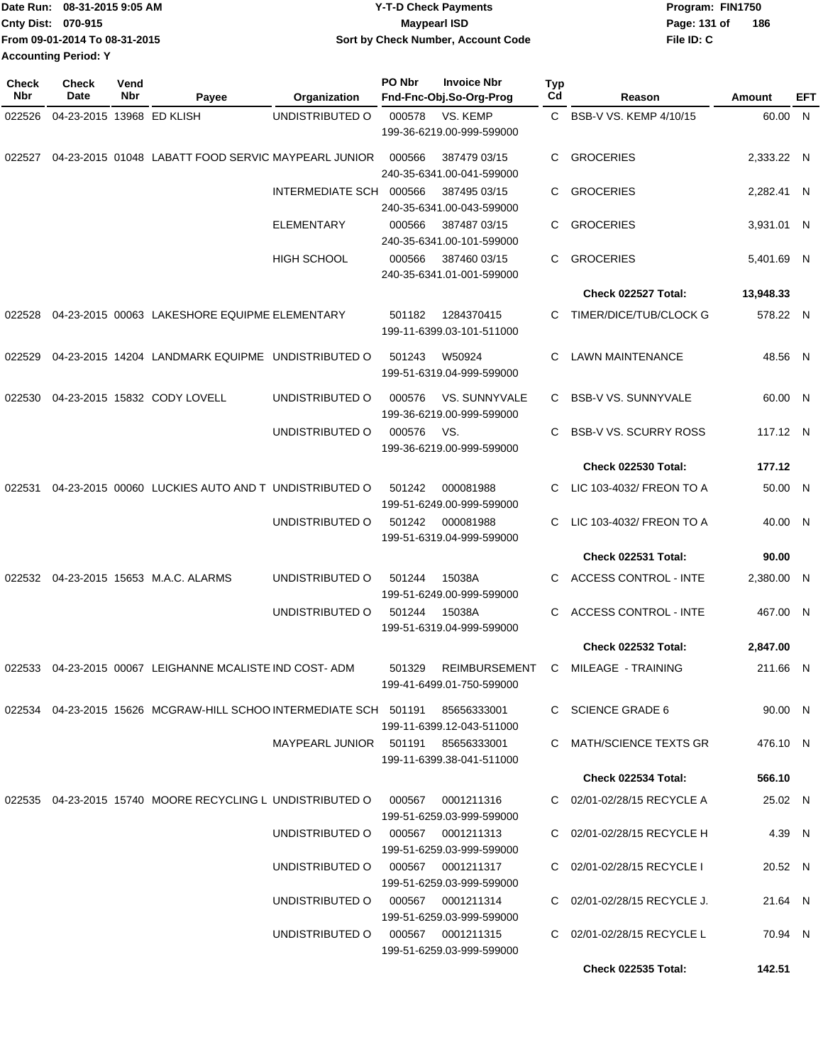Date Run: 08-31-2015 9:05 AM
Cnty Dist: 070-915
From 09-01-2014 To 08-31-2015
Accounting Period: Y

**Y-T-D Check Payments**
**Maypearl ISD**
**Sort by Check Number, Account Code**

Program: FIN1750
File ID: C

| Check Nbr | Check Date | Vend Nbr | Payee | Organization | PO Nbr | Invoice Nbr / Fnd-Fnc-Obj.So-Org-Prog | Typ Cd | Reason | Amount | EFT |
|---|---|---|---|---|---|---|---|---|---|---|
| 022526 | 04-23-2015 | 13968 | ED KLISH | UNDISTRIBUTED O | 000578 | VS. KEMP<br>199-36-6219.00-999-599000 | C | BSB-V VS. KEMP 4/10/15 | 60.00 | N |
| 022527 | 04-23-2015 | 01048 | LABATT FOOD SERVIC | MAYPEARL JUNIOR | 000566 | 387479 03/15<br>240-35-6341.00-041-599000 | C | GROCERIES | 2,333.22 | N |
| | | | | INTERMEDIATE SCH | 000566 | 387495 03/15<br>240-35-6341.00-043-599000 | C | GROCERIES | 2,282.41 | N |
| | | | | ELEMENTARY | 000566 | 387487 03/15<br>240-35-6341.00-101-599000 | C | GROCERIES | 3,931.01 | N |
| | | | | HIGH SCHOOL | 000566 | 387460 03/15<br>240-35-6341.01-001-599000 | C | GROCERIES | 5,401.69 | N |
| | | | | | | | | **Check 022527 Total:** | **13,948.33** | |
| 022528 | 04-23-2015 | 00063 | LAKESHORE EQUIPME | ELEMENTARY | 501182 | 1284370415<br>199-11-6399.03-101-511000 | C | TIMER/DICE/TUB/CLOCK G | 578.22 | N |
| 022529 | 04-23-2015 | 14204 | LANDMARK EQUIPME | UNDISTRIBUTED O | 501243 | W50924<br>199-51-6319.04-999-599000 | C | LAWN MAINTENANCE | 48.56 | N |
| 022530 | 04-23-2015 | 15832 | CODY LOVELL | UNDISTRIBUTED O | 000576 | VS. SUNNYVALE<br>199-36-6219.00-999-599000 | C | BSB-V VS. SUNNYVALE | 60.00 | N |
| | | | | UNDISTRIBUTED O | 000576 | VS.<br>199-36-6219.00-999-599000 | C | BSB-V VS. SCURRY ROSS | 117.12 | N |
| | | | | | | | | **Check 022530 Total:** | **177.12** | |
| 022531 | 04-23-2015 | 00060 | LUCKIES AUTO AND T | UNDISTRIBUTED O | 501242 | 000081988<br>199-51-6249.00-999-599000 | C | LIC 103-4032/ FREON TO A | 50.00 | N |
| | | | | UNDISTRIBUTED O | 501242 | 000081988<br>199-51-6319.04-999-599000 | C | LIC 103-4032/ FREON TO A | 40.00 | N |
| | | | | | | | | **Check 022531 Total:** | **90.00** | |
| 022532 | 04-23-2015 | 15653 | M.A.C. ALARMS | UNDISTRIBUTED O | 501244 | 15038A<br>199-51-6249.00-999-599000 | C | ACCESS CONTROL - INTE | 2,380.00 | N |
| | | | | UNDISTRIBUTED O | 501244 | 15038A<br>199-51-6319.04-999-599000 | C | ACCESS CONTROL - INTE | 467.00 | N |
| | | | | | | | | **Check 022532 Total:** | **2,847.00** | |
| 022533 | 04-23-2015 | 00067 | LEIGHANNE MCALISTE | IND COST- ADM | 501329 | REIMBURSEMENT<br>199-41-6499.01-750-599000 | C | MILEAGE - TRAINING | 211.66 | N |
| 022534 | 04-23-2015 | 15626 | MCGRAW-HILL SCHOO | INTERMEDIATE SCH | 501191 | 85656333001<br>199-11-6399.12-043-511000 | C | SCIENCE GRADE 6 | 90.00 | N |
| | | | | MAYPEARL JUNIOR | 501191 | 85656333001<br>199-11-6399.38-041-511000 | C | MATH/SCIENCE TEXTS GR | 476.10 | N |
| | | | | | | | | **Check 022534 Total:** | **566.10** | |
| 022535 | 04-23-2015 | 15740 | MOORE RECYCLING L | UNDISTRIBUTED O | 000567 | 0001211316<br>199-51-6259.03-999-599000 | C | 02/01-02/28/15 RECYCLE A | 25.02 | N |
| | | | | UNDISTRIBUTED O | 000567 | 0001211313<br>199-51-6259.03-999-599000 | C | 02/01-02/28/15 RECYCLE H | 4.39 | N |
| | | | | UNDISTRIBUTED O | 000567 | 0001211317<br>199-51-6259.03-999-599000 | C | 02/01-02/28/15 RECYCLE I | 20.52 | N |
| | | | | UNDISTRIBUTED O | 000567 | 0001211314<br>199-51-6259.03-999-599000 | C | 02/01-02/28/15 RECYCLE J. | 21.64 | N |
| | | | | UNDISTRIBUTED O | 000567 | 0001211315<br>199-51-6259.03-999-599000 | C | 02/01-02/28/15 RECYCLE L | 70.94 | N |
| | | | | | | | | **Check 022535 Total:** | **142.51** | |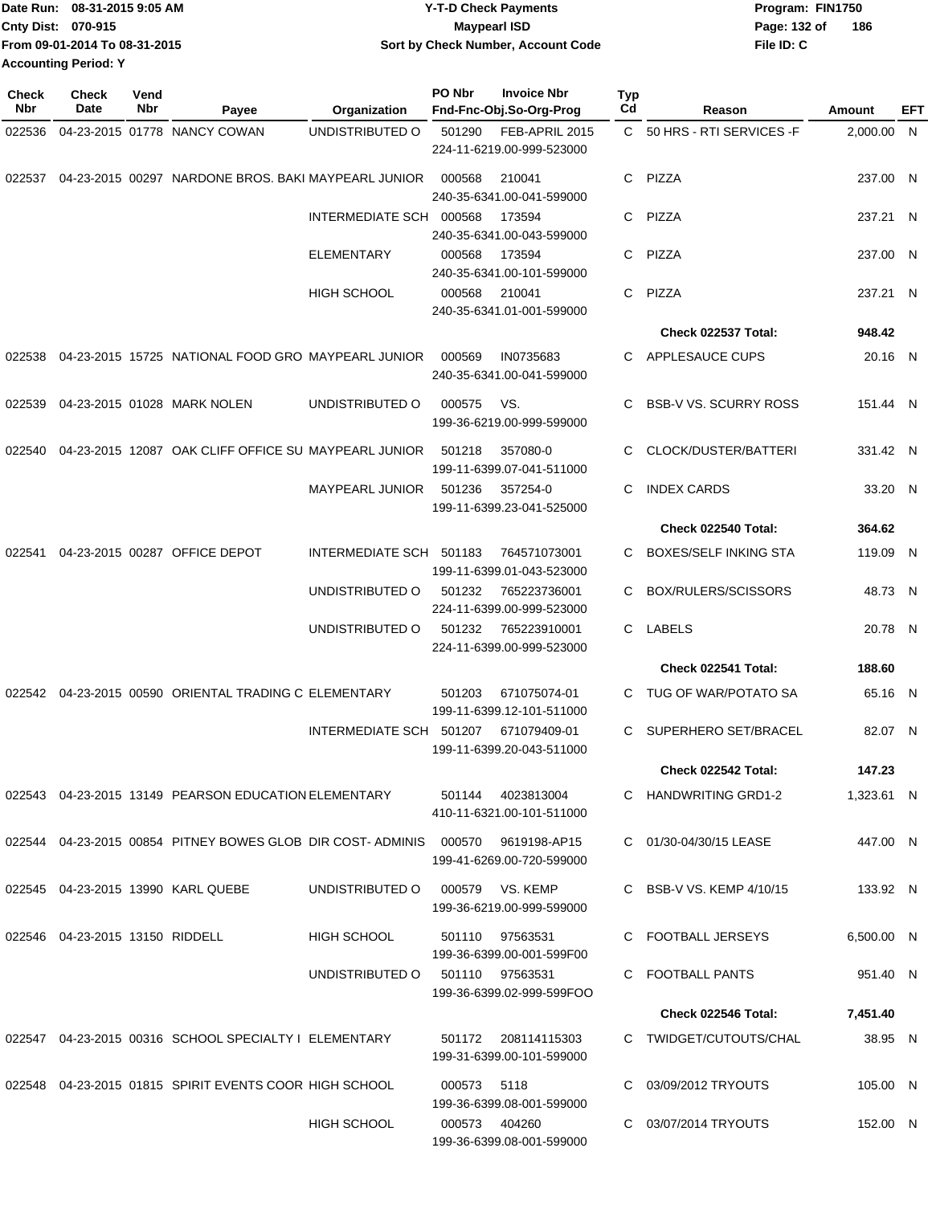Date Run: 08-31-2015 9:05 AM
Cnty Dist: 070-915
From 09-01-2014 To 08-31-2015
Accounting Period: Y

# Y-T-D Check Payments
## Maypearl ISD
### Sort by Check Number, Account Code

Program: FIN1750
File ID: C

| Check Nbr | Check Date | Vend Nbr | Payee | Organization | PO Nbr | Invoice Nbr / Fnd-Fnc-Obj.So-Org-Prog | Typ Cd | Reason | Amount | EFT |
|---|---|---|---|---|---|---|---|---|---|---|
| 022536 | 04-23-2015 | 01778 | NANCY COWAN | UNDISTRIBUTED O | 501290 | FEB-APRIL 2015 224-11-6219.00-999-523000 | C | 50 HRS - RTI SERVICES -F | 2,000.00 | N |
| 022537 | 04-23-2015 | 00297 | NARDONE BROS. BAKI | MAYPEARL JUNIOR | 000568 | 210041 240-35-6341.00-041-599000 | C | PIZZA | 237.00 | N |
| | | | | INTERMEDIATE SCH | 000568 | 173594 240-35-6341.00-043-599000 | C | PIZZA | 237.21 | N |
| | | | | ELEMENTARY | 000568 | 173594 240-35-6341.00-101-599000 | C | PIZZA | 237.00 | N |
| | | | | HIGH SCHOOL | 000568 | 210041 240-35-6341.01-001-599000 | C | PIZZA | 237.21 | N |
| | | | | | | | | **Check 022537 Total:** | **948.42** | |
| 022538 | 04-23-2015 | 15725 | NATIONAL FOOD GRO | MAYPEARL JUNIOR | 000569 | IN0735683 240-35-6341.00-041-599000 | C | APPLESAUCE CUPS | 20.16 | N |
| 022539 | 04-23-2015 | 01028 | MARK NOLEN | UNDISTRIBUTED O | 000575 | VS. 199-36-6219.00-999-599000 | C | BSB-V VS. SCURRY ROSS | 151.44 | N |
| 022540 | 04-23-2015 | 12087 | OAK CLIFF OFFICE SU | MAYPEARL JUNIOR | 501218 | 357080-0 199-11-6399.07-041-511000 | C | CLOCK/DUSTER/BATTERI | 331.42 | N |
| | | | | MAYPEARL JUNIOR | 501236 | 357254-0 199-11-6399.23-041-525000 | C | INDEX CARDS | 33.20 | N |
| | | | | | | | | **Check 022540 Total:** | **364.62** | |
| 022541 | 04-23-2015 | 00287 | OFFICE DEPOT | INTERMEDIATE SCH | 501183 | 764571073001 199-11-6399.01-043-523000 | C | BOXES/SELF INKING STA | 119.09 | N |
| | | | | UNDISTRIBUTED O | 501232 | 765223736001 224-11-6399.00-999-523000 | C | BOX/RULERS/SCISSORS | 48.73 | N |
| | | | | UNDISTRIBUTED O | 501232 | 765223910001 224-11-6399.00-999-523000 | C | LABELS | 20.78 | N |
| | | | | | | | | **Check 022541 Total:** | **188.60** | |
| 022542 | 04-23-2015 | 00590 | ORIENTAL TRADING C | ELEMENTARY | 501203 | 671075074-01 199-11-6399.12-101-511000 | C | TUG OF WAR/POTATO SA | 65.16 | N |
| | | | | INTERMEDIATE SCH | 501207 | 671079409-01 199-11-6399.20-043-511000 | C | SUPERHERO SET/BRACEL | 82.07 | N |
| | | | | | | | | **Check 022542 Total:** | **147.23** | |
| 022543 | 04-23-2015 | 13149 | PEARSON EDUCATION | ELEMENTARY | 501144 | 4023813004 410-11-6321.00-101-511000 | C | HANDWRITING GRD1-2 | 1,323.61 | N |
| 022544 | 04-23-2015 | 00854 | PITNEY BOWES GLOB | DIR COST- ADMINIS | 000570 | 9619198-AP15 199-41-6269.00-720-599000 | C | 01/30-04/30/15 LEASE | 447.00 | N |
| 022545 | 04-23-2015 | 13990 | KARL QUEBE | UNDISTRIBUTED O | 000579 | VS. KEMP 199-36-6219.00-999-599000 | C | BSB-V VS. KEMP 4/10/15 | 133.92 | N |
| 022546 | 04-23-2015 | 13150 | RIDDELL | HIGH SCHOOL | 501110 | 97563531 199-36-6399.00-001-599F00 | C | FOOTBALL JERSEYS | 6,500.00 | N |
| | | | | UNDISTRIBUTED O | 501110 | 97563531 199-36-6399.02-999-599FOO | C | FOOTBALL PANTS | 951.40 | N |
| | | | | | | | | **Check 022546 Total:** | **7,451.40** | |
| 022547 | 04-23-2015 | 00316 | SCHOOL SPECIALTY I | ELEMENTARY | 501172 | 208114115303 199-31-6399.00-101-599000 | C | TWIDGET/CUTOUTS/CHAL | 38.95 | N |
| 022548 | 04-23-2015 | 01815 | SPIRIT EVENTS COOR | HIGH SCHOOL | 000573 | 5118 199-36-6399.08-001-599000 | C | 03/09/2012 TRYOUTS | 105.00 | N |
| | | | | HIGH SCHOOL | 000573 | 404260 199-36-6399.08-001-599000 | C | 03/07/2014 TRYOUTS | 152.00 | N |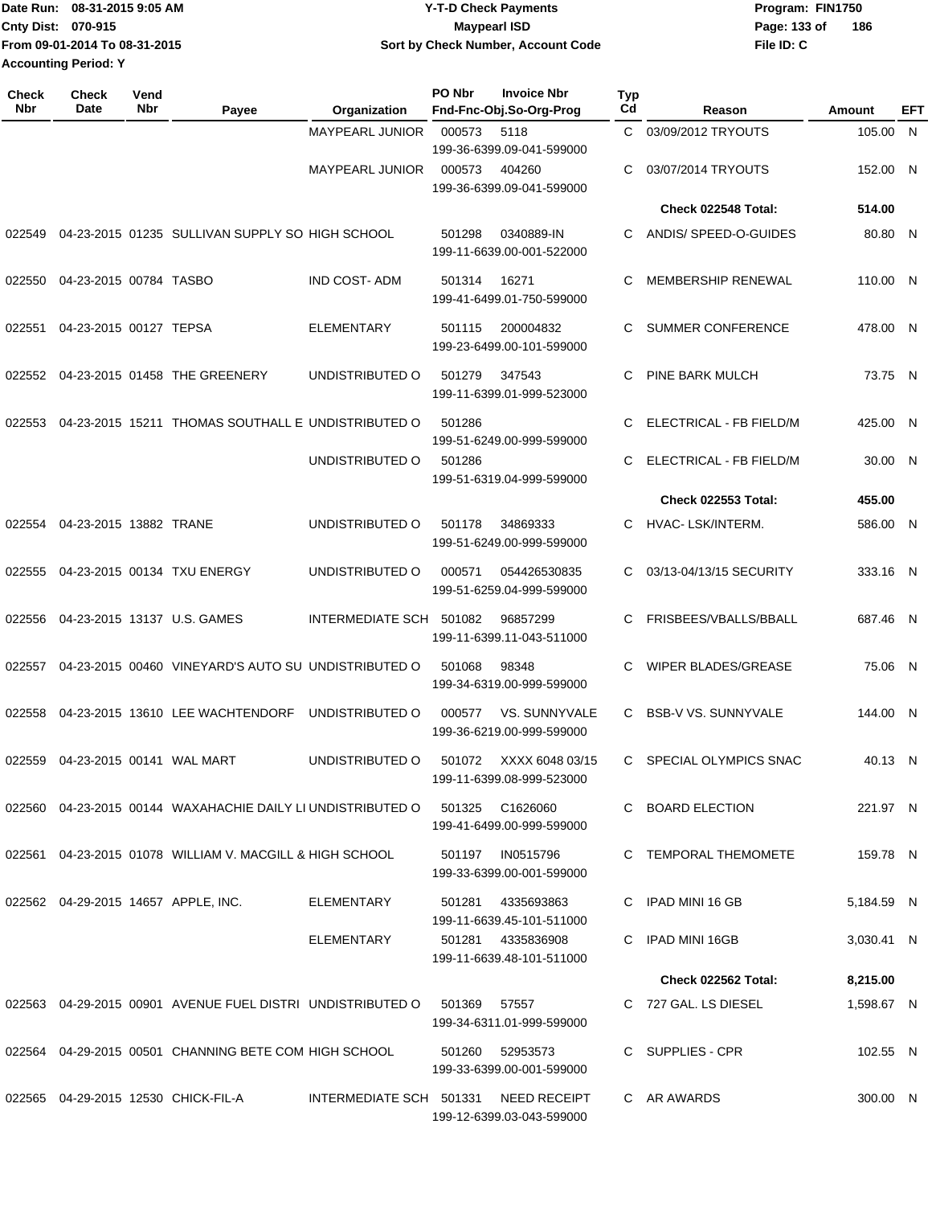Date Run: 08-31-2015 9:05 AM
Cnty Dist: 070-915
From 09-01-2014 To 08-31-2015
Accounting Period: Y

# Y-T-D Check Payments
## Maypearl ISD
### Sort by Check Number, Account Code

Program: FIN1750
File ID: C

| Check Nbr | Check Date | Vend Nbr | Payee | Organization | PO Nbr | Invoice Nbr / Fnd-Fnc-Obj.So-Org-Prog | Typ Cd | Reason | Amount | EFT |
|---|---|---|---|---|---|---|---|---|---|---|
| | | | | MAYPEARL JUNIOR | 000573 | 5118 / 199-36-6399.09-041-599000 | C | 03/09/2012 TRYOUTS | 105.00 | N |
| | | | | MAYPEARL JUNIOR | 000573 | 404260 / 199-36-6399.09-041-599000 | C | 03/07/2014 TRYOUTS | 152.00 | N |
| | | | | | | | | **Check 022548 Total:** | **514.00** | |
| 022549 | 04-23-2015 | 01235 | SULLIVAN SUPPLY SO | HIGH SCHOOL | 501298 | 0340889-IN / 199-11-6639.00-001-522000 | C | ANDIS/ SPEED-O-GUIDES | 80.80 | N |
| 022550 | 04-23-2015 | 00784 | TASBO | IND COST- ADM | 501314 | 16271 / 199-41-6499.01-750-599000 | C | MEMBERSHIP RENEWAL | 110.00 | N |
| 022551 | 04-23-2015 | 00127 | TEPSA | ELEMENTARY | 501115 | 200004832 / 199-23-6499.00-101-599000 | C | SUMMER CONFERENCE | 478.00 | N |
| 022552 | 04-23-2015 | 01458 | THE GREENERY | UNDISTRIBUTED O | 501279 | 347543 / 199-11-6399.01-999-523000 | C | PINE BARK MULCH | 73.75 | N |
| 022553 | 04-23-2015 | 15211 | THOMAS SOUTHALL E | UNDISTRIBUTED O | 501286 | 199-51-6249.00-999-599000 | C | ELECTRICAL - FB FIELD/M | 425.00 | N |
| | | | | UNDISTRIBUTED O | 501286 | 199-51-6319.04-999-599000 | C | ELECTRICAL - FB FIELD/M | 30.00 | N |
| | | | | | | | | **Check 022553 Total:** | **455.00** | |
| 022554 | 04-23-2015 | 13882 | TRANE | UNDISTRIBUTED O | 501178 | 34869333 / 199-51-6249.00-999-599000 | C | HVAC- LSK/INTERM. | 586.00 | N |
| 022555 | 04-23-2015 | 00134 | TXU ENERGY | UNDISTRIBUTED O | 000571 | 054426530835 / 199-51-6259.04-999-599000 | C | 03/13-04/13/15 SECURITY | 333.16 | N |
| 022556 | 04-23-2015 | 13137 | U.S. GAMES | INTERMEDIATE SCH | 501082 | 96857299 / 199-11-6399.11-043-511000 | C | FRISBEES/VBALLS/BBALL | 687.46 | N |
| 022557 | 04-23-2015 | 00460 | VINEYARD'S AUTO SU | UNDISTRIBUTED O | 501068 | 98348 / 199-34-6319.00-999-599000 | C | WIPER BLADES/GREASE | 75.06 | N |
| 022558 | 04-23-2015 | 13610 | LEE WACHTENDORF | UNDISTRIBUTED O | 000577 | VS. SUNNYVALE / 199-36-6219.00-999-599000 | C | BSB-V VS. SUNNYVALE | 144.00 | N |
| 022559 | 04-23-2015 | 00141 | WAL MART | UNDISTRIBUTED O | 501072 | XXXX 6048 03/15 / 199-11-6399.08-999-523000 | C | SPECIAL OLYMPICS SNAC | 40.13 | N |
| 022560 | 04-23-2015 | 00144 | WAXAHACHIE DAILY LI | UNDISTRIBUTED O | 501325 | C1626060 / 199-41-6499.00-999-599000 | C | BOARD ELECTION | 221.97 | N |
| 022561 | 04-23-2015 | 01078 | WILLIAM V. MACGILL & | HIGH SCHOOL | 501197 | IN0515796 / 199-33-6399.00-001-599000 | C | TEMPORAL THEMOMETE | 159.78 | N |
| 022562 | 04-29-2015 | 14657 | APPLE, INC. | ELEMENTARY | 501281 | 4335693863 / 199-11-6639.45-101-511000 | C | IPAD MINI 16 GB | 5,184.59 | N |
| | | | | ELEMENTARY | 501281 | 4335836908 / 199-11-6639.48-101-511000 | C | IPAD MINI 16GB | 3,030.41 | N |
| | | | | | | | | **Check 022562 Total:** | **8,215.00** | |
| 022563 | 04-29-2015 | 00901 | AVENUE FUEL DISTRI | UNDISTRIBUTED O | 501369 | 57557 / 199-34-6311.01-999-599000 | C | 727 GAL. LS DIESEL | 1,598.67 | N |
| 022564 | 04-29-2015 | 00501 | CHANNING BETE COM | HIGH SCHOOL | 501260 | 52953573 / 199-33-6399.00-001-599000 | C | SUPPLIES - CPR | 102.55 | N |
| 022565 | 04-29-2015 | 12530 | CHICK-FIL-A | INTERMEDIATE SCH | 501331 | NEED RECEIPT / 199-12-6399.03-043-599000 | C | AR AWARDS | 300.00 | N |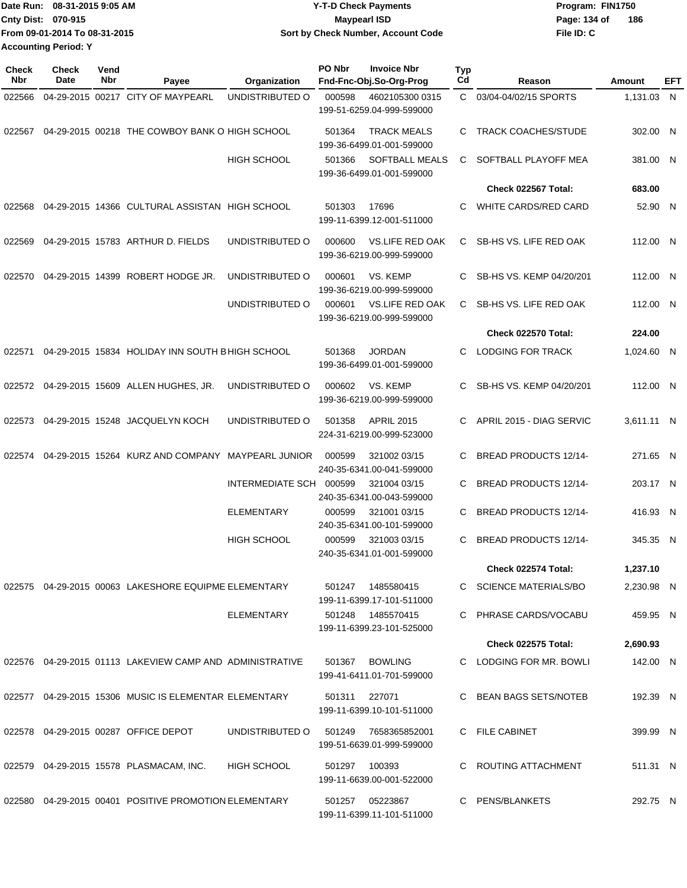Date Run: 08-31-2015 9:05 AM
Cnty Dist: 070-915
From 09-01-2014 To 08-31-2015
Accounting Period: Y

# Y-T-D Check Payments
## Maypearl ISD
### Sort by Check Number, Account Code

Program: FIN1750
File ID: C

| Check Nbr | Check Date | Vend Nbr | Payee | Organization | PO Nbr | Invoice Nbr Fnd-Fnc-Obj.So-Org-Prog | Typ Cd | Reason | Amount | EFT |
|---|---|---|---|---|---|---|---|---|---|---|
| 022566 | 04-29-2015 | 00217 | CITY OF MAYPEARL | UNDISTRIBUTED O | 000598 | 4602105300 0315 199-51-6259.04-999-599000 | C | 03/04-04/02/15 SPORTS | 1,131.03 | N |
| 022567 | 04-29-2015 | 00218 | THE COWBOY BANK O | HIGH SCHOOL | 501364 | TRACK MEALS 199-36-6499.01-001-599000 | C | TRACK COACHES/STUDE | 302.00 | N |
| | | | | HIGH SCHOOL | 501366 | SOFTBALL MEALS 199-36-6499.01-001-599000 | C | SOFTBALL PLAYOFF MEA | 381.00 | N |
| | | | | | | | | **Check 022567 Total:** | **683.00** | |
| 022568 | 04-29-2015 | 14366 | CULTURAL ASSISTAN | HIGH SCHOOL | 501303 | 17696 199-11-6399.12-001-511000 | C | WHITE CARDS/RED CARD | 52.90 | N |
| 022569 | 04-29-2015 | 15783 | ARTHUR D. FIELDS | UNDISTRIBUTED O | 000600 | VS.LIFE RED OAK 199-36-6219.00-999-599000 | C | SB-HS VS. LIFE RED OAK | 112.00 | N |
| 022570 | 04-29-2015 | 14399 | ROBERT HODGE JR. | UNDISTRIBUTED O | 000601 | VS. KEMP 199-36-6219.00-999-599000 | C | SB-HS VS. KEMP 04/20/201 | 112.00 | N |
| | | | | UNDISTRIBUTED O | 000601 | VS.LIFE RED OAK 199-36-6219.00-999-599000 | C | SB-HS VS. LIFE RED OAK | 112.00 | N |
| | | | | | | | | **Check 022570 Total:** | **224.00** | |
| 022571 | 04-29-2015 | 15834 | HOLIDAY INN SOUTH B | HIGH SCHOOL | 501368 | JORDAN 199-36-6499.01-001-599000 | C | LODGING FOR TRACK | 1,024.60 | N |
| 022572 | 04-29-2015 | 15609 | ALLEN HUGHES, JR. | UNDISTRIBUTED O | 000602 | VS. KEMP 199-36-6219.00-999-599000 | C | SB-HS VS. KEMP 04/20/201 | 112.00 | N |
| 022573 | 04-29-2015 | 15248 | JACQUELYN KOCH | UNDISTRIBUTED O | 501358 | APRIL 2015 224-31-6219.00-999-523000 | C | APRIL 2015 - DIAG SERVIC | 3,611.11 | N |
| 022574 | 04-29-2015 | 15264 | KURZ AND COMPANY | MAYPEARL JUNIOR | 000599 | 321002 03/15 240-35-6341.00-041-599000 | C | BREAD PRODUCTS 12/14- | 271.65 | N |
| | | | | INTERMEDIATE SCH | 000599 | 321004 03/15 240-35-6341.00-043-599000 | C | BREAD PRODUCTS 12/14- | 203.17 | N |
| | | | | ELEMENTARY | 000599 | 321001 03/15 240-35-6341.00-101-599000 | C | BREAD PRODUCTS 12/14- | 416.93 | N |
| | | | | HIGH SCHOOL | 000599 | 321003 03/15 240-35-6341.01-001-599000 | C | BREAD PRODUCTS 12/14- | 345.35 | N |
| | | | | | | | | **Check 022574 Total:** | **1,237.10** | |
| 022575 | 04-29-2015 | 00063 | LAKESHORE EQUIPME | ELEMENTARY | 501247 | 1485580415 199-11-6399.17-101-511000 | C | SCIENCE MATERIALS/BO | 2,230.98 | N |
| | | | | ELEMENTARY | 501248 | 1485570415 199-11-6399.23-101-525000 | C | PHRASE CARDS/VOCABU | 459.95 | N |
| | | | | | | | | **Check 022575 Total:** | **2,690.93** | |
| 022576 | 04-29-2015 | 01113 | LAKEVIEW CAMP AND | ADMINISTRATIVE | 501367 | BOWLING 199-41-6411.01-701-599000 | C | LODGING FOR MR. BOWLI | 142.00 | N |
| 022577 | 04-29-2015 | 15306 | MUSIC IS ELEMENTAR | ELEMENTARY | 501311 | 227071 199-11-6399.10-101-511000 | C | BEAN BAGS SETS/NOTEB | 192.39 | N |
| 022578 | 04-29-2015 | 00287 | OFFICE DEPOT | UNDISTRIBUTED O | 501249 | 7658365852001 199-51-6639.01-999-599000 | C | FILE CABINET | 399.99 | N |
| 022579 | 04-29-2015 | 15578 | PLASMACAM, INC. | HIGH SCHOOL | 501297 | 100393 199-11-6639.00-001-522000 | C | ROUTING ATTACHMENT | 511.31 | N |
| 022580 | 04-29-2015 | 00401 | POSITIVE PROMOTION | ELEMENTARY | 501257 | 05223867 199-11-6399.11-101-511000 | C | PENS/BLANKETS | 292.75 | N |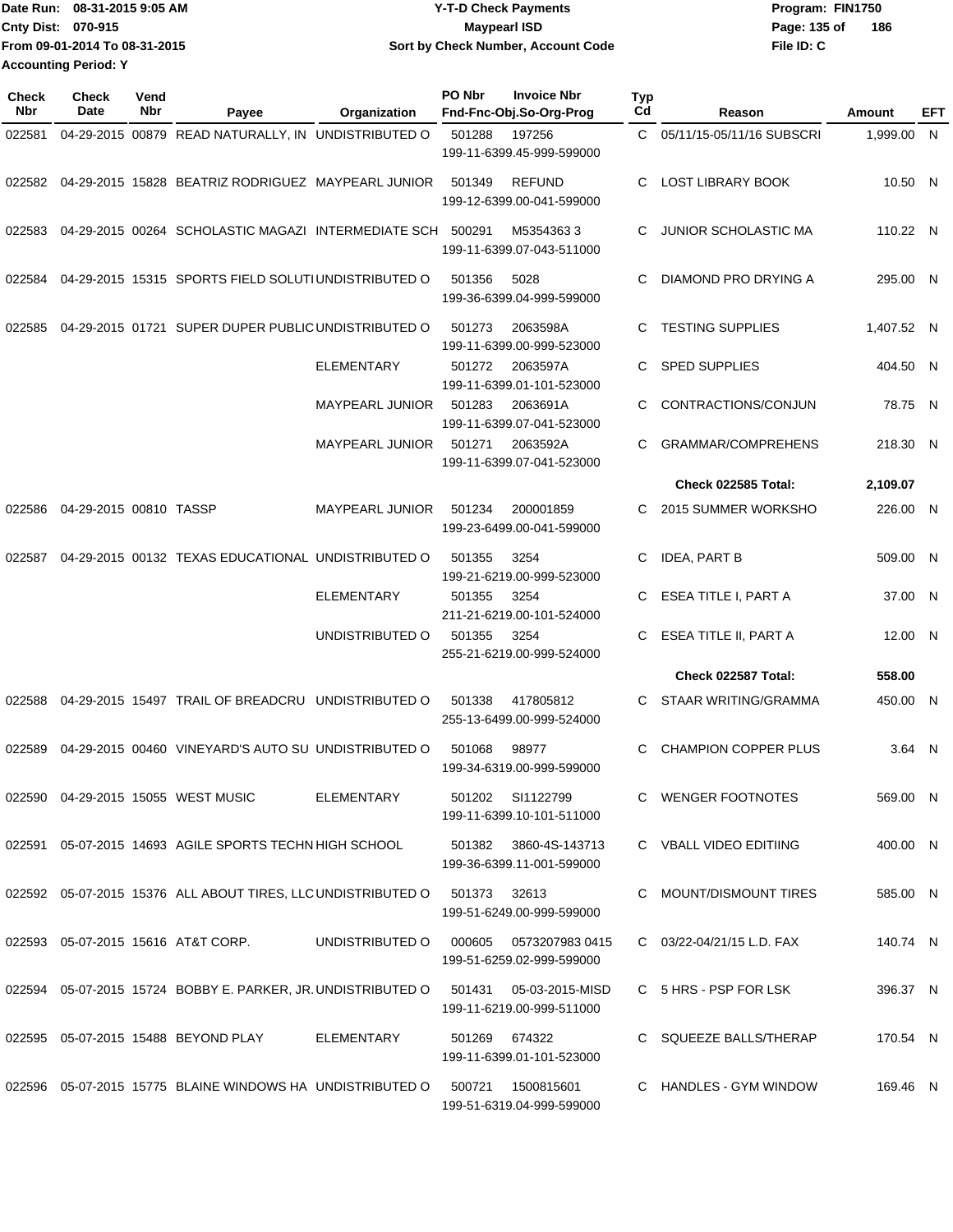Date Run: 08-31-2015 9:05 AM
Cnty Dist: 070-915
From 09-01-2014 To 08-31-2015
Accounting Period: Y

**Y-T-D Check Payments**
**Maypearl ISD**
**Sort by Check Number, Account Code**

Program: FIN1750
File ID: C

| Check Nbr | Check Date | Vend Nbr | Payee | Organization | PO Nbr | Invoice Nbr / Fnd-Fnc-Obj.So-Org-Prog | Typ Cd | Reason | Amount | EFT |
|---|---|---|---|---|---|---|---|---|---|---|
| 022581 | 04-29-2015 | 00879 | READ NATURALLY, IN | UNDISTRIBUTED O | 501288 | 197256<br>199-11-6399.45-999-599000 | C | 05/11/15-05/11/16 SUBSCRI | 1,999.00 | N |
| 022582 | 04-29-2015 | 15828 | BEATRIZ RODRIGUEZ | MAYPEARL JUNIOR | 501349 | REFUND<br>199-12-6399.00-041-599000 | C | LOST LIBRARY BOOK | 10.50 | N |
| 022583 | 04-29-2015 | 00264 | SCHOLASTIC MAGAZI | INTERMEDIATE SCH | 500291 | M5354363 3<br>199-11-6399.07-043-511000 | C | JUNIOR SCHOLASTIC MA | 110.22 | N |
| 022584 | 04-29-2015 | 15315 | SPORTS FIELD SOLUTI | UNDISTRIBUTED O | 501356 | 5028<br>199-36-6399.04-999-599000 | C | DIAMOND PRO DRYING A | 295.00 | N |
| 022585 | 04-29-2015 | 01721 | SUPER DUPER PUBLIC | UNDISTRIBUTED O | 501273 | 2063598A<br>199-11-6399.00-999-523000 | C | TESTING SUPPLIES | 1,407.52 | N |
| | | | | ELEMENTARY | 501272 | 2063597A<br>199-11-6399.01-101-523000 | C | SPED SUPPLIES | 404.50 | N |
| | | | | MAYPEARL JUNIOR | 501283 | 2063691A<br>199-11-6399.07-041-523000 | C | CONTRACTIONS/CONJUN | 78.75 | N |
| | | | | MAYPEARL JUNIOR | 501271 | 2063592A<br>199-11-6399.07-041-523000 | C | GRAMMAR/COMPREHENS | 218.30 | N |
| | | | | | | | | **Check 022585 Total:** | **2,109.07** | |
| 022586 | 04-29-2015 | 00810 | TASSP | MAYPEARL JUNIOR | 501234 | 200001859<br>199-23-6499.00-041-599000 | C | 2015 SUMMER WORKSHO | 226.00 | N |
| 022587 | 04-29-2015 | 00132 | TEXAS EDUCATIONAL | UNDISTRIBUTED O | 501355 | 3254<br>199-21-6219.00-999-523000 | C | IDEA, PART B | 509.00 | N |
| | | | | ELEMENTARY | 501355 | 3254<br>211-21-6219.00-101-524000 | C | ESEA TITLE I, PART A | 37.00 | N |
| | | | | UNDISTRIBUTED O | 501355 | 3254<br>255-21-6219.00-999-524000 | C | ESEA TITLE II, PART A | 12.00 | N |
| | | | | | | | | **Check 022587 Total:** | **558.00** | |
| 022588 | 04-29-2015 | 15497 | TRAIL OF BREADCRU | UNDISTRIBUTED O | 501338 | 417805812<br>255-13-6499.00-999-524000 | C | STAAR WRITING/GRAMMA | 450.00 | N |
| 022589 | 04-29-2015 | 00460 | VINEYARD'S AUTO SU | UNDISTRIBUTED O | 501068 | 98977<br>199-34-6319.00-999-599000 | C | CHAMPION COPPER PLUS | 3.64 | N |
| 022590 | 04-29-2015 | 15055 | WEST MUSIC | ELEMENTARY | 501202 | SI1122799<br>199-11-6399.10-101-511000 | C | WENGER FOOTNOTES | 569.00 | N |
| 022591 | 05-07-2015 | 14693 | AGILE SPORTS TECHN | HIGH SCHOOL | 501382 | 3860-4S-143713<br>199-36-6399.11-001-599000 | C | VBALL VIDEO EDITIING | 400.00 | N |
| 022592 | 05-07-2015 | 15376 | ALL ABOUT TIRES, LLC | UNDISTRIBUTED O | 501373 | 32613<br>199-51-6249.00-999-599000 | C | MOUNT/DISMOUNT TIRES | 585.00 | N |
| 022593 | 05-07-2015 | 15616 | AT&T CORP. | UNDISTRIBUTED O | 000605 | 0573207983 0415<br>199-51-6259.02-999-599000 | C | 03/22-04/21/15 L.D. FAX | 140.74 | N |
| 022594 | 05-07-2015 | 15724 | BOBBY E. PARKER, JR. | UNDISTRIBUTED O | 501431 | 05-03-2015-MISD<br>199-11-6219.00-999-511000 | C | 5 HRS - PSP FOR LSK | 396.37 | N |
| 022595 | 05-07-2015 | 15488 | BEYOND PLAY | ELEMENTARY | 501269 | 674322<br>199-11-6399.01-101-523000 | C | SQUEEZE BALLS/THERAP | 170.54 | N |
| 022596 | 05-07-2015 | 15775 | BLAINE WINDOWS HA | UNDISTRIBUTED O | 500721 | 1500815601<br>199-51-6319.04-999-599000 | C | HANDLES - GYM WINDOW | 169.46 | N |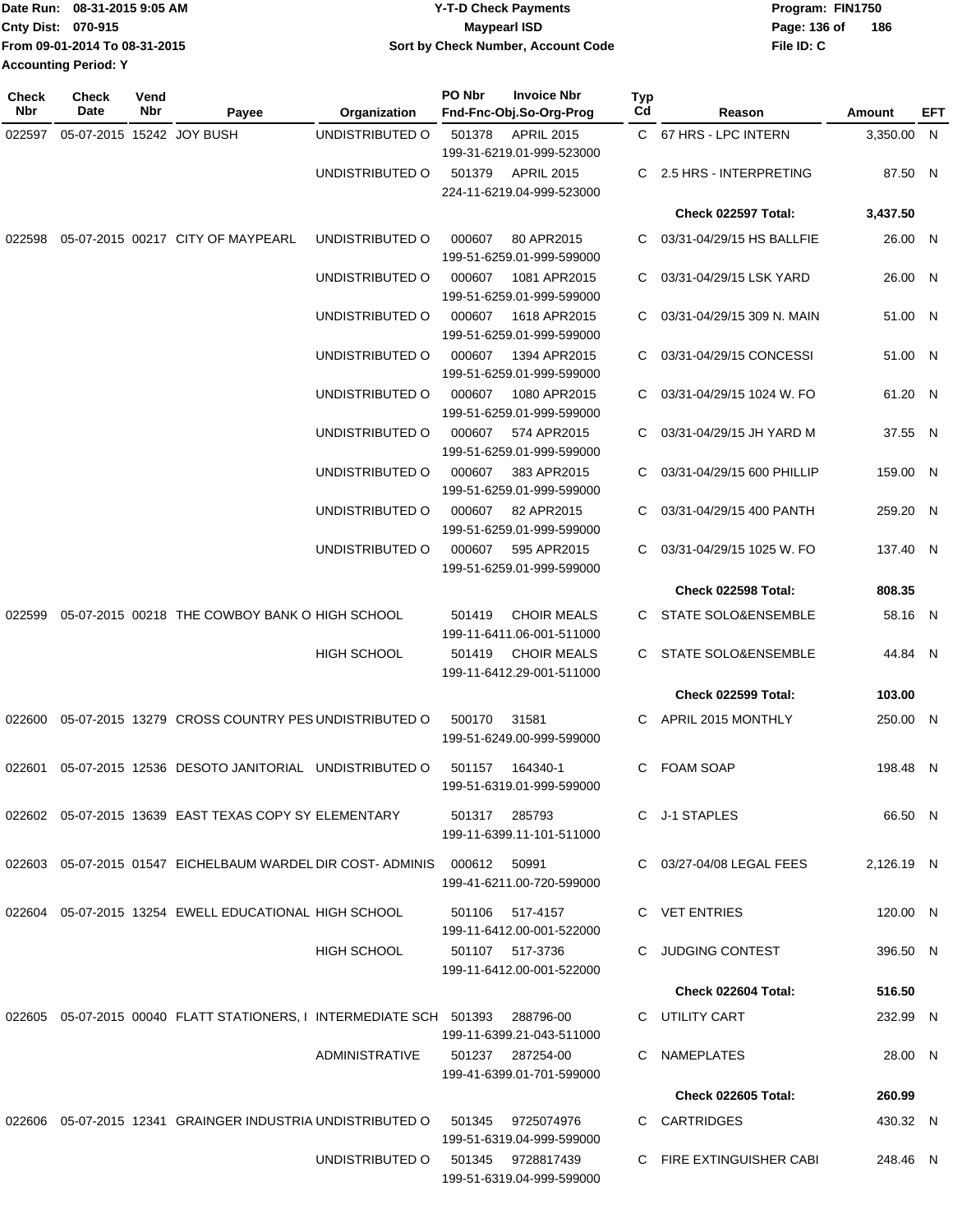Date Run: 08-31-2015 9:05 AM
Cnty Dist: 070-915
From 09-01-2014 To 08-31-2015
Accounting Period: Y

# Y-T-D Check Payments
## Maypearl ISD
### Sort by Check Number, Account Code

Program: FIN1750
File ID: C

| Check Nbr | Check Date | Vend Nbr | Payee | Organization | PO Nbr | Invoice Nbr / Fnd-Fnc-Obj.So-Org-Prog | Typ Cd | Reason | Amount | EFT |
|---|---|---|---|---|---|---|---|---|---|---|
| 022597 | 05-07-2015 | 15242 | JOY BUSH | UNDISTRIBUTED O | 501378 | APRIL 2015 199-31-6219.01-999-523000 | C | 67 HRS - LPC INTERN | 3,350.00 | N |
| | | | | UNDISTRIBUTED O | 501379 | APRIL 2015 224-11-6219.04-999-523000 | C | 2.5 HRS - INTERPRETING | 87.50 | N |
| | | | | | | | | **Check 022597 Total:** | **3,437.50** | |
| 022598 | 05-07-2015 | 00217 | CITY OF MAYPEARL | UNDISTRIBUTED O | 000607 | 80 APR2015 199-51-6259.01-999-599000 | C | 03/31-04/29/15 HS BALLFIE | 26.00 | N |
| | | | | UNDISTRIBUTED O | 000607 | 1081 APR2015 199-51-6259.01-999-599000 | C | 03/31-04/29/15 LSK YARD | 26.00 | N |
| | | | | UNDISTRIBUTED O | 000607 | 1618 APR2015 199-51-6259.01-999-599000 | C | 03/31-04/29/15 309 N. MAIN | 51.00 | N |
| | | | | UNDISTRIBUTED O | 000607 | 1394 APR2015 199-51-6259.01-999-599000 | C | 03/31-04/29/15 CONCESSI | 51.00 | N |
| | | | | UNDISTRIBUTED O | 000607 | 1080 APR2015 199-51-6259.01-999-599000 | C | 03/31-04/29/15 1024 W. FO | 61.20 | N |
| | | | | UNDISTRIBUTED O | 000607 | 574 APR2015 199-51-6259.01-999-599000 | C | 03/31-04/29/15 JH YARD M | 37.55 | N |
| | | | | UNDISTRIBUTED O | 000607 | 383 APR2015 199-51-6259.01-999-599000 | C | 03/31-04/29/15 600 PHILLIP | 159.00 | N |
| | | | | UNDISTRIBUTED O | 000607 | 82 APR2015 199-51-6259.01-999-599000 | C | 03/31-04/29/15 400 PANTH | 259.20 | N |
| | | | | UNDISTRIBUTED O | 000607 | 595 APR2015 199-51-6259.01-999-599000 | C | 03/31-04/29/15 1025 W. FO | 137.40 | N |
| | | | | | | | | **Check 022598 Total:** | **808.35** | |
| 022599 | 05-07-2015 | 00218 | THE COWBOY BANK O | HIGH SCHOOL | 501419 | CHOIR MEALS 199-11-6411.06-001-511000 | C | STATE SOLO&ENSEMBLE | 58.16 | N |
| | | | | HIGH SCHOOL | 501419 | CHOIR MEALS 199-11-6412.29-001-511000 | C | STATE SOLO&ENSEMBLE | 44.84 | N |
| | | | | | | | | **Check 022599 Total:** | **103.00** | |
| 022600 | 05-07-2015 | 13279 | CROSS COUNTRY PES | UNDISTRIBUTED O | 500170 | 31581 199-51-6249.00-999-599000 | C | APRIL 2015 MONTHLY | 250.00 | N |
| 022601 | 05-07-2015 | 12536 | DESOTO JANITORIAL | UNDISTRIBUTED O | 501157 | 164340-1 199-51-6319.01-999-599000 | C | FOAM SOAP | 198.48 | N |
| 022602 | 05-07-2015 | 13639 | EAST TEXAS COPY SY | ELEMENTARY | 501317 | 285793 199-11-6399.11-101-511000 | C | J-1 STAPLES | 66.50 | N |
| 022603 | 05-07-2015 | 01547 | EICHELBAUM WARDEL | DIR COST- ADMINIS | 000612 | 50991 199-41-6211.00-720-599000 | C | 03/27-04/08 LEGAL FEES | 2,126.19 | N |
| 022604 | 05-07-2015 | 13254 | EWELL EDUCATIONAL | HIGH SCHOOL | 501106 | 517-4157 199-11-6412.00-001-522000 | C | VET ENTRIES | 120.00 | N |
| | | | | HIGH SCHOOL | 501107 | 517-3736 199-11-6412.00-001-522000 | C | JUDGING CONTEST | 396.50 | N |
| | | | | | | | | **Check 022604 Total:** | **516.50** | |
| 022605 | 05-07-2015 | 00040 | FLATT STATIONERS, I | INTERMEDIATE SCH | 501393 | 288796-00 199-11-6399.21-043-511000 | C | UTILITY CART | 232.99 | N |
| | | | | ADMINISTRATIVE | 501237 | 287254-00 199-41-6399.01-701-599000 | C | NAMEPLATES | 28.00 | N |
| | | | | | | | | **Check 022605 Total:** | **260.99** | |
| 022606 | 05-07-2015 | 12341 | GRAINGER INDUSTRIA | UNDISTRIBUTED O | 501345 | 9725074976 199-51-6319.04-999-599000 | C | CARTRIDGES | 430.32 | N |
| | | | | UNDISTRIBUTED O | 501345 | 9728817439 199-51-6319.04-999-599000 | C | FIRE EXTINGUISHER CABI | 248.46 | N |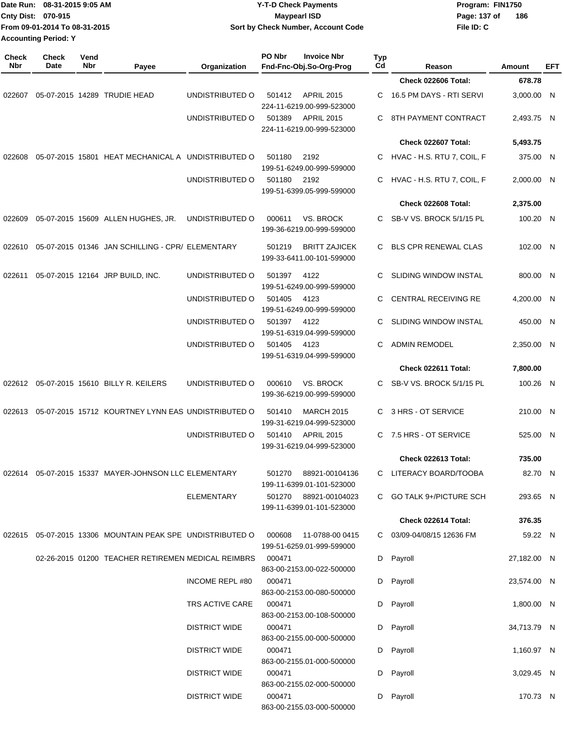**Date Run: 08-31-2015 9:05 AM**
**Cnty Dist: 070-915**
**From 09-01-2014 To 08-31-2015**
**Accounting Period: Y**

**Y-T-D Check Payments**
**Maypearl ISD**
**Sort by Check Number, Account Code**

**Program: FIN1750**
**File ID: C**

| Check Nbr | Check Date | Vend Nbr | Payee | Organization | PO Nbr / Fnd-Fnc-Obj.So-Org-Prog | Invoice Nbr | Typ Cd | Reason | Amount | EFT |
|---|---|---|---|---|---|---|---|---|---|---|
| | | | | | | | | **Check 022606 Total:** | **678.78** | |
| 022607 | 05-07-2015 | 14289 | TRUDIE HEAD | UNDISTRIBUTED O | 501412 / 224-11-6219.00-999-523000 | APRIL 2015 | C | 16.5 PM DAYS - RTI SERVI | 3,000.00 | N |
| | | | | UNDISTRIBUTED O | 501389 / 224-11-6219.00-999-523000 | APRIL 2015 | C | 8TH PAYMENT CONTRACT | 2,493.75 | N |
| | | | | | | | | **Check 022607 Total:** | **5,493.75** | |
| 022608 | 05-07-2015 | 15801 | HEAT MECHANICAL A | UNDISTRIBUTED O | 501180 / 199-51-6249.00-999-599000 | 2192 | C | HVAC - H.S. RTU 7, COIL, F | 375.00 | N |
| | | | | UNDISTRIBUTED O | 501180 / 199-51-6399.05-999-599000 | 2192 | C | HVAC - H.S. RTU 7, COIL, F | 2,000.00 | N |
| | | | | | | | | **Check 022608 Total:** | **2,375.00** | |
| 022609 | 05-07-2015 | 15609 | ALLEN HUGHES, JR. | UNDISTRIBUTED O | 000611 / 199-36-6219.00-999-599000 | VS. BROCK | C | SB-V VS. BROCK 5/1/15 PL | 100.20 | N |
| 022610 | 05-07-2015 | 01346 | JAN SCHILLING - CPR/ | ELEMENTARY | 501219 / 199-33-6411.00-101-599000 | BRITT ZAJICEK | C | BLS CPR RENEWAL CLAS | 102.00 | N |
| 022611 | 05-07-2015 | 12164 | JRP BUILD, INC. | UNDISTRIBUTED O | 501397 / 199-51-6249.00-999-599000 | 4122 | C | SLIDING WINDOW INSTAL | 800.00 | N |
| | | | | UNDISTRIBUTED O | 501405 / 199-51-6249.00-999-599000 | 4123 | C | CENTRAL RECEIVING RE | 4,200.00 | N |
| | | | | UNDISTRIBUTED O | 501397 / 199-51-6319.04-999-599000 | 4122 | C | SLIDING WINDOW INSTAL | 450.00 | N |
| | | | | UNDISTRIBUTED O | 501405 / 199-51-6319.04-999-599000 | 4123 | C | ADMIN REMODEL | 2,350.00 | N |
| | | | | | | | | **Check 022611 Total:** | **7,800.00** | |
| 022612 | 05-07-2015 | 15610 | BILLY R. KEILERS | UNDISTRIBUTED O | 000610 / 199-36-6219.00-999-599000 | VS. BROCK | C | SB-V VS. BROCK 5/1/15 PL | 100.26 | N |
| 022613 | 05-07-2015 | 15712 | KOURTNEY LYNN EAS | UNDISTRIBUTED O | 501410 / 199-31-6219.04-999-523000 | MARCH 2015 | C | 3 HRS - OT SERVICE | 210.00 | N |
| | | | | UNDISTRIBUTED O | 501410 / 199-31-6219.04-999-523000 | APRIL 2015 | C | 7.5 HRS - OT SERVICE | 525.00 | N |
| | | | | | | | | **Check 022613 Total:** | **735.00** | |
| 022614 | 05-07-2015 | 15337 | MAYER-JOHNSON LLC | ELEMENTARY | 501270 / 199-11-6399.01-101-523000 | 88921-00104136 | C | LITERACY BOARD/TOOBA | 82.70 | N |
| | | | | ELEMENTARY | 501270 / 199-11-6399.01-101-523000 | 88921-00104023 | C | GO TALK 9+/PICTURE SCH | 293.65 | N |
| | | | | | | | | **Check 022614 Total:** | **376.35** | |
| 022615 | 05-07-2015 | 13306 | MOUNTAIN PEAK SPE | UNDISTRIBUTED O | 000608 / 199-51-6259.01-999-599000 | 11-0788-00 0415 | C | 03/09-04/08/15 12636 FM | 59.22 | N |
| | 02-26-2015 | 01200 | TEACHER RETIREMEN | MEDICAL REIMBRS | 000471 / 863-00-2153.00-022-500000 | | D | Payroll | 27,182.00 | N |
| | | | | INCOME REPL #80 | 000471 / 863-00-2153.00-080-500000 | | D | Payroll | 23,574.00 | N |
| | | | | TRS ACTIVE CARE | 000471 / 863-00-2153.00-108-500000 | | D | Payroll | 1,800.00 | N |
| | | | | DISTRICT WIDE | 000471 / 863-00-2155.00-000-500000 | | D | Payroll | 34,713.79 | N |
| | | | | DISTRICT WIDE | 000471 / 863-00-2155.01-000-500000 | | D | Payroll | 1,160.97 | N |
| | | | | DISTRICT WIDE | 000471 / 863-00-2155.02-000-500000 | | D | Payroll | 3,029.45 | N |
| | | | | DISTRICT WIDE | 000471 / 863-00-2155.03-000-500000 | | D | Payroll | 170.73 | N |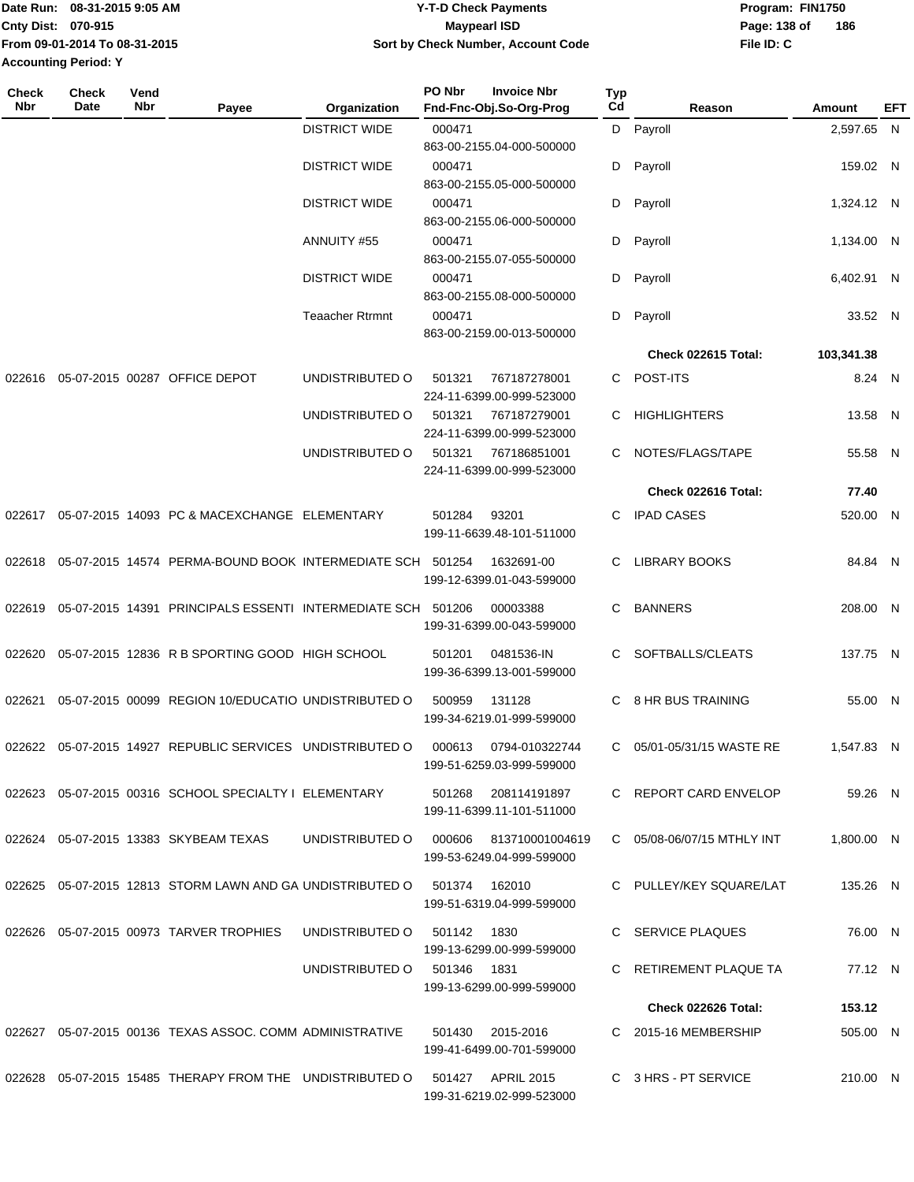Date Run: 08-31-2015 9:05 AM
Cnty Dist: 070-915
From 09-01-2014 To 08-31-2015
Accounting Period: Y

# Y-T-D Check Payments
## Maypearl ISD
### Sort by Check Number, Account Code

Program: FIN1750
File ID: C

| Check Nbr | Check Date | Vend Nbr | Payee | Organization | PO Nbr / Fnd-Fnc-Obj.So-Org-Prog | Invoice Nbr | Typ Cd | Reason | Amount | EFT |
|---|---|---|---|---|---|---|---|---|---|---|
| | | | | DISTRICT WIDE | 000471 863-00-2155.04-000-500000 | | D | Payroll | 2,597.65 | N |
| | | | | DISTRICT WIDE | 000471 863-00-2155.05-000-500000 | | D | Payroll | 159.02 | N |
| | | | | DISTRICT WIDE | 000471 863-00-2155.06-000-500000 | | D | Payroll | 1,324.12 | N |
| | | | | ANNUITY #55 | 000471 863-00-2155.07-055-500000 | | D | Payroll | 1,134.00 | N |
| | | | | DISTRICT WIDE | 000471 863-00-2155.08-000-500000 | | D | Payroll | 6,402.91 | N |
| | | | | Teaacher Rtrmnt | 000471 863-00-2159.00-013-500000 | | D | Payroll | 33.52 | N |
| | | | | | | | | **Check 022615 Total:** | **103,341.38** | |
| 022616 | 05-07-2015 | 00287 | OFFICE DEPOT | UNDISTRIBUTED O | 501321 224-11-6399.00-999-523000 | 767187278001 | C | POST-ITS | 8.24 | N |
| | | | | UNDISTRIBUTED O | 501321 224-11-6399.00-999-523000 | 767187279001 | C | HIGHLIGHTERS | 13.58 | N |
| | | | | UNDISTRIBUTED O | 501321 224-11-6399.00-999-523000 | 767186851001 | C | NOTES/FLAGS/TAPE | 55.58 | N |
| | | | | | | | | **Check 022616 Total:** | **77.40** | |
| 022617 | 05-07-2015 | 14093 | PC & MACEXCHANGE | ELEMENTARY | 501284 199-11-6639.48-101-511000 | 93201 | C | IPAD CASES | 520.00 | N |
| 022618 | 05-07-2015 | 14574 | PERMA-BOUND BOOK | INTERMEDIATE SCH | 501254 199-12-6399.01-043-599000 | 1632691-00 | C | LIBRARY BOOKS | 84.84 | N |
| 022619 | 05-07-2015 | 14391 | PRINCIPALS ESSENTI | INTERMEDIATE SCH | 501206 199-31-6399.00-043-599000 | 00003388 | C | BANNERS | 208.00 | N |
| 022620 | 05-07-2015 | 12836 | R B SPORTING GOOD | HIGH SCHOOL | 501201 199-36-6399.13-001-599000 | 0481536-IN | C | SOFTBALLS/CLEATS | 137.75 | N |
| 022621 | 05-07-2015 | 00099 | REGION 10/EDUCATIO | UNDISTRIBUTED O | 500959 199-34-6219.01-999-599000 | 131128 | C | 8 HR BUS TRAINING | 55.00 | N |
| 022622 | 05-07-2015 | 14927 | REPUBLIC SERVICES | UNDISTRIBUTED O | 000613 199-51-6259.03-999-599000 | 0794-010322744 | C | 05/01-05/31/15 WASTE RE | 1,547.83 | N |
| 022623 | 05-07-2015 | 00316 | SCHOOL SPECIALTY I | ELEMENTARY | 501268 199-11-6399.11-101-511000 | 208114191897 | C | REPORT CARD ENVELOP | 59.26 | N |
| 022624 | 05-07-2015 | 13383 | SKYBEAM TEXAS | UNDISTRIBUTED O | 000606 199-53-6249.04-999-599000 | 813710001004619 | C | 05/08-06/07/15 MTHLY INT | 1,800.00 | N |
| 022625 | 05-07-2015 | 12813 | STORM LAWN AND GA | UNDISTRIBUTED O | 501374 199-51-6319.04-999-599000 | 162010 | C | PULLEY/KEY SQUARE/LAT | 135.26 | N |
| 022626 | 05-07-2015 | 00973 | TARVER TROPHIES | UNDISTRIBUTED O | 501142 199-13-6299.00-999-599000 | 1830 | C | SERVICE PLAQUES | 76.00 | N |
| | | | | UNDISTRIBUTED O | 501346 199-13-6299.00-999-599000 | 1831 | C | RETIREMENT PLAQUE TA | 77.12 | N |
| | | | | | | | | **Check 022626 Total:** | **153.12** | |
| 022627 | 05-07-2015 | 00136 | TEXAS ASSOC. COMM | ADMINISTRATIVE | 501430 199-41-6499.00-701-599000 | 2015-2016 | C | 2015-16 MEMBERSHIP | 505.00 | N |
| 022628 | 05-07-2015 | 15485 | THERAPY FROM THE | UNDISTRIBUTED O | 501427 199-31-6219.02-999-523000 | APRIL 2015 | C | 3 HRS - PT SERVICE | 210.00 | N |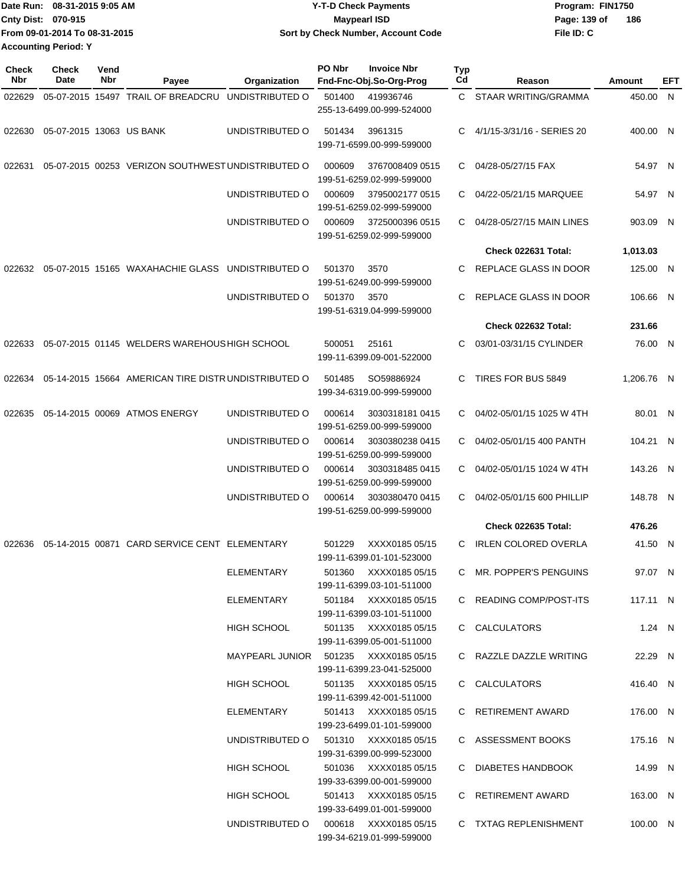Date Run: 08-31-2015 9:05 AM
Cnty Dist: 070-915
From 09-01-2014 To 08-31-2015
Accounting Period: Y

# Y-T-D Check Payments
## Maypearl ISD
### Sort by Check Number, Account Code

Program: FIN1750
File ID: C

| Check Nbr | Check Date | Vend Nbr | Payee | Organization | PO Nbr | Invoice Nbr / Fnd-Fnc-Obj.So-Org-Prog | Typ Cd | Reason | Amount | EFT |
|---|---|---|---|---|---|---|---|---|---|---|
| 022629 | 05-07-2015 | 15497 | TRAIL OF BREADCRU | UNDISTRIBUTED O | 501400 | 419936746<br>255-13-6499.00-999-524000 | C | STAAR WRITING/GRAMMA | 450.00 | N |
| 022630 | 05-07-2015 | 13063 | US BANK | UNDISTRIBUTED O | 501434 | 3961315<br>199-71-6599.00-999-599000 | C | 4/1/15-3/31/16 - SERIES 20 | 400.00 | N |
| 022631 | 05-07-2015 | 00253 | VERIZON SOUTHWEST | UNDISTRIBUTED O | 000609 | 3767008409 0515<br>199-51-6259.02-999-599000 | C | 04/28-05/27/15 FAX | 54.97 | N |
| | | | | UNDISTRIBUTED O | 000609 | 3795002177 0515<br>199-51-6259.02-999-599000 | C | 04/22-05/21/15 MARQUEE | 54.97 | N |
| | | | | UNDISTRIBUTED O | 000609 | 3725000396 0515<br>199-51-6259.02-999-599000 | C | 04/28-05/27/15 MAIN LINES | 903.09 | N |
| | | | | | | | | **Check 022631 Total:** | **1,013.03** | |
| 022632 | 05-07-2015 | 15165 | WAXAHACHIE GLASS | UNDISTRIBUTED O | 501370 | 3570<br>199-51-6249.00-999-599000 | C | REPLACE GLASS IN DOOR | 125.00 | N |
| | | | | UNDISTRIBUTED O | 501370 | 3570<br>199-51-6319.04-999-599000 | C | REPLACE GLASS IN DOOR | 106.66 | N |
| | | | | | | | | **Check 022632 Total:** | **231.66** | |
| 022633 | 05-07-2015 | 01145 | WELDERS WAREHOUS | HIGH SCHOOL | 500051 | 25161<br>199-11-6399.09-001-522000 | C | 03/01-03/31/15 CYLINDER | 76.00 | N |
| 022634 | 05-14-2015 | 15664 | AMERICAN TIRE DISTR | UNDISTRIBUTED O | 501485 | SO59886924<br>199-34-6319.00-999-599000 | C | TIRES FOR BUS 5849 | 1,206.76 | N |
| 022635 | 05-14-2015 | 00069 | ATMOS ENERGY | UNDISTRIBUTED O | 000614 | 3030318181 0415<br>199-51-6259.00-999-599000 | C | 04/02-05/01/15 1025 W 4TH | 80.01 | N |
| | | | | UNDISTRIBUTED O | 000614 | 3030380238 0415<br>199-51-6259.00-999-599000 | C | 04/02-05/01/15 400 PANTH | 104.21 | N |
| | | | | UNDISTRIBUTED O | 000614 | 3030318485 0415<br>199-51-6259.00-999-599000 | C | 04/02-05/01/15 1024 W 4TH | 143.26 | N |
| | | | | UNDISTRIBUTED O | 000614 | 3030380470 0415<br>199-51-6259.00-999-599000 | C | 04/02-05/01/15 600 PHILLIP | 148.78 | N |
| | | | | | | | | **Check 022635 Total:** | **476.26** | |
| 022636 | 05-14-2015 | 00871 | CARD SERVICE CENT | ELEMENTARY | 501229 | XXXX0185 05/15<br>199-11-6399.01-101-523000 | C | IRLEN COLORED OVERLA | 41.50 | N |
| | | | | ELEMENTARY | 501360 | XXXX0185 05/15<br>199-11-6399.03-101-511000 | C | MR. POPPER'S PENGUINS | 97.07 | N |
| | | | | ELEMENTARY | 501184 | XXXX0185 05/15<br>199-11-6399.03-101-511000 | C | READING COMP/POST-ITS | 117.11 | N |
| | | | | HIGH SCHOOL | 501135 | XXXX0185 05/15<br>199-11-6399.05-001-511000 | C | CALCULATORS | 1.24 | N |
| | | | | MAYPEARL JUNIOR | 501235 | XXXX0185 05/15<br>199-11-6399.23-041-525000 | C | RAZZLE DAZZLE WRITING | 22.29 | N |
| | | | | HIGH SCHOOL | 501135 | XXXX0185 05/15<br>199-11-6399.42-001-511000 | C | CALCULATORS | 416.40 | N |
| | | | | ELEMENTARY | 501413 | XXXX0185 05/15<br>199-23-6499.01-101-599000 | C | RETIREMENT AWARD | 176.00 | N |
| | | | | UNDISTRIBUTED O | 501310 | XXXX0185 05/15<br>199-31-6399.00-999-523000 | C | ASSESSMENT BOOKS | 175.16 | N |
| | | | | HIGH SCHOOL | 501036 | XXXX0185 05/15<br>199-33-6399.00-001-599000 | C | DIABETES HANDBOOK | 14.99 | N |
| | | | | HIGH SCHOOL | 501413 | XXXX0185 05/15<br>199-33-6499.01-001-599000 | C | RETIREMENT AWARD | 163.00 | N |
| | | | | UNDISTRIBUTED O | 000618 | XXXX0185 05/15<br>199-34-6219.01-999-599000 | C | TXTAG REPLENISHMENT | 100.00 | N |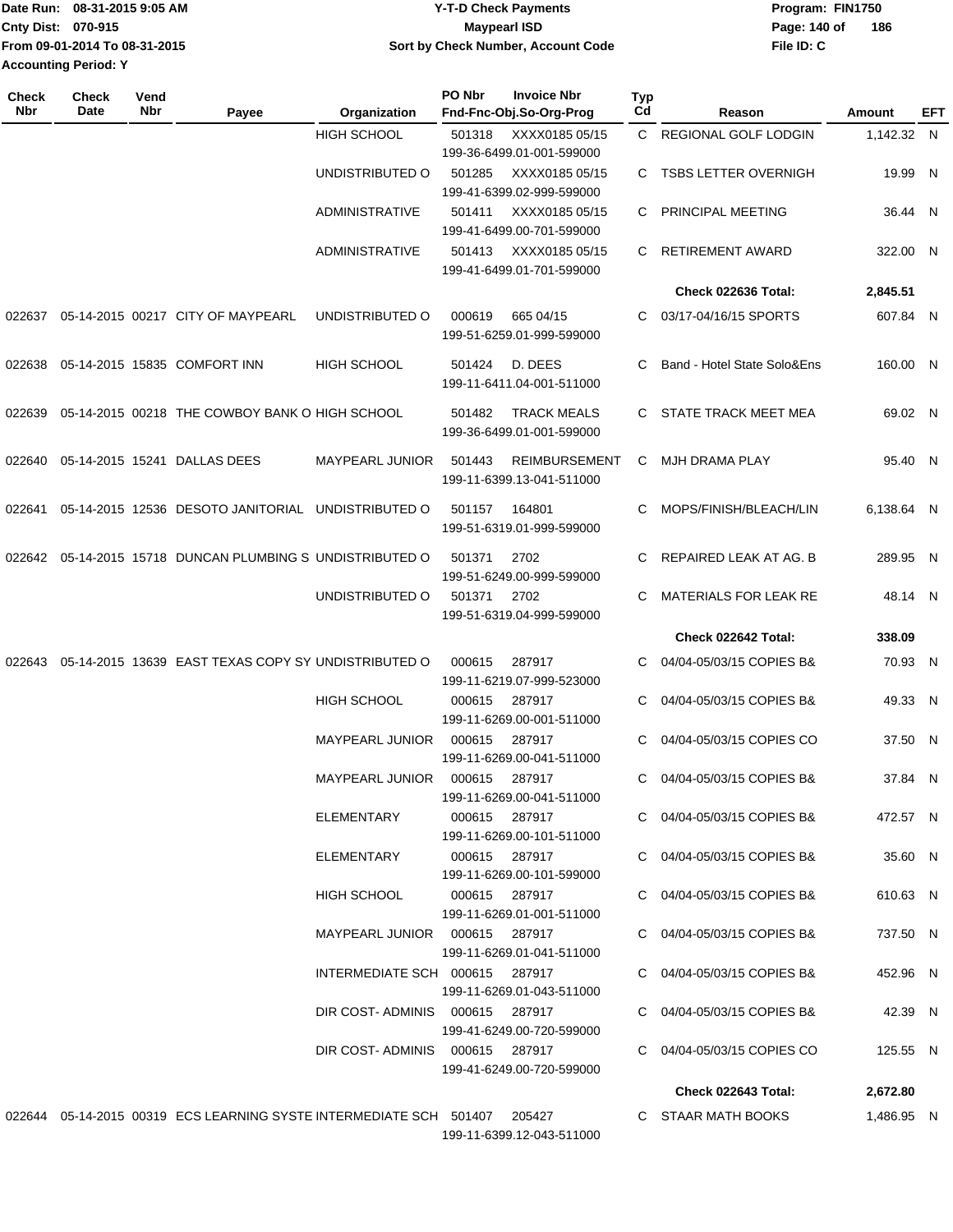Date Run: 08-31-2015 9:05 AM
Cnty Dist: 070-915
From 09-01-2014 To 08-31-2015
Accounting Period: Y

# Y-T-D Check Payments
## Maypearl ISD
### Sort by Check Number, Account Code

Program: FIN1750
File ID: C

| Check Nbr | Check Date | Vend Nbr | Payee | Organization | PO Nbr | Invoice Nbr / Fnd-Fnc-Obj.So-Org-Prog | Typ Cd | Reason | Amount | EFT |
|---|---|---|---|---|---|---|---|---|---|---|
| | | | | HIGH SCHOOL | 501318 | XXXX0185 05/15 199-36-6499.01-001-599000 | C | REGIONAL GOLF LODGIN | 1,142.32 | N |
| | | | | UNDISTRIBUTED O | 501285 | XXXX0185 05/15 199-41-6399.02-999-599000 | C | TSBS LETTER OVERNIGH | 19.99 | N |
| | | | | ADMINISTRATIVE | 501411 | XXXX0185 05/15 199-41-6499.00-701-599000 | C | PRINCIPAL MEETING | 36.44 | N |
| | | | | ADMINISTRATIVE | 501413 | XXXX0185 05/15 199-41-6499.01-701-599000 | C | RETIREMENT AWARD | 322.00 | N |
| | | | | | | | | **Check 022636 Total:** | **2,845.51** | |
| 022637 | 05-14-2015 | 00217 | CITY OF MAYPEARL | UNDISTRIBUTED O | 000619 | 665 04/15 199-51-6259.01-999-599000 | C | 03/17-04/16/15 SPORTS | 607.84 | N |
| 022638 | 05-14-2015 | 15835 | COMFORT INN | HIGH SCHOOL | 501424 | D. DEES 199-11-6411.04-001-511000 | C | Band - Hotel State Solo&Ens | 160.00 | N |
| 022639 | 05-14-2015 | 00218 | THE COWBOY BANK O | HIGH SCHOOL | 501482 | TRACK MEALS 199-36-6499.01-001-599000 | C | STATE TRACK MEET MEA | 69.02 | N |
| 022640 | 05-14-2015 | 15241 | DALLAS DEES | MAYPEARL JUNIOR | 501443 | REIMBURSEMENT 199-11-6399.13-041-511000 | C | MJH DRAMA PLAY | 95.40 | N |
| 022641 | 05-14-2015 | 12536 | DESOTO JANITORIAL | UNDISTRIBUTED O | 501157 | 164801 199-51-6319.01-999-599000 | C | MOPS/FINISH/BLEACH/LIN | 6,138.64 | N |
| 022642 | 05-14-2015 | 15718 | DUNCAN PLUMBING S | UNDISTRIBUTED O | 501371 | 2702 199-51-6249.00-999-599000 | C | REPAIRED LEAK AT AG. B | 289.95 | N |
| | | | | UNDISTRIBUTED O | 501371 | 2702 199-51-6319.04-999-599000 | C | MATERIALS FOR LEAK RE | 48.14 | N |
| | | | | | | | | **Check 022642 Total:** | **338.09** | |
| 022643 | 05-14-2015 | 13639 | EAST TEXAS COPY SY | UNDISTRIBUTED O | 000615 | 287917 199-11-6219.07-999-523000 | C | 04/04-05/03/15 COPIES B& | 70.93 | N |
| | | | | HIGH SCHOOL | 000615 | 287917 199-11-6269.00-001-511000 | C | 04/04-05/03/15 COPIES B& | 49.33 | N |
| | | | | MAYPEARL JUNIOR | 000615 | 287917 199-11-6269.00-041-511000 | C | 04/04-05/03/15 COPIES CO | 37.50 | N |
| | | | | MAYPEARL JUNIOR | 000615 | 287917 199-11-6269.00-041-511000 | C | 04/04-05/03/15 COPIES B& | 37.84 | N |
| | | | | ELEMENTARY | 000615 | 287917 199-11-6269.00-101-511000 | C | 04/04-05/03/15 COPIES B& | 472.57 | N |
| | | | | ELEMENTARY | 000615 | 287917 199-11-6269.00-101-599000 | C | 04/04-05/03/15 COPIES B& | 35.60 | N |
| | | | | HIGH SCHOOL | 000615 | 287917 199-11-6269.01-001-511000 | C | 04/04-05/03/15 COPIES B& | 610.63 | N |
| | | | | MAYPEARL JUNIOR | 000615 | 287917 199-11-6269.01-041-511000 | C | 04/04-05/03/15 COPIES B& | 737.50 | N |
| | | | | INTERMEDIATE SCH | 000615 | 287917 199-11-6269.01-043-511000 | C | 04/04-05/03/15 COPIES B& | 452.96 | N |
| | | | | DIR COST- ADMINIS | 000615 | 287917 199-41-6249.00-720-599000 | C | 04/04-05/03/15 COPIES B& | 42.39 | N |
| | | | | DIR COST- ADMINIS | 000615 | 287917 199-41-6249.00-720-599000 | C | 04/04-05/03/15 COPIES CO | 125.55 | N |
| | | | | | | | | **Check 022643 Total:** | **2,672.80** | |
| 022644 | 05-14-2015 | 00319 | ECS LEARNING SYSTE | INTERMEDIATE SCH | 501407 | 205427 199-11-6399.12-043-511000 | C | STAAR MATH BOOKS | 1,486.95 | N |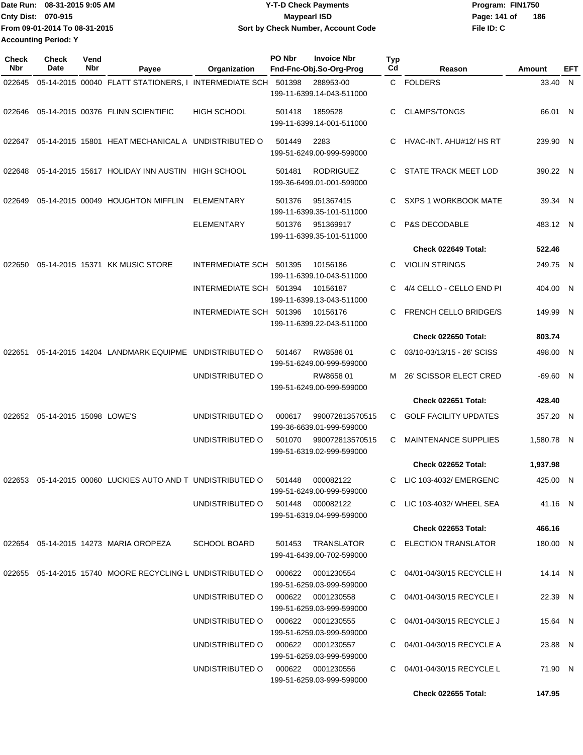Date Run: 08-31-2015 9:05 AM
Cnty Dist: 070-915
From 09-01-2014 To 08-31-2015
Accounting Period: Y

**Y-T-D Check Payments**
**Maypearl ISD**
**Sort by Check Number, Account Code**

Program: FIN1750
File ID: C

| Check Nbr | Check Date | Vend Nbr | Payee | Organization | PO Nbr | Invoice Nbr / Fnd-Fnc-Obj.So-Org-Prog | Typ Cd | Reason | Amount | EFT |
|---|---|---|---|---|---|---|---|---|---|---|
| 022645 | 05-14-2015 | 00040 | FLATT STATIONERS, I | INTERMEDIATE SCH | 501398 | 288953-00 199-11-6399.14-043-511000 | C | FOLDERS | 33.40 | N |
| 022646 | 05-14-2015 | 00376 | FLINN SCIENTIFIC | HIGH SCHOOL | 501418 | 1859528 199-11-6399.14-001-511000 | C | CLAMPS/TONGS | 66.01 | N |
| 022647 | 05-14-2015 | 15801 | HEAT MECHANICAL A | UNDISTRIBUTED O | 501449 | 2283 199-51-6249.00-999-599000 | C | HVAC-INT. AHU#12/ HS RT | 239.90 | N |
| 022648 | 05-14-2015 | 15617 | HOLIDAY INN AUSTIN | HIGH SCHOOL | 501481 | RODRIGUEZ 199-36-6499.01-001-599000 | C | STATE TRACK MEET LOD | 390.22 | N |
| 022649 | 05-14-2015 | 00049 | HOUGHTON MIFFLIN | ELEMENTARY | 501376 | 951367415 199-11-6399.35-101-511000 | C | SXPS 1 WORKBOOK MATE | 39.34 | N |
| | | | | ELEMENTARY | 501376 | 951369917 199-11-6399.35-101-511000 | C | P&S DECODABLE | 483.12 | N |
| | | | | | | | | **Check 022649 Total:** | **522.46** | |
| 022650 | 05-14-2015 | 15371 | KK MUSIC STORE | INTERMEDIATE SCH | 501395 | 10156186 199-11-6399.10-043-511000 | C | VIOLIN STRINGS | 249.75 | N |
| | | | | INTERMEDIATE SCH | 501394 | 10156187 199-11-6399.13-043-511000 | C | 4/4 CELLO - CELLO END PI | 404.00 | N |
| | | | | INTERMEDIATE SCH | 501396 | 10156176 199-11-6399.22-043-511000 | C | FRENCH CELLO BRIDGE/S | 149.99 | N |
| | | | | | | | | **Check 022650 Total:** | **803.74** | |
| 022651 | 05-14-2015 | 14204 | LANDMARK EQUIPME | UNDISTRIBUTED O | 501467 | RW8586 01 199-51-6249.00-999-599000 | C | 03/10-03/13/15 - 26' SCISS | 498.00 | N |
| | | | | UNDISTRIBUTED O | | RW8658 01 199-51-6249.00-999-599000 | M | 26' SCISSOR ELECT CRED | -69.60 | N |
| | | | | | | | | **Check 022651 Total:** | **428.40** | |
| 022652 | 05-14-2015 | 15098 | LOWE'S | UNDISTRIBUTED O | 000617 | 990072813570515 199-36-6639.01-999-599000 | C | GOLF FACILITY UPDATES | 357.20 | N |
| | | | | UNDISTRIBUTED O | 501070 | 990072813570515 199-51-6319.02-999-599000 | C | MAINTENANCE SUPPLIES | 1,580.78 | N |
| | | | | | | | | **Check 022652 Total:** | **1,937.98** | |
| 022653 | 05-14-2015 | 00060 | LUCKIES AUTO AND T | UNDISTRIBUTED O | 501448 | 000082122 199-51-6249.00-999-599000 | C | LIC 103-4032/ EMERGENC | 425.00 | N |
| | | | | UNDISTRIBUTED O | 501448 | 000082122 199-51-6319.04-999-599000 | C | LIC 103-4032/ WHEEL SEA | 41.16 | N |
| | | | | | | | | **Check 022653 Total:** | **466.16** | |
| 022654 | 05-14-2015 | 14273 | MARIA OROPEZA | SCHOOL BOARD | 501453 | TRANSLATOR 199-41-6439.00-702-599000 | C | ELECTION TRANSLATOR | 180.00 | N |
| 022655 | 05-14-2015 | 15740 | MOORE RECYCLING L | UNDISTRIBUTED O | 000622 | 0001230554 199-51-6259.03-999-599000 | C | 04/01-04/30/15 RECYCLE H | 14.14 | N |
| | | | | UNDISTRIBUTED O | 000622 | 0001230558 199-51-6259.03-999-599000 | C | 04/01-04/30/15 RECYCLE I | 22.39 | N |
| | | | | UNDISTRIBUTED O | 000622 | 0001230555 199-51-6259.03-999-599000 | C | 04/01-04/30/15 RECYCLE J | 15.64 | N |
| | | | | UNDISTRIBUTED O | 000622 | 0001230557 199-51-6259.03-999-599000 | C | 04/01-04/30/15 RECYCLE A | 23.88 | N |
| | | | | UNDISTRIBUTED O | 000622 | 0001230556 199-51-6259.03-999-599000 | C | 04/01-04/30/15 RECYCLE L | 71.90 | N |
| | | | | | | | | **Check 022655 Total:** | **147.95** | |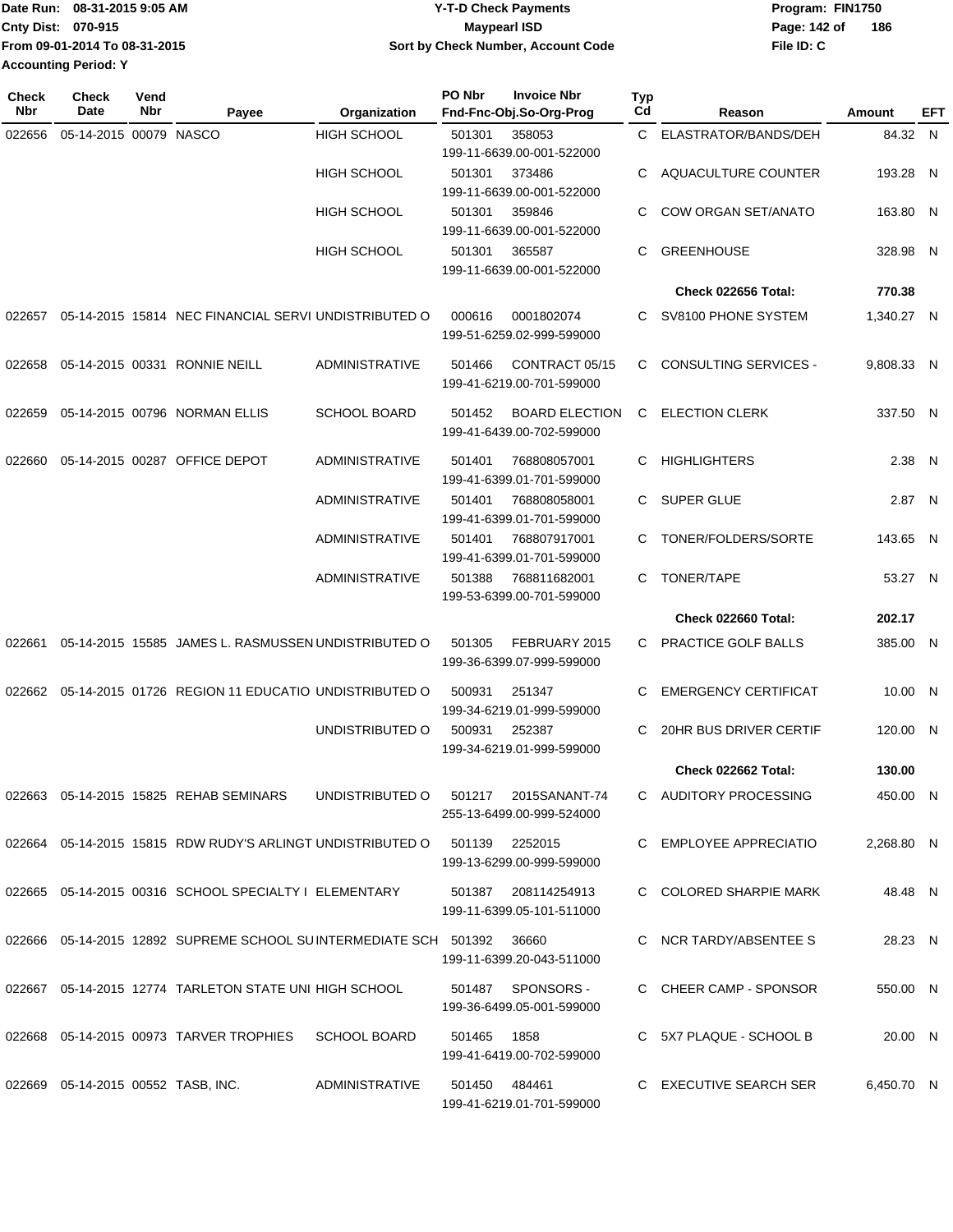Date Run: 08-31-2015 9:05 AM
Cnty Dist: 070-915
From 09-01-2014 To 08-31-2015
Accounting Period: Y

**Y-T-D Check Payments**
**Maypearl ISD**
**Sort by Check Number, Account Code**

Program: FIN1750
File ID: C

| Check Nbr | Check Date | Vend Nbr | Payee | Organization | PO Nbr | Invoice Nbr / Fnd-Fnc-Obj.So-Org-Prog | Typ Cd | Reason | Amount | EFT |
|---|---|---|---|---|---|---|---|---|---|---|
| 022656 | 05-14-2015 | 00079 | NASCO | HIGH SCHOOL | 501301 | 358053 / 199-11-6639.00-001-522000 | C | ELASTRATOR/BANDS/DEH | 84.32 | N |
| | | | | HIGH SCHOOL | 501301 | 373486 / 199-11-6639.00-001-522000 | C | AQUACULTURE COUNTER | 193.28 | N |
| | | | | HIGH SCHOOL | 501301 | 359846 / 199-11-6639.00-001-522000 | C | COW ORGAN SET/ANATO | 163.80 | N |
| | | | | HIGH SCHOOL | 501301 | 365587 / 199-11-6639.00-001-522000 | C | GREENHOUSE | 328.98 | N |
| | | | | | | | | **Check 022656 Total:** | **770.38** | |
| 022657 | 05-14-2015 | 15814 | NEC FINANCIAL SERVI | UNDISTRIBUTED O | 000616 | 0001802074 / 199-51-6259.02-999-599000 | C | SV8100 PHONE SYSTEM | 1,340.27 | N |
| 022658 | 05-14-2015 | 00331 | RONNIE NEILL | ADMINISTRATIVE | 501466 | CONTRACT 05/15 / 199-41-6219.00-701-599000 | C | CONSULTING SERVICES - | 9,808.33 | N |
| 022659 | 05-14-2015 | 00796 | NORMAN ELLIS | SCHOOL BOARD | 501452 | BOARD ELECTION / 199-41-6439.00-702-599000 | C | ELECTION CLERK | 337.50 | N |
| 022660 | 05-14-2015 | 00287 | OFFICE DEPOT | ADMINISTRATIVE | 501401 | 768808057001 / 199-41-6399.01-701-599000 | C | HIGHLIGHTERS | 2.38 | N |
| | | | | ADMINISTRATIVE | 501401 | 768808058001 / 199-41-6399.01-701-599000 | C | SUPER GLUE | 2.87 | N |
| | | | | ADMINISTRATIVE | 501401 | 768807917001 / 199-41-6399.01-701-599000 | C | TONER/FOLDERS/SORTE | 143.65 | N |
| | | | | ADMINISTRATIVE | 501388 | 768811682001 / 199-53-6399.00-701-599000 | C | TONER/TAPE | 53.27 | N |
| | | | | | | | | **Check 022660 Total:** | **202.17** | |
| 022661 | 05-14-2015 | 15585 | JAMES L. RASMUSSEN | UNDISTRIBUTED O | 501305 | FEBRUARY 2015 / 199-36-6399.07-999-599000 | C | PRACTICE GOLF BALLS | 385.00 | N |
| 022662 | 05-14-2015 | 01726 | REGION 11 EDUCATIO | UNDISTRIBUTED O | 500931 | 251347 / 199-34-6219.01-999-599000 | C | EMERGENCY CERTIFICAT | 10.00 | N |
| | | | | UNDISTRIBUTED O | 500931 | 252387 / 199-34-6219.01-999-599000 | C | 20HR BUS DRIVER CERTIF | 120.00 | N |
| | | | | | | | | **Check 022662 Total:** | **130.00** | |
| 022663 | 05-14-2015 | 15825 | REHAB SEMINARS | UNDISTRIBUTED O | 501217 | 2015SANANT-74 / 255-13-6499.00-999-524000 | C | AUDITORY PROCESSING | 450.00 | N |
| 022664 | 05-14-2015 | 15815 | RDW RUDY'S ARLINGT | UNDISTRIBUTED O | 501139 | 2252015 / 199-13-6299.00-999-599000 | C | EMPLOYEE APPRECIATIO | 2,268.80 | N |
| 022665 | 05-14-2015 | 00316 | SCHOOL SPECIALTY I | ELEMENTARY | 501387 | 208114254913 / 199-11-6399.05-101-511000 | C | COLORED SHARPIE MARK | 48.48 | N |
| 022666 | 05-14-2015 | 12892 | SUPREME SCHOOL SU | INTERMEDIATE SCH | 501392 | 36660 / 199-11-6399.20-043-511000 | C | NCR TARDY/ABSENTEE S | 28.23 | N |
| 022667 | 05-14-2015 | 12774 | TARLETON STATE UNI | HIGH SCHOOL | 501487 | SPONSORS - / 199-36-6499.05-001-599000 | C | CHEER CAMP - SPONSOR | 550.00 | N |
| 022668 | 05-14-2015 | 00973 | TARVER TROPHIES | SCHOOL BOARD | 501465 | 1858 / 199-41-6419.00-702-599000 | C | 5X7 PLAQUE - SCHOOL B | 20.00 | N |
| 022669 | 05-14-2015 | 00552 | TASB, INC. | ADMINISTRATIVE | 501450 | 484461 / 199-41-6219.01-701-599000 | C | EXECUTIVE SEARCH SER | 6,450.70 | N |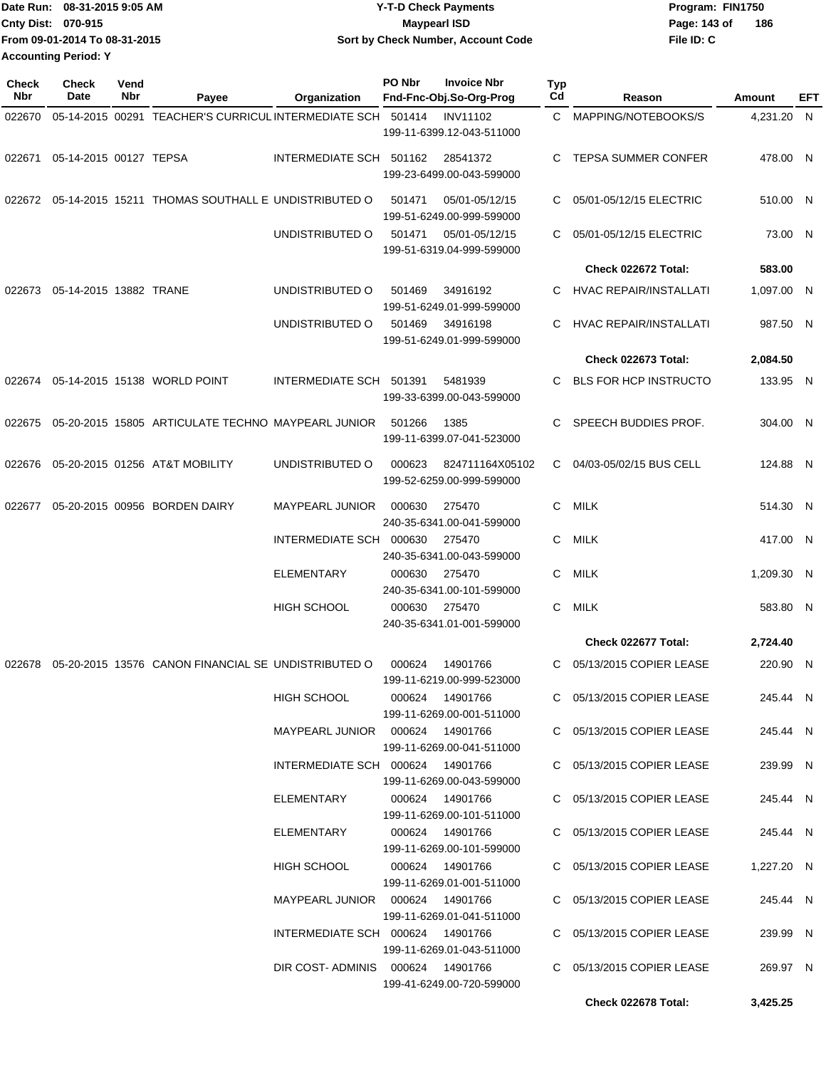Date Run: 08-31-2015 9:05 AM
Cnty Dist: 070-915
From 09-01-2014 To 08-31-2015
Accounting Period: Y

**Y-T-D Check Payments**
**Maypearl ISD**
**Sort by Check Number, Account Code**

Program: FIN1750
File ID: C

| Check Nbr | Check Date | Vend Nbr | Payee | Organization | PO Nbr | Invoice Nbr / Fnd-Fnc-Obj.So-Org-Prog | Typ Cd | Reason | Amount | EFT |
|---|---|---|---|---|---|---|---|---|---|---|
| 022670 | 05-14-2015 | 00291 | TEACHER'S CURRICUL | INTERMEDIATE SCH | 501414 | INV11102 / 199-11-6399.12-043-511000 | C | MAPPING/NOTEBOOKS/S | 4,231.20 | N |
| 022671 | 05-14-2015 | 00127 | TEPSA | INTERMEDIATE SCH | 501162 | 28541372 / 199-23-6499.00-043-599000 | C | TEPSA SUMMER CONFER | 478.00 | N |
| 022672 | 05-14-2015 | 15211 | THOMAS SOUTHALL E | UNDISTRIBUTED O | 501471 | 05/01-05/12/15 / 199-51-6249.00-999-599000 | C | 05/01-05/12/15 ELECTRIC | 510.00 | N |
| | | | | UNDISTRIBUTED O | 501471 | 05/01-05/12/15 / 199-51-6319.04-999-599000 | C | 05/01-05/12/15 ELECTRIC | 73.00 | N |
| | | | | | | | | **Check 022672 Total:** | **583.00** | |
| 022673 | 05-14-2015 | 13882 | TRANE | UNDISTRIBUTED O | 501469 | 34916192 / 199-51-6249.01-999-599000 | C | HVAC REPAIR/INSTALLATI | 1,097.00 | N |
| | | | | UNDISTRIBUTED O | 501469 | 34916198 / 199-51-6249.01-999-599000 | C | HVAC REPAIR/INSTALLATI | 987.50 | N |
| | | | | | | | | **Check 022673 Total:** | **2,084.50** | |
| 022674 | 05-14-2015 | 15138 | WORLD POINT | INTERMEDIATE SCH | 501391 | 5481939 / 199-33-6399.00-043-599000 | C | BLS FOR HCP INSTRUCTO | 133.95 | N |
| 022675 | 05-20-2015 | 15805 | ARTICULATE TECHNO | MAYPEARL JUNIOR | 501266 | 1385 / 199-11-6399.07-041-523000 | C | SPEECH BUDDIES PROF. | 304.00 | N |
| 022676 | 05-20-2015 | 01256 | AT&T MOBILITY | UNDISTRIBUTED O | 000623 | 824711164X05102 / 199-52-6259.00-999-599000 | C | 04/03-05/02/15 BUS CELL | 124.88 | N |
| 022677 | 05-20-2015 | 00956 | BORDEN DAIRY | MAYPEARL JUNIOR | 000630 | 275470 / 240-35-6341.00-041-599000 | C | MILK | 514.30 | N |
| | | | | INTERMEDIATE SCH | 000630 | 275470 / 240-35-6341.00-043-599000 | C | MILK | 417.00 | N |
| | | | | ELEMENTARY | 000630 | 275470 / 240-35-6341.00-101-599000 | C | MILK | 1,209.30 | N |
| | | | | HIGH SCHOOL | 000630 | 275470 / 240-35-6341.01-001-599000 | C | MILK | 583.80 | N |
| | | | | | | | | **Check 022677 Total:** | **2,724.40** | |
| 022678 | 05-20-2015 | 13576 | CANON FINANCIAL SE | UNDISTRIBUTED O | 000624 | 14901766 / 199-11-6219.00-999-523000 | C | 05/13/2015 COPIER LEASE | 220.90 | N |
| | | | | HIGH SCHOOL | 000624 | 14901766 / 199-11-6269.00-001-511000 | C | 05/13/2015 COPIER LEASE | 245.44 | N |
| | | | | MAYPEARL JUNIOR | 000624 | 14901766 / 199-11-6269.00-041-511000 | C | 05/13/2015 COPIER LEASE | 245.44 | N |
| | | | | INTERMEDIATE SCH | 000624 | 14901766 / 199-11-6269.00-043-599000 | C | 05/13/2015 COPIER LEASE | 239.99 | N |
| | | | | ELEMENTARY | 000624 | 14901766 / 199-11-6269.00-101-511000 | C | 05/13/2015 COPIER LEASE | 245.44 | N |
| | | | | ELEMENTARY | 000624 | 14901766 / 199-11-6269.00-101-599000 | C | 05/13/2015 COPIER LEASE | 245.44 | N |
| | | | | HIGH SCHOOL | 000624 | 14901766 / 199-11-6269.01-001-511000 | C | 05/13/2015 COPIER LEASE | 1,227.20 | N |
| | | | | MAYPEARL JUNIOR | 000624 | 14901766 / 199-11-6269.01-041-511000 | C | 05/13/2015 COPIER LEASE | 245.44 | N |
| | | | | INTERMEDIATE SCH | 000624 | 14901766 / 199-11-6269.01-043-511000 | C | 05/13/2015 COPIER LEASE | 239.99 | N |
| | | | | DIR COST- ADMINIS | 000624 | 14901766 / 199-41-6249.00-720-599000 | C | 05/13/2015 COPIER LEASE | 269.97 | N |
| | | | | | | | | **Check 022678 Total:** | **3,425.25** | |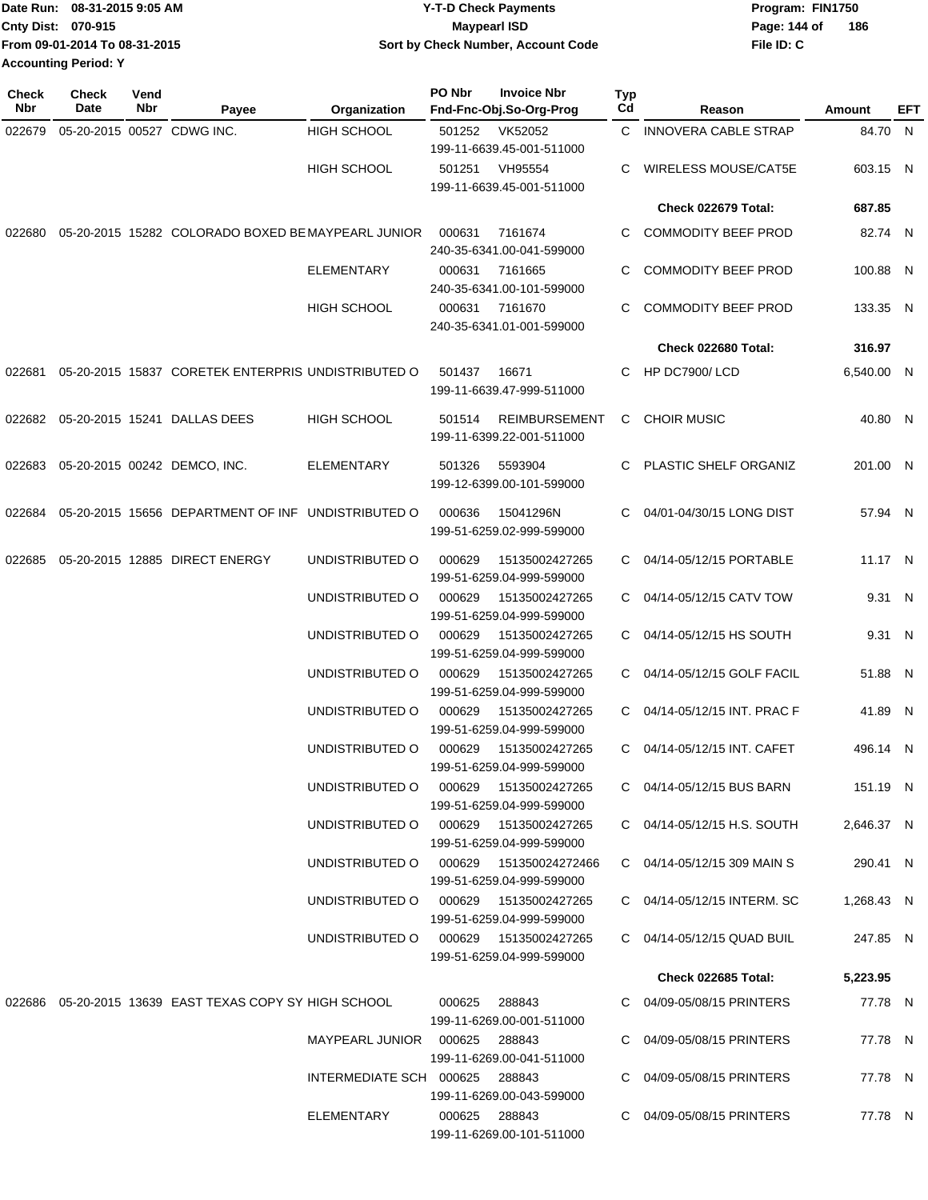Date Run: 08-31-2015 9:05 AM
Cnty Dist: 070-915
From 09-01-2014 To 08-31-2015
Accounting Period: Y

**Y-T-D Check Payments**
**Maypearl ISD**
**Sort by Check Number, Account Code**

Program: FIN1750
File ID: C

| Check Nbr | Check Date | Vend Nbr | Payee | Organization | PO Nbr | Invoice Nbr / Fnd-Fnc-Obj.So-Org-Prog | Typ Cd | Reason | Amount | EFT |
|---|---|---|---|---|---|---|---|---|---|---|
| 022679 | 05-20-2015 | 00527 | CDWG INC. | HIGH SCHOOL | 501252 | VK52052 199-11-6639.45-001-511000 | C | INNOVERA CABLE STRAP | 84.70 | N |
| | | | | HIGH SCHOOL | 501251 | VH95554 199-11-6639.45-001-511000 | C | WIRELESS MOUSE/CAT5E | 603.15 | N |
| | | | | | | | | **Check 022679 Total:** | **687.85** | |
| 022680 | 05-20-2015 | 15282 | COLORADO BOXED BE | MAYPEARL JUNIOR | 000631 | 7161674 240-35-6341.00-041-599000 | C | COMMODITY BEEF PROD | 82.74 | N |
| | | | | ELEMENTARY | 000631 | 7161665 240-35-6341.00-101-599000 | C | COMMODITY BEEF PROD | 100.88 | N |
| | | | | HIGH SCHOOL | 000631 | 7161670 240-35-6341.01-001-599000 | C | COMMODITY BEEF PROD | 133.35 | N |
| | | | | | | | | **Check 022680 Total:** | **316.97** | |
| 022681 | 05-20-2015 | 15837 | CORETEK ENTERPRIS | UNDISTRIBUTED O | 501437 | 16671 199-11-6639.47-999-511000 | C | HP DC7900/ LCD | 6,540.00 | N |
| 022682 | 05-20-2015 | 15241 | DALLAS DEES | HIGH SCHOOL | 501514 | REIMBURSEMENT 199-11-6399.22-001-511000 | C | CHOIR MUSIC | 40.80 | N |
| 022683 | 05-20-2015 | 00242 | DEMCO, INC. | ELEMENTARY | 501326 | 5593904 199-12-6399.00-101-599000 | C | PLASTIC SHELF ORGANIZ | 201.00 | N |
| 022684 | 05-20-2015 | 15656 | DEPARTMENT OF INF | UNDISTRIBUTED O | 000636 | 15041296N 199-51-6259.02-999-599000 | C | 04/01-04/30/15 LONG DIST | 57.94 | N |
| 022685 | 05-20-2015 | 12885 | DIRECT ENERGY | UNDISTRIBUTED O | 000629 | 15135002427265 199-51-6259.04-999-599000 | C | 04/14-05/12/15 PORTABLE | 11.17 | N |
| | | | | UNDISTRIBUTED O | 000629 | 15135002427265 199-51-6259.04-999-599000 | C | 04/14-05/12/15 CATV TOW | 9.31 | N |
| | | | | UNDISTRIBUTED O | 000629 | 15135002427265 199-51-6259.04-999-599000 | C | 04/14-05/12/15 HS SOUTH | 9.31 | N |
| | | | | UNDISTRIBUTED O | 000629 | 15135002427265 199-51-6259.04-999-599000 | C | 04/14-05/12/15 GOLF FACIL | 51.88 | N |
| | | | | UNDISTRIBUTED O | 000629 | 15135002427265 199-51-6259.04-999-599000 | C | 04/14-05/12/15 INT. PRAC F | 41.89 | N |
| | | | | UNDISTRIBUTED O | 000629 | 15135002427265 199-51-6259.04-999-599000 | C | 04/14-05/12/15 INT. CAFET | 496.14 | N |
| | | | | UNDISTRIBUTED O | 000629 | 15135002427265 199-51-6259.04-999-599000 | C | 04/14-05/12/15 BUS BARN | 151.19 | N |
| | | | | UNDISTRIBUTED O | 000629 | 15135002427265 199-51-6259.04-999-599000 | C | 04/14-05/12/15 H.S. SOUTH | 2,646.37 | N |
| | | | | UNDISTRIBUTED O | 000629 | 151350024272466 199-51-6259.04-999-599000 | C | 04/14-05/12/15 309 MAIN S | 290.41 | N |
| | | | | UNDISTRIBUTED O | 000629 | 15135002427265 199-51-6259.04-999-599000 | C | 04/14-05/12/15 INTERM. SC | 1,268.43 | N |
| | | | | UNDISTRIBUTED O | 000629 | 15135002427265 199-51-6259.04-999-599000 | C | 04/14-05/12/15 QUAD BUIL | 247.85 | N |
| | | | | | | | | **Check 022685 Total:** | **5,223.95** | |
| 022686 | 05-20-2015 | 13639 | EAST TEXAS COPY SY | HIGH SCHOOL | 000625 | 288843 199-11-6269.00-001-511000 | C | 04/09-05/08/15 PRINTERS | 77.78 | N |
| | | | | MAYPEARL JUNIOR | 000625 | 288843 199-11-6269.00-041-511000 | C | 04/09-05/08/15 PRINTERS | 77.78 | N |
| | | | | INTERMEDIATE SCH | 000625 | 288843 199-11-6269.00-043-599000 | C | 04/09-05/08/15 PRINTERS | 77.78 | N |
| | | | | ELEMENTARY | 000625 | 288843 199-11-6269.00-101-511000 | C | 04/09-05/08/15 PRINTERS | 77.78 | N |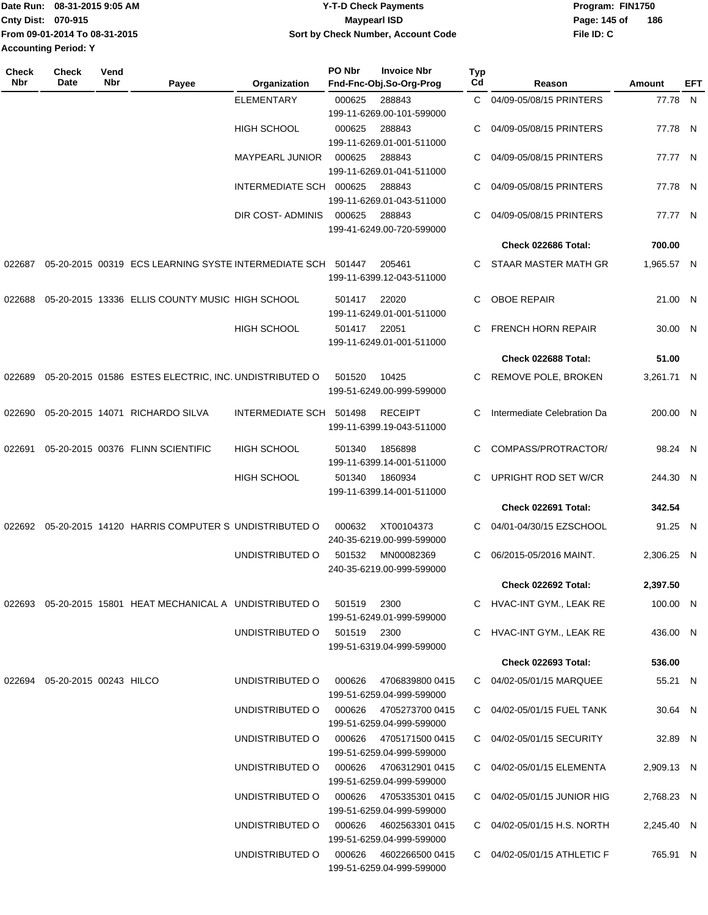| Check Nbr | Check Date | Vend Nbr | Payee | Organization | PO Nbr | Invoice Nbr Fnd-Fnc-Obj.So-Org-Prog | Typ Cd | Reason | Amount | EFT |
|---|---|---|---|---|---|---|---|---|---|---|
| | | | | ELEMENTARY | 000625 | 288843 199-11-6269.00-101-599000 | C | 04/09-05/08/15 PRINTERS | 77.78 | N |
| | | | | HIGH SCHOOL | 000625 | 288843 199-11-6269.01-001-511000 | C | 04/09-05/08/15 PRINTERS | 77.78 | N |
| | | | | MAYPEARL JUNIOR | 000625 | 288843 199-11-6269.01-041-511000 | C | 04/09-05/08/15 PRINTERS | 77.77 | N |
| | | | | INTERMEDIATE SCH | 000625 | 288843 199-11-6269.01-043-511000 | C | 04/09-05/08/15 PRINTERS | 77.78 | N |
| | | | | DIR COST- ADMINIS | 000625 | 288843 199-41-6249.00-720-599000 | C | 04/09-05/08/15 PRINTERS | 77.77 | N |
| | | | | | | | | **Check 022686 Total:** | **700.00** | |
| 022687 | 05-20-2015 | 00319 | ECS LEARNING SYSTE | INTERMEDIATE SCH | 501447 | 205461 199-11-6399.12-043-511000 | C | STAAR MASTER MATH GR | 1,965.57 | N |
| 022688 | 05-20-2015 | 13336 | ELLIS COUNTY MUSIC | HIGH SCHOOL | 501417 | 22020 199-11-6249.01-001-511000 | C | OBOE REPAIR | 21.00 | N |
| | | | | HIGH SCHOOL | 501417 | 22051 199-11-6249.01-001-511000 | C | FRENCH HORN REPAIR | 30.00 | N |
| | | | | | | | | **Check 022688 Total:** | **51.00** | |
| 022689 | 05-20-2015 | 01586 | ESTES ELECTRIC, INC. | UNDISTRIBUTED O | 501520 | 10425 199-51-6249.00-999-599000 | C | REMOVE POLE, BROKEN | 3,261.71 | N |
| 022690 | 05-20-2015 | 14071 | RICHARDO SILVA | INTERMEDIATE SCH | 501498 | RECEIPT 199-11-6399.19-043-511000 | C | Intermediate Celebration Da | 200.00 | N |
| 022691 | 05-20-2015 | 00376 | FLINN SCIENTIFIC | HIGH SCHOOL | 501340 | 1856898 199-11-6399.14-001-511000 | C | COMPASS/PROTRACTOR/ | 98.24 | N |
| | | | | HIGH SCHOOL | 501340 | 1860934 199-11-6399.14-001-511000 | C | UPRIGHT ROD SET W/CR | 244.30 | N |
| | | | | | | | | **Check 022691 Total:** | **342.54** | |
| 022692 | 05-20-2015 | 14120 | HARRIS COMPUTER S | UNDISTRIBUTED O | 000632 | XT00104373 240-35-6219.00-999-599000 | C | 04/01-04/30/15 EZSCHOOL | 91.25 | N |
| | | | | UNDISTRIBUTED O | 501532 | MN00082369 240-35-6219.00-999-599000 | C | 06/2015-05/2016 MAINT. | 2,306.25 | N |
| | | | | | | | | **Check 022692 Total:** | **2,397.50** | |
| 022693 | 05-20-2015 | 15801 | HEAT MECHANICAL A | UNDISTRIBUTED O | 501519 | 2300 199-51-6249.01-999-599000 | C | HVAC-INT GYM., LEAK RE | 100.00 | N |
| | | | | UNDISTRIBUTED O | 501519 | 2300 199-51-6319.04-999-599000 | C | HVAC-INT GYM., LEAK RE | 436.00 | N |
| | | | | | | | | **Check 022693 Total:** | **536.00** | |
| 022694 | 05-20-2015 | 00243 | HILCO | UNDISTRIBUTED O | 000626 | 4706839800 0415 199-51-6259.04-999-599000 | C | 04/02-05/01/15 MARQUEE | 55.21 | N |
| | | | | UNDISTRIBUTED O | 000626 | 4705273700 0415 199-51-6259.04-999-599000 | C | 04/02-05/01/15 FUEL TANK | 30.64 | N |
| | | | | UNDISTRIBUTED O | 000626 | 4705171500 0415 199-51-6259.04-999-599000 | C | 04/02-05/01/15 SECURITY | 32.89 | N |
| | | | | UNDISTRIBUTED O | 000626 | 4706312901 0415 199-51-6259.04-999-599000 | C | 04/02-05/01/15 ELEMENTA | 2,909.13 | N |
| | | | | UNDISTRIBUTED O | 000626 | 4705335301 0415 199-51-6259.04-999-599000 | C | 04/02-05/01/15 JUNIOR HIG | 2,768.23 | N |
| | | | | UNDISTRIBUTED O | 000626 | 4602563301 0415 199-51-6259.04-999-599000 | C | 04/02-05/01/15 H.S. NORTH | 2,245.40 | N |
| | | | | UNDISTRIBUTED O | 000626 | 4602266500 0415 199-51-6259.04-999-599000 | C | 04/02-05/01/15 ATHLETIC F | 765.91 | N |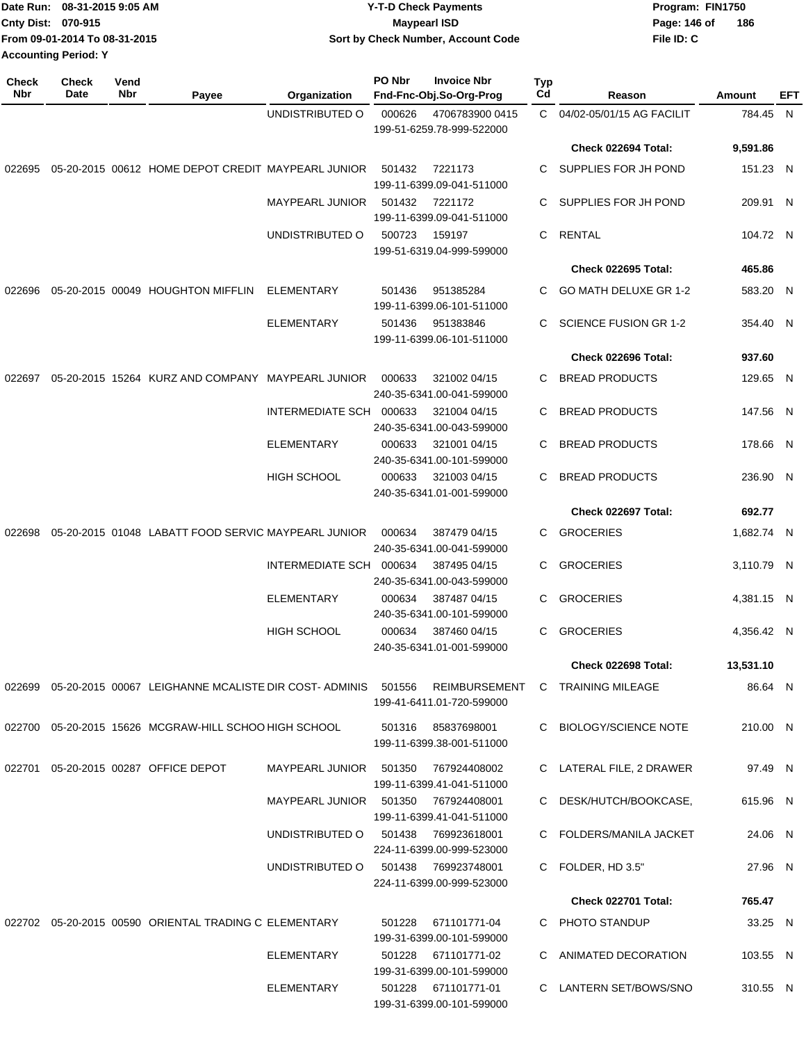Date Run: 08-31-2015 9:05 AM
Cnty Dist: 070-915
From 09-01-2014 To 08-31-2015
Accounting Period: Y

**Y-T-D Check Payments**
**Maypearl ISD**
**Sort by Check Number, Account Code**

Program: FIN1750
File ID: C

| Check Nbr | Check Date | Vend Nbr | Payee | Organization | PO Nbr | Invoice Nbr / Fnd-Fnc-Obj.So-Org-Prog | Typ Cd | Reason | Amount | EFT |
|---|---|---|---|---|---|---|---|---|---|---|
| | | | | UNDISTRIBUTED O | 000626 | 4706783900 0415 / 199-51-6259.78-999-522000 | C | 04/02-05/01/15 AG FACILIT | 784.45 | N |
| | | | | | | | | **Check 022694 Total:** | **9,591.86** | |
| 022695 | 05-20-2015 | 00612 | HOME DEPOT CREDIT | MAYPEARL JUNIOR | 501432 | 7221173 / 199-11-6399.09-041-511000 | C | SUPPLIES FOR JH POND | 151.23 | N |
| | | | | MAYPEARL JUNIOR | 501432 | 7221172 / 199-11-6399.09-041-511000 | C | SUPPLIES FOR JH POND | 209.91 | N |
| | | | | UNDISTRIBUTED O | 500723 | 159197 / 199-51-6319.04-999-599000 | C | RENTAL | 104.72 | N |
| | | | | | | | | **Check 022695 Total:** | **465.86** | |
| 022696 | 05-20-2015 | 00049 | HOUGHTON MIFFLIN | ELEMENTARY | 501436 | 951385284 / 199-11-6399.06-101-511000 | C | GO MATH DELUXE GR 1-2 | 583.20 | N |
| | | | | ELEMENTARY | 501436 | 951383846 / 199-11-6399.06-101-511000 | C | SCIENCE FUSION GR 1-2 | 354.40 | N |
| | | | | | | | | **Check 022696 Total:** | **937.60** | |
| 022697 | 05-20-2015 | 15264 | KURZ AND COMPANY | MAYPEARL JUNIOR | 000633 | 321002 04/15 / 240-35-6341.00-041-599000 | C | BREAD PRODUCTS | 129.65 | N |
| | | | | INTERMEDIATE SCH | 000633 | 321004 04/15 / 240-35-6341.00-043-599000 | C | BREAD PRODUCTS | 147.56 | N |
| | | | | ELEMENTARY | 000633 | 321001 04/15 / 240-35-6341.00-101-599000 | C | BREAD PRODUCTS | 178.66 | N |
| | | | | HIGH SCHOOL | 000633 | 321003 04/15 / 240-35-6341.01-001-599000 | C | BREAD PRODUCTS | 236.90 | N |
| | | | | | | | | **Check 022697 Total:** | **692.77** | |
| 022698 | 05-20-2015 | 01048 | LABATT FOOD SERVIC | MAYPEARL JUNIOR | 000634 | 387479 04/15 / 240-35-6341.00-041-599000 | C | GROCERIES | 1,682.74 | N |
| | | | | INTERMEDIATE SCH | 000634 | 387495 04/15 / 240-35-6341.00-043-599000 | C | GROCERIES | 3,110.79 | N |
| | | | | ELEMENTARY | 000634 | 387487 04/15 / 240-35-6341.00-101-599000 | C | GROCERIES | 4,381.15 | N |
| | | | | HIGH SCHOOL | 000634 | 387460 04/15 / 240-35-6341.01-001-599000 | C | GROCERIES | 4,356.42 | N |
| | | | | | | | | **Check 022698 Total:** | **13,531.10** | |
| 022699 | 05-20-2015 | 00067 | LEIGHANNE MCALISTE | DIR COST- ADMINIS | 501556 | REIMBURSEMENT / 199-41-6411.01-720-599000 | C | TRAINING MILEAGE | 86.64 | N |
| 022700 | 05-20-2015 | 15626 | MCGRAW-HILL SCHOO | HIGH SCHOOL | 501316 | 85837698001 / 199-11-6399.38-001-511000 | C | BIOLOGY/SCIENCE NOTE | 210.00 | N |
| 022701 | 05-20-2015 | 00287 | OFFICE DEPOT | MAYPEARL JUNIOR | 501350 | 767924408002 / 199-11-6399.41-041-511000 | C | LATERAL FILE, 2 DRAWER | 97.49 | N |
| | | | | MAYPEARL JUNIOR | 501350 | 767924408001 / 199-11-6399.41-041-511000 | C | DESK/HUTCH/BOOKCASE, | 615.96 | N |
| | | | | UNDISTRIBUTED O | 501438 | 769923618001 / 224-11-6399.00-999-523000 | C | FOLDERS/MANILA JACKET | 24.06 | N |
| | | | | UNDISTRIBUTED O | 501438 | 769923748001 / 224-11-6399.00-999-523000 | C | FOLDER, HD 3.5" | 27.96 | N |
| | | | | | | | | **Check 022701 Total:** | **765.47** | |
| 022702 | 05-20-2015 | 00590 | ORIENTAL TRADING C | ELEMENTARY | 501228 | 671101771-04 / 199-31-6399.00-101-599000 | C | PHOTO STANDUP | 33.25 | N |
| | | | | ELEMENTARY | 501228 | 671101771-02 / 199-31-6399.00-101-599000 | C | ANIMATED DECORATION | 103.55 | N |
| | | | | ELEMENTARY | 501228 | 671101771-01 / 199-31-6399.00-101-599000 | C | LANTERN SET/BOWS/SNO | 310.55 | N |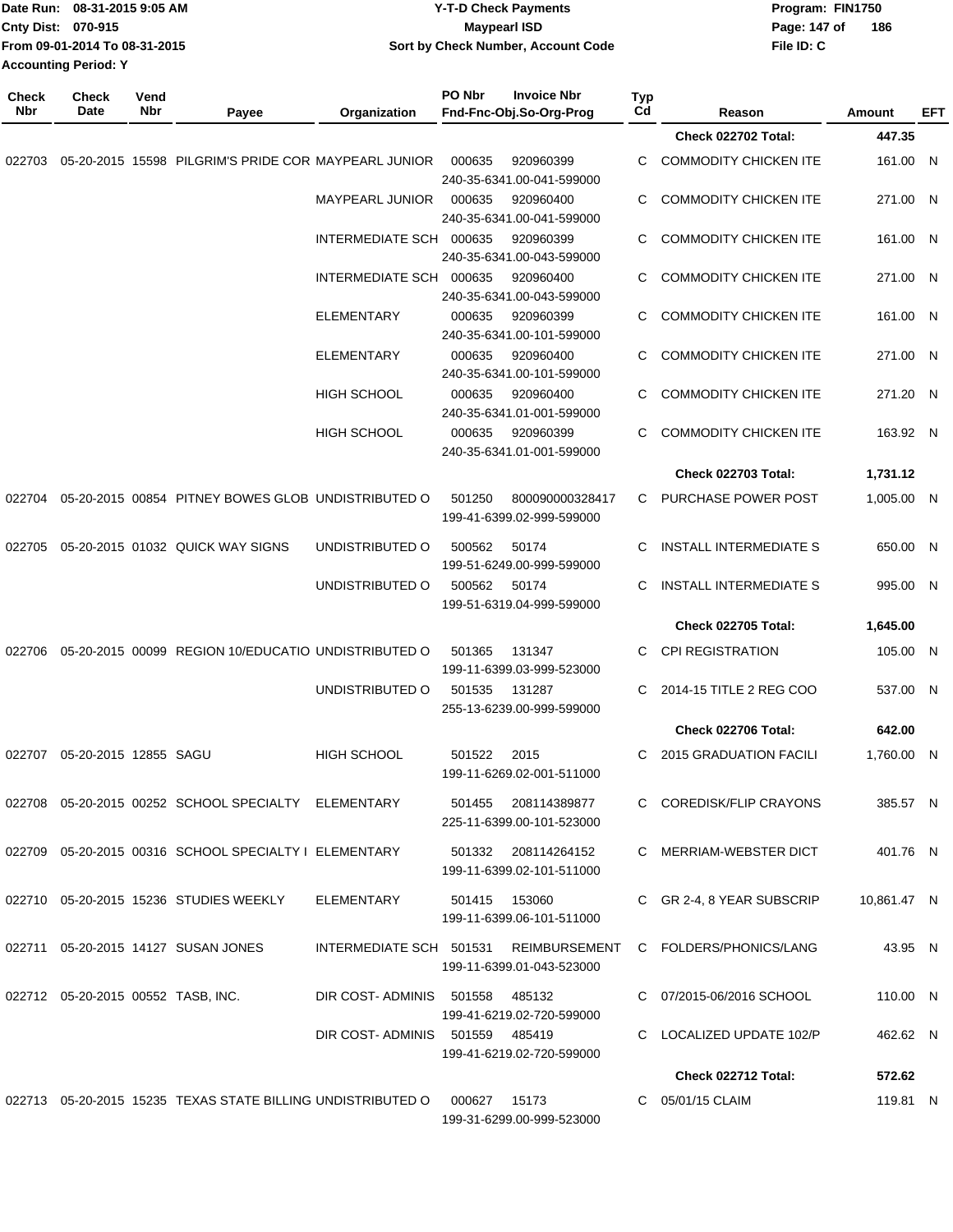Date Run: 08-31-2015 9:05 AM
Cnty Dist: 070-915
From 09-01-2014 To 08-31-2015
Accounting Period: Y

**Y-T-D Check Payments**
**Maypearl ISD**
**Sort by Check Number, Account Code**

Program: FIN1750
File ID: C

| Check Nbr | Check Date | Vend Nbr | Payee | Organization | PO Nbr | Invoice Nbr / Fnd-Fnc-Obj.So-Org-Prog | Typ Cd | Reason | Amount | EFT |
|---|---|---|---|---|---|---|---|---|---|---|
| | | | | | | | | **Check 022702 Total:** | **447.35** | |
| 022703 | 05-20-2015 | 15598 | PILGRIM'S PRIDE COR | MAYPEARL JUNIOR | 000635 | 920960399 240-35-6341.00-041-599000 | C | COMMODITY CHICKEN ITE | 161.00 | N |
| | | | | MAYPEARL JUNIOR | 000635 | 920960400 240-35-6341.00-041-599000 | C | COMMODITY CHICKEN ITE | 271.00 | N |
| | | | | INTERMEDIATE SCH | 000635 | 920960399 240-35-6341.00-043-599000 | C | COMMODITY CHICKEN ITE | 161.00 | N |
| | | | | INTERMEDIATE SCH | 000635 | 920960400 240-35-6341.00-043-599000 | C | COMMODITY CHICKEN ITE | 271.00 | N |
| | | | | ELEMENTARY | 000635 | 920960399 240-35-6341.00-101-599000 | C | COMMODITY CHICKEN ITE | 161.00 | N |
| | | | | ELEMENTARY | 000635 | 920960400 240-35-6341.00-101-599000 | C | COMMODITY CHICKEN ITE | 271.00 | N |
| | | | | HIGH SCHOOL | 000635 | 920960400 240-35-6341.01-001-599000 | C | COMMODITY CHICKEN ITE | 271.20 | N |
| | | | | HIGH SCHOOL | 000635 | 920960399 240-35-6341.01-001-599000 | C | COMMODITY CHICKEN ITE | 163.92 | N |
| | | | | | | | | **Check 022703 Total:** | **1,731.12** | |
| 022704 | 05-20-2015 | 00854 | PITNEY BOWES GLOB | UNDISTRIBUTED O | 501250 | 800090000328417 199-41-6399.02-999-599000 | C | PURCHASE POWER POST | 1,005.00 | N |
| 022705 | 05-20-2015 | 01032 | QUICK WAY SIGNS | UNDISTRIBUTED O | 500562 | 50174 199-51-6249.00-999-599000 | C | INSTALL INTERMEDIATE S | 650.00 | N |
| | | | | UNDISTRIBUTED O | 500562 | 50174 199-51-6319.04-999-599000 | C | INSTALL INTERMEDIATE S | 995.00 | N |
| | | | | | | | | **Check 022705 Total:** | **1,645.00** | |
| 022706 | 05-20-2015 | 00099 | REGION 10/EDUCATIO | UNDISTRIBUTED O | 501365 | 131347 199-11-6399.03-999-523000 | C | CPI REGISTRATION | 105.00 | N |
| | | | | UNDISTRIBUTED O | 501535 | 131287 255-13-6239.00-999-599000 | C | 2014-15 TITLE 2 REG COO | 537.00 | N |
| | | | | | | | | **Check 022706 Total:** | **642.00** | |
| 022707 | 05-20-2015 | 12855 | SAGU | HIGH SCHOOL | 501522 | 2015 199-11-6269.02-001-511000 | C | 2015 GRADUATION FACILI | 1,760.00 | N |
| 022708 | 05-20-2015 | 00252 | SCHOOL SPECIALTY | ELEMENTARY | 501455 | 208114389877 225-11-6399.00-101-523000 | C | COREDISK/FLIP CRAYONS | 385.57 | N |
| 022709 | 05-20-2015 | 00316 | SCHOOL SPECIALTY I | ELEMENTARY | 501332 | 208114264152 199-11-6399.02-101-511000 | C | MERRIAM-WEBSTER DICT | 401.76 | N |
| 022710 | 05-20-2015 | 15236 | STUDIES WEEKLY | ELEMENTARY | 501415 | 153060 199-11-6399.06-101-511000 | C | GR 2-4, 8 YEAR SUBSCRIP | 10,861.47 | N |
| 022711 | 05-20-2015 | 14127 | SUSAN JONES | INTERMEDIATE SCH | 501531 | REIMBURSEMENT 199-11-6399.01-043-523000 | C | FOLDERS/PHONICS/LANG | 43.95 | N |
| 022712 | 05-20-2015 | 00552 | TASB, INC. | DIR COST- ADMINIS | 501558 | 485132 199-41-6219.02-720-599000 | C | 07/2015-06/2016 SCHOOL | 110.00 | N |
| | | | | DIR COST- ADMINIS | 501559 | 485419 199-41-6219.02-720-599000 | C | LOCALIZED UPDATE 102/P | 462.62 | N |
| | | | | | | | | **Check 022712 Total:** | **572.62** | |
| 022713 | 05-20-2015 | 15235 | TEXAS STATE BILLING | UNDISTRIBUTED O | 000627 | 15173 199-31-6299.00-999-523000 | C | 05/01/15 CLAIM | 119.81 | N |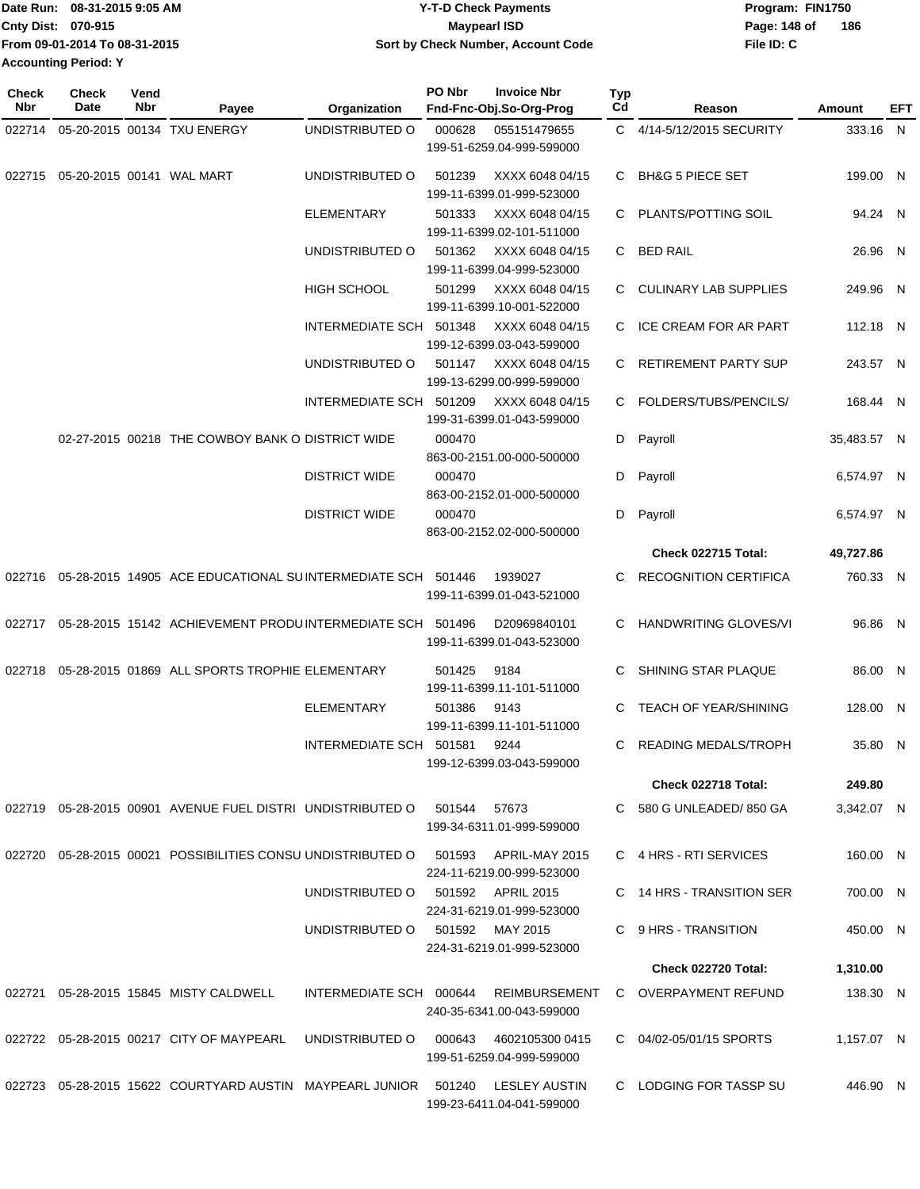Date Run: 08-31-2015 9:05 AM
Cnty Dist: 070-915
From 09-01-2014 To 08-31-2015
Accounting Period: Y

**Y-T-D Check Payments**
**Maypearl ISD**
**Sort by Check Number, Account Code**

Program: FIN1750
File ID: C

| Check Nbr | Check Date | Vend Nbr | Payee | Organization | PO Nbr | Invoice Nbr Fnd-Fnc-Obj.So-Org-Prog | Typ Cd | Reason | Amount | EFT |
|---|---|---|---|---|---|---|---|---|---|---|
| 022714 | 05-20-2015 | 00134 | TXU ENERGY | UNDISTRIBUTED O | 000628 | 055151479655 199-51-6259.04-999-599000 | C | 4/14-5/12/2015 SECURITY | 333.16 | N |
| 022715 | 05-20-2015 | 00141 | WAL MART | UNDISTRIBUTED O | 501239 | XXXX 6048 04/15 199-11-6399.01-999-523000 | C | BH&G 5 PIECE SET | 199.00 | N |
| | | | | ELEMENTARY | 501333 | XXXX 6048 04/15 199-11-6399.02-101-511000 | C | PLANTS/POTTING SOIL | 94.24 | N |
| | | | | UNDISTRIBUTED O | 501362 | XXXX 6048 04/15 199-11-6399.04-999-523000 | C | BED RAIL | 26.96 | N |
| | | | | HIGH SCHOOL | 501299 | XXXX 6048 04/15 199-11-6399.10-001-522000 | C | CULINARY LAB SUPPLIES | 249.96 | N |
| | | | | INTERMEDIATE SCH | 501348 | XXXX 6048 04/15 199-12-6399.03-043-599000 | C | ICE CREAM FOR AR PART | 112.18 | N |
| | | | | UNDISTRIBUTED O | 501147 | XXXX 6048 04/15 199-13-6299.00-999-599000 | C | RETIREMENT PARTY SUP | 243.57 | N |
| | | | | INTERMEDIATE SCH | 501209 | XXXX 6048 04/15 199-31-6399.01-043-599000 | C | FOLDERS/TUBS/PENCILS/ | 168.44 | N |
| | 02-27-2015 | 00218 | THE COWBOY BANK O | DISTRICT WIDE | 000470 | 863-00-2151.00-000-500000 | D | Payroll | 35,483.57 | N |
| | | | | DISTRICT WIDE | 000470 | 863-00-2152.01-000-500000 | D | Payroll | 6,574.97 | N |
| | | | | DISTRICT WIDE | 000470 | 863-00-2152.02-000-500000 | D | Payroll | 6,574.97 | N |
| | | | | | | | | **Check 022715 Total:** | **49,727.86** | |
| 022716 | 05-28-2015 | 14905 | ACE EDUCATIONAL SU | INTERMEDIATE SCH | 501446 | 1939027 199-11-6399.01-043-521000 | C | RECOGNITION CERTIFICA | 760.33 | N |
| 022717 | 05-28-2015 | 15142 | ACHIEVEMENT PRODU | INTERMEDIATE SCH | 501496 | D20969840101 199-11-6399.01-043-523000 | C | HANDWRITING GLOVES/VI | 96.86 | N |
| 022718 | 05-28-2015 | 01869 | ALL SPORTS TROPHIE | ELEMENTARY | 501425 | 9184 199-11-6399.11-101-511000 | C | SHINING STAR PLAQUE | 86.00 | N |
| | | | | ELEMENTARY | 501386 | 9143 199-11-6399.11-101-511000 | C | TEACH OF YEAR/SHINING | 128.00 | N |
| | | | | INTERMEDIATE SCH | 501581 | 9244 199-12-6399.03-043-599000 | C | READING MEDALS/TROPH | 35.80 | N |
| | | | | | | | | **Check 022718 Total:** | **249.80** | |
| 022719 | 05-28-2015 | 00901 | AVENUE FUEL DISTRI | UNDISTRIBUTED O | 501544 | 57673 199-34-6311.01-999-599000 | C | 580 G UNLEADED/ 850 GA | 3,342.07 | N |
| 022720 | 05-28-2015 | 00021 | POSSIBILITIES CONSU | UNDISTRIBUTED O | 501593 | APRIL-MAY 2015 224-11-6219.00-999-523000 | C | 4 HRS - RTI SERVICES | 160.00 | N |
| | | | | UNDISTRIBUTED O | 501592 | APRIL 2015 224-31-6219.01-999-523000 | C | 14 HRS - TRANSITION SER | 700.00 | N |
| | | | | UNDISTRIBUTED O | 501592 | MAY 2015 224-31-6219.01-999-523000 | C | 9 HRS - TRANSITION | 450.00 | N |
| | | | | | | | | **Check 022720 Total:** | **1,310.00** | |
| 022721 | 05-28-2015 | 15845 | MISTY CALDWELL | INTERMEDIATE SCH | 000644 | REIMBURSEMENT 240-35-6341.00-043-599000 | C | OVERPAYMENT REFUND | 138.30 | N |
| 022722 | 05-28-2015 | 00217 | CITY OF MAYPEARL | UNDISTRIBUTED O | 000643 | 4602105300 0415 199-51-6259.04-999-599000 | C | 04/02-05/01/15 SPORTS | 1,157.07 | N |
| 022723 | 05-28-2015 | 15622 | COURTYARD AUSTIN | MAYPEARL JUNIOR | 501240 | LESLEY AUSTIN 199-23-6411.04-041-599000 | C | LODGING FOR TASSP SU | 446.90 | N |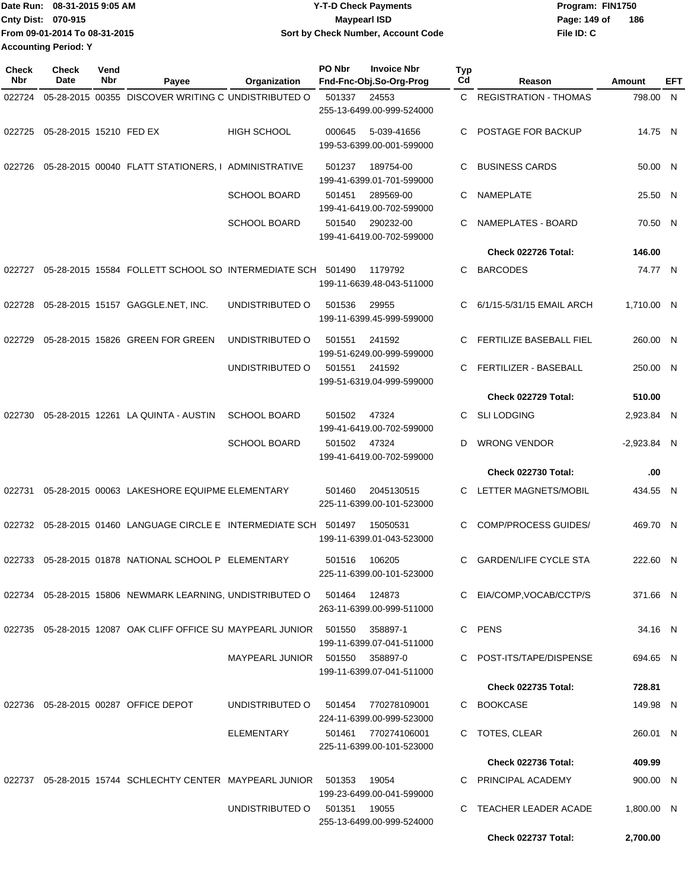Date Run: 08-31-2015 9:05 AM
Cnty Dist: 070-915
From 09-01-2014 To 08-31-2015
Accounting Period: Y

**Y-T-D Check Payments**
**Maypearl ISD**
**Sort by Check Number, Account Code**

Program: FIN1750
File ID: C

| Check Nbr | Check Date | Vend Nbr | Payee | Organization | PO Nbr | Invoice Nbr / Fnd-Fnc-Obj.So-Org-Prog | Typ Cd | Reason | Amount | EFT |
|---|---|---|---|---|---|---|---|---|---|---|
| 022724 | 05-28-2015 | 00355 | DISCOVER WRITING C | UNDISTRIBUTED O | 501337 | 24553 / 255-13-6499.00-999-524000 | C | REGISTRATION - THOMAS | 798.00 | N |
| 022725 | 05-28-2015 | 15210 | FED EX | HIGH SCHOOL | 000645 | 5-039-41656 / 199-53-6399.00-001-599000 | C | POSTAGE FOR BACKUP | 14.75 | N |
| 022726 | 05-28-2015 | 00040 | FLATT STATIONERS, I | ADMINISTRATIVE | 501237 | 189754-00 / 199-41-6399.01-701-599000 | C | BUSINESS CARDS | 50.00 | N |
| | | | | SCHOOL BOARD | 501451 | 289569-00 / 199-41-6419.00-702-599000 | C | NAMEPLATE | 25.50 | N |
| | | | | SCHOOL BOARD | 501540 | 290232-00 / 199-41-6419.00-702-599000 | C | NAMEPLATES - BOARD | 70.50 | N |
| | | | | | | | | **Check 022726 Total:** | **146.00** | |
| 022727 | 05-28-2015 | 15584 | FOLLETT SCHOOL SO | INTERMEDIATE SCH | 501490 | 1179792 / 199-11-6639.48-043-511000 | C | BARCODES | 74.77 | N |
| 022728 | 05-28-2015 | 15157 | GAGGLE.NET, INC. | UNDISTRIBUTED O | 501536 | 29955 / 199-11-6399.45-999-599000 | C | 6/1/15-5/31/15 EMAIL ARCH | 1,710.00 | N |
| 022729 | 05-28-2015 | 15826 | GREEN FOR GREEN | UNDISTRIBUTED O | 501551 | 241592 / 199-51-6249.00-999-599000 | C | FERTILIZE BASEBALL FIEL | 260.00 | N |
| | | | | UNDISTRIBUTED O | 501551 | 241592 / 199-51-6319.04-999-599000 | C | FERTILIZER - BASEBALL | 250.00 | N |
| | | | | | | | | **Check 022729 Total:** | **510.00** | |
| 022730 | 05-28-2015 | 12261 | LA QUINTA - AUSTIN | SCHOOL BOARD | 501502 | 47324 / 199-41-6419.00-702-599000 | C | SLI LODGING | 2,923.84 | N |
| | | | | SCHOOL BOARD | 501502 | 47324 / 199-41-6419.00-702-599000 | D | WRONG VENDOR | -2,923.84 | N |
| | | | | | | | | **Check 022730 Total:** | **.00** | |
| 022731 | 05-28-2015 | 00063 | LAKESHORE EQUIPME | ELEMENTARY | 501460 | 2045130515 / 225-11-6399.00-101-523000 | C | LETTER MAGNETS/MOBIL | 434.55 | N |
| 022732 | 05-28-2015 | 01460 | LANGUAGE CIRCLE E | INTERMEDIATE SCH | 501497 | 15050531 / 199-11-6399.01-043-523000 | C | COMP/PROCESS GUIDES/ | 469.70 | N |
| 022733 | 05-28-2015 | 01878 | NATIONAL SCHOOL P | ELEMENTARY | 501516 | 106205 / 225-11-6399.00-101-523000 | C | GARDEN/LIFE CYCLE STA | 222.60 | N |
| 022734 | 05-28-2015 | 15806 | NEWMARK LEARNING, | UNDISTRIBUTED O | 501464 | 124873 / 263-11-6399.00-999-511000 | C | EIA/COMP,VOCAB/CCTP/S | 371.66 | N |
| 022735 | 05-28-2015 | 12087 | OAK CLIFF OFFICE SU | MAYPEARL JUNIOR | 501550 | 358897-1 / 199-11-6399.07-041-511000 | C | PENS | 34.16 | N |
| | | | | MAYPEARL JUNIOR | 501550 | 358897-0 / 199-11-6399.07-041-511000 | C | POST-ITS/TAPE/DISPENSE | 694.65 | N |
| | | | | | | | | **Check 022735 Total:** | **728.81** | |
| 022736 | 05-28-2015 | 00287 | OFFICE DEPOT | UNDISTRIBUTED O | 501454 | 770278109001 / 224-11-6399.00-999-523000 | C | BOOKCASE | 149.98 | N |
| | | | | ELEMENTARY | 501461 | 770274106001 / 225-11-6399.00-101-523000 | C | TOTES, CLEAR | 260.01 | N |
| | | | | | | | | **Check 022736 Total:** | **409.99** | |
| 022737 | 05-28-2015 | 15744 | SCHLECHTY CENTER | MAYPEARL JUNIOR | 501353 | 19054 / 199-23-6499.00-041-599000 | C | PRINCIPAL ACADEMY | 900.00 | N |
| | | | | UNDISTRIBUTED O | 501351 | 19055 / 255-13-6499.00-999-524000 | C | TEACHER LEADER ACADE | 1,800.00 | N |
| | | | | | | | | **Check 022737 Total:** | **2,700.00** | |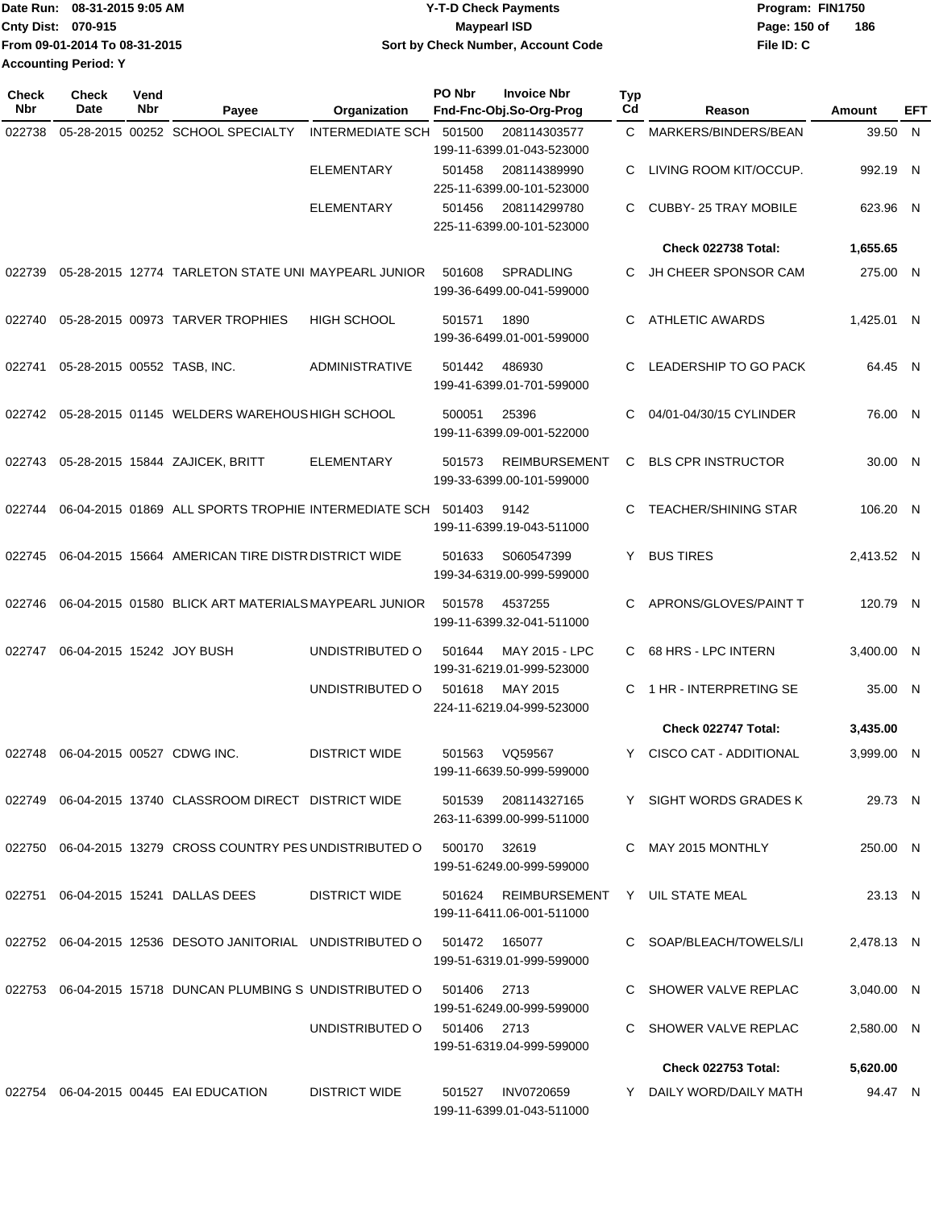Date Run: 08-31-2015 9:05 AM
Cnty Dist: 070-915
From 09-01-2014 To 08-31-2015
Accounting Period: Y

**Y-T-D Check Payments**
**Maypearl ISD**
**Sort by Check Number, Account Code**

Program: FIN1750
File ID: C

| Check Nbr | Check Date | Vend Nbr | Payee | Organization | PO Nbr | Invoice Nbr / Fnd-Fnc-Obj.So-Org-Prog | Typ Cd | Reason | Amount | EFT |
|---|---|---|---|---|---|---|---|---|---|---|
| 022738 | 05-28-2015 | 00252 | SCHOOL SPECIALTY | INTERMEDIATE SCH | 501500 | 208114303577 199-11-6399.01-043-523000 | C | MARKERS/BINDERS/BEAN | 39.50 | N |
| | | | | ELEMENTARY | 501458 | 208114389990 225-11-6399.00-101-523000 | C | LIVING ROOM KIT/OCCUP. | 992.19 | N |
| | | | | ELEMENTARY | 501456 | 208114299780 225-11-6399.00-101-523000 | C | CUBBY- 25 TRAY MOBILE | 623.96 | N |
| | | | | | | | | **Check 022738 Total:** | **1,655.65** | |
| 022739 | 05-28-2015 | 12774 | TARLETON STATE UNI | MAYPEARL JUNIOR | 501608 | SPRADLING 199-36-6499.00-041-599000 | C | JH CHEER SPONSOR CAM | 275.00 | N |
| 022740 | 05-28-2015 | 00973 | TARVER TROPHIES | HIGH SCHOOL | 501571 | 1890 199-36-6499.01-001-599000 | C | ATHLETIC AWARDS | 1,425.01 | N |
| 022741 | 05-28-2015 | 00552 | TASB, INC. | ADMINISTRATIVE | 501442 | 486930 199-41-6399.01-701-599000 | C | LEADERSHIP TO GO PACK | 64.45 | N |
| 022742 | 05-28-2015 | 01145 | WELDERS WAREHOUS | HIGH SCHOOL | 500051 | 25396 199-11-6399.09-001-522000 | C | 04/01-04/30/15 CYLINDER | 76.00 | N |
| 022743 | 05-28-2015 | 15844 | ZAJICEK, BRITT | ELEMENTARY | 501573 | REIMBURSEMENT 199-33-6399.00-101-599000 | C | BLS CPR INSTRUCTOR | 30.00 | N |
| 022744 | 06-04-2015 | 01869 | ALL SPORTS TROPHIE | INTERMEDIATE SCH | 501403 | 9142 199-11-6399.19-043-511000 | C | TEACHER/SHINING STAR | 106.20 | N |
| 022745 | 06-04-2015 | 15664 | AMERICAN TIRE DISTR | DISTRICT WIDE | 501633 | S060547399 199-34-6319.00-999-599000 | Y | BUS TIRES | 2,413.52 | N |
| 022746 | 06-04-2015 | 01580 | BLICK ART MATERIALS | MAYPEARL JUNIOR | 501578 | 4537255 199-11-6399.32-041-511000 | C | APRONS/GLOVES/PAINT T | 120.79 | N |
| 022747 | 06-04-2015 | 15242 | JOY BUSH | UNDISTRIBUTED O | 501644 | MAY 2015 - LPC 199-31-6219.01-999-523000 | C | 68 HRS - LPC INTERN | 3,400.00 | N |
| | | | | UNDISTRIBUTED O | 501618 | MAY 2015 224-11-6219.04-999-523000 | C | 1 HR - INTERPRETING SE | 35.00 | N |
| | | | | | | | | **Check 022747 Total:** | **3,435.00** | |
| 022748 | 06-04-2015 | 00527 | CDWG INC. | DISTRICT WIDE | 501563 | VQ59567 199-11-6639.50-999-599000 | Y | CISCO CAT - ADDITIONAL | 3,999.00 | N |
| 022749 | 06-04-2015 | 13740 | CLASSROOM DIRECT | DISTRICT WIDE | 501539 | 208114327165 263-11-6399.00-999-511000 | Y | SIGHT WORDS GRADES K | 29.73 | N |
| 022750 | 06-04-2015 | 13279 | CROSS COUNTRY PES | UNDISTRIBUTED O | 500170 | 32619 199-51-6249.00-999-599000 | C | MAY 2015 MONTHLY | 250.00 | N |
| 022751 | 06-04-2015 | 15241 | DALLAS DEES | DISTRICT WIDE | 501624 | REIMBURSEMENT 199-11-6411.06-001-511000 | Y | UIL STATE MEAL | 23.13 | N |
| 022752 | 06-04-2015 | 12536 | DESOTO JANITORIAL | UNDISTRIBUTED O | 501472 | 165077 199-51-6319.01-999-599000 | C | SOAP/BLEACH/TOWELS/LI | 2,478.13 | N |
| 022753 | 06-04-2015 | 15718 | DUNCAN PLUMBING S | UNDISTRIBUTED O | 501406 | 2713 199-51-6249.00-999-599000 | C | SHOWER VALVE REPLAC | 3,040.00 | N |
| | | | | UNDISTRIBUTED O | 501406 | 2713 199-51-6319.04-999-599000 | C | SHOWER VALVE REPLAC | 2,580.00 | N |
| | | | | | | | | **Check 022753 Total:** | **5,620.00** | |
| 022754 | 06-04-2015 | 00445 | EAI EDUCATION | DISTRICT WIDE | 501527 | INV0720659 199-11-6399.01-043-511000 | Y | DAILY WORD/DAILY MATH | 94.47 | N |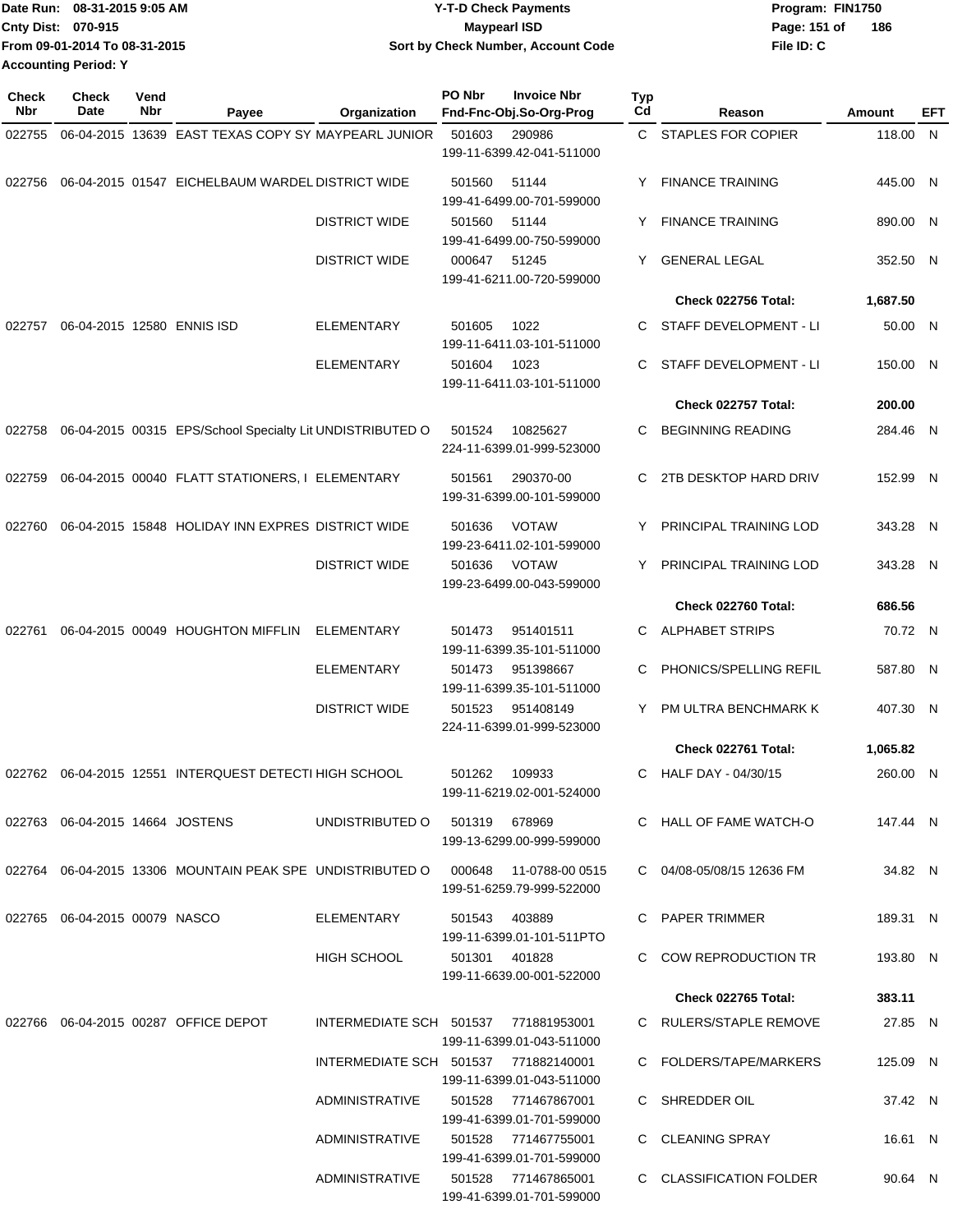Date Run: 08-31-2015 9:05 AM
Cnty Dist: 070-915
From 09-01-2014 To 08-31-2015
Accounting Period: Y

**Y-T-D Check Payments**
**Maypearl ISD**
**Sort by Check Number, Account Code**

Program: FIN1750
File ID: C

| Check Nbr | Check Date | Vend Nbr | Payee | Organization | PO Nbr | Invoice Nbr / Fnd-Fnc-Obj.So-Org-Prog | Typ Cd | Reason | Amount | EFT |
|---|---|---|---|---|---|---|---|---|---|---|
| 022755 | 06-04-2015 | 13639 | EAST TEXAS COPY SY | MAYPEARL JUNIOR | 501603 | 290986 / 199-11-6399.42-041-511000 | C | STAPLES FOR COPIER | 118.00 | N |
| 022756 | 06-04-2015 | 01547 | EICHELBAUM WARDEL | DISTRICT WIDE | 501560 | 51144 / 199-41-6499.00-701-599000 | Y | FINANCE TRAINING | 445.00 | N |
| | | | | DISTRICT WIDE | 501560 | 51144 / 199-41-6499.00-750-599000 | Y | FINANCE TRAINING | 890.00 | N |
| | | | | DISTRICT WIDE | 000647 | 51245 / 199-41-6211.00-720-599000 | Y | GENERAL LEGAL | 352.50 | N |
| | | | | | | | | **Check 022756 Total:** | **1,687.50** | |
| 022757 | 06-04-2015 | 12580 | ENNIS ISD | ELEMENTARY | 501605 | 1022 / 199-11-6411.03-101-511000 | C | STAFF DEVELOPMENT - LI | 50.00 | N |
| | | | | ELEMENTARY | 501604 | 1023 / 199-11-6411.03-101-511000 | C | STAFF DEVELOPMENT - LI | 150.00 | N |
| | | | | | | | | **Check 022757 Total:** | **200.00** | |
| 022758 | 06-04-2015 | 00315 | EPS/School Specialty Lit | UNDISTRIBUTED O | 501524 | 10825627 / 224-11-6399.01-999-523000 | C | BEGINNING READING | 284.46 | N |
| 022759 | 06-04-2015 | 00040 | FLATT STATIONERS, I | ELEMENTARY | 501561 | 290370-00 / 199-31-6399.00-101-599000 | C | 2TB DESKTOP HARD DRIV | 152.99 | N |
| 022760 | 06-04-2015 | 15848 | HOLIDAY INN EXPRES | DISTRICT WIDE | 501636 | VOTAW / 199-23-6411.02-101-599000 | Y | PRINCIPAL TRAINING LOD | 343.28 | N |
| | | | | DISTRICT WIDE | 501636 | VOTAW / 199-23-6499.00-043-599000 | Y | PRINCIPAL TRAINING LOD | 343.28 | N |
| | | | | | | | | **Check 022760 Total:** | **686.56** | |
| 022761 | 06-04-2015 | 00049 | HOUGHTON MIFFLIN | ELEMENTARY | 501473 | 951401511 / 199-11-6399.35-101-511000 | C | ALPHABET STRIPS | 70.72 | N |
| | | | | ELEMENTARY | 501473 | 951398667 / 199-11-6399.35-101-511000 | C | PHONICS/SPELLING REFIL | 587.80 | N |
| | | | | DISTRICT WIDE | 501523 | 951408149 / 224-11-6399.01-999-523000 | Y | PM ULTRA BENCHMARK K | 407.30 | N |
| | | | | | | | | **Check 022761 Total:** | **1,065.82** | |
| 022762 | 06-04-2015 | 12551 | INTERQUEST DETECTI | HIGH SCHOOL | 501262 | 109933 / 199-11-6219.02-001-524000 | C | HALF DAY - 04/30/15 | 260.00 | N |
| 022763 | 06-04-2015 | 14664 | JOSTENS | UNDISTRIBUTED O | 501319 | 678969 / 199-13-6299.00-999-599000 | C | HALL OF FAME WATCH-O | 147.44 | N |
| 022764 | 06-04-2015 | 13306 | MOUNTAIN PEAK SPE | UNDISTRIBUTED O | 000648 | 11-0788-00 0515 / 199-51-6259.79-999-522000 | C | 04/08-05/08/15 12636 FM | 34.82 | N |
| 022765 | 06-04-2015 | 00079 | NASCO | ELEMENTARY | 501543 | 403889 / 199-11-6399.01-101-511PTO | C | PAPER TRIMMER | 189.31 | N |
| | | | | HIGH SCHOOL | 501301 | 401828 / 199-11-6639.00-001-522000 | C | COW REPRODUCTION TR | 193.80 | N |
| | | | | | | | | **Check 022765 Total:** | **383.11** | |
| 022766 | 06-04-2015 | 00287 | OFFICE DEPOT | INTERMEDIATE SCH | 501537 | 771881953001 / 199-11-6399.01-043-511000 | C | RULERS/STAPLE REMOVE | 27.85 | N |
| | | | | INTERMEDIATE SCH | 501537 | 771882140001 / 199-11-6399.01-043-511000 | C | FOLDERS/TAPE/MARKERS | 125.09 | N |
| | | | | ADMINISTRATIVE | 501528 | 771467867001 / 199-41-6399.01-701-599000 | C | SHREDDER OIL | 37.42 | N |
| | | | | ADMINISTRATIVE | 501528 | 771467755001 / 199-41-6399.01-701-599000 | C | CLEANING SPRAY | 16.61 | N |
| | | | | ADMINISTRATIVE | 501528 | 771467865001 / 199-41-6399.01-701-599000 | C | CLASSIFICATION FOLDER | 90.64 | N |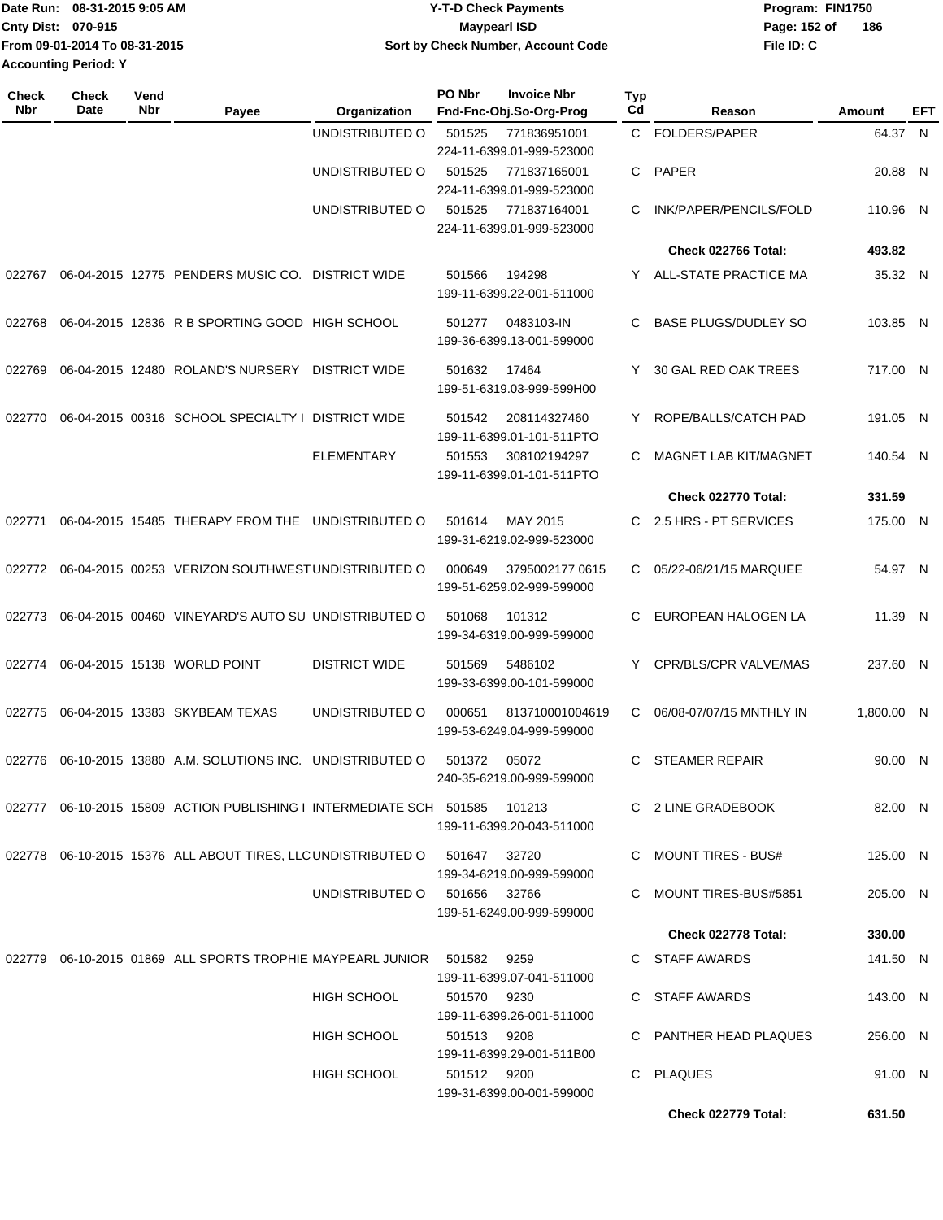Date Run: 08-31-2015 9:05 AM
Cnty Dist: 070-915
From 09-01-2014 To 08-31-2015
Accounting Period: Y

**Y-T-D Check Payments**
**Maypearl ISD**
**Sort by Check Number, Account Code**

Program: FIN1750
File ID: C

| Check Nbr | Check Date | Vend Nbr | Payee | Organization | PO Nbr | Invoice Nbr / Fnd-Fnc-Obj.So-Org-Prog | Typ Cd | Reason | Amount | EFT |
|---|---|---|---|---|---|---|---|---|---|---|
| | | | | UNDISTRIBUTED O | 501525 | 771836951001 224-11-6399.01-999-523000 | C | FOLDERS/PAPER | 64.37 | N |
| | | | | UNDISTRIBUTED O | 501525 | 771837165001 224-11-6399.01-999-523000 | C | PAPER | 20.88 | N |
| | | | | UNDISTRIBUTED O | 501525 | 771837164001 224-11-6399.01-999-523000 | C | INK/PAPER/PENCILS/FOLD | 110.96 | N |
| | | | | | | | | **Check 022766 Total:** | **493.82** | |
| 022767 | 06-04-2015 | 12775 | PENDERS MUSIC CO. | DISTRICT WIDE | 501566 | 194298 199-11-6399.22-001-511000 | Y | ALL-STATE PRACTICE MA | 35.32 | N |
| 022768 | 06-04-2015 | 12836 | R B SPORTING GOOD | HIGH SCHOOL | 501277 | 0483103-IN 199-36-6399.13-001-599000 | C | BASE PLUGS/DUDLEY SO | 103.85 | N |
| 022769 | 06-04-2015 | 12480 | ROLAND'S NURSERY | DISTRICT WIDE | 501632 | 17464 199-51-6319.03-999-599H00 | Y | 30 GAL RED OAK TREES | 717.00 | N |
| 022770 | 06-04-2015 | 00316 | SCHOOL SPECIALTY I | DISTRICT WIDE | 501542 | 208114327460 199-11-6399.01-101-511PTO | Y | ROPE/BALLS/CATCH PAD | 191.05 | N |
| | | | | ELEMENTARY | 501553 | 308102194297 199-11-6399.01-101-511PTO | C | MAGNET LAB KIT/MAGNET | 140.54 | N |
| | | | | | | | | **Check 022770 Total:** | **331.59** | |
| 022771 | 06-04-2015 | 15485 | THERAPY FROM THE | UNDISTRIBUTED O | 501614 | MAY 2015 199-31-6219.02-999-523000 | C | 2.5 HRS - PT SERVICES | 175.00 | N |
| 022772 | 06-04-2015 | 00253 | VERIZON SOUTHWEST | UNDISTRIBUTED O | 000649 | 3795002177 0615 199-51-6259.02-999-599000 | C | 05/22-06/21/15 MARQUEE | 54.97 | N |
| 022773 | 06-04-2015 | 00460 | VINEYARD'S AUTO SU | UNDISTRIBUTED O | 501068 | 101312 199-34-6319.00-999-599000 | C | EUROPEAN HALOGEN LA | 11.39 | N |
| 022774 | 06-04-2015 | 15138 | WORLD POINT | DISTRICT WIDE | 501569 | 5486102 199-33-6399.00-101-599000 | Y | CPR/BLS/CPR VALVE/MAS | 237.60 | N |
| 022775 | 06-04-2015 | 13383 | SKYBEAM TEXAS | UNDISTRIBUTED O | 000651 | 813710001004619 199-53-6249.04-999-599000 | C | 06/08-07/07/15 MNTHLY IN | 1,800.00 | N |
| 022776 | 06-10-2015 | 13880 | A.M. SOLUTIONS INC. | UNDISTRIBUTED O | 501372 | 05072 240-35-6219.00-999-599000 | C | STEAMER REPAIR | 90.00 | N |
| 022777 | 06-10-2015 | 15809 | ACTION PUBLISHING I | INTERMEDIATE SCH | 501585 | 101213 199-11-6399.20-043-511000 | C | 2 LINE GRADEBOOK | 82.00 | N |
| 022778 | 06-10-2015 | 15376 | ALL ABOUT TIRES, LLC | UNDISTRIBUTED O | 501647 | 32720 199-34-6219.00-999-599000 | C | MOUNT TIRES - BUS# | 125.00 | N |
| | | | | UNDISTRIBUTED O | 501656 | 32766 199-51-6249.00-999-599000 | C | MOUNT TIRES-BUS#5851 | 205.00 | N |
| | | | | | | | | **Check 022778 Total:** | **330.00** | |
| 022779 | 06-10-2015 | 01869 | ALL SPORTS TROPHIE | MAYPEARL JUNIOR | 501582 | 9259 199-11-6399.07-041-511000 | C | STAFF AWARDS | 141.50 | N |
| | | | | HIGH SCHOOL | 501570 | 9230 199-11-6399.26-001-511000 | C | STAFF AWARDS | 143.00 | N |
| | | | | HIGH SCHOOL | 501513 | 9208 199-11-6399.29-001-511B00 | C | PANTHER HEAD PLAQUES | 256.00 | N |
| | | | | HIGH SCHOOL | 501512 | 9200 199-31-6399.00-001-599000 | C | PLAQUES | 91.00 | N |
| | | | | | | | | **Check 022779 Total:** | **631.50** | |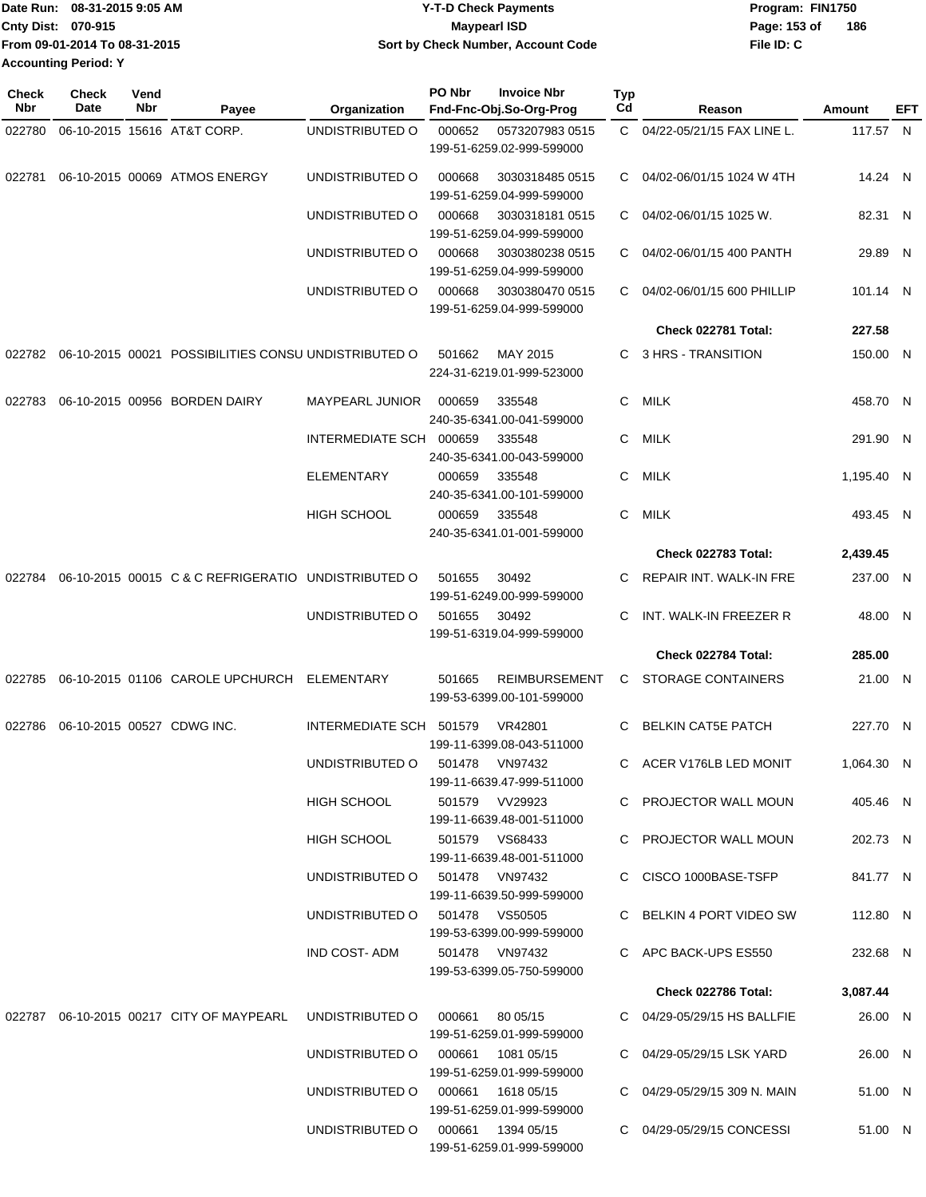Date Run: 08-31-2015 9:05 AM
Cnty Dist: 070-915
From 09-01-2014 To 08-31-2015
Accounting Period: Y

# Y-T-D Check Payments
## Maypearl ISD
### Sort by Check Number, Account Code

Program: FIN1750
File ID: C

| Check Nbr | Check Date | Vend Nbr | Payee | Organization | PO Nbr | Invoice Nbr / Fnd-Fnc-Obj.So-Org-Prog | Typ Cd | Reason | Amount | EFT |
|---|---|---|---|---|---|---|---|---|---|---|
| 022780 | 06-10-2015 | 15616 | AT&T CORP. | UNDISTRIBUTED O | 000652 | 0573207983 0515 / 199-51-6259.02-999-599000 | C | 04/22-05/21/15 FAX LINE L. | 117.57 | N |
| 022781 | 06-10-2015 | 00069 | ATMOS ENERGY | UNDISTRIBUTED O | 000668 | 3030318485 0515 / 199-51-6259.04-999-599000 | C | 04/02-06/01/15 1024 W 4TH | 14.24 | N |
| | | | | UNDISTRIBUTED O | 000668 | 3030318181 0515 / 199-51-6259.04-999-599000 | C | 04/02-06/01/15 1025 W. | 82.31 | N |
| | | | | UNDISTRIBUTED O | 000668 | 3030380238 0515 / 199-51-6259.04-999-599000 | C | 04/02-06/01/15 400 PANTH | 29.89 | N |
| | | | | UNDISTRIBUTED O | 000668 | 3030380470 0515 / 199-51-6259.04-999-599000 | C | 04/02-06/01/15 600 PHILLIP | 101.14 | N |
| | | | | | | | | **Check 022781 Total:** | **227.58** | |
| 022782 | 06-10-2015 | 00021 | POSSIBILITIES CONSU | UNDISTRIBUTED O | 501662 | MAY 2015 / 224-31-6219.01-999-523000 | C | 3 HRS - TRANSITION | 150.00 | N |
| 022783 | 06-10-2015 | 00956 | BORDEN DAIRY | MAYPEARL JUNIOR | 000659 | 335548 / 240-35-6341.00-041-599000 | C | MILK | 458.70 | N |
| | | | | INTERMEDIATE SCH | 000659 | 335548 / 240-35-6341.00-043-599000 | C | MILK | 291.90 | N |
| | | | | ELEMENTARY | 000659 | 335548 / 240-35-6341.00-101-599000 | C | MILK | 1,195.40 | N |
| | | | | HIGH SCHOOL | 000659 | 335548 / 240-35-6341.01-001-599000 | C | MILK | 493.45 | N |
| | | | | | | | | **Check 022783 Total:** | **2,439.45** | |
| 022784 | 06-10-2015 | 00015 | C & C REFRIGERATIO | UNDISTRIBUTED O | 501655 | 30492 / 199-51-6249.00-999-599000 | C | REPAIR INT. WALK-IN FRE | 237.00 | N |
| | | | | UNDISTRIBUTED O | 501655 | 30492 / 199-51-6319.04-999-599000 | C | INT. WALK-IN FREEZER R | 48.00 | N |
| | | | | | | | | **Check 022784 Total:** | **285.00** | |
| 022785 | 06-10-2015 | 01106 | CAROLE UPCHURCH | ELEMENTARY | 501665 | REIMBURSEMENT / 199-53-6399.00-101-599000 | C | STORAGE CONTAINERS | 21.00 | N |
| 022786 | 06-10-2015 | 00527 | CDWG INC. | INTERMEDIATE SCH | 501579 | VR42801 / 199-11-6399.08-043-511000 | C | BELKIN CAT5E PATCH | 227.70 | N |
| | | | | UNDISTRIBUTED O | 501478 | VN97432 / 199-11-6639.47-999-511000 | C | ACER V176LB LED MONIT | 1,064.30 | N |
| | | | | HIGH SCHOOL | 501579 | VV29923 / 199-11-6639.48-001-511000 | C | PROJECTOR WALL MOUN | 405.46 | N |
| | | | | HIGH SCHOOL | 501579 | VS68433 / 199-11-6639.48-001-511000 | C | PROJECTOR WALL MOUN | 202.73 | N |
| | | | | UNDISTRIBUTED O | 501478 | VN97432 / 199-11-6639.50-999-599000 | C | CISCO 1000BASE-TSFP | 841.77 | N |
| | | | | UNDISTRIBUTED O | 501478 | VS50505 / 199-53-6399.00-999-599000 | C | BELKIN 4 PORT VIDEO SW | 112.80 | N |
| | | | | IND COST- ADM | 501478 | VN97432 / 199-53-6399.05-750-599000 | C | APC BACK-UPS ES550 | 232.68 | N |
| | | | | | | | | **Check 022786 Total:** | **3,087.44** | |
| 022787 | 06-10-2015 | 00217 | CITY OF MAYPEARL | UNDISTRIBUTED O | 000661 | 80 05/15 / 199-51-6259.01-999-599000 | C | 04/29-05/29/15 HS BALLFIE | 26.00 | N |
| | | | | UNDISTRIBUTED O | 000661 | 1081 05/15 / 199-51-6259.01-999-599000 | C | 04/29-05/29/15 LSK YARD | 26.00 | N |
| | | | | UNDISTRIBUTED O | 000661 | 1618 05/15 / 199-51-6259.01-999-599000 | C | 04/29-05/29/15 309 N. MAIN | 51.00 | N |
| | | | | UNDISTRIBUTED O | 000661 | 1394 05/15 / 199-51-6259.01-999-599000 | C | 04/29-05/29/15 CONCESSI | 51.00 | N |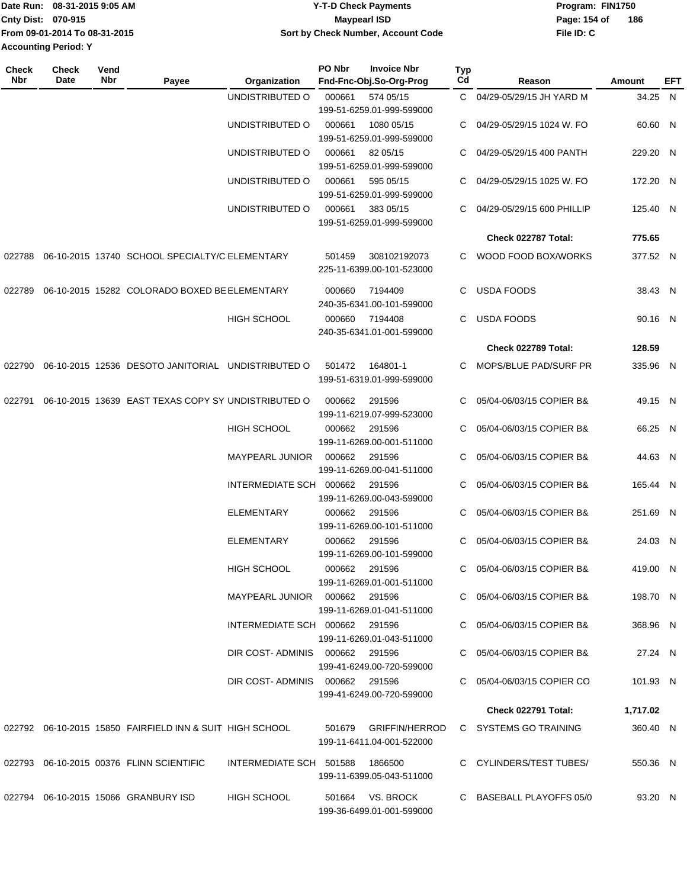Date Run: 08-31-2015 9:05 AM
Cnty Dist: 070-915
From 09-01-2014 To 08-31-2015
Accounting Period: Y

# Y-T-D Check Payments
## Maypearl ISD
### Sort by Check Number, Account Code

Program: FIN1750
File ID: C

| Check Nbr | Check Date | Vend Nbr | Payee | Organization | PO Nbr | Invoice Nbr / Fnd-Fnc-Obj.So-Org-Prog | Typ Cd | Reason | Amount | EFT |
|---|---|---|---|---|---|---|---|---|---|---|
| | | | | UNDISTRIBUTED O | 000661 | 574 05/15 199-51-6259.01-999-599000 | C | 04/29-05/29/15 JH YARD M | 34.25 | N |
| | | | | UNDISTRIBUTED O | 000661 | 1080 05/15 199-51-6259.01-999-599000 | C | 04/29-05/29/15 1024 W. FO | 60.60 | N |
| | | | | UNDISTRIBUTED O | 000661 | 82 05/15 199-51-6259.01-999-599000 | C | 04/29-05/29/15 400 PANTH | 229.20 | N |
| | | | | UNDISTRIBUTED O | 000661 | 595 05/15 199-51-6259.01-999-599000 | C | 04/29-05/29/15 1025 W. FO | 172.20 | N |
| | | | | UNDISTRIBUTED O | 000661 | 383 05/15 199-51-6259.01-999-599000 | C | 04/29-05/29/15 600 PHILLIP | 125.40 | N |
| | | | | | | | | **Check 022787 Total:** | **775.65** | |
| 022788 | 06-10-2015 | 13740 | SCHOOL SPECIALTY/C | ELEMENTARY | 501459 | 308102192073 225-11-6399.00-101-523000 | C | WOOD FOOD BOX/WORKS | 377.52 | N |
| 022789 | 06-10-2015 | 15282 | COLORADO BOXED BE | ELEMENTARY | 000660 | 7194409 240-35-6341.00-101-599000 | C | USDA FOODS | 38.43 | N |
| | | | | HIGH SCHOOL | 000660 | 7194408 240-35-6341.01-001-599000 | C | USDA FOODS | 90.16 | N |
| | | | | | | | | **Check 022789 Total:** | **128.59** | |
| 022790 | 06-10-2015 | 12536 | DESOTO JANITORIAL | UNDISTRIBUTED O | 501472 | 164801-1 199-51-6319.01-999-599000 | C | MOPS/BLUE PAD/SURF PR | 335.96 | N |
| 022791 | 06-10-2015 | 13639 | EAST TEXAS COPY SY | UNDISTRIBUTED O | 000662 | 291596 199-11-6219.07-999-523000 | C | 05/04-06/03/15 COPIER B& | 49.15 | N |
| | | | | HIGH SCHOOL | 000662 | 291596 199-11-6269.00-001-511000 | C | 05/04-06/03/15 COPIER B& | 66.25 | N |
| | | | | MAYPEARL JUNIOR | 000662 | 291596 199-11-6269.00-041-511000 | C | 05/04-06/03/15 COPIER B& | 44.63 | N |
| | | | | INTERMEDIATE SCH | 000662 | 291596 199-11-6269.00-043-599000 | C | 05/04-06/03/15 COPIER B& | 165.44 | N |
| | | | | ELEMENTARY | 000662 | 291596 199-11-6269.00-101-511000 | C | 05/04-06/03/15 COPIER B& | 251.69 | N |
| | | | | ELEMENTARY | 000662 | 291596 199-11-6269.00-101-599000 | C | 05/04-06/03/15 COPIER B& | 24.03 | N |
| | | | | HIGH SCHOOL | 000662 | 291596 199-11-6269.01-001-511000 | C | 05/04-06/03/15 COPIER B& | 419.00 | N |
| | | | | MAYPEARL JUNIOR | 000662 | 291596 199-11-6269.01-041-511000 | C | 05/04-06/03/15 COPIER B& | 198.70 | N |
| | | | | INTERMEDIATE SCH | 000662 | 291596 199-11-6269.01-043-511000 | C | 05/04-06/03/15 COPIER B& | 368.96 | N |
| | | | | DIR COST- ADMINIS | 000662 | 291596 199-41-6249.00-720-599000 | C | 05/04-06/03/15 COPIER B& | 27.24 | N |
| | | | | DIR COST- ADMINIS | 000662 | 291596 199-41-6249.00-720-599000 | C | 05/04-06/03/15 COPIER CO | 101.93 | N |
| | | | | | | | | **Check 022791 Total:** | **1,717.02** | |
| 022792 | 06-10-2015 | 15850 | FAIRFIELD INN & SUIT | HIGH SCHOOL | 501679 | GRIFFIN/HERROD 199-11-6411.04-001-522000 | C | SYSTEMS GO TRAINING | 360.40 | N |
| 022793 | 06-10-2015 | 00376 | FLINN SCIENTIFIC | INTERMEDIATE SCH | 501588 | 1866500 199-11-6399.05-043-511000 | C | CYLINDERS/TEST TUBES/ | 550.36 | N |
| 022794 | 06-10-2015 | 15066 | GRANBURY ISD | HIGH SCHOOL | 501664 | VS. BROCK 199-36-6499.01-001-599000 | C | BASEBALL PLAYOFFS 05/0 | 93.20 | N |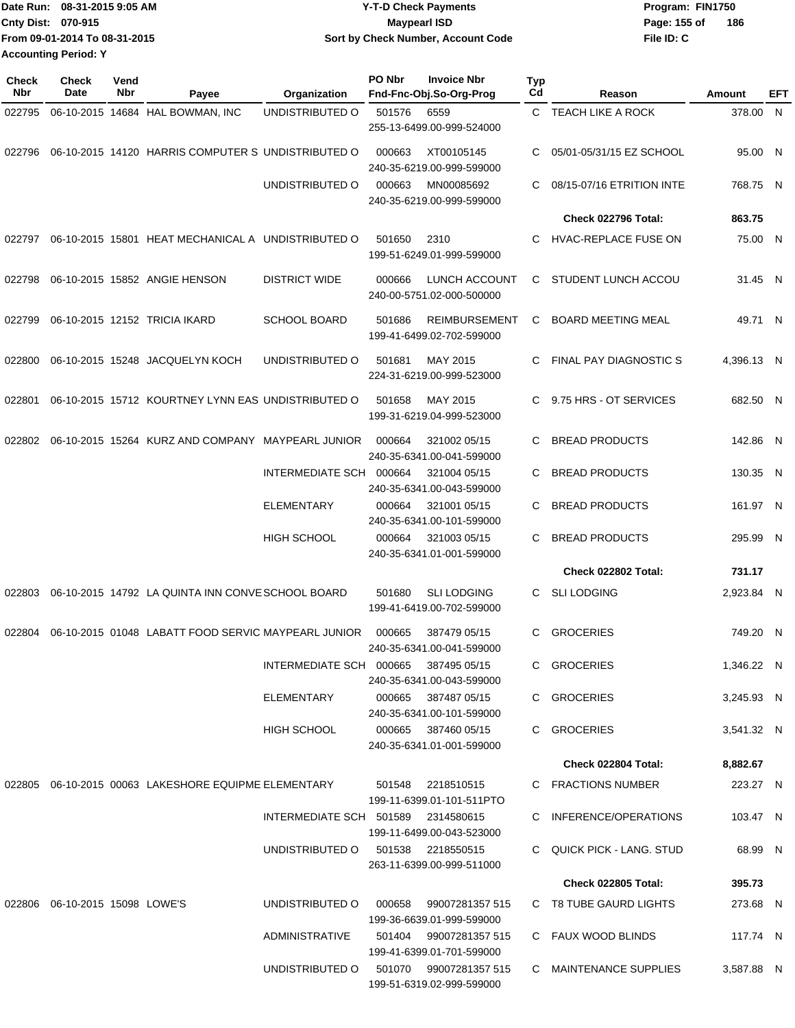Date Run: 08-31-2015 9:05 AM
Cnty Dist: 070-915
From 09-01-2014 To 08-31-2015
Accounting Period: Y

**Y-T-D Check Payments**
**Maypearl ISD**
**Sort by Check Number, Account Code**

Program: FIN1750
File ID: C

| Check Nbr | Check Date | Vend Nbr | Payee | Organization | PO Nbr | Invoice Nbr / Fnd-Fnc-Obj.So-Org-Prog | Typ Cd | Reason | Amount | EFT |
|---|---|---|---|---|---|---|---|---|---|---|
| 022795 | 06-10-2015 | 14684 | HAL BOWMAN, INC | UNDISTRIBUTED O | 501576 | 6559 / 255-13-6499.00-999-524000 | C | TEACH LIKE A ROCK | 378.00 | N |
| 022796 | 06-10-2015 | 14120 | HARRIS COMPUTER S | UNDISTRIBUTED O | 000663 | XT00105145 / 240-35-6219.00-999-599000 | C | 05/01-05/31/15 EZ SCHOOL | 95.00 | N |
| | | | | UNDISTRIBUTED O | 000663 | MN00085692 / 240-35-6219.00-999-599000 | C | 08/15-07/16 ETRITION INTE | 768.75 | N |
| | | | | | | | | **Check 022796 Total:** | **863.75** | |
| 022797 | 06-10-2015 | 15801 | HEAT MECHANICAL A | UNDISTRIBUTED O | 501650 | 2310 / 199-51-6249.01-999-599000 | C | HVAC-REPLACE FUSE ON | 75.00 | N |
| 022798 | 06-10-2015 | 15852 | ANGIE HENSON | DISTRICT WIDE | 000666 | LUNCH ACCOUNT / 240-00-5751.02-000-500000 | C | STUDENT LUNCH ACCOU | 31.45 | N |
| 022799 | 06-10-2015 | 12152 | TRICIA IKARD | SCHOOL BOARD | 501686 | REIMBURSEMENT / 199-41-6499.02-702-599000 | C | BOARD MEETING MEAL | 49.71 | N |
| 022800 | 06-10-2015 | 15248 | JACQUELYN KOCH | UNDISTRIBUTED O | 501681 | MAY 2015 / 224-31-6219.00-999-523000 | C | FINAL PAY DIAGNOSTIC S | 4,396.13 | N |
| 022801 | 06-10-2015 | 15712 | KOURTNEY LYNN EAS | UNDISTRIBUTED O | 501658 | MAY 2015 / 199-31-6219.04-999-523000 | C | 9.75 HRS - OT SERVICES | 682.50 | N |
| 022802 | 06-10-2015 | 15264 | KURZ AND COMPANY | MAYPEARL JUNIOR | 000664 | 321002 05/15 / 240-35-6341.00-041-599000 | C | BREAD PRODUCTS | 142.86 | N |
| | | | | INTERMEDIATE SCH | 000664 | 321004 05/15 / 240-35-6341.00-043-599000 | C | BREAD PRODUCTS | 130.35 | N |
| | | | | ELEMENTARY | 000664 | 321001 05/15 / 240-35-6341.00-101-599000 | C | BREAD PRODUCTS | 161.97 | N |
| | | | | HIGH SCHOOL | 000664 | 321003 05/15 / 240-35-6341.01-001-599000 | C | BREAD PRODUCTS | 295.99 | N |
| | | | | | | | | **Check 022802 Total:** | **731.17** | |
| 022803 | 06-10-2015 | 14792 | LA QUINTA INN CONVE | SCHOOL BOARD | 501680 | SLI LODGING / 199-41-6419.00-702-599000 | C | SLI LODGING | 2,923.84 | N |
| 022804 | 06-10-2015 | 01048 | LABATT FOOD SERVIC | MAYPEARL JUNIOR | 000665 | 387479 05/15 / 240-35-6341.00-041-599000 | C | GROCERIES | 749.20 | N |
| | | | | INTERMEDIATE SCH | 000665 | 387495 05/15 / 240-35-6341.00-043-599000 | C | GROCERIES | 1,346.22 | N |
| | | | | ELEMENTARY | 000665 | 387487 05/15 / 240-35-6341.00-101-599000 | C | GROCERIES | 3,245.93 | N |
| | | | | HIGH SCHOOL | 000665 | 387460 05/15 / 240-35-6341.01-001-599000 | C | GROCERIES | 3,541.32 | N |
| | | | | | | | | **Check 022804 Total:** | **8,882.67** | |
| 022805 | 06-10-2015 | 00063 | LAKESHORE EQUIPME | ELEMENTARY | 501548 | 2218510515 / 199-11-6399.01-101-511PTO | C | FRACTIONS NUMBER | 223.27 | N |
| | | | | INTERMEDIATE SCH | 501589 | 2314580615 / 199-11-6499.00-043-523000 | C | INFERENCE/OPERATIONS | 103.47 | N |
| | | | | UNDISTRIBUTED O | 501538 | 2218550515 / 263-11-6399.00-999-511000 | C | QUICK PICK - LANG. STUD | 68.99 | N |
| | | | | | | | | **Check 022805 Total:** | **395.73** | |
| 022806 | 06-10-2015 | 15098 | LOWE'S | UNDISTRIBUTED O | 000658 | 99007281357 515 / 199-36-6639.01-999-599000 | C | T8 TUBE GAURD LIGHTS | 273.68 | N |
| | | | | ADMINISTRATIVE | 501404 | 99007281357 515 / 199-41-6399.01-701-599000 | C | FAUX WOOD BLINDS | 117.74 | N |
| | | | | UNDISTRIBUTED O | 501070 | 99007281357 515 / 199-51-6319.02-999-599000 | C | MAINTENANCE SUPPLIES | 3,587.88 | N |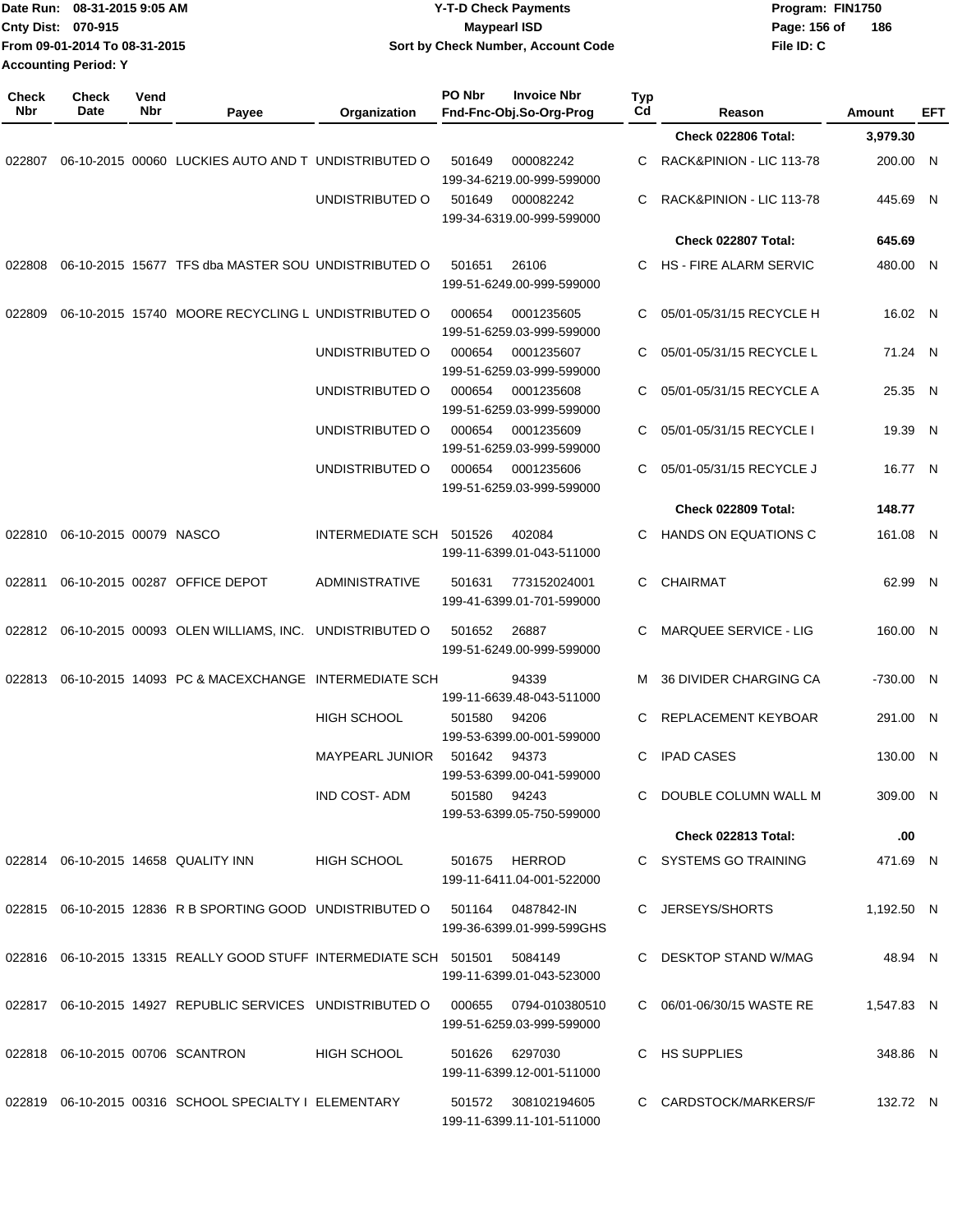**Date Run: 08-31-2015 9:05 AM** | **Y-T-D Check Payments** | **Program: FIN1750**

**Cnty Dist: 070-915** | **Maypearl ISD**

**From 09-01-2014 To 08-31-2015** | **Sort by Check Number, Account Code** | **File ID: C**

**Accounting Period: Y**

| Check Nbr | Check Date | Vend Nbr | Payee | Organization | PO Nbr | Invoice Nbr / Fnd-Fnc-Obj.So-Org-Prog | Typ Cd | Reason | Amount | EFT |
|---|---|---|---|---|---|---|---|---|---|---|
| | | | | | | | | **Check 022806 Total:** | **3,979.30** | |
| 022807 | 06-10-2015 | 00060 | LUCKIES AUTO AND T | UNDISTRIBUTED O | 501649 | 000082242 199-34-6219.00-999-599000 | C | RACK&PINION - LIC 113-78 | 200.00 | N |
| | | | | UNDISTRIBUTED O | 501649 | 000082242 199-34-6319.00-999-599000 | C | RACK&PINION - LIC 113-78 | 445.69 | N |
| | | | | | | | | **Check 022807 Total:** | **645.69** | |
| 022808 | 06-10-2015 | 15677 | TFS dba MASTER SOU | UNDISTRIBUTED O | 501651 | 26106 199-51-6249.00-999-599000 | C | HS - FIRE ALARM SERVIC | 480.00 | N |
| 022809 | 06-10-2015 | 15740 | MOORE RECYCLING L | UNDISTRIBUTED O | 000654 | 0001235605 199-51-6259.03-999-599000 | C | 05/01-05/31/15 RECYCLE H | 16.02 | N |
| | | | | UNDISTRIBUTED O | 000654 | 0001235607 199-51-6259.03-999-599000 | C | 05/01-05/31/15 RECYCLE L | 71.24 | N |
| | | | | UNDISTRIBUTED O | 000654 | 0001235608 199-51-6259.03-999-599000 | C | 05/01-05/31/15 RECYCLE A | 25.35 | N |
| | | | | UNDISTRIBUTED O | 000654 | 0001235609 199-51-6259.03-999-599000 | C | 05/01-05/31/15 RECYCLE I | 19.39 | N |
| | | | | UNDISTRIBUTED O | 000654 | 0001235606 199-51-6259.03-999-599000 | C | 05/01-05/31/15 RECYCLE J | 16.77 | N |
| | | | | | | | | **Check 022809 Total:** | **148.77** | |
| 022810 | 06-10-2015 | 00079 | NASCO | INTERMEDIATE SCH | 501526 | 402084 199-11-6399.01-043-511000 | C | HANDS ON EQUATIONS C | 161.08 | N |
| 022811 | 06-10-2015 | 00287 | OFFICE DEPOT | ADMINISTRATIVE | 501631 | 773152024001 199-41-6399.01-701-599000 | C | CHAIRMAT | 62.99 | N |
| 022812 | 06-10-2015 | 00093 | OLEN WILLIAMS, INC. | UNDISTRIBUTED O | 501652 | 26887 199-51-6249.00-999-599000 | C | MARQUEE SERVICE - LIG | 160.00 | N |
| 022813 | 06-10-2015 | 14093 | PC & MACEXCHANGE | INTERMEDIATE SCH | | 94339 199-11-6639.48-043-511000 | M | 36 DIVIDER CHARGING CA | -730.00 | N |
| | | | | HIGH SCHOOL | 501580 | 94206 199-53-6399.00-001-599000 | C | REPLACEMENT KEYBOAR | 291.00 | N |
| | | | | MAYPEARL JUNIOR | 501642 | 94373 199-53-6399.00-041-599000 | C | IPAD CASES | 130.00 | N |
| | | | | IND COST- ADM | 501580 | 94243 199-53-6399.05-750-599000 | C | DOUBLE COLUMN WALL M | 309.00 | N |
| | | | | | | | | **Check 022813 Total:** | **.00** | |
| 022814 | 06-10-2015 | 14658 | QUALITY INN | HIGH SCHOOL | 501675 | HERROD 199-11-6411.04-001-522000 | C | SYSTEMS GO TRAINING | 471.69 | N |
| 022815 | 06-10-2015 | 12836 | R B SPORTING GOOD | UNDISTRIBUTED O | 501164 | 0487842-IN 199-36-6399.01-999-599GHS | C | JERSEYS/SHORTS | 1,192.50 | N |
| 022816 | 06-10-2015 | 13315 | REALLY GOOD STUFF | INTERMEDIATE SCH | 501501 | 5084149 199-11-6399.01-043-523000 | C | DESKTOP STAND W/MAG | 48.94 | N |
| 022817 | 06-10-2015 | 14927 | REPUBLIC SERVICES | UNDISTRIBUTED O | 000655 | 0794-010380510 199-51-6259.03-999-599000 | C | 06/01-06/30/15 WASTE RE | 1,547.83 | N |
| 022818 | 06-10-2015 | 00706 | SCANTRON | HIGH SCHOOL | 501626 | 6297030 199-11-6399.12-001-511000 | C | HS SUPPLIES | 348.86 | N |
| 022819 | 06-10-2015 | 00316 | SCHOOL SPECIALTY I | ELEMENTARY | 501572 | 308102194605 199-11-6399.11-101-511000 | C | CARDSTOCK/MARKERS/F | 132.72 | N |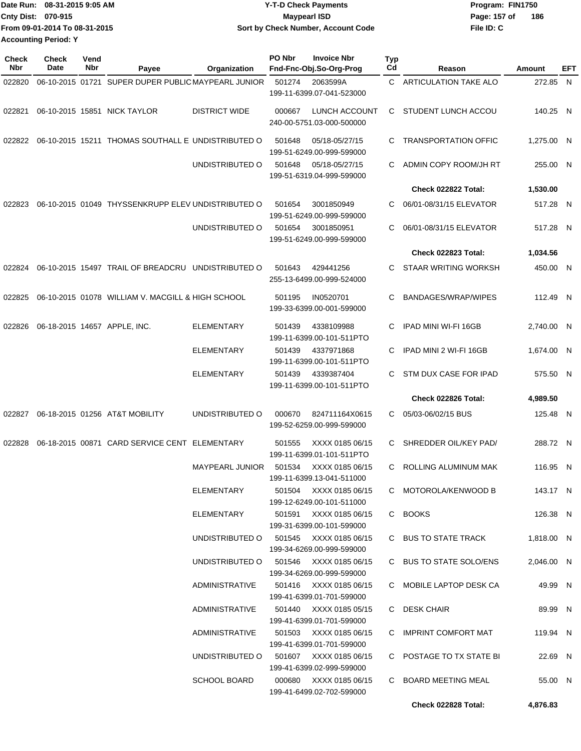Date Run: 08-31-2015 9:05 AM
Cnty Dist: 070-915
From 09-01-2014 To 08-31-2015
Accounting Period: Y

# Y-T-D Check Payments
## Maypearl ISD
### Sort by Check Number, Account Code

Program: FIN1750
File ID: C

| Check Nbr | Check Date | Vend Nbr | Payee | Organization | PO Nbr | Invoice Nbr / Fnd-Fnc-Obj.So-Org-Prog | Typ Cd | Reason | Amount | EFT |
|---|---|---|---|---|---|---|---|---|---|---|
| 022820 | 06-10-2015 | 01721 | SUPER DUPER PUBLIC | MAYPEARL JUNIOR | 501274 | 2063599A 199-11-6399.07-041-523000 | C | ARTICULATION TAKE ALO | 272.85 | N |
| 022821 | 06-10-2015 | 15851 | NICK TAYLOR | DISTRICT WIDE | 000667 | LUNCH ACCOUNT 240-00-5751.03-000-500000 | C | STUDENT LUNCH ACCOU | 140.25 | N |
| 022822 | 06-10-2015 | 15211 | THOMAS SOUTHALL E | UNDISTRIBUTED O | 501648 | 05/18-05/27/15 199-51-6249.00-999-599000 | C | TRANSPORTATION OFFIC | 1,275.00 | N |
| | | | | UNDISTRIBUTED O | 501648 | 05/18-05/27/15 199-51-6319.04-999-599000 | C | ADMIN COPY ROOM/JH RT | 255.00 | N |
| | | | | | | | | **Check 022822 Total:** | **1,530.00** | |
| 022823 | 06-10-2015 | 01049 | THYSSENKRUPP ELEV | UNDISTRIBUTED O | 501654 | 3001850949 199-51-6249.00-999-599000 | C | 06/01-08/31/15 ELEVATOR | 517.28 | N |
| | | | | UNDISTRIBUTED O | 501654 | 3001850951 199-51-6249.00-999-599000 | C | 06/01-08/31/15 ELEVATOR | 517.28 | N |
| | | | | | | | | **Check 022823 Total:** | **1,034.56** | |
| 022824 | 06-10-2015 | 15497 | TRAIL OF BREADCRU | UNDISTRIBUTED O | 501643 | 429441256 255-13-6499.00-999-524000 | C | STAAR WRITING WORKSH | 450.00 | N |
| 022825 | 06-10-2015 | 01078 | WILLIAM V. MACGILL & | HIGH SCHOOL | 501195 | IN0520701 199-33-6399.00-001-599000 | C | BANDAGES/WRAP/WIPES | 112.49 | N |
| 022826 | 06-18-2015 | 14657 | APPLE, INC. | ELEMENTARY | 501439 | 4338109988 199-11-6399.00-101-511PTO | C | IPAD MINI WI-FI 16GB | 2,740.00 | N |
| | | | | ELEMENTARY | 501439 | 4337971868 199-11-6399.00-101-511PTO | C | IPAD MINI 2 WI-FI 16GB | 1,674.00 | N |
| | | | | ELEMENTARY | 501439 | 4339387404 199-11-6399.00-101-511PTO | C | STM DUX CASE FOR IPAD | 575.50 | N |
| | | | | | | | | **Check 022826 Total:** | **4,989.50** | |
| 022827 | 06-18-2015 | 01256 | AT&T MOBILITY | UNDISTRIBUTED O | 000670 | 824711164X0615 199-52-6259.00-999-599000 | C | 05/03-06/02/15 BUS | 125.48 | N |
| 022828 | 06-18-2015 | 00871 | CARD SERVICE CENT | ELEMENTARY | 501555 | XXXX 0185 06/15 199-11-6399.01-101-511PTO | C | SHREDDER OIL/KEY PAD/ | 288.72 | N |
| | | | | MAYPEARL JUNIOR | 501534 | XXXX 0185 06/15 199-11-6399.13-041-511000 | C | ROLLING ALUMINUM MAK | 116.95 | N |
| | | | | ELEMENTARY | 501504 | XXXX 0185 06/15 199-12-6249.00-101-511000 | C | MOTOROLA/KENWOOD B | 143.17 | N |
| | | | | ELEMENTARY | 501591 | XXXX 0185 06/15 199-31-6399.00-101-599000 | C | BOOKS | 126.38 | N |
| | | | | UNDISTRIBUTED O | 501545 | XXXX 0185 06/15 199-34-6269.00-999-599000 | C | BUS TO STATE TRACK | 1,818.00 | N |
| | | | | UNDISTRIBUTED O | 501546 | XXXX 0185 06/15 199-34-6269.00-999-599000 | C | BUS TO STATE SOLO/ENS | 2,046.00 | N |
| | | | | ADMINISTRATIVE | 501416 | XXXX 0185 06/15 199-41-6399.01-701-599000 | C | MOBILE LAPTOP DESK CA | 49.99 | N |
| | | | | ADMINISTRATIVE | 501440 | XXXX 0185 05/15 199-41-6399.01-701-599000 | C | DESK CHAIR | 89.99 | N |
| | | | | ADMINISTRATIVE | 501503 | XXXX 0185 06/15 199-41-6399.01-701-599000 | C | IMPRINT COMFORT MAT | 119.94 | N |
| | | | | UNDISTRIBUTED O | 501607 | XXXX 0185 06/15 199-41-6399.02-999-599000 | C | POSTAGE TO TX STATE BI | 22.69 | N |
| | | | | SCHOOL BOARD | 000680 | XXXX 0185 06/15 199-41-6499.02-702-599000 | C | BOARD MEETING MEAL | 55.00 | N |
| | | | | | | | | **Check 022828 Total:** | **4,876.83** | |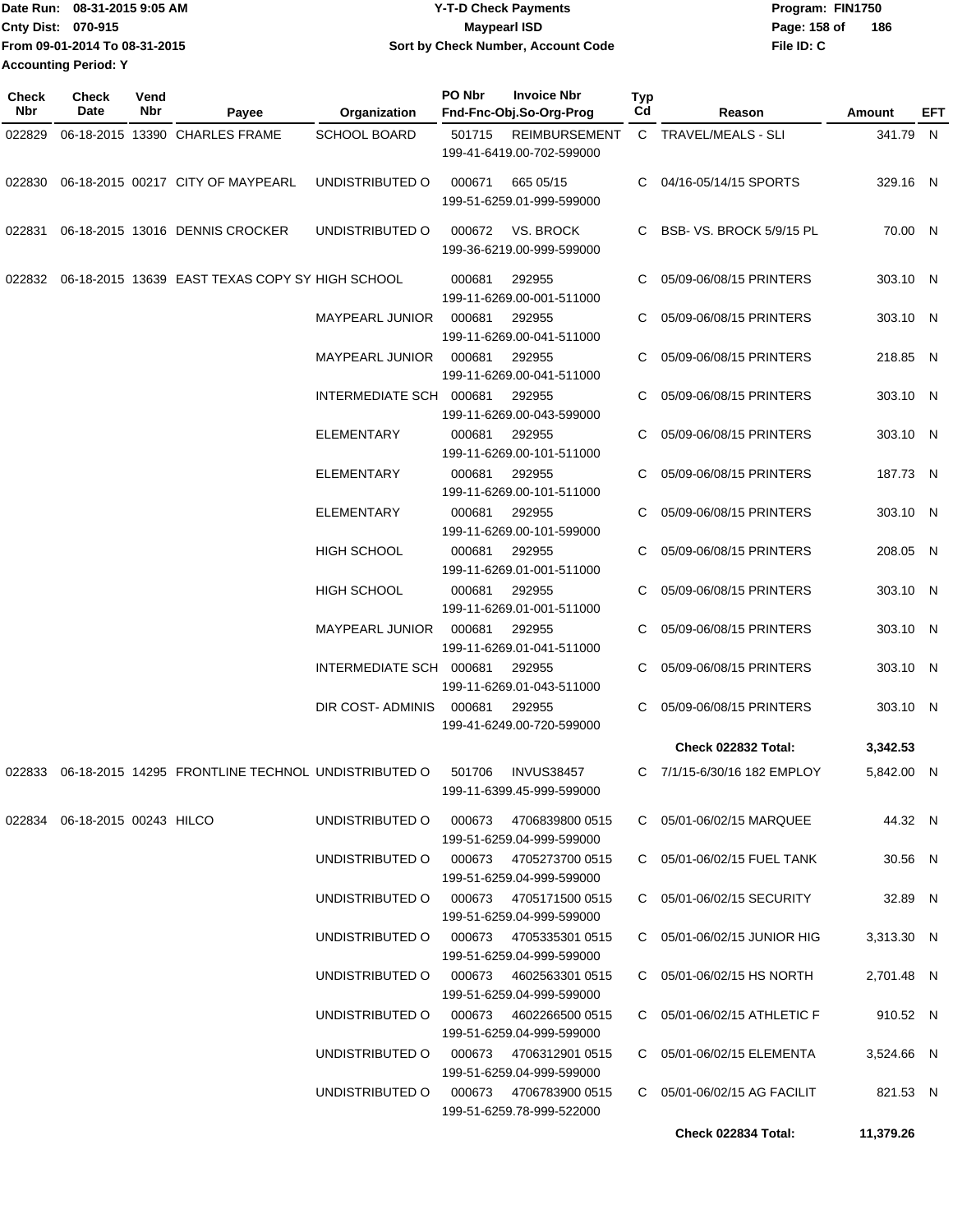Date Run: 08-31-2015 9:05 AM
Cnty Dist: 070-915
From 09-01-2014 To 08-31-2015
Accounting Period: Y

# Y-T-D Check Payments
## Maypearl ISD
### Sort by Check Number, Account Code

Program: FIN1750
File ID: C

| Check Nbr | Check Date | Vend Nbr | Payee | Organization | PO Nbr | Invoice Nbr / Fnd-Fnc-Obj.So-Org-Prog | Typ Cd | Reason | Amount | EFT |
|---|---|---|---|---|---|---|---|---|---|---|
| 022829 | 06-18-2015 | 13390 | CHARLES FRAME | SCHOOL BOARD | 501715 | REIMBURSEMENT 199-41-6419.00-702-599000 | C | TRAVEL/MEALS - SLI | 341.79 | N |
| 022830 | 06-18-2015 | 00217 | CITY OF MAYPEARL | UNDISTRIBUTED O | 000671 | 665 05/15 199-51-6259.01-999-599000 | C | 04/16-05/14/15 SPORTS | 329.16 | N |
| 022831 | 06-18-2015 | 13016 | DENNIS CROCKER | UNDISTRIBUTED O | 000672 | VS. BROCK 199-36-6219.00-999-599000 | C | BSB- VS. BROCK 5/9/15 PL | 70.00 | N |
| 022832 | 06-18-2015 | 13639 | EAST TEXAS COPY SY | HIGH SCHOOL | 000681 | 292955 199-11-6269.00-001-511000 | C | 05/09-06/08/15 PRINTERS | 303.10 | N |
| | | | | MAYPEARL JUNIOR | 000681 | 292955 199-11-6269.00-041-511000 | C | 05/09-06/08/15 PRINTERS | 303.10 | N |
| | | | | MAYPEARL JUNIOR | 000681 | 292955 199-11-6269.00-041-511000 | C | 05/09-06/08/15 PRINTERS | 218.85 | N |
| | | | | INTERMEDIATE SCH | 000681 | 292955 199-11-6269.00-043-599000 | C | 05/09-06/08/15 PRINTERS | 303.10 | N |
| | | | | ELEMENTARY | 000681 | 292955 199-11-6269.00-101-511000 | C | 05/09-06/08/15 PRINTERS | 303.10 | N |
| | | | | ELEMENTARY | 000681 | 292955 199-11-6269.00-101-511000 | C | 05/09-06/08/15 PRINTERS | 187.73 | N |
| | | | | ELEMENTARY | 000681 | 292955 199-11-6269.00-101-599000 | C | 05/09-06/08/15 PRINTERS | 303.10 | N |
| | | | | HIGH SCHOOL | 000681 | 292955 199-11-6269.01-001-511000 | C | 05/09-06/08/15 PRINTERS | 208.05 | N |
| | | | | HIGH SCHOOL | 000681 | 292955 199-11-6269.01-001-511000 | C | 05/09-06/08/15 PRINTERS | 303.10 | N |
| | | | | MAYPEARL JUNIOR | 000681 | 292955 199-11-6269.01-041-511000 | C | 05/09-06/08/15 PRINTERS | 303.10 | N |
| | | | | INTERMEDIATE SCH | 000681 | 292955 199-11-6269.01-043-511000 | C | 05/09-06/08/15 PRINTERS | 303.10 | N |
| | | | | DIR COST- ADMINIS | 000681 | 292955 199-41-6249.00-720-599000 | C | 05/09-06/08/15 PRINTERS | 303.10 | N |
| | | | | | | | | **Check 022832 Total:** | **3,342.53** | |
| 022833 | 06-18-2015 | 14295 | FRONTLINE TECHNOL | UNDISTRIBUTED O | 501706 | INVUS38457 199-11-6399.45-999-599000 | C | 7/1/15-6/30/16 182 EMPLOY | 5,842.00 | N |
| 022834 | 06-18-2015 | 00243 | HILCO | UNDISTRIBUTED O | 000673 | 4706839800 0515 199-51-6259.04-999-599000 | C | 05/01-06/02/15 MARQUEE | 44.32 | N |
| | | | | UNDISTRIBUTED O | 000673 | 4705273700 0515 199-51-6259.04-999-599000 | C | 05/01-06/02/15 FUEL TANK | 30.56 | N |
| | | | | UNDISTRIBUTED O | 000673 | 4705171500 0515 199-51-6259.04-999-599000 | C | 05/01-06/02/15 SECURITY | 32.89 | N |
| | | | | UNDISTRIBUTED O | 000673 | 4705335301 0515 199-51-6259.04-999-599000 | C | 05/01-06/02/15 JUNIOR HIG | 3,313.30 | N |
| | | | | UNDISTRIBUTED O | 000673 | 4602563301 0515 199-51-6259.04-999-599000 | C | 05/01-06/02/15 HS NORTH | 2,701.48 | N |
| | | | | UNDISTRIBUTED O | 000673 | 4602266500 0515 199-51-6259.04-999-599000 | C | 05/01-06/02/15 ATHLETIC F | 910.52 | N |
| | | | | UNDISTRIBUTED O | 000673 | 4706312901 0515 199-51-6259.04-999-599000 | C | 05/01-06/02/15 ELEMENTA | 3,524.66 | N |
| | | | | UNDISTRIBUTED O | 000673 | 4706783900 0515 199-51-6259.78-999-522000 | C | 05/01-06/02/15 AG FACILIT | 821.53 | N |
| | | | | | | | | **Check 022834 Total:** | **11,379.26** | |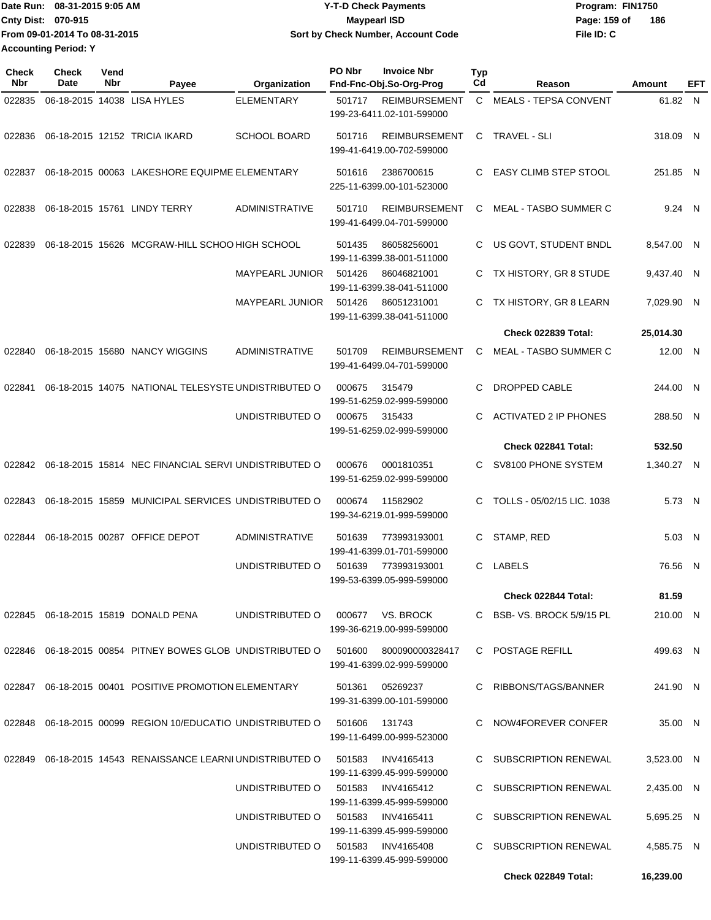Date Run: 08-31-2015 9:05 AM
Cnty Dist: 070-915
From 09-01-2014 To 08-31-2015
Accounting Period: Y

**Y-T-D Check Payments**
**Maypearl ISD**
**Sort by Check Number, Account Code**

Program: FIN1750
File ID: C

| Check Nbr | Check Date | Vend Nbr | Payee | Organization | PO Nbr | Invoice Nbr Fnd-Fnc-Obj.So-Org-Prog | Typ Cd | Reason | Amount | EFT |
|---|---|---|---|---|---|---|---|---|---|---|
| 022835 | 06-18-2015 | 14038 | LISA HYLES | ELEMENTARY | 501717 | REIMBURSEMENT 199-23-6411.02-101-599000 | C | MEALS - TEPSA CONVENT | 61.82 | N |
| 022836 | 06-18-2015 | 12152 | TRICIA IKARD | SCHOOL BOARD | 501716 | REIMBURSEMENT 199-41-6419.00-702-599000 | C | TRAVEL - SLI | 318.09 | N |
| 022837 | 06-18-2015 | 00063 | LAKESHORE EQUIPME | ELEMENTARY | 501616 | 2386700615 225-11-6399.00-101-523000 | C | EASY CLIMB STEP STOOL | 251.85 | N |
| 022838 | 06-18-2015 | 15761 | LINDY TERRY | ADMINISTRATIVE | 501710 | REIMBURSEMENT 199-41-6499.04-701-599000 | C | MEAL - TASBO SUMMER C | 9.24 | N |
| 022839 | 06-18-2015 | 15626 | MCGRAW-HILL SCHOO | HIGH SCHOOL | 501435 | 86058256001 199-11-6399.38-001-511000 | C | US GOVT, STUDENT BNDL | 8,547.00 | N |
| | | | | MAYPEARL JUNIOR | 501426 | 86046821001 199-11-6399.38-041-511000 | C | TX HISTORY, GR 8 STUDE | 9,437.40 | N |
| | | | | MAYPEARL JUNIOR | 501426 | 86051231001 199-11-6399.38-041-511000 | C | TX HISTORY, GR 8 LEARN | 7,029.90 | N |
| | | | | | | | | **Check 022839 Total:** | **25,014.30** | |
| 022840 | 06-18-2015 | 15680 | NANCY WIGGINS | ADMINISTRATIVE | 501709 | REIMBURSEMENT 199-41-6499.04-701-599000 | C | MEAL - TASBO SUMMER C | 12.00 | N |
| 022841 | 06-18-2015 | 14075 | NATIONAL TELESYSTE | UNDISTRIBUTED O | 000675 | 315479 199-51-6259.02-999-599000 | C | DROPPED CABLE | 244.00 | N |
| | | | | UNDISTRIBUTED O | 000675 | 315433 199-51-6259.02-999-599000 | C | ACTIVATED 2 IP PHONES | 288.50 | N |
| | | | | | | | | **Check 022841 Total:** | **532.50** | |
| 022842 | 06-18-2015 | 15814 | NEC FINANCIAL SERVI | UNDISTRIBUTED O | 000676 | 0001810351 199-51-6259.02-999-599000 | C | SV8100 PHONE SYSTEM | 1,340.27 | N |
| 022843 | 06-18-2015 | 15859 | MUNICIPAL SERVICES | UNDISTRIBUTED O | 000674 | 11582902 199-34-6219.01-999-599000 | C | TOLLS - 05/02/15 LIC. 1038 | 5.73 | N |
| 022844 | 06-18-2015 | 00287 | OFFICE DEPOT | ADMINISTRATIVE | 501639 | 773993193001 199-41-6399.01-701-599000 | C | STAMP, RED | 5.03 | N |
| | | | | UNDISTRIBUTED O | 501639 | 773993193001 199-53-6399.05-999-599000 | C | LABELS | 76.56 | N |
| | | | | | | | | **Check 022844 Total:** | **81.59** | |
| 022845 | 06-18-2015 | 15819 | DONALD PENA | UNDISTRIBUTED O | 000677 | VS. BROCK 199-36-6219.00-999-599000 | C | BSB- VS. BROCK 5/9/15 PL | 210.00 | N |
| 022846 | 06-18-2015 | 00854 | PITNEY BOWES GLOB | UNDISTRIBUTED O | 501600 | 800090000328417 199-41-6399.02-999-599000 | C | POSTAGE REFILL | 499.63 | N |
| 022847 | 06-18-2015 | 00401 | POSITIVE PROMOTION | ELEMENTARY | 501361 | 05269237 199-31-6399.00-101-599000 | C | RIBBONS/TAGS/BANNER | 241.90 | N |
| 022848 | 06-18-2015 | 00099 | REGION 10/EDUCATIO | UNDISTRIBUTED O | 501606 | 131743 199-11-6499.00-999-523000 | C | NOW4FOREVER CONFER | 35.00 | N |
| 022849 | 06-18-2015 | 14543 | RENAISSANCE LEARNI | UNDISTRIBUTED O | 501583 | INV4165413 199-11-6399.45-999-599000 | C | SUBSCRIPTION RENEWAL | 3,523.00 | N |
| | | | | UNDISTRIBUTED O | 501583 | INV4165412 199-11-6399.45-999-599000 | C | SUBSCRIPTION RENEWAL | 2,435.00 | N |
| | | | | UNDISTRIBUTED O | 501583 | INV4165411 199-11-6399.45-999-599000 | C | SUBSCRIPTION RENEWAL | 5,695.25 | N |
| | | | | UNDISTRIBUTED O | 501583 | INV4165408 199-11-6399.45-999-599000 | C | SUBSCRIPTION RENEWAL | 4,585.75 | N |
| | | | | | | | | **Check 022849 Total:** | **16,239.00** | |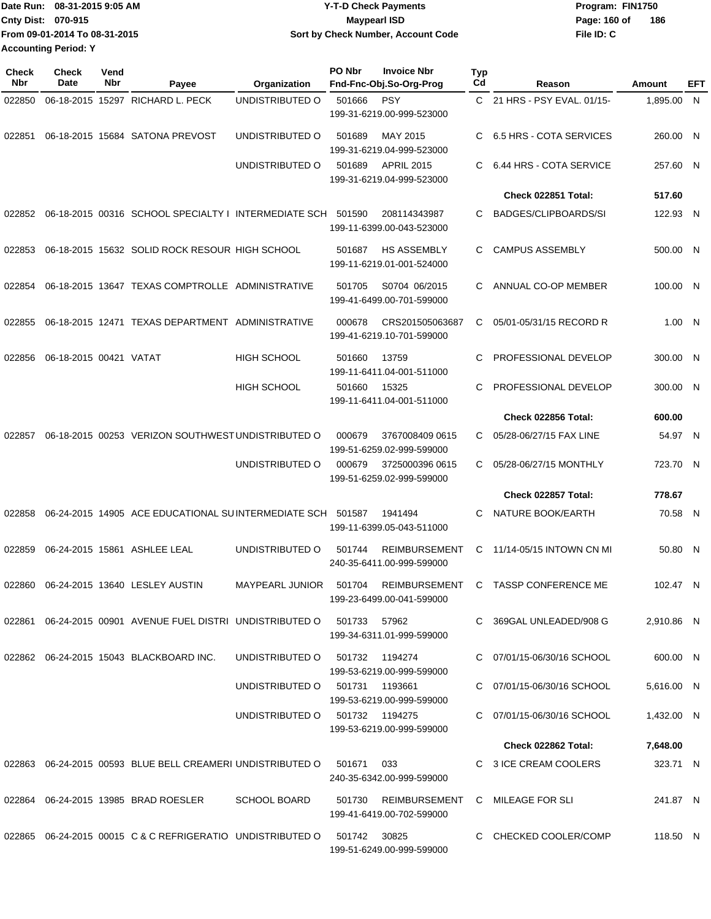Date Run: 08-31-2015 9:05 AM
Cnty Dist: 070-915
From 09-01-2014 To 08-31-2015
Accounting Period: Y

**Y-T-D Check Payments**
**Maypearl ISD**
**Sort by Check Number, Account Code**

Program: FIN1750
File ID: C

| Check Nbr | Check Date | Vend Nbr | Payee | Organization | PO Nbr | Invoice Nbr / Fnd-Fnc-Obj.So-Org-Prog | Typ Cd | Reason | Amount | EFT |
|---|---|---|---|---|---|---|---|---|---|---|
| 022850 | 06-18-2015 | 15297 | RICHARD L. PECK | UNDISTRIBUTED O | 501666 | PSY 199-31-6219.00-999-523000 | C | 21 HRS - PSY EVAL. 01/15- | 1,895.00 | N |
| 022851 | 06-18-2015 | 15684 | SATONA PREVOST | UNDISTRIBUTED O | 501689 | MAY 2015 199-31-6219.04-999-523000 | C | 6.5 HRS - COTA SERVICES | 260.00 | N |
| | | | | UNDISTRIBUTED O | 501689 | APRIL 2015 199-31-6219.04-999-523000 | C | 6.44 HRS - COTA SERVICE | 257.60 | N |
| | | | | | | | | **Check 022851 Total:** | **517.60** | |
| 022852 | 06-18-2015 | 00316 | SCHOOL SPECIALTY I | INTERMEDIATE SCH | 501590 | 208114343987 199-11-6399.00-043-523000 | C | BADGES/CLIPBOARDS/SI | 122.93 | N |
| 022853 | 06-18-2015 | 15632 | SOLID ROCK RESOUR | HIGH SCHOOL | 501687 | HS ASSEMBLY 199-11-6219.01-001-524000 | C | CAMPUS ASSEMBLY | 500.00 | N |
| 022854 | 06-18-2015 | 13647 | TEXAS COMPTROLLE | ADMINISTRATIVE | 501705 | S0704 06/2015 199-41-6499.00-701-599000 | C | ANNUAL CO-OP MEMBER | 100.00 | N |
| 022855 | 06-18-2015 | 12471 | TEXAS DEPARTMENT | ADMINISTRATIVE | 000678 | CRS201505063687 199-41-6219.10-701-599000 | C | 05/01-05/31/15 RECORD R | 1.00 | N |
| 022856 | 06-18-2015 | 00421 | VATAT | HIGH SCHOOL | 501660 | 13759 199-11-6411.04-001-511000 | C | PROFESSIONAL DEVELOP | 300.00 | N |
| | | | | HIGH SCHOOL | 501660 | 15325 199-11-6411.04-001-511000 | C | PROFESSIONAL DEVELOP | 300.00 | N |
| | | | | | | | | **Check 022856 Total:** | **600.00** | |
| 022857 | 06-18-2015 | 00253 | VERIZON SOUTHWEST | UNDISTRIBUTED O | 000679 | 3767008409 0615 199-51-6259.02-999-599000 | C | 05/28-06/27/15 FAX LINE | 54.97 | N |
| | | | | UNDISTRIBUTED O | 000679 | 3725000396 0615 199-51-6259.02-999-599000 | C | 05/28-06/27/15 MONTHLY | 723.70 | N |
| | | | | | | | | **Check 022857 Total:** | **778.67** | |
| 022858 | 06-24-2015 | 14905 | ACE EDUCATIONAL SU | INTERMEDIATE SCH | 501587 | 1941494 199-11-6399.05-043-511000 | C | NATURE BOOK/EARTH | 70.58 | N |
| 022859 | 06-24-2015 | 15861 | ASHLEE LEAL | UNDISTRIBUTED O | 501744 | REIMBURSEMENT 240-35-6411.00-999-599000 | C | 11/14-05/15 INTOWN CN MI | 50.80 | N |
| 022860 | 06-24-2015 | 13640 | LESLEY AUSTIN | MAYPEARL JUNIOR | 501704 | REIMBURSEMENT 199-23-6499.00-041-599000 | C | TASSP CONFERENCE ME | 102.47 | N |
| 022861 | 06-24-2015 | 00901 | AVENUE FUEL DISTRI | UNDISTRIBUTED O | 501733 | 57962 199-34-6311.01-999-599000 | C | 369GAL UNLEADED/908 G | 2,910.86 | N |
| 022862 | 06-24-2015 | 15043 | BLACKBOARD INC. | UNDISTRIBUTED O | 501732 | 1194274 199-53-6219.00-999-599000 | C | 07/01/15-06/30/16 SCHOOL | 600.00 | N |
| | | | | UNDISTRIBUTED O | 501731 | 1193661 199-53-6219.00-999-599000 | C | 07/01/15-06/30/16 SCHOOL | 5,616.00 | N |
| | | | | UNDISTRIBUTED O | 501732 | 1194275 199-53-6219.00-999-599000 | C | 07/01/15-06/30/16 SCHOOL | 1,432.00 | N |
| | | | | | | | | **Check 022862 Total:** | **7,648.00** | |
| 022863 | 06-24-2015 | 00593 | BLUE BELL CREAMERI | UNDISTRIBUTED O | 501671 | 033 240-35-6342.00-999-599000 | C | 3 ICE CREAM COOLERS | 323.71 | N |
| 022864 | 06-24-2015 | 13985 | BRAD ROESLER | SCHOOL BOARD | 501730 | REIMBURSEMENT 199-41-6419.00-702-599000 | C | MILEAGE FOR SLI | 241.87 | N |
| 022865 | 06-24-2015 | 00015 | C & C REFRIGERATIO | UNDISTRIBUTED O | 501742 | 30825 199-51-6249.00-999-599000 | C | CHECKED COOLER/COMP | 118.50 | N |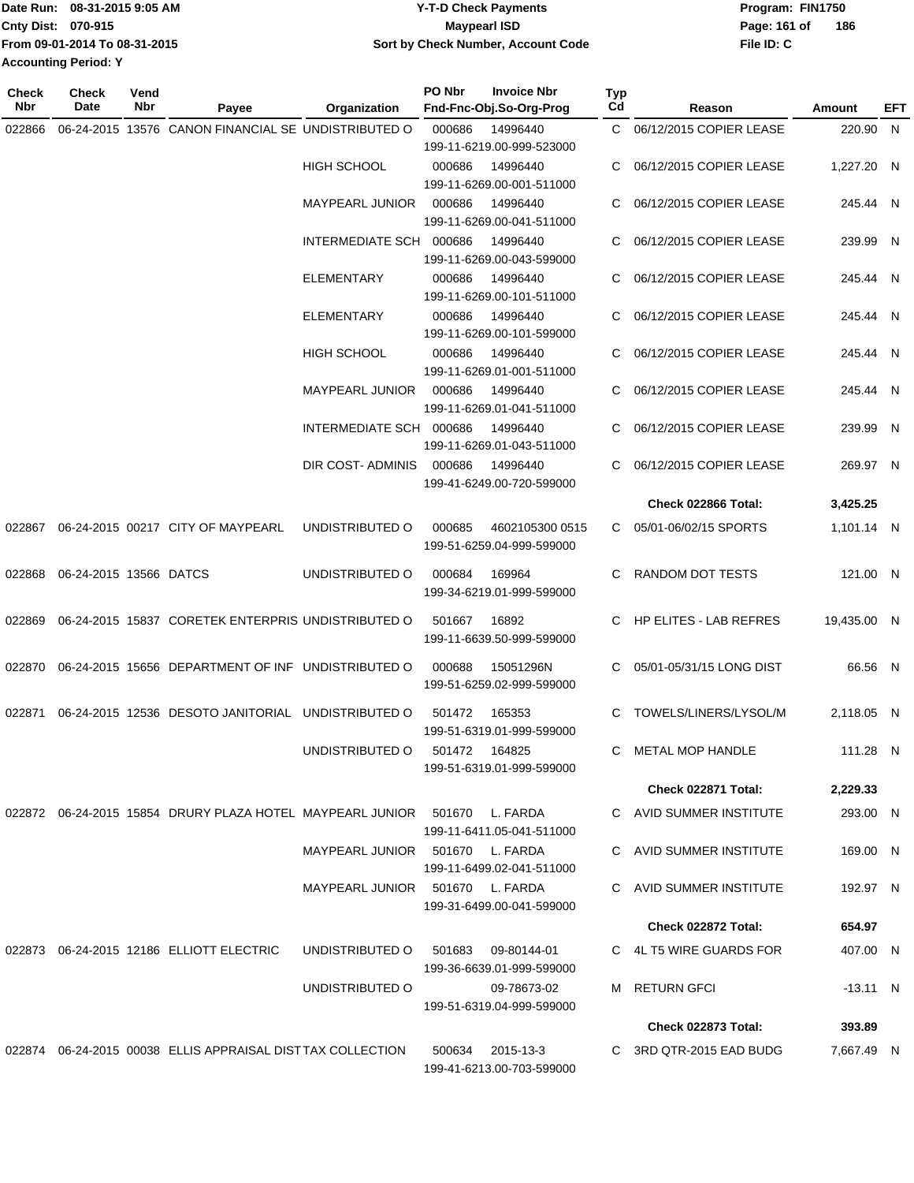Date Run: 08-31-2015 9:05 AM
Cnty Dist: 070-915
From 09-01-2014 To 08-31-2015
Accounting Period: Y

**Y-T-D Check Payments**
**Maypearl ISD**
**Sort by Check Number, Account Code**

Program: FIN1750
File ID: C

| Check Nbr | Check Date | Vend Nbr | Payee | Organization | PO Nbr | Invoice Nbr / Fnd-Fnc-Obj.So-Org-Prog | Typ Cd | Reason | Amount | EFT |
|---|---|---|---|---|---|---|---|---|---|---|
| 022866 | 06-24-2015 | 13576 | CANON FINANCIAL SE | UNDISTRIBUTED O | 000686 | 14996440 199-11-6219.00-999-523000 | C | 06/12/2015 COPIER LEASE | 220.90 | N |
| | | | | HIGH SCHOOL | 000686 | 14996440 199-11-6269.00-001-511000 | C | 06/12/2015 COPIER LEASE | 1,227.20 | N |
| | | | | MAYPEARL JUNIOR | 000686 | 14996440 199-11-6269.00-041-511000 | C | 06/12/2015 COPIER LEASE | 245.44 | N |
| | | | | INTERMEDIATE SCH | 000686 | 14996440 199-11-6269.00-043-599000 | C | 06/12/2015 COPIER LEASE | 239.99 | N |
| | | | | ELEMENTARY | 000686 | 14996440 199-11-6269.00-101-511000 | C | 06/12/2015 COPIER LEASE | 245.44 | N |
| | | | | ELEMENTARY | 000686 | 14996440 199-11-6269.00-101-599000 | C | 06/12/2015 COPIER LEASE | 245.44 | N |
| | | | | HIGH SCHOOL | 000686 | 14996440 199-11-6269.01-001-511000 | C | 06/12/2015 COPIER LEASE | 245.44 | N |
| | | | | MAYPEARL JUNIOR | 000686 | 14996440 199-11-6269.01-041-511000 | C | 06/12/2015 COPIER LEASE | 245.44 | N |
| | | | | INTERMEDIATE SCH | 000686 | 14996440 199-11-6269.01-043-511000 | C | 06/12/2015 COPIER LEASE | 239.99 | N |
| | | | | DIR COST- ADMINIS | 000686 | 14996440 199-41-6249.00-720-599000 | C | 06/12/2015 COPIER LEASE | 269.97 | N |
| | | | | | | | | **Check 022866 Total:** | **3,425.25** | |
| 022867 | 06-24-2015 | 00217 | CITY OF MAYPEARL | UNDISTRIBUTED O | 000685 | 4602105300 0515 199-51-6259.04-999-599000 | C | 05/01-06/02/15 SPORTS | 1,101.14 | N |
| 022868 | 06-24-2015 | 13566 | DATCS | UNDISTRIBUTED O | 000684 | 169964 199-34-6219.01-999-599000 | C | RANDOM DOT TESTS | 121.00 | N |
| 022869 | 06-24-2015 | 15837 | CORETEK ENTERPRIS | UNDISTRIBUTED O | 501667 | 16892 199-11-6639.50-999-599000 | C | HP ELITES - LAB REFRES | 19,435.00 | N |
| 022870 | 06-24-2015 | 15656 | DEPARTMENT OF INF | UNDISTRIBUTED O | 000688 | 15051296N 199-51-6259.02-999-599000 | C | 05/01-05/31/15 LONG DIST | 66.56 | N |
| 022871 | 06-24-2015 | 12536 | DESOTO JANITORIAL | UNDISTRIBUTED O | 501472 | 165353 199-51-6319.01-999-599000 | C | TOWELS/LINERS/LYSOL/M | 2,118.05 | N |
| | | | | UNDISTRIBUTED O | 501472 | 164825 199-51-6319.01-999-599000 | C | METAL MOP HANDLE | 111.28 | N |
| | | | | | | | | **Check 022871 Total:** | **2,229.33** | |
| 022872 | 06-24-2015 | 15854 | DRURY PLAZA HOTEL | MAYPEARL JUNIOR | 501670 | L. FARDA 199-11-6411.05-041-511000 | C | AVID SUMMER INSTITUTE | 293.00 | N |
| | | | | MAYPEARL JUNIOR | 501670 | L. FARDA 199-11-6499.02-041-511000 | C | AVID SUMMER INSTITUTE | 169.00 | N |
| | | | | MAYPEARL JUNIOR | 501670 | L. FARDA 199-31-6499.00-041-599000 | C | AVID SUMMER INSTITUTE | 192.97 | N |
| | | | | | | | | **Check 022872 Total:** | **654.97** | |
| 022873 | 06-24-2015 | 12186 | ELLIOTT ELECTRIC | UNDISTRIBUTED O | 501683 | 09-80144-01 199-36-6639.01-999-599000 | C | 4L T5 WIRE GUARDS FOR | 407.00 | N |
| | | | | UNDISTRIBUTED O | | 09-78673-02 199-51-6319.04-999-599000 | M | RETURN GFCI | -13.11 | N |
| | | | | | | | | **Check 022873 Total:** | **393.89** | |
| 022874 | 06-24-2015 | 00038 | ELLIS APPRAISAL DIST | TAX COLLECTION | 500634 | 2015-13-3 199-41-6213.00-703-599000 | C | 3RD QTR-2015 EAD BUDG | 7,667.49 | N |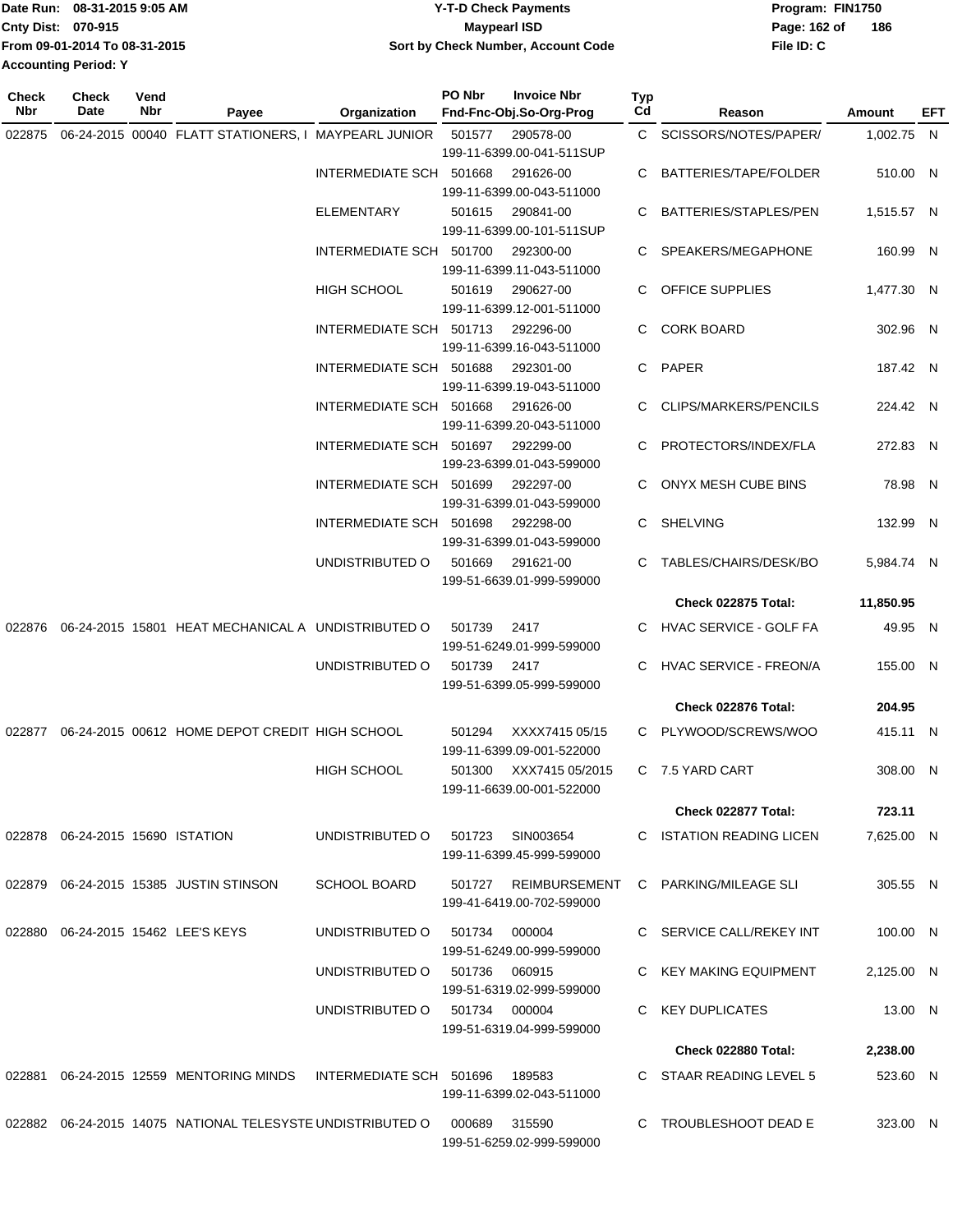Date Run: 08-31-2015 9:05 AM
Cnty Dist: 070-915
From 09-01-2014 To 08-31-2015
Accounting Period: Y

# Y-T-D Check Payments
## Maypearl ISD
### Sort by Check Number, Account Code

Program: FIN1750
File ID: C

| Check Nbr | Check Date | Vend Nbr | Payee | Organization | PO Nbr | Invoice Nbr / Fnd-Fnc-Obj.So-Org-Prog | Typ Cd | Reason | Amount | EFT |
|---|---|---|---|---|---|---|---|---|---|---|
| 022875 | 06-24-2015 | 00040 | FLATT STATIONERS, I | MAYPEARL JUNIOR | 501577 | 290578-00 199-11-6399.00-041-511SUP | C | SCISSORS/NOTES/PAPER/ | 1,002.75 | N |
| | | | | INTERMEDIATE SCH | 501668 | 291626-00 199-11-6399.00-043-511000 | C | BATTERIES/TAPE/FOLDER | 510.00 | N |
| | | | | ELEMENTARY | 501615 | 290841-00 199-11-6399.00-101-511SUP | C | BATTERIES/STAPLES/PEN | 1,515.57 | N |
| | | | | INTERMEDIATE SCH | 501700 | 292300-00 199-11-6399.11-043-511000 | C | SPEAKERS/MEGAPHONE | 160.99 | N |
| | | | | HIGH SCHOOL | 501619 | 290627-00 199-11-6399.12-001-511000 | C | OFFICE SUPPLIES | 1,477.30 | N |
| | | | | INTERMEDIATE SCH | 501713 | 292296-00 199-11-6399.16-043-511000 | C | CORK BOARD | 302.96 | N |
| | | | | INTERMEDIATE SCH | 501688 | 292301-00 199-11-6399.19-043-511000 | C | PAPER | 187.42 | N |
| | | | | INTERMEDIATE SCH | 501668 | 291626-00 199-11-6399.20-043-511000 | C | CLIPS/MARKERS/PENCILS | 224.42 | N |
| | | | | INTERMEDIATE SCH | 501697 | 292299-00 199-23-6399.01-043-599000 | C | PROTECTORS/INDEX/FLA | 272.83 | N |
| | | | | INTERMEDIATE SCH | 501699 | 292297-00 199-31-6399.01-043-599000 | C | ONYX MESH CUBE BINS | 78.98 | N |
| | | | | INTERMEDIATE SCH | 501698 | 292298-00 199-31-6399.01-043-599000 | C | SHELVING | 132.99 | N |
| | | | | UNDISTRIBUTED O | 501669 | 291621-00 199-51-6639.01-999-599000 | C | TABLES/CHAIRS/DESK/BO | 5,984.74 | N |
| | | | | | | | | **Check 022875 Total:** | **11,850.95** | |
| 022876 | 06-24-2015 | 15801 | HEAT MECHANICAL A | UNDISTRIBUTED O | 501739 | 2417 199-51-6249.01-999-599000 | C | HVAC SERVICE - GOLF FA | 49.95 | N |
| | | | | UNDISTRIBUTED O | 501739 | 2417 199-51-6399.05-999-599000 | C | HVAC SERVICE - FREON/A | 155.00 | N |
| | | | | | | | | **Check 022876 Total:** | **204.95** | |
| 022877 | 06-24-2015 | 00612 | HOME DEPOT CREDIT | HIGH SCHOOL | 501294 | XXXX7415 05/15 199-11-6399.09-001-522000 | C | PLYWOOD/SCREWS/WOO | 415.11 | N |
| | | | | HIGH SCHOOL | 501300 | XXX7415 05/2015 199-11-6639.00-001-522000 | C | 7.5 YARD CART | 308.00 | N |
| | | | | | | | | **Check 022877 Total:** | **723.11** | |
| 022878 | 06-24-2015 | 15690 | ISTATION | UNDISTRIBUTED O | 501723 | SIN003654 199-11-6399.45-999-599000 | C | ISTATION READING LICEN | 7,625.00 | N |
| 022879 | 06-24-2015 | 15385 | JUSTIN STINSON | SCHOOL BOARD | 501727 | REIMBURSEMENT 199-41-6419.00-702-599000 | C | PARKING/MILEAGE SLI | 305.55 | N |
| 022880 | 06-24-2015 | 15462 | LEE'S KEYS | UNDISTRIBUTED O | 501734 | 000004 199-51-6249.00-999-599000 | C | SERVICE CALL/REKEY INT | 100.00 | N |
| | | | | UNDISTRIBUTED O | 501736 | 060915 199-51-6319.02-999-599000 | C | KEY MAKING EQUIPMENT | 2,125.00 | N |
| | | | | UNDISTRIBUTED O | 501734 | 000004 199-51-6319.04-999-599000 | C | KEY DUPLICATES | 13.00 | N |
| | | | | | | | | **Check 022880 Total:** | **2,238.00** | |
| 022881 | 06-24-2015 | 12559 | MENTORING MINDS | INTERMEDIATE SCH | 501696 | 189583 199-11-6399.02-043-511000 | C | STAAR READING LEVEL 5 | 523.60 | N |
| 022882 | 06-24-2015 | 14075 | NATIONAL TELESYSTE | UNDISTRIBUTED O | 000689 | 315590 199-51-6259.02-999-599000 | C | TROUBLESHOOT DEAD E | 323.00 | N |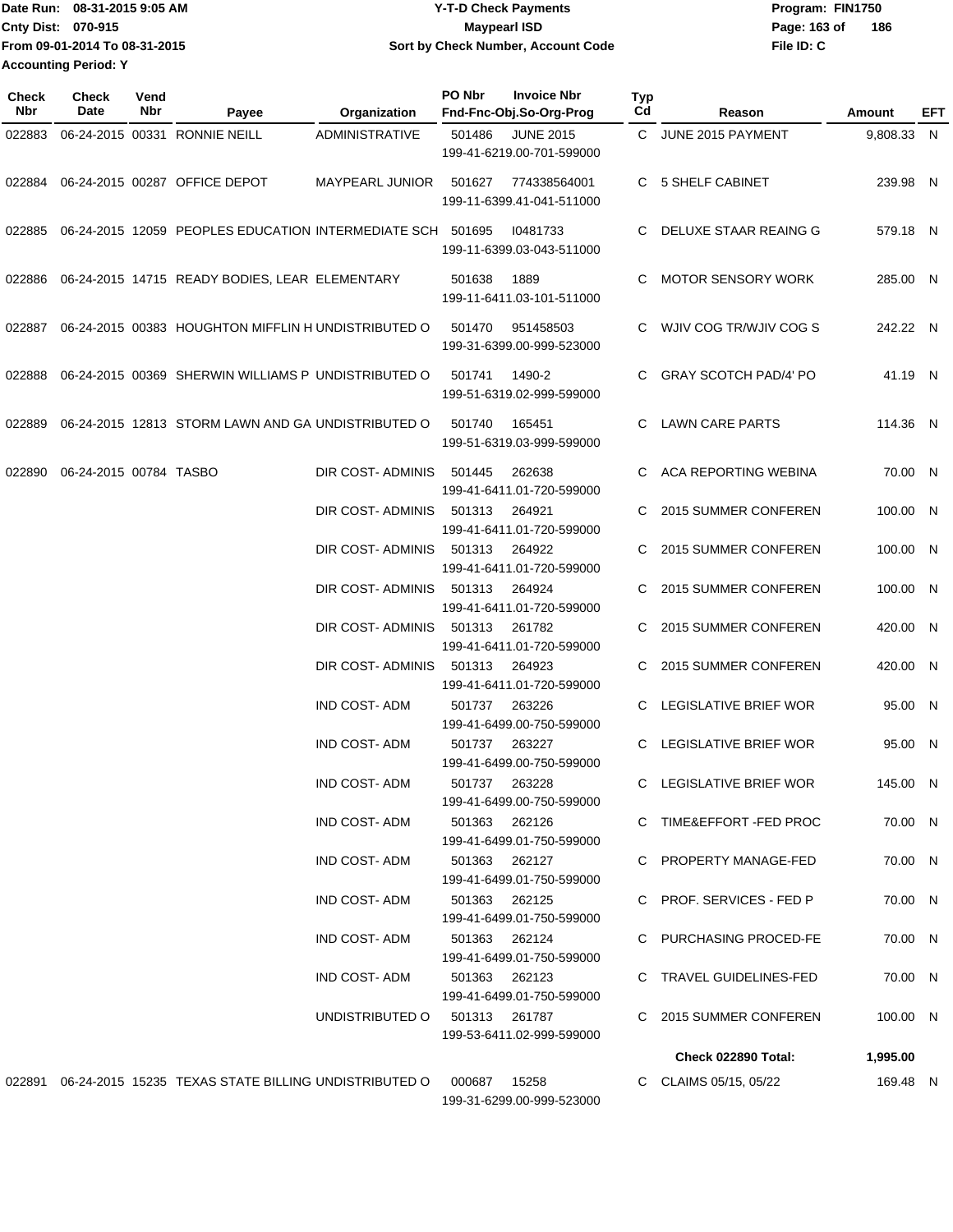Date Run: 08-31-2015 9:05 AM
Cnty Dist: 070-915
From 09-01-2014 To 08-31-2015
Accounting Period: Y

**Y-T-D Check Payments**
**Maypearl ISD**
**Sort by Check Number, Account Code**

Program: FIN1750
File ID: C

| Check Nbr | Check Date | Vend Nbr | Payee | Organization | PO Nbr | Invoice Nbr / Fnd-Fnc-Obj.So-Org-Prog | Typ Cd | Reason | Amount | EFT |
|---|---|---|---|---|---|---|---|---|---|---|
| 022883 | 06-24-2015 | 00331 | RONNIE NEILL | ADMINISTRATIVE | 501486 | JUNE 2015 199-41-6219.00-701-599000 | C | JUNE 2015 PAYMENT | 9,808.33 | N |
| 022884 | 06-24-2015 | 00287 | OFFICE DEPOT | MAYPEARL JUNIOR | 501627 | 774338564001 199-11-6399.41-041-511000 | C | 5 SHELF CABINET | 239.98 | N |
| 022885 | 06-24-2015 | 12059 | PEOPLES EDUCATION | INTERMEDIATE SCH | 501695 | I0481733 199-11-6399.03-043-511000 | C | DELUXE STAAR REAING G | 579.18 | N |
| 022886 | 06-24-2015 | 14715 | READY BODIES, LEAR | ELEMENTARY | 501638 | 1889 199-11-6411.03-101-511000 | C | MOTOR SENSORY WORK | 285.00 | N |
| 022887 | 06-24-2015 | 00383 | HOUGHTON MIFFLIN H | UNDISTRIBUTED O | 501470 | 951458503 199-31-6399.00-999-523000 | C | WJIV COG TR/WJIV COG S | 242.22 | N |
| 022888 | 06-24-2015 | 00369 | SHERWIN WILLIAMS P | UNDISTRIBUTED O | 501741 | 1490-2 199-51-6319.02-999-599000 | C | GRAY SCOTCH PAD/4' PO | 41.19 | N |
| 022889 | 06-24-2015 | 12813 | STORM LAWN AND GA | UNDISTRIBUTED O | 501740 | 165451 199-51-6319.03-999-599000 | C | LAWN CARE PARTS | 114.36 | N |
| 022890 | 06-24-2015 | 00784 | TASBO | DIR COST- ADMINIS | 501445 | 262638 199-41-6411.01-720-599000 | C | ACA REPORTING WEBINA | 70.00 | N |
| | | | | DIR COST- ADMINIS | 501313 | 264921 199-41-6411.01-720-599000 | C | 2015 SUMMER CONFEREN | 100.00 | N |
| | | | | DIR COST- ADMINIS | 501313 | 264922 199-41-6411.01-720-599000 | C | 2015 SUMMER CONFEREN | 100.00 | N |
| | | | | DIR COST- ADMINIS | 501313 | 264924 199-41-6411.01-720-599000 | C | 2015 SUMMER CONFEREN | 100.00 | N |
| | | | | DIR COST- ADMINIS | 501313 | 261782 199-41-6411.01-720-599000 | C | 2015 SUMMER CONFEREN | 420.00 | N |
| | | | | DIR COST- ADMINIS | 501313 | 264923 199-41-6411.01-720-599000 | C | 2015 SUMMER CONFEREN | 420.00 | N |
| | | | | IND COST- ADM | 501737 | 263226 199-41-6499.00-750-599000 | C | LEGISLATIVE BRIEF WOR | 95.00 | N |
| | | | | IND COST- ADM | 501737 | 263227 199-41-6499.00-750-599000 | C | LEGISLATIVE BRIEF WOR | 95.00 | N |
| | | | | IND COST- ADM | 501737 | 263228 199-41-6499.00-750-599000 | C | LEGISLATIVE BRIEF WOR | 145.00 | N |
| | | | | IND COST- ADM | 501363 | 262126 199-41-6499.01-750-599000 | C | TIME&EFFORT -FED PROC | 70.00 | N |
| | | | | IND COST- ADM | 501363 | 262127 199-41-6499.01-750-599000 | C | PROPERTY MANAGE-FED | 70.00 | N |
| | | | | IND COST- ADM | 501363 | 262125 199-41-6499.01-750-599000 | C | PROF. SERVICES - FED P | 70.00 | N |
| | | | | IND COST- ADM | 501363 | 262124 199-41-6499.01-750-599000 | C | PURCHASING PROCED-FE | 70.00 | N |
| | | | | IND COST- ADM | 501363 | 262123 199-41-6499.01-750-599000 | C | TRAVEL GUIDELINES-FED | 70.00 | N |
| | | | | UNDISTRIBUTED O | 501313 | 261787 199-53-6411.02-999-599000 | C | 2015 SUMMER CONFEREN | 100.00 | N |
| | | | | | | | | **Check 022890 Total:** | **1,995.00** | |
| 022891 | 06-24-2015 | 15235 | TEXAS STATE BILLING | UNDISTRIBUTED O | 000687 | 15258 199-31-6299.00-999-523000 | C | CLAIMS 05/15, 05/22 | 169.48 | N |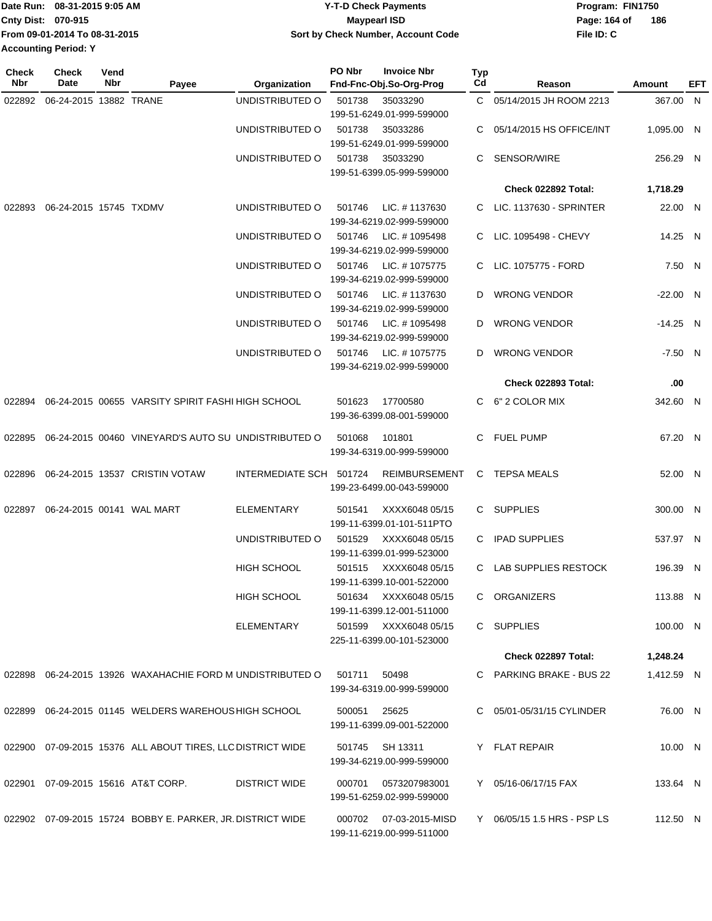Date Run: 08-31-2015 9:05 AM
Cnty Dist: 070-915
From 09-01-2014 To 08-31-2015
Accounting Period: Y

**Y-T-D Check Payments**
**Maypearl ISD**
**Sort by Check Number, Account Code**

Program: FIN1750
File ID: C

| Check Nbr | Check Date | Vend Nbr | Payee | Organization | PO Nbr | Invoice Nbr / Fnd-Fnc-Obj.So-Org-Prog | Typ Cd | Reason | Amount | EFT |
|---|---|---|---|---|---|---|---|---|---|---|
| 022892 | 06-24-2015 | 13882 | TRANE | UNDISTRIBUTED O | 501738 | 35033290 / 199-51-6249.01-999-599000 | C | 05/14/2015 JH ROOM 2213 | 367.00 | N |
| | | | | UNDISTRIBUTED O | 501738 | 35033286 / 199-51-6249.01-999-599000 | C | 05/14/2015 HS OFFICE/INT | 1,095.00 | N |
| | | | | UNDISTRIBUTED O | 501738 | 35033290 / 199-51-6399.05-999-599000 | C | SENSOR/WIRE | 256.29 | N |
| | | | | | | | | **Check 022892 Total:** | **1,718.29** | |
| 022893 | 06-24-2015 | 15745 | TXDMV | UNDISTRIBUTED O | 501746 | LIC. # 1137630 / 199-34-6219.02-999-599000 | C | LIC. 1137630 - SPRINTER | 22.00 | N |
| | | | | UNDISTRIBUTED O | 501746 | LIC. # 1095498 / 199-34-6219.02-999-599000 | C | LIC. 1095498 - CHEVY | 14.25 | N |
| | | | | UNDISTRIBUTED O | 501746 | LIC. # 1075775 / 199-34-6219.02-999-599000 | C | LIC. 1075775 - FORD | 7.50 | N |
| | | | | UNDISTRIBUTED O | 501746 | LIC. # 1137630 / 199-34-6219.02-999-599000 | D | WRONG VENDOR | -22.00 | N |
| | | | | UNDISTRIBUTED O | 501746 | LIC. # 1095498 / 199-34-6219.02-999-599000 | D | WRONG VENDOR | -14.25 | N |
| | | | | UNDISTRIBUTED O | 501746 | LIC. # 1075775 / 199-34-6219.02-999-599000 | D | WRONG VENDOR | -7.50 | N |
| | | | | | | | | **Check 022893 Total:** | **.00** | |
| 022894 | 06-24-2015 | 00655 | VARSITY SPIRIT FASHI | HIGH SCHOOL | 501623 | 17700580 / 199-36-6399.08-001-599000 | C | 6" 2 COLOR MIX | 342.60 | N |
| 022895 | 06-24-2015 | 00460 | VINEYARD'S AUTO SU | UNDISTRIBUTED O | 501068 | 101801 / 199-34-6319.00-999-599000 | C | FUEL PUMP | 67.20 | N |
| 022896 | 06-24-2015 | 13537 | CRISTIN VOTAW | INTERMEDIATE SCH | 501724 | REIMBURSEMENT / 199-23-6499.00-043-599000 | C | TEPSA MEALS | 52.00 | N |
| 022897 | 06-24-2015 | 00141 | WAL MART | ELEMENTARY | 501541 | XXXX6048 05/15 / 199-11-6399.01-101-511PTO | C | SUPPLIES | 300.00 | N |
| | | | | UNDISTRIBUTED O | 501529 | XXXX6048 05/15 / 199-11-6399.01-999-523000 | C | IPAD SUPPLIES | 537.97 | N |
| | | | | HIGH SCHOOL | 501515 | XXXX6048 05/15 / 199-11-6399.10-001-522000 | C | LAB SUPPLIES RESTOCK | 196.39 | N |
| | | | | HIGH SCHOOL | 501634 | XXXX6048 05/15 / 199-11-6399.12-001-511000 | C | ORGANIZERS | 113.88 | N |
| | | | | ELEMENTARY | 501599 | XXXX6048 05/15 / 225-11-6399.00-101-523000 | C | SUPPLIES | 100.00 | N |
| | | | | | | | | **Check 022897 Total:** | **1,248.24** | |
| 022898 | 06-24-2015 | 13926 | WAXAHACHIE FORD M | UNDISTRIBUTED O | 501711 | 50498 / 199-34-6319.00-999-599000 | C | PARKING BRAKE - BUS 22 | 1,412.59 | N |
| 022899 | 06-24-2015 | 01145 | WELDERS WAREHOUS | HIGH SCHOOL | 500051 | 25625 / 199-11-6399.09-001-522000 | C | 05/01-05/31/15 CYLINDER | 76.00 | N |
| 022900 | 07-09-2015 | 15376 | ALL ABOUT TIRES, LLC | DISTRICT WIDE | 501745 | SH 13311 / 199-34-6219.00-999-599000 | Y | FLAT REPAIR | 10.00 | N |
| 022901 | 07-09-2015 | 15616 | AT&T CORP. | DISTRICT WIDE | 000701 | 0573207983001 / 199-51-6259.02-999-599000 | Y | 05/16-06/17/15 FAX | 133.64 | N |
| 022902 | 07-09-2015 | 15724 | BOBBY E. PARKER, JR. | DISTRICT WIDE | 000702 | 07-03-2015-MISD / 199-11-6219.00-999-511000 | Y | 06/05/15 1.5 HRS - PSP LS | 112.50 | N |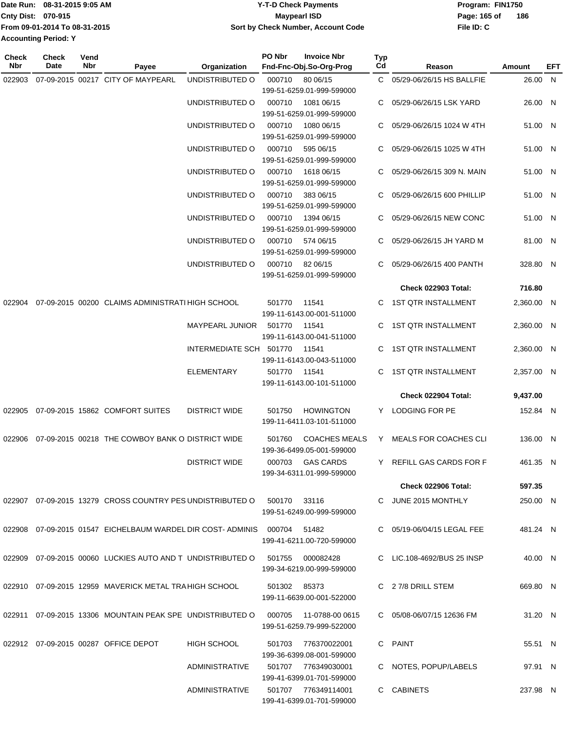Date Run: 08-31-2015 9:05 AM
Cnty Dist: 070-915
From 09-01-2014 To 08-31-2015
Accounting Period: Y

**Y-T-D Check Payments**
**Maypearl ISD**
**Sort by Check Number, Account Code**

Program: FIN1750
File ID: C

| Check Nbr | Check Date | Vend Nbr | Payee | Organization | PO Nbr | Invoice Nbr / Fnd-Fnc-Obj.So-Org-Prog | Typ Cd | Reason | Amount | EFT |
|---|---|---|---|---|---|---|---|---|---|---|
| 022903 | 07-09-2015 | 00217 | CITY OF MAYPEARL | UNDISTRIBUTED O | 000710 | 80 06/15 199-51-6259.01-999-599000 | C | 05/29-06/26/15 HS BALLFIE | 26.00 | N |
| | | | | UNDISTRIBUTED O | 000710 | 1081 06/15 199-51-6259.01-999-599000 | C | 05/29-06/26/15 LSK YARD | 26.00 | N |
| | | | | UNDISTRIBUTED O | 000710 | 1080 06/15 199-51-6259.01-999-599000 | C | 05/29-06/26/15 1024 W 4TH | 51.00 | N |
| | | | | UNDISTRIBUTED O | 000710 | 595 06/15 199-51-6259.01-999-599000 | C | 05/29-06/26/15 1025 W 4TH | 51.00 | N |
| | | | | UNDISTRIBUTED O | 000710 | 1618 06/15 199-51-6259.01-999-599000 | C | 05/29-06/26/15 309 N. MAIN | 51.00 | N |
| | | | | UNDISTRIBUTED O | 000710 | 383 06/15 199-51-6259.01-999-599000 | C | 05/29-06/26/15 600 PHILLIP | 51.00 | N |
| | | | | UNDISTRIBUTED O | 000710 | 1394 06/15 199-51-6259.01-999-599000 | C | 05/29-06/26/15 NEW CONC | 51.00 | N |
| | | | | UNDISTRIBUTED O | 000710 | 574 06/15 199-51-6259.01-999-599000 | C | 05/29-06/26/15 JH YARD M | 81.00 | N |
| | | | | UNDISTRIBUTED O | 000710 | 82 06/15 199-51-6259.01-999-599000 | C | 05/29-06/26/15 400 PANTH | 328.80 | N |
| | | | | | | | | **Check 022903 Total:** | **716.80** | |
| 022904 | 07-09-2015 | 00200 | CLAIMS ADMINISTRATI | HIGH SCHOOL | 501770 | 11541 199-11-6143.00-001-511000 | C | 1ST QTR INSTALLMENT | 2,360.00 | N |
| | | | | MAYPEARL JUNIOR | 501770 | 11541 199-11-6143.00-041-511000 | C | 1ST QTR INSTALLMENT | 2,360.00 | N |
| | | | | INTERMEDIATE SCH | 501770 | 11541 199-11-6143.00-043-511000 | C | 1ST QTR INSTALLMENT | 2,360.00 | N |
| | | | | ELEMENTARY | 501770 | 11541 199-11-6143.00-101-511000 | C | 1ST QTR INSTALLMENT | 2,357.00 | N |
| | | | | | | | | **Check 022904 Total:** | **9,437.00** | |
| 022905 | 07-09-2015 | 15862 | COMFORT SUITES | DISTRICT WIDE | 501750 | HOWINGTON 199-11-6411.03-101-511000 | Y | LODGING FOR PE | 152.84 | N |
| 022906 | 07-09-2015 | 00218 | THE COWBOY BANK O | DISTRICT WIDE | 501760 | COACHES MEALS 199-36-6499.05-001-599000 | Y | MEALS FOR COACHES CLI | 136.00 | N |
| | | | | DISTRICT WIDE | 000703 | GAS CARDS 199-34-6311.01-999-599000 | Y | REFILL GAS CARDS FOR F | 461.35 | N |
| | | | | | | | | **Check 022906 Total:** | **597.35** | |
| 022907 | 07-09-2015 | 13279 | CROSS COUNTRY PES | UNDISTRIBUTED O | 500170 | 33116 199-51-6249.00-999-599000 | C | JUNE 2015 MONTHLY | 250.00 | N |
| 022908 | 07-09-2015 | 01547 | EICHELBAUM WARDEL | DIR COST- ADMINIS | 000704 | 51482 199-41-6211.00-720-599000 | C | 05/19-06/04/15 LEGAL FEE | 481.24 | N |
| 022909 | 07-09-2015 | 00060 | LUCKIES AUTO AND T | UNDISTRIBUTED O | 501755 | 000082428 199-34-6219.00-999-599000 | C | LIC.108-4692/BUS 25 INSP | 40.00 | N |
| 022910 | 07-09-2015 | 12959 | MAVERICK METAL TRA | HIGH SCHOOL | 501302 | 85373 199-11-6639.00-001-522000 | C | 2 7/8 DRILL STEM | 669.80 | N |
| 022911 | 07-09-2015 | 13306 | MOUNTAIN PEAK SPE | UNDISTRIBUTED O | 000705 | 11-0788-00 0615 199-51-6259.79-999-522000 | C | 05/08-06/07/15 12636 FM | 31.20 | N |
| 022912 | 07-09-2015 | 00287 | OFFICE DEPOT | HIGH SCHOOL | 501703 | 776370022001 199-36-6399.08-001-599000 | C | PAINT | 55.51 | N |
| | | | | ADMINISTRATIVE | 501707 | 776349030001 199-41-6399.01-701-599000 | C | NOTES, POPUP/LABELS | 97.91 | N |
| | | | | ADMINISTRATIVE | 501707 | 776349114001 199-41-6399.01-701-599000 | C | CABINETS | 237.98 | N |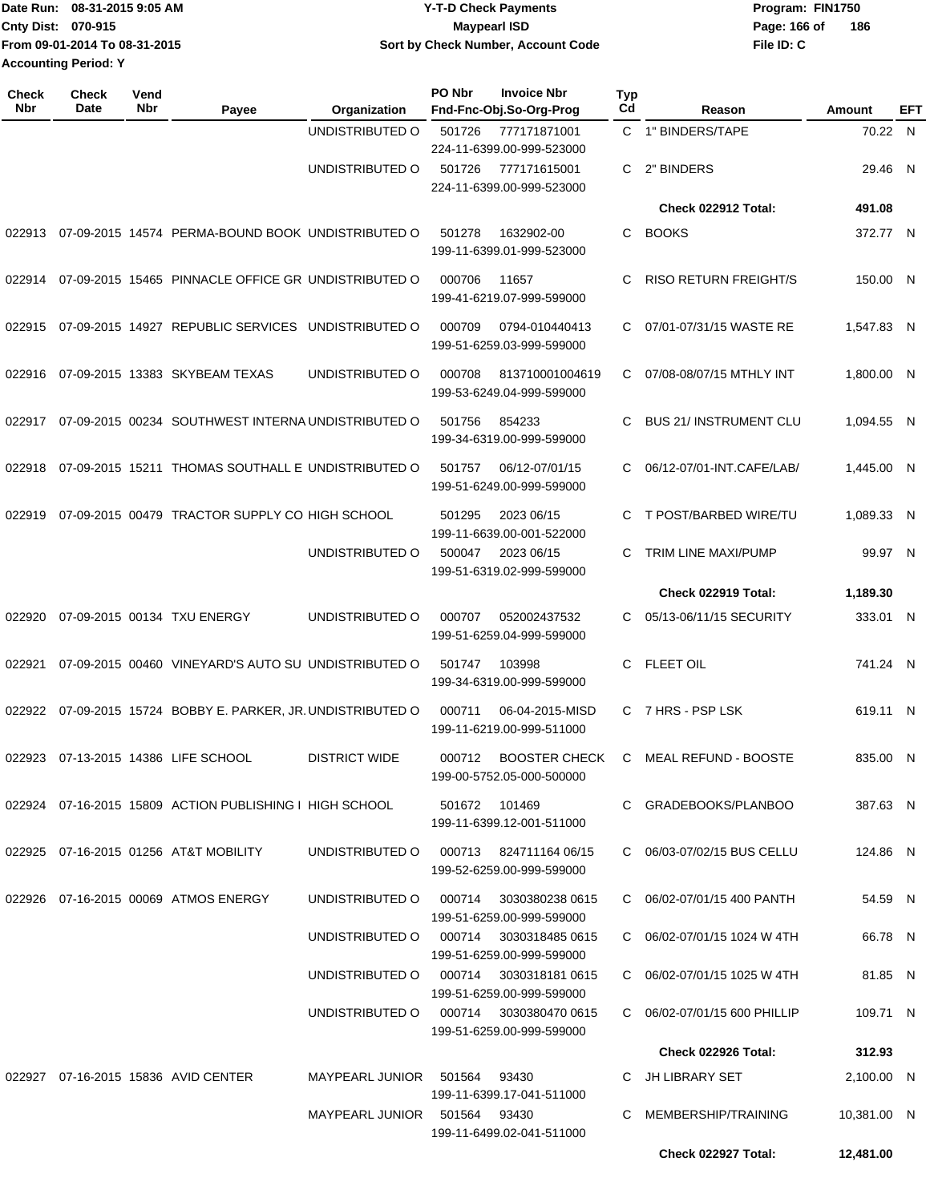Date Run: 08-31-2015 9:05 AM
Cnty Dist: 070-915
From 09-01-2014 To 08-31-2015
Accounting Period: Y

**Y-T-D Check Payments**
**Maypearl ISD**
**Sort by Check Number, Account Code**

Program: FIN1750
File ID: C

| Check Nbr | Check Date | Vend Nbr | Payee | Organization | PO Nbr | Invoice Nbr / Fnd-Fnc-Obj.So-Org-Prog | Typ Cd | Reason | Amount | EFT |
|---|---|---|---|---|---|---|---|---|---|---|
| | | | | UNDISTRIBUTED O | 501726 | 777171871001 224-11-6399.00-999-523000 | C | 1" BINDERS/TAPE | 70.22 | N |
| | | | | UNDISTRIBUTED O | 501726 | 777171615001 224-11-6399.00-999-523000 | C | 2" BINDERS | 29.46 | N |
| | | | | | | | | **Check 022912 Total:** | **491.08** | |
| 022913 | 07-09-2015 | 14574 | PERMA-BOUND BOOK | UNDISTRIBUTED O | 501278 | 1632902-00 199-11-6399.01-999-523000 | C | BOOKS | 372.77 | N |
| 022914 | 07-09-2015 | 15465 | PINNACLE OFFICE GR | UNDISTRIBUTED O | 000706 | 11657 199-41-6219.07-999-599000 | C | RISO RETURN FREIGHT/S | 150.00 | N |
| 022915 | 07-09-2015 | 14927 | REPUBLIC SERVICES | UNDISTRIBUTED O | 000709 | 0794-010440413 199-51-6259.03-999-599000 | C | 07/01-07/31/15 WASTE RE | 1,547.83 | N |
| 022916 | 07-09-2015 | 13383 | SKYBEAM TEXAS | UNDISTRIBUTED O | 000708 | 813710001004619 199-53-6249.04-999-599000 | C | 07/08-08/07/15 MTHLY INT | 1,800.00 | N |
| 022917 | 07-09-2015 | 00234 | SOUTHWEST INTERNA | UNDISTRIBUTED O | 501756 | 854233 199-34-6319.00-999-599000 | C | BUS 21/ INSTRUMENT CLU | 1,094.55 | N |
| 022918 | 07-09-2015 | 15211 | THOMAS SOUTHALL E | UNDISTRIBUTED O | 501757 | 06/12-07/01/15 199-51-6249.00-999-599000 | C | 06/12-07/01-INT.CAFE/LAB/ | 1,445.00 | N |
| 022919 | 07-09-2015 | 00479 | TRACTOR SUPPLY CO | HIGH SCHOOL | 501295 | 2023 06/15 199-11-6639.00-001-522000 | C | T POST/BARBED WIRE/TU | 1,089.33 | N |
| | | | | UNDISTRIBUTED O | 500047 | 2023 06/15 199-51-6319.02-999-599000 | C | TRIM LINE MAXI/PUMP | 99.97 | N |
| | | | | | | | | **Check 022919 Total:** | **1,189.30** | |
| 022920 | 07-09-2015 | 00134 | TXU ENERGY | UNDISTRIBUTED O | 000707 | 052002437532 199-51-6259.04-999-599000 | C | 05/13-06/11/15 SECURITY | 333.01 | N |
| 022921 | 07-09-2015 | 00460 | VINEYARD'S AUTO SU | UNDISTRIBUTED O | 501747 | 103998 199-34-6319.00-999-599000 | C | FLEET OIL | 741.24 | N |
| 022922 | 07-09-2015 | 15724 | BOBBY E. PARKER, JR. | UNDISTRIBUTED O | 000711 | 06-04-2015-MISD 199-11-6219.00-999-511000 | C | 7 HRS - PSP LSK | 619.11 | N |
| 022923 | 07-13-2015 | 14386 | LIFE SCHOOL | DISTRICT WIDE | 000712 | BOOSTER CHECK 199-00-5752.05-000-500000 | C | MEAL REFUND - BOOSTE | 835.00 | N |
| 022924 | 07-16-2015 | 15809 | ACTION PUBLISHING I | HIGH SCHOOL | 501672 | 101469 199-11-6399.12-001-511000 | C | GRADEBOOKS/PLANBOO | 387.63 | N |
| 022925 | 07-16-2015 | 01256 | AT&T MOBILITY | UNDISTRIBUTED O | 000713 | 824711164 06/15 199-52-6259.00-999-599000 | C | 06/03-07/02/15 BUS CELLU | 124.86 | N |
| 022926 | 07-16-2015 | 00069 | ATMOS ENERGY | UNDISTRIBUTED O | 000714 | 3030380238 0615 199-51-6259.00-999-599000 | C | 06/02-07/01/15 400 PANTH | 54.59 | N |
| | | | | UNDISTRIBUTED O | 000714 | 3030318485 0615 199-51-6259.00-999-599000 | C | 06/02-07/01/15 1024 W 4TH | 66.78 | N |
| | | | | UNDISTRIBUTED O | 000714 | 3030318181 0615 199-51-6259.00-999-599000 | C | 06/02-07/01/15 1025 W 4TH | 81.85 | N |
| | | | | UNDISTRIBUTED O | 000714 | 3030380470 0615 199-51-6259.00-999-599000 | C | 06/02-07/01/15 600 PHILLIP | 109.71 | N |
| | | | | | | | | **Check 022926 Total:** | **312.93** | |
| 022927 | 07-16-2015 | 15836 | AVID CENTER | MAYPEARL JUNIOR | 501564 | 93430 199-11-6399.17-041-511000 | C | JH LIBRARY SET | 2,100.00 | N |
| | | | | MAYPEARL JUNIOR | 501564 | 93430 199-11-6499.02-041-511000 | C | MEMBERSHIP/TRAINING | 10,381.00 | N |
| | | | | | | | | **Check 022927 Total:** | **12,481.00** | |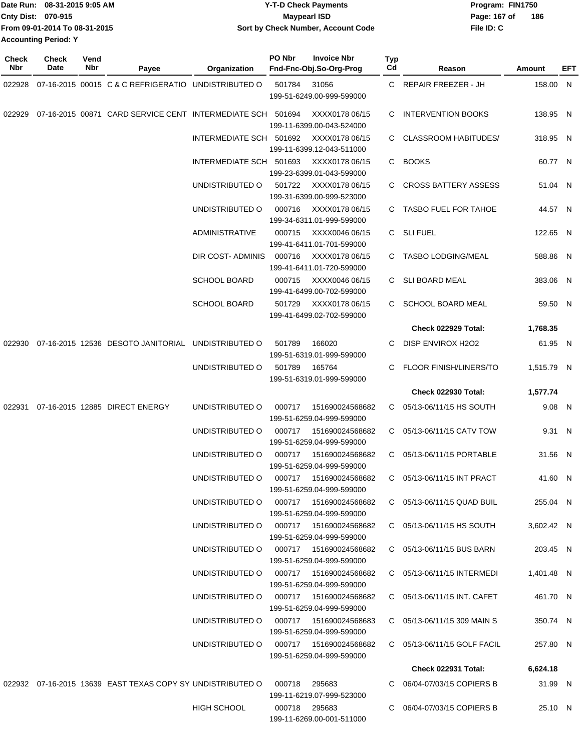Date Run: 08-31-2015 9:05 AM
Cnty Dist: 070-915
From 09-01-2014 To 08-31-2015
Accounting Period: Y

**Y-T-D Check Payments**
**Maypearl ISD**
**Sort by Check Number, Account Code**

Program: FIN1750
File ID: C

| Check Nbr | Check Date | Vend Nbr | Payee | Organization | PO Nbr | Invoice Nbr / Fnd-Fnc-Obj.So-Org-Prog | Typ Cd | Reason | Amount | EFT |
|---|---|---|---|---|---|---|---|---|---|---|
| 022928 | 07-16-2015 | 00015 | C & C REFRIGERATIO | UNDISTRIBUTED O | 501784 | 31056<br>199-51-6249.00-999-599000 | C | REPAIR FREEZER - JH | 158.00 | N |
| 022929 | 07-16-2015 | 00871 | CARD SERVICE CENT | INTERMEDIATE SCH | 501694 | XXXX0178 06/15<br>199-11-6399.00-043-524000 | C | INTERVENTION BOOKS | 138.95 | N |
| | | | | INTERMEDIATE SCH | 501692 | XXXX0178 06/15<br>199-11-6399.12-043-511000 | C | CLASSROOM HABITUDES/ | 318.95 | N |
| | | | | INTERMEDIATE SCH | 501693 | XXXX0178 06/15<br>199-23-6399.01-043-599000 | C | BOOKS | 60.77 | N |
| | | | | UNDISTRIBUTED O | 501722 | XXXX0178 06/15<br>199-31-6399.00-999-523000 | C | CROSS BATTERY ASSESS | 51.04 | N |
| | | | | UNDISTRIBUTED O | 000716 | XXXX0178 06/15<br>199-34-6311.01-999-599000 | C | TASBO FUEL FOR TAHOE | 44.57 | N |
| | | | | ADMINISTRATIVE | 000715 | XXXX0046 06/15<br>199-41-6411.01-701-599000 | C | SLI FUEL | 122.65 | N |
| | | | | DIR COST- ADMINIS | 000716 | XXXX0178 06/15<br>199-41-6411.01-720-599000 | C | TASBO LODGING/MEAL | 588.86 | N |
| | | | | SCHOOL BOARD | 000715 | XXXX0046 06/15<br>199-41-6499.00-702-599000 | C | SLI BOARD MEAL | 383.06 | N |
| | | | | SCHOOL BOARD | 501729 | XXXX0178 06/15<br>199-41-6499.02-702-599000 | C | SCHOOL BOARD MEAL | 59.50 | N |
| | | | | | | | | **Check 022929 Total:** | **1,768.35** | |
| 022930 | 07-16-2015 | 12536 | DESOTO JANITORIAL | UNDISTRIBUTED O | 501789 | 166020<br>199-51-6319.01-999-599000 | C | DISP ENVIROX H2O2 | 61.95 | N |
| | | | | UNDISTRIBUTED O | 501789 | 165764<br>199-51-6319.01-999-599000 | C | FLOOR FINISH/LINERS/TO | 1,515.79 | N |
| | | | | | | | | **Check 022930 Total:** | **1,577.74** | |
| 022931 | 07-16-2015 | 12885 | DIRECT ENERGY | UNDISTRIBUTED O | 000717 | 151690024568682<br>199-51-6259.04-999-599000 | C | 05/13-06/11/15 HS SOUTH | 9.08 | N |
| | | | | UNDISTRIBUTED O | 000717 | 151690024568682<br>199-51-6259.04-999-599000 | C | 05/13-06/11/15 CATV TOW | 9.31 | N |
| | | | | UNDISTRIBUTED O | 000717 | 151690024568682<br>199-51-6259.04-999-599000 | C | 05/13-06/11/15 PORTABLE | 31.56 | N |
| | | | | UNDISTRIBUTED O | 000717 | 151690024568682<br>199-51-6259.04-999-599000 | C | 05/13-06/11/15 INT PRACT | 41.60 | N |
| | | | | UNDISTRIBUTED O | 000717 | 151690024568682<br>199-51-6259.04-999-599000 | C | 05/13-06/11/15 QUAD BUIL | 255.04 | N |
| | | | | UNDISTRIBUTED O | 000717 | 151690024568682<br>199-51-6259.04-999-599000 | C | 05/13-06/11/15 HS SOUTH | 3,602.42 | N |
| | | | | UNDISTRIBUTED O | 000717 | 151690024568682<br>199-51-6259.04-999-599000 | C | 05/13-06/11/15 BUS BARN | 203.45 | N |
| | | | | UNDISTRIBUTED O | 000717 | 151690024568682<br>199-51-6259.04-999-599000 | C | 05/13-06/11/15 INTERMEDI | 1,401.48 | N |
| | | | | UNDISTRIBUTED O | 000717 | 151690024568682<br>199-51-6259.04-999-599000 | C | 05/13-06/11/15 INT. CAFET | 461.70 | N |
| | | | | UNDISTRIBUTED O | 000717 | 151690024568683<br>199-51-6259.04-999-599000 | C | 05/13-06/11/15 309 MAIN S | 350.74 | N |
| | | | | UNDISTRIBUTED O | 000717 | 151690024568682<br>199-51-6259.04-999-599000 | C | 05/13-06/11/15 GOLF FACIL | 257.80 | N |
| | | | | | | | | **Check 022931 Total:** | **6,624.18** | |
| 022932 | 07-16-2015 | 13639 | EAST TEXAS COPY SY | UNDISTRIBUTED O | 000718 | 295683<br>199-11-6219.07-999-523000 | C | 06/04-07/03/15 COPIERS B | 31.99 | N |
| | | | | HIGH SCHOOL | 000718 | 295683<br>199-11-6269.00-001-511000 | C | 06/04-07/03/15 COPIERS B | 25.10 | N |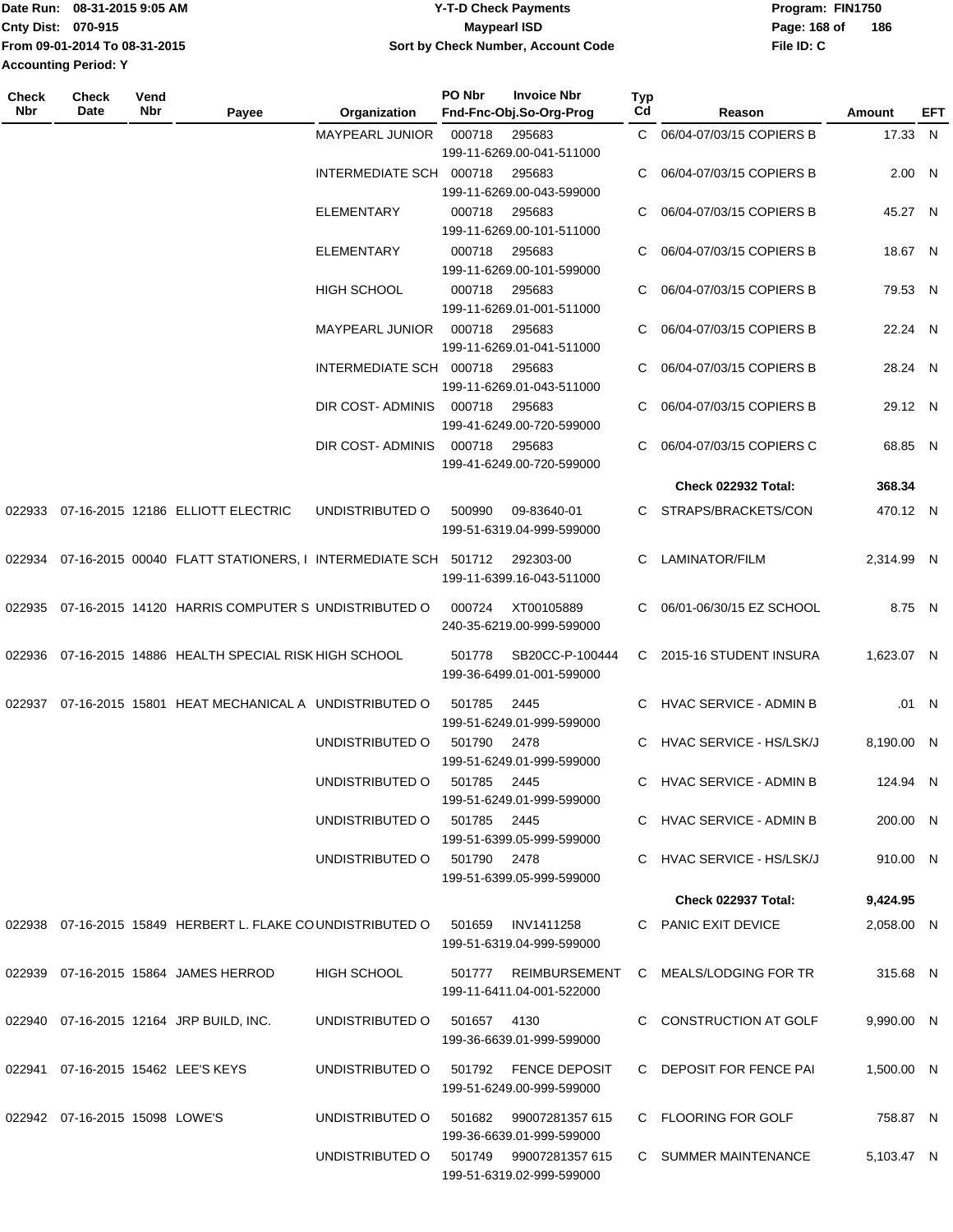Date Run: 08-31-2015 9:05 AM
Cnty Dist: 070-915
From 09-01-2014 To 08-31-2015
Accounting Period: Y

# Y-T-D Check Payments
## Maypearl ISD
### Sort by Check Number, Account Code

Program: FIN1750
File ID: C

| Check Nbr | Check Date | Vend Nbr | Payee | Organization | PO Nbr | Invoice Nbr / Fnd-Fnc-Obj.So-Org-Prog | Typ Cd | Reason | Amount | EFT |
|---|---|---|---|---|---|---|---|---|---|---|
| | | | | MAYPEARL JUNIOR | 000718 | 295683 / 199-11-6269.00-041-511000 | C | 06/04-07/03/15 COPIERS B | 17.33 | N |
| | | | | INTERMEDIATE SCH | 000718 | 295683 / 199-11-6269.00-043-599000 | C | 06/04-07/03/15 COPIERS B | 2.00 | N |
| | | | | ELEMENTARY | 000718 | 295683 / 199-11-6269.00-101-511000 | C | 06/04-07/03/15 COPIERS B | 45.27 | N |
| | | | | ELEMENTARY | 000718 | 295683 / 199-11-6269.00-101-599000 | C | 06/04-07/03/15 COPIERS B | 18.67 | N |
| | | | | HIGH SCHOOL | 000718 | 295683 / 199-11-6269.01-001-511000 | C | 06/04-07/03/15 COPIERS B | 79.53 | N |
| | | | | MAYPEARL JUNIOR | 000718 | 295683 / 199-11-6269.01-041-511000 | C | 06/04-07/03/15 COPIERS B | 22.24 | N |
| | | | | INTERMEDIATE SCH | 000718 | 295683 / 199-11-6269.01-043-511000 | C | 06/04-07/03/15 COPIERS B | 28.24 | N |
| | | | | DIR COST- ADMINIS | 000718 | 295683 / 199-41-6249.00-720-599000 | C | 06/04-07/03/15 COPIERS B | 29.12 | N |
| | | | | DIR COST- ADMINIS | 000718 | 295683 / 199-41-6249.00-720-599000 | C | 06/04-07/03/15 COPIERS C | 68.85 | N |
| | | | | | | | | **Check 022932 Total:** | **368.34** | |
| 022933 | 07-16-2015 | 12186 | ELLIOTT ELECTRIC | UNDISTRIBUTED O | 500990 | 09-83640-01 / 199-51-6319.04-999-599000 | C | STRAPS/BRACKETS/CON | 470.12 | N |
| 022934 | 07-16-2015 | 00040 | FLATT STATIONERS, I | INTERMEDIATE SCH | 501712 | 292303-00 / 199-11-6399.16-043-511000 | C | LAMINATOR/FILM | 2,314.99 | N |
| 022935 | 07-16-2015 | 14120 | HARRIS COMPUTER S | UNDISTRIBUTED O | 000724 | XT00105889 / 240-35-6219.00-999-599000 | C | 06/01-06/30/15 EZ SCHOOL | 8.75 | N |
| 022936 | 07-16-2015 | 14886 | HEALTH SPECIAL RISK | HIGH SCHOOL | 501778 | SB20CC-P-100444 / 199-36-6499.01-001-599000 | C | 2015-16 STUDENT INSURA | 1,623.07 | N |
| 022937 | 07-16-2015 | 15801 | HEAT MECHANICAL A | UNDISTRIBUTED O | 501785 | 2445 / 199-51-6249.01-999-599000 | C | HVAC SERVICE - ADMIN B | .01 | N |
| | | | | UNDISTRIBUTED O | 501790 | 2478 / 199-51-6249.01-999-599000 | C | HVAC SERVICE - HS/LSK/J | 8,190.00 | N |
| | | | | UNDISTRIBUTED O | 501785 | 2445 / 199-51-6249.01-999-599000 | C | HVAC SERVICE - ADMIN B | 124.94 | N |
| | | | | UNDISTRIBUTED O | 501785 | 2445 / 199-51-6399.05-999-599000 | C | HVAC SERVICE - ADMIN B | 200.00 | N |
| | | | | UNDISTRIBUTED O | 501790 | 2478 / 199-51-6399.05-999-599000 | C | HVAC SERVICE - HS/LSK/J | 910.00 | N |
| | | | | | | | | **Check 022937 Total:** | **9,424.95** | |
| 022938 | 07-16-2015 | 15849 | HERBERT L. FLAKE CO | UNDISTRIBUTED O | 501659 | INV1411258 / 199-51-6319.04-999-599000 | C | PANIC EXIT DEVICE | 2,058.00 | N |
| 022939 | 07-16-2015 | 15864 | JAMES HERROD | HIGH SCHOOL | 501777 | REIMBURSEMENT / 199-11-6411.04-001-522000 | C | MEALS/LODGING FOR TR | 315.68 | N |
| 022940 | 07-16-2015 | 12164 | JRP BUILD, INC. | UNDISTRIBUTED O | 501657 | 4130 / 199-36-6639.01-999-599000 | C | CONSTRUCTION AT GOLF | 9,990.00 | N |
| 022941 | 07-16-2015 | 15462 | LEE'S KEYS | UNDISTRIBUTED O | 501792 | FENCE DEPOSIT / 199-51-6249.00-999-599000 | C | DEPOSIT FOR FENCE PAI | 1,500.00 | N |
| 022942 | 07-16-2015 | 15098 | LOWE'S | UNDISTRIBUTED O | 501682 | 99007281357 615 / 199-36-6639.01-999-599000 | C | FLOORING FOR GOLF | 758.87 | N |
| | | | | UNDISTRIBUTED O | 501749 | 99007281357 615 / 199-51-6319.02-999-599000 | C | SUMMER MAINTENANCE | 5,103.47 | N |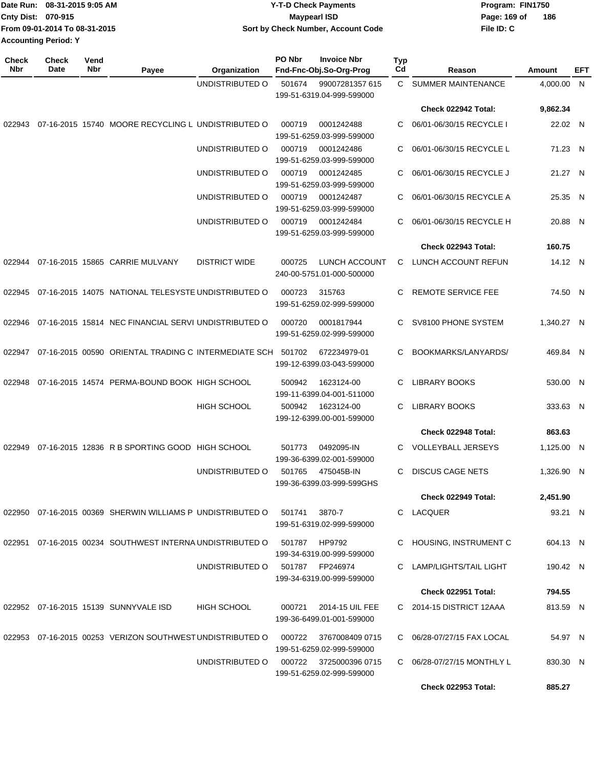Date Run: 08-31-2015 9:05 AM
Cnty Dist: 070-915
From 09-01-2014 To 08-31-2015
Accounting Period: Y

# Y-T-D Check Payments
## Maypearl ISD
### Sort by Check Number, Account Code

Program: FIN1750
File ID: C

| Check Nbr | Check Date | Vend Nbr | Payee | Organization | PO Nbr | Invoice Nbr / Fnd-Fnc-Obj.So-Org-Prog | Typ Cd | Reason | Amount | EFT |
|---|---|---|---|---|---|---|---|---|---|---|
| | | | | UNDISTRIBUTED O | 501674 | 99007281357 615 / 199-51-6319.04-999-599000 | C | SUMMER MAINTENANCE | 4,000.00 | N |
| | | | | | | | | **Check 022942 Total:** | **9,862.34** | |
| 022943 | 07-16-2015 | 15740 | MOORE RECYCLING L | UNDISTRIBUTED O | 000719 | 0001242488 / 199-51-6259.03-999-599000 | C | 06/01-06/30/15 RECYCLE I | 22.02 | N |
| | | | | UNDISTRIBUTED O | 000719 | 0001242486 / 199-51-6259.03-999-599000 | C | 06/01-06/30/15 RECYCLE L | 71.23 | N |
| | | | | UNDISTRIBUTED O | 000719 | 0001242485 / 199-51-6259.03-999-599000 | C | 06/01-06/30/15 RECYCLE J | 21.27 | N |
| | | | | UNDISTRIBUTED O | 000719 | 0001242487 / 199-51-6259.03-999-599000 | C | 06/01-06/30/15 RECYCLE A | 25.35 | N |
| | | | | UNDISTRIBUTED O | 000719 | 0001242484 / 199-51-6259.03-999-599000 | C | 06/01-06/30/15 RECYCLE H | 20.88 | N |
| | | | | | | | | **Check 022943 Total:** | **160.75** | |
| 022944 | 07-16-2015 | 15865 | CARRIE MULVANY | DISTRICT WIDE | 000725 | LUNCH ACCOUNT / 240-00-5751.01-000-500000 | C | LUNCH ACCOUNT REFUN | 14.12 | N |
| 022945 | 07-16-2015 | 14075 | NATIONAL TELESYSTE | UNDISTRIBUTED O | 000723 | 315763 / 199-51-6259.02-999-599000 | C | REMOTE SERVICE FEE | 74.50 | N |
| 022946 | 07-16-2015 | 15814 | NEC FINANCIAL SERVI | UNDISTRIBUTED O | 000720 | 0001817944 / 199-51-6259.02-999-599000 | C | SV8100 PHONE SYSTEM | 1,340.27 | N |
| 022947 | 07-16-2015 | 00590 | ORIENTAL TRADING C | INTERMEDIATE SCH | 501702 | 672234979-01 / 199-12-6399.03-043-599000 | C | BOOKMARKS/LANYARDS/ | 469.84 | N |
| 022948 | 07-16-2015 | 14574 | PERMA-BOUND BOOK | HIGH SCHOOL | 500942 | 1623124-00 / 199-11-6399.04-001-511000 | C | LIBRARY BOOKS | 530.00 | N |
| | | | | HIGH SCHOOL | 500942 | 1623124-00 / 199-12-6399.00-001-599000 | C | LIBRARY BOOKS | 333.63 | N |
| | | | | | | | | **Check 022948 Total:** | **863.63** | |
| 022949 | 07-16-2015 | 12836 | R B SPORTING GOOD | HIGH SCHOOL | 501773 | 0492095-IN / 199-36-6399.02-001-599000 | C | VOLLEYBALL JERSEYS | 1,125.00 | N |
| | | | | UNDISTRIBUTED O | 501765 | 475045B-IN / 199-36-6399.03-999-599GHS | C | DISCUS CAGE NETS | 1,326.90 | N |
| | | | | | | | | **Check 022949 Total:** | **2,451.90** | |
| 022950 | 07-16-2015 | 00369 | SHERWIN WILLIAMS P | UNDISTRIBUTED O | 501741 | 3870-7 / 199-51-6319.02-999-599000 | C | LACQUER | 93.21 | N |
| 022951 | 07-16-2015 | 00234 | SOUTHWEST INTERNA | UNDISTRIBUTED O | 501787 | HP9792 / 199-34-6319.00-999-599000 | C | HOUSING, INSTRUMENT C | 604.13 | N |
| | | | | UNDISTRIBUTED O | 501787 | FP246974 / 199-34-6319.00-999-599000 | C | LAMP/LIGHTS/TAIL LIGHT | 190.42 | N |
| | | | | | | | | **Check 022951 Total:** | **794.55** | |
| 022952 | 07-16-2015 | 15139 | SUNNYVALE ISD | HIGH SCHOOL | 000721 | 2014-15 UIL FEE / 199-36-6499.01-001-599000 | C | 2014-15 DISTRICT 12AAA | 813.59 | N |
| 022953 | 07-16-2015 | 00253 | VERIZON SOUTHWEST | UNDISTRIBUTED O | 000722 | 3767008409 0715 / 199-51-6259.02-999-599000 | C | 06/28-07/27/15 FAX LOCAL | 54.97 | N |
| | | | | UNDISTRIBUTED O | 000722 | 3725000396 0715 / 199-51-6259.02-999-599000 | C | 06/28-07/27/15 MONTHLY L | 830.30 | N |
| | | | | | | | | **Check 022953 Total:** | **885.27** | |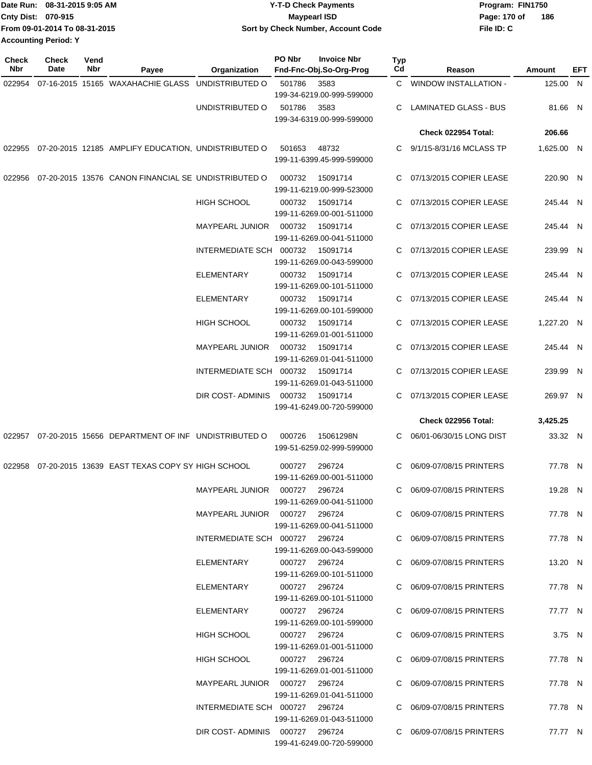**Date Run:** 08-31-2015 9:05 AM
**Cnty Dist:** 070-915
**From 09-01-2014 To 08-31-2015**
**Accounting Period:** Y

**Y-T-D Check Payments**
**Maypearl ISD**
**Sort by Check Number, Account Code**

**Program:** FIN1750
**File ID:** C

| Check Nbr | Check Date | Vend Nbr | Payee | Organization | PO Nbr | Invoice Nbr / Fnd-Fnc-Obj.So-Org-Prog | Typ Cd | Reason | Amount | EFT |
|---|---|---|---|---|---|---|---|---|---|---|
| 022954 | 07-16-2015 | 15165 | WAXAHACHIE GLASS | UNDISTRIBUTED O | 501786 | 3583<br>199-34-6219.00-999-599000 | C | WINDOW INSTALLATION - | 125.00 | N |
| | | | | UNDISTRIBUTED O | 501786 | 3583<br>199-34-6319.00-999-599000 | C | LAMINATED GLASS - BUS | 81.66 | N |
| | | | | | | | | **Check 022954 Total:** | **206.66** | |
| 022955 | 07-20-2015 | 12185 | AMPLIFY EDUCATION, | UNDISTRIBUTED O | 501653 | 48732<br>199-11-6399.45-999-599000 | C | 9/1/15-8/31/16 MCLASS TP | 1,625.00 | N |
| 022956 | 07-20-2015 | 13576 | CANON FINANCIAL SE | UNDISTRIBUTED O | 000732 | 15091714<br>199-11-6219.00-999-523000 | C | 07/13/2015 COPIER LEASE | 220.90 | N |
| | | | | HIGH SCHOOL | 000732 | 15091714<br>199-11-6269.00-001-511000 | C | 07/13/2015 COPIER LEASE | 245.44 | N |
| | | | | MAYPEARL JUNIOR | 000732 | 15091714<br>199-11-6269.00-041-511000 | C | 07/13/2015 COPIER LEASE | 245.44 | N |
| | | | | INTERMEDIATE SCH | 000732 | 15091714<br>199-11-6269.00-043-599000 | C | 07/13/2015 COPIER LEASE | 239.99 | N |
| | | | | ELEMENTARY | 000732 | 15091714<br>199-11-6269.00-101-511000 | C | 07/13/2015 COPIER LEASE | 245.44 | N |
| | | | | ELEMENTARY | 000732 | 15091714<br>199-11-6269.00-101-599000 | C | 07/13/2015 COPIER LEASE | 245.44 | N |
| | | | | HIGH SCHOOL | 000732 | 15091714<br>199-11-6269.01-001-511000 | C | 07/13/2015 COPIER LEASE | 1,227.20 | N |
| | | | | MAYPEARL JUNIOR | 000732 | 15091714<br>199-11-6269.01-041-511000 | C | 07/13/2015 COPIER LEASE | 245.44 | N |
| | | | | INTERMEDIATE SCH | 000732 | 15091714<br>199-11-6269.01-043-511000 | C | 07/13/2015 COPIER LEASE | 239.99 | N |
| | | | | DIR COST- ADMINIS | 000732 | 15091714<br>199-41-6249.00-720-599000 | C | 07/13/2015 COPIER LEASE | 269.97 | N |
| | | | | | | | | **Check 022956 Total:** | **3,425.25** | |
| 022957 | 07-20-2015 | 15656 | DEPARTMENT OF INF | UNDISTRIBUTED O | 000726 | 15061298N<br>199-51-6259.02-999-599000 | C | 06/01-06/30/15 LONG DIST | 33.32 | N |
| 022958 | 07-20-2015 | 13639 | EAST TEXAS COPY SY | HIGH SCHOOL | 000727 | 296724<br>199-11-6269.00-001-511000 | C | 06/09-07/08/15 PRINTERS | 77.78 | N |
| | | | | MAYPEARL JUNIOR | 000727 | 296724<br>199-11-6269.00-041-511000 | C | 06/09-07/08/15 PRINTERS | 19.28 | N |
| | | | | MAYPEARL JUNIOR | 000727 | 296724<br>199-11-6269.00-041-511000 | C | 06/09-07/08/15 PRINTERS | 77.78 | N |
| | | | | INTERMEDIATE SCH | 000727 | 296724<br>199-11-6269.00-043-599000 | C | 06/09-07/08/15 PRINTERS | 77.78 | N |
| | | | | ELEMENTARY | 000727 | 296724<br>199-11-6269.00-101-511000 | C | 06/09-07/08/15 PRINTERS | 13.20 | N |
| | | | | ELEMENTARY | 000727 | 296724<br>199-11-6269.00-101-511000 | C | 06/09-07/08/15 PRINTERS | 77.78 | N |
| | | | | ELEMENTARY | 000727 | 296724<br>199-11-6269.00-101-599000 | C | 06/09-07/08/15 PRINTERS | 77.77 | N |
| | | | | HIGH SCHOOL | 000727 | 296724<br>199-11-6269.01-001-511000 | C | 06/09-07/08/15 PRINTERS | 3.75 | N |
| | | | | HIGH SCHOOL | 000727 | 296724<br>199-11-6269.01-001-511000 | C | 06/09-07/08/15 PRINTERS | 77.78 | N |
| | | | | MAYPEARL JUNIOR | 000727 | 296724<br>199-11-6269.01-041-511000 | C | 06/09-07/08/15 PRINTERS | 77.78 | N |
| | | | | INTERMEDIATE SCH | 000727 | 296724<br>199-11-6269.01-043-511000 | C | 06/09-07/08/15 PRINTERS | 77.78 | N |
| | | | | DIR COST- ADMINIS | 000727 | 296724<br>199-41-6249.00-720-599000 | C | 06/09-07/08/15 PRINTERS | 77.77 | N |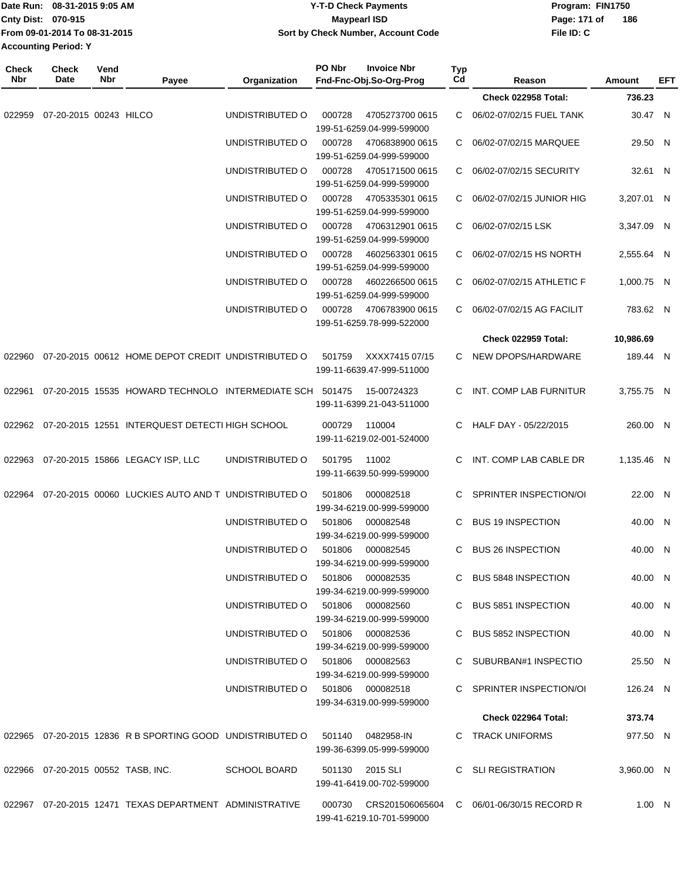Date Run: 08-31-2015 9:05 AM
Cnty Dist: 070-915
From 09-01-2014 To 08-31-2015
Accounting Period: Y

# Y-T-D Check Payments
## Maypearl ISD
### Sort by Check Number, Account Code

Program: FIN1750
File ID: C

| Check Nbr | Check Date | Vend Nbr | Payee | Organization | PO Nbr | Invoice Nbr / Fnd-Fnc-Obj.So-Org-Prog | Typ Cd | Reason | Amount | EFT |
|---|---|---|---|---|---|---|---|---|---|---|
| | | | | | | | | **Check 022958 Total:** | **736.23** | |
| 022959 | 07-20-2015 | 00243 | HILCO | UNDISTRIBUTED O | 000728 | 4705273700 0615 199-51-6259.04-999-599000 | C | 06/02-07/02/15 FUEL TANK | 30.47 | N |
| | | | | UNDISTRIBUTED O | 000728 | 4706838900 0615 199-51-6259.04-999-599000 | C | 06/02-07/02/15 MARQUEE | 29.50 | N |
| | | | | UNDISTRIBUTED O | 000728 | 4705171500 0615 199-51-6259.04-999-599000 | C | 06/02-07/02/15 SECURITY | 32.61 | N |
| | | | | UNDISTRIBUTED O | 000728 | 4705335301 0615 199-51-6259.04-999-599000 | C | 06/02-07/02/15 JUNIOR HIG | 3,207.01 | N |
| | | | | UNDISTRIBUTED O | 000728 | 4706312901 0615 199-51-6259.04-999-599000 | C | 06/02-07/02/15 LSK | 3,347.09 | N |
| | | | | UNDISTRIBUTED O | 000728 | 4602563301 0615 199-51-6259.04-999-599000 | C | 06/02-07/02/15 HS NORTH | 2,555.64 | N |
| | | | | UNDISTRIBUTED O | 000728 | 4602266500 0615 199-51-6259.04-999-599000 | C | 06/02-07/02/15 ATHLETIC F | 1,000.75 | N |
| | | | | UNDISTRIBUTED O | 000728 | 4706783900 0615 199-51-6259.78-999-522000 | C | 06/02-07/02/15 AG FACILIT | 783.62 | N |
| | | | | | | | | **Check 022959 Total:** | **10,986.69** | |
| 022960 | 07-20-2015 | 00612 | HOME DEPOT CREDIT | UNDISTRIBUTED O | 501759 | XXXX7415 07/15 199-11-6639.47-999-511000 | C | NEW DPOPS/HARDWARE | 189.44 | N |
| 022961 | 07-20-2015 | 15535 | HOWARD TECHNOLO | INTERMEDIATE SCH | 501475 | 15-00724323 199-11-6399.21-043-511000 | C | INT. COMP LAB FURNITUR | 3,755.75 | N |
| 022962 | 07-20-2015 | 12551 | INTERQUEST DETECTI | HIGH SCHOOL | 000729 | 110004 199-11-6219.02-001-524000 | C | HALF DAY - 05/22/2015 | 260.00 | N |
| 022963 | 07-20-2015 | 15866 | LEGACY ISP, LLC | UNDISTRIBUTED O | 501795 | 11002 199-11-6639.50-999-599000 | C | INT. COMP LAB CABLE DR | 1,135.46 | N |
| 022964 | 07-20-2015 | 00060 | LUCKIES AUTO AND T | UNDISTRIBUTED O | 501806 | 000082518 199-34-6219.00-999-599000 | C | SPRINTER INSPECTION/OI | 22.00 | N |
| | | | | UNDISTRIBUTED O | 501806 | 000082548 199-34-6219.00-999-599000 | C | BUS 19 INSPECTION | 40.00 | N |
| | | | | UNDISTRIBUTED O | 501806 | 000082545 199-34-6219.00-999-599000 | C | BUS 26 INSPECTION | 40.00 | N |
| | | | | UNDISTRIBUTED O | 501806 | 000082535 199-34-6219.00-999-599000 | C | BUS 5848 INSPECTION | 40.00 | N |
| | | | | UNDISTRIBUTED O | 501806 | 000082560 199-34-6219.00-999-599000 | C | BUS 5851 INSPECTION | 40.00 | N |
| | | | | UNDISTRIBUTED O | 501806 | 000082536 199-34-6219.00-999-599000 | C | BUS 5852 INSPECTION | 40.00 | N |
| | | | | UNDISTRIBUTED O | 501806 | 000082563 199-34-6219.00-999-599000 | C | SUBURBAN#1 INSPECTIO | 25.50 | N |
| | | | | UNDISTRIBUTED O | 501806 | 000082518 199-34-6319.00-999-599000 | C | SPRINTER INSPECTION/OI | 126.24 | N |
| | | | | | | | | **Check 022964 Total:** | **373.74** | |
| 022965 | 07-20-2015 | 12836 | R B SPORTING GOOD | UNDISTRIBUTED O | 501140 | 0482958-IN 199-36-6399.05-999-599000 | C | TRACK UNIFORMS | 977.50 | N |
| 022966 | 07-20-2015 | 00552 | TASB, INC. | SCHOOL BOARD | 501130 | 2015 SLI 199-41-6419.00-702-599000 | C | SLI REGISTRATION | 3,960.00 | N |
| 022967 | 07-20-2015 | 12471 | TEXAS DEPARTMENT | ADMINISTRATIVE | 000730 | CRS201506065604 199-41-6219.10-701-599000 | C | 06/01-06/30/15 RECORD R | 1.00 | N |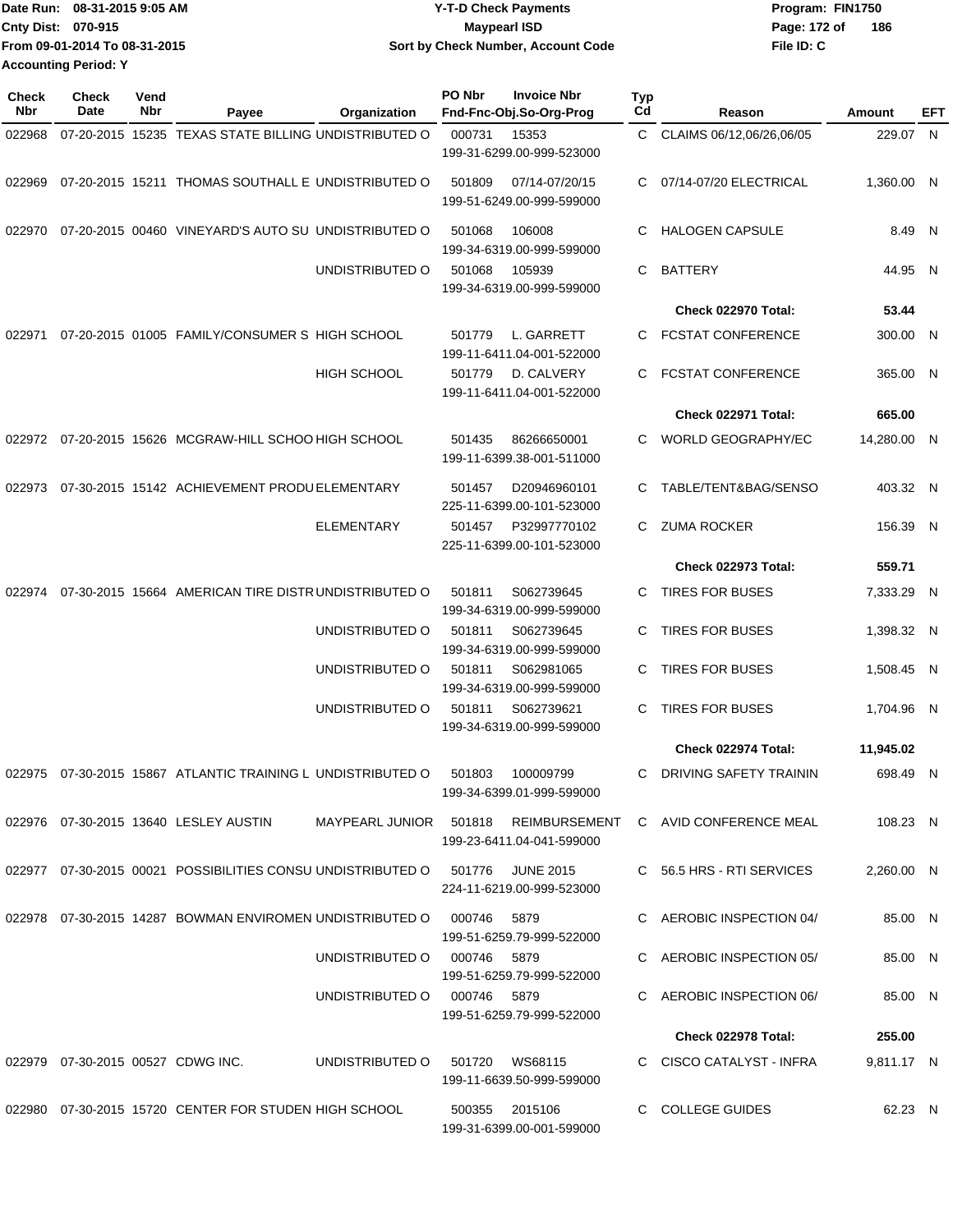Date Run: 08-31-2015 9:05 AM
Cnty Dist: 070-915
From 09-01-2014 To 08-31-2015
Accounting Period: Y

**Y-T-D Check Payments**
**Maypearl ISD**
**Sort by Check Number, Account Code**

Program: FIN1750
File ID: C

| Check Nbr | Check Date | Vend Nbr | Payee | Organization | PO Nbr | Invoice Nbr / Fnd-Fnc-Obj.So-Org-Prog | Typ Cd | Reason | Amount | EFT |
|---|---|---|---|---|---|---|---|---|---|---|
| 022968 | 07-20-2015 | 15235 | TEXAS STATE BILLING | UNDISTRIBUTED O | 000731 | 15353 / 199-31-6299.00-999-523000 | C | CLAIMS 06/12,06/26,06/05 | 229.07 | N |
| 022969 | 07-20-2015 | 15211 | THOMAS SOUTHALL E | UNDISTRIBUTED O | 501809 | 07/14-07/20/15 / 199-51-6249.00-999-599000 | C | 07/14-07/20 ELECTRICAL | 1,360.00 | N |
| 022970 | 07-20-2015 | 00460 | VINEYARD'S AUTO SU | UNDISTRIBUTED O | 501068 | 106008 / 199-34-6319.00-999-599000 | C | HALOGEN CAPSULE | 8.49 | N |
| | | | | UNDISTRIBUTED O | 501068 | 105939 / 199-34-6319.00-999-599000 | C | BATTERY | 44.95 | N |
| | | | | | | | | **Check 022970 Total:** | **53.44** | |
| 022971 | 07-20-2015 | 01005 | FAMILY/CONSUMER S | HIGH SCHOOL | 501779 | L. GARRETT / 199-11-6411.04-001-522000 | C | FCSTAT CONFERENCE | 300.00 | N |
| | | | | HIGH SCHOOL | 501779 | D. CALVERY / 199-11-6411.04-001-522000 | C | FCSTAT CONFERENCE | 365.00 | N |
| | | | | | | | | **Check 022971 Total:** | **665.00** | |
| 022972 | 07-20-2015 | 15626 | MCGRAW-HILL SCHOO | HIGH SCHOOL | 501435 | 86266650001 / 199-11-6399.38-001-511000 | C | WORLD GEOGRAPHY/EC | 14,280.00 | N |
| 022973 | 07-30-2015 | 15142 | ACHIEVEMENT PRODU | ELEMENTARY | 501457 | D20946960101 / 225-11-6399.00-101-523000 | C | TABLE/TENT&BAG/SENSO | 403.32 | N |
| | | | | ELEMENTARY | 501457 | P32997770102 / 225-11-6399.00-101-523000 | C | ZUMA ROCKER | 156.39 | N |
| | | | | | | | | **Check 022973 Total:** | **559.71** | |
| 022974 | 07-30-2015 | 15664 | AMERICAN TIRE DISTR | UNDISTRIBUTED O | 501811 | S062739645 / 199-34-6319.00-999-599000 | C | TIRES FOR BUSES | 7,333.29 | N |
| | | | | UNDISTRIBUTED O | 501811 | S062739645 / 199-34-6319.00-999-599000 | C | TIRES FOR BUSES | 1,398.32 | N |
| | | | | UNDISTRIBUTED O | 501811 | S062981065 / 199-34-6319.00-999-599000 | C | TIRES FOR BUSES | 1,508.45 | N |
| | | | | UNDISTRIBUTED O | 501811 | S062739621 / 199-34-6319.00-999-599000 | C | TIRES FOR BUSES | 1,704.96 | N |
| | | | | | | | | **Check 022974 Total:** | **11,945.02** | |
| 022975 | 07-30-2015 | 15867 | ATLANTIC TRAINING L | UNDISTRIBUTED O | 501803 | 100009799 / 199-34-6399.01-999-599000 | C | DRIVING SAFETY TRAININ | 698.49 | N |
| 022976 | 07-30-2015 | 13640 | LESLEY AUSTIN | MAYPEARL JUNIOR | 501818 | REIMBURSEMENT / 199-23-6411.04-041-599000 | C | AVID CONFERENCE MEAL | 108.23 | N |
| 022977 | 07-30-2015 | 00021 | POSSIBILITIES CONSU | UNDISTRIBUTED O | 501776 | JUNE 2015 / 224-11-6219.00-999-523000 | C | 56.5 HRS - RTI SERVICES | 2,260.00 | N |
| 022978 | 07-30-2015 | 14287 | BOWMAN ENVIROMEN | UNDISTRIBUTED O | 000746 | 5879 / 199-51-6259.79-999-522000 | C | AEROBIC INSPECTION 04/ | 85.00 | N |
| | | | | UNDISTRIBUTED O | 000746 | 5879 / 199-51-6259.79-999-522000 | C | AEROBIC INSPECTION 05/ | 85.00 | N |
| | | | | UNDISTRIBUTED O | 000746 | 5879 / 199-51-6259.79-999-522000 | C | AEROBIC INSPECTION 06/ | 85.00 | N |
| | | | | | | | | **Check 022978 Total:** | **255.00** | |
| 022979 | 07-30-2015 | 00527 | CDWG INC. | UNDISTRIBUTED O | 501720 | WS68115 / 199-11-6639.50-999-599000 | C | CISCO CATALYST - INFRA | 9,811.17 | N |
| 022980 | 07-30-2015 | 15720 | CENTER FOR STUDEN | HIGH SCHOOL | 500355 | 2015106 / 199-31-6399.00-001-599000 | C | COLLEGE GUIDES | 62.23 | N |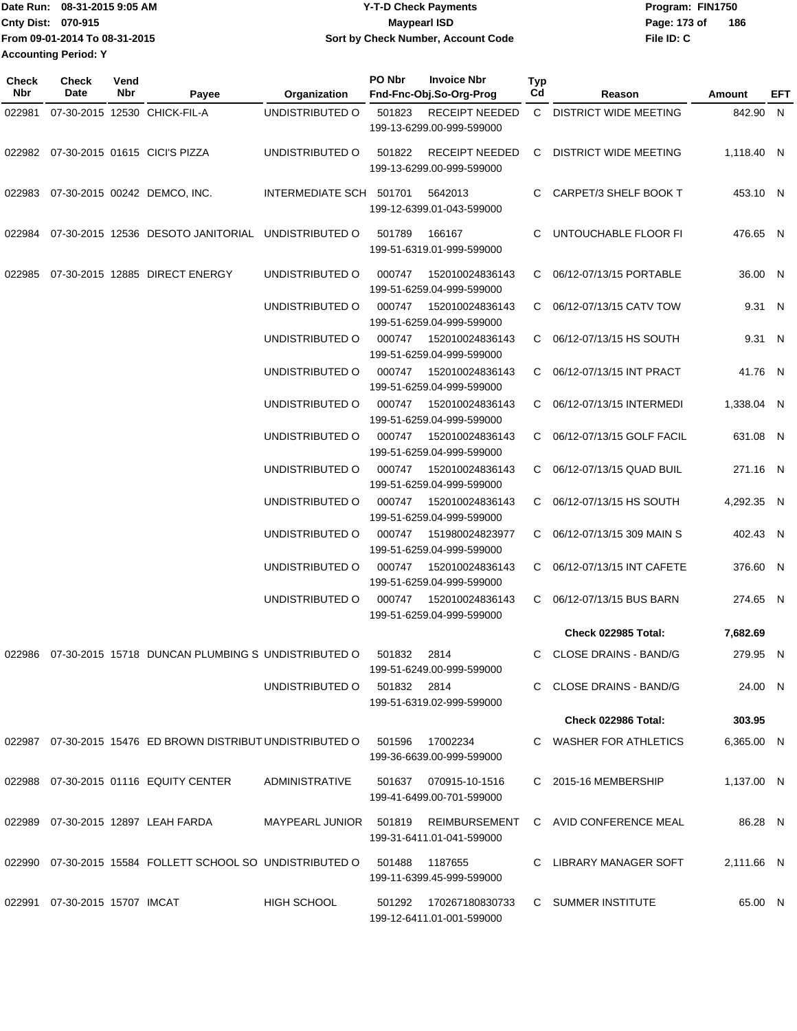Date Run: 08-31-2015 9:05 AM
Cnty Dist: 070-915
From 09-01-2014 To 08-31-2015
Accounting Period: Y

**Y-T-D Check Payments**
**Maypearl ISD**
**Sort by Check Number, Account Code**

Program: FIN1750
File ID: C

| Check Nbr | Check Date | Vend Nbr | Payee | Organization | PO Nbr | Invoice Nbr / Fnd-Fnc-Obj.So-Org-Prog | Typ Cd | Reason | Amount | EFT |
|---|---|---|---|---|---|---|---|---|---|---|
| 022981 | 07-30-2015 | 12530 | CHICK-FIL-A | UNDISTRIBUTED O | 501823 | RECEIPT NEEDED 199-13-6299.00-999-599000 | C | DISTRICT WIDE MEETING | 842.90 | N |
| 022982 | 07-30-2015 | 01615 | CICI'S PIZZA | UNDISTRIBUTED O | 501822 | RECEIPT NEEDED 199-13-6299.00-999-599000 | C | DISTRICT WIDE MEETING | 1,118.40 | N |
| 022983 | 07-30-2015 | 00242 | DEMCO, INC. | INTERMEDIATE SCH | 501701 | 5642013 199-12-6399.01-043-599000 | C | CARPET/3 SHELF BOOK T | 453.10 | N |
| 022984 | 07-30-2015 | 12536 | DESOTO JANITORIAL | UNDISTRIBUTED O | 501789 | 166167 199-51-6319.01-999-599000 | C | UNTOUCHABLE FLOOR FI | 476.65 | N |
| 022985 | 07-30-2015 | 12885 | DIRECT ENERGY | UNDISTRIBUTED O | 000747 | 152010024836143 199-51-6259.04-999-599000 | C | 06/12-07/13/15 PORTABLE | 36.00 | N |
| | | | | UNDISTRIBUTED O | 000747 | 152010024836143 199-51-6259.04-999-599000 | C | 06/12-07/13/15 CATV TOW | 9.31 | N |
| | | | | UNDISTRIBUTED O | 000747 | 152010024836143 199-51-6259.04-999-599000 | C | 06/12-07/13/15 HS SOUTH | 9.31 | N |
| | | | | UNDISTRIBUTED O | 000747 | 152010024836143 199-51-6259.04-999-599000 | C | 06/12-07/13/15 INT PRACT | 41.76 | N |
| | | | | UNDISTRIBUTED O | 000747 | 152010024836143 199-51-6259.04-999-599000 | C | 06/12-07/13/15 INTERMEDI | 1,338.04 | N |
| | | | | UNDISTRIBUTED O | 000747 | 152010024836143 199-51-6259.04-999-599000 | C | 06/12-07/13/15 GOLF FACIL | 631.08 | N |
| | | | | UNDISTRIBUTED O | 000747 | 152010024836143 199-51-6259.04-999-599000 | C | 06/12-07/13/15 QUAD BUIL | 271.16 | N |
| | | | | UNDISTRIBUTED O | 000747 | 152010024836143 199-51-6259.04-999-599000 | C | 06/12-07/13/15 HS SOUTH | 4,292.35 | N |
| | | | | UNDISTRIBUTED O | 000747 | 151980024823977 199-51-6259.04-999-599000 | C | 06/12-07/13/15 309 MAIN S | 402.43 | N |
| | | | | UNDISTRIBUTED O | 000747 | 152010024836143 199-51-6259.04-999-599000 | C | 06/12-07/13/15 INT CAFETE | 376.60 | N |
| | | | | UNDISTRIBUTED O | 000747 | 152010024836143 199-51-6259.04-999-599000 | C | 06/12-07/13/15 BUS BARN | 274.65 | N |
| | | | | | | | | **Check 022985 Total:** | **7,682.69** | |
| 022986 | 07-30-2015 | 15718 | DUNCAN PLUMBING S | UNDISTRIBUTED O | 501832 | 2814 199-51-6249.00-999-599000 | C | CLOSE DRAINS - BAND/G | 279.95 | N |
| | | | | UNDISTRIBUTED O | 501832 | 2814 199-51-6319.02-999-599000 | C | CLOSE DRAINS - BAND/G | 24.00 | N |
| | | | | | | | | **Check 022986 Total:** | **303.95** | |
| 022987 | 07-30-2015 | 15476 | ED BROWN DISTRIBUT | UNDISTRIBUTED O | 501596 | 17002234 199-36-6639.00-999-599000 | C | WASHER FOR ATHLETICS | 6,365.00 | N |
| 022988 | 07-30-2015 | 01116 | EQUITY CENTER | ADMINISTRATIVE | 501637 | 070915-10-1516 199-41-6499.00-701-599000 | C | 2015-16 MEMBERSHIP | 1,137.00 | N |
| 022989 | 07-30-2015 | 12897 | LEAH FARDA | MAYPEARL JUNIOR | 501819 | REIMBURSEMENT 199-31-6411.01-041-599000 | C | AVID CONFERENCE MEAL | 86.28 | N |
| 022990 | 07-30-2015 | 15584 | FOLLETT SCHOOL SO | UNDISTRIBUTED O | 501488 | 1187655 199-11-6399.45-999-599000 | C | LIBRARY MANAGER SOFT | 2,111.66 | N |
| 022991 | 07-30-2015 | 15707 | IMCAT | HIGH SCHOOL | 501292 | 170267180830733 199-12-6411.01-001-599000 | C | SUMMER INSTITUTE | 65.00 | N |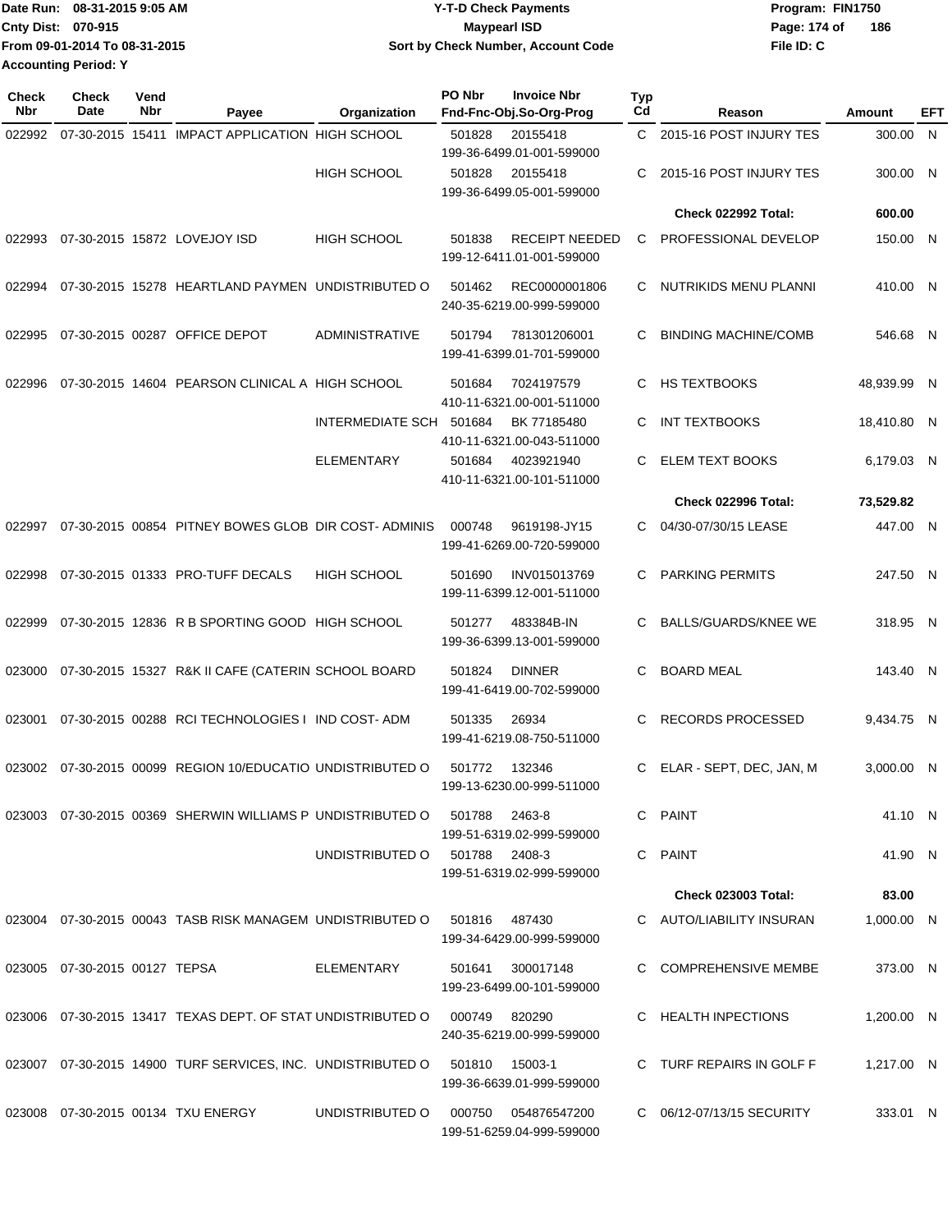Date Run: 08-31-2015 9:05 AM
Cnty Dist: 070-915
From 09-01-2014 To 08-31-2015
Accounting Period: Y

# Y-T-D Check Payments
## Maypearl ISD
### Sort by Check Number, Account Code

Program: FIN1750
File ID: C

| Check Nbr | Check Date | Vend Nbr | Payee | Organization | PO Nbr | Invoice Nbr / Fnd-Fnc-Obj.So-Org-Prog | Typ Cd | Reason | Amount | EFT |
|---|---|---|---|---|---|---|---|---|---|---|
| 022992 | 07-30-2015 | 15411 | IMPACT APPLICATION | HIGH SCHOOL | 501828 | 20155418 199-36-6499.01-001-599000 | C | 2015-16 POST INJURY TES | 300.00 | N |
| | | | | HIGH SCHOOL | 501828 | 20155418 199-36-6499.05-001-599000 | C | 2015-16 POST INJURY TES | 300.00 | N |
| | | | | | | | | **Check 022992 Total:** | **600.00** | |
| 022993 | 07-30-2015 | 15872 | LOVEJOY ISD | HIGH SCHOOL | 501838 | RECEIPT NEEDED 199-12-6411.01-001-599000 | C | PROFESSIONAL DEVELOP | 150.00 | N |
| 022994 | 07-30-2015 | 15278 | HEARTLAND PAYMEN | UNDISTRIBUTED O | 501462 | REC0000001806 240-35-6219.00-999-599000 | C | NUTRIKIDS MENU PLANNI | 410.00 | N |
| 022995 | 07-30-2015 | 00287 | OFFICE DEPOT | ADMINISTRATIVE | 501794 | 781301206001 199-41-6399.01-701-599000 | C | BINDING MACHINE/COMB | 546.68 | N |
| 022996 | 07-30-2015 | 14604 | PEARSON CLINICAL A | HIGH SCHOOL | 501684 | 7024197579 410-11-6321.00-001-511000 | C | HS TEXTBOOKS | 48,939.99 | N |
| | | | | INTERMEDIATE SCH | 501684 | BK 77185480 410-11-6321.00-043-511000 | C | INT TEXTBOOKS | 18,410.80 | N |
| | | | | ELEMENTARY | 501684 | 4023921940 410-11-6321.00-101-511000 | C | ELEM TEXT BOOKS | 6,179.03 | N |
| | | | | | | | | **Check 022996 Total:** | **73,529.82** | |
| 022997 | 07-30-2015 | 00854 | PITNEY BOWES GLOB | DIR COST- ADMINIS | 000748 | 9619198-JY15 199-41-6269.00-720-599000 | C | 04/30-07/30/15 LEASE | 447.00 | N |
| 022998 | 07-30-2015 | 01333 | PRO-TUFF DECALS | HIGH SCHOOL | 501690 | INV015013769 199-11-6399.12-001-511000 | C | PARKING PERMITS | 247.50 | N |
| 022999 | 07-30-2015 | 12836 | R B SPORTING GOOD | HIGH SCHOOL | 501277 | 483384B-IN 199-36-6399.13-001-599000 | C | BALLS/GUARDS/KNEE WE | 318.95 | N |
| 023000 | 07-30-2015 | 15327 | R&K II CAFE (CATERIN | SCHOOL BOARD | 501824 | DINNER 199-41-6419.00-702-599000 | C | BOARD MEAL | 143.40 | N |
| 023001 | 07-30-2015 | 00288 | RCI TECHNOLOGIES I | IND COST- ADM | 501335 | 26934 199-41-6219.08-750-511000 | C | RECORDS PROCESSED | 9,434.75 | N |
| 023002 | 07-30-2015 | 00099 | REGION 10/EDUCATIO | UNDISTRIBUTED O | 501772 | 132346 199-13-6230.00-999-511000 | C | ELAR - SEPT, DEC, JAN, M | 3,000.00 | N |
| 023003 | 07-30-2015 | 00369 | SHERWIN WILLIAMS P | UNDISTRIBUTED O | 501788 | 2463-8 199-51-6319.02-999-599000 | C | PAINT | 41.10 | N |
| | | | | UNDISTRIBUTED O | 501788 | 2408-3 199-51-6319.02-999-599000 | C | PAINT | 41.90 | N |
| | | | | | | | | **Check 023003 Total:** | **83.00** | |
| 023004 | 07-30-2015 | 00043 | TASB RISK MANAGEM | UNDISTRIBUTED O | 501816 | 487430 199-34-6429.00-999-599000 | C | AUTO/LIABILITY INSURAN | 1,000.00 | N |
| 023005 | 07-30-2015 | 00127 | TEPSA | ELEMENTARY | 501641 | 300017148 199-23-6499.00-101-599000 | C | COMPREHENSIVE MEMBE | 373.00 | N |
| 023006 | 07-30-2015 | 13417 | TEXAS DEPT. OF STAT | UNDISTRIBUTED O | 000749 | 820290 240-35-6219.00-999-599000 | C | HEALTH INPECTIONS | 1,200.00 | N |
| 023007 | 07-30-2015 | 14900 | TURF SERVICES, INC. | UNDISTRIBUTED O | 501810 | 15003-1 199-36-6639.01-999-599000 | C | TURF REPAIRS IN GOLF F | 1,217.00 | N |
| 023008 | 07-30-2015 | 00134 | TXU ENERGY | UNDISTRIBUTED O | 000750 | 054876547200 199-51-6259.04-999-599000 | C | 06/12-07/13/15 SECURITY | 333.01 | N |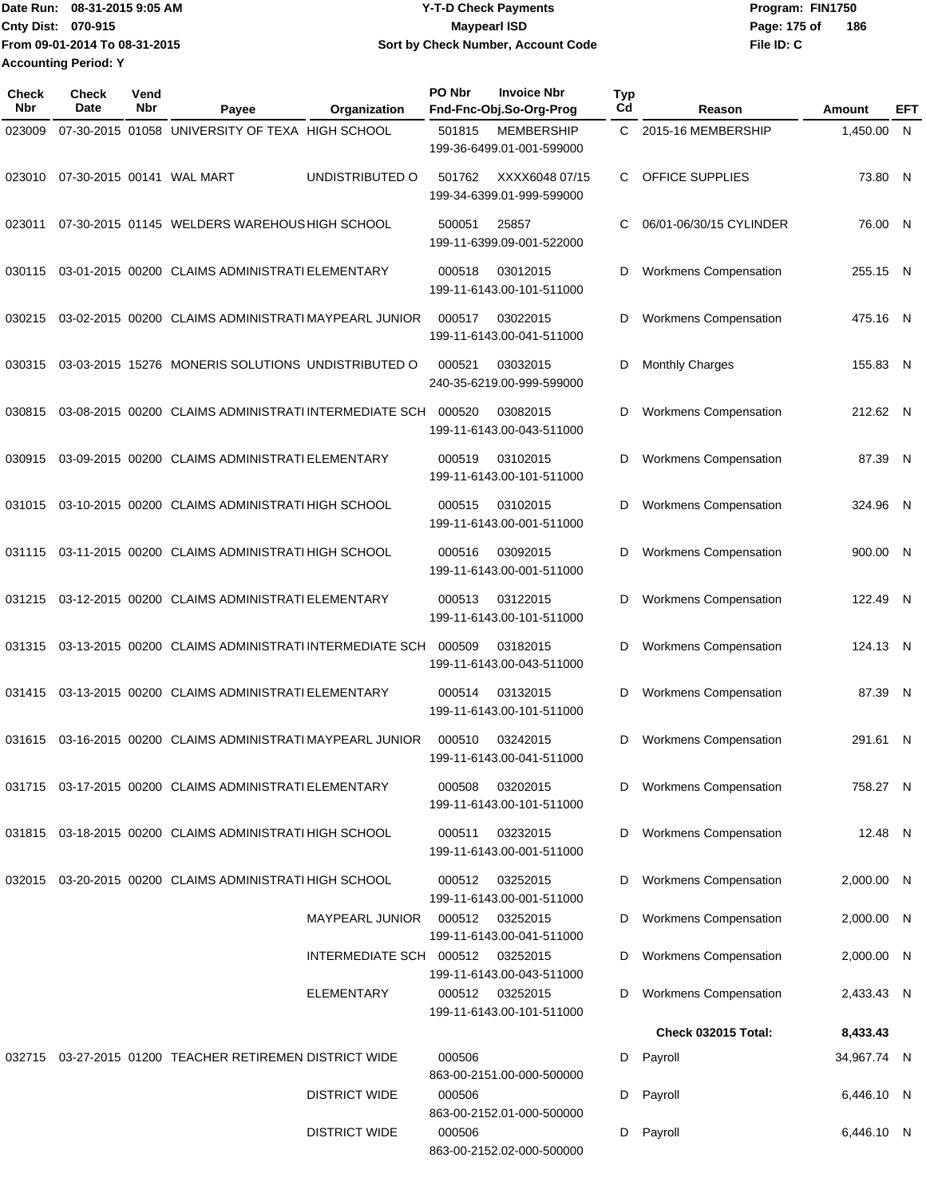Date Run: 08-31-2015 9:05 AM
Cnty Dist: 070-915
From 09-01-2014 To 08-31-2015
Accounting Period: Y

# Y-T-D Check Payments
## Maypearl ISD
### Sort by Check Number, Account Code

Program: FIN1750
File ID: C

| Check Nbr | Check Date | Vend Nbr | Payee | Organization | PO Nbr | Invoice Nbr / Fnd-Fnc-Obj.So-Org-Prog | Typ Cd | Reason | Amount | EFT |
|---|---|---|---|---|---|---|---|---|---|---|
| 023009 | 07-30-2015 | 01058 | UNIVERSITY OF TEXA | HIGH SCHOOL | 501815 | MEMBERSHIP 199-36-6499.01-001-599000 | C | 2015-16 MEMBERSHIP | 1,450.00 | N |
| 023010 | 07-30-2015 | 00141 | WAL MART | UNDISTRIBUTED O | 501762 | XXXX6048 07/15 199-34-6399.01-999-599000 | C | OFFICE SUPPLIES | 73.80 | N |
| 023011 | 07-30-2015 | 01145 | WELDERS WAREHOUS | HIGH SCHOOL | 500051 | 25857 199-11-6399.09-001-522000 | C | 06/01-06/30/15 CYLINDER | 76.00 | N |
| 030115 | 03-01-2015 | 00200 | CLAIMS ADMINISTRATI | ELEMENTARY | 000518 | 03012015 199-11-6143.00-101-511000 | D | Workmens Compensation | 255.15 | N |
| 030215 | 03-02-2015 | 00200 | CLAIMS ADMINISTRATI | MAYPEARL JUNIOR | 000517 | 03022015 199-11-6143.00-041-511000 | D | Workmens Compensation | 475.16 | N |
| 030315 | 03-03-2015 | 15276 | MONERIS SOLUTIONS | UNDISTRIBUTED O | 000521 | 03032015 240-35-6219.00-999-599000 | D | Monthly Charges | 155.83 | N |
| 030815 | 03-08-2015 | 00200 | CLAIMS ADMINISTRATI | INTERMEDIATE SCH | 000520 | 03082015 199-11-6143.00-043-511000 | D | Workmens Compensation | 212.62 | N |
| 030915 | 03-09-2015 | 00200 | CLAIMS ADMINISTRATI | ELEMENTARY | 000519 | 03102015 199-11-6143.00-101-511000 | D | Workmens Compensation | 87.39 | N |
| 031015 | 03-10-2015 | 00200 | CLAIMS ADMINISTRATI | HIGH SCHOOL | 000515 | 03102015 199-11-6143.00-001-511000 | D | Workmens Compensation | 324.96 | N |
| 031115 | 03-11-2015 | 00200 | CLAIMS ADMINISTRATI | HIGH SCHOOL | 000516 | 03092015 199-11-6143.00-001-511000 | D | Workmens Compensation | 900.00 | N |
| 031215 | 03-12-2015 | 00200 | CLAIMS ADMINISTRATI | ELEMENTARY | 000513 | 03122015 199-11-6143.00-101-511000 | D | Workmens Compensation | 122.49 | N |
| 031315 | 03-13-2015 | 00200 | CLAIMS ADMINISTRATI | INTERMEDIATE SCH | 000509 | 03182015 199-11-6143.00-043-511000 | D | Workmens Compensation | 124.13 | N |
| 031415 | 03-13-2015 | 00200 | CLAIMS ADMINISTRATI | ELEMENTARY | 000514 | 03132015 199-11-6143.00-101-511000 | D | Workmens Compensation | 87.39 | N |
| 031615 | 03-16-2015 | 00200 | CLAIMS ADMINISTRATI | MAYPEARL JUNIOR | 000510 | 03242015 199-11-6143.00-041-511000 | D | Workmens Compensation | 291.61 | N |
| 031715 | 03-17-2015 | 00200 | CLAIMS ADMINISTRATI | ELEMENTARY | 000508 | 03202015 199-11-6143.00-101-511000 | D | Workmens Compensation | 758.27 | N |
| 031815 | 03-18-2015 | 00200 | CLAIMS ADMINISTRATI | HIGH SCHOOL | 000511 | 03232015 199-11-6143.00-001-511000 | D | Workmens Compensation | 12.48 | N |
| 032015 | 03-20-2015 | 00200 | CLAIMS ADMINISTRATI | HIGH SCHOOL | 000512 | 03252015 199-11-6143.00-001-511000 | D | Workmens Compensation | 2,000.00 | N |
| | | | | MAYPEARL JUNIOR | 000512 | 03252015 199-11-6143.00-041-511000 | D | Workmens Compensation | 2,000.00 | N |
| | | | | INTERMEDIATE SCH | 000512 | 03252015 199-11-6143.00-043-511000 | D | Workmens Compensation | 2,000.00 | N |
| | | | | ELEMENTARY | 000512 | 03252015 199-11-6143.00-101-511000 | D | Workmens Compensation | 2,433.43 | N |
| | | | | | | | | **Check 032015 Total:** | **8,433.43** | |
| 032715 | 03-27-2015 | 01200 | TEACHER RETIREMEN | DISTRICT WIDE | 000506 | 863-00-2151.00-000-500000 | D | Payroll | 34,967.74 | N |
| | | | | DISTRICT WIDE | 000506 | 863-00-2152.01-000-500000 | D | Payroll | 6,446.10 | N |
| | | | | DISTRICT WIDE | 000506 | 863-00-2152.02-000-500000 | D | Payroll | 6,446.10 | N |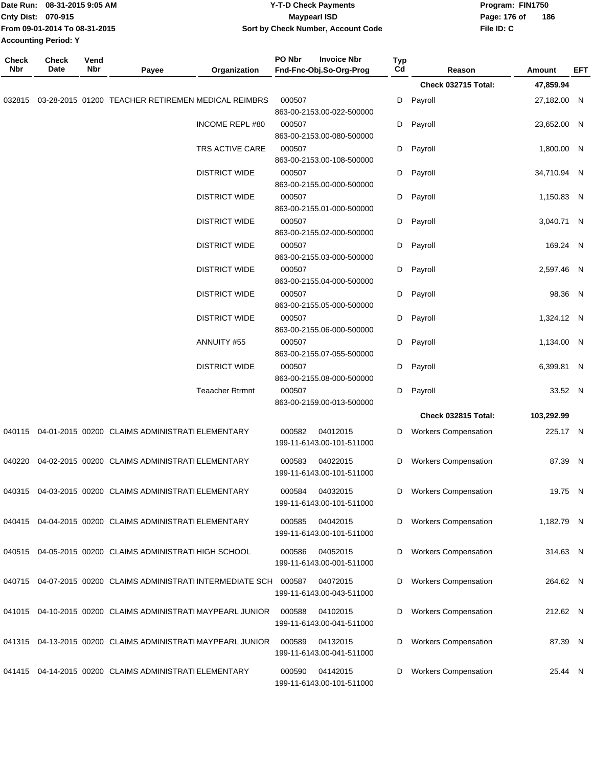**Y-T-D Check Payments**
**Maypearl ISD**
**Sort by Check Number, Account Code**

Date Run: 08-31-2015 9:05 AM
Cnty Dist: 070-915
From 09-01-2014 To 08-31-2015
Accounting Period: Y

Program: FIN1750
File ID: C

| Check Nbr | Check Date | Vend Nbr | Payee | Organization | PO Nbr / Invoice Nbr / Fnd-Fnc-Obj.So-Org-Prog | Typ Cd | Reason | Amount | EFT |
|---|---|---|---|---|---|---|---|---|---|
| | | | | | | | **Check 032715 Total:** | **47,859.94** | |
| 032815 | 03-28-2015 | 01200 | TEACHER RETIREMEN | MEDICAL REIMBRS | 000507 863-00-2153.00-022-500000 | D | Payroll | 27,182.00 | N |
| | | | | INCOME REPL #80 | 000507 863-00-2153.00-080-500000 | D | Payroll | 23,652.00 | N |
| | | | | TRS ACTIVE CARE | 000507 863-00-2153.00-108-500000 | D | Payroll | 1,800.00 | N |
| | | | | DISTRICT WIDE | 000507 863-00-2155.00-000-500000 | D | Payroll | 34,710.94 | N |
| | | | | DISTRICT WIDE | 000507 863-00-2155.01-000-500000 | D | Payroll | 1,150.83 | N |
| | | | | DISTRICT WIDE | 000507 863-00-2155.02-000-500000 | D | Payroll | 3,040.71 | N |
| | | | | DISTRICT WIDE | 000507 863-00-2155.03-000-500000 | D | Payroll | 169.24 | N |
| | | | | DISTRICT WIDE | 000507 863-00-2155.04-000-500000 | D | Payroll | 2,597.46 | N |
| | | | | DISTRICT WIDE | 000507 863-00-2155.05-000-500000 | D | Payroll | 98.36 | N |
| | | | | DISTRICT WIDE | 000507 863-00-2155.06-000-500000 | D | Payroll | 1,324.12 | N |
| | | | | ANNUITY #55 | 000507 863-00-2155.07-055-500000 | D | Payroll | 1,134.00 | N |
| | | | | DISTRICT WIDE | 000507 863-00-2155.08-000-500000 | D | Payroll | 6,399.81 | N |
| | | | | Teaacher Rtrmnt | 000507 863-00-2159.00-013-500000 | D | Payroll | 33.52 | N |
| | | | | | | | **Check 032815 Total:** | **103,292.99** | |
| 040115 | 04-01-2015 | 00200 | CLAIMS ADMINISTRATI | ELEMENTARY | 000582 04012015 199-11-6143.00-101-511000 | D | Workers Compensation | 225.17 | N |
| 040220 | 04-02-2015 | 00200 | CLAIMS ADMINISTRATI | ELEMENTARY | 000583 04022015 199-11-6143.00-101-511000 | D | Workers Compensation | 87.39 | N |
| 040315 | 04-03-2015 | 00200 | CLAIMS ADMINISTRATI | ELEMENTARY | 000584 04032015 199-11-6143.00-101-511000 | D | Workers Compensation | 19.75 | N |
| 040415 | 04-04-2015 | 00200 | CLAIMS ADMINISTRATI | ELEMENTARY | 000585 04042015 199-11-6143.00-101-511000 | D | Workers Compensation | 1,182.79 | N |
| 040515 | 04-05-2015 | 00200 | CLAIMS ADMINISTRATI | HIGH SCHOOL | 000586 04052015 199-11-6143.00-001-511000 | D | Workers Compensation | 314.63 | N |
| 040715 | 04-07-2015 | 00200 | CLAIMS ADMINISTRATI | INTERMEDIATE SCH | 000587 04072015 199-11-6143.00-043-511000 | D | Workers Compensation | 264.62 | N |
| 041015 | 04-10-2015 | 00200 | CLAIMS ADMINISTRATI | MAYPEARL JUNIOR | 000588 04102015 199-11-6143.00-041-511000 | D | Workers Compensation | 212.62 | N |
| 041315 | 04-13-2015 | 00200 | CLAIMS ADMINISTRATI | MAYPEARL JUNIOR | 000589 04132015 199-11-6143.00-041-511000 | D | Workers Compensation | 87.39 | N |
| 041415 | 04-14-2015 | 00200 | CLAIMS ADMINISTRATI | ELEMENTARY | 000590 04142015 199-11-6143.00-101-511000 | D | Workers Compensation | 25.44 | N |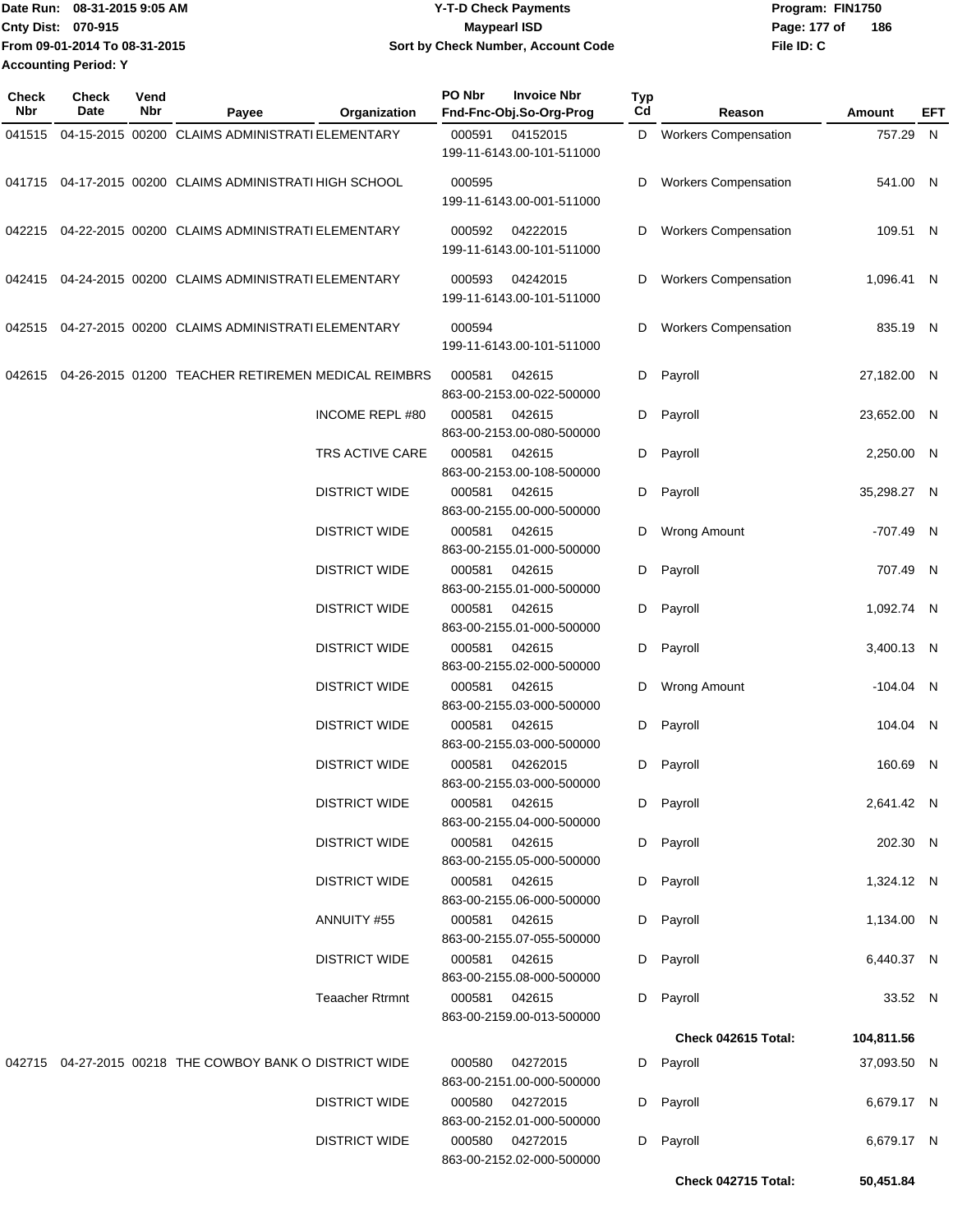| Check Nbr | Check Date | Vend Nbr | Payee | Organization | PO Nbr | Invoice Nbr Fnd-Fnc-Obj.So-Org-Prog | Typ Cd | Reason | Amount | EFT |
|---|---|---|---|---|---|---|---|---|---|---|
| 041515 | 04-15-2015 | 00200 | CLAIMS ADMINISTRATI | ELEMENTARY | 000591 | 04152015 199-11-6143.00-101-511000 | D | Workers Compensation | 757.29 | N |
| 041715 | 04-17-2015 | 00200 | CLAIMS ADMINISTRATI | HIGH SCHOOL | 000595 | 199-11-6143.00-001-511000 | D | Workers Compensation | 541.00 | N |
| 042215 | 04-22-2015 | 00200 | CLAIMS ADMINISTRATI | ELEMENTARY | 000592 | 04222015 199-11-6143.00-101-511000 | D | Workers Compensation | 109.51 | N |
| 042415 | 04-24-2015 | 00200 | CLAIMS ADMINISTRATI | ELEMENTARY | 000593 | 04242015 199-11-6143.00-101-511000 | D | Workers Compensation | 1,096.41 | N |
| 042515 | 04-27-2015 | 00200 | CLAIMS ADMINISTRATI | ELEMENTARY | 000594 | 199-11-6143.00-101-511000 | D | Workers Compensation | 835.19 | N |
| 042615 | 04-26-2015 | 01200 | TEACHER RETIREMEN | MEDICAL REIMBRS | 000581 | 042615 863-00-2153.00-022-500000 | D | Payroll | 27,182.00 | N |
| | | | | INCOME REPL #80 | 000581 | 042615 863-00-2153.00-080-500000 | D | Payroll | 23,652.00 | N |
| | | | | TRS ACTIVE CARE | 000581 | 042615 863-00-2153.00-108-500000 | D | Payroll | 2,250.00 | N |
| | | | | DISTRICT WIDE | 000581 | 042615 863-00-2155.00-000-500000 | D | Payroll | 35,298.27 | N |
| | | | | DISTRICT WIDE | 000581 | 042615 863-00-2155.01-000-500000 | D | Wrong Amount | -707.49 | N |
| | | | | DISTRICT WIDE | 000581 | 042615 863-00-2155.01-000-500000 | D | Payroll | 707.49 | N |
| | | | | DISTRICT WIDE | 000581 | 042615 863-00-2155.01-000-500000 | D | Payroll | 1,092.74 | N |
| | | | | DISTRICT WIDE | 000581 | 042615 863-00-2155.02-000-500000 | D | Payroll | 3,400.13 | N |
| | | | | DISTRICT WIDE | 000581 | 042615 863-00-2155.03-000-500000 | D | Wrong Amount | -104.04 | N |
| | | | | DISTRICT WIDE | 000581 | 042615 863-00-2155.03-000-500000 | D | Payroll | 104.04 | N |
| | | | | DISTRICT WIDE | 000581 | 04262015 863-00-2155.03-000-500000 | D | Payroll | 160.69 | N |
| | | | | DISTRICT WIDE | 000581 | 042615 863-00-2155.04-000-500000 | D | Payroll | 2,641.42 | N |
| | | | | DISTRICT WIDE | 000581 | 042615 863-00-2155.05-000-500000 | D | Payroll | 202.30 | N |
| | | | | DISTRICT WIDE | 000581 | 042615 863-00-2155.06-000-500000 | D | Payroll | 1,324.12 | N |
| | | | | ANNUITY #55 | 000581 | 042615 863-00-2155.07-055-500000 | D | Payroll | 1,134.00 | N |
| | | | | DISTRICT WIDE | 000581 | 042615 863-00-2155.08-000-500000 | D | Payroll | 6,440.37 | N |
| | | | | Teaacher Rtrmnt | 000581 | 042615 863-00-2159.00-013-500000 | D | Payroll | 33.52 | N |
| | | | | | | | | **Check 042615 Total:** | **104,811.56** | |
| 042715 | 04-27-2015 | 00218 | THE COWBOY BANK O | DISTRICT WIDE | 000580 | 04272015 863-00-2151.00-000-500000 | D | Payroll | 37,093.50 | N |
| | | | | DISTRICT WIDE | 000580 | 04272015 863-00-2152.01-000-500000 | D | Payroll | 6,679.17 | N |
| | | | | DISTRICT WIDE | 000580 | 04272015 863-00-2152.02-000-500000 | D | Payroll | 6,679.17 | N |
| | | | | | | | | **Check 042715 Total:** | **50,451.84** | |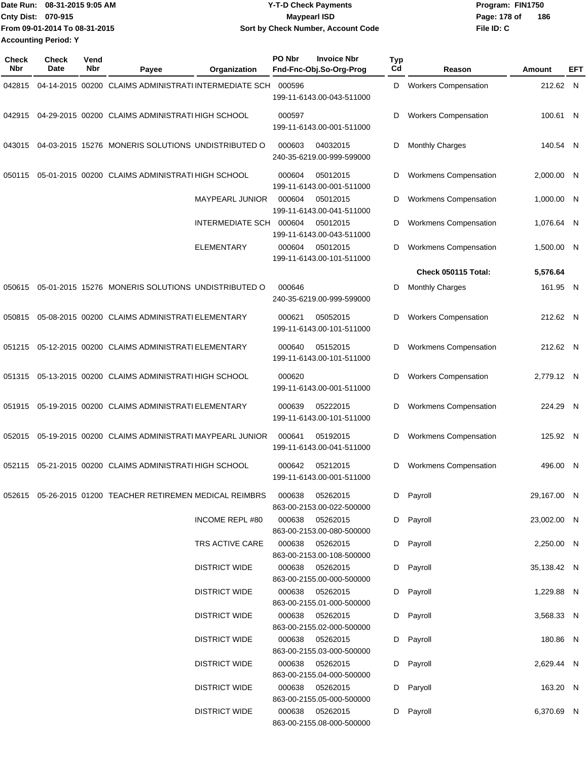Date Run: 08-31-2015 9:05 AM
Cnty Dist: 070-915
From 09-01-2014 To 08-31-2015
Accounting Period: Y

**Y-T-D Check Payments**
**Maypearl ISD**
**Sort by Check Number, Account Code**

Program: FIN1750
File ID: C

| Check Nbr | Check Date | Vend Nbr | Payee | Organization | PO Nbr | Invoice Nbr / Fnd-Fnc-Obj.So-Org-Prog | Typ Cd | Reason | Amount | EFT |
|---|---|---|---|---|---|---|---|---|---|---|
| 042815 | 04-14-2015 | 00200 | CLAIMS ADMINISTRATI | INTERMEDIATE SCH | 000596 | 199-11-6143.00-043-511000 | D | Workers Compensation | 212.62 | N |
| 042915 | 04-29-2015 | 00200 | CLAIMS ADMINISTRATI | HIGH SCHOOL | 000597 | 199-11-6143.00-001-511000 | D | Workers Compensation | 100.61 | N |
| 043015 | 04-03-2015 | 15276 | MONERIS SOLUTIONS | UNDISTRIBUTED O | 000603 | 04032015 240-35-6219.00-999-599000 | D | Monthly Charges | 140.54 | N |
| 050115 | 05-01-2015 | 00200 | CLAIMS ADMINISTRATI | HIGH SCHOOL | 000604 | 05012015 199-11-6143.00-001-511000 | D | Workmens Compensation | 2,000.00 | N |
| | | | | MAYPEARL JUNIOR | 000604 | 05012015 199-11-6143.00-041-511000 | D | Workmens Compensation | 1,000.00 | N |
| | | | | INTERMEDIATE SCH | 000604 | 05012015 199-11-6143.00-043-511000 | D | Workmens Compensation | 1,076.64 | N |
| | | | | ELEMENTARY | 000604 | 05012015 199-11-6143.00-101-511000 | D | Workmens Compensation | 1,500.00 | N |
| | | | | | | | | **Check 050115 Total:** | **5,576.64** | |
| 050615 | 05-01-2015 | 15276 | MONERIS SOLUTIONS | UNDISTRIBUTED O | 000646 | 240-35-6219.00-999-599000 | D | Monthly Charges | 161.95 | N |
| 050815 | 05-08-2015 | 00200 | CLAIMS ADMINISTRATI | ELEMENTARY | 000621 | 05052015 199-11-6143.00-101-511000 | D | Workers Compensation | 212.62 | N |
| 051215 | 05-12-2015 | 00200 | CLAIMS ADMINISTRATI | ELEMENTARY | 000640 | 05152015 199-11-6143.00-101-511000 | D | Workmens Compensation | 212.62 | N |
| 051315 | 05-13-2015 | 00200 | CLAIMS ADMINISTRATI | HIGH SCHOOL | 000620 | 199-11-6143.00-001-511000 | D | Workers Compensation | 2,779.12 | N |
| 051915 | 05-19-2015 | 00200 | CLAIMS ADMINISTRATI | ELEMENTARY | 000639 | 05222015 199-11-6143.00-101-511000 | D | Workmens Compensation | 224.29 | N |
| 052015 | 05-19-2015 | 00200 | CLAIMS ADMINISTRATI | MAYPEARL JUNIOR | 000641 | 05192015 199-11-6143.00-041-511000 | D | Workmens Compensation | 125.92 | N |
| 052115 | 05-21-2015 | 00200 | CLAIMS ADMINISTRATI | HIGH SCHOOL | 000642 | 05212015 199-11-6143.00-001-511000 | D | Workmens Compensation | 496.00 | N |
| 052615 | 05-26-2015 | 01200 | TEACHER RETIREMEN | MEDICAL REIMBRS | 000638 | 05262015 863-00-2153.00-022-500000 | D | Payroll | 29,167.00 | N |
| | | | | INCOME REPL #80 | 000638 | 05262015 863-00-2153.00-080-500000 | D | Payroll | 23,002.00 | N |
| | | | | TRS ACTIVE CARE | 000638 | 05262015 863-00-2153.00-108-500000 | D | Payroll | 2,250.00 | N |
| | | | | DISTRICT WIDE | 000638 | 05262015 863-00-2155.00-000-500000 | D | Payroll | 35,138.42 | N |
| | | | | DISTRICT WIDE | 000638 | 05262015 863-00-2155.01-000-500000 | D | Payroll | 1,229.88 | N |
| | | | | DISTRICT WIDE | 000638 | 05262015 863-00-2155.02-000-500000 | D | Payroll | 3,568.33 | N |
| | | | | DISTRICT WIDE | 000638 | 05262015 863-00-2155.03-000-500000 | D | Payroll | 180.86 | N |
| | | | | DISTRICT WIDE | 000638 | 05262015 863-00-2155.04-000-500000 | D | Payroll | 2,629.44 | N |
| | | | | DISTRICT WIDE | 000638 | 05262015 863-00-2155.05-000-500000 | D | Paryoll | 163.20 | N |
| | | | | DISTRICT WIDE | 000638 | 05262015 863-00-2155.08-000-500000 | D | Payroll | 6,370.69 | N |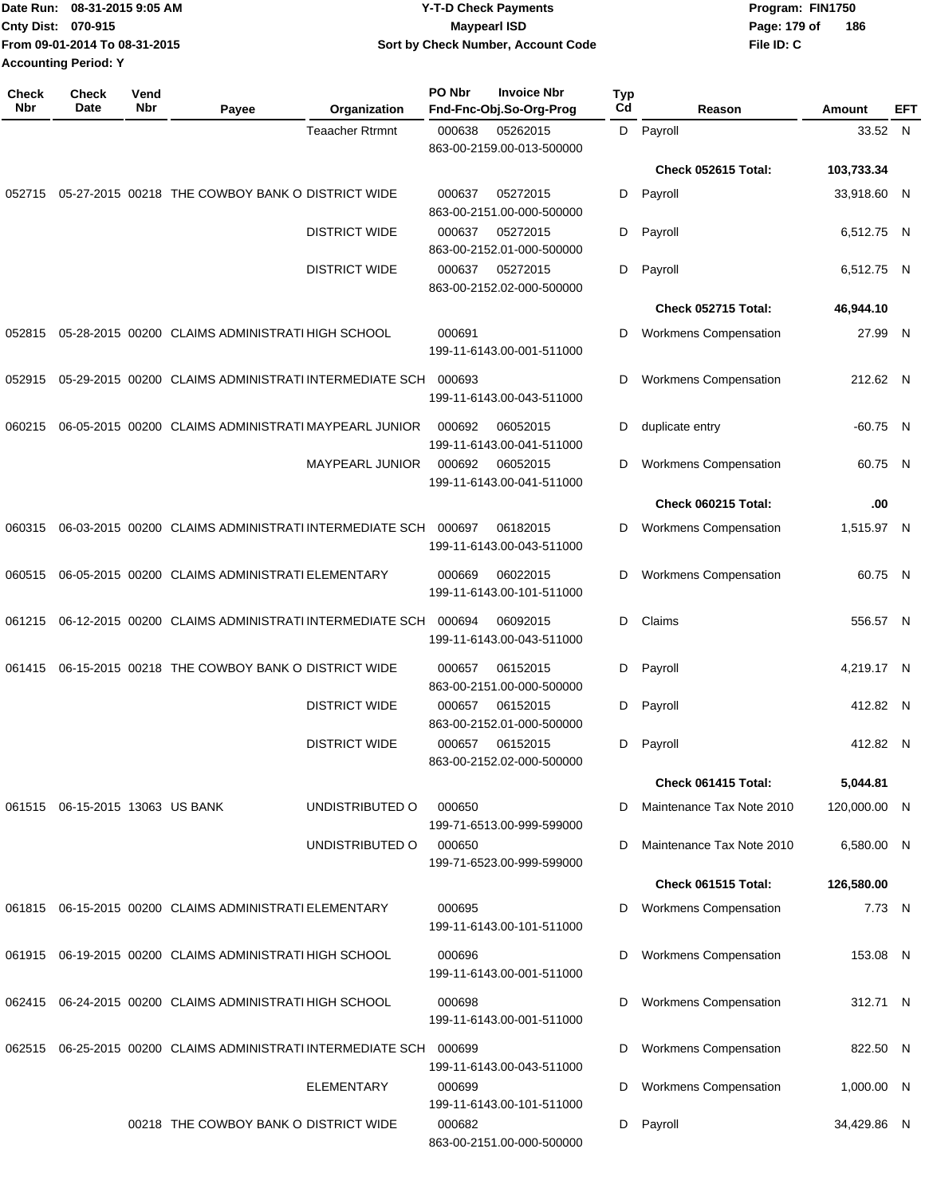| Check Nbr | Check Date | Vend Nbr | Payee | Organization | PO Nbr | Invoice Nbr Fnd-Fnc-Obj.So-Org-Prog | Typ Cd | Reason | Amount | EFT |
|---|---|---|---|---|---|---|---|---|---|---|
| | | | | Teaacher Rtrmnt | 000638 | 05262015 863-00-2159.00-013-500000 | D | Payroll | 33.52 | N |
| | | | | | | | | **Check 052615 Total:** | **103,733.34** | |
| 052715 | 05-27-2015 | 00218 | THE COWBOY BANK O | DISTRICT WIDE | 000637 | 05272015 863-00-2151.00-000-500000 | D | Payroll | 33,918.60 | N |
| | | | | DISTRICT WIDE | 000637 | 05272015 863-00-2152.01-000-500000 | D | Payroll | 6,512.75 | N |
| | | | | DISTRICT WIDE | 000637 | 05272015 863-00-2152.02-000-500000 | D | Payroll | 6,512.75 | N |
| | | | | | | | | **Check 052715 Total:** | **46,944.10** | |
| 052815 | 05-28-2015 | 00200 | CLAIMS ADMINISTRATI | HIGH SCHOOL | 000691 | 199-11-6143.00-001-511000 | D | Workmens Compensation | 27.99 | N |
| 052915 | 05-29-2015 | 00200 | CLAIMS ADMINISTRATI | INTERMEDIATE SCH | 000693 | 199-11-6143.00-043-511000 | D | Workmens Compensation | 212.62 | N |
| 060215 | 06-05-2015 | 00200 | CLAIMS ADMINISTRATI | MAYPEARL JUNIOR | 000692 | 06052015 199-11-6143.00-041-511000 | D | duplicate entry | -60.75 | N |
| | | | | MAYPEARL JUNIOR | 000692 | 06052015 199-11-6143.00-041-511000 | D | Workmens Compensation | 60.75 | N |
| | | | | | | | | **Check 060215 Total:** | **.00** | |
| 060315 | 06-03-2015 | 00200 | CLAIMS ADMINISTRATI | INTERMEDIATE SCH | 000697 | 06182015 199-11-6143.00-043-511000 | D | Workmens Compensation | 1,515.97 | N |
| 060515 | 06-05-2015 | 00200 | CLAIMS ADMINISTRATI | ELEMENTARY | 000669 | 06022015 199-11-6143.00-101-511000 | D | Workmens Compensation | 60.75 | N |
| 061215 | 06-12-2015 | 00200 | CLAIMS ADMINISTRATI | INTERMEDIATE SCH | 000694 | 06092015 199-11-6143.00-043-511000 | D | Claims | 556.57 | N |
| 061415 | 06-15-2015 | 00218 | THE COWBOY BANK O | DISTRICT WIDE | 000657 | 06152015 863-00-2151.00-000-500000 | D | Payroll | 4,219.17 | N |
| | | | | DISTRICT WIDE | 000657 | 06152015 863-00-2152.01-000-500000 | D | Payroll | 412.82 | N |
| | | | | DISTRICT WIDE | 000657 | 06152015 863-00-2152.02-000-500000 | D | Payroll | 412.82 | N |
| | | | | | | | | **Check 061415 Total:** | **5,044.81** | |
| 061515 | 06-15-2015 | 13063 | US BANK | UNDISTRIBUTED O | 000650 | 199-71-6513.00-999-599000 | D | Maintenance Tax Note 2010 | 120,000.00 | N |
| | | | | UNDISTRIBUTED O | 000650 | 199-71-6523.00-999-599000 | D | Maintenance Tax Note 2010 | 6,580.00 | N |
| | | | | | | | | **Check 061515 Total:** | **126,580.00** | |
| 061815 | 06-15-2015 | 00200 | CLAIMS ADMINISTRATI | ELEMENTARY | 000695 | 199-11-6143.00-101-511000 | D | Workmens Compensation | 7.73 | N |
| 061915 | 06-19-2015 | 00200 | CLAIMS ADMINISTRATI | HIGH SCHOOL | 000696 | 199-11-6143.00-001-511000 | D | Workmens Compensation | 153.08 | N |
| 062415 | 06-24-2015 | 00200 | CLAIMS ADMINISTRATI | HIGH SCHOOL | 000698 | 199-11-6143.00-001-511000 | D | Workmens Compensation | 312.71 | N |
| 062515 | 06-25-2015 | 00200 | CLAIMS ADMINISTRATI | INTERMEDIATE SCH | 000699 | 199-11-6143.00-043-511000 | D | Workmens Compensation | 822.50 | N |
| | | | | ELEMENTARY | 000699 | 199-11-6143.00-101-511000 | D | Workmens Compensation | 1,000.00 | N |
| | | 00218 | THE COWBOY BANK O | DISTRICT WIDE | 000682 | 863-00-2151.00-000-500000 | D | Payroll | 34,429.86 | N |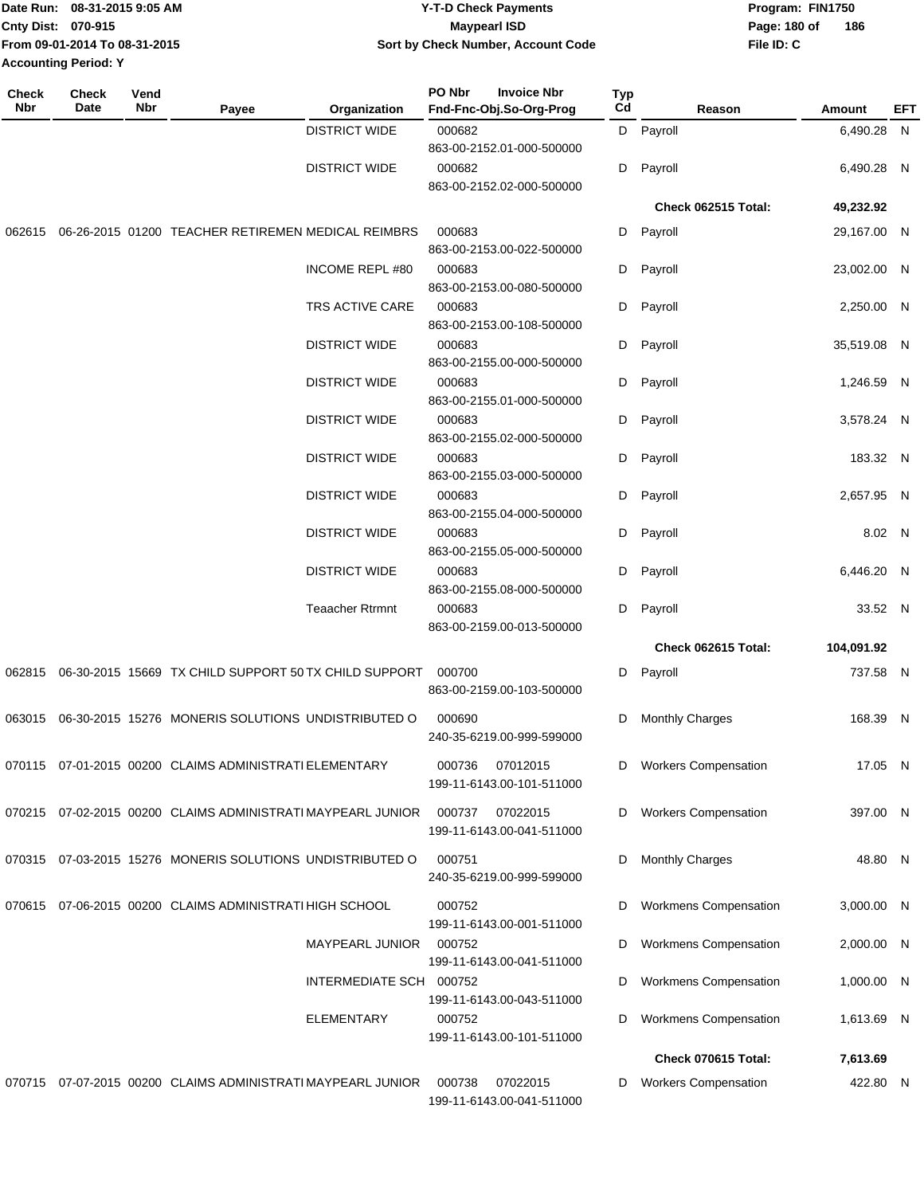Date Run: 08-31-2015 9:05 AM
Cnty Dist: 070-915
From 09-01-2014 To 08-31-2015
Accounting Period: Y

# Y-T-D Check Payments
## Maypearl ISD
### Sort by Check Number, Account Code

Program: FIN1750
File ID: C

| Check Nbr | Check Date | Vend Nbr | Payee | Organization | PO Nbr / Invoice Nbr / Fnd-Fnc-Obj.So-Org-Prog | Typ Cd | Reason | Amount | EFT |
|---|---|---|---|---|---|---|---|---|---|
| | | | | DISTRICT WIDE | 000682 863-00-2152.01-000-500000 | D | Payroll | 6,490.28 | N |
| | | | | DISTRICT WIDE | 000682 863-00-2152.02-000-500000 | D | Payroll | 6,490.28 | N |
| | | | | | | | **Check 062515 Total:** | **49,232.92** | |
| 062615 | 06-26-2015 | 01200 | TEACHER RETIREMEN | MEDICAL REIMBRS | 000683 863-00-2153.00-022-500000 | D | Payroll | 29,167.00 | N |
| | | | | INCOME REPL #80 | 000683 863-00-2153.00-080-500000 | D | Payroll | 23,002.00 | N |
| | | | | TRS ACTIVE CARE | 000683 863-00-2153.00-108-500000 | D | Payroll | 2,250.00 | N |
| | | | | DISTRICT WIDE | 000683 863-00-2155.00-000-500000 | D | Payroll | 35,519.08 | N |
| | | | | DISTRICT WIDE | 000683 863-00-2155.01-000-500000 | D | Payroll | 1,246.59 | N |
| | | | | DISTRICT WIDE | 000683 863-00-2155.02-000-500000 | D | Payroll | 3,578.24 | N |
| | | | | DISTRICT WIDE | 000683 863-00-2155.03-000-500000 | D | Payroll | 183.32 | N |
| | | | | DISTRICT WIDE | 000683 863-00-2155.04-000-500000 | D | Payroll | 2,657.95 | N |
| | | | | DISTRICT WIDE | 000683 863-00-2155.05-000-500000 | D | Payroll | 8.02 | N |
| | | | | DISTRICT WIDE | 000683 863-00-2155.08-000-500000 | D | Payroll | 6,446.20 | N |
| | | | | Teaacher Rtrmnt | 000683 863-00-2159.00-013-500000 | D | Payroll | 33.52 | N |
| | | | | | | | **Check 062615 Total:** | **104,091.92** | |
| 062815 | 06-30-2015 | 15669 | TX CHILD SUPPORT 50 | TX CHILD SUPPORT | 000700 863-00-2159.00-103-500000 | D | Payroll | 737.58 | N |
| 063015 | 06-30-2015 | 15276 | MONERIS SOLUTIONS | UNDISTRIBUTED O | 000690 240-35-6219.00-999-599000 | D | Monthly Charges | 168.39 | N |
| 070115 | 07-01-2015 | 00200 | CLAIMS ADMINISTRATI | ELEMENTARY | 000736 07012015 199-11-6143.00-101-511000 | D | Workers Compensation | 17.05 | N |
| 070215 | 07-02-2015 | 00200 | CLAIMS ADMINISTRATI | MAYPEARL JUNIOR | 000737 07022015 199-11-6143.00-041-511000 | D | Workers Compensation | 397.00 | N |
| 070315 | 07-03-2015 | 15276 | MONERIS SOLUTIONS | UNDISTRIBUTED O | 000751 240-35-6219.00-999-599000 | D | Monthly Charges | 48.80 | N |
| 070615 | 07-06-2015 | 00200 | CLAIMS ADMINISTRATI | HIGH SCHOOL | 000752 199-11-6143.00-001-511000 | D | Workmens Compensation | 3,000.00 | N |
| | | | | MAYPEARL JUNIOR | 000752 199-11-6143.00-041-511000 | D | Workmens Compensation | 2,000.00 | N |
| | | | | INTERMEDIATE SCH | 000752 199-11-6143.00-043-511000 | D | Workmens Compensation | 1,000.00 | N |
| | | | | ELEMENTARY | 000752 199-11-6143.00-101-511000 | D | Workmens Compensation | 1,613.69 | N |
| | | | | | | | **Check 070615 Total:** | **7,613.69** | |
| 070715 | 07-07-2015 | 00200 | CLAIMS ADMINISTRATI | MAYPEARL JUNIOR | 000738 07022015 199-11-6143.00-041-511000 | D | Workers Compensation | 422.80 | N |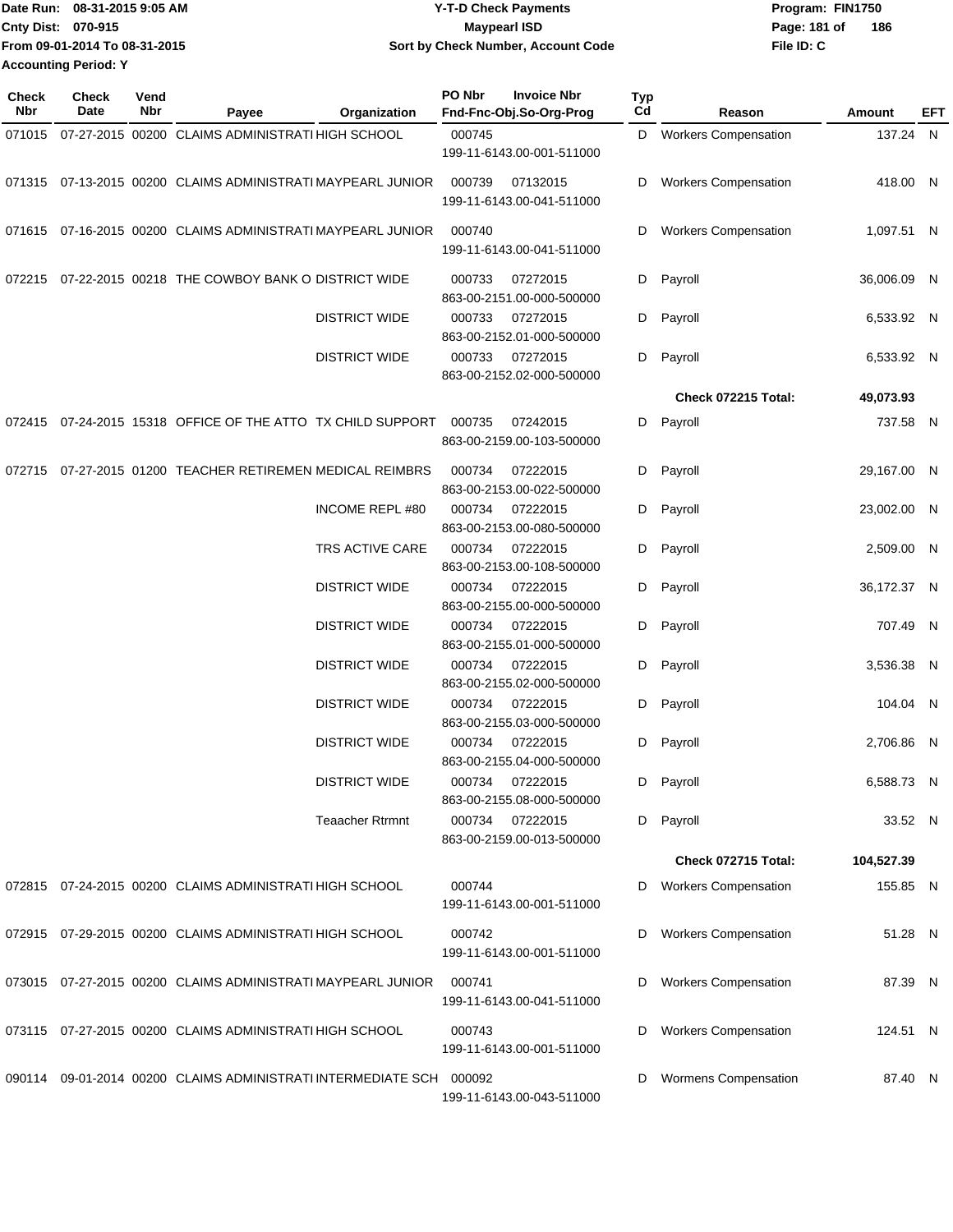Date Run: 08-31-2015 9:05 AM
Cnty Dist: 070-915
From 09-01-2014 To 08-31-2015
Accounting Period: Y

**Y-T-D Check Payments**
**Maypearl ISD**
**Sort by Check Number, Account Code**

Program: FIN1750
File ID: C

| Check Nbr | Check Date | Vend Nbr | Payee | Organization | PO Nbr | Invoice Nbr Fnd-Fnc-Obj.So-Org-Prog | Typ Cd | Reason | Amount | EFT |
|---|---|---|---|---|---|---|---|---|---|---|
| 071015 | 07-27-2015 | 00200 | CLAIMS ADMINISTRATI | HIGH SCHOOL | 000745 | 199-11-6143.00-001-511000 | D | Workers Compensation | 137.24 | N |
| 071315 | 07-13-2015 | 00200 | CLAIMS ADMINISTRATI | MAYPEARL JUNIOR | 000739 | 07132015 199-11-6143.00-041-511000 | D | Workers Compensation | 418.00 | N |
| 071615 | 07-16-2015 | 00200 | CLAIMS ADMINISTRATI | MAYPEARL JUNIOR | 000740 | 199-11-6143.00-041-511000 | D | Workers Compensation | 1,097.51 | N |
| 072215 | 07-22-2015 | 00218 | THE COWBOY BANK O | DISTRICT WIDE | 000733 | 07272015 863-00-2151.00-000-500000 | D | Payroll | 36,006.09 | N |
| | | | | DISTRICT WIDE | 000733 | 07272015 863-00-2152.01-000-500000 | D | Payroll | 6,533.92 | N |
| | | | | DISTRICT WIDE | 000733 | 07272015 863-00-2152.02-000-500000 | D | Payroll | 6,533.92 | N |
| | | | | | | | | **Check 072215 Total:** | **49,073.93** | |
| 072415 | 07-24-2015 | 15318 | OFFICE OF THE ATTO | TX CHILD SUPPORT | 000735 | 07242015 863-00-2159.00-103-500000 | D | Payroll | 737.58 | N |
| 072715 | 07-27-2015 | 01200 | TEACHER RETIREMEN | MEDICAL REIMBRS | 000734 | 07222015 863-00-2153.00-022-500000 | D | Payroll | 29,167.00 | N |
| | | | | INCOME REPL #80 | 000734 | 07222015 863-00-2153.00-080-500000 | D | Payroll | 23,002.00 | N |
| | | | | TRS ACTIVE CARE | 000734 | 07222015 863-00-2153.00-108-500000 | D | Payroll | 2,509.00 | N |
| | | | | DISTRICT WIDE | 000734 | 07222015 863-00-2155.00-000-500000 | D | Payroll | 36,172.37 | N |
| | | | | DISTRICT WIDE | 000734 | 07222015 863-00-2155.01-000-500000 | D | Payroll | 707.49 | N |
| | | | | DISTRICT WIDE | 000734 | 07222015 863-00-2155.02-000-500000 | D | Payroll | 3,536.38 | N |
| | | | | DISTRICT WIDE | 000734 | 07222015 863-00-2155.03-000-500000 | D | Payroll | 104.04 | N |
| | | | | DISTRICT WIDE | 000734 | 07222015 863-00-2155.04-000-500000 | D | Payroll | 2,706.86 | N |
| | | | | DISTRICT WIDE | 000734 | 07222015 863-00-2155.08-000-500000 | D | Payroll | 6,588.73 | N |
| | | | | Teaacher Rtrmnt | 000734 | 07222015 863-00-2159.00-013-500000 | D | Payroll | 33.52 | N |
| | | | | | | | | **Check 072715 Total:** | **104,527.39** | |
| 072815 | 07-24-2015 | 00200 | CLAIMS ADMINISTRATI | HIGH SCHOOL | 000744 | 199-11-6143.00-001-511000 | D | Workers Compensation | 155.85 | N |
| 072915 | 07-29-2015 | 00200 | CLAIMS ADMINISTRATI | HIGH SCHOOL | 000742 | 199-11-6143.00-001-511000 | D | Workers Compensation | 51.28 | N |
| 073015 | 07-27-2015 | 00200 | CLAIMS ADMINISTRATI | MAYPEARL JUNIOR | 000741 | 199-11-6143.00-041-511000 | D | Workers Compensation | 87.39 | N |
| 073115 | 07-27-2015 | 00200 | CLAIMS ADMINISTRATI | HIGH SCHOOL | 000743 | 199-11-6143.00-001-511000 | D | Workers Compensation | 124.51 | N |
| 090114 | 09-01-2014 | 00200 | CLAIMS ADMINISTRATI | INTERMEDIATE SCH | 000092 | 199-11-6143.00-043-511000 | D | Wormens Compensation | 87.40 | N |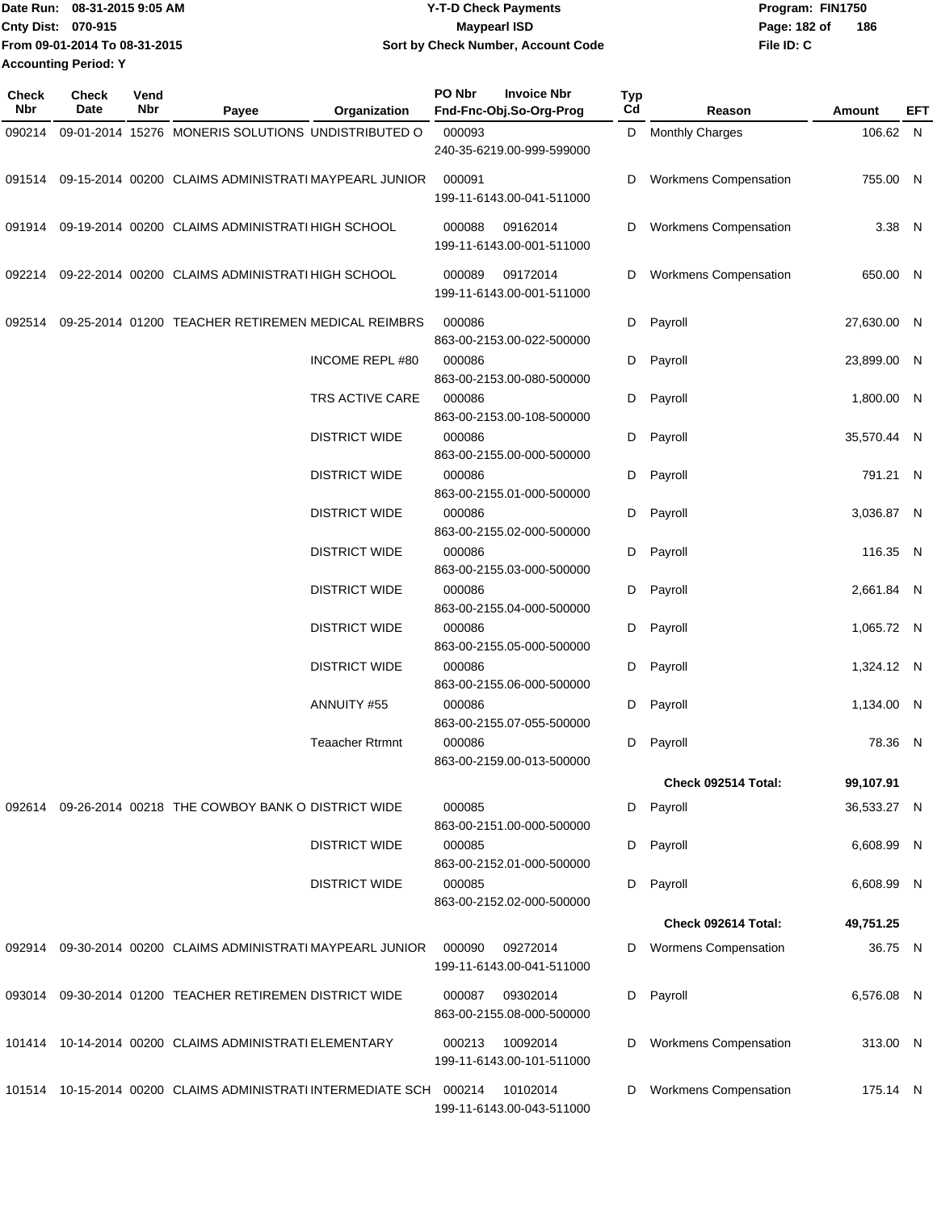Date Run: 08-31-2015 9:05 AM
Cnty Dist: 070-915
From 09-01-2014 To 08-31-2015
Accounting Period: Y

# Y-T-D Check Payments
## Maypearl ISD
### Sort by Check Number, Account Code

Program: FIN1750
File ID: C

| Check Nbr | Check Date | Vend Nbr | Payee | Organization | PO Nbr | Invoice Nbr / Fnd-Fnc-Obj.So-Org-Prog | Typ Cd | Reason | Amount | EFT |
|---|---|---|---|---|---|---|---|---|---|---|
| 090214 | 09-01-2014 | 15276 | MONERIS SOLUTIONS | UNDISTRIBUTED O | 000093 | 240-35-6219.00-999-599000 | D | Monthly Charges | 106.62 | N |
| 091514 | 09-15-2014 | 00200 | CLAIMS ADMINISTRATI | MAYPEARL JUNIOR | 000091 | 199-11-6143.00-041-511000 | D | Workmens Compensation | 755.00 | N |
| 091914 | 09-19-2014 | 00200 | CLAIMS ADMINISTRATI | HIGH SCHOOL | 000088 | 09162014 199-11-6143.00-001-511000 | D | Workmens Compensation | 3.38 | N |
| 092214 | 09-22-2014 | 00200 | CLAIMS ADMINISTRATI | HIGH SCHOOL | 000089 | 09172014 199-11-6143.00-001-511000 | D | Workmens Compensation | 650.00 | N |
| 092514 | 09-25-2014 | 01200 | TEACHER RETIREMEN | MEDICAL REIMBRS | 000086 | 863-00-2153.00-022-500000 | D | Payroll | 27,630.00 | N |
| | | | | INCOME REPL #80 | 000086 | 863-00-2153.00-080-500000 | D | Payroll | 23,899.00 | N |
| | | | | TRS ACTIVE CARE | 000086 | 863-00-2153.00-108-500000 | D | Payroll | 1,800.00 | N |
| | | | | DISTRICT WIDE | 000086 | 863-00-2155.00-000-500000 | D | Payroll | 35,570.44 | N |
| | | | | DISTRICT WIDE | 000086 | 863-00-2155.01-000-500000 | D | Payroll | 791.21 | N |
| | | | | DISTRICT WIDE | 000086 | 863-00-2155.02-000-500000 | D | Payroll | 3,036.87 | N |
| | | | | DISTRICT WIDE | 000086 | 863-00-2155.03-000-500000 | D | Payroll | 116.35 | N |
| | | | | DISTRICT WIDE | 000086 | 863-00-2155.04-000-500000 | D | Payroll | 2,661.84 | N |
| | | | | DISTRICT WIDE | 000086 | 863-00-2155.05-000-500000 | D | Payroll | 1,065.72 | N |
| | | | | DISTRICT WIDE | 000086 | 863-00-2155.06-000-500000 | D | Payroll | 1,324.12 | N |
| | | | | ANNUITY #55 | 000086 | 863-00-2155.07-055-500000 | D | Payroll | 1,134.00 | N |
| | | | | Teaacher Rtrmnt | 000086 | 863-00-2159.00-013-500000 | D | Payroll | 78.36 | N |
| | | | | | | | | **Check 092514 Total:** | **99,107.91** | |
| 092614 | 09-26-2014 | 00218 | THE COWBOY BANK O | DISTRICT WIDE | 000085 | 863-00-2151.00-000-500000 | D | Payroll | 36,533.27 | N |
| | | | | DISTRICT WIDE | 000085 | 863-00-2152.01-000-500000 | D | Payroll | 6,608.99 | N |
| | | | | DISTRICT WIDE | 000085 | 863-00-2152.02-000-500000 | D | Payroll | 6,608.99 | N |
| | | | | | | | | **Check 092614 Total:** | **49,751.25** | |
| 092914 | 09-30-2014 | 00200 | CLAIMS ADMINISTRATI | MAYPEARL JUNIOR | 000090 | 09272014 199-11-6143.00-041-511000 | D | Wormens Compensation | 36.75 | N |
| 093014 | 09-30-2014 | 01200 | TEACHER RETIREMEN | DISTRICT WIDE | 000087 | 09302014 863-00-2155.08-000-500000 | D | Payroll | 6,576.08 | N |
| 101414 | 10-14-2014 | 00200 | CLAIMS ADMINISTRATI | ELEMENTARY | 000213 | 10092014 199-11-6143.00-101-511000 | D | Workmens Compensation | 313.00 | N |
| 101514 | 10-15-2014 | 00200 | CLAIMS ADMINISTRATI | INTERMEDIATE SCH | 000214 | 10102014 199-11-6143.00-043-511000 | D | Workmens Compensation | 175.14 | N |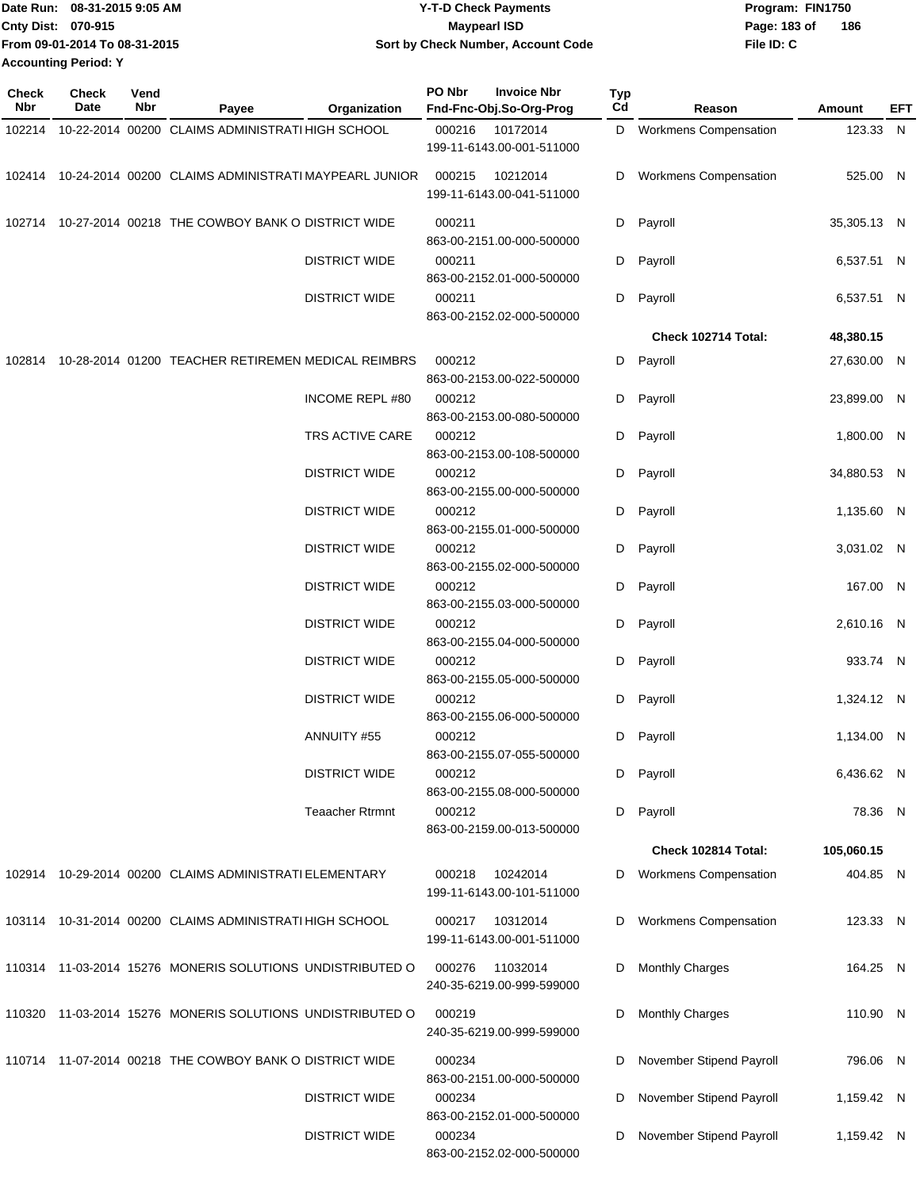| Check Nbr | Check Date | Vend Nbr | Payee | Organization | PO Nbr / Invoice Nbr / Fnd-Fnc-Obj.So-Org-Prog | Typ Cd | Reason | Amount | EFT |
|---|---|---|---|---|---|---|---|---|---|
| 102214 | 10-22-2014 | 00200 | CLAIMS ADMINISTRATI | HIGH SCHOOL | 000216 10172014 199-11-6143.00-001-511000 | D | Workmens Compensation | 123.33 | N |
| 102414 | 10-24-2014 | 00200 | CLAIMS ADMINISTRATI | MAYPEARL JUNIOR | 000215 10212014 199-11-6143.00-041-511000 | D | Workmens Compensation | 525.00 | N |
| 102714 | 10-27-2014 | 00218 | THE COWBOY BANK O | DISTRICT WIDE | 000211 863-00-2151.00-000-500000 | D | Payroll | 35,305.13 | N |
| | | | | DISTRICT WIDE | 000211 863-00-2152.01-000-500000 | D | Payroll | 6,537.51 | N |
| | | | | DISTRICT WIDE | 000211 863-00-2152.02-000-500000 | D | Payroll | 6,537.51 | N |
| | | | | | | | **Check 102714 Total:** | **48,380.15** | |
| 102814 | 10-28-2014 | 01200 | TEACHER RETIREMEN | MEDICAL REIMBRS | 000212 863-00-2153.00-022-500000 | D | Payroll | 27,630.00 | N |
| | | | | INCOME REPL #80 | 000212 863-00-2153.00-080-500000 | D | Payroll | 23,899.00 | N |
| | | | | TRS ACTIVE CARE | 000212 863-00-2153.00-108-500000 | D | Payroll | 1,800.00 | N |
| | | | | DISTRICT WIDE | 000212 863-00-2155.00-000-500000 | D | Payroll | 34,880.53 | N |
| | | | | DISTRICT WIDE | 000212 863-00-2155.01-000-500000 | D | Payroll | 1,135.60 | N |
| | | | | DISTRICT WIDE | 000212 863-00-2155.02-000-500000 | D | Payroll | 3,031.02 | N |
| | | | | DISTRICT WIDE | 000212 863-00-2155.03-000-500000 | D | Payroll | 167.00 | N |
| | | | | DISTRICT WIDE | 000212 863-00-2155.04-000-500000 | D | Payroll | 2,610.16 | N |
| | | | | DISTRICT WIDE | 000212 863-00-2155.05-000-500000 | D | Payroll | 933.74 | N |
| | | | | DISTRICT WIDE | 000212 863-00-2155.06-000-500000 | D | Payroll | 1,324.12 | N |
| | | | | ANNUITY #55 | 000212 863-00-2155.07-055-500000 | D | Payroll | 1,134.00 | N |
| | | | | DISTRICT WIDE | 000212 863-00-2155.08-000-500000 | D | Payroll | 6,436.62 | N |
| | | | | Teaacher Rtrmnt | 000212 863-00-2159.00-013-500000 | D | Payroll | 78.36 | N |
| | | | | | | | **Check 102814 Total:** | **105,060.15** | |
| 102914 | 10-29-2014 | 00200 | CLAIMS ADMINISTRATI | ELEMENTARY | 000218 10242014 199-11-6143.00-101-511000 | D | Workmens Compensation | 404.85 | N |
| 103114 | 10-31-2014 | 00200 | CLAIMS ADMINISTRATI | HIGH SCHOOL | 000217 10312014 199-11-6143.00-001-511000 | D | Workmens Compensation | 123.33 | N |
| 110314 | 11-03-2014 | 15276 | MONERIS SOLUTIONS | UNDISTRIBUTED O | 000276 11032014 240-35-6219.00-999-599000 | D | Monthly Charges | 164.25 | N |
| 110320 | 11-03-2014 | 15276 | MONERIS SOLUTIONS | UNDISTRIBUTED O | 000219 240-35-6219.00-999-599000 | D | Monthly Charges | 110.90 | N |
| 110714 | 11-07-2014 | 00218 | THE COWBOY BANK O | DISTRICT WIDE | 000234 863-00-2151.00-000-500000 | D | November Stipend Payroll | 796.06 | N |
| | | | | DISTRICT WIDE | 000234 863-00-2152.01-000-500000 | D | November Stipend Payroll | 1,159.42 | N |
| | | | | DISTRICT WIDE | 000234 863-00-2152.02-000-500000 | D | November Stipend Payroll | 1,159.42 | N |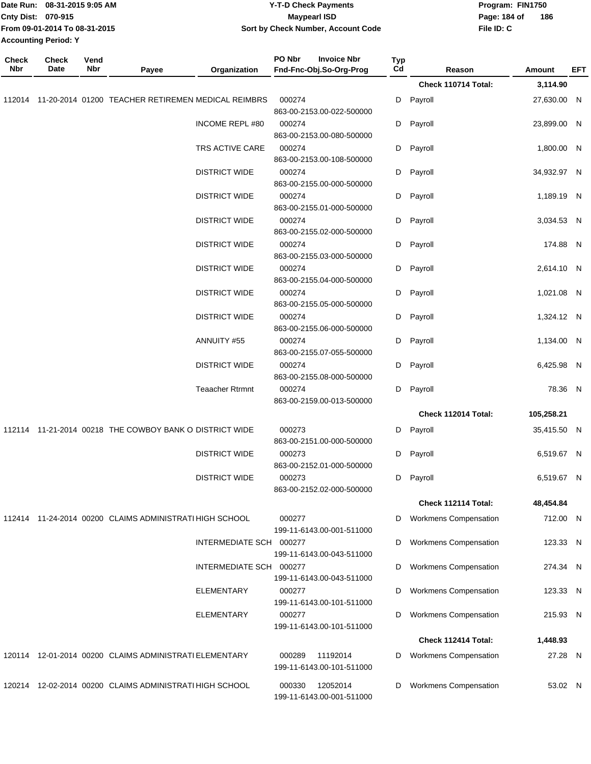| Check Nbr | Check Date | Vend Nbr | Payee | Organization | PO Nbr Invoice Nbr Fnd-Fnc-Obj.So-Org-Prog | Typ Cd | Reason | Amount | EFT |
|---|---|---|---|---|---|---|---|---|---|
| | | | | | | | **Check 110714 Total:** | **3,114.90** | |
| 112014 | 11-20-2014 | 01200 | TEACHER RETIREMEN | MEDICAL REIMBRS | 000274<br>863-00-2153.00-022-500000 | D | Payroll | 27,630.00 | N |
| | | | | INCOME REPL #80 | 000274<br>863-00-2153.00-080-500000 | D | Payroll | 23,899.00 | N |
| | | | | TRS ACTIVE CARE | 000274<br>863-00-2153.00-108-500000 | D | Payroll | 1,800.00 | N |
| | | | | DISTRICT WIDE | 000274<br>863-00-2155.00-000-500000 | D | Payroll | 34,932.97 | N |
| | | | | DISTRICT WIDE | 000274<br>863-00-2155.01-000-500000 | D | Payroll | 1,189.19 | N |
| | | | | DISTRICT WIDE | 000274<br>863-00-2155.02-000-500000 | D | Payroll | 3,034.53 | N |
| | | | | DISTRICT WIDE | 000274<br>863-00-2155.03-000-500000 | D | Payroll | 174.88 | N |
| | | | | DISTRICT WIDE | 000274<br>863-00-2155.04-000-500000 | D | Payroll | 2,614.10 | N |
| | | | | DISTRICT WIDE | 000274<br>863-00-2155.05-000-500000 | D | Payroll | 1,021.08 | N |
| | | | | DISTRICT WIDE | 000274<br>863-00-2155.06-000-500000 | D | Payroll | 1,324.12 | N |
| | | | | ANNUITY #55 | 000274<br>863-00-2155.07-055-500000 | D | Payroll | 1,134.00 | N |
| | | | | DISTRICT WIDE | 000274<br>863-00-2155.08-000-500000 | D | Payroll | 6,425.98 | N |
| | | | | Teaacher Rtrmnt | 000274<br>863-00-2159.00-013-500000 | D | Payroll | 78.36 | N |
| | | | | | | | **Check 112014 Total:** | **105,258.21** | |
| 112114 | 11-21-2014 | 00218 | THE COWBOY BANK O | DISTRICT WIDE | 000273<br>863-00-2151.00-000-500000 | D | Payroll | 35,415.50 | N |
| | | | | DISTRICT WIDE | 000273<br>863-00-2152.01-000-500000 | D | Payroll | 6,519.67 | N |
| | | | | DISTRICT WIDE | 000273<br>863-00-2152.02-000-500000 | D | Payroll | 6,519.67 | N |
| | | | | | | | **Check 112114 Total:** | **48,454.84** | |
| 112414 | 11-24-2014 | 00200 | CLAIMS ADMINISTRATI | HIGH SCHOOL | 000277<br>199-11-6143.00-001-511000 | D | Workmens Compensation | 712.00 | N |
| | | | | INTERMEDIATE SCH | 000277<br>199-11-6143.00-043-511000 | D | Workmens Compensation | 123.33 | N |
| | | | | INTERMEDIATE SCH | 000277<br>199-11-6143.00-043-511000 | D | Workmens Compensation | 274.34 | N |
| | | | | ELEMENTARY | 000277<br>199-11-6143.00-101-511000 | D | Workmens Compensation | 123.33 | N |
| | | | | ELEMENTARY | 000277<br>199-11-6143.00-101-511000 | D | Workmens Compensation | 215.93 | N |
| | | | | | | | **Check 112414 Total:** | **1,448.93** | |
| 120114 | 12-01-2014 | 00200 | CLAIMS ADMINISTRATI | ELEMENTARY | 000289 11192014<br>199-11-6143.00-101-511000 | D | Workmens Compensation | 27.28 | N |
| 120214 | 12-02-2014 | 00200 | CLAIMS ADMINISTRATI | HIGH SCHOOL | 000330 12052014<br>199-11-6143.00-001-511000 | D | Workmens Compensation | 53.02 | N |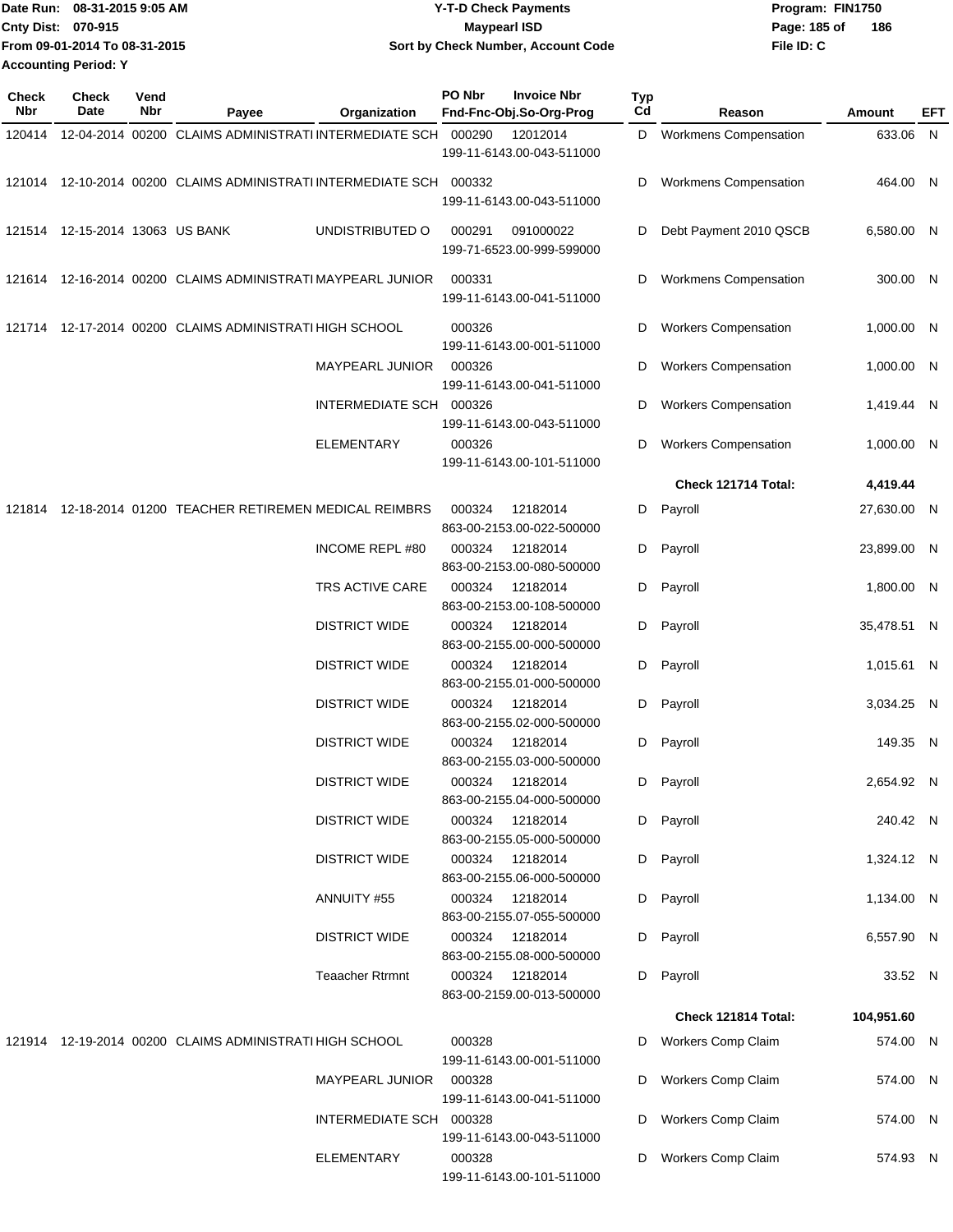Date Run: 08-31-2015 9:05 AM
Cnty Dist: 070-915
From 09-01-2014 To 08-31-2015
Accounting Period: Y

**Y-T-D Check Payments**
**Maypearl ISD**
**Sort by Check Number, Account Code**

Program: FIN1750
File ID: C

| Check Nbr | Check Date | Vend Nbr | Payee | Organization | PO Nbr | Invoice Nbr / Fnd-Fnc-Obj.So-Org-Prog | Typ Cd | Reason | Amount | EFT |
|---|---|---|---|---|---|---|---|---|---|---|
| 120414 | 12-04-2014 | 00200 | CLAIMS ADMINISTRATI | INTERMEDIATE SCH | 000290 | 12012014 199-11-6143.00-043-511000 | D | Workmens Compensation | 633.06 | N |
| 121014 | 12-10-2014 | 00200 | CLAIMS ADMINISTRATI | INTERMEDIATE SCH | 000332 | 199-11-6143.00-043-511000 | D | Workmens Compensation | 464.00 | N |
| 121514 | 12-15-2014 | 13063 | US BANK | UNDISTRIBUTED O | 000291 | 091000022 199-71-6523.00-999-599000 | D | Debt Payment 2010 QSCB | 6,580.00 | N |
| 121614 | 12-16-2014 | 00200 | CLAIMS ADMINISTRATI | MAYPEARL JUNIOR | 000331 | 199-11-6143.00-041-511000 | D | Workmens Compensation | 300.00 | N |
| 121714 | 12-17-2014 | 00200 | CLAIMS ADMINISTRATI | HIGH SCHOOL | 000326 | 199-11-6143.00-001-511000 | D | Workers Compensation | 1,000.00 | N |
| | | | | MAYPEARL JUNIOR | 000326 | 199-11-6143.00-041-511000 | D | Workers Compensation | 1,000.00 | N |
| | | | | INTERMEDIATE SCH | 000326 | 199-11-6143.00-043-511000 | D | Workers Compensation | 1,419.44 | N |
| | | | | ELEMENTARY | 000326 | 199-11-6143.00-101-511000 | D | Workers Compensation | 1,000.00 | N |
| | | | | | | | | **Check 121714 Total:** | **4,419.44** | |
| 121814 | 12-18-2014 | 01200 | TEACHER RETIREMEN | MEDICAL REIMBRS | 000324 | 12182014 863-00-2153.00-022-500000 | D | Payroll | 27,630.00 | N |
| | | | | INCOME REPL #80 | 000324 | 12182014 863-00-2153.00-080-500000 | D | Payroll | 23,899.00 | N |
| | | | | TRS ACTIVE CARE | 000324 | 12182014 863-00-2153.00-108-500000 | D | Payroll | 1,800.00 | N |
| | | | | DISTRICT WIDE | 000324 | 12182014 863-00-2155.00-000-500000 | D | Payroll | 35,478.51 | N |
| | | | | DISTRICT WIDE | 000324 | 12182014 863-00-2155.01-000-500000 | D | Payroll | 1,015.61 | N |
| | | | | DISTRICT WIDE | 000324 | 12182014 863-00-2155.02-000-500000 | D | Payroll | 3,034.25 | N |
| | | | | DISTRICT WIDE | 000324 | 12182014 863-00-2155.03-000-500000 | D | Payroll | 149.35 | N |
| | | | | DISTRICT WIDE | 000324 | 12182014 863-00-2155.04-000-500000 | D | Payroll | 2,654.92 | N |
| | | | | DISTRICT WIDE | 000324 | 12182014 863-00-2155.05-000-500000 | D | Payroll | 240.42 | N |
| | | | | DISTRICT WIDE | 000324 | 12182014 863-00-2155.06-000-500000 | D | Payroll | 1,324.12 | N |
| | | | | ANNUITY #55 | 000324 | 12182014 863-00-2155.07-055-500000 | D | Payroll | 1,134.00 | N |
| | | | | DISTRICT WIDE | 000324 | 12182014 863-00-2155.08-000-500000 | D | Payroll | 6,557.90 | N |
| | | | | Teaacher Rtrmnt | 000324 | 12182014 863-00-2159.00-013-500000 | D | Payroll | 33.52 | N |
| | | | | | | | | **Check 121814 Total:** | **104,951.60** | |
| 121914 | 12-19-2014 | 00200 | CLAIMS ADMINISTRATI | HIGH SCHOOL | 000328 | 199-11-6143.00-001-511000 | D | Workers Comp Claim | 574.00 | N |
| | | | | MAYPEARL JUNIOR | 000328 | 199-11-6143.00-041-511000 | D | Workers Comp Claim | 574.00 | N |
| | | | | INTERMEDIATE SCH | 000328 | 199-11-6143.00-043-511000 | D | Workers Comp Claim | 574.00 | N |
| | | | | ELEMENTARY | 000328 | 199-11-6143.00-101-511000 | D | Workers Comp Claim | 574.93 | N |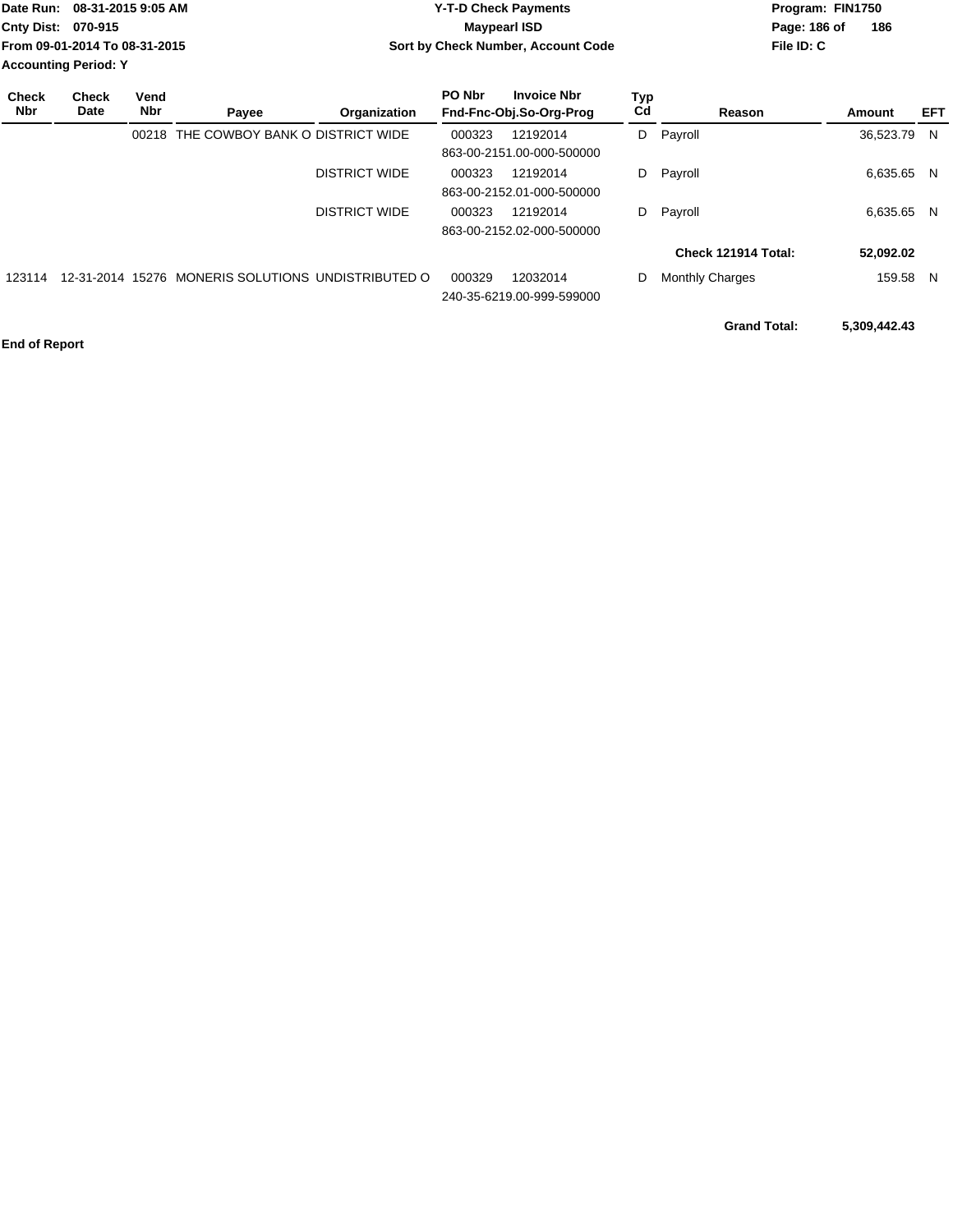Date Run: 08-31-2015 9:05 AM
Cnty Dist: 070-915
From 09-01-2014 To 08-31-2015
Accounting Period: Y

**Y-T-D Check Payments**
**Maypearl ISD**
**Sort by Check Number, Account Code**

Program: FIN1750
File ID: C

| Check Nbr | Check Date | Vend Nbr | Payee | Organization | PO Nbr / Fnd-Fnc-Obj.So-Org-Prog | Invoice Nbr | Typ Cd | Reason | Amount | EFT |
|---|---|---|---|---|---|---|---|---|---|---|
| | | 00218 | THE COWBOY BANK O | DISTRICT WIDE | 000323<br>863-00-2151.00-000-500000 | 12192014 | D | Payroll | 36,523.79 | N |
| | | | | DISTRICT WIDE | 000323<br>863-00-2152.01-000-500000 | 12192014 | D | Payroll | 6,635.65 | N |
| | | | | DISTRICT WIDE | 000323<br>863-00-2152.02-000-500000 | 12192014 | D | Payroll | 6,635.65 | N |
| | | | | | | | | **Check 121914 Total:** | **52,092.02** | |
| 123114 | 12-31-2014 | 15276 | MONERIS SOLUTIONS | UNDISTRIBUTED O | 000329<br>240-35-6219.00-999-599000 | 12032014 | D | Monthly Charges | 159.58 | N |
| | | | | | | | | **Grand Total:** | **5,309,442.43** | |

**End of Report**